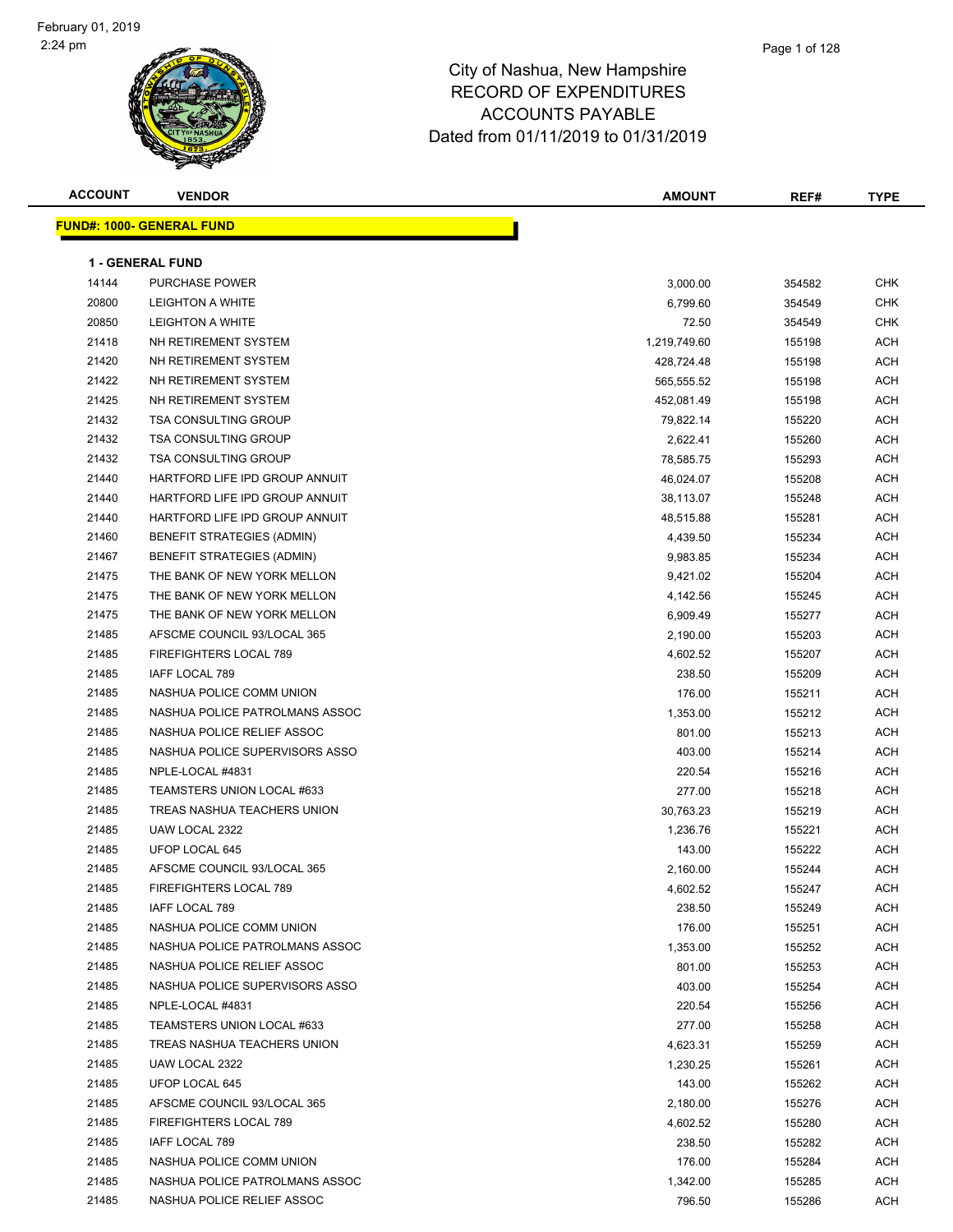February 01, 2019
2:24 pm

# City of Nashua, New Hampshire
## RECORD OF EXPENDITURES
## ACCOUNTS PAYABLE
## Dated from 01/11/2019 to 01/31/2019

| ACCOUNT | VENDOR | AMOUNT | REF# | TYPE |
|---|---|---|---|---|

**FUND#: 1000- GENERAL FUND**

**1 - GENERAL FUND**

| ACCOUNT | VENDOR | AMOUNT | REF# | TYPE |
|---|---|---|---|---|
| 14144 | PURCHASE POWER | 3,000.00 | 354582 | CHK |
| 20800 | LEIGHTON A WHITE | 6,799.60 | 354549 | CHK |
| 20850 | LEIGHTON A WHITE | 72.50 | 354549 | CHK |
| 21418 | NH RETIREMENT SYSTEM | 1,219,749.60 | 155198 | ACH |
| 21420 | NH RETIREMENT SYSTEM | 428,724.48 | 155198 | ACH |
| 21422 | NH RETIREMENT SYSTEM | 565,555.52 | 155198 | ACH |
| 21425 | NH RETIREMENT SYSTEM | 452,081.49 | 155198 | ACH |
| 21432 | TSA CONSULTING GROUP | 79,822.14 | 155220 | ACH |
| 21432 | TSA CONSULTING GROUP | 2,622.41 | 155260 | ACH |
| 21432 | TSA CONSULTING GROUP | 78,585.75 | 155293 | ACH |
| 21440 | HARTFORD LIFE IPD GROUP ANNUIT | 46,024.07 | 155208 | ACH |
| 21440 | HARTFORD LIFE IPD GROUP ANNUIT | 38,113.07 | 155248 | ACH |
| 21440 | HARTFORD LIFE IPD GROUP ANNUIT | 48,515.88 | 155281 | ACH |
| 21460 | BENEFIT STRATEGIES (ADMIN) | 4,439.50 | 155234 | ACH |
| 21467 | BENEFIT STRATEGIES (ADMIN) | 9,983.85 | 155234 | ACH |
| 21475 | THE BANK OF NEW YORK MELLON | 9,421.02 | 155204 | ACH |
| 21475 | THE BANK OF NEW YORK MELLON | 4,142.56 | 155245 | ACH |
| 21475 | THE BANK OF NEW YORK MELLON | 6,909.49 | 155277 | ACH |
| 21485 | AFSCME COUNCIL 93/LOCAL 365 | 2,190.00 | 155203 | ACH |
| 21485 | FIREFIGHTERS LOCAL 789 | 4,602.52 | 155207 | ACH |
| 21485 | IAFF LOCAL 789 | 238.50 | 155209 | ACH |
| 21485 | NASHUA POLICE COMM UNION | 176.00 | 155211 | ACH |
| 21485 | NASHUA POLICE PATROLMANS ASSOC | 1,353.00 | 155212 | ACH |
| 21485 | NASHUA POLICE RELIEF ASSOC | 801.00 | 155213 | ACH |
| 21485 | NASHUA POLICE SUPERVISORS ASSO | 403.00 | 155214 | ACH |
| 21485 | NPLE-LOCAL #4831 | 220.54 | 155216 | ACH |
| 21485 | TEAMSTERS UNION LOCAL #633 | 277.00 | 155218 | ACH |
| 21485 | TREAS NASHUA TEACHERS UNION | 30,763.23 | 155219 | ACH |
| 21485 | UAW LOCAL 2322 | 1,236.76 | 155221 | ACH |
| 21485 | UFOP LOCAL 645 | 143.00 | 155222 | ACH |
| 21485 | AFSCME COUNCIL 93/LOCAL 365 | 2,160.00 | 155244 | ACH |
| 21485 | FIREFIGHTERS LOCAL 789 | 4,602.52 | 155247 | ACH |
| 21485 | IAFF LOCAL 789 | 238.50 | 155249 | ACH |
| 21485 | NASHUA POLICE COMM UNION | 176.00 | 155251 | ACH |
| 21485 | NASHUA POLICE PATROLMANS ASSOC | 1,353.00 | 155252 | ACH |
| 21485 | NASHUA POLICE RELIEF ASSOC | 801.00 | 155253 | ACH |
| 21485 | NASHUA POLICE SUPERVISORS ASSO | 403.00 | 155254 | ACH |
| 21485 | NPLE-LOCAL #4831 | 220.54 | 155256 | ACH |
| 21485 | TEAMSTERS UNION LOCAL #633 | 277.00 | 155258 | ACH |
| 21485 | TREAS NASHUA TEACHERS UNION | 4,623.31 | 155259 | ACH |
| 21485 | UAW LOCAL 2322 | 1,230.25 | 155261 | ACH |
| 21485 | UFOP LOCAL 645 | 143.00 | 155262 | ACH |
| 21485 | AFSCME COUNCIL 93/LOCAL 365 | 2,180.00 | 155276 | ACH |
| 21485 | FIREFIGHTERS LOCAL 789 | 4,602.52 | 155280 | ACH |
| 21485 | IAFF LOCAL 789 | 238.50 | 155282 | ACH |
| 21485 | NASHUA POLICE COMM UNION | 176.00 | 155284 | ACH |
| 21485 | NASHUA POLICE PATROLMANS ASSOC | 1,342.00 | 155285 | ACH |
| 21485 | NASHUA POLICE RELIEF ASSOC | 796.50 | 155286 | ACH |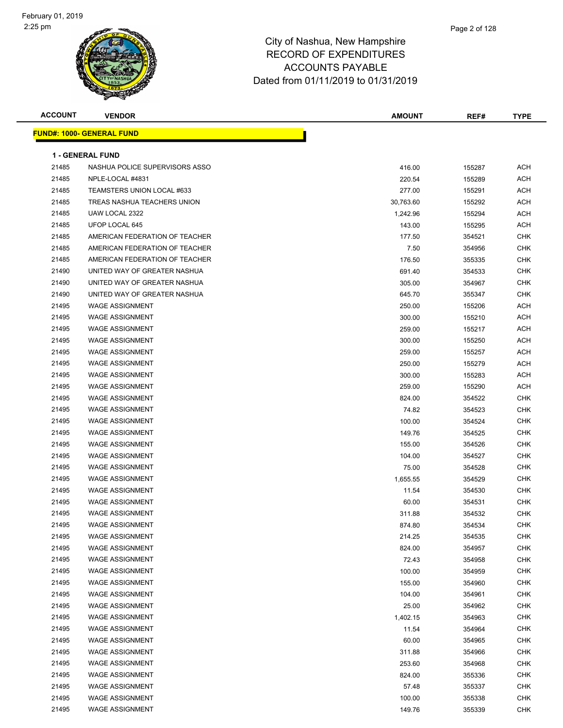City of Nashua, New Hampshire
RECORD OF EXPENDITURES
ACCOUNTS PAYABLE
Dated from 01/11/2019 to 01/31/2019

**FUND#: 1000- GENERAL FUND**

**1 - GENERAL FUND**

| ACCOUNT | VENDOR | AMOUNT | REF# | TYPE |
|---|---|---|---|---|
| 21485 | NASHUA POLICE SUPERVISORS ASSO | 416.00 | 155287 | ACH |
| 21485 | NPLE-LOCAL #4831 | 220.54 | 155289 | ACH |
| 21485 | TEAMSTERS UNION LOCAL #633 | 277.00 | 155291 | ACH |
| 21485 | TREAS NASHUA TEACHERS UNION | 30,763.60 | 155292 | ACH |
| 21485 | UAW LOCAL 2322 | 1,242.96 | 155294 | ACH |
| 21485 | UFOP LOCAL 645 | 143.00 | 155295 | ACH |
| 21485 | AMERICAN FEDERATION OF TEACHER | 177.50 | 354521 | CHK |
| 21485 | AMERICAN FEDERATION OF TEACHER | 7.50 | 354956 | CHK |
| 21485 | AMERICAN FEDERATION OF TEACHER | 176.50 | 355335 | CHK |
| 21490 | UNITED WAY OF GREATER NASHUA | 691.40 | 354533 | CHK |
| 21490 | UNITED WAY OF GREATER NASHUA | 305.00 | 354967 | CHK |
| 21490 | UNITED WAY OF GREATER NASHUA | 645.70 | 355347 | CHK |
| 21495 | WAGE ASSIGNMENT | 250.00 | 155206 | ACH |
| 21495 | WAGE ASSIGNMENT | 300.00 | 155210 | ACH |
| 21495 | WAGE ASSIGNMENT | 259.00 | 155217 | ACH |
| 21495 | WAGE ASSIGNMENT | 300.00 | 155250 | ACH |
| 21495 | WAGE ASSIGNMENT | 259.00 | 155257 | ACH |
| 21495 | WAGE ASSIGNMENT | 250.00 | 155279 | ACH |
| 21495 | WAGE ASSIGNMENT | 300.00 | 155283 | ACH |
| 21495 | WAGE ASSIGNMENT | 259.00 | 155290 | ACH |
| 21495 | WAGE ASSIGNMENT | 824.00 | 354522 | CHK |
| 21495 | WAGE ASSIGNMENT | 74.82 | 354523 | CHK |
| 21495 | WAGE ASSIGNMENT | 100.00 | 354524 | CHK |
| 21495 | WAGE ASSIGNMENT | 149.76 | 354525 | CHK |
| 21495 | WAGE ASSIGNMENT | 155.00 | 354526 | CHK |
| 21495 | WAGE ASSIGNMENT | 104.00 | 354527 | CHK |
| 21495 | WAGE ASSIGNMENT | 75.00 | 354528 | CHK |
| 21495 | WAGE ASSIGNMENT | 1,655.55 | 354529 | CHK |
| 21495 | WAGE ASSIGNMENT | 11.54 | 354530 | CHK |
| 21495 | WAGE ASSIGNMENT | 60.00 | 354531 | CHK |
| 21495 | WAGE ASSIGNMENT | 311.88 | 354532 | CHK |
| 21495 | WAGE ASSIGNMENT | 874.80 | 354534 | CHK |
| 21495 | WAGE ASSIGNMENT | 214.25 | 354535 | CHK |
| 21495 | WAGE ASSIGNMENT | 824.00 | 354957 | CHK |
| 21495 | WAGE ASSIGNMENT | 72.43 | 354958 | CHK |
| 21495 | WAGE ASSIGNMENT | 100.00 | 354959 | CHK |
| 21495 | WAGE ASSIGNMENT | 155.00 | 354960 | CHK |
| 21495 | WAGE ASSIGNMENT | 104.00 | 354961 | CHK |
| 21495 | WAGE ASSIGNMENT | 25.00 | 354962 | CHK |
| 21495 | WAGE ASSIGNMENT | 1,402.15 | 354963 | CHK |
| 21495 | WAGE ASSIGNMENT | 11.54 | 354964 | CHK |
| 21495 | WAGE ASSIGNMENT | 60.00 | 354965 | CHK |
| 21495 | WAGE ASSIGNMENT | 311.88 | 354966 | CHK |
| 21495 | WAGE ASSIGNMENT | 253.60 | 354968 | CHK |
| 21495 | WAGE ASSIGNMENT | 824.00 | 355336 | CHK |
| 21495 | WAGE ASSIGNMENT | 57.48 | 355337 | CHK |
| 21495 | WAGE ASSIGNMENT | 100.00 | 355338 | CHK |
| 21495 | WAGE ASSIGNMENT | 149.76 | 355339 | CHK |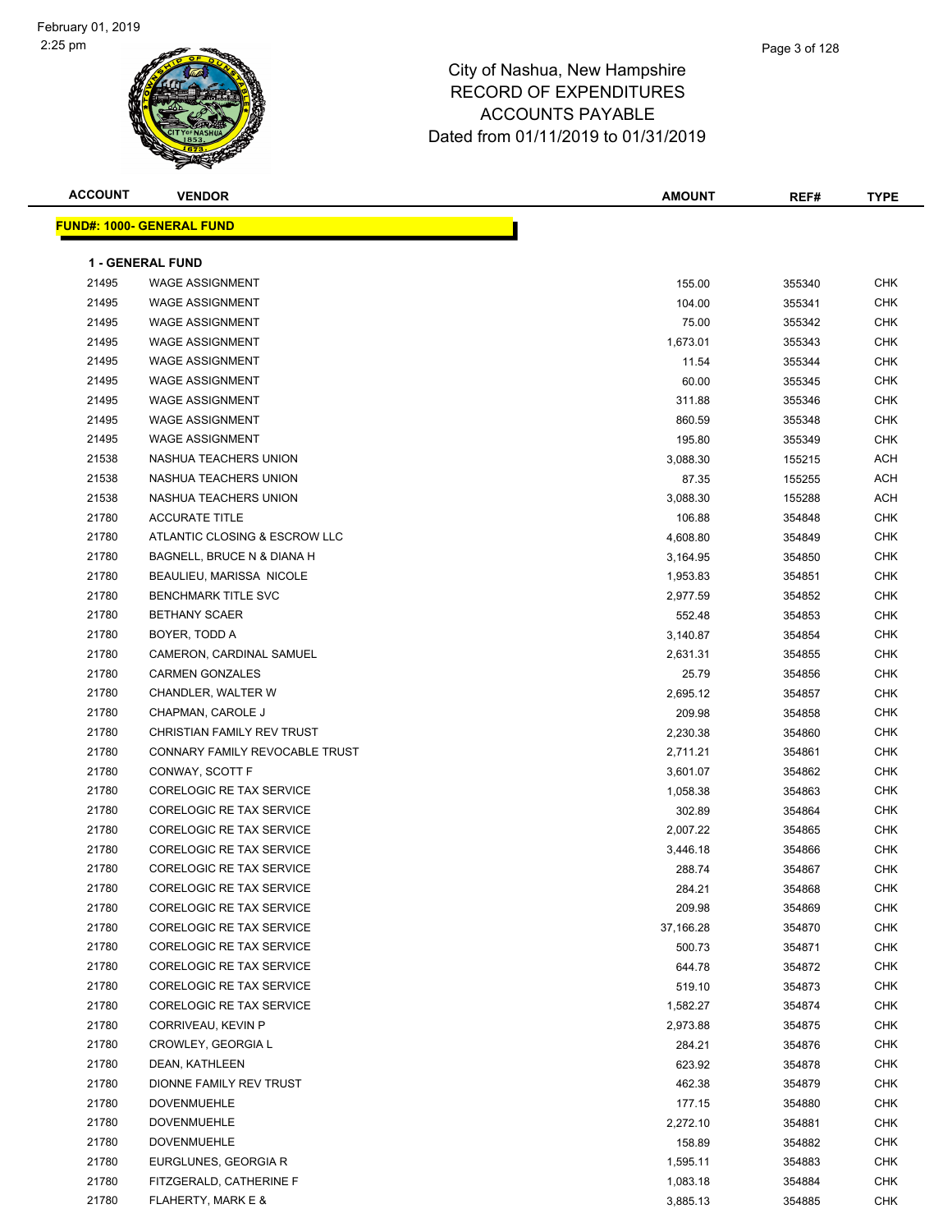# City of Nashua, New Hampshire
## RECORD OF EXPENDITURES
## ACCOUNTS PAYABLE
## Dated from 01/11/2019 to 01/31/2019

**FUND#: 1000- GENERAL FUND**

**1 - GENERAL FUND**

| ACCOUNT | VENDOR | AMOUNT | REF# | TYPE |
|---|---|---|---|---|
| 21495 | WAGE ASSIGNMENT | 155.00 | 355340 | CHK |
| 21495 | WAGE ASSIGNMENT | 104.00 | 355341 | CHK |
| 21495 | WAGE ASSIGNMENT | 75.00 | 355342 | CHK |
| 21495 | WAGE ASSIGNMENT | 1,673.01 | 355343 | CHK |
| 21495 | WAGE ASSIGNMENT | 11.54 | 355344 | CHK |
| 21495 | WAGE ASSIGNMENT | 60.00 | 355345 | CHK |
| 21495 | WAGE ASSIGNMENT | 311.88 | 355346 | CHK |
| 21495 | WAGE ASSIGNMENT | 860.59 | 355348 | CHK |
| 21495 | WAGE ASSIGNMENT | 195.80 | 355349 | CHK |
| 21538 | NASHUA TEACHERS UNION | 3,088.30 | 155215 | ACH |
| 21538 | NASHUA TEACHERS UNION | 87.35 | 155255 | ACH |
| 21538 | NASHUA TEACHERS UNION | 3,088.30 | 155288 | ACH |
| 21780 | ACCURATE TITLE | 106.88 | 354848 | CHK |
| 21780 | ATLANTIC CLOSING & ESCROW LLC | 4,608.80 | 354849 | CHK |
| 21780 | BAGNELL, BRUCE N & DIANA H | 3,164.95 | 354850 | CHK |
| 21780 | BEAULIEU, MARISSA NICOLE | 1,953.83 | 354851 | CHK |
| 21780 | BENCHMARK TITLE SVC | 2,977.59 | 354852 | CHK |
| 21780 | BETHANY SCAER | 552.48 | 354853 | CHK |
| 21780 | BOYER, TODD A | 3,140.87 | 354854 | CHK |
| 21780 | CAMERON, CARDINAL SAMUEL | 2,631.31 | 354855 | CHK |
| 21780 | CARMEN GONZALES | 25.79 | 354856 | CHK |
| 21780 | CHANDLER, WALTER W | 2,695.12 | 354857 | CHK |
| 21780 | CHAPMAN, CAROLE J | 209.98 | 354858 | CHK |
| 21780 | CHRISTIAN FAMILY REV TRUST | 2,230.38 | 354860 | CHK |
| 21780 | CONNARY FAMILY REVOCABLE TRUST | 2,711.21 | 354861 | CHK |
| 21780 | CONWAY, SCOTT F | 3,601.07 | 354862 | CHK |
| 21780 | CORELOGIC RE TAX SERVICE | 1,058.38 | 354863 | CHK |
| 21780 | CORELOGIC RE TAX SERVICE | 302.89 | 354864 | CHK |
| 21780 | CORELOGIC RE TAX SERVICE | 2,007.22 | 354865 | CHK |
| 21780 | CORELOGIC RE TAX SERVICE | 3,446.18 | 354866 | CHK |
| 21780 | CORELOGIC RE TAX SERVICE | 288.74 | 354867 | CHK |
| 21780 | CORELOGIC RE TAX SERVICE | 284.21 | 354868 | CHK |
| 21780 | CORELOGIC RE TAX SERVICE | 209.98 | 354869 | CHK |
| 21780 | CORELOGIC RE TAX SERVICE | 37,166.28 | 354870 | CHK |
| 21780 | CORELOGIC RE TAX SERVICE | 500.73 | 354871 | CHK |
| 21780 | CORELOGIC RE TAX SERVICE | 644.78 | 354872 | CHK |
| 21780 | CORELOGIC RE TAX SERVICE | 519.10 | 354873 | CHK |
| 21780 | CORELOGIC RE TAX SERVICE | 1,582.27 | 354874 | CHK |
| 21780 | CORRIVEAU, KEVIN P | 2,973.88 | 354875 | CHK |
| 21780 | CROWLEY, GEORGIA L | 284.21 | 354876 | CHK |
| 21780 | DEAN, KATHLEEN | 623.92 | 354878 | CHK |
| 21780 | DIONNE FAMILY REV TRUST | 462.38 | 354879 | CHK |
| 21780 | DOVENMUEHLE | 177.15 | 354880 | CHK |
| 21780 | DOVENMUEHLE | 2,272.10 | 354881 | CHK |
| 21780 | DOVENMUEHLE | 158.89 | 354882 | CHK |
| 21780 | EURGLUNES, GEORGIA R | 1,595.11 | 354883 | CHK |
| 21780 | FITZGERALD, CATHERINE F | 1,083.18 | 354884 | CHK |
| 21780 | FLAHERTY, MARK E & | 3,885.13 | 354885 | CHK |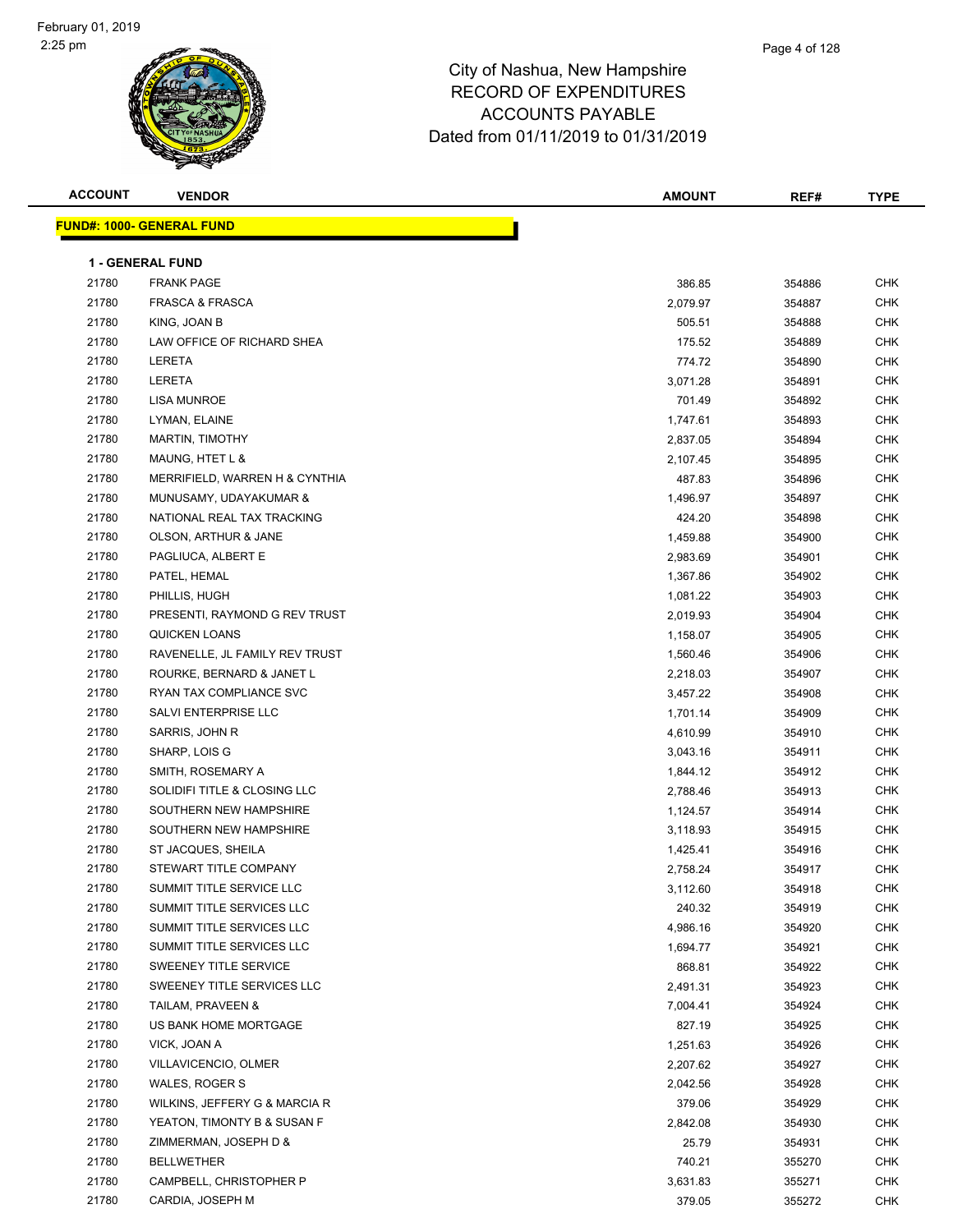February 01, 2019
2:25 pm

# City of Nashua, New Hampshire
## RECORD OF EXPENDITURES
## ACCOUNTS PAYABLE
## Dated from 01/11/2019 to 01/31/2019

**FUND#: 1000- GENERAL FUND**

**1 - GENERAL FUND**

| ACCOUNT | VENDOR | AMOUNT | REF# | TYPE |
|---|---|---|---|---|
| 21780 | FRANK PAGE | 386.85 | 354886 | CHK |
| 21780 | FRASCA & FRASCA | 2,079.97 | 354887 | CHK |
| 21780 | KING, JOAN B | 505.51 | 354888 | CHK |
| 21780 | LAW OFFICE OF RICHARD SHEA | 175.52 | 354889 | CHK |
| 21780 | LERETA | 774.72 | 354890 | CHK |
| 21780 | LERETA | 3,071.28 | 354891 | CHK |
| 21780 | LISA MUNROE | 701.49 | 354892 | CHK |
| 21780 | LYMAN, ELAINE | 1,747.61 | 354893 | CHK |
| 21780 | MARTIN, TIMOTHY | 2,837.05 | 354894 | CHK |
| 21780 | MAUNG, HTET L & | 2,107.45 | 354895 | CHK |
| 21780 | MERRIFIELD, WARREN H & CYNTHIA | 487.83 | 354896 | CHK |
| 21780 | MUNUSAMY, UDAYAKUMAR & | 1,496.97 | 354897 | CHK |
| 21780 | NATIONAL REAL TAX TRACKING | 424.20 | 354898 | CHK |
| 21780 | OLSON, ARTHUR & JANE | 1,459.88 | 354900 | CHK |
| 21780 | PAGLIUCA, ALBERT E | 2,983.69 | 354901 | CHK |
| 21780 | PATEL, HEMAL | 1,367.86 | 354902 | CHK |
| 21780 | PHILLIS, HUGH | 1,081.22 | 354903 | CHK |
| 21780 | PRESENTI, RAYMOND G REV TRUST | 2,019.93 | 354904 | CHK |
| 21780 | QUICKEN LOANS | 1,158.07 | 354905 | CHK |
| 21780 | RAVENELLE, JL FAMILY REV TRUST | 1,560.46 | 354906 | CHK |
| 21780 | ROURKE, BERNARD & JANET L | 2,218.03 | 354907 | CHK |
| 21780 | RYAN TAX COMPLIANCE SVC | 3,457.22 | 354908 | CHK |
| 21780 | SALVI ENTERPRISE LLC | 1,701.14 | 354909 | CHK |
| 21780 | SARRIS, JOHN R | 4,610.99 | 354910 | CHK |
| 21780 | SHARP, LOIS G | 3,043.16 | 354911 | CHK |
| 21780 | SMITH, ROSEMARY A | 1,844.12 | 354912 | CHK |
| 21780 | SOLIDIFI TITLE & CLOSING LLC | 2,788.46 | 354913 | CHK |
| 21780 | SOUTHERN NEW HAMPSHIRE | 1,124.57 | 354914 | CHK |
| 21780 | SOUTHERN NEW HAMPSHIRE | 3,118.93 | 354915 | CHK |
| 21780 | ST JACQUES, SHEILA | 1,425.41 | 354916 | CHK |
| 21780 | STEWART TITLE COMPANY | 2,758.24 | 354917 | CHK |
| 21780 | SUMMIT TITLE SERVICE LLC | 3,112.60 | 354918 | CHK |
| 21780 | SUMMIT TITLE SERVICES LLC | 240.32 | 354919 | CHK |
| 21780 | SUMMIT TITLE SERVICES LLC | 4,986.16 | 354920 | CHK |
| 21780 | SUMMIT TITLE SERVICES LLC | 1,694.77 | 354921 | CHK |
| 21780 | SWEENEY TITLE SERVICE | 868.81 | 354922 | CHK |
| 21780 | SWEENEY TITLE SERVICES LLC | 2,491.31 | 354923 | CHK |
| 21780 | TAILAM, PRAVEEN & | 7,004.41 | 354924 | CHK |
| 21780 | US BANK HOME MORTGAGE | 827.19 | 354925 | CHK |
| 21780 | VICK, JOAN A | 1,251.63 | 354926 | CHK |
| 21780 | VILLAVICENCIO, OLMER | 2,207.62 | 354927 | CHK |
| 21780 | WALES, ROGER S | 2,042.56 | 354928 | CHK |
| 21780 | WILKINS, JEFFERY G & MARCIA R | 379.06 | 354929 | CHK |
| 21780 | YEATON, TIMONTY B & SUSAN F | 2,842.08 | 354930 | CHK |
| 21780 | ZIMMERMAN, JOSEPH D & | 25.79 | 354931 | CHK |
| 21780 | BELLWETHER | 740.21 | 355270 | CHK |
| 21780 | CAMPBELL, CHRISTOPHER P | 3,631.83 | 355271 | CHK |
| 21780 | CARDIA, JOSEPH M | 379.05 | 355272 | CHK |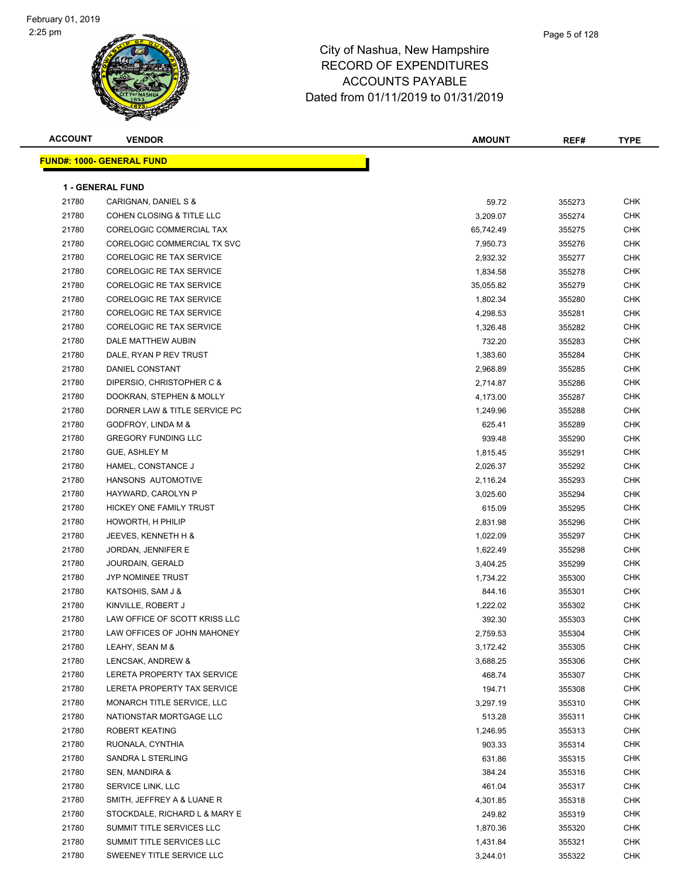# City of Nashua, New Hampshire
## RECORD OF EXPENDITURES
## ACCOUNTS PAYABLE
## Dated from 01/11/2019 to 01/31/2019

| ACCOUNT | VENDOR | AMOUNT | REF# | TYPE |
|---|---|---|---|---|

**FUND#: 1000- GENERAL FUND**

**1 - GENERAL FUND**

| ACCOUNT | VENDOR | AMOUNT | REF# | TYPE |
|---|---|---|---|---|
| 21780 | CARIGNAN, DANIEL S & | 59.72 | 355273 | CHK |
| 21780 | COHEN CLOSING & TITLE LLC | 3,209.07 | 355274 | CHK |
| 21780 | CORELOGIC COMMERCIAL TAX | 65,742.49 | 355275 | CHK |
| 21780 | CORELOGIC COMMERCIAL TX SVC | 7,950.73 | 355276 | CHK |
| 21780 | CORELOGIC RE TAX SERVICE | 2,932.32 | 355277 | CHK |
| 21780 | CORELOGIC RE TAX SERVICE | 1,834.58 | 355278 | CHK |
| 21780 | CORELOGIC RE TAX SERVICE | 35,055.82 | 355279 | CHK |
| 21780 | CORELOGIC RE TAX SERVICE | 1,802.34 | 355280 | CHK |
| 21780 | CORELOGIC RE TAX SERVICE | 4,298.53 | 355281 | CHK |
| 21780 | CORELOGIC RE TAX SERVICE | 1,326.48 | 355282 | CHK |
| 21780 | DALE MATTHEW AUBIN | 732.20 | 355283 | CHK |
| 21780 | DALE, RYAN P REV TRUST | 1,383.60 | 355284 | CHK |
| 21780 | DANIEL CONSTANT | 2,968.89 | 355285 | CHK |
| 21780 | DIPERSIO, CHRISTOPHER C & | 2,714.87 | 355286 | CHK |
| 21780 | DOOKRAN, STEPHEN & MOLLY | 4,173.00 | 355287 | CHK |
| 21780 | DORNER LAW & TITLE SERVICE PC | 1,249.96 | 355288 | CHK |
| 21780 | GODFROY, LINDA M & | 625.41 | 355289 | CHK |
| 21780 | GREGORY FUNDING LLC | 939.48 | 355290 | CHK |
| 21780 | GUE, ASHLEY M | 1,815.45 | 355291 | CHK |
| 21780 | HAMEL, CONSTANCE J | 2,026.37 | 355292 | CHK |
| 21780 | HANSONS AUTOMOTIVE | 2,116.24 | 355293 | CHK |
| 21780 | HAYWARD, CAROLYN P | 3,025.60 | 355294 | CHK |
| 21780 | HICKEY ONE FAMILY TRUST | 615.09 | 355295 | CHK |
| 21780 | HOWORTH, H PHILIP | 2,831.98 | 355296 | CHK |
| 21780 | JEEVES, KENNETH H & | 1,022.09 | 355297 | CHK |
| 21780 | JORDAN, JENNIFER E | 1,622.49 | 355298 | CHK |
| 21780 | JOURDAIN, GERALD | 3,404.25 | 355299 | CHK |
| 21780 | JYP NOMINEE TRUST | 1,734.22 | 355300 | CHK |
| 21780 | KATSOHIS, SAM J & | 844.16 | 355301 | CHK |
| 21780 | KINVILLE, ROBERT J | 1,222.02 | 355302 | CHK |
| 21780 | LAW OFFICE OF SCOTT KRISS LLC | 392.30 | 355303 | CHK |
| 21780 | LAW OFFICES OF JOHN MAHONEY | 2,759.53 | 355304 | CHK |
| 21780 | LEAHY, SEAN M & | 3,172.42 | 355305 | CHK |
| 21780 | LENCSAK, ANDREW & | 3,688.25 | 355306 | CHK |
| 21780 | LERETA PROPERTY TAX SERVICE | 468.74 | 355307 | CHK |
| 21780 | LERETA PROPERTY TAX SERVICE | 194.71 | 355308 | CHK |
| 21780 | MONARCH TITLE SERVICE, LLC | 3,297.19 | 355310 | CHK |
| 21780 | NATIONSTAR MORTGAGE LLC | 513.28 | 355311 | CHK |
| 21780 | ROBERT KEATING | 1,246.95 | 355313 | CHK |
| 21780 | RUONALA, CYNTHIA | 903.33 | 355314 | CHK |
| 21780 | SANDRA L STERLING | 631.86 | 355315 | CHK |
| 21780 | SEN, MANDIRA & | 384.24 | 355316 | CHK |
| 21780 | SERVICE LINK, LLC | 461.04 | 355317 | CHK |
| 21780 | SMITH, JEFFREY A & LUANE R | 4,301.85 | 355318 | CHK |
| 21780 | STOCKDALE, RICHARD L & MARY E | 249.82 | 355319 | CHK |
| 21780 | SUMMIT TITLE SERVICES LLC | 1,870.36 | 355320 | CHK |
| 21780 | SUMMIT TITLE SERVICES LLC | 1,431.84 | 355321 | CHK |
| 21780 | SWEENEY TITLE SERVICE LLC | 3,244.01 | 355322 | CHK |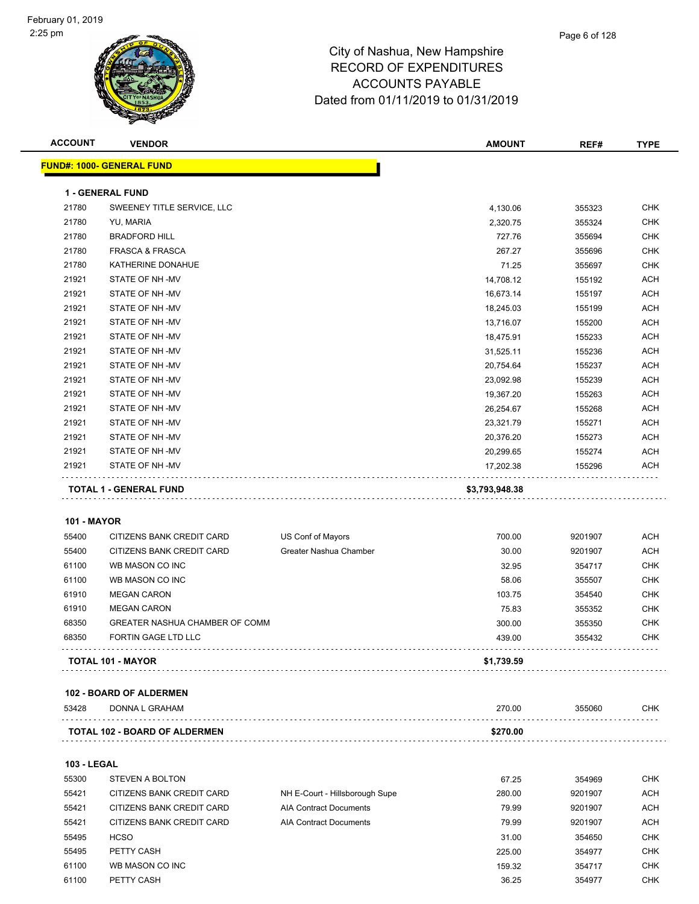# City of Nashua, New Hampshire
## RECORD OF EXPENDITURES
## ACCOUNTS PAYABLE
## Dated from 01/11/2019 to 01/31/2019

| ACCOUNT | VENDOR | | AMOUNT | REF# | TYPE |
|---|---|---|---|---|---|
| **FUND#: 1000- GENERAL FUND** | | | | | |
| **1 - GENERAL FUND** | | | | | |
| 21780 | SWEENEY TITLE SERVICE, LLC | | 4,130.06 | 355323 | CHK |
| 21780 | YU, MARIA | | 2,320.75 | 355324 | CHK |
| 21780 | BRADFORD HILL | | 727.76 | 355694 | CHK |
| 21780 | FRASCA & FRASCA | | 267.27 | 355696 | CHK |
| 21780 | KATHERINE DONAHUE | | 71.25 | 355697 | CHK |
| 21921 | STATE OF NH -MV | | 14,708.12 | 155192 | ACH |
| 21921 | STATE OF NH -MV | | 16,673.14 | 155197 | ACH |
| 21921 | STATE OF NH -MV | | 18,245.03 | 155199 | ACH |
| 21921 | STATE OF NH -MV | | 13,716.07 | 155200 | ACH |
| 21921 | STATE OF NH -MV | | 18,475.91 | 155233 | ACH |
| 21921 | STATE OF NH -MV | | 31,525.11 | 155236 | ACH |
| 21921 | STATE OF NH -MV | | 20,754.64 | 155237 | ACH |
| 21921 | STATE OF NH -MV | | 23,092.98 | 155239 | ACH |
| 21921 | STATE OF NH -MV | | 19,367.20 | 155263 | ACH |
| 21921 | STATE OF NH -MV | | 26,254.67 | 155268 | ACH |
| 21921 | STATE OF NH -MV | | 23,321.79 | 155271 | ACH |
| 21921 | STATE OF NH -MV | | 20,376.20 | 155273 | ACH |
| 21921 | STATE OF NH -MV | | 20,299.65 | 155274 | ACH |
| 21921 | STATE OF NH -MV | | 17,202.38 | 155296 | ACH |
| **TOTAL 1 - GENERAL FUND** | | | **$3,793,948.38** | | |
| **101 - MAYOR** | | | | | |
| 55400 | CITIZENS BANK CREDIT CARD | US Conf of Mayors | 700.00 | 9201907 | ACH |
| 55400 | CITIZENS BANK CREDIT CARD | Greater Nashua Chamber | 30.00 | 9201907 | ACH |
| 61100 | WB MASON CO INC | | 32.95 | 354717 | CHK |
| 61100 | WB MASON CO INC | | 58.06 | 355507 | CHK |
| 61910 | MEGAN CARON | | 103.75 | 354540 | CHK |
| 61910 | MEGAN CARON | | 75.83 | 355352 | CHK |
| 68350 | GREATER NASHUA CHAMBER OF COMM | | 300.00 | 355350 | CHK |
| 68350 | FORTIN GAGE LTD LLC | | 439.00 | 355432 | CHK |
| **TOTAL 101 - MAYOR** | | | **$1,739.59** | | |
| **102 - BOARD OF ALDERMEN** | | | | | |
| 53428 | DONNA L GRAHAM | | 270.00 | 355060 | CHK |
| **TOTAL 102 - BOARD OF ALDERMEN** | | | **$270.00** | | |
| **103 - LEGAL** | | | | | |
| 55300 | STEVEN A BOLTON | | 67.25 | 354969 | CHK |
| 55421 | CITIZENS BANK CREDIT CARD | NH E-Court - Hillsborough Supe | 280.00 | 9201907 | ACH |
| 55421 | CITIZENS BANK CREDIT CARD | AIA Contract Documents | 79.99 | 9201907 | ACH |
| 55421 | CITIZENS BANK CREDIT CARD | AIA Contract Documents | 79.99 | 9201907 | ACH |
| 55495 | HCSO | | 31.00 | 354650 | CHK |
| 55495 | PETTY CASH | | 225.00 | 354977 | CHK |
| 61100 | WB MASON CO INC | | 159.32 | 354717 | CHK |
| 61100 | PETTY CASH | | 36.25 | 354977 | CHK |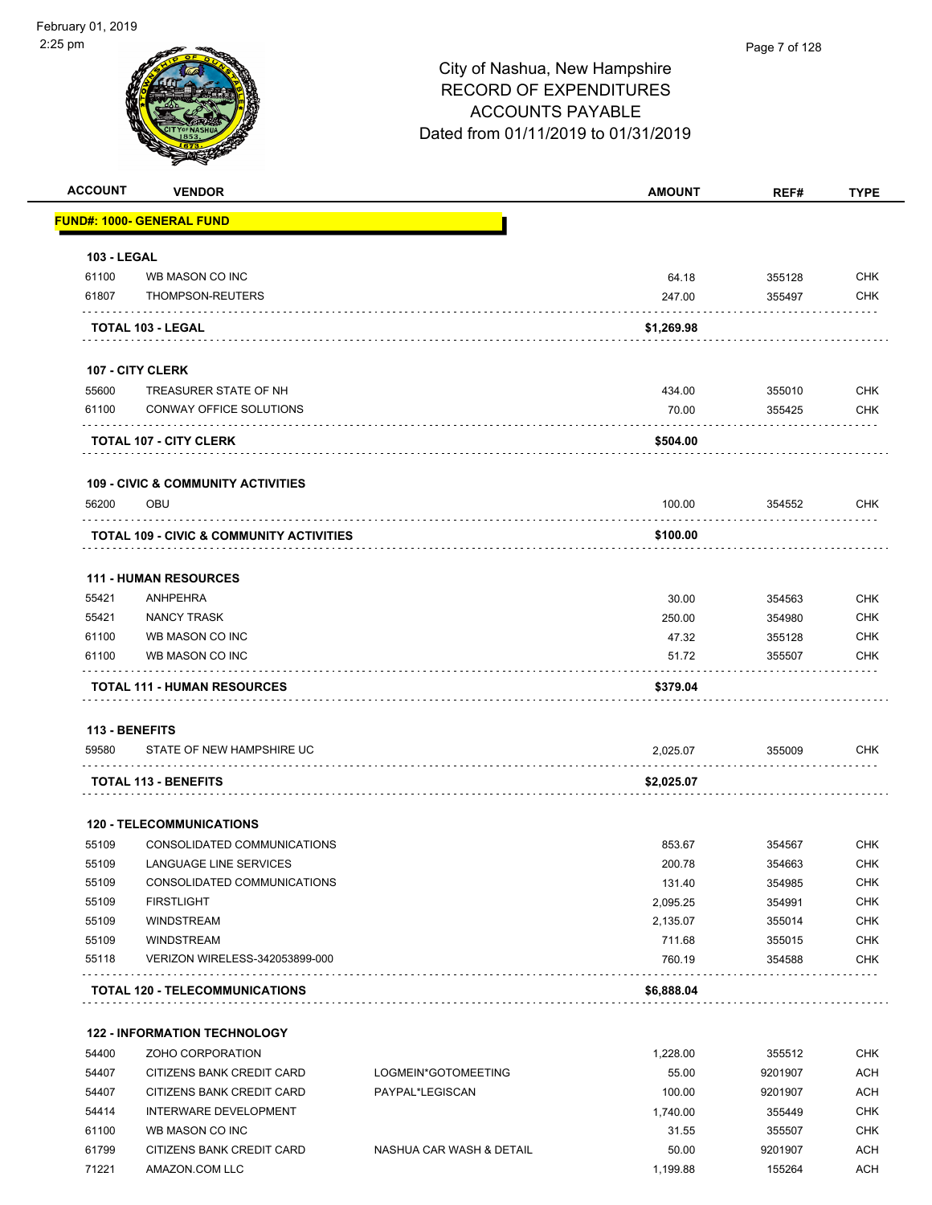# City of Nashua, New Hampshire
## RECORD OF EXPENDITURES
## ACCOUNTS PAYABLE
### Dated from 01/11/2019 to 01/31/2019

February 01, 2019
2:25 pm

| ACCOUNT | VENDOR | | AMOUNT | REF# | TYPE |
|---|---|---|---|---|---|
| **FUND#: 1000- GENERAL FUND** | | | | | |
| **103 - LEGAL** | | | | | |
| 61100 | WB MASON CO INC | | 64.18 | 355128 | CHK |
| 61807 | THOMPSON-REUTERS | | 247.00 | 355497 | CHK |
| **TOTAL 103 - LEGAL** | | | **$1,269.98** | | |
| **107 - CITY CLERK** | | | | | |
| 55600 | TREASURER STATE OF NH | | 434.00 | 355010 | CHK |
| 61100 | CONWAY OFFICE SOLUTIONS | | 70.00 | 355425 | CHK |
| **TOTAL 107 - CITY CLERK** | | | **$504.00** | | |
| **109 - CIVIC & COMMUNITY ACTIVITIES** | | | | | |
| 56200 | OBU | | 100.00 | 354552 | CHK |
| **TOTAL 109 - CIVIC & COMMUNITY ACTIVITIES** | | | **$100.00** | | |
| **111 - HUMAN RESOURCES** | | | | | |
| 55421 | ANHPEHRA | | 30.00 | 354563 | CHK |
| 55421 | NANCY TRASK | | 250.00 | 354980 | CHK |
| 61100 | WB MASON CO INC | | 47.32 | 355128 | CHK |
| 61100 | WB MASON CO INC | | 51.72 | 355507 | CHK |
| **TOTAL 111 - HUMAN RESOURCES** | | | **$379.04** | | |
| **113 - BENEFITS** | | | | | |
| 59580 | STATE OF NEW HAMPSHIRE UC | | 2,025.07 | 355009 | CHK |
| **TOTAL 113 - BENEFITS** | | | **$2,025.07** | | |
| **120 - TELECOMMUNICATIONS** | | | | | |
| 55109 | CONSOLIDATED COMMUNICATIONS | | 853.67 | 354567 | CHK |
| 55109 | LANGUAGE LINE SERVICES | | 200.78 | 354663 | CHK |
| 55109 | CONSOLIDATED COMMUNICATIONS | | 131.40 | 354985 | CHK |
| 55109 | FIRSTLIGHT | | 2,095.25 | 354991 | CHK |
| 55109 | WINDSTREAM | | 2,135.07 | 355014 | CHK |
| 55109 | WINDSTREAM | | 711.68 | 355015 | CHK |
| 55118 | VERIZON WIRELESS-342053899-000 | | 760.19 | 354588 | CHK |
| **TOTAL 120 - TELECOMMUNICATIONS** | | | **$6,888.04** | | |
| **122 - INFORMATION TECHNOLOGY** | | | | | |
| 54400 | ZOHO CORPORATION | | 1,228.00 | 355512 | CHK |
| 54407 | CITIZENS BANK CREDIT CARD | LOGMEIN*GOTOMEETING | 55.00 | 9201907 | ACH |
| 54407 | CITIZENS BANK CREDIT CARD | PAYPAL*LEGISCAN | 100.00 | 9201907 | ACH |
| 54414 | INTERWARE DEVELOPMENT | | 1,740.00 | 355449 | CHK |
| 61100 | WB MASON CO INC | | 31.55 | 355507 | CHK |
| 61799 | CITIZENS BANK CREDIT CARD | NASHUA CAR WASH & DETAIL | 50.00 | 9201907 | ACH |
| 71221 | AMAZON.COM LLC | | 1,199.88 | 155264 | ACH |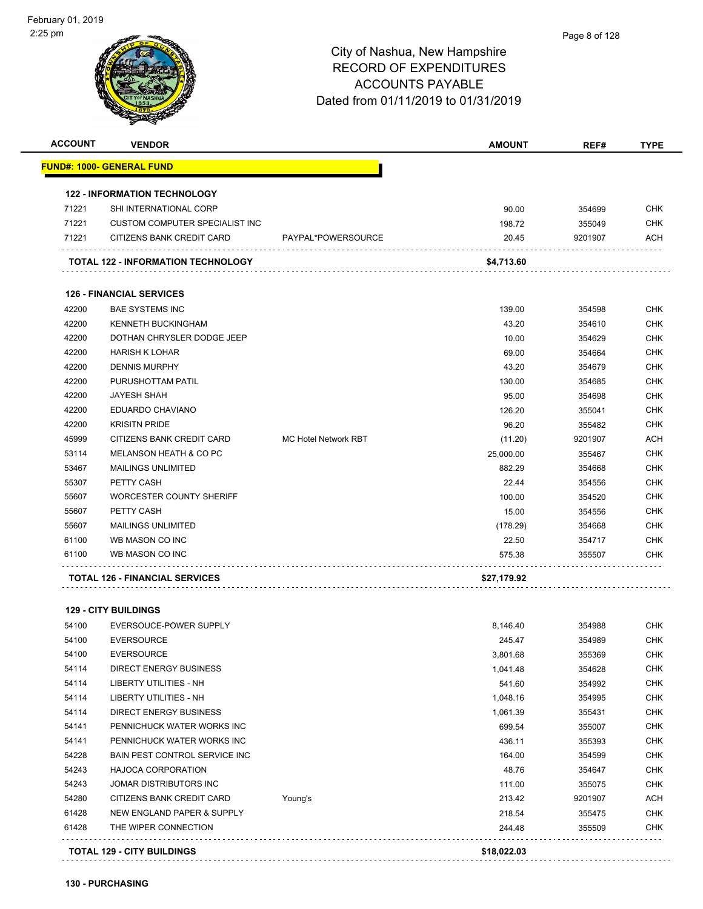February 01, 2019
2:25 pm

# City of Nashua, New Hampshire
## RECORD OF EXPENDITURES
## ACCOUNTS PAYABLE
## Dated from 01/11/2019 to 01/31/2019

| ACCOUNT | VENDOR | | AMOUNT | REF# | TYPE |
|---|---|---|---|---|---|
| **FUND#: 1000- GENERAL FUND** | | | | | |
| **122 - INFORMATION TECHNOLOGY** | | | | | |
| 71221 | SHI INTERNATIONAL CORP | | 90.00 | 354699 | CHK |
| 71221 | CUSTOM COMPUTER SPECIALIST INC | | 198.72 | 355049 | CHK |
| 71221 | CITIZENS BANK CREDIT CARD | PAYPAL*POWERSOURCE | 20.45 | 9201907 | ACH |
| **TOTAL 122 - INFORMATION TECHNOLOGY** | | | **$4,713.60** | | |
| **126 - FINANCIAL SERVICES** | | | | | |
| 42200 | BAE SYSTEMS INC | | 139.00 | 354598 | CHK |
| 42200 | KENNETH BUCKINGHAM | | 43.20 | 354610 | CHK |
| 42200 | DOTHAN CHRYSLER DODGE JEEP | | 10.00 | 354629 | CHK |
| 42200 | HARISH K LOHAR | | 69.00 | 354664 | CHK |
| 42200 | DENNIS MURPHY | | 43.20 | 354679 | CHK |
| 42200 | PURUSHOTTAM PATIL | | 130.00 | 354685 | CHK |
| 42200 | JAYESH SHAH | | 95.00 | 354698 | CHK |
| 42200 | EDUARDO CHAVIANO | | 126.20 | 355041 | CHK |
| 42200 | KRISITN PRIDE | | 96.20 | 355482 | CHK |
| 45999 | CITIZENS BANK CREDIT CARD | MC Hotel Network RBT | (11.20) | 9201907 | ACH |
| 53114 | MELANSON HEATH & CO PC | | 25,000.00 | 355467 | CHK |
| 53467 | MAILINGS UNLIMITED | | 882.29 | 354668 | CHK |
| 55307 | PETTY CASH | | 22.44 | 354556 | CHK |
| 55607 | WORCESTER COUNTY SHERIFF | | 100.00 | 354520 | CHK |
| 55607 | PETTY CASH | | 15.00 | 354556 | CHK |
| 55607 | MAILINGS UNLIMITED | | (178.29) | 354668 | CHK |
| 61100 | WB MASON CO INC | | 22.50 | 354717 | CHK |
| 61100 | WB MASON CO INC | | 575.38 | 355507 | CHK |
| **TOTAL 126 - FINANCIAL SERVICES** | | | **$27,179.92** | | |
| **129 - CITY BUILDINGS** | | | | | |
| 54100 | EVERSOUCE-POWER SUPPLY | | 8,146.40 | 354988 | CHK |
| 54100 | EVERSOURCE | | 245.47 | 354989 | CHK |
| 54100 | EVERSOURCE | | 3,801.68 | 355369 | CHK |
| 54114 | DIRECT ENERGY BUSINESS | | 1,041.48 | 354628 | CHK |
| 54114 | LIBERTY UTILITIES - NH | | 541.60 | 354992 | CHK |
| 54114 | LIBERTY UTILITIES - NH | | 1,048.16 | 354995 | CHK |
| 54114 | DIRECT ENERGY BUSINESS | | 1,061.39 | 355431 | CHK |
| 54141 | PENNICHUCK WATER WORKS INC | | 699.54 | 355007 | CHK |
| 54141 | PENNICHUCK WATER WORKS INC | | 436.11 | 355393 | CHK |
| 54228 | BAIN PEST CONTROL SERVICE INC | | 164.00 | 354599 | CHK |
| 54243 | HAJOCA CORPORATION | | 48.76 | 354647 | CHK |
| 54243 | JOMAR DISTRIBUTORS INC | | 111.00 | 355075 | CHK |
| 54280 | CITIZENS BANK CREDIT CARD | Young's | 213.42 | 9201907 | ACH |
| 61428 | NEW ENGLAND PAPER & SUPPLY | | 218.54 | 355475 | CHK |
| 61428 | THE WIPER CONNECTION | | 244.48 | 355509 | CHK |
| **TOTAL 129 - CITY BUILDINGS** | | | **$18,022.03** | | |

**130 - PURCHASING**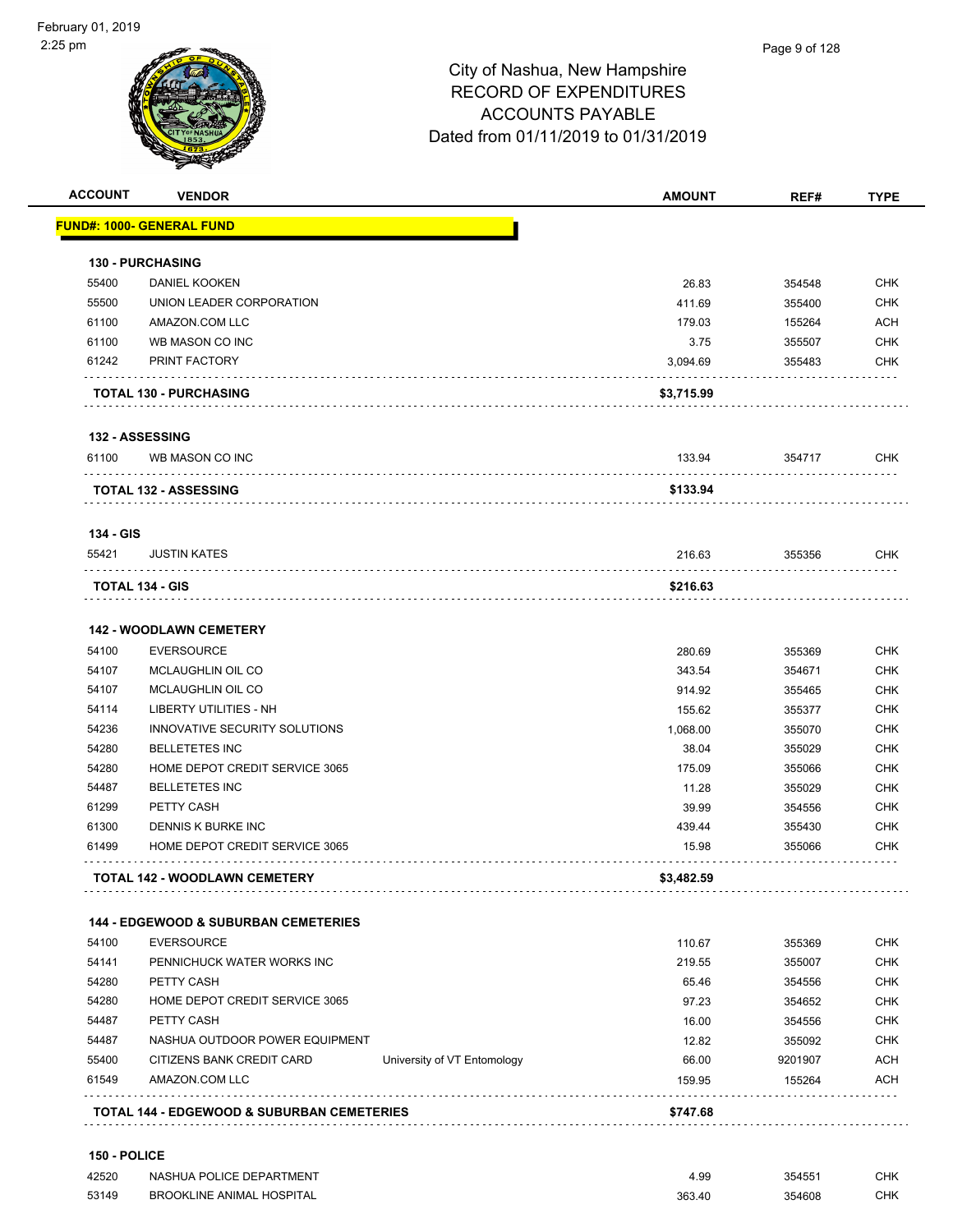# City of Nashua, New Hampshire
## RECORD OF EXPENDITURES
## ACCOUNTS PAYABLE
## Dated from 01/11/2019 to 01/31/2019

| ACCOUNT | VENDOR | | AMOUNT | REF# | TYPE |
|---|---|---|---|---|---|
| **FUND#: 1000- GENERAL FUND** | | | | | |
| **130 - PURCHASING** | | | | | |
| 55400 | DANIEL KOOKEN | | 26.83 | 354548 | CHK |
| 55500 | UNION LEADER CORPORATION | | 411.69 | 355400 | CHK |
| 61100 | AMAZON.COM LLC | | 179.03 | 155264 | ACH |
| 61100 | WB MASON CO INC | | 3.75 | 355507 | CHK |
| 61242 | PRINT FACTORY | | 3,094.69 | 355483 | CHK |
| **TOTAL 130 - PURCHASING** | | | **$3,715.99** | | |
| **132 - ASSESSING** | | | | | |
| 61100 | WB MASON CO INC | | 133.94 | 354717 | CHK |
| **TOTAL 132 - ASSESSING** | | | **$133.94** | | |
| **134 - GIS** | | | | | |
| 55421 | JUSTIN KATES | | 216.63 | 355356 | CHK |
| **TOTAL 134 - GIS** | | | **$216.63** | | |
| **142 - WOODLAWN CEMETERY** | | | | | |
| 54100 | EVERSOURCE | | 280.69 | 355369 | CHK |
| 54107 | MCLAUGHLIN OIL CO | | 343.54 | 354671 | CHK |
| 54107 | MCLAUGHLIN OIL CO | | 914.92 | 355465 | CHK |
| 54114 | LIBERTY UTILITIES - NH | | 155.62 | 355377 | CHK |
| 54236 | INNOVATIVE SECURITY SOLUTIONS | | 1,068.00 | 355070 | CHK |
| 54280 | BELLETETES INC | | 38.04 | 355029 | CHK |
| 54280 | HOME DEPOT CREDIT SERVICE 3065 | | 175.09 | 355066 | CHK |
| 54487 | BELLETETES INC | | 11.28 | 355029 | CHK |
| 61299 | PETTY CASH | | 39.99 | 354556 | CHK |
| 61300 | DENNIS K BURKE INC | | 439.44 | 355430 | CHK |
| 61499 | HOME DEPOT CREDIT SERVICE 3065 | | 15.98 | 355066 | CHK |
| **TOTAL 142 - WOODLAWN CEMETERY** | | | **$3,482.59** | | |
| **144 - EDGEWOOD & SUBURBAN CEMETERIES** | | | | | |
| 54100 | EVERSOURCE | | 110.67 | 355369 | CHK |
| 54141 | PENNICHUCK WATER WORKS INC | | 219.55 | 355007 | CHK |
| 54280 | PETTY CASH | | 65.46 | 354556 | CHK |
| 54280 | HOME DEPOT CREDIT SERVICE 3065 | | 97.23 | 354652 | CHK |
| 54487 | PETTY CASH | | 16.00 | 354556 | CHK |
| 54487 | NASHUA OUTDOOR POWER EQUIPMENT | | 12.82 | 355092 | CHK |
| 55400 | CITIZENS BANK CREDIT CARD | University of VT Entomology | 66.00 | 9201907 | ACH |
| 61549 | AMAZON.COM LLC | | 159.95 | 155264 | ACH |
| **TOTAL 144 - EDGEWOOD & SUBURBAN CEMETERIES** | | | **$747.68** | | |
| **150 - POLICE** | | | | | |
| 42520 | NASHUA POLICE DEPARTMENT | | 4.99 | 354551 | CHK |
| 53149 | BROOKLINE ANIMAL HOSPITAL | | 363.40 | 354608 | CHK |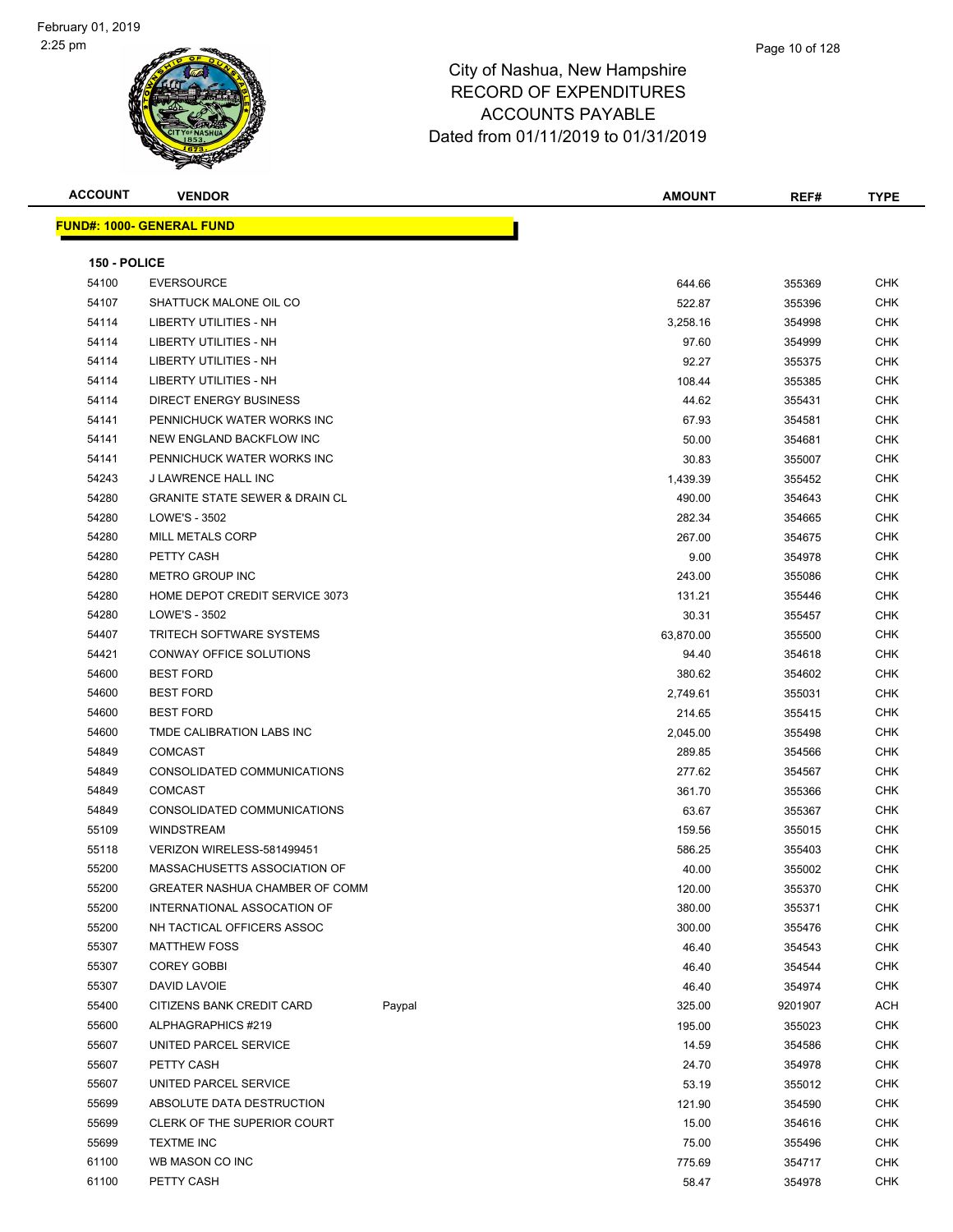# City of Nashua, New Hampshire
## RECORD OF EXPENDITURES
## ACCOUNTS PAYABLE
## Dated from 01/11/2019 to 01/31/2019

**FUND#: 1000- GENERAL FUND**

**150 - POLICE**

| ACCOUNT | VENDOR | | AMOUNT | REF# | TYPE |
|---|---|---|---|---|---|
| 54100 | EVERSOURCE | | 644.66 | 355369 | CHK |
| 54107 | SHATTUCK MALONE OIL CO | | 522.87 | 355396 | CHK |
| 54114 | LIBERTY UTILITIES - NH | | 3,258.16 | 354998 | CHK |
| 54114 | LIBERTY UTILITIES - NH | | 97.60 | 354999 | CHK |
| 54114 | LIBERTY UTILITIES - NH | | 92.27 | 355375 | CHK |
| 54114 | LIBERTY UTILITIES - NH | | 108.44 | 355385 | CHK |
| 54114 | DIRECT ENERGY BUSINESS | | 44.62 | 355431 | CHK |
| 54141 | PENNICHUCK WATER WORKS INC | | 67.93 | 354581 | CHK |
| 54141 | NEW ENGLAND BACKFLOW INC | | 50.00 | 354681 | CHK |
| 54141 | PENNICHUCK WATER WORKS INC | | 30.83 | 355007 | CHK |
| 54243 | J LAWRENCE HALL INC | | 1,439.39 | 355452 | CHK |
| 54280 | GRANITE STATE SEWER & DRAIN CL | | 490.00 | 354643 | CHK |
| 54280 | LOWE'S - 3502 | | 282.34 | 354665 | CHK |
| 54280 | MILL METALS CORP | | 267.00 | 354675 | CHK |
| 54280 | PETTY CASH | | 9.00 | 354978 | CHK |
| 54280 | METRO GROUP INC | | 243.00 | 355086 | CHK |
| 54280 | HOME DEPOT CREDIT SERVICE 3073 | | 131.21 | 355446 | CHK |
| 54280 | LOWE'S - 3502 | | 30.31 | 355457 | CHK |
| 54407 | TRITECH SOFTWARE SYSTEMS | | 63,870.00 | 355500 | CHK |
| 54421 | CONWAY OFFICE SOLUTIONS | | 94.40 | 354618 | CHK |
| 54600 | BEST FORD | | 380.62 | 354602 | CHK |
| 54600 | BEST FORD | | 2,749.61 | 355031 | CHK |
| 54600 | BEST FORD | | 214.65 | 355415 | CHK |
| 54600 | TMDE CALIBRATION LABS INC | | 2,045.00 | 355498 | CHK |
| 54849 | COMCAST | | 289.85 | 354566 | CHK |
| 54849 | CONSOLIDATED COMMUNICATIONS | | 277.62 | 354567 | CHK |
| 54849 | COMCAST | | 361.70 | 355366 | CHK |
| 54849 | CONSOLIDATED COMMUNICATIONS | | 63.67 | 355367 | CHK |
| 55109 | WINDSTREAM | | 159.56 | 355015 | CHK |
| 55118 | VERIZON WIRELESS-581499451 | | 586.25 | 355403 | CHK |
| 55200 | MASSACHUSETTS ASSOCIATION OF | | 40.00 | 355002 | CHK |
| 55200 | GREATER NASHUA CHAMBER OF COMM | | 120.00 | 355370 | CHK |
| 55200 | INTERNATIONAL ASSOCATION OF | | 380.00 | 355371 | CHK |
| 55200 | NH TACTICAL OFFICERS ASSOC | | 300.00 | 355476 | CHK |
| 55307 | MATTHEW FOSS | | 46.40 | 354543 | CHK |
| 55307 | COREY GOBBI | | 46.40 | 354544 | CHK |
| 55307 | DAVID LAVOIE | | 46.40 | 354974 | CHK |
| 55400 | CITIZENS BANK CREDIT CARD | Paypal | 325.00 | 9201907 | ACH |
| 55600 | ALPHAGRAPHICS #219 | | 195.00 | 355023 | CHK |
| 55607 | UNITED PARCEL SERVICE | | 14.59 | 354586 | CHK |
| 55607 | PETTY CASH | | 24.70 | 354978 | CHK |
| 55607 | UNITED PARCEL SERVICE | | 53.19 | 355012 | CHK |
| 55699 | ABSOLUTE DATA DESTRUCTION | | 121.90 | 354590 | CHK |
| 55699 | CLERK OF THE SUPERIOR COURT | | 15.00 | 354616 | CHK |
| 55699 | TEXTME INC | | 75.00 | 355496 | CHK |
| 61100 | WB MASON CO INC | | 775.69 | 354717 | CHK |
| 61100 | PETTY CASH | | 58.47 | 354978 | CHK |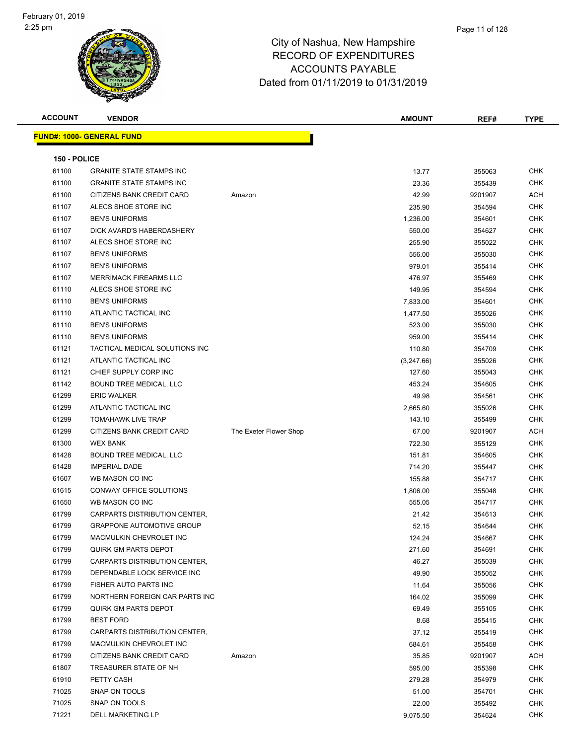# City of Nashua, New Hampshire
## RECORD OF EXPENDITURES
## ACCOUNTS PAYABLE
## Dated from 01/11/2019 to 01/31/2019

| ACCOUNT | VENDOR | | AMOUNT | REF# | TYPE |
|---|---|---|---|---|---|

**FUND#: 1000- GENERAL FUND**

**150 - POLICE**

| ACCOUNT | VENDOR | | AMOUNT | REF# | TYPE |
|---|---|---|---|---|---|
| 61100 | GRANITE STATE STAMPS INC | | 13.77 | 355063 | CHK |
| 61100 | GRANITE STATE STAMPS INC | | 23.36 | 355439 | CHK |
| 61100 | CITIZENS BANK CREDIT CARD | Amazon | 42.99 | 9201907 | ACH |
| 61107 | ALECS SHOE STORE INC | | 235.90 | 354594 | CHK |
| 61107 | BEN'S UNIFORMS | | 1,236.00 | 354601 | CHK |
| 61107 | DICK AVARD'S HABERDASHERY | | 550.00 | 354627 | CHK |
| 61107 | ALECS SHOE STORE INC | | 255.90 | 355022 | CHK |
| 61107 | BEN'S UNIFORMS | | 556.00 | 355030 | CHK |
| 61107 | BEN'S UNIFORMS | | 979.01 | 355414 | CHK |
| 61107 | MERRIMACK FIREARMS LLC | | 476.97 | 355469 | CHK |
| 61110 | ALECS SHOE STORE INC | | 149.95 | 354594 | CHK |
| 61110 | BEN'S UNIFORMS | | 7,833.00 | 354601 | CHK |
| 61110 | ATLANTIC TACTICAL INC | | 1,477.50 | 355026 | CHK |
| 61110 | BEN'S UNIFORMS | | 523.00 | 355030 | CHK |
| 61110 | BEN'S UNIFORMS | | 959.00 | 355414 | CHK |
| 61121 | TACTICAL MEDICAL SOLUTIONS INC | | 110.80 | 354709 | CHK |
| 61121 | ATLANTIC TACTICAL INC | | (3,247.66) | 355026 | CHK |
| 61121 | CHIEF SUPPLY CORP INC | | 127.60 | 355043 | CHK |
| 61142 | BOUND TREE MEDICAL, LLC | | 453.24 | 354605 | CHK |
| 61299 | ERIC WALKER | | 49.98 | 354561 | CHK |
| 61299 | ATLANTIC TACTICAL INC | | 2,665.60 | 355026 | CHK |
| 61299 | TOMAHAWK LIVE TRAP | | 143.10 | 355499 | CHK |
| 61299 | CITIZENS BANK CREDIT CARD | The Exeter Flower Shop | 67.00 | 9201907 | ACH |
| 61300 | WEX BANK | | 722.30 | 355129 | CHK |
| 61428 | BOUND TREE MEDICAL, LLC | | 151.81 | 354605 | CHK |
| 61428 | IMPERIAL DADE | | 714.20 | 355447 | CHK |
| 61607 | WB MASON CO INC | | 155.88 | 354717 | CHK |
| 61615 | CONWAY OFFICE SOLUTIONS | | 1,806.00 | 355048 | CHK |
| 61650 | WB MASON CO INC | | 555.05 | 354717 | CHK |
| 61799 | CARPARTS DISTRIBUTION CENTER, | | 21.42 | 354613 | CHK |
| 61799 | GRAPPONE AUTOMOTIVE GROUP | | 52.15 | 354644 | CHK |
| 61799 | MACMULKIN CHEVROLET INC | | 124.24 | 354667 | CHK |
| 61799 | QUIRK GM PARTS DEPOT | | 271.60 | 354691 | CHK |
| 61799 | CARPARTS DISTRIBUTION CENTER, | | 46.27 | 355039 | CHK |
| 61799 | DEPENDABLE LOCK SERVICE INC | | 49.90 | 355052 | CHK |
| 61799 | FISHER AUTO PARTS INC | | 11.64 | 355056 | CHK |
| 61799 | NORTHERN FOREIGN CAR PARTS INC | | 164.02 | 355099 | CHK |
| 61799 | QUIRK GM PARTS DEPOT | | 69.49 | 355105 | CHK |
| 61799 | BEST FORD | | 8.68 | 355415 | CHK |
| 61799 | CARPARTS DISTRIBUTION CENTER, | | 37.12 | 355419 | CHK |
| 61799 | MACMULKIN CHEVROLET INC | | 684.61 | 355458 | CHK |
| 61799 | CITIZENS BANK CREDIT CARD | Amazon | 35.85 | 9201907 | ACH |
| 61807 | TREASURER STATE OF NH | | 595.00 | 355398 | CHK |
| 61910 | PETTY CASH | | 279.28 | 354979 | CHK |
| 71025 | SNAP ON TOOLS | | 51.00 | 354701 | CHK |
| 71025 | SNAP ON TOOLS | | 22.00 | 355492 | CHK |
| 71221 | DELL MARKETING LP | | 9,075.50 | 354624 | CHK |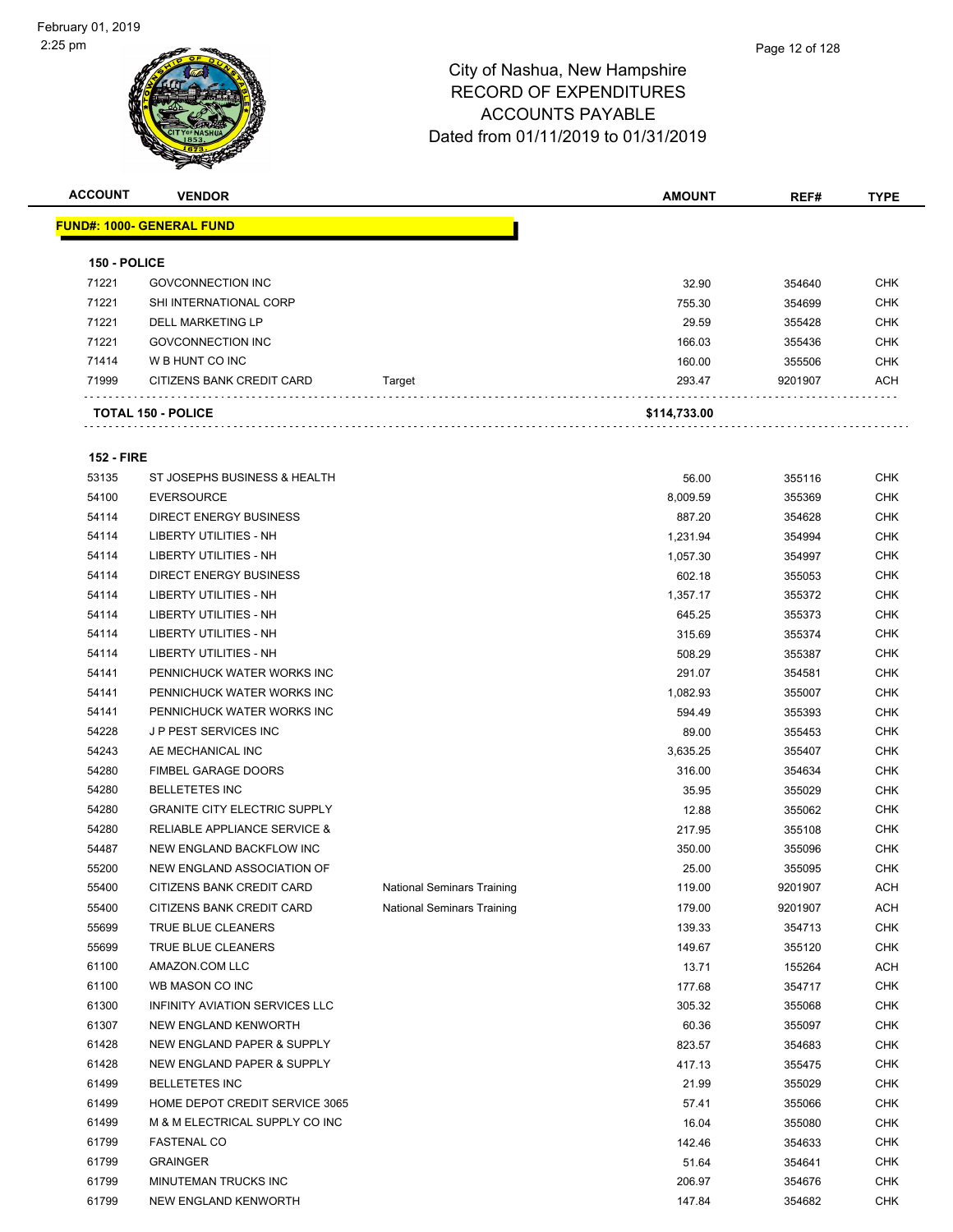City of Nashua, New Hampshire
RECORD OF EXPENDITURES
ACCOUNTS PAYABLE
Dated from 01/11/2019 to 01/31/2019

| ACCOUNT | VENDOR | | AMOUNT | REF# | TYPE |
|---|---|---|---|---|---|
| **FUND#: 1000- GENERAL FUND** | | | | | |
| **150 - POLICE** | | | | | |
| 71221 | GOVCONNECTION INC | | 32.90 | 354640 | CHK |
| 71221 | SHI INTERNATIONAL CORP | | 755.30 | 354699 | CHK |
| 71221 | DELL MARKETING LP | | 29.59 | 355428 | CHK |
| 71221 | GOVCONNECTION INC | | 166.03 | 355436 | CHK |
| 71414 | W B HUNT CO INC | | 160.00 | 355506 | CHK |
| 71999 | CITIZENS BANK CREDIT CARD | Target | 293.47 | 9201907 | ACH |
| **TOTAL 150 - POLICE** | | | **$114,733.00** | | |
| **152 - FIRE** | | | | | |
| 53135 | ST JOSEPHS BUSINESS & HEALTH | | 56.00 | 355116 | CHK |
| 54100 | EVERSOURCE | | 8,009.59 | 355369 | CHK |
| 54114 | DIRECT ENERGY BUSINESS | | 887.20 | 354628 | CHK |
| 54114 | LIBERTY UTILITIES - NH | | 1,231.94 | 354994 | CHK |
| 54114 | LIBERTY UTILITIES - NH | | 1,057.30 | 354997 | CHK |
| 54114 | DIRECT ENERGY BUSINESS | | 602.18 | 355053 | CHK |
| 54114 | LIBERTY UTILITIES - NH | | 1,357.17 | 355372 | CHK |
| 54114 | LIBERTY UTILITIES - NH | | 645.25 | 355373 | CHK |
| 54114 | LIBERTY UTILITIES - NH | | 315.69 | 355374 | CHK |
| 54114 | LIBERTY UTILITIES - NH | | 508.29 | 355387 | CHK |
| 54141 | PENNICHUCK WATER WORKS INC | | 291.07 | 354581 | CHK |
| 54141 | PENNICHUCK WATER WORKS INC | | 1,082.93 | 355007 | CHK |
| 54141 | PENNICHUCK WATER WORKS INC | | 594.49 | 355393 | CHK |
| 54228 | J P PEST SERVICES INC | | 89.00 | 355453 | CHK |
| 54243 | AE MECHANICAL INC | | 3,635.25 | 355407 | CHK |
| 54280 | FIMBEL GARAGE DOORS | | 316.00 | 354634 | CHK |
| 54280 | BELLETETES INC | | 35.95 | 355029 | CHK |
| 54280 | GRANITE CITY ELECTRIC SUPPLY | | 12.88 | 355062 | CHK |
| 54280 | RELIABLE APPLIANCE SERVICE & | | 217.95 | 355108 | CHK |
| 54487 | NEW ENGLAND BACKFLOW INC | | 350.00 | 355096 | CHK |
| 55200 | NEW ENGLAND ASSOCIATION OF | | 25.00 | 355095 | CHK |
| 55400 | CITIZENS BANK CREDIT CARD | National Seminars Training | 119.00 | 9201907 | ACH |
| 55400 | CITIZENS BANK CREDIT CARD | National Seminars Training | 179.00 | 9201907 | ACH |
| 55699 | TRUE BLUE CLEANERS | | 139.33 | 354713 | CHK |
| 55699 | TRUE BLUE CLEANERS | | 149.67 | 355120 | CHK |
| 61100 | AMAZON.COM LLC | | 13.71 | 155264 | ACH |
| 61100 | WB MASON CO INC | | 177.68 | 354717 | CHK |
| 61300 | INFINITY AVIATION SERVICES LLC | | 305.32 | 355068 | CHK |
| 61307 | NEW ENGLAND KENWORTH | | 60.36 | 355097 | CHK |
| 61428 | NEW ENGLAND PAPER & SUPPLY | | 823.57 | 354683 | CHK |
| 61428 | NEW ENGLAND PAPER & SUPPLY | | 417.13 | 355475 | CHK |
| 61499 | BELLETETES INC | | 21.99 | 355029 | CHK |
| 61499 | HOME DEPOT CREDIT SERVICE 3065 | | 57.41 | 355066 | CHK |
| 61499 | M & M ELECTRICAL SUPPLY CO INC | | 16.04 | 355080 | CHK |
| 61799 | FASTENAL CO | | 142.46 | 354633 | CHK |
| 61799 | GRAINGER | | 51.64 | 354641 | CHK |
| 61799 | MINUTEMAN TRUCKS INC | | 206.97 | 354676 | CHK |
| 61799 | NEW ENGLAND KENWORTH | | 147.84 | 354682 | CHK |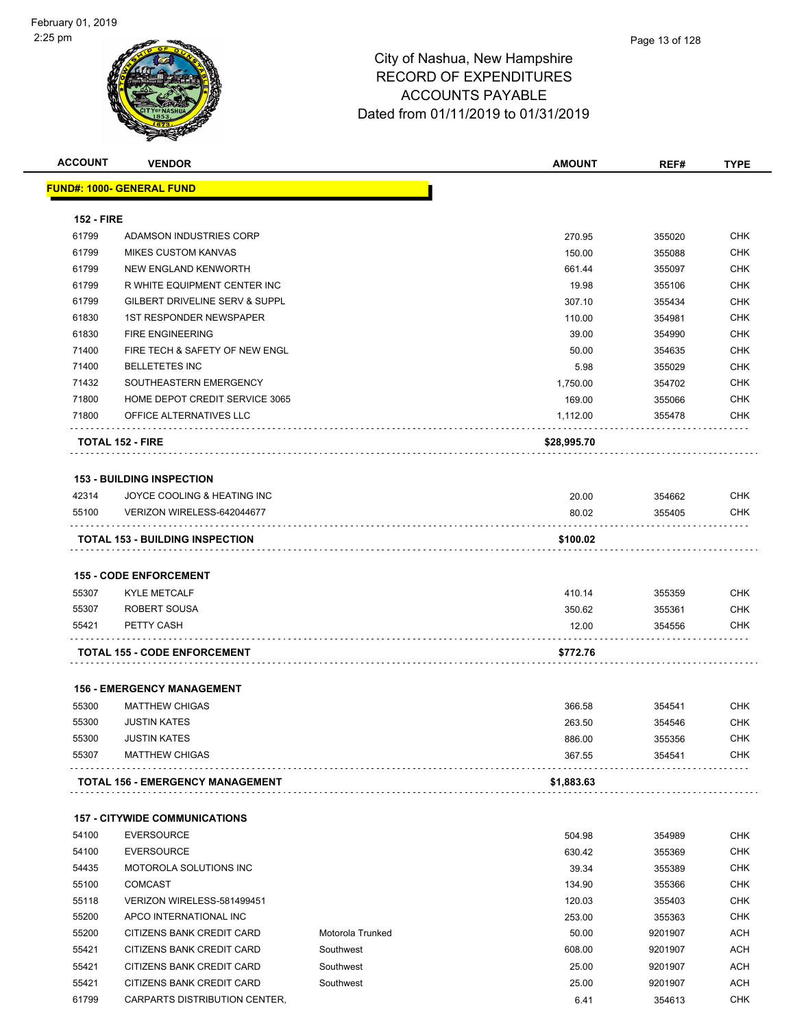City of Nashua, New Hampshire
RECORD OF EXPENDITURES
ACCOUNTS PAYABLE
Dated from 01/11/2019 to 01/31/2019

| ACCOUNT | VENDOR | | AMOUNT | REF# | TYPE |
|---|---|---|---|---|---|
| **FUND#: 1000- GENERAL FUND** | | | | | |
| **152 - FIRE** | | | | | |
| 61799 | ADAMSON INDUSTRIES CORP | | 270.95 | 355020 | CHK |
| 61799 | MIKES CUSTOM KANVAS | | 150.00 | 355088 | CHK |
| 61799 | NEW ENGLAND KENWORTH | | 661.44 | 355097 | CHK |
| 61799 | R WHITE EQUIPMENT CENTER INC | | 19.98 | 355106 | CHK |
| 61799 | GILBERT DRIVELINE SERV & SUPPL | | 307.10 | 355434 | CHK |
| 61830 | 1ST RESPONDER NEWSPAPER | | 110.00 | 354981 | CHK |
| 61830 | FIRE ENGINEERING | | 39.00 | 354990 | CHK |
| 71400 | FIRE TECH & SAFETY OF NEW ENGL | | 50.00 | 354635 | CHK |
| 71400 | BELLETETES INC | | 5.98 | 355029 | CHK |
| 71432 | SOUTHEASTERN EMERGENCY | | 1,750.00 | 354702 | CHK |
| 71800 | HOME DEPOT CREDIT SERVICE 3065 | | 169.00 | 355066 | CHK |
| 71800 | OFFICE ALTERNATIVES LLC | | 1,112.00 | 355478 | CHK |
| **TOTAL 152 - FIRE** | | | **$28,995.70** | | |
| **153 - BUILDING INSPECTION** | | | | | |
| 42314 | JOYCE COOLING & HEATING INC | | 20.00 | 354662 | CHK |
| 55100 | VERIZON WIRELESS-642044677 | | 80.02 | 355405 | CHK |
| **TOTAL 153 - BUILDING INSPECTION** | | | **$100.02** | | |
| **155 - CODE ENFORCEMENT** | | | | | |
| 55307 | KYLE METCALF | | 410.14 | 355359 | CHK |
| 55307 | ROBERT SOUSA | | 350.62 | 355361 | CHK |
| 55421 | PETTY CASH | | 12.00 | 354556 | CHK |
| **TOTAL 155 - CODE ENFORCEMENT** | | | **$772.76** | | |
| **156 - EMERGENCY MANAGEMENT** | | | | | |
| 55300 | MATTHEW CHIGAS | | 366.58 | 354541 | CHK |
| 55300 | JUSTIN KATES | | 263.50 | 354546 | CHK |
| 55300 | JUSTIN KATES | | 886.00 | 355356 | CHK |
| 55307 | MATTHEW CHIGAS | | 367.55 | 354541 | CHK |
| **TOTAL 156 - EMERGENCY MANAGEMENT** | | | **$1,883.63** | | |
| **157 - CITYWIDE COMMUNICATIONS** | | | | | |
| 54100 | EVERSOURCE | | 504.98 | 354989 | CHK |
| 54100 | EVERSOURCE | | 630.42 | 355369 | CHK |
| 54435 | MOTOROLA SOLUTIONS INC | | 39.34 | 355389 | CHK |
| 55100 | COMCAST | | 134.90 | 355366 | CHK |
| 55118 | VERIZON WIRELESS-581499451 | | 120.03 | 355403 | CHK |
| 55200 | APCO INTERNATIONAL INC | | 253.00 | 355363 | CHK |
| 55200 | CITIZENS BANK CREDIT CARD | Motorola Trunked | 50.00 | 9201907 | ACH |
| 55421 | CITIZENS BANK CREDIT CARD | Southwest | 608.00 | 9201907 | ACH |
| 55421 | CITIZENS BANK CREDIT CARD | Southwest | 25.00 | 9201907 | ACH |
| 55421 | CITIZENS BANK CREDIT CARD | Southwest | 25.00 | 9201907 | ACH |
| 61799 | CARPARTS DISTRIBUTION CENTER, | | 6.41 | 354613 | CHK |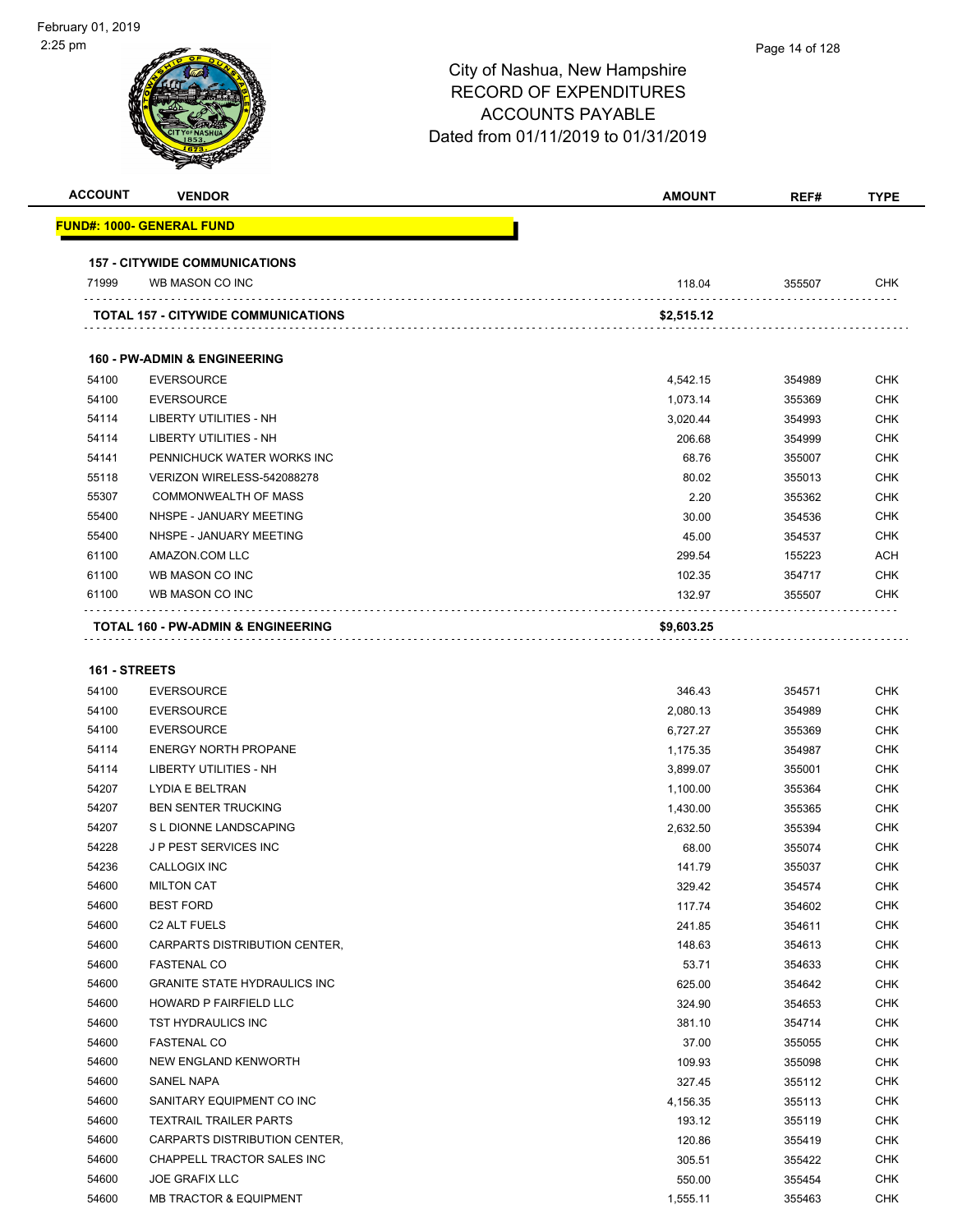# City of Nashua, New Hampshire
## RECORD OF EXPENDITURES
## ACCOUNTS PAYABLE
## Dated from 01/11/2019 to 01/31/2019

February 01, 2019
2:25 pm

| ACCOUNT | VENDOR | AMOUNT | REF# | TYPE |
|---|---|---|---|---|
| **FUND#: 1000- GENERAL FUND** | | | | |
| **157 - CITYWIDE COMMUNICATIONS** | | | | |
| 71999 | WB MASON CO INC | 118.04 | 355507 | CHK |
| **TOTAL 157 - CITYWIDE COMMUNICATIONS** | | **$2,515.12** | | |
| **160 - PW-ADMIN & ENGINEERING** | | | | |
| 54100 | EVERSOURCE | 4,542.15 | 354989 | CHK |
| 54100 | EVERSOURCE | 1,073.14 | 355369 | CHK |
| 54114 | LIBERTY UTILITIES - NH | 3,020.44 | 354993 | CHK |
| 54114 | LIBERTY UTILITIES - NH | 206.68 | 354999 | CHK |
| 54141 | PENNICHUCK WATER WORKS INC | 68.76 | 355007 | CHK |
| 55118 | VERIZON WIRELESS-542088278 | 80.02 | 355013 | CHK |
| 55307 | COMMONWEALTH OF MASS | 2.20 | 355362 | CHK |
| 55400 | NHSPE - JANUARY MEETING | 30.00 | 354536 | CHK |
| 55400 | NHSPE - JANUARY MEETING | 45.00 | 354537 | CHK |
| 61100 | AMAZON.COM LLC | 299.54 | 155223 | ACH |
| 61100 | WB MASON CO INC | 102.35 | 354717 | CHK |
| 61100 | WB MASON CO INC | 132.97 | 355507 | CHK |
| **TOTAL 160 - PW-ADMIN & ENGINEERING** | | **$9,603.25** | | |
| **161 - STREETS** | | | | |
| 54100 | EVERSOURCE | 346.43 | 354571 | CHK |
| 54100 | EVERSOURCE | 2,080.13 | 354989 | CHK |
| 54100 | EVERSOURCE | 6,727.27 | 355369 | CHK |
| 54114 | ENERGY NORTH PROPANE | 1,175.35 | 354987 | CHK |
| 54114 | LIBERTY UTILITIES - NH | 3,899.07 | 355001 | CHK |
| 54207 | LYDIA E BELTRAN | 1,100.00 | 355364 | CHK |
| 54207 | BEN SENTER TRUCKING | 1,430.00 | 355365 | CHK |
| 54207 | S L DIONNE LANDSCAPING | 2,632.50 | 355394 | CHK |
| 54228 | J P PEST SERVICES INC | 68.00 | 355074 | CHK |
| 54236 | CALLOGIX INC | 141.79 | 355037 | CHK |
| 54600 | MILTON CAT | 329.42 | 354574 | CHK |
| 54600 | BEST FORD | 117.74 | 354602 | CHK |
| 54600 | C2 ALT FUELS | 241.85 | 354611 | CHK |
| 54600 | CARPARTS DISTRIBUTION CENTER, | 148.63 | 354613 | CHK |
| 54600 | FASTENAL CO | 53.71 | 354633 | CHK |
| 54600 | GRANITE STATE HYDRAULICS INC | 625.00 | 354642 | CHK |
| 54600 | HOWARD P FAIRFIELD LLC | 324.90 | 354653 | CHK |
| 54600 | TST HYDRAULICS INC | 381.10 | 354714 | CHK |
| 54600 | FASTENAL CO | 37.00 | 355055 | CHK |
| 54600 | NEW ENGLAND KENWORTH | 109.93 | 355098 | CHK |
| 54600 | SANEL NAPA | 327.45 | 355112 | CHK |
| 54600 | SANITARY EQUIPMENT CO INC | 4,156.35 | 355113 | CHK |
| 54600 | TEXTRAIL TRAILER PARTS | 193.12 | 355119 | CHK |
| 54600 | CARPARTS DISTRIBUTION CENTER, | 120.86 | 355419 | CHK |
| 54600 | CHAPPELL TRACTOR SALES INC | 305.51 | 355422 | CHK |
| 54600 | JOE GRAFIX LLC | 550.00 | 355454 | CHK |
| 54600 | MB TRACTOR & EQUIPMENT | 1,555.11 | 355463 | CHK |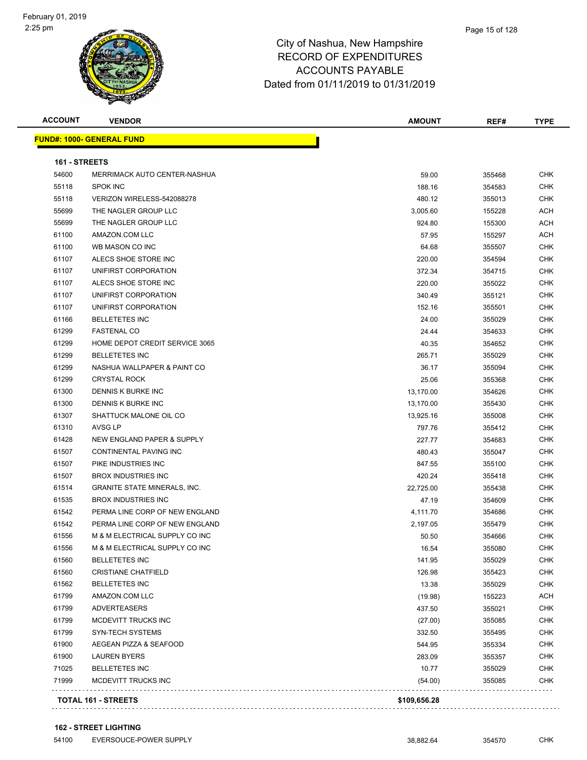# City of Nashua, New Hampshire
## RECORD OF EXPENDITURES
## ACCOUNTS PAYABLE
## Dated from 01/11/2019 to 01/31/2019

| ACCOUNT | VENDOR | AMOUNT | REF# | TYPE |
|---|---|---|---|---|
| **FUND#: 1000- GENERAL FUND** | | | | |
| **161 - STREETS** | | | | |
| 54600 | MERRIMACK AUTO CENTER-NASHUA | 59.00 | 355468 | CHK |
| 55118 | SPOK INC | 188.16 | 354583 | CHK |
| 55118 | VERIZON WIRELESS-542088278 | 480.12 | 355013 | CHK |
| 55699 | THE NAGLER GROUP LLC | 3,005.60 | 155228 | ACH |
| 55699 | THE NAGLER GROUP LLC | 924.80 | 155300 | ACH |
| 61100 | AMAZON.COM LLC | 57.95 | 155297 | ACH |
| 61100 | WB MASON CO INC | 64.68 | 355507 | CHK |
| 61107 | ALECS SHOE STORE INC | 220.00 | 354594 | CHK |
| 61107 | UNIFIRST CORPORATION | 372.34 | 354715 | CHK |
| 61107 | ALECS SHOE STORE INC | 220.00 | 355022 | CHK |
| 61107 | UNIFIRST CORPORATION | 340.49 | 355121 | CHK |
| 61107 | UNIFIRST CORPORATION | 152.16 | 355501 | CHK |
| 61166 | BELLETETES INC | 24.00 | 355029 | CHK |
| 61299 | FASTENAL CO | 24.44 | 354633 | CHK |
| 61299 | HOME DEPOT CREDIT SERVICE 3065 | 40.35 | 354652 | CHK |
| 61299 | BELLETETES INC | 265.71 | 355029 | CHK |
| 61299 | NASHUA WALLPAPER & PAINT CO | 36.17 | 355094 | CHK |
| 61299 | CRYSTAL ROCK | 25.06 | 355368 | CHK |
| 61300 | DENNIS K BURKE INC | 13,170.00 | 354626 | CHK |
| 61300 | DENNIS K BURKE INC | 13,170.00 | 355430 | CHK |
| 61307 | SHATTUCK MALONE OIL CO | 13,925.16 | 355008 | CHK |
| 61310 | AVSG LP | 797.76 | 355412 | CHK |
| 61428 | NEW ENGLAND PAPER & SUPPLY | 227.77 | 354683 | CHK |
| 61507 | CONTINENTAL PAVING INC | 480.43 | 355047 | CHK |
| 61507 | PIKE INDUSTRIES INC | 847.55 | 355100 | CHK |
| 61507 | BROX INDUSTRIES INC | 420.24 | 355418 | CHK |
| 61514 | GRANITE STATE MINERALS, INC. | 22,725.00 | 355438 | CHK |
| 61535 | BROX INDUSTRIES INC | 47.19 | 354609 | CHK |
| 61542 | PERMA LINE CORP OF NEW ENGLAND | 4,111.70 | 354686 | CHK |
| 61542 | PERMA LINE CORP OF NEW ENGLAND | 2,197.05 | 355479 | CHK |
| 61556 | M & M ELECTRICAL SUPPLY CO INC | 50.50 | 354666 | CHK |
| 61556 | M & M ELECTRICAL SUPPLY CO INC | 16.54 | 355080 | CHK |
| 61560 | BELLETETES INC | 141.95 | 355029 | CHK |
| 61560 | CRISTIANE CHATFIELD | 126.98 | 355423 | CHK |
| 61562 | BELLETETES INC | 13.38 | 355029 | CHK |
| 61799 | AMAZON.COM LLC | (19.98) | 155223 | ACH |
| 61799 | ADVERTEASERS | 437.50 | 355021 | CHK |
| 61799 | MCDEVITT TRUCKS INC | (27.00) | 355085 | CHK |
| 61799 | SYN-TECH SYSTEMS | 332.50 | 355495 | CHK |
| 61900 | AEGEAN PIZZA & SEAFOOD | 544.95 | 355334 | CHK |
| 61900 | LAUREN BYERS | 283.09 | 355357 | CHK |
| 71025 | BELLETETES INC | 10.77 | 355029 | CHK |
| 71999 | MCDEVITT TRUCKS INC | (54.00) | 355085 | CHK |
| **TOTAL 161 - STREETS** | | **$109,656.28** | | |
| **162 - STREET LIGHTING** | | | | |
| 54100 | EVERSOUCE-POWER SUPPLY | 38,882.64 | 354570 | CHK |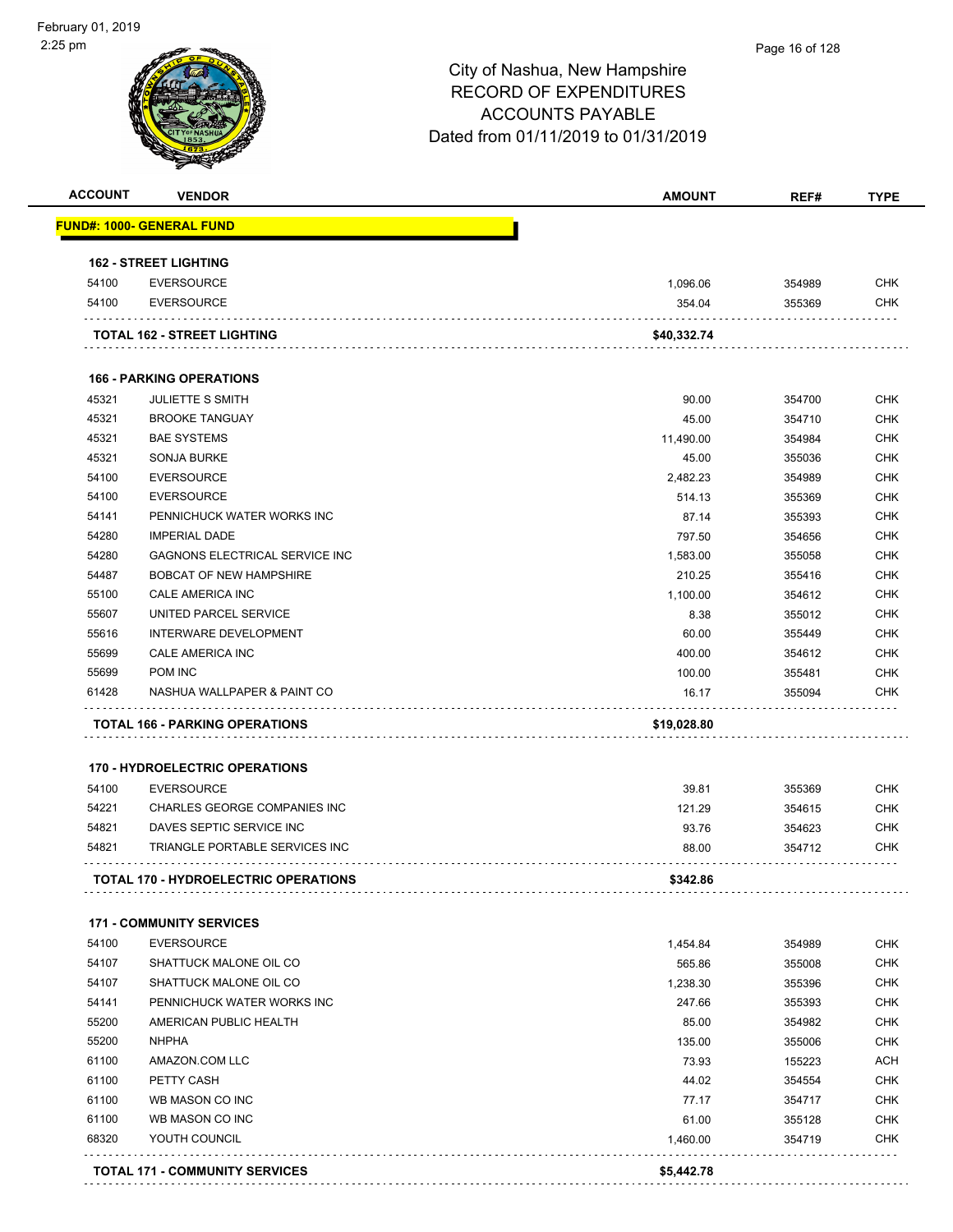City of Nashua, New Hampshire
RECORD OF EXPENDITURES
ACCOUNTS PAYABLE
Dated from 01/11/2019 to 01/31/2019

| ACCOUNT | VENDOR | AMOUNT | REF# | TYPE |
|---|---|---|---|---|
| **FUND#: 1000- GENERAL FUND** | | | | |
| **162 - STREET LIGHTING** | | | | |
| 54100 | EVERSOURCE | 1,096.06 | 354989 | CHK |
| 54100 | EVERSOURCE | 354.04 | 355369 | CHK |
| **TOTAL 162 - STREET LIGHTING** | | **$40,332.74** | | |
| **166 - PARKING OPERATIONS** | | | | |
| 45321 | JULIETTE S SMITH | 90.00 | 354700 | CHK |
| 45321 | BROOKE TANGUAY | 45.00 | 354710 | CHK |
| 45321 | BAE SYSTEMS | 11,490.00 | 354984 | CHK |
| 45321 | SONJA BURKE | 45.00 | 355036 | CHK |
| 54100 | EVERSOURCE | 2,482.23 | 354989 | CHK |
| 54100 | EVERSOURCE | 514.13 | 355369 | CHK |
| 54141 | PENNICHUCK WATER WORKS INC | 87.14 | 355393 | CHK |
| 54280 | IMPERIAL DADE | 797.50 | 354656 | CHK |
| 54280 | GAGNONS ELECTRICAL SERVICE INC | 1,583.00 | 355058 | CHK |
| 54487 | BOBCAT OF NEW HAMPSHIRE | 210.25 | 355416 | CHK |
| 55100 | CALE AMERICA INC | 1,100.00 | 354612 | CHK |
| 55607 | UNITED PARCEL SERVICE | 8.38 | 355012 | CHK |
| 55616 | INTERWARE DEVELOPMENT | 60.00 | 355449 | CHK |
| 55699 | CALE AMERICA INC | 400.00 | 354612 | CHK |
| 55699 | POM INC | 100.00 | 355481 | CHK |
| 61428 | NASHUA WALLPAPER & PAINT CO | 16.17 | 355094 | CHK |
| **TOTAL 166 - PARKING OPERATIONS** | | **$19,028.80** | | |
| **170 - HYDROELECTRIC OPERATIONS** | | | | |
| 54100 | EVERSOURCE | 39.81 | 355369 | CHK |
| 54221 | CHARLES GEORGE COMPANIES INC | 121.29 | 354615 | CHK |
| 54821 | DAVES SEPTIC SERVICE INC | 93.76 | 354623 | CHK |
| 54821 | TRIANGLE PORTABLE SERVICES INC | 88.00 | 354712 | CHK |
| **TOTAL 170 - HYDROELECTRIC OPERATIONS** | | **$342.86** | | |
| **171 - COMMUNITY SERVICES** | | | | |
| 54100 | EVERSOURCE | 1,454.84 | 354989 | CHK |
| 54107 | SHATTUCK MALONE OIL CO | 565.86 | 355008 | CHK |
| 54107 | SHATTUCK MALONE OIL CO | 1,238.30 | 355396 | CHK |
| 54141 | PENNICHUCK WATER WORKS INC | 247.66 | 355393 | CHK |
| 55200 | AMERICAN PUBLIC HEALTH | 85.00 | 354982 | CHK |
| 55200 | NHPHA | 135.00 | 355006 | CHK |
| 61100 | AMAZON.COM LLC | 73.93 | 155223 | ACH |
| 61100 | PETTY CASH | 44.02 | 354554 | CHK |
| 61100 | WB MASON CO INC | 77.17 | 354717 | CHK |
| 61100 | WB MASON CO INC | 61.00 | 355128 | CHK |
| 68320 | YOUTH COUNCIL | 1,460.00 | 354719 | CHK |
| **TOTAL 171 - COMMUNITY SERVICES** | | **$5,442.78** | | |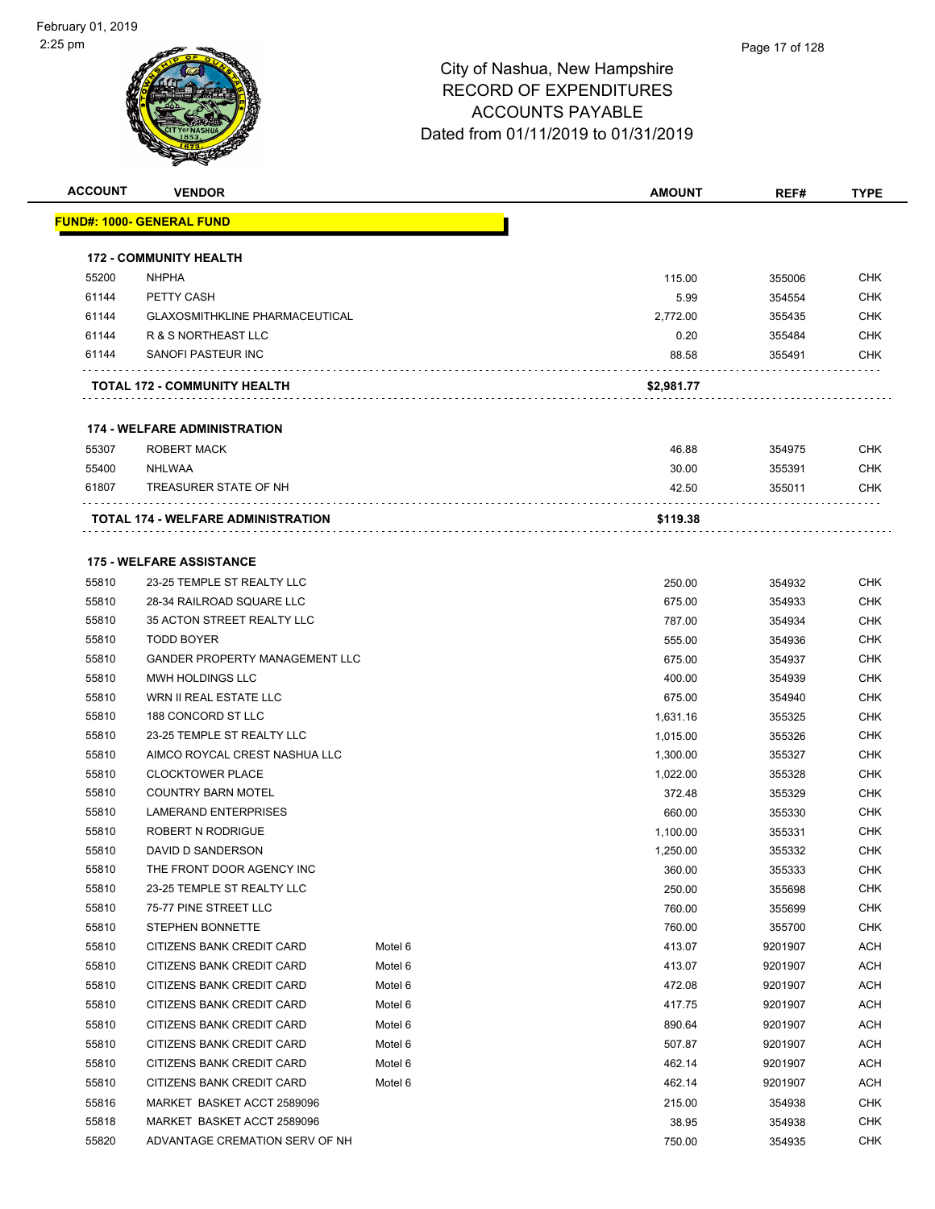# City of Nashua, New Hampshire
## RECORD OF EXPENDITURES
## ACCOUNTS PAYABLE
## Dated from 01/11/2019 to 01/31/2019

February 01, 2019
2:25 pm

| ACCOUNT | VENDOR | | AMOUNT | REF# | TYPE |
|---|---|---|---|---|---|
| **FUND#: 1000- GENERAL FUND** | | | | | |
| **172 - COMMUNITY HEALTH** | | | | | |
| 55200 | NHPHA | | 115.00 | 355006 | CHK |
| 61144 | PETTY CASH | | 5.99 | 354554 | CHK |
| 61144 | GLAXOSMITHKLINE PHARMACEUTICAL | | 2,772.00 | 355435 | CHK |
| 61144 | R & S NORTHEAST LLC | | 0.20 | 355484 | CHK |
| 61144 | SANOFI PASTEUR INC | | 88.58 | 355491 | CHK |
| **TOTAL 172 - COMMUNITY HEALTH** | | | **$2,981.77** | | |
| **174 - WELFARE ADMINISTRATION** | | | | | |
| 55307 | ROBERT MACK | | 46.88 | 354975 | CHK |
| 55400 | NHLWAA | | 30.00 | 355391 | CHK |
| 61807 | TREASURER STATE OF NH | | 42.50 | 355011 | CHK |
| **TOTAL 174 - WELFARE ADMINISTRATION** | | | **$119.38** | | |
| **175 - WELFARE ASSISTANCE** | | | | | |
| 55810 | 23-25 TEMPLE ST REALTY LLC | | 250.00 | 354932 | CHK |
| 55810 | 28-34 RAILROAD SQUARE LLC | | 675.00 | 354933 | CHK |
| 55810 | 35 ACTON STREET REALTY LLC | | 787.00 | 354934 | CHK |
| 55810 | TODD BOYER | | 555.00 | 354936 | CHK |
| 55810 | GANDER PROPERTY MANAGEMENT LLC | | 675.00 | 354937 | CHK |
| 55810 | MWH HOLDINGS LLC | | 400.00 | 354939 | CHK |
| 55810 | WRN II REAL ESTATE LLC | | 675.00 | 354940 | CHK |
| 55810 | 188 CONCORD ST LLC | | 1,631.16 | 355325 | CHK |
| 55810 | 23-25 TEMPLE ST REALTY LLC | | 1,015.00 | 355326 | CHK |
| 55810 | AIMCO ROYCAL CREST NASHUA LLC | | 1,300.00 | 355327 | CHK |
| 55810 | CLOCKTOWER PLACE | | 1,022.00 | 355328 | CHK |
| 55810 | COUNTRY BARN MOTEL | | 372.48 | 355329 | CHK |
| 55810 | LAMERAND ENTERPRISES | | 660.00 | 355330 | CHK |
| 55810 | ROBERT N RODRIGUE | | 1,100.00 | 355331 | CHK |
| 55810 | DAVID D SANDERSON | | 1,250.00 | 355332 | CHK |
| 55810 | THE FRONT DOOR AGENCY INC | | 360.00 | 355333 | CHK |
| 55810 | 23-25 TEMPLE ST REALTY LLC | | 250.00 | 355698 | CHK |
| 55810 | 75-77 PINE STREET LLC | | 760.00 | 355699 | CHK |
| 55810 | STEPHEN BONNETTE | | 760.00 | 355700 | CHK |
| 55810 | CITIZENS BANK CREDIT CARD | Motel 6 | 413.07 | 9201907 | ACH |
| 55810 | CITIZENS BANK CREDIT CARD | Motel 6 | 413.07 | 9201907 | ACH |
| 55810 | CITIZENS BANK CREDIT CARD | Motel 6 | 472.08 | 9201907 | ACH |
| 55810 | CITIZENS BANK CREDIT CARD | Motel 6 | 417.75 | 9201907 | ACH |
| 55810 | CITIZENS BANK CREDIT CARD | Motel 6 | 890.64 | 9201907 | ACH |
| 55810 | CITIZENS BANK CREDIT CARD | Motel 6 | 507.87 | 9201907 | ACH |
| 55810 | CITIZENS BANK CREDIT CARD | Motel 6 | 462.14 | 9201907 | ACH |
| 55810 | CITIZENS BANK CREDIT CARD | Motel 6 | 462.14 | 9201907 | ACH |
| 55816 | MARKET BASKET ACCT 2589096 | | 215.00 | 354938 | CHK |
| 55818 | MARKET BASKET ACCT 2589096 | | 38.95 | 354938 | CHK |
| 55820 | ADVANTAGE CREMATION SERV OF NH | | 750.00 | 354935 | CHK |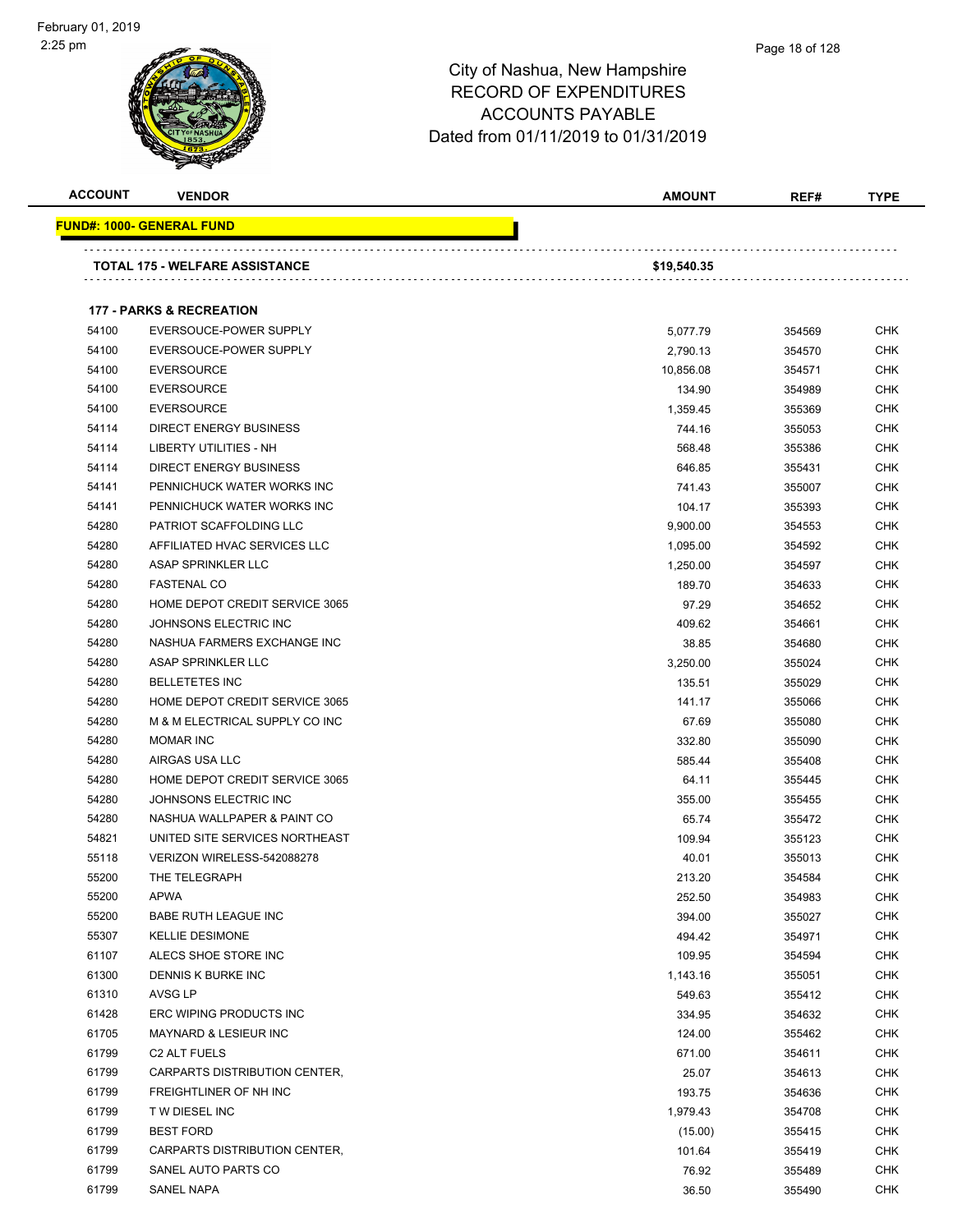# City of Nashua, New Hampshire
## RECORD OF EXPENDITURES
## ACCOUNTS PAYABLE
## Dated from 01/11/2019 to 01/31/2019

| ACCOUNT | VENDOR | AMOUNT | REF# | TYPE |
|---|---|---|---|---|
| **FUND#: 1000- GENERAL FUND** | | | | |
| | **TOTAL 175 - WELFARE ASSISTANCE** | **$19,540.35** | | |
| | **177 - PARKS & RECREATION** | | | |
| 54100 | EVERSOUCE-POWER SUPPLY | 5,077.79 | 354569 | CHK |
| 54100 | EVERSOUCE-POWER SUPPLY | 2,790.13 | 354570 | CHK |
| 54100 | EVERSOURCE | 10,856.08 | 354571 | CHK |
| 54100 | EVERSOURCE | 134.90 | 354989 | CHK |
| 54100 | EVERSOURCE | 1,359.45 | 355369 | CHK |
| 54114 | DIRECT ENERGY BUSINESS | 744.16 | 355053 | CHK |
| 54114 | LIBERTY UTILITIES - NH | 568.48 | 355386 | CHK |
| 54114 | DIRECT ENERGY BUSINESS | 646.85 | 355431 | CHK |
| 54141 | PENNICHUCK WATER WORKS INC | 741.43 | 355007 | CHK |
| 54141 | PENNICHUCK WATER WORKS INC | 104.17 | 355393 | CHK |
| 54280 | PATRIOT SCAFFOLDING LLC | 9,900.00 | 354553 | CHK |
| 54280 | AFFILIATED HVAC SERVICES LLC | 1,095.00 | 354592 | CHK |
| 54280 | ASAP SPRINKLER LLC | 1,250.00 | 354597 | CHK |
| 54280 | FASTENAL CO | 189.70 | 354633 | CHK |
| 54280 | HOME DEPOT CREDIT SERVICE 3065 | 97.29 | 354652 | CHK |
| 54280 | JOHNSONS ELECTRIC INC | 409.62 | 354661 | CHK |
| 54280 | NASHUA FARMERS EXCHANGE INC | 38.85 | 354680 | CHK |
| 54280 | ASAP SPRINKLER LLC | 3,250.00 | 355024 | CHK |
| 54280 | BELLETETES INC | 135.51 | 355029 | CHK |
| 54280 | HOME DEPOT CREDIT SERVICE 3065 | 141.17 | 355066 | CHK |
| 54280 | M & M ELECTRICAL SUPPLY CO INC | 67.69 | 355080 | CHK |
| 54280 | MOMAR INC | 332.80 | 355090 | CHK |
| 54280 | AIRGAS USA LLC | 585.44 | 355408 | CHK |
| 54280 | HOME DEPOT CREDIT SERVICE 3065 | 64.11 | 355445 | CHK |
| 54280 | JOHNSONS ELECTRIC INC | 355.00 | 355455 | CHK |
| 54280 | NASHUA WALLPAPER & PAINT CO | 65.74 | 355472 | CHK |
| 54821 | UNITED SITE SERVICES NORTHEAST | 109.94 | 355123 | CHK |
| 55118 | VERIZON WIRELESS-542088278 | 40.01 | 355013 | CHK |
| 55200 | THE TELEGRAPH | 213.20 | 354584 | CHK |
| 55200 | APWA | 252.50 | 354983 | CHK |
| 55200 | BABE RUTH LEAGUE INC | 394.00 | 355027 | CHK |
| 55307 | KELLIE DESIMONE | 494.42 | 354971 | CHK |
| 61107 | ALECS SHOE STORE INC | 109.95 | 354594 | CHK |
| 61300 | DENNIS K BURKE INC | 1,143.16 | 355051 | CHK |
| 61310 | AVSG LP | 549.63 | 355412 | CHK |
| 61428 | ERC WIPING PRODUCTS INC | 334.95 | 354632 | CHK |
| 61705 | MAYNARD & LESIEUR INC | 124.00 | 355462 | CHK |
| 61799 | C2 ALT FUELS | 671.00 | 354611 | CHK |
| 61799 | CARPARTS DISTRIBUTION CENTER, | 25.07 | 354613 | CHK |
| 61799 | FREIGHTLINER OF NH INC | 193.75 | 354636 | CHK |
| 61799 | T W DIESEL INC | 1,979.43 | 354708 | CHK |
| 61799 | BEST FORD | (15.00) | 355415 | CHK |
| 61799 | CARPARTS DISTRIBUTION CENTER, | 101.64 | 355419 | CHK |
| 61799 | SANEL AUTO PARTS CO | 76.92 | 355489 | CHK |
| 61799 | SANEL NAPA | 36.50 | 355490 | CHK |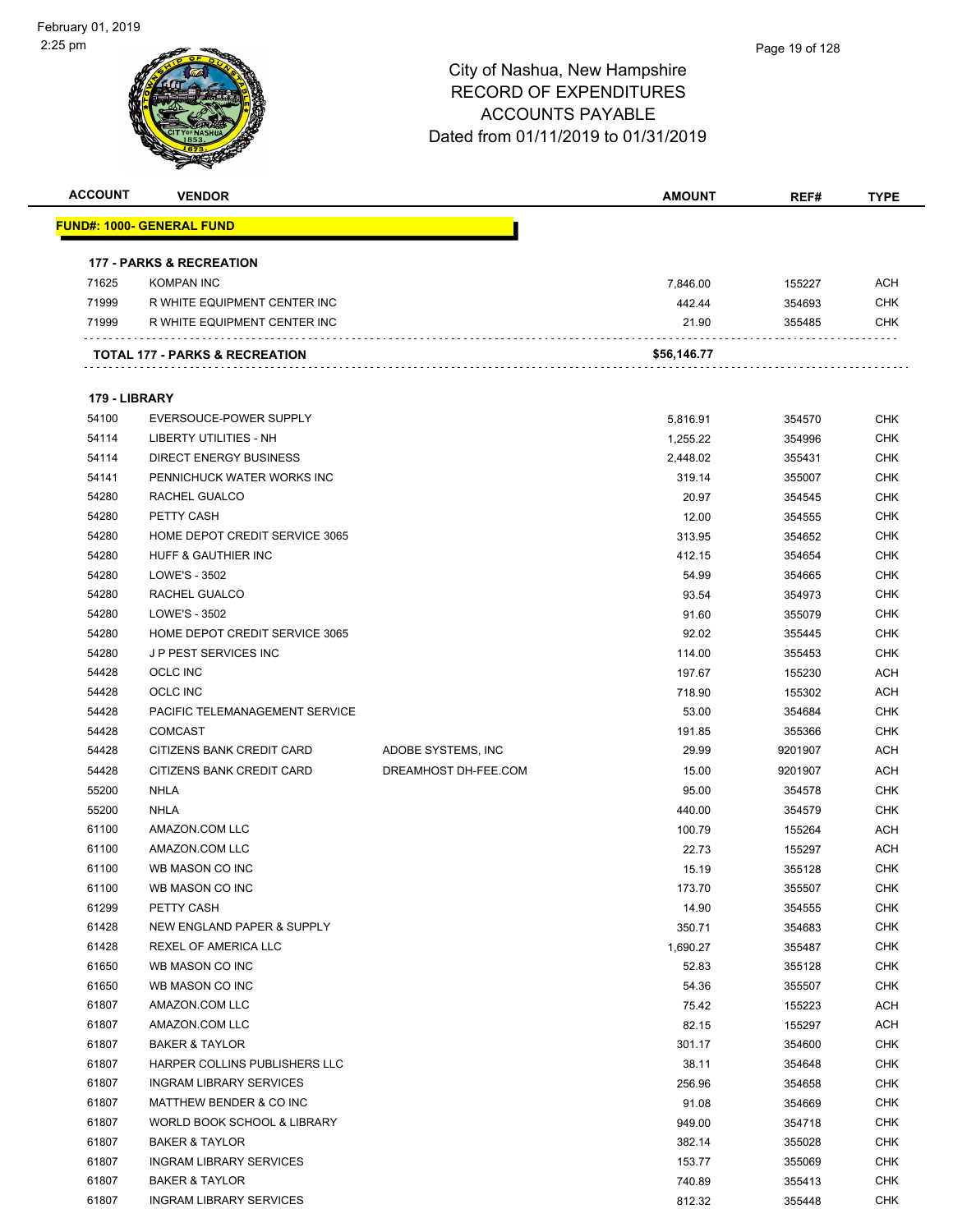February 01, 2019
2:25 pm

# City of Nashua, New Hampshire
## RECORD OF EXPENDITURES
## ACCOUNTS PAYABLE
## Dated from 01/11/2019 to 01/31/2019

| ACCOUNT | VENDOR | | AMOUNT | REF# | TYPE |
|---|---|---|---|---|---|
| **FUND#: 1000- GENERAL FUND** | | | | | |
| **177 - PARKS & RECREATION** | | | | | |
| 71625 | KOMPAN INC | | 7,846.00 | 155227 | ACH |
| 71999 | R WHITE EQUIPMENT CENTER INC | | 442.44 | 354693 | CHK |
| 71999 | R WHITE EQUIPMENT CENTER INC | | 21.90 | 355485 | CHK |
| **TOTAL 177 - PARKS & RECREATION** | | | **$56,146.77** | | |
| **179 - LIBRARY** | | | | | |
| 54100 | EVERSOUCE-POWER SUPPLY | | 5,816.91 | 354570 | CHK |
| 54114 | LIBERTY UTILITIES - NH | | 1,255.22 | 354996 | CHK |
| 54114 | DIRECT ENERGY BUSINESS | | 2,448.02 | 355431 | CHK |
| 54141 | PENNICHUCK WATER WORKS INC | | 319.14 | 355007 | CHK |
| 54280 | RACHEL GUALCO | | 20.97 | 354545 | CHK |
| 54280 | PETTY CASH | | 12.00 | 354555 | CHK |
| 54280 | HOME DEPOT CREDIT SERVICE 3065 | | 313.95 | 354652 | CHK |
| 54280 | HUFF & GAUTHIER INC | | 412.15 | 354654 | CHK |
| 54280 | LOWE'S - 3502 | | 54.99 | 354665 | CHK |
| 54280 | RACHEL GUALCO | | 93.54 | 354973 | CHK |
| 54280 | LOWE'S - 3502 | | 91.60 | 355079 | CHK |
| 54280 | HOME DEPOT CREDIT SERVICE 3065 | | 92.02 | 355445 | CHK |
| 54280 | J P PEST SERVICES INC | | 114.00 | 355453 | CHK |
| 54428 | OCLC INC | | 197.67 | 155230 | ACH |
| 54428 | OCLC INC | | 718.90 | 155302 | ACH |
| 54428 | PACIFIC TELEMANAGEMENT SERVICE | | 53.00 | 354684 | CHK |
| 54428 | COMCAST | | 191.85 | 355366 | CHK |
| 54428 | CITIZENS BANK CREDIT CARD | ADOBE SYSTEMS, INC | 29.99 | 9201907 | ACH |
| 54428 | CITIZENS BANK CREDIT CARD | DREAMHOST DH-FEE.COM | 15.00 | 9201907 | ACH |
| 55200 | NHLA | | 95.00 | 354578 | CHK |
| 55200 | NHLA | | 440.00 | 354579 | CHK |
| 61100 | AMAZON.COM LLC | | 100.79 | 155264 | ACH |
| 61100 | AMAZON.COM LLC | | 22.73 | 155297 | ACH |
| 61100 | WB MASON CO INC | | 15.19 | 355128 | CHK |
| 61100 | WB MASON CO INC | | 173.70 | 355507 | CHK |
| 61299 | PETTY CASH | | 14.90 | 354555 | CHK |
| 61428 | NEW ENGLAND PAPER & SUPPLY | | 350.71 | 354683 | CHK |
| 61428 | REXEL OF AMERICA LLC | | 1,690.27 | 355487 | CHK |
| 61650 | WB MASON CO INC | | 52.83 | 355128 | CHK |
| 61650 | WB MASON CO INC | | 54.36 | 355507 | CHK |
| 61807 | AMAZON.COM LLC | | 75.42 | 155223 | ACH |
| 61807 | AMAZON.COM LLC | | 82.15 | 155297 | ACH |
| 61807 | BAKER & TAYLOR | | 301.17 | 354600 | CHK |
| 61807 | HARPER COLLINS PUBLISHERS LLC | | 38.11 | 354648 | CHK |
| 61807 | INGRAM LIBRARY SERVICES | | 256.96 | 354658 | CHK |
| 61807 | MATTHEW BENDER & CO INC | | 91.08 | 354669 | CHK |
| 61807 | WORLD BOOK SCHOOL & LIBRARY | | 949.00 | 354718 | CHK |
| 61807 | BAKER & TAYLOR | | 382.14 | 355028 | CHK |
| 61807 | INGRAM LIBRARY SERVICES | | 153.77 | 355069 | CHK |
| 61807 | BAKER & TAYLOR | | 740.89 | 355413 | CHK |
| 61807 | INGRAM LIBRARY SERVICES | | 812.32 | 355448 | CHK |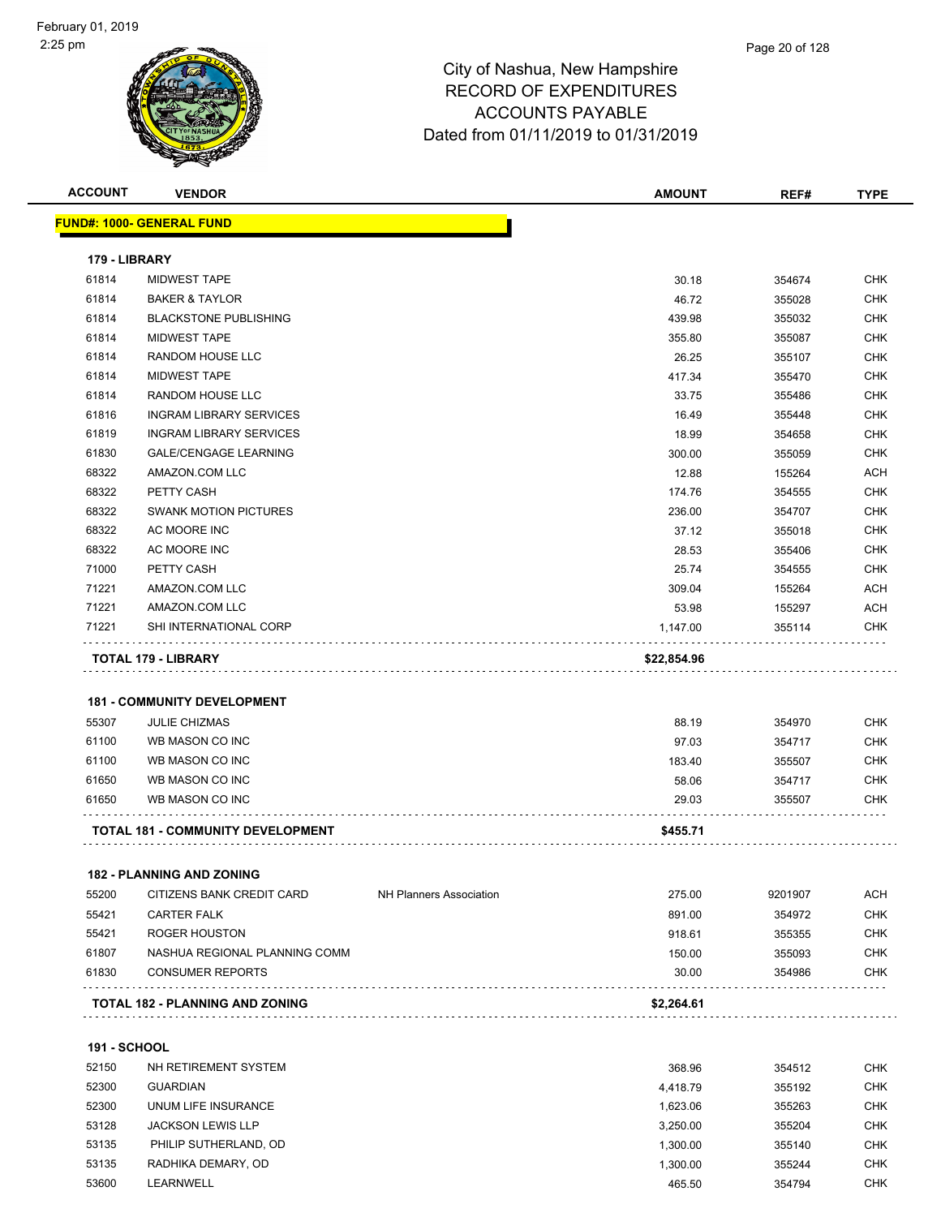City of Nashua, New Hampshire
RECORD OF EXPENDITURES
ACCOUNTS PAYABLE
Dated from 01/11/2019 to 01/31/2019

February 01, 2019
2:25 pm

| ACCOUNT | VENDOR | | AMOUNT | REF# | TYPE |
|---|---|---|---|---|---|
| **FUND#: 1000- GENERAL FUND** | | | | | |
| **179 - LIBRARY** | | | | | |
| 61814 | MIDWEST TAPE | | 30.18 | 354674 | CHK |
| 61814 | BAKER & TAYLOR | | 46.72 | 355028 | CHK |
| 61814 | BLACKSTONE PUBLISHING | | 439.98 | 355032 | CHK |
| 61814 | MIDWEST TAPE | | 355.80 | 355087 | CHK |
| 61814 | RANDOM HOUSE LLC | | 26.25 | 355107 | CHK |
| 61814 | MIDWEST TAPE | | 417.34 | 355470 | CHK |
| 61814 | RANDOM HOUSE LLC | | 33.75 | 355486 | CHK |
| 61816 | INGRAM LIBRARY SERVICES | | 16.49 | 355448 | CHK |
| 61819 | INGRAM LIBRARY SERVICES | | 18.99 | 354658 | CHK |
| 61830 | GALE/CENGAGE LEARNING | | 300.00 | 355059 | CHK |
| 68322 | AMAZON.COM LLC | | 12.88 | 155264 | ACH |
| 68322 | PETTY CASH | | 174.76 | 354555 | CHK |
| 68322 | SWANK MOTION PICTURES | | 236.00 | 354707 | CHK |
| 68322 | AC MOORE INC | | 37.12 | 355018 | CHK |
| 68322 | AC MOORE INC | | 28.53 | 355406 | CHK |
| 71000 | PETTY CASH | | 25.74 | 354555 | CHK |
| 71221 | AMAZON.COM LLC | | 309.04 | 155264 | ACH |
| 71221 | AMAZON.COM LLC | | 53.98 | 155297 | ACH |
| 71221 | SHI INTERNATIONAL CORP | | 1,147.00 | 355114 | CHK |
| **TOTAL 179 - LIBRARY** | | | **$22,854.96** | | |
| **181 - COMMUNITY DEVELOPMENT** | | | | | |
| 55307 | JULIE CHIZMAS | | 88.19 | 354970 | CHK |
| 61100 | WB MASON CO INC | | 97.03 | 354717 | CHK |
| 61100 | WB MASON CO INC | | 183.40 | 355507 | CHK |
| 61650 | WB MASON CO INC | | 58.06 | 354717 | CHK |
| 61650 | WB MASON CO INC | | 29.03 | 355507 | CHK |
| **TOTAL 181 - COMMUNITY DEVELOPMENT** | | | **$455.71** | | |
| **182 - PLANNING AND ZONING** | | | | | |
| 55200 | CITIZENS BANK CREDIT CARD | NH Planners Association | 275.00 | 9201907 | ACH |
| 55421 | CARTER FALK | | 891.00 | 354972 | CHK |
| 55421 | ROGER HOUSTON | | 918.61 | 355355 | CHK |
| 61807 | NASHUA REGIONAL PLANNING COMM | | 150.00 | 355093 | CHK |
| 61830 | CONSUMER REPORTS | | 30.00 | 354986 | CHK |
| **TOTAL 182 - PLANNING AND ZONING** | | | **$2,264.61** | | |
| **191 - SCHOOL** | | | | | |
| 52150 | NH RETIREMENT SYSTEM | | 368.96 | 354512 | CHK |
| 52300 | GUARDIAN | | 4,418.79 | 355192 | CHK |
| 52300 | UNUM LIFE INSURANCE | | 1,623.06 | 355263 | CHK |
| 53128 | JACKSON LEWIS LLP | | 3,250.00 | 355204 | CHK |
| 53135 | PHILIP SUTHERLAND, OD | | 1,300.00 | 355140 | CHK |
| 53135 | RADHIKA DEMARY, OD | | 1,300.00 | 355244 | CHK |
| 53600 | LEARNWELL | | 465.50 | 354794 | CHK |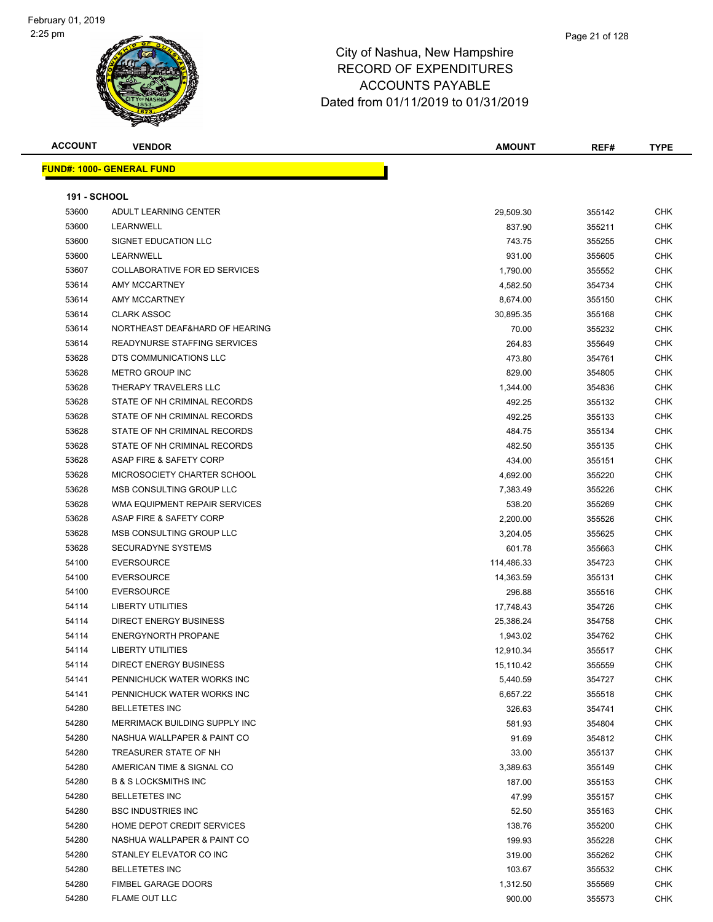# City of Nashua, New Hampshire
## RECORD OF EXPENDITURES
## ACCOUNTS PAYABLE
### Dated from 01/11/2019 to 01/31/2019

| ACCOUNT | VENDOR | AMOUNT | REF# | TYPE |
|---|---|---|---|---|
| **FUND#: 1000- GENERAL FUND** | | | | |
| **191 - SCHOOL** | | | | |
| 53600 | ADULT LEARNING CENTER | 29,509.30 | 355142 | CHK |
| 53600 | LEARNWELL | 837.90 | 355211 | CHK |
| 53600 | SIGNET EDUCATION LLC | 743.75 | 355255 | CHK |
| 53600 | LEARNWELL | 931.00 | 355605 | CHK |
| 53607 | COLLABORATIVE FOR ED SERVICES | 1,790.00 | 355552 | CHK |
| 53614 | AMY MCCARTNEY | 4,582.50 | 354734 | CHK |
| 53614 | AMY MCCARTNEY | 8,674.00 | 355150 | CHK |
| 53614 | CLARK ASSOC | 30,895.35 | 355168 | CHK |
| 53614 | NORTHEAST DEAF&HARD OF HEARING | 70.00 | 355232 | CHK |
| 53614 | READYNURSE STAFFING SERVICES | 264.83 | 355649 | CHK |
| 53628 | DTS COMMUNICATIONS LLC | 473.80 | 354761 | CHK |
| 53628 | METRO GROUP INC | 829.00 | 354805 | CHK |
| 53628 | THERAPY TRAVELERS LLC | 1,344.00 | 354836 | CHK |
| 53628 | STATE OF NH CRIMINAL RECORDS | 492.25 | 355132 | CHK |
| 53628 | STATE OF NH CRIMINAL RECORDS | 492.25 | 355133 | CHK |
| 53628 | STATE OF NH CRIMINAL RECORDS | 484.75 | 355134 | CHK |
| 53628 | STATE OF NH CRIMINAL RECORDS | 482.50 | 355135 | CHK |
| 53628 | ASAP FIRE & SAFETY CORP | 434.00 | 355151 | CHK |
| 53628 | MICROSOCIETY CHARTER SCHOOL | 4,692.00 | 355220 | CHK |
| 53628 | MSB CONSULTING GROUP LLC | 7,383.49 | 355226 | CHK |
| 53628 | WMA EQUIPMENT REPAIR SERVICES | 538.20 | 355269 | CHK |
| 53628 | ASAP FIRE & SAFETY CORP | 2,200.00 | 355526 | CHK |
| 53628 | MSB CONSULTING GROUP LLC | 3,204.05 | 355625 | CHK |
| 53628 | SECURADYNE SYSTEMS | 601.78 | 355663 | CHK |
| 54100 | EVERSOURCE | 114,486.33 | 354723 | CHK |
| 54100 | EVERSOURCE | 14,363.59 | 355131 | CHK |
| 54100 | EVERSOURCE | 296.88 | 355516 | CHK |
| 54114 | LIBERTY UTILITIES | 17,748.43 | 354726 | CHK |
| 54114 | DIRECT ENERGY BUSINESS | 25,386.24 | 354758 | CHK |
| 54114 | ENERGYNORTH PROPANE | 1,943.02 | 354762 | CHK |
| 54114 | LIBERTY UTILITIES | 12,910.34 | 355517 | CHK |
| 54114 | DIRECT ENERGY BUSINESS | 15,110.42 | 355559 | CHK |
| 54141 | PENNICHUCK WATER WORKS INC | 5,440.59 | 354727 | CHK |
| 54141 | PENNICHUCK WATER WORKS INC | 6,657.22 | 355518 | CHK |
| 54280 | BELLETETES INC | 326.63 | 354741 | CHK |
| 54280 | MERRIMACK BUILDING SUPPLY INC | 581.93 | 354804 | CHK |
| 54280 | NASHUA WALLPAPER & PAINT CO | 91.69 | 354812 | CHK |
| 54280 | TREASURER STATE OF NH | 33.00 | 355137 | CHK |
| 54280 | AMERICAN TIME & SIGNAL CO | 3,389.63 | 355149 | CHK |
| 54280 | B & S LOCKSMITHS INC | 187.00 | 355153 | CHK |
| 54280 | BELLETETES INC | 47.99 | 355157 | CHK |
| 54280 | BSC INDUSTRIES INC | 52.50 | 355163 | CHK |
| 54280 | HOME DEPOT CREDIT SERVICES | 138.76 | 355200 | CHK |
| 54280 | NASHUA WALLPAPER & PAINT CO | 199.93 | 355228 | CHK |
| 54280 | STANLEY ELEVATOR CO INC | 319.00 | 355262 | CHK |
| 54280 | BELLETETES INC | 103.67 | 355532 | CHK |
| 54280 | FIMBEL GARAGE DOORS | 1,312.50 | 355569 | CHK |
| 54280 | FLAME OUT LLC | 900.00 | 355573 | CHK |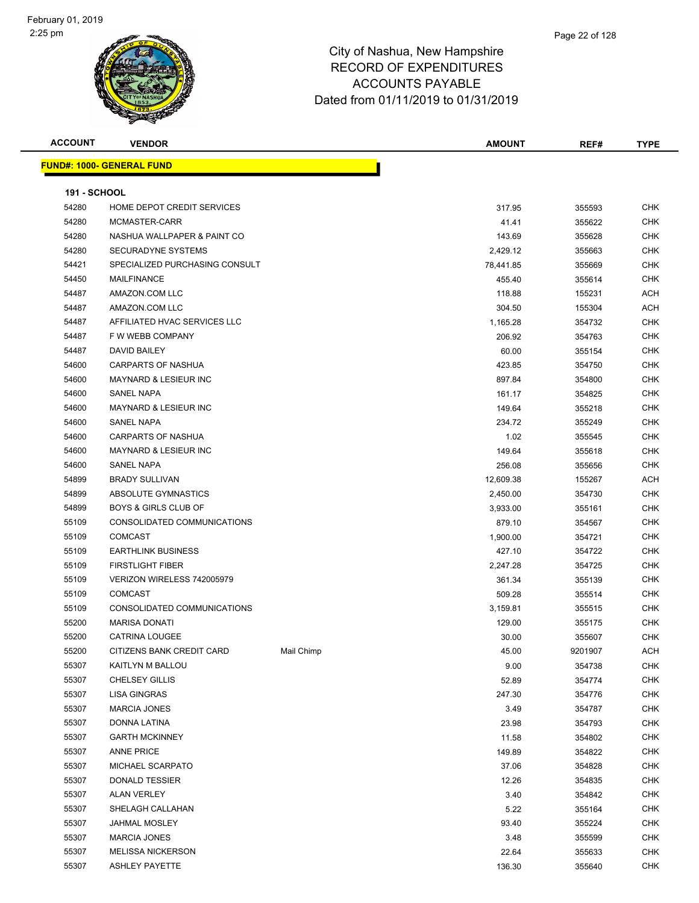# City of Nashua, New Hampshire
# RECORD OF EXPENDITURES
# ACCOUNTS PAYABLE
# Dated from 01/11/2019 to 01/31/2019

| ACCOUNT | VENDOR | | AMOUNT | REF# | TYPE |
|---|---|---|---|---|---|

**FUND#: 1000- GENERAL FUND**

**191 - SCHOOL**

| ACCOUNT | VENDOR | | AMOUNT | REF# | TYPE |
|---|---|---|---|---|---|
| 54280 | HOME DEPOT CREDIT SERVICES | | 317.95 | 355593 | CHK |
| 54280 | MCMASTER-CARR | | 41.41 | 355622 | CHK |
| 54280 | NASHUA WALLPAPER & PAINT CO | | 143.69 | 355628 | CHK |
| 54280 | SECURADYNE SYSTEMS | | 2,429.12 | 355663 | CHK |
| 54421 | SPECIALIZED PURCHASING CONSULT | | 78,441.85 | 355669 | CHK |
| 54450 | MAILFINANCE | | 455.40 | 355614 | CHK |
| 54487 | AMAZON.COM LLC | | 118.88 | 155231 | ACH |
| 54487 | AMAZON.COM LLC | | 304.50 | 155304 | ACH |
| 54487 | AFFILIATED HVAC SERVICES LLC | | 1,165.28 | 354732 | CHK |
| 54487 | F W WEBB COMPANY | | 206.92 | 354763 | CHK |
| 54487 | DAVID BAILEY | | 60.00 | 355154 | CHK |
| 54600 | CARPARTS OF NASHUA | | 423.85 | 354750 | CHK |
| 54600 | MAYNARD & LESIEUR INC | | 897.84 | 354800 | CHK |
| 54600 | SANEL NAPA | | 161.17 | 354825 | CHK |
| 54600 | MAYNARD & LESIEUR INC | | 149.64 | 355218 | CHK |
| 54600 | SANEL NAPA | | 234.72 | 355249 | CHK |
| 54600 | CARPARTS OF NASHUA | | 1.02 | 355545 | CHK |
| 54600 | MAYNARD & LESIEUR INC | | 149.64 | 355618 | CHK |
| 54600 | SANEL NAPA | | 256.08 | 355656 | CHK |
| 54899 | BRADY SULLIVAN | | 12,609.38 | 155267 | ACH |
| 54899 | ABSOLUTE GYMNASTICS | | 2,450.00 | 354730 | CHK |
| 54899 | BOYS & GIRLS CLUB OF | | 3,933.00 | 355161 | CHK |
| 55109 | CONSOLIDATED COMMUNICATIONS | | 879.10 | 354567 | CHK |
| 55109 | COMCAST | | 1,900.00 | 354721 | CHK |
| 55109 | EARTHLINK BUSINESS | | 427.10 | 354722 | CHK |
| 55109 | FIRSTLIGHT FIBER | | 2,247.28 | 354725 | CHK |
| 55109 | VERIZON WIRELESS 742005979 | | 361.34 | 355139 | CHK |
| 55109 | COMCAST | | 509.28 | 355514 | CHK |
| 55109 | CONSOLIDATED COMMUNICATIONS | | 3,159.81 | 355515 | CHK |
| 55200 | MARISA DONATI | | 129.00 | 355175 | CHK |
| 55200 | CATRINA LOUGEE | | 30.00 | 355607 | CHK |
| 55200 | CITIZENS BANK CREDIT CARD | Mail Chimp | 45.00 | 9201907 | ACH |
| 55307 | KAITLYN M BALLOU | | 9.00 | 354738 | CHK |
| 55307 | CHELSEY GILLIS | | 52.89 | 354774 | CHK |
| 55307 | LISA GINGRAS | | 247.30 | 354776 | CHK |
| 55307 | MARCIA JONES | | 3.49 | 354787 | CHK |
| 55307 | DONNA LATINA | | 23.98 | 354793 | CHK |
| 55307 | GARTH MCKINNEY | | 11.58 | 354802 | CHK |
| 55307 | ANNE PRICE | | 149.89 | 354822 | CHK |
| 55307 | MICHAEL SCARPATO | | 37.06 | 354828 | CHK |
| 55307 | DONALD TESSIER | | 12.26 | 354835 | CHK |
| 55307 | ALAN VERLEY | | 3.40 | 354842 | CHK |
| 55307 | SHELAGH CALLAHAN | | 5.22 | 355164 | CHK |
| 55307 | JAHMAL MOSLEY | | 93.40 | 355224 | CHK |
| 55307 | MARCIA JONES | | 3.48 | 355599 | CHK |
| 55307 | MELISSA NICKERSON | | 22.64 | 355633 | CHK |
| 55307 | ASHLEY PAYETTE | | 136.30 | 355640 | CHK |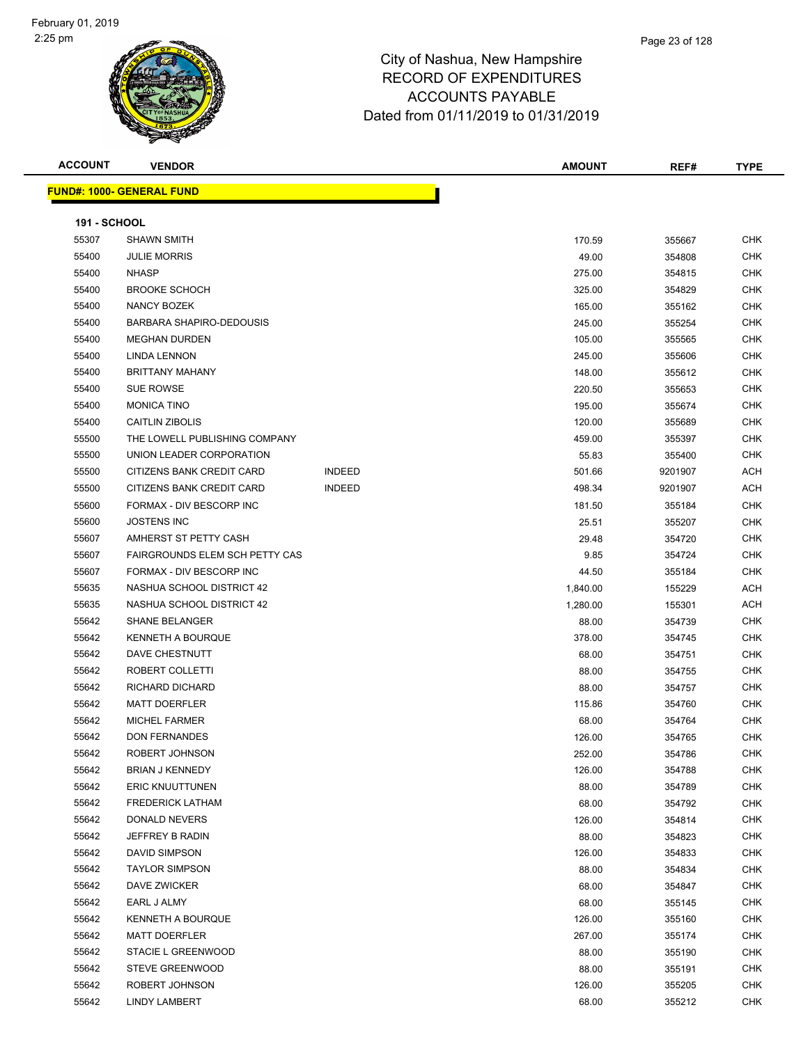City of Nashua, New Hampshire
RECORD OF EXPENDITURES
ACCOUNTS PAYABLE
Dated from 01/11/2019 to 01/31/2019

| ACCOUNT | VENDOR | | AMOUNT | REF# | TYPE |
|---|---|---|---|---|---|
| **FUND#: 1000- GENERAL FUND** | | | | | |
| **191 - SCHOOL** | | | | | |
| 55307 | SHAWN SMITH | | 170.59 | 355667 | CHK |
| 55400 | JULIE MORRIS | | 49.00 | 354808 | CHK |
| 55400 | NHASP | | 275.00 | 354815 | CHK |
| 55400 | BROOKE SCHOCH | | 325.00 | 354829 | CHK |
| 55400 | NANCY BOZEK | | 165.00 | 355162 | CHK |
| 55400 | BARBARA SHAPIRO-DEDOUSIS | | 245.00 | 355254 | CHK |
| 55400 | MEGHAN DURDEN | | 105.00 | 355565 | CHK |
| 55400 | LINDA LENNON | | 245.00 | 355606 | CHK |
| 55400 | BRITTANY MAHANY | | 148.00 | 355612 | CHK |
| 55400 | SUE ROWSE | | 220.50 | 355653 | CHK |
| 55400 | MONICA TINO | | 195.00 | 355674 | CHK |
| 55400 | CAITLIN ZIBOLIS | | 120.00 | 355689 | CHK |
| 55500 | THE LOWELL PUBLISHING COMPANY | | 459.00 | 355397 | CHK |
| 55500 | UNION LEADER CORPORATION | | 55.83 | 355400 | CHK |
| 55500 | CITIZENS BANK CREDIT CARD | INDEED | 501.66 | 9201907 | ACH |
| 55500 | CITIZENS BANK CREDIT CARD | INDEED | 498.34 | 9201907 | ACH |
| 55600 | FORMAX - DIV BESCORP INC | | 181.50 | 355184 | CHK |
| 55600 | JOSTENS INC | | 25.51 | 355207 | CHK |
| 55607 | AMHERST ST PETTY CASH | | 29.48 | 354720 | CHK |
| 55607 | FAIRGROUNDS ELEM SCH PETTY CAS | | 9.85 | 354724 | CHK |
| 55607 | FORMAX - DIV BESCORP INC | | 44.50 | 355184 | CHK |
| 55635 | NASHUA SCHOOL DISTRICT 42 | | 1,840.00 | 155229 | ACH |
| 55635 | NASHUA SCHOOL DISTRICT 42 | | 1,280.00 | 155301 | ACH |
| 55642 | SHANE BELANGER | | 88.00 | 354739 | CHK |
| 55642 | KENNETH A BOURQUE | | 378.00 | 354745 | CHK |
| 55642 | DAVE CHESTNUTT | | 68.00 | 354751 | CHK |
| 55642 | ROBERT COLLETTI | | 88.00 | 354755 | CHK |
| 55642 | RICHARD DICHARD | | 88.00 | 354757 | CHK |
| 55642 | MATT DOERFLER | | 115.86 | 354760 | CHK |
| 55642 | MICHEL FARMER | | 68.00 | 354764 | CHK |
| 55642 | DON FERNANDES | | 126.00 | 354765 | CHK |
| 55642 | ROBERT JOHNSON | | 252.00 | 354786 | CHK |
| 55642 | BRIAN J KENNEDY | | 126.00 | 354788 | CHK |
| 55642 | ERIC KNUUTTUNEN | | 88.00 | 354789 | CHK |
| 55642 | FREDERICK LATHAM | | 68.00 | 354792 | CHK |
| 55642 | DONALD NEVERS | | 126.00 | 354814 | CHK |
| 55642 | JEFFREY B RADIN | | 88.00 | 354823 | CHK |
| 55642 | DAVID SIMPSON | | 126.00 | 354833 | CHK |
| 55642 | TAYLOR SIMPSON | | 88.00 | 354834 | CHK |
| 55642 | DAVE ZWICKER | | 68.00 | 354847 | CHK |
| 55642 | EARL J ALMY | | 68.00 | 355145 | CHK |
| 55642 | KENNETH A BOURQUE | | 126.00 | 355160 | CHK |
| 55642 | MATT DOERFLER | | 267.00 | 355174 | CHK |
| 55642 | STACIE L GREENWOOD | | 88.00 | 355190 | CHK |
| 55642 | STEVE GREENWOOD | | 88.00 | 355191 | CHK |
| 55642 | ROBERT JOHNSON | | 126.00 | 355205 | CHK |
| 55642 | LINDY LAMBERT | | 68.00 | 355212 | CHK |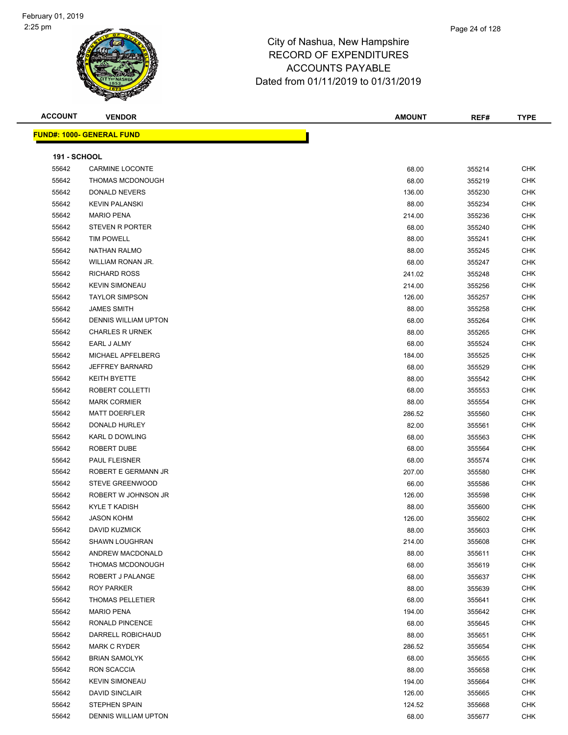# City of Nashua, New Hampshire
# RECORD OF EXPENDITURES
# ACCOUNTS PAYABLE
# Dated from 01/11/2019 to 01/31/2019

February 01, 2019
2:25 pm

| ACCOUNT | VENDOR | AMOUNT | REF# | TYPE |
|---|---|---|---|---|

**FUND#: 1000- GENERAL FUND**

**191 - SCHOOL**

| ACCOUNT | VENDOR | AMOUNT | REF# | TYPE |
|---|---|---|---|---|
| 55642 | CARMINE LOCONTE | 68.00 | 355214 | CHK |
| 55642 | THOMAS MCDONOUGH | 68.00 | 355219 | CHK |
| 55642 | DONALD NEVERS | 136.00 | 355230 | CHK |
| 55642 | KEVIN PALANSKI | 88.00 | 355234 | CHK |
| 55642 | MARIO PENA | 214.00 | 355236 | CHK |
| 55642 | STEVEN R PORTER | 68.00 | 355240 | CHK |
| 55642 | TIM POWELL | 88.00 | 355241 | CHK |
| 55642 | NATHAN RALMO | 88.00 | 355245 | CHK |
| 55642 | WILLIAM RONAN JR. | 68.00 | 355247 | CHK |
| 55642 | RICHARD ROSS | 241.02 | 355248 | CHK |
| 55642 | KEVIN SIMONEAU | 214.00 | 355256 | CHK |
| 55642 | TAYLOR SIMPSON | 126.00 | 355257 | CHK |
| 55642 | JAMES SMITH | 88.00 | 355258 | CHK |
| 55642 | DENNIS WILLIAM UPTON | 68.00 | 355264 | CHK |
| 55642 | CHARLES R URNEK | 88.00 | 355265 | CHK |
| 55642 | EARL J ALMY | 68.00 | 355524 | CHK |
| 55642 | MICHAEL APFELBERG | 184.00 | 355525 | CHK |
| 55642 | JEFFREY BARNARD | 68.00 | 355529 | CHK |
| 55642 | KEITH BYETTE | 88.00 | 355542 | CHK |
| 55642 | ROBERT COLLETTI | 68.00 | 355553 | CHK |
| 55642 | MARK CORMIER | 88.00 | 355554 | CHK |
| 55642 | MATT DOERFLER | 286.52 | 355560 | CHK |
| 55642 | DONALD HURLEY | 82.00 | 355561 | CHK |
| 55642 | KARL D DOWLING | 68.00 | 355563 | CHK |
| 55642 | ROBERT DUBE | 68.00 | 355564 | CHK |
| 55642 | PAUL FLEISNER | 68.00 | 355574 | CHK |
| 55642 | ROBERT E GERMANN JR | 207.00 | 355580 | CHK |
| 55642 | STEVE GREENWOOD | 66.00 | 355586 | CHK |
| 55642 | ROBERT W JOHNSON JR | 126.00 | 355598 | CHK |
| 55642 | KYLE T KADISH | 88.00 | 355600 | CHK |
| 55642 | JASON KOHM | 126.00 | 355602 | CHK |
| 55642 | DAVID KUZMICK | 88.00 | 355603 | CHK |
| 55642 | SHAWN LOUGHRAN | 214.00 | 355608 | CHK |
| 55642 | ANDREW MACDONALD | 88.00 | 355611 | CHK |
| 55642 | THOMAS MCDONOUGH | 68.00 | 355619 | CHK |
| 55642 | ROBERT J PALANGE | 68.00 | 355637 | CHK |
| 55642 | ROY PARKER | 88.00 | 355639 | CHK |
| 55642 | THOMAS PELLETIER | 68.00 | 355641 | CHK |
| 55642 | MARIO PENA | 194.00 | 355642 | CHK |
| 55642 | RONALD PINCENCE | 68.00 | 355645 | CHK |
| 55642 | DARRELL ROBICHAUD | 88.00 | 355651 | CHK |
| 55642 | MARK C RYDER | 286.52 | 355654 | CHK |
| 55642 | BRIAN SAMOLYK | 68.00 | 355655 | CHK |
| 55642 | RON SCACCIA | 88.00 | 355658 | CHK |
| 55642 | KEVIN SIMONEAU | 194.00 | 355664 | CHK |
| 55642 | DAVID SINCLAIR | 126.00 | 355665 | CHK |
| 55642 | STEPHEN SPAIN | 124.52 | 355668 | CHK |
| 55642 | DENNIS WILLIAM UPTON | 68.00 | 355677 | CHK |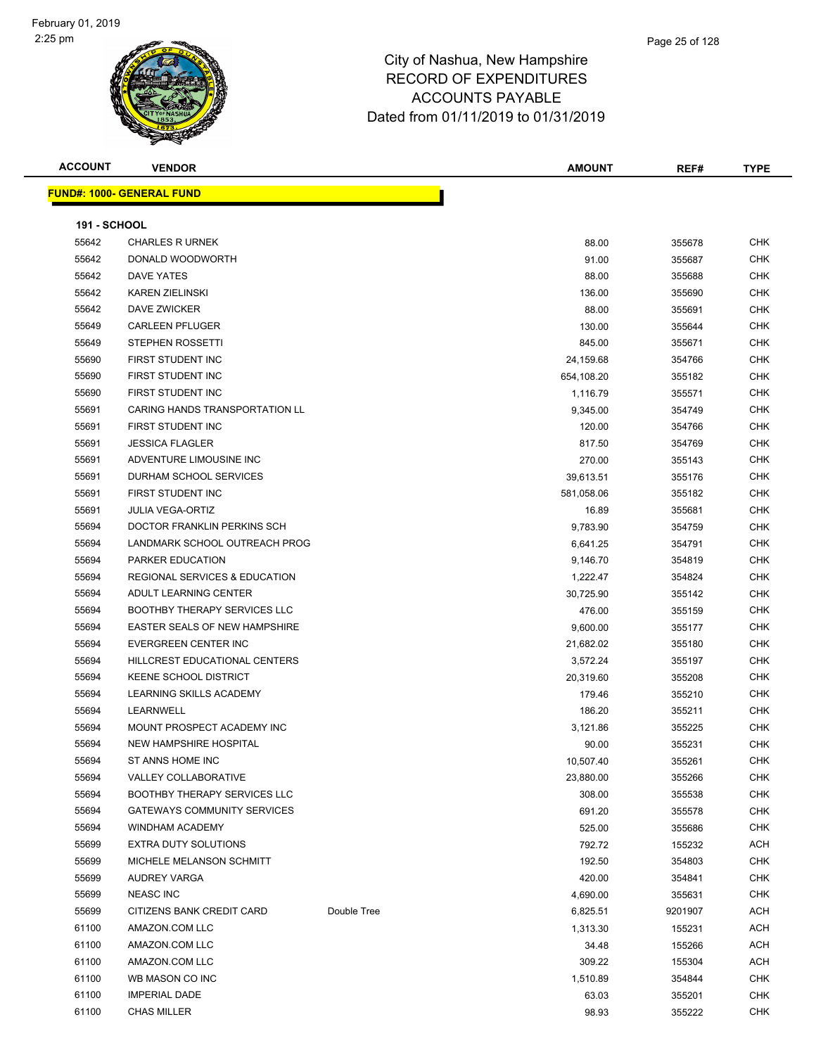# City of Nashua, New Hampshire
# RECORD OF EXPENDITURES
# ACCOUNTS PAYABLE
# Dated from 01/11/2019 to 01/31/2019

| ACCOUNT | VENDOR | | AMOUNT | REF# | TYPE |
|---|---|---|---|---|---|

**FUND#: 1000- GENERAL FUND**

**191 - SCHOOL**

| ACCOUNT | VENDOR | | AMOUNT | REF# | TYPE |
|---|---|---|---|---|---|
| 55642 | CHARLES R URNEK | | 88.00 | 355678 | CHK |
| 55642 | DONALD WOODWORTH | | 91.00 | 355687 | CHK |
| 55642 | DAVE YATES | | 88.00 | 355688 | CHK |
| 55642 | KAREN ZIELINSKI | | 136.00 | 355690 | CHK |
| 55642 | DAVE ZWICKER | | 88.00 | 355691 | CHK |
| 55649 | CARLEEN PFLUGER | | 130.00 | 355644 | CHK |
| 55649 | STEPHEN ROSSETTI | | 845.00 | 355671 | CHK |
| 55690 | FIRST STUDENT INC | | 24,159.68 | 354766 | CHK |
| 55690 | FIRST STUDENT INC | | 654,108.20 | 355182 | CHK |
| 55690 | FIRST STUDENT INC | | 1,116.79 | 355571 | CHK |
| 55691 | CARING HANDS TRANSPORTATION LL | | 9,345.00 | 354749 | CHK |
| 55691 | FIRST STUDENT INC | | 120.00 | 354766 | CHK |
| 55691 | JESSICA FLAGLER | | 817.50 | 354769 | CHK |
| 55691 | ADVENTURE LIMOUSINE INC | | 270.00 | 355143 | CHK |
| 55691 | DURHAM SCHOOL SERVICES | | 39,613.51 | 355176 | CHK |
| 55691 | FIRST STUDENT INC | | 581,058.06 | 355182 | CHK |
| 55691 | JULIA VEGA-ORTIZ | | 16.89 | 355681 | CHK |
| 55694 | DOCTOR FRANKLIN PERKINS SCH | | 9,783.90 | 354759 | CHK |
| 55694 | LANDMARK SCHOOL OUTREACH PROG | | 6,641.25 | 354791 | CHK |
| 55694 | PARKER EDUCATION | | 9,146.70 | 354819 | CHK |
| 55694 | REGIONAL SERVICES & EDUCATION | | 1,222.47 | 354824 | CHK |
| 55694 | ADULT LEARNING CENTER | | 30,725.90 | 355142 | CHK |
| 55694 | BOOTHBY THERAPY SERVICES LLC | | 476.00 | 355159 | CHK |
| 55694 | EASTER SEALS OF NEW HAMPSHIRE | | 9,600.00 | 355177 | CHK |
| 55694 | EVERGREEN CENTER INC | | 21,682.02 | 355180 | CHK |
| 55694 | HILLCREST EDUCATIONAL CENTERS | | 3,572.24 | 355197 | CHK |
| 55694 | KEENE SCHOOL DISTRICT | | 20,319.60 | 355208 | CHK |
| 55694 | LEARNING SKILLS ACADEMY | | 179.46 | 355210 | CHK |
| 55694 | LEARNWELL | | 186.20 | 355211 | CHK |
| 55694 | MOUNT PROSPECT ACADEMY INC | | 3,121.86 | 355225 | CHK |
| 55694 | NEW HAMPSHIRE HOSPITAL | | 90.00 | 355231 | CHK |
| 55694 | ST ANNS HOME INC | | 10,507.40 | 355261 | CHK |
| 55694 | VALLEY COLLABORATIVE | | 23,880.00 | 355266 | CHK |
| 55694 | BOOTHBY THERAPY SERVICES LLC | | 308.00 | 355538 | CHK |
| 55694 | GATEWAYS COMMUNITY SERVICES | | 691.20 | 355578 | CHK |
| 55694 | WINDHAM ACADEMY | | 525.00 | 355686 | CHK |
| 55699 | EXTRA DUTY SOLUTIONS | | 792.72 | 155232 | ACH |
| 55699 | MICHELE MELANSON SCHMITT | | 192.50 | 354803 | CHK |
| 55699 | AUDREY VARGA | | 420.00 | 354841 | CHK |
| 55699 | NEASC INC | | 4,690.00 | 355631 | CHK |
| 55699 | CITIZENS BANK CREDIT CARD | Double Tree | 6,825.51 | 9201907 | ACH |
| 61100 | AMAZON.COM LLC | | 1,313.30 | 155231 | ACH |
| 61100 | AMAZON.COM LLC | | 34.48 | 155266 | ACH |
| 61100 | AMAZON.COM LLC | | 309.22 | 155304 | ACH |
| 61100 | WB MASON CO INC | | 1,510.89 | 354844 | CHK |
| 61100 | IMPERIAL DADE | | 63.03 | 355201 | CHK |
| 61100 | CHAS MILLER | | 98.93 | 355222 | CHK |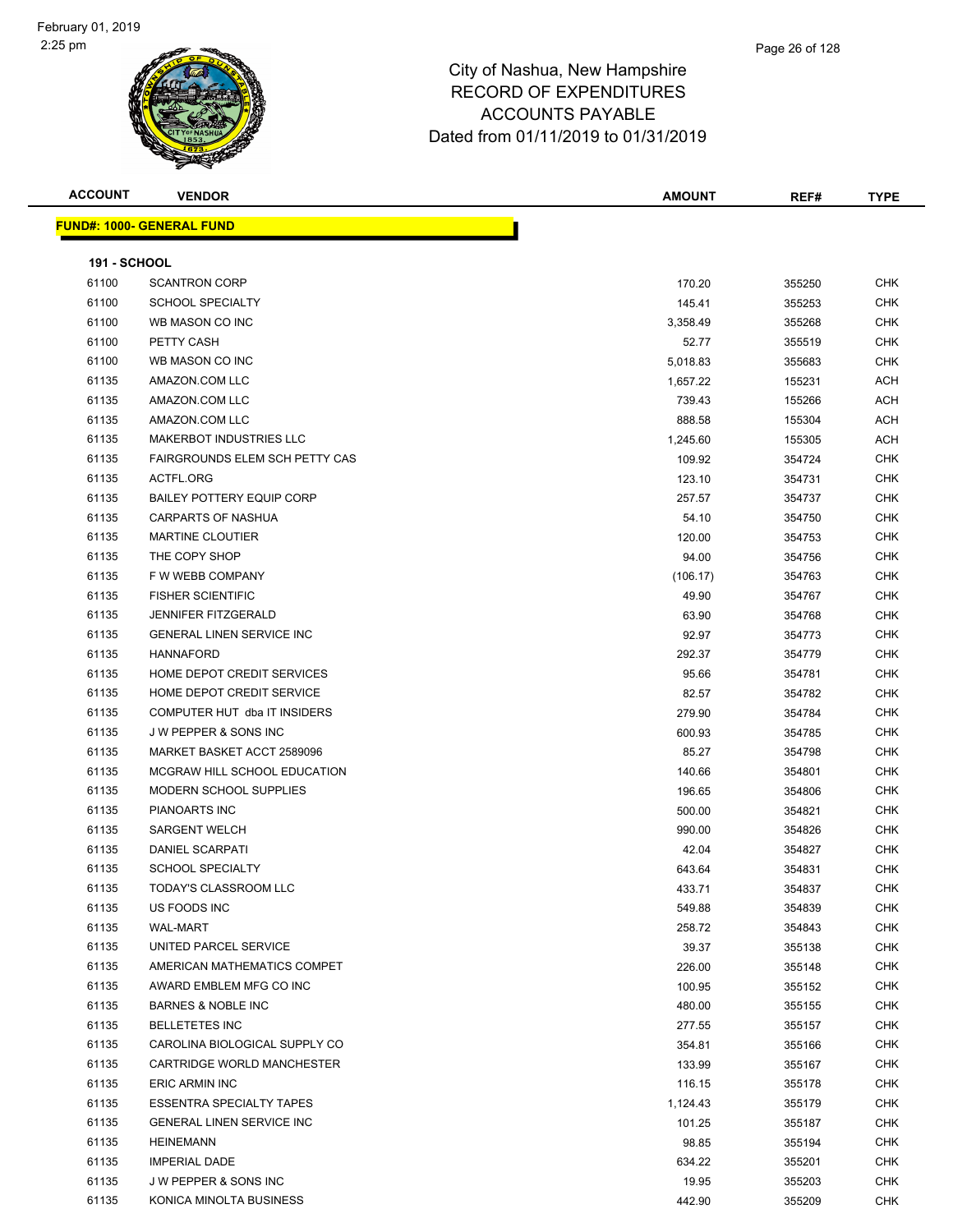# City of Nashua, New Hampshire
## RECORD OF EXPENDITURES
## ACCOUNTS PAYABLE
## Dated from 01/11/2019 to 01/31/2019

| ACCOUNT | VENDOR | AMOUNT | REF# | TYPE |
|---|---|---|---|---|
| **FUND#: 1000- GENERAL FUND** | | | | |
| **191 - SCHOOL** | | | | |
| 61100 | SCANTRON CORP | 170.20 | 355250 | CHK |
| 61100 | SCHOOL SPECIALTY | 145.41 | 355253 | CHK |
| 61100 | WB MASON CO INC | 3,358.49 | 355268 | CHK |
| 61100 | PETTY CASH | 52.77 | 355519 | CHK |
| 61100 | WB MASON CO INC | 5,018.83 | 355683 | CHK |
| 61135 | AMAZON.COM LLC | 1,657.22 | 155231 | ACH |
| 61135 | AMAZON.COM LLC | 739.43 | 155266 | ACH |
| 61135 | AMAZON.COM LLC | 888.58 | 155304 | ACH |
| 61135 | MAKERBOT INDUSTRIES LLC | 1,245.60 | 155305 | ACH |
| 61135 | FAIRGROUNDS ELEM SCH PETTY CAS | 109.92 | 354724 | CHK |
| 61135 | ACTFL.ORG | 123.10 | 354731 | CHK |
| 61135 | BAILEY POTTERY EQUIP CORP | 257.57 | 354737 | CHK |
| 61135 | CARPARTS OF NASHUA | 54.10 | 354750 | CHK |
| 61135 | MARTINE CLOUTIER | 120.00 | 354753 | CHK |
| 61135 | THE COPY SHOP | 94.00 | 354756 | CHK |
| 61135 | F W WEBB COMPANY | (106.17) | 354763 | CHK |
| 61135 | FISHER SCIENTIFIC | 49.90 | 354767 | CHK |
| 61135 | JENNIFER FITZGERALD | 63.90 | 354768 | CHK |
| 61135 | GENERAL LINEN SERVICE INC | 92.97 | 354773 | CHK |
| 61135 | HANNAFORD | 292.37 | 354779 | CHK |
| 61135 | HOME DEPOT CREDIT SERVICES | 95.66 | 354781 | CHK |
| 61135 | HOME DEPOT CREDIT SERVICE | 82.57 | 354782 | CHK |
| 61135 | COMPUTER HUT dba IT INSIDERS | 279.90 | 354784 | CHK |
| 61135 | J W PEPPER & SONS INC | 600.93 | 354785 | CHK |
| 61135 | MARKET BASKET ACCT 2589096 | 85.27 | 354798 | CHK |
| 61135 | MCGRAW HILL SCHOOL EDUCATION | 140.66 | 354801 | CHK |
| 61135 | MODERN SCHOOL SUPPLIES | 196.65 | 354806 | CHK |
| 61135 | PIANOARTS INC | 500.00 | 354821 | CHK |
| 61135 | SARGENT WELCH | 990.00 | 354826 | CHK |
| 61135 | DANIEL SCARPATI | 42.04 | 354827 | CHK |
| 61135 | SCHOOL SPECIALTY | 643.64 | 354831 | CHK |
| 61135 | TODAY'S CLASSROOM LLC | 433.71 | 354837 | CHK |
| 61135 | US FOODS INC | 549.88 | 354839 | CHK |
| 61135 | WAL-MART | 258.72 | 354843 | CHK |
| 61135 | UNITED PARCEL SERVICE | 39.37 | 355138 | CHK |
| 61135 | AMERICAN MATHEMATICS COMPET | 226.00 | 355148 | CHK |
| 61135 | AWARD EMBLEM MFG CO INC | 100.95 | 355152 | CHK |
| 61135 | BARNES & NOBLE INC | 480.00 | 355155 | CHK |
| 61135 | BELLETETES INC | 277.55 | 355157 | CHK |
| 61135 | CAROLINA BIOLOGICAL SUPPLY CO | 354.81 | 355166 | CHK |
| 61135 | CARTRIDGE WORLD MANCHESTER | 133.99 | 355167 | CHK |
| 61135 | ERIC ARMIN INC | 116.15 | 355178 | CHK |
| 61135 | ESSENTRA SPECIALTY TAPES | 1,124.43 | 355179 | CHK |
| 61135 | GENERAL LINEN SERVICE INC | 101.25 | 355187 | CHK |
| 61135 | HEINEMANN | 98.85 | 355194 | CHK |
| 61135 | IMPERIAL DADE | 634.22 | 355201 | CHK |
| 61135 | J W PEPPER & SONS INC | 19.95 | 355203 | CHK |
| 61135 | KONICA MINOLTA BUSINESS | 442.90 | 355209 | CHK |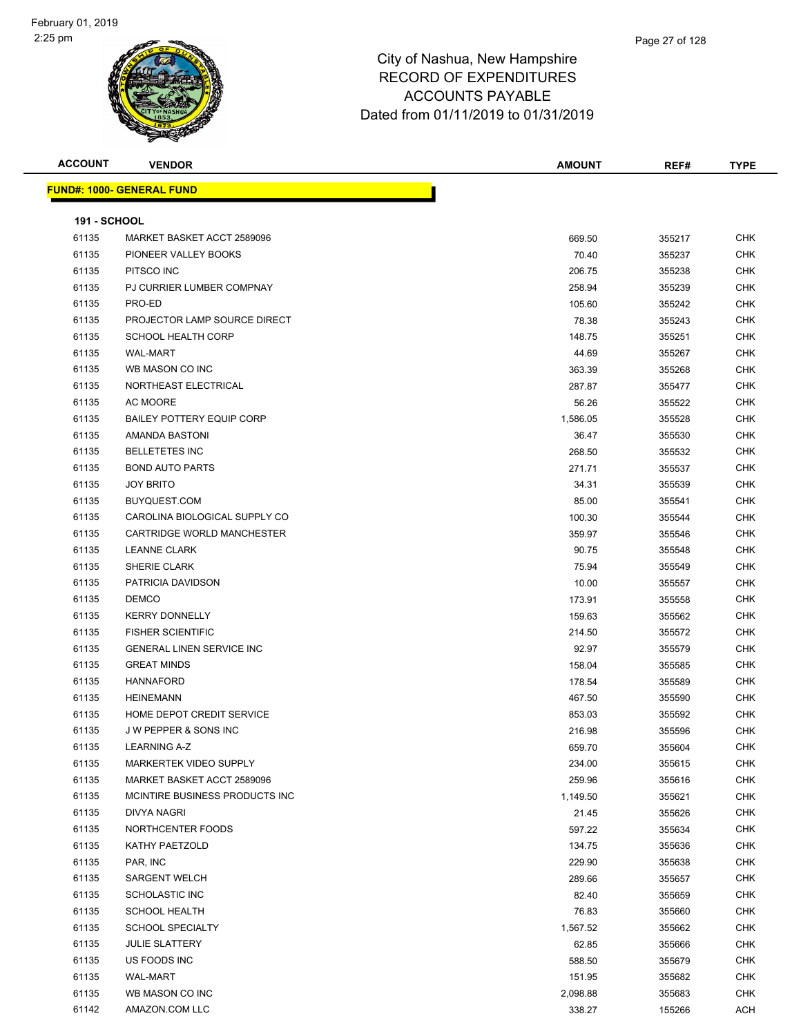# City of Nashua, New Hampshire
# RECORD OF EXPENDITURES
# ACCOUNTS PAYABLE
# Dated from 01/11/2019 to 01/31/2019

February 01, 2019
2:25 pm

**FUND#: 1000- GENERAL FUND**

**191 - SCHOOL**

| ACCOUNT | VENDOR | AMOUNT | REF# | TYPE |
|---|---|---|---|---|
| 61135 | MARKET BASKET ACCT 2589096 | 669.50 | 355217 | CHK |
| 61135 | PIONEER VALLEY BOOKS | 70.40 | 355237 | CHK |
| 61135 | PITSCO INC | 206.75 | 355238 | CHK |
| 61135 | PJ CURRIER LUMBER COMPNAY | 258.94 | 355239 | CHK |
| 61135 | PRO-ED | 105.60 | 355242 | CHK |
| 61135 | PROJECTOR LAMP SOURCE DIRECT | 78.38 | 355243 | CHK |
| 61135 | SCHOOL HEALTH CORP | 148.75 | 355251 | CHK |
| 61135 | WAL-MART | 44.69 | 355267 | CHK |
| 61135 | WB MASON CO INC | 363.39 | 355268 | CHK |
| 61135 | NORTHEAST ELECTRICAL | 287.87 | 355477 | CHK |
| 61135 | AC MOORE | 56.26 | 355522 | CHK |
| 61135 | BAILEY POTTERY EQUIP CORP | 1,586.05 | 355528 | CHK |
| 61135 | AMANDA BASTONI | 36.47 | 355530 | CHK |
| 61135 | BELLETETES INC | 268.50 | 355532 | CHK |
| 61135 | BOND AUTO PARTS | 271.71 | 355537 | CHK |
| 61135 | JOY BRITO | 34.31 | 355539 | CHK |
| 61135 | BUYQUEST.COM | 85.00 | 355541 | CHK |
| 61135 | CAROLINA BIOLOGICAL SUPPLY CO | 100.30 | 355544 | CHK |
| 61135 | CARTRIDGE WORLD MANCHESTER | 359.97 | 355546 | CHK |
| 61135 | LEANNE CLARK | 90.75 | 355548 | CHK |
| 61135 | SHERIE CLARK | 75.94 | 355549 | CHK |
| 61135 | PATRICIA DAVIDSON | 10.00 | 355557 | CHK |
| 61135 | DEMCO | 173.91 | 355558 | CHK |
| 61135 | KERRY DONNELLY | 159.63 | 355562 | CHK |
| 61135 | FISHER SCIENTIFIC | 214.50 | 355572 | CHK |
| 61135 | GENERAL LINEN SERVICE INC | 92.97 | 355579 | CHK |
| 61135 | GREAT MINDS | 158.04 | 355585 | CHK |
| 61135 | HANNAFORD | 178.54 | 355589 | CHK |
| 61135 | HEINEMANN | 467.50 | 355590 | CHK |
| 61135 | HOME DEPOT CREDIT SERVICE | 853.03 | 355592 | CHK |
| 61135 | J W PEPPER & SONS INC | 216.98 | 355596 | CHK |
| 61135 | LEARNING A-Z | 659.70 | 355604 | CHK |
| 61135 | MARKERTEK VIDEO SUPPLY | 234.00 | 355615 | CHK |
| 61135 | MARKET BASKET ACCT 2589096 | 259.96 | 355616 | CHK |
| 61135 | MCINTIRE BUSINESS PRODUCTS INC | 1,149.50 | 355621 | CHK |
| 61135 | DIVYA NAGRI | 21.45 | 355626 | CHK |
| 61135 | NORTHCENTER FOODS | 597.22 | 355634 | CHK |
| 61135 | KATHY PAETZOLD | 134.75 | 355636 | CHK |
| 61135 | PAR, INC | 229.90 | 355638 | CHK |
| 61135 | SARGENT WELCH | 289.66 | 355657 | CHK |
| 61135 | SCHOLASTIC INC | 82.40 | 355659 | CHK |
| 61135 | SCHOOL HEALTH | 76.83 | 355660 | CHK |
| 61135 | SCHOOL SPECIALTY | 1,567.52 | 355662 | CHK |
| 61135 | JULIE SLATTERY | 62.85 | 355666 | CHK |
| 61135 | US FOODS INC | 588.50 | 355679 | CHK |
| 61135 | WAL-MART | 151.95 | 355682 | CHK |
| 61135 | WB MASON CO INC | 2,098.88 | 355683 | CHK |
| 61142 | AMAZON.COM LLC | 338.27 | 155266 | ACH |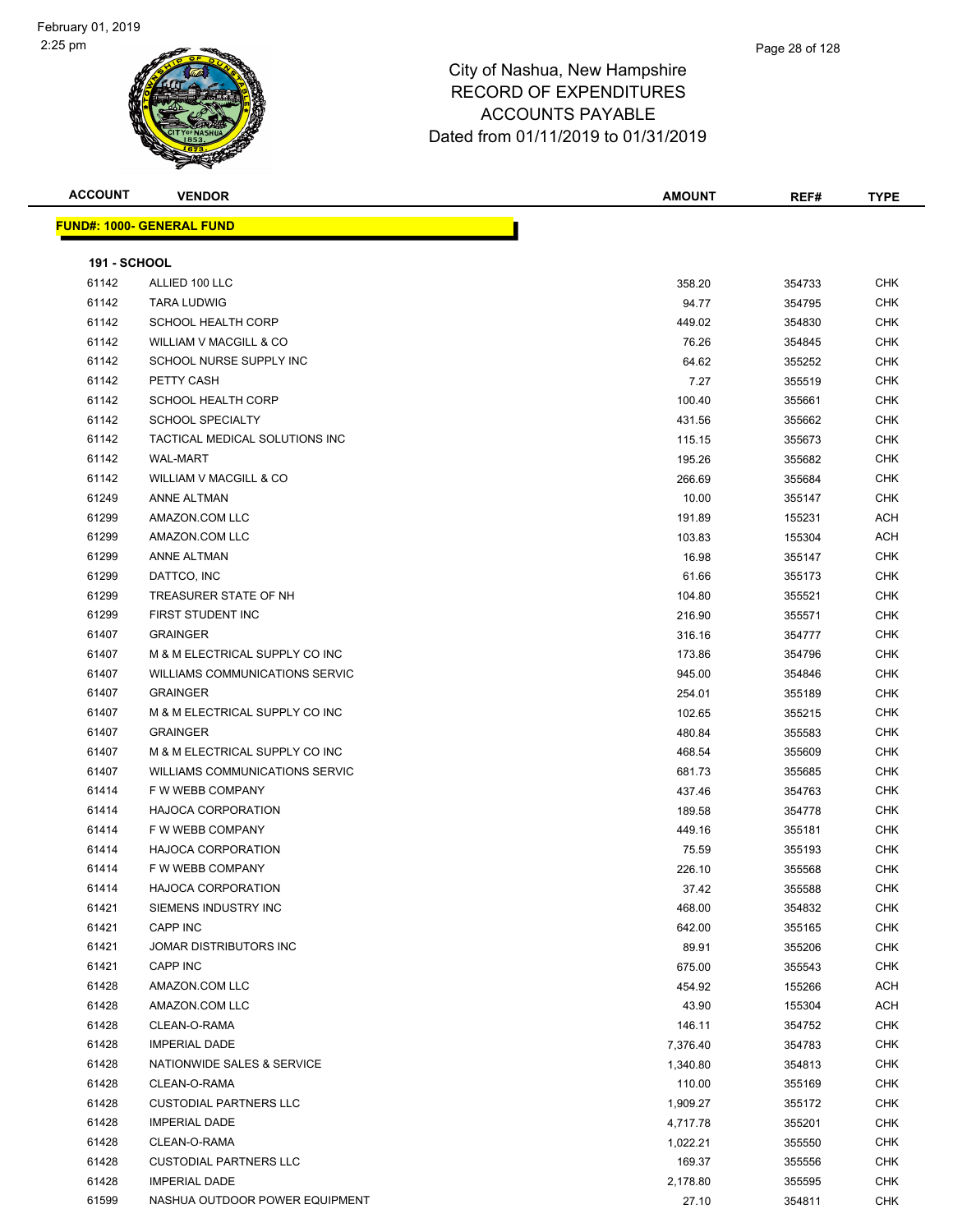City of Nashua, New Hampshire
RECORD OF EXPENDITURES
ACCOUNTS PAYABLE
Dated from 01/11/2019 to 01/31/2019

| ACCOUNT | VENDOR | AMOUNT | REF# | TYPE |
|---|---|---|---|---|
| **FUND#: 1000- GENERAL FUND** | | | | |
| **191 - SCHOOL** | | | | |
| 61142 | ALLIED 100 LLC | 358.20 | 354733 | CHK |
| 61142 | TARA LUDWIG | 94.77 | 354795 | CHK |
| 61142 | SCHOOL HEALTH CORP | 449.02 | 354830 | CHK |
| 61142 | WILLIAM V MACGILL & CO | 76.26 | 354845 | CHK |
| 61142 | SCHOOL NURSE SUPPLY INC | 64.62 | 355252 | CHK |
| 61142 | PETTY CASH | 7.27 | 355519 | CHK |
| 61142 | SCHOOL HEALTH CORP | 100.40 | 355661 | CHK |
| 61142 | SCHOOL SPECIALTY | 431.56 | 355662 | CHK |
| 61142 | TACTICAL MEDICAL SOLUTIONS INC | 115.15 | 355673 | CHK |
| 61142 | WAL-MART | 195.26 | 355682 | CHK |
| 61142 | WILLIAM V MACGILL & CO | 266.69 | 355684 | CHK |
| 61249 | ANNE ALTMAN | 10.00 | 355147 | CHK |
| 61299 | AMAZON.COM LLC | 191.89 | 155231 | ACH |
| 61299 | AMAZON.COM LLC | 103.83 | 155304 | ACH |
| 61299 | ANNE ALTMAN | 16.98 | 355147 | CHK |
| 61299 | DATTCO, INC | 61.66 | 355173 | CHK |
| 61299 | TREASURER STATE OF NH | 104.80 | 355521 | CHK |
| 61299 | FIRST STUDENT INC | 216.90 | 355571 | CHK |
| 61407 | GRAINGER | 316.16 | 354777 | CHK |
| 61407 | M & M ELECTRICAL SUPPLY CO INC | 173.86 | 354796 | CHK |
| 61407 | WILLIAMS COMMUNICATIONS SERVIC | 945.00 | 354846 | CHK |
| 61407 | GRAINGER | 254.01 | 355189 | CHK |
| 61407 | M & M ELECTRICAL SUPPLY CO INC | 102.65 | 355215 | CHK |
| 61407 | GRAINGER | 480.84 | 355583 | CHK |
| 61407 | M & M ELECTRICAL SUPPLY CO INC | 468.54 | 355609 | CHK |
| 61407 | WILLIAMS COMMUNICATIONS SERVIC | 681.73 | 355685 | CHK |
| 61414 | F W WEBB COMPANY | 437.46 | 354763 | CHK |
| 61414 | HAJOCA CORPORATION | 189.58 | 354778 | CHK |
| 61414 | F W WEBB COMPANY | 449.16 | 355181 | CHK |
| 61414 | HAJOCA CORPORATION | 75.59 | 355193 | CHK |
| 61414 | F W WEBB COMPANY | 226.10 | 355568 | CHK |
| 61414 | HAJOCA CORPORATION | 37.42 | 355588 | CHK |
| 61421 | SIEMENS INDUSTRY INC | 468.00 | 354832 | CHK |
| 61421 | CAPP INC | 642.00 | 355165 | CHK |
| 61421 | JOMAR DISTRIBUTORS INC | 89.91 | 355206 | CHK |
| 61421 | CAPP INC | 675.00 | 355543 | CHK |
| 61428 | AMAZON.COM LLC | 454.92 | 155266 | ACH |
| 61428 | AMAZON.COM LLC | 43.90 | 155304 | ACH |
| 61428 | CLEAN-O-RAMA | 146.11 | 354752 | CHK |
| 61428 | IMPERIAL DADE | 7,376.40 | 354783 | CHK |
| 61428 | NATIONWIDE SALES & SERVICE | 1,340.80 | 354813 | CHK |
| 61428 | CLEAN-O-RAMA | 110.00 | 355169 | CHK |
| 61428 | CUSTODIAL PARTNERS LLC | 1,909.27 | 355172 | CHK |
| 61428 | IMPERIAL DADE | 4,717.78 | 355201 | CHK |
| 61428 | CLEAN-O-RAMA | 1,022.21 | 355550 | CHK |
| 61428 | CUSTODIAL PARTNERS LLC | 169.37 | 355556 | CHK |
| 61428 | IMPERIAL DADE | 2,178.80 | 355595 | CHK |
| 61599 | NASHUA OUTDOOR POWER EQUIPMENT | 27.10 | 354811 | CHK |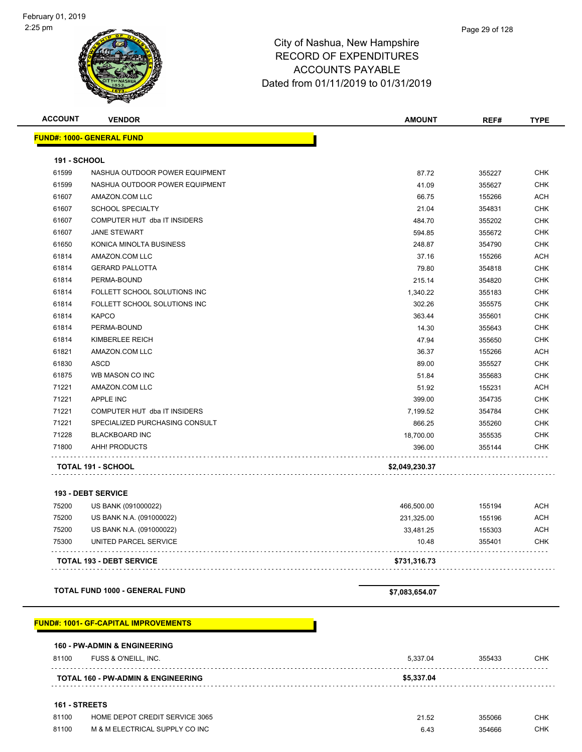# City of Nashua, New Hampshire
## RECORD OF EXPENDITURES
## ACCOUNTS PAYABLE
## Dated from 01/11/2019 to 01/31/2019

| ACCOUNT | VENDOR | AMOUNT | REF# | TYPE |
|---|---|---|---|---|
| **FUND#: 1000- GENERAL FUND** | | | | |
| **191 - SCHOOL** | | | | |
| 61599 | NASHUA OUTDOOR POWER EQUIPMENT | 87.72 | 355227 | CHK |
| 61599 | NASHUA OUTDOOR POWER EQUIPMENT | 41.09 | 355627 | CHK |
| 61607 | AMAZON.COM LLC | 66.75 | 155266 | ACH |
| 61607 | SCHOOL SPECIALTY | 21.04 | 354831 | CHK |
| 61607 | COMPUTER HUT dba IT INSIDERS | 484.70 | 355202 | CHK |
| 61607 | JANE STEWART | 594.85 | 355672 | CHK |
| 61650 | KONICA MINOLTA BUSINESS | 248.87 | 354790 | CHK |
| 61814 | AMAZON.COM LLC | 37.16 | 155266 | ACH |
| 61814 | GERARD PALLOTTA | 79.80 | 354818 | CHK |
| 61814 | PERMA-BOUND | 215.14 | 354820 | CHK |
| 61814 | FOLLETT SCHOOL SOLUTIONS INC | 1,340.22 | 355183 | CHK |
| 61814 | FOLLETT SCHOOL SOLUTIONS INC | 302.26 | 355575 | CHK |
| 61814 | KAPCO | 363.44 | 355601 | CHK |
| 61814 | PERMA-BOUND | 14.30 | 355643 | CHK |
| 61814 | KIMBERLEE REICH | 47.94 | 355650 | CHK |
| 61821 | AMAZON.COM LLC | 36.37 | 155266 | ACH |
| 61830 | ASCD | 89.00 | 355527 | CHK |
| 61875 | WB MASON CO INC | 51.84 | 355683 | CHK |
| 71221 | AMAZON.COM LLC | 51.92 | 155231 | ACH |
| 71221 | APPLE INC | 399.00 | 354735 | CHK |
| 71221 | COMPUTER HUT dba IT INSIDERS | 7,199.52 | 354784 | CHK |
| 71221 | SPECIALIZED PURCHASING CONSULT | 866.25 | 355260 | CHK |
| 71228 | BLACKBOARD INC | 18,700.00 | 355535 | CHK |
| 71800 | AHH! PRODUCTS | 396.00 | 355144 | CHK |
| | **TOTAL 191 - SCHOOL** | **$2,049,230.37** | | |
| **193 - DEBT SERVICE** | | | | |
| 75200 | US BANK (091000022) | 466,500.00 | 155194 | ACH |
| 75200 | US BANK N.A. (091000022) | 231,325.00 | 155196 | ACH |
| 75200 | US BANK N.A. (091000022) | 33,481.25 | 155303 | ACH |
| 75300 | UNITED PARCEL SERVICE | 10.48 | 355401 | CHK |
| | **TOTAL 193 - DEBT SERVICE** | **$731,316.73** | | |
| | **TOTAL FUND 1000 - GENERAL FUND** | **$7,083,654.07** | | |
| **FUND#: 1001- GF-CAPITAL IMPROVEMENTS** | | | | |
| **160 - PW-ADMIN & ENGINEERING** | | | | |
| 81100 | FUSS & O'NEILL, INC. | 5,337.04 | 355433 | CHK |
| | **TOTAL 160 - PW-ADMIN & ENGINEERING** | **$5,337.04** | | |
| **161 - STREETS** | | | | |
| 81100 | HOME DEPOT CREDIT SERVICE 3065 | 21.52 | 355066 | CHK |
| 81100 | M & M ELECTRICAL SUPPLY CO INC | 6.43 | 354666 | CHK |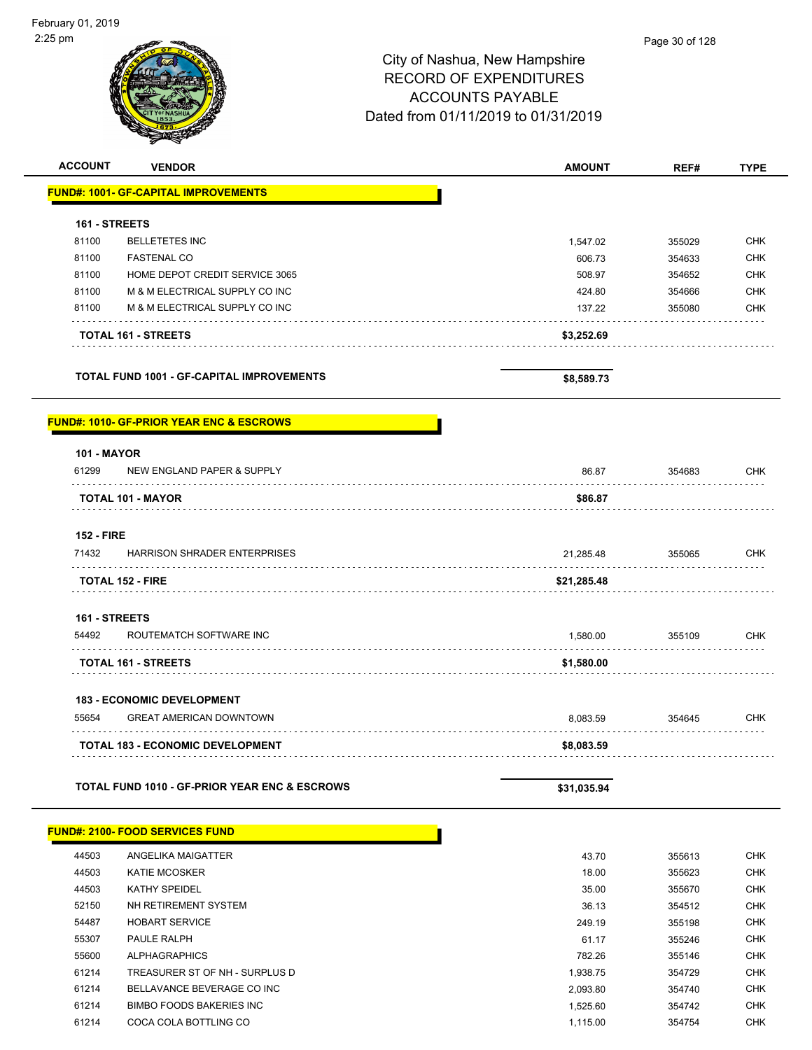# City of Nashua, New Hampshire
## RECORD OF EXPENDITURES
## ACCOUNTS PAYABLE
## Dated from 01/11/2019 to 01/31/2019

| ACCOUNT | VENDOR | AMOUNT | REF# | TYPE |
|---|---|---|---|---|
| **FUND#: 1001- GF-CAPITAL IMPROVEMENTS** | | | | |
| **161 - STREETS** | | | | |
| 81100 | BELLETETES INC | 1,547.02 | 355029 | CHK |
| 81100 | FASTENAL CO | 606.73 | 354633 | CHK |
| 81100 | HOME DEPOT CREDIT SERVICE 3065 | 508.97 | 354652 | CHK |
| 81100 | M & M ELECTRICAL SUPPLY CO INC | 424.80 | 354666 | CHK |
| 81100 | M & M ELECTRICAL SUPPLY CO INC | 137.22 | 355080 | CHK |
| | **TOTAL 161 - STREETS** | **$3,252.69** | | |
| | **TOTAL FUND 1001 - GF-CAPITAL IMPROVEMENTS** | **$8,589.73** | | |
| **FUND#: 1010- GF-PRIOR YEAR ENC & ESCROWS** | | | | |
| **101 - MAYOR** | | | | |
| 61299 | NEW ENGLAND PAPER & SUPPLY | 86.87 | 354683 | CHK |
| | **TOTAL 101 - MAYOR** | **$86.87** | | |
| **152 - FIRE** | | | | |
| 71432 | HARRISON SHRADER ENTERPRISES | 21,285.48 | 355065 | CHK |
| | **TOTAL 152 - FIRE** | **$21,285.48** | | |
| **161 - STREETS** | | | | |
| 54492 | ROUTEMATCH SOFTWARE INC | 1,580.00 | 355109 | CHK |
| | **TOTAL 161 - STREETS** | **$1,580.00** | | |
| **183 - ECONOMIC DEVELOPMENT** | | | | |
| 55654 | GREAT AMERICAN DOWNTOWN | 8,083.59 | 354645 | CHK |
| | **TOTAL 183 - ECONOMIC DEVELOPMENT** | **$8,083.59** | | |
| | **TOTAL FUND 1010 - GF-PRIOR YEAR ENC & ESCROWS** | **$31,035.94** | | |
| **FUND#: 2100- FOOD SERVICES FUND** | | | | |
| 44503 | ANGELIKA MAIGATTER | 43.70 | 355613 | CHK |
| 44503 | KATIE MCOSKER | 18.00 | 355623 | CHK |
| 44503 | KATHY SPEIDEL | 35.00 | 355670 | CHK |
| 52150 | NH RETIREMENT SYSTEM | 36.13 | 354512 | CHK |
| 54487 | HOBART SERVICE | 249.19 | 355198 | CHK |
| 55307 | PAULE RALPH | 61.17 | 355246 | CHK |
| 55600 | ALPHAGRAPHICS | 782.26 | 355146 | CHK |
| 61214 | TREASURER ST OF NH - SURPLUS D | 1,938.75 | 354729 | CHK |
| 61214 | BELLAVANCE BEVERAGE CO INC | 2,093.80 | 354740 | CHK |
| 61214 | BIMBO FOODS BAKERIES INC | 1,525.60 | 354742 | CHK |
| 61214 | COCA COLA BOTTLING CO | 1,115.00 | 354754 | CHK |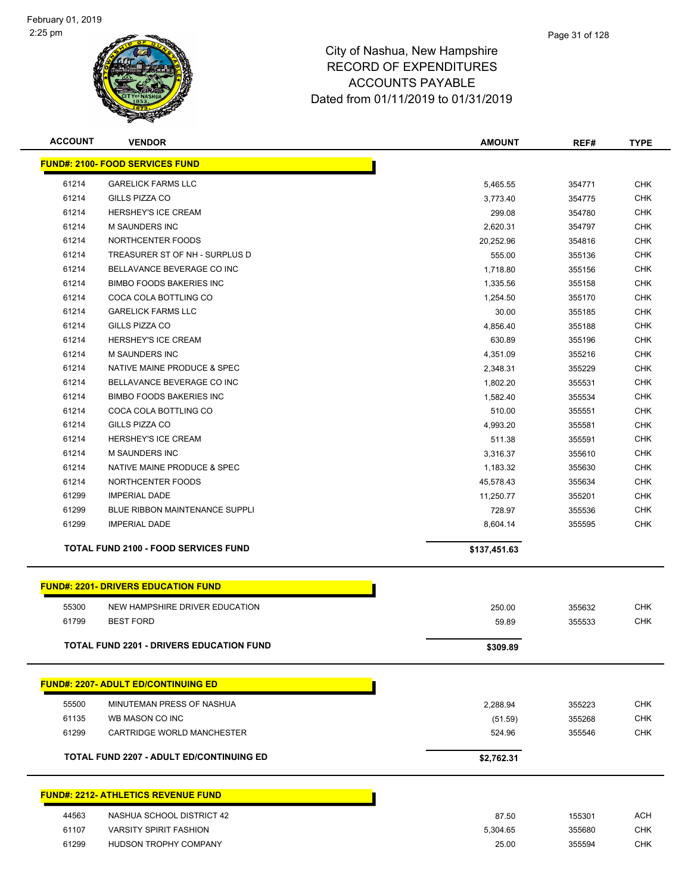City of Nashua, New Hampshire
RECORD OF EXPENDITURES
ACCOUNTS PAYABLE
Dated from 01/11/2019 to 01/31/2019

| ACCOUNT | VENDOR | AMOUNT | REF# | TYPE |
|---|---|---|---|---|
| **FUND#: 2100- FOOD SERVICES FUND** | | | | |
| 61214 | GARELICK FARMS LLC | 5,465.55 | 354771 | CHK |
| 61214 | GILLS PIZZA CO | 3,773.40 | 354775 | CHK |
| 61214 | HERSHEY'S ICE CREAM | 299.08 | 354780 | CHK |
| 61214 | M SAUNDERS INC | 2,620.31 | 354797 | CHK |
| 61214 | NORTHCENTER FOODS | 20,252.96 | 354816 | CHK |
| 61214 | TREASURER ST OF NH - SURPLUS D | 555.00 | 355136 | CHK |
| 61214 | BELLAVANCE BEVERAGE CO INC | 1,718.80 | 355156 | CHK |
| 61214 | BIMBO FOODS BAKERIES INC | 1,335.56 | 355158 | CHK |
| 61214 | COCA COLA BOTTLING CO | 1,254.50 | 355170 | CHK |
| 61214 | GARELICK FARMS LLC | 30.00 | 355185 | CHK |
| 61214 | GILLS PIZZA CO | 4,856.40 | 355188 | CHK |
| 61214 | HERSHEY'S ICE CREAM | 630.89 | 355196 | CHK |
| 61214 | M SAUNDERS INC | 4,351.09 | 355216 | CHK |
| 61214 | NATIVE MAINE PRODUCE & SPEC | 2,348.31 | 355229 | CHK |
| 61214 | BELLAVANCE BEVERAGE CO INC | 1,802.20 | 355531 | CHK |
| 61214 | BIMBO FOODS BAKERIES INC | 1,582.40 | 355534 | CHK |
| 61214 | COCA COLA BOTTLING CO | 510.00 | 355551 | CHK |
| 61214 | GILLS PIZZA CO | 4,993.20 | 355581 | CHK |
| 61214 | HERSHEY'S ICE CREAM | 511.38 | 355591 | CHK |
| 61214 | M SAUNDERS INC | 3,316.37 | 355610 | CHK |
| 61214 | NATIVE MAINE PRODUCE & SPEC | 1,183.32 | 355630 | CHK |
| 61214 | NORTHCENTER FOODS | 45,578.43 | 355634 | CHK |
| 61299 | IMPERIAL DADE | 11,250.77 | 355201 | CHK |
| 61299 | BLUE RIBBON MAINTENANCE SUPPLI | 728.97 | 355536 | CHK |
| 61299 | IMPERIAL DADE | 8,604.14 | 355595 | CHK |
| | **TOTAL FUND 2100 - FOOD SERVICES FUND** | **$137,451.63** | | |
| **FUND#: 2201- DRIVERS EDUCATION FUND** | | | | |
| 55300 | NEW HAMPSHIRE DRIVER EDUCATION | 250.00 | 355632 | CHK |
| 61799 | BEST FORD | 59.89 | 355533 | CHK |
| | **TOTAL FUND 2201 - DRIVERS EDUCATION FUND** | **$309.89** | | |
| **FUND#: 2207- ADULT ED/CONTINUING ED** | | | | |
| 55500 | MINUTEMAN PRESS OF NASHUA | 2,288.94 | 355223 | CHK |
| 61135 | WB MASON CO INC | (51.59) | 355268 | CHK |
| 61299 | CARTRIDGE WORLD MANCHESTER | 524.96 | 355546 | CHK |
| | **TOTAL FUND 2207 - ADULT ED/CONTINUING ED** | **$2,762.31** | | |
| **FUND#: 2212- ATHLETICS REVENUE FUND** | | | | |
| 44563 | NASHUA SCHOOL DISTRICT 42 | 87.50 | 155301 | ACH |
| 61107 | VARSITY SPIRIT FASHION | 5,304.65 | 355680 | CHK |
| 61299 | HUDSON TROPHY COMPANY | 25.00 | 355594 | CHK |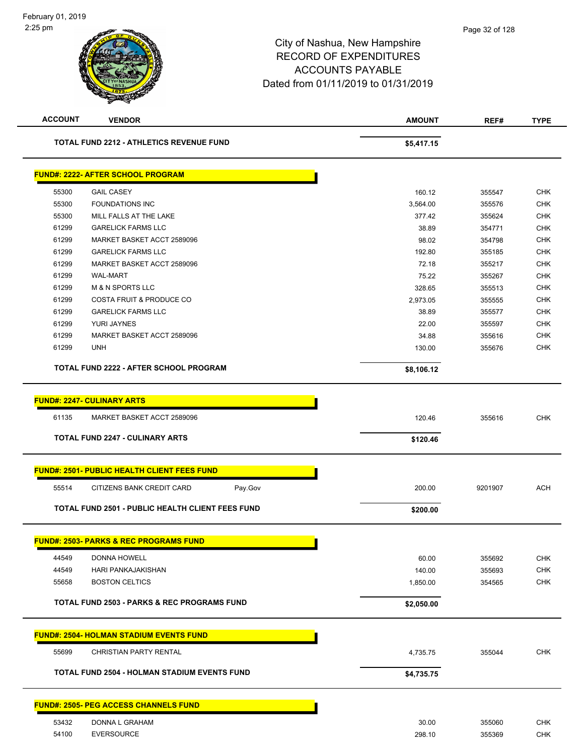# City of Nashua, New Hampshire
## RECORD OF EXPENDITURES
## ACCOUNTS PAYABLE
## Dated from 01/11/2019 to 01/31/2019

| ACCOUNT | VENDOR | | AMOUNT | REF# | TYPE |
|---|---|---|---|---|---|
| | **TOTAL FUND 2212 - ATHLETICS REVENUE FUND** | | **$5,417.15** | | |

**FUND#: 2222- AFTER SCHOOL PROGRAM**

| ACCOUNT | VENDOR | | AMOUNT | REF# | TYPE |
|---|---|---|---|---|---|
| 55300 | GAIL CASEY | | 160.12 | 355547 | CHK |
| 55300 | FOUNDATIONS INC | | 3,564.00 | 355576 | CHK |
| 55300 | MILL FALLS AT THE LAKE | | 377.42 | 355624 | CHK |
| 61299 | GARELICK FARMS LLC | | 38.89 | 354771 | CHK |
| 61299 | MARKET BASKET ACCT 2589096 | | 98.02 | 354798 | CHK |
| 61299 | GARELICK FARMS LLC | | 192.80 | 355185 | CHK |
| 61299 | MARKET BASKET ACCT 2589096 | | 72.18 | 355217 | CHK |
| 61299 | WAL-MART | | 75.22 | 355267 | CHK |
| 61299 | M & N SPORTS LLC | | 328.65 | 355513 | CHK |
| 61299 | COSTA FRUIT & PRODUCE CO | | 2,973.05 | 355555 | CHK |
| 61299 | GARELICK FARMS LLC | | 38.89 | 355577 | CHK |
| 61299 | YURI JAYNES | | 22.00 | 355597 | CHK |
| 61299 | MARKET BASKET ACCT 2589096 | | 34.88 | 355616 | CHK |
| 61299 | UNH | | 130.00 | 355676 | CHK |
| | **TOTAL FUND 2222 - AFTER SCHOOL PROGRAM** | | **$8,106.12** | | |

**FUND#: 2247- CULINARY ARTS**

| ACCOUNT | VENDOR | | AMOUNT | REF# | TYPE |
|---|---|---|---|---|---|
| 61135 | MARKET BASKET ACCT 2589096 | | 120.46 | 355616 | CHK |
| | **TOTAL FUND 2247 - CULINARY ARTS** | | **$120.46** | | |

**FUND#: 2501- PUBLIC HEALTH CLIENT FEES FUND**

| ACCOUNT | VENDOR | | AMOUNT | REF# | TYPE |
|---|---|---|---|---|---|
| 55514 | CITIZENS BANK CREDIT CARD | Pay.Gov | 200.00 | 9201907 | ACH |
| | **TOTAL FUND 2501 - PUBLIC HEALTH CLIENT FEES FUND** | | **$200.00** | | |

**FUND#: 2503- PARKS & REC PROGRAMS FUND**

| ACCOUNT | VENDOR | | AMOUNT | REF# | TYPE |
|---|---|---|---|---|---|
| 44549 | DONNA HOWELL | | 60.00 | 355692 | CHK |
| 44549 | HARI PANKAJAKISHAN | | 140.00 | 355693 | CHK |
| 55658 | BOSTON CELTICS | | 1,850.00 | 354565 | CHK |
| | **TOTAL FUND 2503 - PARKS & REC PROGRAMS FUND** | | **$2,050.00** | | |

**FUND#: 2504- HOLMAN STADIUM EVENTS FUND**

| ACCOUNT | VENDOR | | AMOUNT | REF# | TYPE |
|---|---|---|---|---|---|
| 55699 | CHRISTIAN PARTY RENTAL | | 4,735.75 | 355044 | CHK |
| | **TOTAL FUND 2504 - HOLMAN STADIUM EVENTS FUND** | | **$4,735.75** | | |

**FUND#: 2505- PEG ACCESS CHANNELS FUND**

| ACCOUNT | VENDOR | | AMOUNT | REF# | TYPE |
|---|---|---|---|---|---|
| 53432 | DONNA L GRAHAM | | 30.00 | 355060 | CHK |
| 54100 | EVERSOURCE | | 298.10 | 355369 | CHK |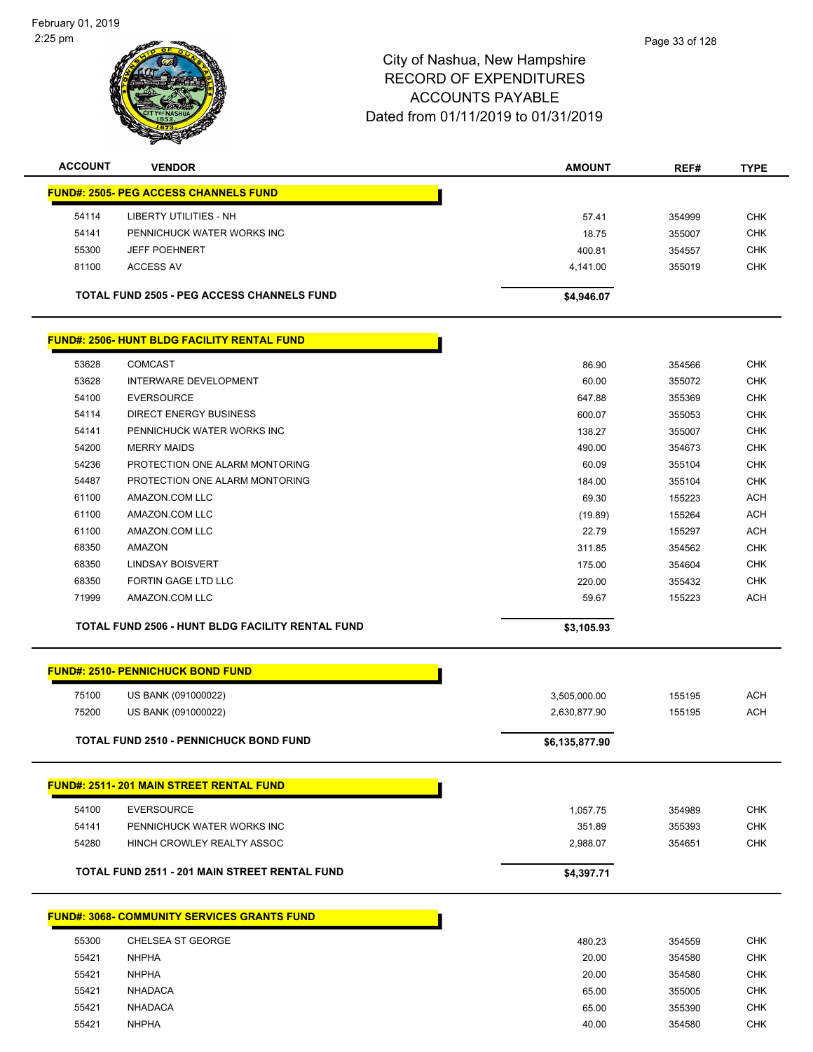City of Nashua, New Hampshire
RECORD OF EXPENDITURES
ACCOUNTS PAYABLE
Dated from 01/11/2019 to 01/31/2019

| ACCOUNT | VENDOR | AMOUNT | REF# | TYPE |
|---|---|---|---|---|
| **FUND#: 2505- PEG ACCESS CHANNELS FUND** | | | | |
| 54114 | LIBERTY UTILITIES - NH | 57.41 | 354999 | CHK |
| 54141 | PENNICHUCK WATER WORKS INC | 18.75 | 355007 | CHK |
| 55300 | JEFF POEHNERT | 400.81 | 354557 | CHK |
| 81100 | ACCESS AV | 4,141.00 | 355019 | CHK |
| | **TOTAL FUND 2505 - PEG ACCESS CHANNELS FUND** | **$4,946.07** | | |
| **FUND#: 2506- HUNT BLDG FACILITY RENTAL FUND** | | | | |
| 53628 | COMCAST | 86.90 | 354566 | CHK |
| 53628 | INTERWARE DEVELOPMENT | 60.00 | 355072 | CHK |
| 54100 | EVERSOURCE | 647.88 | 355369 | CHK |
| 54114 | DIRECT ENERGY BUSINESS | 600.07 | 355053 | CHK |
| 54141 | PENNICHUCK WATER WORKS INC | 138.27 | 355007 | CHK |
| 54200 | MERRY MAIDS | 490.00 | 354673 | CHK |
| 54236 | PROTECTION ONE ALARM MONTORING | 60.09 | 355104 | CHK |
| 54487 | PROTECTION ONE ALARM MONTORING | 184.00 | 355104 | CHK |
| 61100 | AMAZON.COM LLC | 69.30 | 155223 | ACH |
| 61100 | AMAZON.COM LLC | (19.89) | 155264 | ACH |
| 61100 | AMAZON.COM LLC | 22.79 | 155297 | ACH |
| 68350 | AMAZON | 311.85 | 354562 | CHK |
| 68350 | LINDSAY BOISVERT | 175.00 | 354604 | CHK |
| 68350 | FORTIN GAGE LTD LLC | 220.00 | 355432 | CHK |
| 71999 | AMAZON.COM LLC | 59.67 | 155223 | ACH |
| | **TOTAL FUND 2506 - HUNT BLDG FACILITY RENTAL FUND** | **$3,105.93** | | |
| **FUND#: 2510- PENNICHUCK BOND FUND** | | | | |
| 75100 | US BANK (091000022) | 3,505,000.00 | 155195 | ACH |
| 75200 | US BANK (091000022) | 2,630,877.90 | 155195 | ACH |
| | **TOTAL FUND 2510 - PENNICHUCK BOND FUND** | **$6,135,877.90** | | |
| **FUND#: 2511- 201 MAIN STREET RENTAL FUND** | | | | |
| 54100 | EVERSOURCE | 1,057.75 | 354989 | CHK |
| 54141 | PENNICHUCK WATER WORKS INC | 351.89 | 355393 | CHK |
| 54280 | HINCH CROWLEY REALTY ASSOC | 2,988.07 | 354651 | CHK |
| | **TOTAL FUND 2511 - 201 MAIN STREET RENTAL FUND** | **$4,397.71** | | |
| **FUND#: 3068- COMMUNITY SERVICES GRANTS FUND** | | | | |
| 55300 | CHELSEA ST GEORGE | 480.23 | 354559 | CHK |
| 55421 | NHPHA | 20.00 | 354580 | CHK |
| 55421 | NHPHA | 20.00 | 354580 | CHK |
| 55421 | NHADACA | 65.00 | 355005 | CHK |
| 55421 | NHADACA | 65.00 | 355390 | CHK |
| 55421 | NHPHA | 40.00 | 354580 | CHK |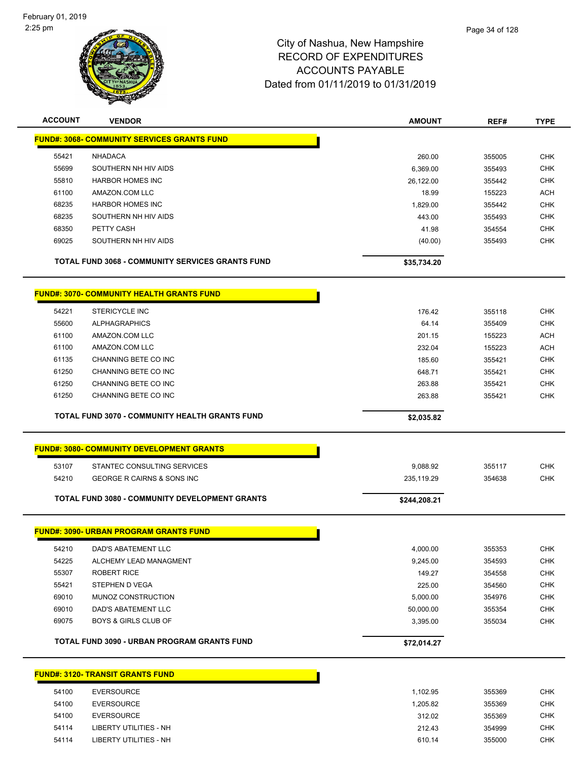# City of Nashua, New Hampshire
## RECORD OF EXPENDITURES
## ACCOUNTS PAYABLE
## Dated from 01/11/2019 to 01/31/2019

February 01, 2019
2:25 pm

| ACCOUNT | VENDOR | AMOUNT | REF# | TYPE |
|---|---|---|---|---|
| **FUND#: 3068- COMMUNITY SERVICES GRANTS FUND** | | | | |
| 55421 | NHADACA | 260.00 | 355005 | CHK |
| 55699 | SOUTHERN NH HIV AIDS | 6,369.00 | 355493 | CHK |
| 55810 | HARBOR HOMES INC | 26,122.00 | 355442 | CHK |
| 61100 | AMAZON.COM LLC | 18.99 | 155223 | ACH |
| 68235 | HARBOR HOMES INC | 1,829.00 | 355442 | CHK |
| 68235 | SOUTHERN NH HIV AIDS | 443.00 | 355493 | CHK |
| 68350 | PETTY CASH | 41.98 | 354554 | CHK |
| 69025 | SOUTHERN NH HIV AIDS | (40.00) | 355493 | CHK |
| | **TOTAL FUND 3068 - COMMUNITY SERVICES GRANTS FUND** | **$35,734.20** | | |
| **FUND#: 3070- COMMUNITY HEALTH GRANTS FUND** | | | | |
| 54221 | STERICYCLE INC | 176.42 | 355118 | CHK |
| 55600 | ALPHAGRAPHICS | 64.14 | 355409 | CHK |
| 61100 | AMAZON.COM LLC | 201.15 | 155223 | ACH |
| 61100 | AMAZON.COM LLC | 232.04 | 155223 | ACH |
| 61135 | CHANNING BETE CO INC | 185.60 | 355421 | CHK |
| 61250 | CHANNING BETE CO INC | 648.71 | 355421 | CHK |
| 61250 | CHANNING BETE CO INC | 263.88 | 355421 | CHK |
| 61250 | CHANNING BETE CO INC | 263.88 | 355421 | CHK |
| | **TOTAL FUND 3070 - COMMUNITY HEALTH GRANTS FUND** | **$2,035.82** | | |
| **FUND#: 3080- COMMUNITY DEVELOPMENT GRANTS** | | | | |
| 53107 | STANTEC CONSULTING SERVICES | 9,088.92 | 355117 | CHK |
| 54210 | GEORGE R CAIRNS & SONS INC | 235,119.29 | 354638 | CHK |
| | **TOTAL FUND 3080 - COMMUNITY DEVELOPMENT GRANTS** | **$244,208.21** | | |
| **FUND#: 3090- URBAN PROGRAM GRANTS FUND** | | | | |
| 54210 | DAD'S ABATEMENT LLC | 4,000.00 | 355353 | CHK |
| 54225 | ALCHEMY LEAD MANAGMENT | 9,245.00 | 354593 | CHK |
| 55307 | ROBERT RICE | 149.27 | 354558 | CHK |
| 55421 | STEPHEN D VEGA | 225.00 | 354560 | CHK |
| 69010 | MUNOZ CONSTRUCTION | 5,000.00 | 354976 | CHK |
| 69010 | DAD'S ABATEMENT LLC | 50,000.00 | 355354 | CHK |
| 69075 | BOYS & GIRLS CLUB OF | 3,395.00 | 355034 | CHK |
| | **TOTAL FUND 3090 - URBAN PROGRAM GRANTS FUND** | **$72,014.27** | | |
| **FUND#: 3120- TRANSIT GRANTS FUND** | | | | |
| 54100 | EVERSOURCE | 1,102.95 | 355369 | CHK |
| 54100 | EVERSOURCE | 1,205.82 | 355369 | CHK |
| 54100 | EVERSOURCE | 312.02 | 355369 | CHK |
| 54114 | LIBERTY UTILITIES - NH | 212.43 | 354999 | CHK |
| 54114 | LIBERTY UTILITIES - NH | 610.14 | 355000 | CHK |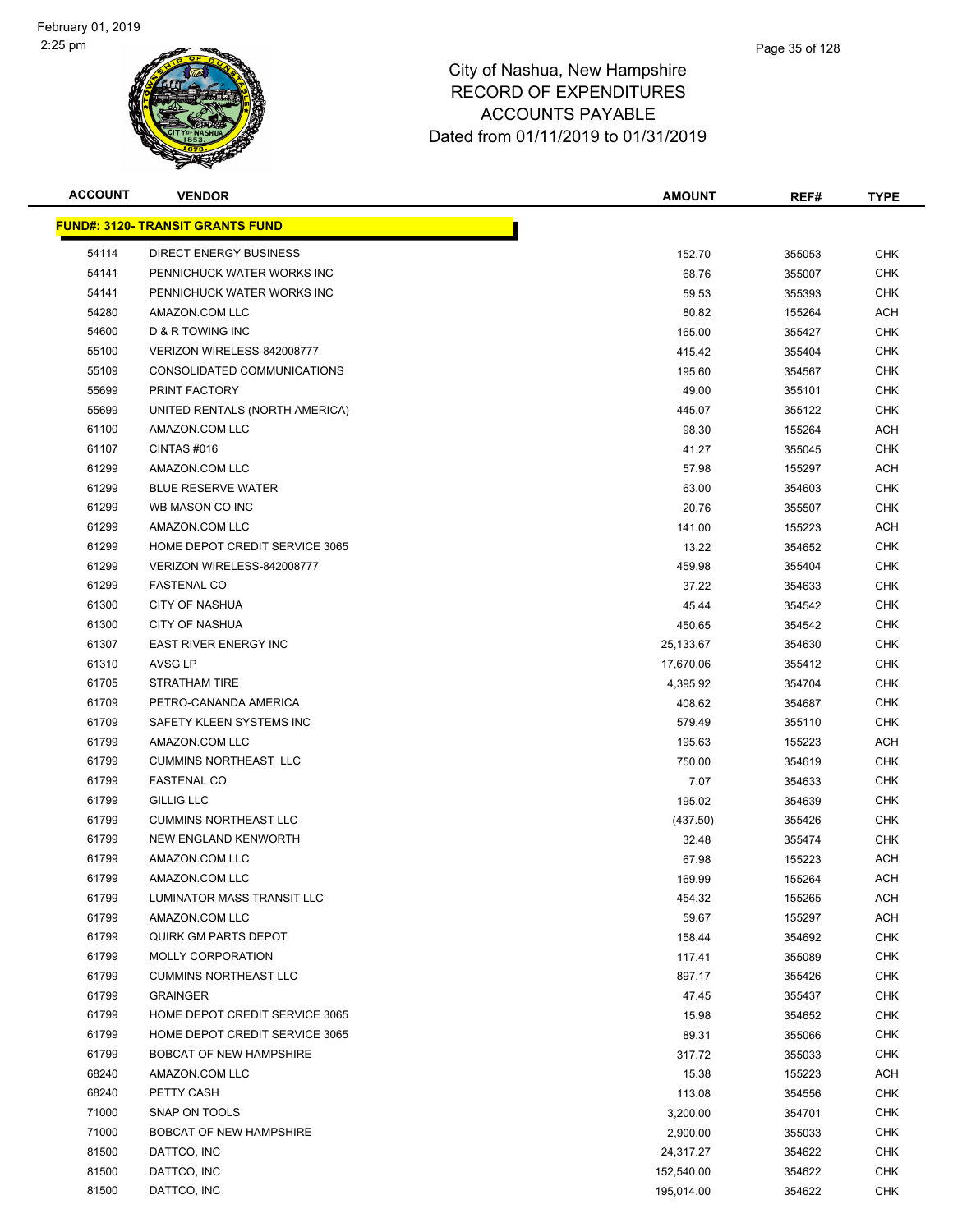# City of Nashua, New Hampshire
## RECORD OF EXPENDITURES
## ACCOUNTS PAYABLE
## Dated from 01/11/2019 to 01/31/2019

| ACCOUNT | VENDOR | AMOUNT | REF# | TYPE |
|---|---|---|---|---|
| **FUND#: 3120- TRANSIT GRANTS FUND** | | | | |
| 54114 | DIRECT ENERGY BUSINESS | 152.70 | 355053 | CHK |
| 54141 | PENNICHUCK WATER WORKS INC | 68.76 | 355007 | CHK |
| 54141 | PENNICHUCK WATER WORKS INC | 59.53 | 355393 | CHK |
| 54280 | AMAZON.COM LLC | 80.82 | 155264 | ACH |
| 54600 | D & R TOWING INC | 165.00 | 355427 | CHK |
| 55100 | VERIZON WIRELESS-842008777 | 415.42 | 355404 | CHK |
| 55109 | CONSOLIDATED COMMUNICATIONS | 195.60 | 354567 | CHK |
| 55699 | PRINT FACTORY | 49.00 | 355101 | CHK |
| 55699 | UNITED RENTALS (NORTH AMERICA) | 445.07 | 355122 | CHK |
| 61100 | AMAZON.COM LLC | 98.30 | 155264 | ACH |
| 61107 | CINTAS #016 | 41.27 | 355045 | CHK |
| 61299 | AMAZON.COM LLC | 57.98 | 155297 | ACH |
| 61299 | BLUE RESERVE WATER | 63.00 | 354603 | CHK |
| 61299 | WB MASON CO INC | 20.76 | 355507 | CHK |
| 61299 | AMAZON.COM LLC | 141.00 | 155223 | ACH |
| 61299 | HOME DEPOT CREDIT SERVICE 3065 | 13.22 | 354652 | CHK |
| 61299 | VERIZON WIRELESS-842008777 | 459.98 | 355404 | CHK |
| 61299 | FASTENAL CO | 37.22 | 354633 | CHK |
| 61300 | CITY OF NASHUA | 45.44 | 354542 | CHK |
| 61300 | CITY OF NASHUA | 450.65 | 354542 | CHK |
| 61307 | EAST RIVER ENERGY INC | 25,133.67 | 354630 | CHK |
| 61310 | AVSG LP | 17,670.06 | 355412 | CHK |
| 61705 | STRATHAM TIRE | 4,395.92 | 354704 | CHK |
| 61709 | PETRO-CANANDA AMERICA | 408.62 | 354687 | CHK |
| 61709 | SAFETY KLEEN SYSTEMS INC | 579.49 | 355110 | CHK |
| 61799 | AMAZON.COM LLC | 195.63 | 155223 | ACH |
| 61799 | CUMMINS NORTHEAST LLC | 750.00 | 354619 | CHK |
| 61799 | FASTENAL CO | 7.07 | 354633 | CHK |
| 61799 | GILLIG LLC | 195.02 | 354639 | CHK |
| 61799 | CUMMINS NORTHEAST LLC | (437.50) | 355426 | CHK |
| 61799 | NEW ENGLAND KENWORTH | 32.48 | 355474 | CHK |
| 61799 | AMAZON.COM LLC | 67.98 | 155223 | ACH |
| 61799 | AMAZON.COM LLC | 169.99 | 155264 | ACH |
| 61799 | LUMINATOR MASS TRANSIT LLC | 454.32 | 155265 | ACH |
| 61799 | AMAZON.COM LLC | 59.67 | 155297 | ACH |
| 61799 | QUIRK GM PARTS DEPOT | 158.44 | 354692 | CHK |
| 61799 | MOLLY CORPORATION | 117.41 | 355089 | CHK |
| 61799 | CUMMINS NORTHEAST LLC | 897.17 | 355426 | CHK |
| 61799 | GRAINGER | 47.45 | 355437 | CHK |
| 61799 | HOME DEPOT CREDIT SERVICE 3065 | 15.98 | 354652 | CHK |
| 61799 | HOME DEPOT CREDIT SERVICE 3065 | 89.31 | 355066 | CHK |
| 61799 | BOBCAT OF NEW HAMPSHIRE | 317.72 | 355033 | CHK |
| 68240 | AMAZON.COM LLC | 15.38 | 155223 | ACH |
| 68240 | PETTY CASH | 113.08 | 354556 | CHK |
| 71000 | SNAP ON TOOLS | 3,200.00 | 354701 | CHK |
| 71000 | BOBCAT OF NEW HAMPSHIRE | 2,900.00 | 355033 | CHK |
| 81500 | DATTCO, INC | 24,317.27 | 354622 | CHK |
| 81500 | DATTCO, INC | 152,540.00 | 354622 | CHK |
| 81500 | DATTCO, INC | 195,014.00 | 354622 | CHK |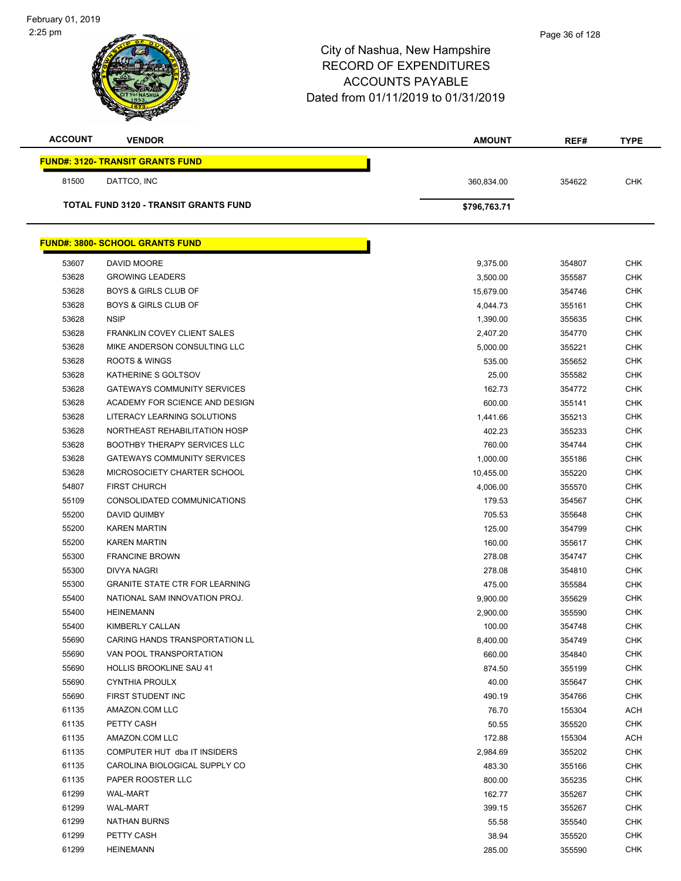February 01, 2019
2:25 pm

# City of Nashua, New Hampshire
## RECORD OF EXPENDITURES
## ACCOUNTS PAYABLE
## Dated from 01/11/2019 to 01/31/2019

| ACCOUNT | VENDOR | AMOUNT | REF# | TYPE |
|---|---|---|---|---|
| **FUND#: 3120- TRANSIT GRANTS FUND** | | | | |
| 81500 | DATTCO, INC | 360,834.00 | 354622 | CHK |
| **TOTAL FUND 3120 - TRANSIT GRANTS FUND** | | **$796,763.71** | | |
| **FUND#: 3800- SCHOOL GRANTS FUND** | | | | |
| 53607 | DAVID MOORE | 9,375.00 | 354807 | CHK |
| 53628 | GROWING LEADERS | 3,500.00 | 355587 | CHK |
| 53628 | BOYS & GIRLS CLUB OF | 15,679.00 | 354746 | CHK |
| 53628 | BOYS & GIRLS CLUB OF | 4,044.73 | 355161 | CHK |
| 53628 | NSIP | 1,390.00 | 355635 | CHK |
| 53628 | FRANKLIN COVEY CLIENT SALES | 2,407.20 | 354770 | CHK |
| 53628 | MIKE ANDERSON CONSULTING LLC | 5,000.00 | 355221 | CHK |
| 53628 | ROOTS & WINGS | 535.00 | 355652 | CHK |
| 53628 | KATHERINE S GOLTSOV | 25.00 | 355582 | CHK |
| 53628 | GATEWAYS COMMUNITY SERVICES | 162.73 | 354772 | CHK |
| 53628 | ACADEMY FOR SCIENCE AND DESIGN | 600.00 | 355141 | CHK |
| 53628 | LITERACY LEARNING SOLUTIONS | 1,441.66 | 355213 | CHK |
| 53628 | NORTHEAST REHABILITATION HOSP | 402.23 | 355233 | CHK |
| 53628 | BOOTHBY THERAPY SERVICES LLC | 760.00 | 354744 | CHK |
| 53628 | GATEWAYS COMMUNITY SERVICES | 1,000.00 | 355186 | CHK |
| 53628 | MICROSOCIETY CHARTER SCHOOL | 10,455.00 | 355220 | CHK |
| 54807 | FIRST CHURCH | 4,006.00 | 355570 | CHK |
| 55109 | CONSOLIDATED COMMUNICATIONS | 179.53 | 354567 | CHK |
| 55200 | DAVID QUIMBY | 705.53 | 355648 | CHK |
| 55200 | KAREN MARTIN | 125.00 | 354799 | CHK |
| 55200 | KAREN MARTIN | 160.00 | 355617 | CHK |
| 55300 | FRANCINE BROWN | 278.08 | 354747 | CHK |
| 55300 | DIVYA NAGRI | 278.08 | 354810 | CHK |
| 55300 | GRANITE STATE CTR FOR LEARNING | 475.00 | 355584 | CHK |
| 55400 | NATIONAL SAM INNOVATION PROJ. | 9,900.00 | 355629 | CHK |
| 55400 | HEINEMANN | 2,900.00 | 355590 | CHK |
| 55400 | KIMBERLY CALLAN | 100.00 | 354748 | CHK |
| 55690 | CARING HANDS TRANSPORTATION LL | 8,400.00 | 354749 | CHK |
| 55690 | VAN POOL TRANSPORTATION | 660.00 | 354840 | CHK |
| 55690 | HOLLIS BROOKLINE SAU 41 | 874.50 | 355199 | CHK |
| 55690 | CYNTHIA PROULX | 40.00 | 355647 | CHK |
| 55690 | FIRST STUDENT INC | 490.19 | 354766 | CHK |
| 61135 | AMAZON.COM LLC | 76.70 | 155304 | ACH |
| 61135 | PETTY CASH | 50.55 | 355520 | CHK |
| 61135 | AMAZON.COM LLC | 172.88 | 155304 | ACH |
| 61135 | COMPUTER HUT dba IT INSIDERS | 2,984.69 | 355202 | CHK |
| 61135 | CAROLINA BIOLOGICAL SUPPLY CO | 483.30 | 355166 | CHK |
| 61135 | PAPER ROOSTER LLC | 800.00 | 355235 | CHK |
| 61299 | WAL-MART | 162.77 | 355267 | CHK |
| 61299 | WAL-MART | 399.15 | 355267 | CHK |
| 61299 | NATHAN BURNS | 55.58 | 355540 | CHK |
| 61299 | PETTY CASH | 38.94 | 355520 | CHK |
| 61299 | HEINEMANN | 285.00 | 355590 | CHK |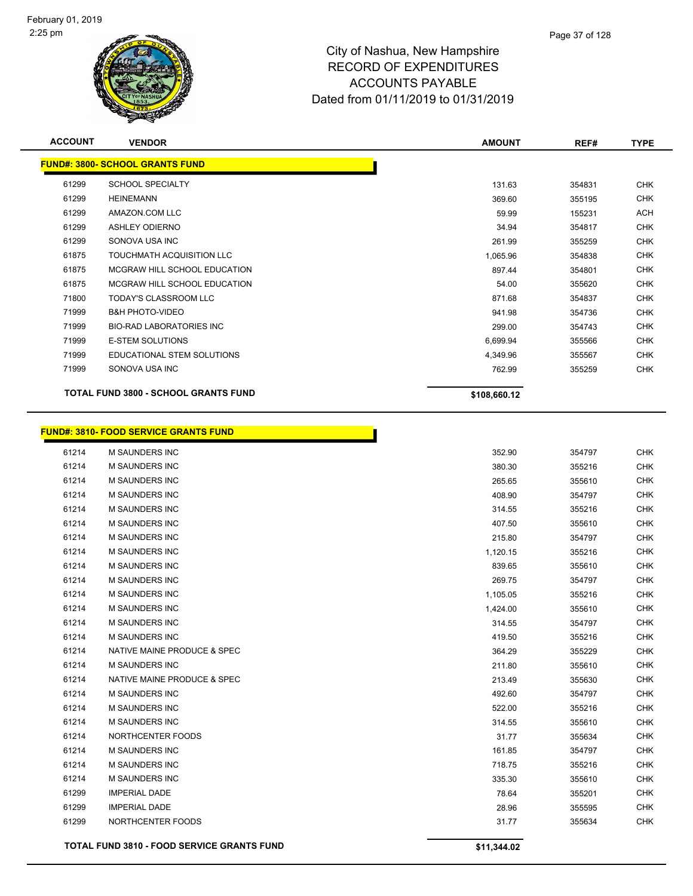City of Nashua, New Hampshire
RECORD OF EXPENDITURES
ACCOUNTS PAYABLE
Dated from 01/11/2019 to 01/31/2019

| ACCOUNT | VENDOR | AMOUNT | REF# | TYPE |
|---|---|---|---|---|

**FUND#: 3800- SCHOOL GRANTS FUND**

| ACCOUNT | VENDOR | AMOUNT | REF# | TYPE |
|---|---|---|---|---|
| 61299 | SCHOOL SPECIALTY | 131.63 | 354831 | CHK |
| 61299 | HEINEMANN | 369.60 | 355195 | CHK |
| 61299 | AMAZON.COM LLC | 59.99 | 155231 | ACH |
| 61299 | ASHLEY ODIERNO | 34.94 | 354817 | CHK |
| 61299 | SONOVA USA INC | 261.99 | 355259 | CHK |
| 61875 | TOUCHMATH ACQUISITION LLC | 1,065.96 | 354838 | CHK |
| 61875 | MCGRAW HILL SCHOOL EDUCATION | 897.44 | 354801 | CHK |
| 61875 | MCGRAW HILL SCHOOL EDUCATION | 54.00 | 355620 | CHK |
| 71800 | TODAY'S CLASSROOM LLC | 871.68 | 354837 | CHK |
| 71999 | B&H PHOTO-VIDEO | 941.98 | 354736 | CHK |
| 71999 | BIO-RAD LABORATORIES INC | 299.00 | 354743 | CHK |
| 71999 | E-STEM SOLUTIONS | 6,699.94 | 355566 | CHK |
| 71999 | EDUCATIONAL STEM SOLUTIONS | 4,349.96 | 355567 | CHK |
| 71999 | SONOVA USA INC | 762.99 | 355259 | CHK |

**TOTAL FUND 3800 - SCHOOL GRANTS FUND** **$108,660.12**

**FUND#: 3810- FOOD SERVICE GRANTS FUND**

| ACCOUNT | VENDOR | AMOUNT | REF# | TYPE |
|---|---|---|---|---|
| 61214 | M SAUNDERS INC | 352.90 | 354797 | CHK |
| 61214 | M SAUNDERS INC | 380.30 | 355216 | CHK |
| 61214 | M SAUNDERS INC | 265.65 | 355610 | CHK |
| 61214 | M SAUNDERS INC | 408.90 | 354797 | CHK |
| 61214 | M SAUNDERS INC | 314.55 | 355216 | CHK |
| 61214 | M SAUNDERS INC | 407.50 | 355610 | CHK |
| 61214 | M SAUNDERS INC | 215.80 | 354797 | CHK |
| 61214 | M SAUNDERS INC | 1,120.15 | 355216 | CHK |
| 61214 | M SAUNDERS INC | 839.65 | 355610 | CHK |
| 61214 | M SAUNDERS INC | 269.75 | 354797 | CHK |
| 61214 | M SAUNDERS INC | 1,105.05 | 355216 | CHK |
| 61214 | M SAUNDERS INC | 1,424.00 | 355610 | CHK |
| 61214 | M SAUNDERS INC | 314.55 | 354797 | CHK |
| 61214 | M SAUNDERS INC | 419.50 | 355216 | CHK |
| 61214 | NATIVE MAINE PRODUCE & SPEC | 364.29 | 355229 | CHK |
| 61214 | M SAUNDERS INC | 211.80 | 355610 | CHK |
| 61214 | NATIVE MAINE PRODUCE & SPEC | 213.49 | 355630 | CHK |
| 61214 | M SAUNDERS INC | 492.60 | 354797 | CHK |
| 61214 | M SAUNDERS INC | 522.00 | 355216 | CHK |
| 61214 | M SAUNDERS INC | 314.55 | 355610 | CHK |
| 61214 | NORTHCENTER FOODS | 31.77 | 355634 | CHK |
| 61214 | M SAUNDERS INC | 161.85 | 354797 | CHK |
| 61214 | M SAUNDERS INC | 718.75 | 355216 | CHK |
| 61214 | M SAUNDERS INC | 335.30 | 355610 | CHK |
| 61299 | IMPERIAL DADE | 78.64 | 355201 | CHK |
| 61299 | IMPERIAL DADE | 28.96 | 355595 | CHK |
| 61299 | NORTHCENTER FOODS | 31.77 | 355634 | CHK |

**TOTAL FUND 3810 - FOOD SERVICE GRANTS FUND** **$11,344.02**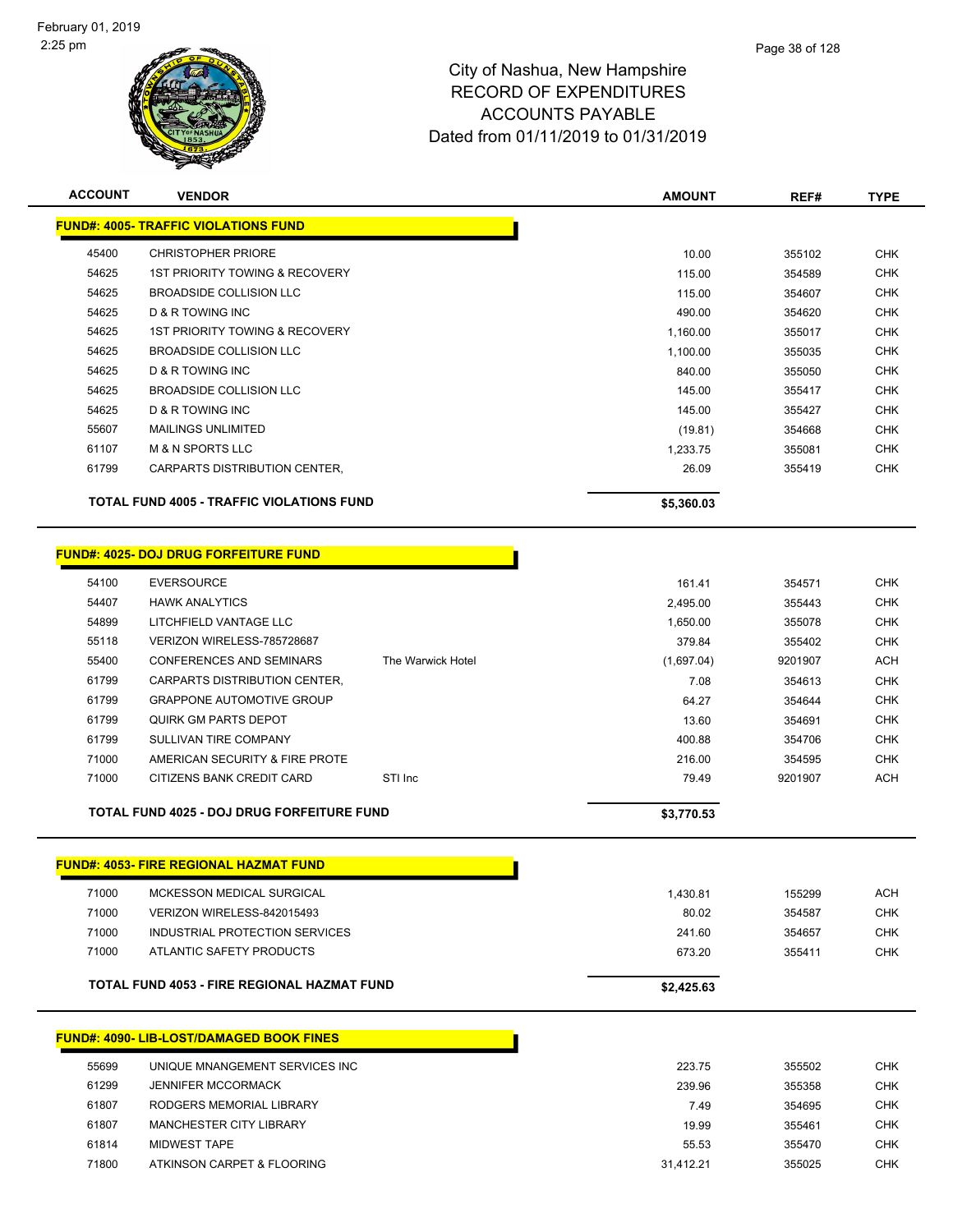City of Nashua, New Hampshire
RECORD OF EXPENDITURES
ACCOUNTS PAYABLE
Dated from 01/11/2019 to 01/31/2019

| ACCOUNT | VENDOR | | AMOUNT | REF# | TYPE |
|---|---|---|---|---|---|
| **FUND#: 4005- TRAFFIC VIOLATIONS FUND** | | | | | |
| 45400 | CHRISTOPHER PRIORE | | 10.00 | 355102 | CHK |
| 54625 | 1ST PRIORITY TOWING & RECOVERY | | 115.00 | 354589 | CHK |
| 54625 | BROADSIDE COLLISION LLC | | 115.00 | 354607 | CHK |
| 54625 | D & R TOWING INC | | 490.00 | 354620 | CHK |
| 54625 | 1ST PRIORITY TOWING & RECOVERY | | 1,160.00 | 355017 | CHK |
| 54625 | BROADSIDE COLLISION LLC | | 1,100.00 | 355035 | CHK |
| 54625 | D & R TOWING INC | | 840.00 | 355050 | CHK |
| 54625 | BROADSIDE COLLISION LLC | | 145.00 | 355417 | CHK |
| 54625 | D & R TOWING INC | | 145.00 | 355427 | CHK |
| 55607 | MAILINGS UNLIMITED | | (19.81) | 354668 | CHK |
| 61107 | M & N SPORTS LLC | | 1,233.75 | 355081 | CHK |
| 61799 | CARPARTS DISTRIBUTION CENTER, | | 26.09 | 355419 | CHK |
| **TOTAL FUND 4005 - TRAFFIC VIOLATIONS FUND** | | | **$5,360.03** | | |
| **FUND#: 4025- DOJ DRUG FORFEITURE FUND** | | | | | |
| 54100 | EVERSOURCE | | 161.41 | 354571 | CHK |
| 54407 | HAWK ANALYTICS | | 2,495.00 | 355443 | CHK |
| 54899 | LITCHFIELD VANTAGE LLC | | 1,650.00 | 355078 | CHK |
| 55118 | VERIZON WIRELESS-785728687 | | 379.84 | 355402 | CHK |
| 55400 | CONFERENCES AND SEMINARS | The Warwick Hotel | (1,697.04) | 9201907 | ACH |
| 61799 | CARPARTS DISTRIBUTION CENTER, | | 7.08 | 354613 | CHK |
| 61799 | GRAPPONE AUTOMOTIVE GROUP | | 64.27 | 354644 | CHK |
| 61799 | QUIRK GM PARTS DEPOT | | 13.60 | 354691 | CHK |
| 61799 | SULLIVAN TIRE COMPANY | | 400.88 | 354706 | CHK |
| 71000 | AMERICAN SECURITY & FIRE PROTE | | 216.00 | 354595 | CHK |
| 71000 | CITIZENS BANK CREDIT CARD | STI Inc | 79.49 | 9201907 | ACH |
| **TOTAL FUND 4025 - DOJ DRUG FORFEITURE FUND** | | | **$3,770.53** | | |
| **FUND#: 4053- FIRE REGIONAL HAZMAT FUND** | | | | | |
| 71000 | MCKESSON MEDICAL SURGICAL | | 1,430.81 | 155299 | ACH |
| 71000 | VERIZON WIRELESS-842015493 | | 80.02 | 354587 | CHK |
| 71000 | INDUSTRIAL PROTECTION SERVICES | | 241.60 | 354657 | CHK |
| 71000 | ATLANTIC SAFETY PRODUCTS | | 673.20 | 355411 | CHK |
| **TOTAL FUND 4053 - FIRE REGIONAL HAZMAT FUND** | | | **$2,425.63** | | |
| **FUND#: 4090- LIB-LOST/DAMAGED BOOK FINES** | | | | | |
| 55699 | UNIQUE MNANGEMENT SERVICES INC | | 223.75 | 355502 | CHK |
| 61299 | JENNIFER MCCORMACK | | 239.96 | 355358 | CHK |
| 61807 | RODGERS MEMORIAL LIBRARY | | 7.49 | 354695 | CHK |
| 61807 | MANCHESTER CITY LIBRARY | | 19.99 | 355461 | CHK |
| 61814 | MIDWEST TAPE | | 55.53 | 355470 | CHK |
| 71800 | ATKINSON CARPET & FLOORING | | 31,412.21 | 355025 | CHK |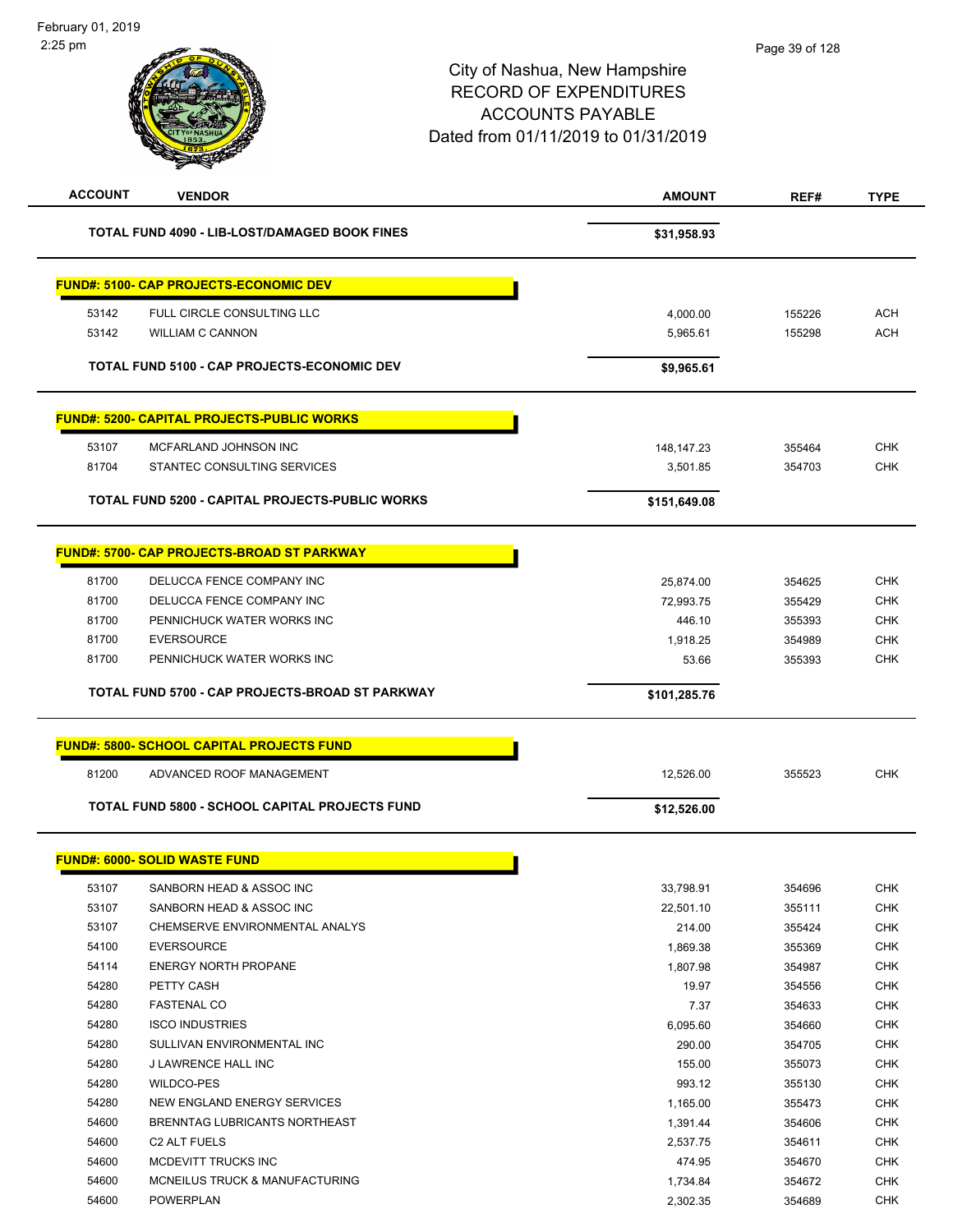# City of Nashua, New Hampshire
## RECORD OF EXPENDITURES
## ACCOUNTS PAYABLE
## Dated from 01/11/2019 to 01/31/2019

| ACCOUNT | VENDOR | AMOUNT | REF# | TYPE |
|---|---|---|---|---|
| | **TOTAL FUND 4090 - LIB-LOST/DAMAGED BOOK FINES** | **$31,958.93** | | |
| **FUND#: 5100- CAP PROJECTS-ECONOMIC DEV** | | | | |
| 53142 | FULL CIRCLE CONSULTING LLC | 4,000.00 | 155226 | ACH |
| 53142 | WILLIAM C CANNON | 5,965.61 | 155298 | ACH |
| | **TOTAL FUND 5100 - CAP PROJECTS-ECONOMIC DEV** | **$9,965.61** | | |
| **FUND#: 5200- CAPITAL PROJECTS-PUBLIC WORKS** | | | | |
| 53107 | MCFARLAND JOHNSON INC | 148,147.23 | 355464 | CHK |
| 81704 | STANTEC CONSULTING SERVICES | 3,501.85 | 354703 | CHK |
| | **TOTAL FUND 5200 - CAPITAL PROJECTS-PUBLIC WORKS** | **$151,649.08** | | |
| **FUND#: 5700- CAP PROJECTS-BROAD ST PARKWAY** | | | | |
| 81700 | DELUCCA FENCE COMPANY INC | 25,874.00 | 354625 | CHK |
| 81700 | DELUCCA FENCE COMPANY INC | 72,993.75 | 355429 | CHK |
| 81700 | PENNICHUCK WATER WORKS INC | 446.10 | 355393 | CHK |
| 81700 | EVERSOURCE | 1,918.25 | 354989 | CHK |
| 81700 | PENNICHUCK WATER WORKS INC | 53.66 | 355393 | CHK |
| | **TOTAL FUND 5700 - CAP PROJECTS-BROAD ST PARKWAY** | **$101,285.76** | | |
| **FUND#: 5800- SCHOOL CAPITAL PROJECTS FUND** | | | | |
| 81200 | ADVANCED ROOF MANAGEMENT | 12,526.00 | 355523 | CHK |
| | **TOTAL FUND 5800 - SCHOOL CAPITAL PROJECTS FUND** | **$12,526.00** | | |
| **FUND#: 6000- SOLID WASTE FUND** | | | | |
| 53107 | SANBORN HEAD & ASSOC INC | 33,798.91 | 354696 | CHK |
| 53107 | SANBORN HEAD & ASSOC INC | 22,501.10 | 355111 | CHK |
| 53107 | CHEMSERVE ENVIRONMENTAL ANALYS | 214.00 | 355424 | CHK |
| 54100 | EVERSOURCE | 1,869.38 | 355369 | CHK |
| 54114 | ENERGY NORTH PROPANE | 1,807.98 | 354987 | CHK |
| 54280 | PETTY CASH | 19.97 | 354556 | CHK |
| 54280 | FASTENAL CO | 7.37 | 354633 | CHK |
| 54280 | ISCO INDUSTRIES | 6,095.60 | 354660 | CHK |
| 54280 | SULLIVAN ENVIRONMENTAL INC | 290.00 | 354705 | CHK |
| 54280 | J LAWRENCE HALL INC | 155.00 | 355073 | CHK |
| 54280 | WILDCO-PES | 993.12 | 355130 | CHK |
| 54280 | NEW ENGLAND ENERGY SERVICES | 1,165.00 | 355473 | CHK |
| 54600 | BRENNTAG LUBRICANTS NORTHEAST | 1,391.44 | 354606 | CHK |
| 54600 | C2 ALT FUELS | 2,537.75 | 354611 | CHK |
| 54600 | MCDEVITT TRUCKS INC | 474.95 | 354670 | CHK |
| 54600 | MCNEILUS TRUCK & MANUFACTURING | 1,734.84 | 354672 | CHK |
| 54600 | POWERPLAN | 2,302.35 | 354689 | CHK |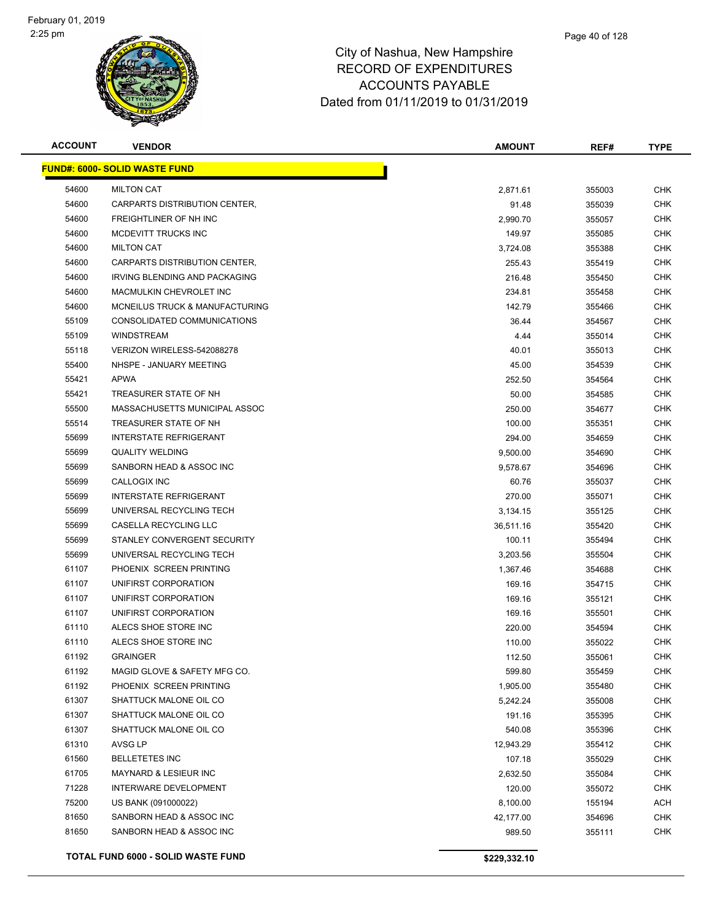# City of Nashua, New Hampshire
# RECORD OF EXPENDITURES
# ACCOUNTS PAYABLE
# Dated from 01/11/2019 to 01/31/2019

| ACCOUNT | VENDOR | AMOUNT | REF# | TYPE |
|---|---|---|---|---|
| **FUND#: 6000- SOLID WASTE FUND** | | | | |
| 54600 | MILTON CAT | 2,871.61 | 355003 | CHK |
| 54600 | CARPARTS DISTRIBUTION CENTER, | 91.48 | 355039 | CHK |
| 54600 | FREIGHTLINER OF NH INC | 2,990.70 | 355057 | CHK |
| 54600 | MCDEVITT TRUCKS INC | 149.97 | 355085 | CHK |
| 54600 | MILTON CAT | 3,724.08 | 355388 | CHK |
| 54600 | CARPARTS DISTRIBUTION CENTER, | 255.43 | 355419 | CHK |
| 54600 | IRVING BLENDING AND PACKAGING | 216.48 | 355450 | CHK |
| 54600 | MACMULKIN CHEVROLET INC | 234.81 | 355458 | CHK |
| 54600 | MCNEILUS TRUCK & MANUFACTURING | 142.79 | 355466 | CHK |
| 55109 | CONSOLIDATED COMMUNICATIONS | 36.44 | 354567 | CHK |
| 55109 | WINDSTREAM | 4.44 | 355014 | CHK |
| 55118 | VERIZON WIRELESS-542088278 | 40.01 | 355013 | CHK |
| 55400 | NHSPE - JANUARY MEETING | 45.00 | 354539 | CHK |
| 55421 | APWA | 252.50 | 354564 | CHK |
| 55421 | TREASURER STATE OF NH | 50.00 | 354585 | CHK |
| 55500 | MASSACHUSETTS MUNICIPAL ASSOC | 250.00 | 354677 | CHK |
| 55514 | TREASURER STATE OF NH | 100.00 | 355351 | CHK |
| 55699 | INTERSTATE REFRIGERANT | 294.00 | 354659 | CHK |
| 55699 | QUALITY WELDING | 9,500.00 | 354690 | CHK |
| 55699 | SANBORN HEAD & ASSOC INC | 9,578.67 | 354696 | CHK |
| 55699 | CALLOGIX INC | 60.76 | 355037 | CHK |
| 55699 | INTERSTATE REFRIGERANT | 270.00 | 355071 | CHK |
| 55699 | UNIVERSAL RECYCLING TECH | 3,134.15 | 355125 | CHK |
| 55699 | CASELLA RECYCLING LLC | 36,511.16 | 355420 | CHK |
| 55699 | STANLEY CONVERGENT SECURITY | 100.11 | 355494 | CHK |
| 55699 | UNIVERSAL RECYCLING TECH | 3,203.56 | 355504 | CHK |
| 61107 | PHOENIX SCREEN PRINTING | 1,367.46 | 354688 | CHK |
| 61107 | UNIFIRST CORPORATION | 169.16 | 354715 | CHK |
| 61107 | UNIFIRST CORPORATION | 169.16 | 355121 | CHK |
| 61107 | UNIFIRST CORPORATION | 169.16 | 355501 | CHK |
| 61110 | ALECS SHOE STORE INC | 220.00 | 354594 | CHK |
| 61110 | ALECS SHOE STORE INC | 110.00 | 355022 | CHK |
| 61192 | GRAINGER | 112.50 | 355061 | CHK |
| 61192 | MAGID GLOVE & SAFETY MFG CO. | 599.80 | 355459 | CHK |
| 61192 | PHOENIX SCREEN PRINTING | 1,905.00 | 355480 | CHK |
| 61307 | SHATTUCK MALONE OIL CO | 5,242.24 | 355008 | CHK |
| 61307 | SHATTUCK MALONE OIL CO | 191.16 | 355395 | CHK |
| 61307 | SHATTUCK MALONE OIL CO | 540.08 | 355396 | CHK |
| 61310 | AVSG LP | 12,943.29 | 355412 | CHK |
| 61560 | BELLETETES INC | 107.18 | 355029 | CHK |
| 61705 | MAYNARD & LESIEUR INC | 2,632.50 | 355084 | CHK |
| 71228 | INTERWARE DEVELOPMENT | 120.00 | 355072 | CHK |
| 75200 | US BANK (091000022) | 8,100.00 | 155194 | ACH |
| 81650 | SANBORN HEAD & ASSOC INC | 42,177.00 | 354696 | CHK |
| 81650 | SANBORN HEAD & ASSOC INC | 989.50 | 355111 | CHK |
| **TOTAL FUND 6000 - SOLID WASTE FUND** | | **$229,332.10** | | |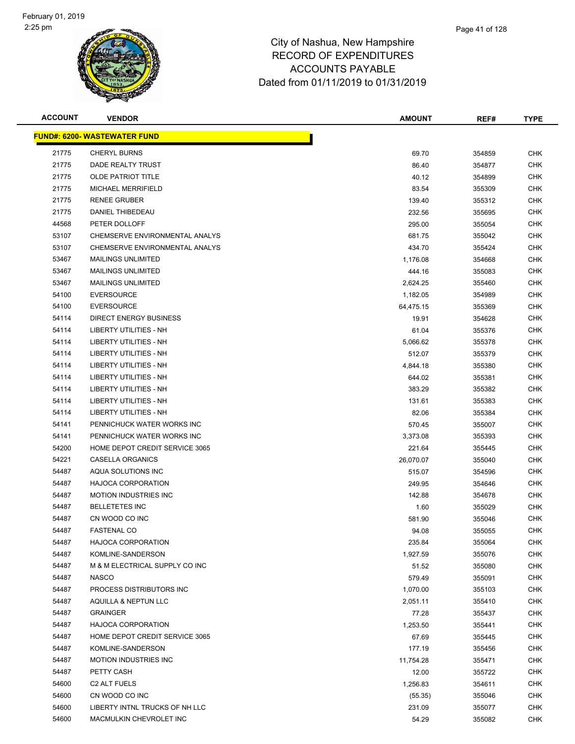# City of Nashua, New Hampshire
# RECORD OF EXPENDITURES
# ACCOUNTS PAYABLE
# Dated from 01/11/2019 to 01/31/2019

| ACCOUNT | VENDOR | AMOUNT | REF# | TYPE |
|---|---|---|---|---|
| **FUND#: 6200- WASTEWATER FUND** | | | | |
| 21775 | CHERYL BURNS | 69.70 | 354859 | CHK |
| 21775 | DADE REALTY TRUST | 86.40 | 354877 | CHK |
| 21775 | OLDE PATRIOT TITLE | 40.12 | 354899 | CHK |
| 21775 | MICHAEL MERRIFIELD | 83.54 | 355309 | CHK |
| 21775 | RENEE GRUBER | 139.40 | 355312 | CHK |
| 21775 | DANIEL THIBEDEAU | 232.56 | 355695 | CHK |
| 44568 | PETER DOLLOFF | 295.00 | 355054 | CHK |
| 53107 | CHEMSERVE ENVIRONMENTAL ANALYS | 681.75 | 355042 | CHK |
| 53107 | CHEMSERVE ENVIRONMENTAL ANALYS | 434.70 | 355424 | CHK |
| 53467 | MAILINGS UNLIMITED | 1,176.08 | 354668 | CHK |
| 53467 | MAILINGS UNLIMITED | 444.16 | 355083 | CHK |
| 53467 | MAILINGS UNLIMITED | 2,624.25 | 355460 | CHK |
| 54100 | EVERSOURCE | 1,182.05 | 354989 | CHK |
| 54100 | EVERSOURCE | 64,475.15 | 355369 | CHK |
| 54114 | DIRECT ENERGY BUSINESS | 19.91 | 354628 | CHK |
| 54114 | LIBERTY UTILITIES - NH | 61.04 | 355376 | CHK |
| 54114 | LIBERTY UTILITIES - NH | 5,066.62 | 355378 | CHK |
| 54114 | LIBERTY UTILITIES - NH | 512.07 | 355379 | CHK |
| 54114 | LIBERTY UTILITIES - NH | 4,844.18 | 355380 | CHK |
| 54114 | LIBERTY UTILITIES - NH | 644.02 | 355381 | CHK |
| 54114 | LIBERTY UTILITIES - NH | 383.29 | 355382 | CHK |
| 54114 | LIBERTY UTILITIES - NH | 131.61 | 355383 | CHK |
| 54114 | LIBERTY UTILITIES - NH | 82.06 | 355384 | CHK |
| 54141 | PENNICHUCK WATER WORKS INC | 570.45 | 355007 | CHK |
| 54141 | PENNICHUCK WATER WORKS INC | 3,373.08 | 355393 | CHK |
| 54200 | HOME DEPOT CREDIT SERVICE 3065 | 221.64 | 355445 | CHK |
| 54221 | CASELLA ORGANICS | 26,070.07 | 355040 | CHK |
| 54487 | AQUA SOLUTIONS INC | 515.07 | 354596 | CHK |
| 54487 | HAJOCA CORPORATION | 249.95 | 354646 | CHK |
| 54487 | MOTION INDUSTRIES INC | 142.88 | 354678 | CHK |
| 54487 | BELLETETES INC | 1.60 | 355029 | CHK |
| 54487 | CN WOOD CO INC | 581.90 | 355046 | CHK |
| 54487 | FASTENAL CO | 94.08 | 355055 | CHK |
| 54487 | HAJOCA CORPORATION | 235.84 | 355064 | CHK |
| 54487 | KOMLINE-SANDERSON | 1,927.59 | 355076 | CHK |
| 54487 | M & M ELECTRICAL SUPPLY CO INC | 51.52 | 355080 | CHK |
| 54487 | NASCO | 579.49 | 355091 | CHK |
| 54487 | PROCESS DISTRIBUTORS INC | 1,070.00 | 355103 | CHK |
| 54487 | AQUILLA & NEPTUN LLC | 2,051.11 | 355410 | CHK |
| 54487 | GRAINGER | 77.28 | 355437 | CHK |
| 54487 | HAJOCA CORPORATION | 1,253.50 | 355441 | CHK |
| 54487 | HOME DEPOT CREDIT SERVICE 3065 | 67.69 | 355445 | CHK |
| 54487 | KOMLINE-SANDERSON | 177.19 | 355456 | CHK |
| 54487 | MOTION INDUSTRIES INC | 11,754.28 | 355471 | CHK |
| 54487 | PETTY CASH | 12.00 | 355722 | CHK |
| 54600 | C2 ALT FUELS | 1,256.83 | 354611 | CHK |
| 54600 | CN WOOD CO INC | (55.35) | 355046 | CHK |
| 54600 | LIBERTY INTNL TRUCKS OF NH LLC | 231.09 | 355077 | CHK |
| 54600 | MACMULKIN CHEVROLET INC | 54.29 | 355082 | CHK |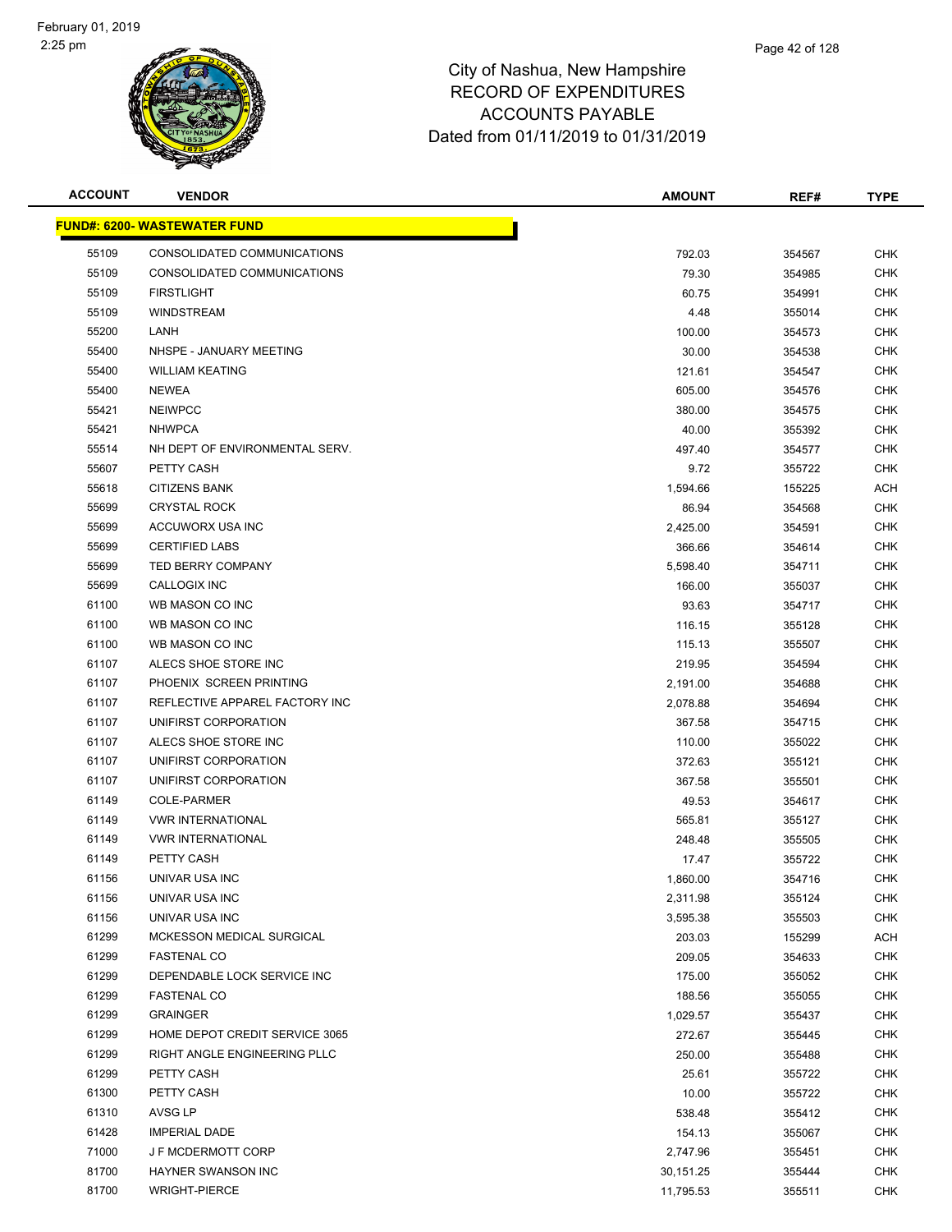# City of Nashua, New Hampshire
# RECORD OF EXPENDITURES
# ACCOUNTS PAYABLE
# Dated from 01/11/2019 to 01/31/2019

| ACCOUNT | VENDOR | AMOUNT | REF# | TYPE |
|---|---|---|---|---|
| **FUND#: 6200- WASTEWATER FUND** | | | | |
| 55109 | CONSOLIDATED COMMUNICATIONS | 792.03 | 354567 | CHK |
| 55109 | CONSOLIDATED COMMUNICATIONS | 79.30 | 354985 | CHK |
| 55109 | FIRSTLIGHT | 60.75 | 354991 | CHK |
| 55109 | WINDSTREAM | 4.48 | 355014 | CHK |
| 55200 | LANH | 100.00 | 354573 | CHK |
| 55400 | NHSPE - JANUARY MEETING | 30.00 | 354538 | CHK |
| 55400 | WILLIAM KEATING | 121.61 | 354547 | CHK |
| 55400 | NEWEA | 605.00 | 354576 | CHK |
| 55421 | NEIWPCC | 380.00 | 354575 | CHK |
| 55421 | NHWPCA | 40.00 | 355392 | CHK |
| 55514 | NH DEPT OF ENVIRONMENTAL SERV. | 497.40 | 354577 | CHK |
| 55607 | PETTY CASH | 9.72 | 355722 | CHK |
| 55618 | CITIZENS BANK | 1,594.66 | 155225 | ACH |
| 55699 | CRYSTAL ROCK | 86.94 | 354568 | CHK |
| 55699 | ACCUWORX USA INC | 2,425.00 | 354591 | CHK |
| 55699 | CERTIFIED LABS | 366.66 | 354614 | CHK |
| 55699 | TED BERRY COMPANY | 5,598.40 | 354711 | CHK |
| 55699 | CALLOGIX INC | 166.00 | 355037 | CHK |
| 61100 | WB MASON CO INC | 93.63 | 354717 | CHK |
| 61100 | WB MASON CO INC | 116.15 | 355128 | CHK |
| 61100 | WB MASON CO INC | 115.13 | 355507 | CHK |
| 61107 | ALECS SHOE STORE INC | 219.95 | 354594 | CHK |
| 61107 | PHOENIX SCREEN PRINTING | 2,191.00 | 354688 | CHK |
| 61107 | REFLECTIVE APPAREL FACTORY INC | 2,078.88 | 354694 | CHK |
| 61107 | UNIFIRST CORPORATION | 367.58 | 354715 | CHK |
| 61107 | ALECS SHOE STORE INC | 110.00 | 355022 | CHK |
| 61107 | UNIFIRST CORPORATION | 372.63 | 355121 | CHK |
| 61107 | UNIFIRST CORPORATION | 367.58 | 355501 | CHK |
| 61149 | COLE-PARMER | 49.53 | 354617 | CHK |
| 61149 | VWR INTERNATIONAL | 565.81 | 355127 | CHK |
| 61149 | VWR INTERNATIONAL | 248.48 | 355505 | CHK |
| 61149 | PETTY CASH | 17.47 | 355722 | CHK |
| 61156 | UNIVAR USA INC | 1,860.00 | 354716 | CHK |
| 61156 | UNIVAR USA INC | 2,311.98 | 355124 | CHK |
| 61156 | UNIVAR USA INC | 3,595.38 | 355503 | CHK |
| 61299 | MCKESSON MEDICAL SURGICAL | 203.03 | 155299 | ACH |
| 61299 | FASTENAL CO | 209.05 | 354633 | CHK |
| 61299 | DEPENDABLE LOCK SERVICE INC | 175.00 | 355052 | CHK |
| 61299 | FASTENAL CO | 188.56 | 355055 | CHK |
| 61299 | GRAINGER | 1,029.57 | 355437 | CHK |
| 61299 | HOME DEPOT CREDIT SERVICE 3065 | 272.67 | 355445 | CHK |
| 61299 | RIGHT ANGLE ENGINEERING PLLC | 250.00 | 355488 | CHK |
| 61299 | PETTY CASH | 25.61 | 355722 | CHK |
| 61300 | PETTY CASH | 10.00 | 355722 | CHK |
| 61310 | AVSG LP | 538.48 | 355412 | CHK |
| 61428 | IMPERIAL DADE | 154.13 | 355067 | CHK |
| 71000 | J F MCDERMOTT CORP | 2,747.96 | 355451 | CHK |
| 81700 | HAYNER SWANSON INC | 30,151.25 | 355444 | CHK |
| 81700 | WRIGHT-PIERCE | 11,795.53 | 355511 | CHK |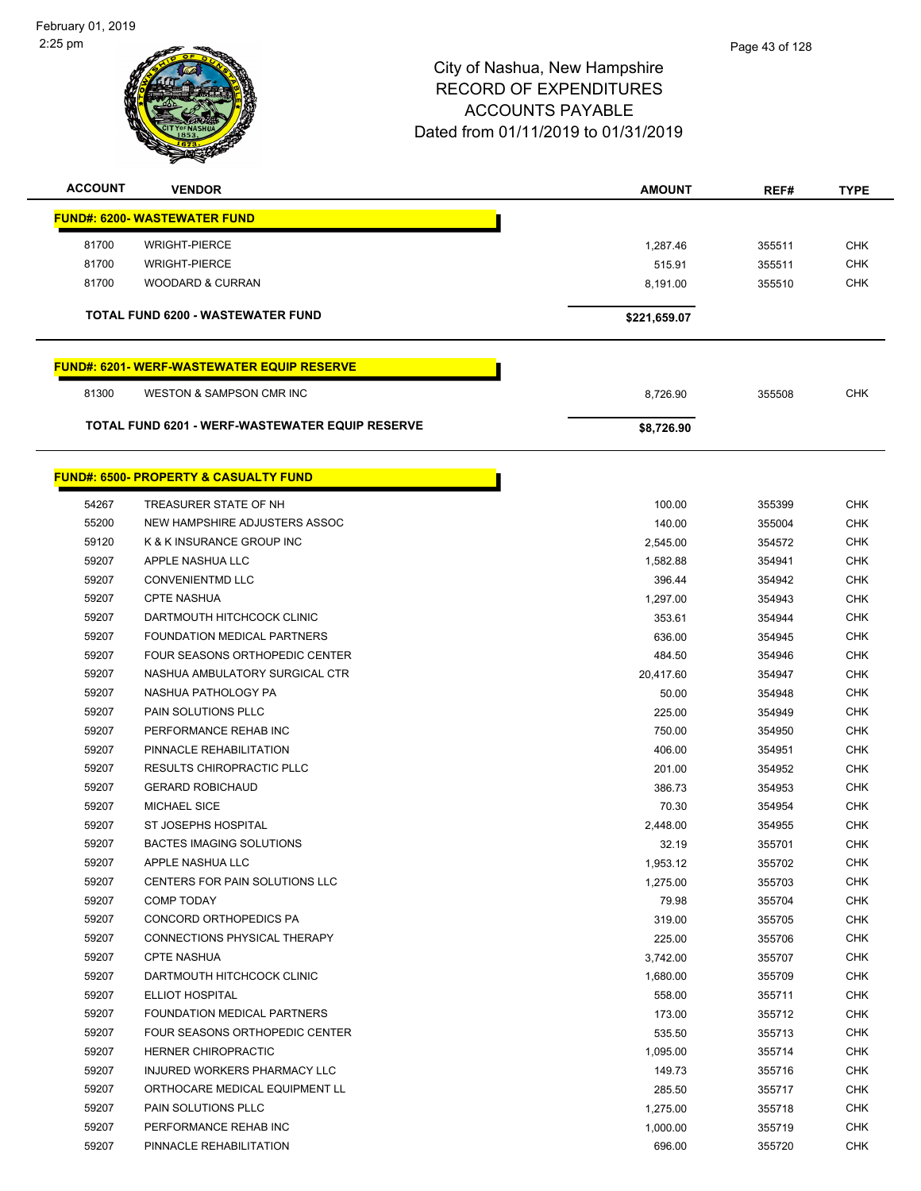February 01, 2019
2:25 pm

City of Nashua, New Hampshire
RECORD OF EXPENDITURES
ACCOUNTS PAYABLE
Dated from 01/11/2019 to 01/31/2019

| ACCOUNT | VENDOR | AMOUNT | REF# | TYPE |
|---|---|---|---|---|
| **FUND#: 6200- WASTEWATER FUND** | | | | |
| 81700 | WRIGHT-PIERCE | 1,287.46 | 355511 | CHK |
| 81700 | WRIGHT-PIERCE | 515.91 | 355511 | CHK |
| 81700 | WOODARD & CURRAN | 8,191.00 | 355510 | CHK |
| | **TOTAL FUND 6200 - WASTEWATER FUND** | **$221,659.07** | | |
| **FUND#: 6201- WERF-WASTEWATER EQUIP RESERVE** | | | | |
| 81300 | WESTON & SAMPSON CMR INC | 8,726.90 | 355508 | CHK |
| | **TOTAL FUND 6201 - WERF-WASTEWATER EQUIP RESERVE** | **$8,726.90** | | |
| **FUND#: 6500- PROPERTY & CASUALTY FUND** | | | | |
| 54267 | TREASURER STATE OF NH | 100.00 | 355399 | CHK |
| 55200 | NEW HAMPSHIRE ADJUSTERS ASSOC | 140.00 | 355004 | CHK |
| 59120 | K & K INSURANCE GROUP INC | 2,545.00 | 354572 | CHK |
| 59207 | APPLE NASHUA LLC | 1,582.88 | 354941 | CHK |
| 59207 | CONVENIENTMD LLC | 396.44 | 354942 | CHK |
| 59207 | CPTE NASHUA | 1,297.00 | 354943 | CHK |
| 59207 | DARTMOUTH HITCHCOCK CLINIC | 353.61 | 354944 | CHK |
| 59207 | FOUNDATION MEDICAL PARTNERS | 636.00 | 354945 | CHK |
| 59207 | FOUR SEASONS ORTHOPEDIC CENTER | 484.50 | 354946 | CHK |
| 59207 | NASHUA AMBULATORY SURGICAL CTR | 20,417.60 | 354947 | CHK |
| 59207 | NASHUA PATHOLOGY PA | 50.00 | 354948 | CHK |
| 59207 | PAIN SOLUTIONS PLLC | 225.00 | 354949 | CHK |
| 59207 | PERFORMANCE REHAB INC | 750.00 | 354950 | CHK |
| 59207 | PINNACLE REHABILITATION | 406.00 | 354951 | CHK |
| 59207 | RESULTS CHIROPRACTIC PLLC | 201.00 | 354952 | CHK |
| 59207 | GERARD ROBICHAUD | 386.73 | 354953 | CHK |
| 59207 | MICHAEL SICE | 70.30 | 354954 | CHK |
| 59207 | ST JOSEPHS HOSPITAL | 2,448.00 | 354955 | CHK |
| 59207 | BACTES IMAGING SOLUTIONS | 32.19 | 355701 | CHK |
| 59207 | APPLE NASHUA LLC | 1,953.12 | 355702 | CHK |
| 59207 | CENTERS FOR PAIN SOLUTIONS LLC | 1,275.00 | 355703 | CHK |
| 59207 | COMP TODAY | 79.98 | 355704 | CHK |
| 59207 | CONCORD ORTHOPEDICS PA | 319.00 | 355705 | CHK |
| 59207 | CONNECTIONS PHYSICAL THERAPY | 225.00 | 355706 | CHK |
| 59207 | CPTE NASHUA | 3,742.00 | 355707 | CHK |
| 59207 | DARTMOUTH HITCHCOCK CLINIC | 1,680.00 | 355709 | CHK |
| 59207 | ELLIOT HOSPITAL | 558.00 | 355711 | CHK |
| 59207 | FOUNDATION MEDICAL PARTNERS | 173.00 | 355712 | CHK |
| 59207 | FOUR SEASONS ORTHOPEDIC CENTER | 535.50 | 355713 | CHK |
| 59207 | HERNER CHIROPRACTIC | 1,095.00 | 355714 | CHK |
| 59207 | INJURED WORKERS PHARMACY LLC | 149.73 | 355716 | CHK |
| 59207 | ORTHOCARE MEDICAL EQUIPMENT LL | 285.50 | 355717 | CHK |
| 59207 | PAIN SOLUTIONS PLLC | 1,275.00 | 355718 | CHK |
| 59207 | PERFORMANCE REHAB INC | 1,000.00 | 355719 | CHK |
| 59207 | PINNACLE REHABILITATION | 696.00 | 355720 | CHK |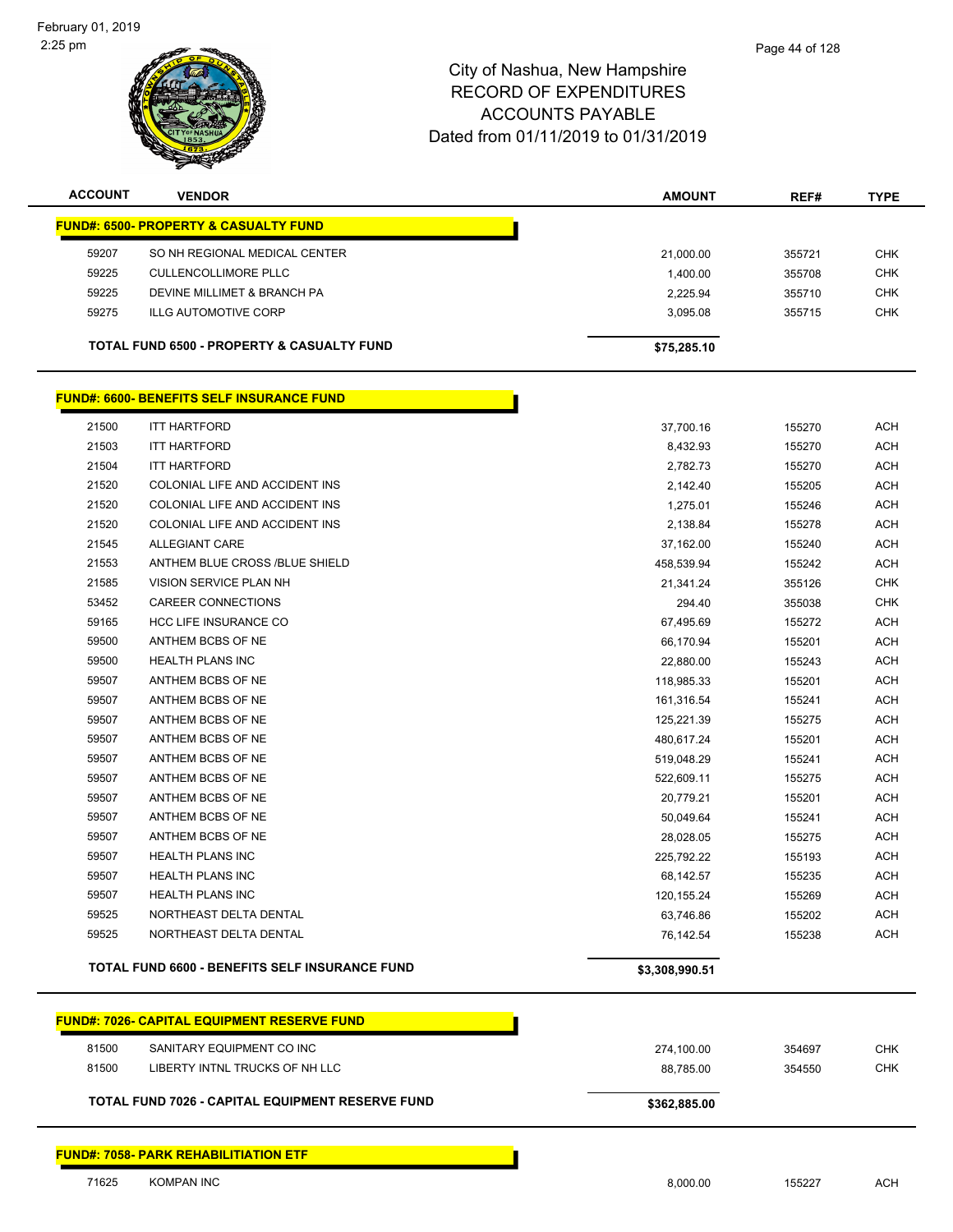# City of Nashua, New Hampshire
## RECORD OF EXPENDITURES
## ACCOUNTS PAYABLE
## Dated from 01/11/2019 to 01/31/2019

| ACCOUNT | VENDOR | AMOUNT | REF# | TYPE |
|---|---|---|---|---|
| **FUND#: 6500- PROPERTY & CASUALTY FUND** | | | | |
| 59207 | SO NH REGIONAL MEDICAL CENTER | 21,000.00 | 355721 | CHK |
| 59225 | CULLENCOLLIMORE PLLC | 1,400.00 | 355708 | CHK |
| 59225 | DEVINE MILLIMET & BRANCH PA | 2,225.94 | 355710 | CHK |
| 59275 | ILLG AUTOMOTIVE CORP | 3,095.08 | 355715 | CHK |
| | **TOTAL FUND 6500 - PROPERTY & CASUALTY FUND** | **$75,285.10** | | |
| **FUND#: 6600- BENEFITS SELF INSURANCE FUND** | | | | |
| 21500 | ITT HARTFORD | 37,700.16 | 155270 | ACH |
| 21503 | ITT HARTFORD | 8,432.93 | 155270 | ACH |
| 21504 | ITT HARTFORD | 2,782.73 | 155270 | ACH |
| 21520 | COLONIAL LIFE AND ACCIDENT INS | 2,142.40 | 155205 | ACH |
| 21520 | COLONIAL LIFE AND ACCIDENT INS | 1,275.01 | 155246 | ACH |
| 21520 | COLONIAL LIFE AND ACCIDENT INS | 2,138.84 | 155278 | ACH |
| 21545 | ALLEGIANT CARE | 37,162.00 | 155240 | ACH |
| 21553 | ANTHEM BLUE CROSS /BLUE SHIELD | 458,539.94 | 155242 | ACH |
| 21585 | VISION SERVICE PLAN NH | 21,341.24 | 355126 | CHK |
| 53452 | CAREER CONNECTIONS | 294.40 | 355038 | CHK |
| 59165 | HCC LIFE INSURANCE CO | 67,495.69 | 155272 | ACH |
| 59500 | ANTHEM BCBS OF NE | 66,170.94 | 155201 | ACH |
| 59500 | HEALTH PLANS INC | 22,880.00 | 155243 | ACH |
| 59507 | ANTHEM BCBS OF NE | 118,985.33 | 155201 | ACH |
| 59507 | ANTHEM BCBS OF NE | 161,316.54 | 155241 | ACH |
| 59507 | ANTHEM BCBS OF NE | 125,221.39 | 155275 | ACH |
| 59507 | ANTHEM BCBS OF NE | 480,617.24 | 155201 | ACH |
| 59507 | ANTHEM BCBS OF NE | 519,048.29 | 155241 | ACH |
| 59507 | ANTHEM BCBS OF NE | 522,609.11 | 155275 | ACH |
| 59507 | ANTHEM BCBS OF NE | 20,779.21 | 155201 | ACH |
| 59507 | ANTHEM BCBS OF NE | 50,049.64 | 155241 | ACH |
| 59507 | ANTHEM BCBS OF NE | 28,028.05 | 155275 | ACH |
| 59507 | HEALTH PLANS INC | 225,792.22 | 155193 | ACH |
| 59507 | HEALTH PLANS INC | 68,142.57 | 155235 | ACH |
| 59507 | HEALTH PLANS INC | 120,155.24 | 155269 | ACH |
| 59525 | NORTHEAST DELTA DENTAL | 63,746.86 | 155202 | ACH |
| 59525 | NORTHEAST DELTA DENTAL | 76,142.54 | 155238 | ACH |
| | **TOTAL FUND 6600 - BENEFITS SELF INSURANCE FUND** | **$3,308,990.51** | | |
| **FUND#: 7026- CAPITAL EQUIPMENT RESERVE FUND** | | | | |
| 81500 | SANITARY EQUIPMENT CO INC | 274,100.00 | 354697 | CHK |
| 81500 | LIBERTY INTNL TRUCKS OF NH LLC | 88,785.00 | 354550 | CHK |
| | **TOTAL FUND 7026 - CAPITAL EQUIPMENT RESERVE FUND** | **$362,885.00** | | |
| **FUND#: 7058- PARK REHABILITIATION ETF** | | | | |
| 71625 | KOMPAN INC | 8,000.00 | 155227 | ACH |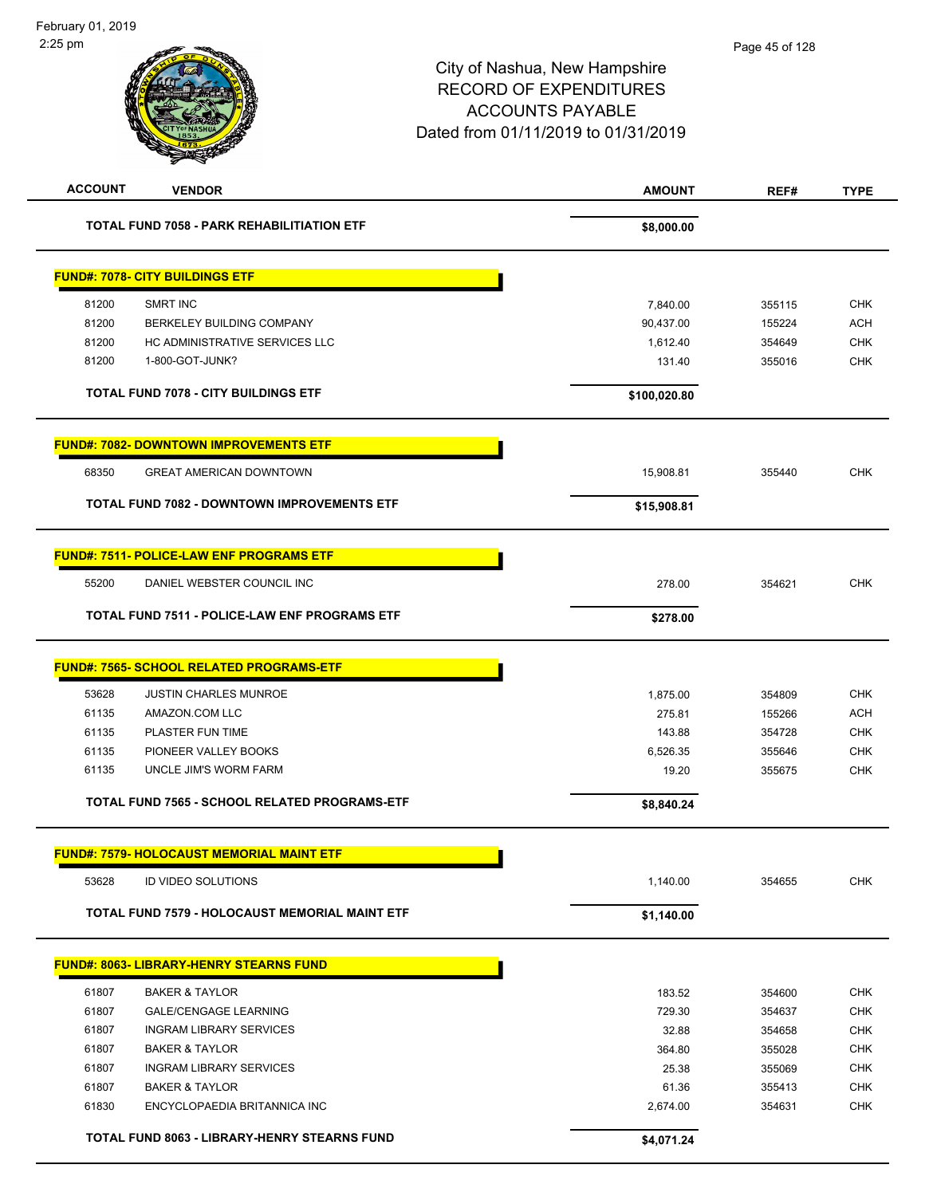City of Nashua, New Hampshire
RECORD OF EXPENDITURES
ACCOUNTS PAYABLE
Dated from 01/11/2019 to 01/31/2019

| ACCOUNT | VENDOR | AMOUNT | REF# | TYPE |
|---|---|---|---|---|
| | **TOTAL FUND 7058 - PARK REHABILITIATION ETF** | **$8,000.00** | | |
| **FUND#: 7078- CITY BUILDINGS ETF** | | | | |
| 81200 | SMRT INC | 7,840.00 | 355115 | CHK |
| 81200 | BERKELEY BUILDING COMPANY | 90,437.00 | 155224 | ACH |
| 81200 | HC ADMINISTRATIVE SERVICES LLC | 1,612.40 | 354649 | CHK |
| 81200 | 1-800-GOT-JUNK? | 131.40 | 355016 | CHK |
| | **TOTAL FUND 7078 - CITY BUILDINGS ETF** | **$100,020.80** | | |
| **FUND#: 7082- DOWNTOWN IMPROVEMENTS ETF** | | | | |
| 68350 | GREAT AMERICAN DOWNTOWN | 15,908.81 | 355440 | CHK |
| | **TOTAL FUND 7082 - DOWNTOWN IMPROVEMENTS ETF** | **$15,908.81** | | |
| **FUND#: 7511- POLICE-LAW ENF PROGRAMS ETF** | | | | |
| 55200 | DANIEL WEBSTER COUNCIL INC | 278.00 | 354621 | CHK |
| | **TOTAL FUND 7511 - POLICE-LAW ENF PROGRAMS ETF** | **$278.00** | | |
| **FUND#: 7565- SCHOOL RELATED PROGRAMS-ETF** | | | | |
| 53628 | JUSTIN CHARLES MUNROE | 1,875.00 | 354809 | CHK |
| 61135 | AMAZON.COM LLC | 275.81 | 155266 | ACH |
| 61135 | PLASTER FUN TIME | 143.88 | 354728 | CHK |
| 61135 | PIONEER VALLEY BOOKS | 6,526.35 | 355646 | CHK |
| 61135 | UNCLE JIM'S WORM FARM | 19.20 | 355675 | CHK |
| | **TOTAL FUND 7565 - SCHOOL RELATED PROGRAMS-ETF** | **$8,840.24** | | |
| **FUND#: 7579- HOLOCAUST MEMORIAL MAINT ETF** | | | | |
| 53628 | ID VIDEO SOLUTIONS | 1,140.00 | 354655 | CHK |
| | **TOTAL FUND 7579 - HOLOCAUST MEMORIAL MAINT ETF** | **$1,140.00** | | |
| **FUND#: 8063- LIBRARY-HENRY STEARNS FUND** | | | | |
| 61807 | BAKER & TAYLOR | 183.52 | 354600 | CHK |
| 61807 | GALE/CENGAGE LEARNING | 729.30 | 354637 | CHK |
| 61807 | INGRAM LIBRARY SERVICES | 32.88 | 354658 | CHK |
| 61807 | BAKER & TAYLOR | 364.80 | 355028 | CHK |
| 61807 | INGRAM LIBRARY SERVICES | 25.38 | 355069 | CHK |
| 61807 | BAKER & TAYLOR | 61.36 | 355413 | CHK |
| 61830 | ENCYCLOPAEDIA BRITANNICA INC | 2,674.00 | 354631 | CHK |
| | **TOTAL FUND 8063 - LIBRARY-HENRY STEARNS FUND** | **$4,071.24** | | |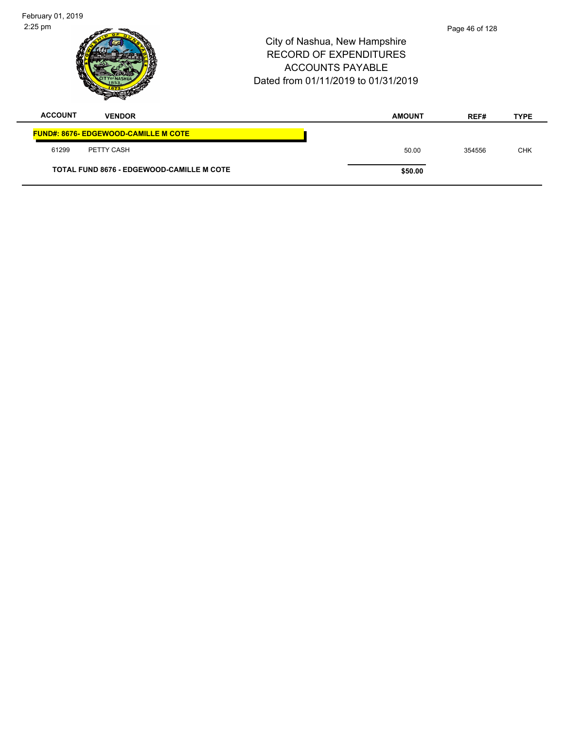# City of Nashua, New Hampshire
## RECORD OF EXPENDITURES
## ACCOUNTS PAYABLE
## Dated from 01/11/2019 to 01/31/2019

| ACCOUNT | VENDOR | AMOUNT | REF# | TYPE |
|---|---|---|---|---|
| **FUND#: 8676- EDGEWOOD-CAMILLE M COTE** | | | | |
| 61299 | PETTY CASH | 50.00 | 354556 | CHK |
| **TOTAL FUND 8676 - EDGEWOOD-CAMILLE M COTE** | | **$50.00** | | |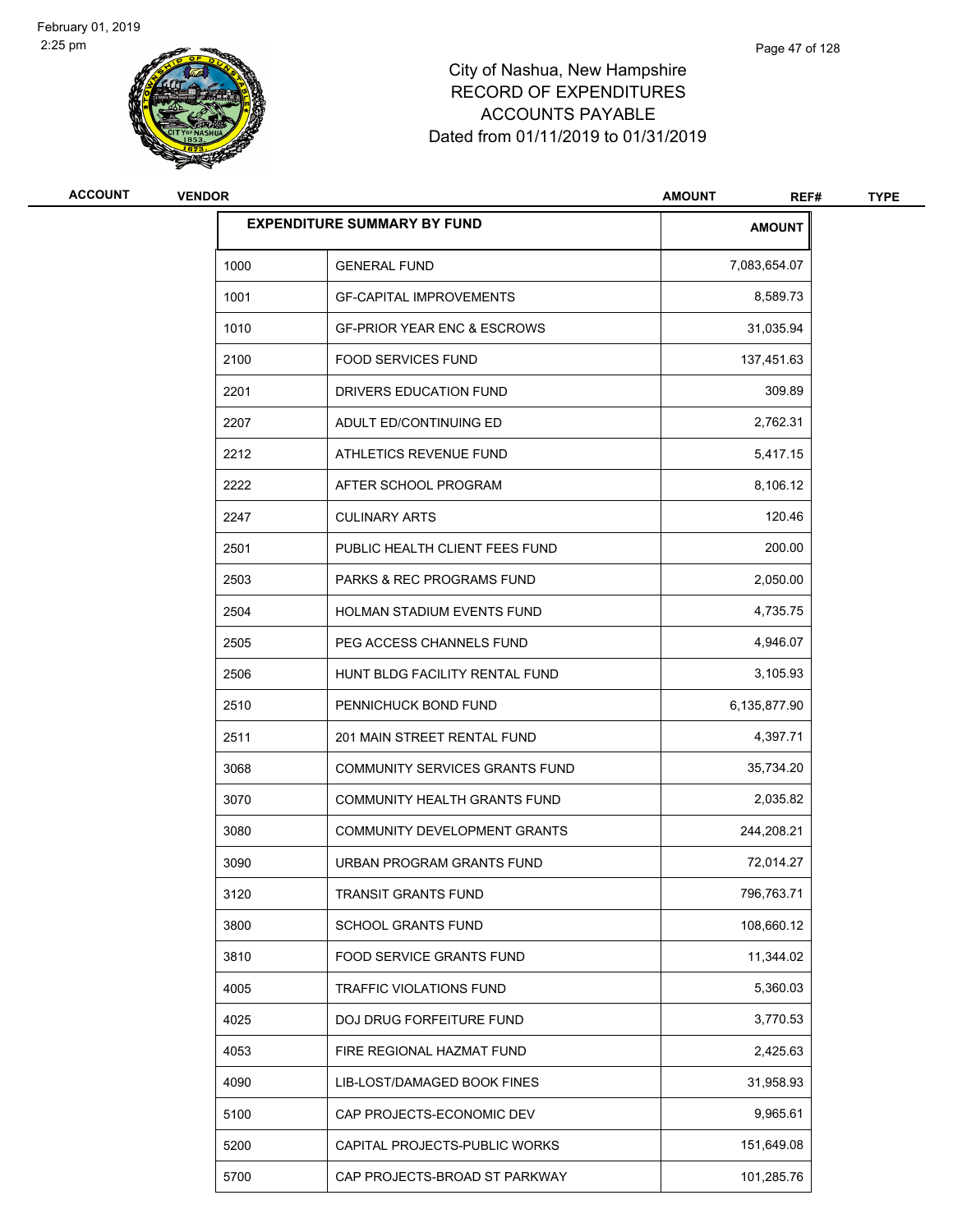City of Nashua, New Hampshire
RECORD OF EXPENDITURES
ACCOUNTS PAYABLE
Dated from 01/11/2019 to 01/31/2019

| ACCOUNT | VENDOR | AMOUNT | REF# | TYPE |
|---|---|---|---|---|

| EXPENDITURE SUMMARY BY FUND | | AMOUNT |
|---|---|---|
| 1000 | GENERAL FUND | 7,083,654.07 |
| 1001 | GF-CAPITAL IMPROVEMENTS | 8,589.73 |
| 1010 | GF-PRIOR YEAR ENC & ESCROWS | 31,035.94 |
| 2100 | FOOD SERVICES FUND | 137,451.63 |
| 2201 | DRIVERS EDUCATION FUND | 309.89 |
| 2207 | ADULT ED/CONTINUING ED | 2,762.31 |
| 2212 | ATHLETICS REVENUE FUND | 5,417.15 |
| 2222 | AFTER SCHOOL PROGRAM | 8,106.12 |
| 2247 | CULINARY ARTS | 120.46 |
| 2501 | PUBLIC HEALTH CLIENT FEES FUND | 200.00 |
| 2503 | PARKS & REC PROGRAMS FUND | 2,050.00 |
| 2504 | HOLMAN STADIUM EVENTS FUND | 4,735.75 |
| 2505 | PEG ACCESS CHANNELS FUND | 4,946.07 |
| 2506 | HUNT BLDG FACILITY RENTAL FUND | 3,105.93 |
| 2510 | PENNICHUCK BOND FUND | 6,135,877.90 |
| 2511 | 201 MAIN STREET RENTAL FUND | 4,397.71 |
| 3068 | COMMUNITY SERVICES GRANTS FUND | 35,734.20 |
| 3070 | COMMUNITY HEALTH GRANTS FUND | 2,035.82 |
| 3080 | COMMUNITY DEVELOPMENT GRANTS | 244,208.21 |
| 3090 | URBAN PROGRAM GRANTS FUND | 72,014.27 |
| 3120 | TRANSIT GRANTS FUND | 796,763.71 |
| 3800 | SCHOOL GRANTS FUND | 108,660.12 |
| 3810 | FOOD SERVICE GRANTS FUND | 11,344.02 |
| 4005 | TRAFFIC VIOLATIONS FUND | 5,360.03 |
| 4025 | DOJ DRUG FORFEITURE FUND | 3,770.53 |
| 4053 | FIRE REGIONAL HAZMAT FUND | 2,425.63 |
| 4090 | LIB-LOST/DAMAGED BOOK FINES | 31,958.93 |
| 5100 | CAP PROJECTS-ECONOMIC DEV | 9,965.61 |
| 5200 | CAPITAL PROJECTS-PUBLIC WORKS | 151,649.08 |
| 5700 | CAP PROJECTS-BROAD ST PARKWAY | 101,285.76 |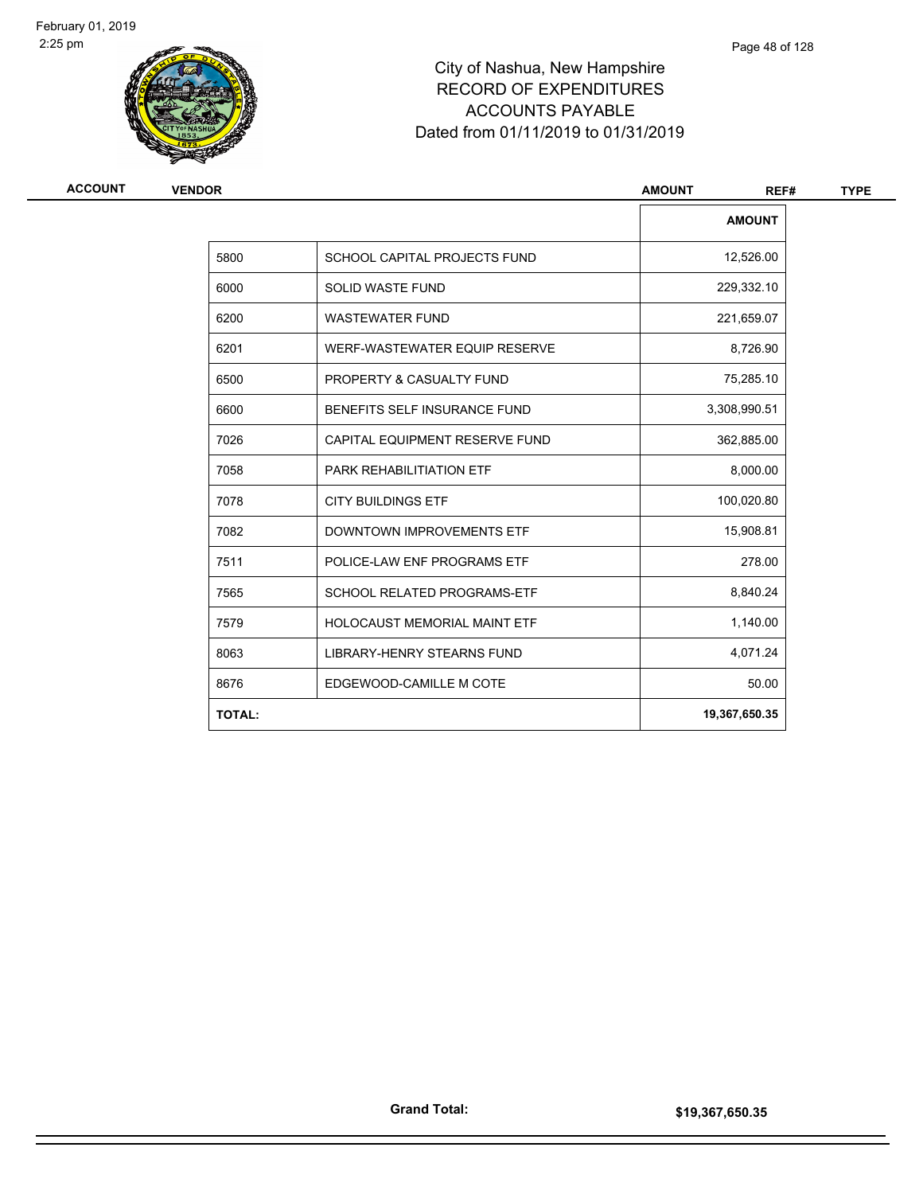City of Nashua, New Hampshire
RECORD OF EXPENDITURES
ACCOUNTS PAYABLE
Dated from 01/11/2019 to 01/31/2019

| ACCOUNT | VENDOR | AMOUNT | REF# | TYPE |
|---|---|---|---|---|

| | | AMOUNT |
|---|---|---|
| 5800 | SCHOOL CAPITAL PROJECTS FUND | 12,526.00 |
| 6000 | SOLID WASTE FUND | 229,332.10 |
| 6200 | WASTEWATER FUND | 221,659.07 |
| 6201 | WERF-WASTEWATER EQUIP RESERVE | 8,726.90 |
| 6500 | PROPERTY & CASUALTY FUND | 75,285.10 |
| 6600 | BENEFITS SELF INSURANCE FUND | 3,308,990.51 |
| 7026 | CAPITAL EQUIPMENT RESERVE FUND | 362,885.00 |
| 7058 | PARK REHABILITIATION ETF | 8,000.00 |
| 7078 | CITY BUILDINGS ETF | 100,020.80 |
| 7082 | DOWNTOWN IMPROVEMENTS ETF | 15,908.81 |
| 7511 | POLICE-LAW ENF PROGRAMS ETF | 278.00 |
| 7565 | SCHOOL RELATED PROGRAMS-ETF | 8,840.24 |
| 7579 | HOLOCAUST MEMORIAL MAINT ETF | 1,140.00 |
| 8063 | LIBRARY-HENRY STEARNS FUND | 4,071.24 |
| 8676 | EDGEWOOD-CAMILLE M COTE | 50.00 |
| **TOTAL:** | | **19,367,650.35** |

**Grand Total:** **$19,367,650.35**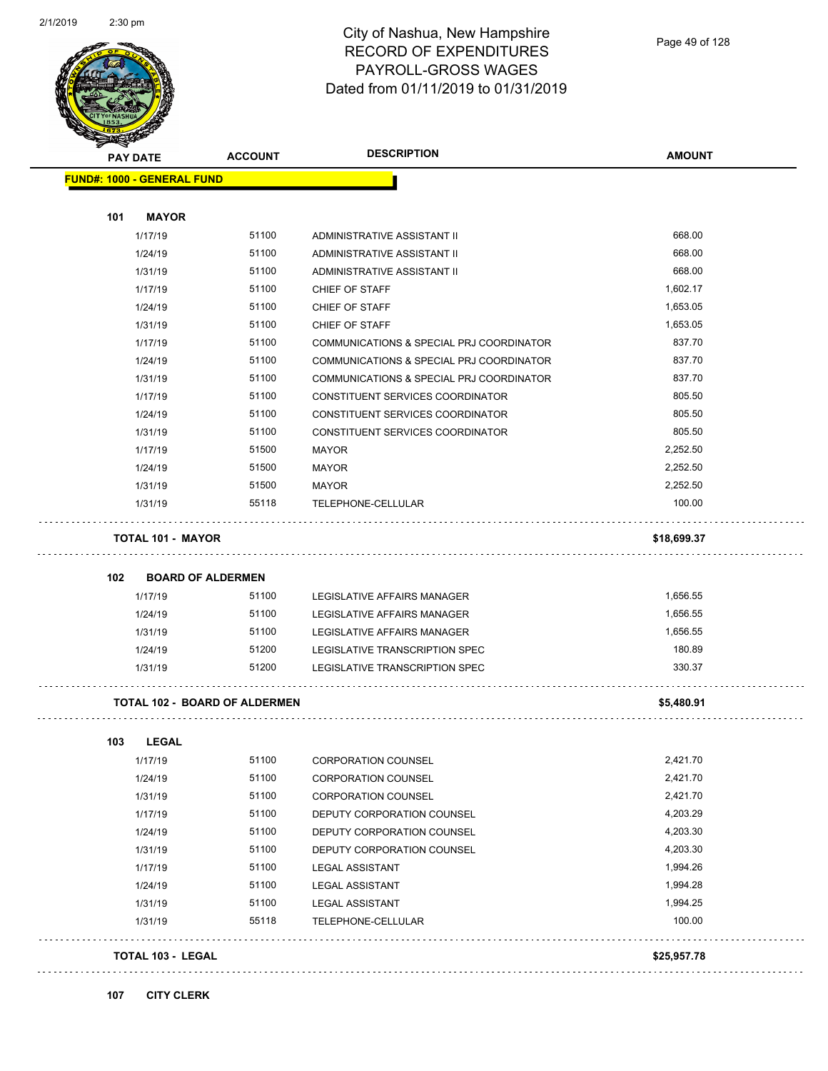# City of Nashua, New Hampshire
## RECORD OF EXPENDITURES
## PAYROLL-GROSS WAGES
## Dated from 01/11/2019 to 01/31/2019

| PAY DATE | ACCOUNT | DESCRIPTION | AMOUNT |
|---|---|---|---|
| **FUND#: 1000 - GENERAL FUND** | | | |
| **101 MAYOR** | | | |
| 1/17/19 | 51100 | ADMINISTRATIVE ASSISTANT II | 668.00 |
| 1/24/19 | 51100 | ADMINISTRATIVE ASSISTANT II | 668.00 |
| 1/31/19 | 51100 | ADMINISTRATIVE ASSISTANT II | 668.00 |
| 1/17/19 | 51100 | CHIEF OF STAFF | 1,602.17 |
| 1/24/19 | 51100 | CHIEF OF STAFF | 1,653.05 |
| 1/31/19 | 51100 | CHIEF OF STAFF | 1,653.05 |
| 1/17/19 | 51100 | COMMUNICATIONS & SPECIAL PRJ COORDINATOR | 837.70 |
| 1/24/19 | 51100 | COMMUNICATIONS & SPECIAL PRJ COORDINATOR | 837.70 |
| 1/31/19 | 51100 | COMMUNICATIONS & SPECIAL PRJ COORDINATOR | 837.70 |
| 1/17/19 | 51100 | CONSTITUENT SERVICES COORDINATOR | 805.50 |
| 1/24/19 | 51100 | CONSTITUENT SERVICES COORDINATOR | 805.50 |
| 1/31/19 | 51100 | CONSTITUENT SERVICES COORDINATOR | 805.50 |
| 1/17/19 | 51500 | MAYOR | 2,252.50 |
| 1/24/19 | 51500 | MAYOR | 2,252.50 |
| 1/31/19 | 51500 | MAYOR | 2,252.50 |
| 1/31/19 | 55118 | TELEPHONE-CELLULAR | 100.00 |
| **TOTAL 101 - MAYOR** | | | **$18,699.37** |
| **102 BOARD OF ALDERMEN** | | | |
| 1/17/19 | 51100 | LEGISLATIVE AFFAIRS MANAGER | 1,656.55 |
| 1/24/19 | 51100 | LEGISLATIVE AFFAIRS MANAGER | 1,656.55 |
| 1/31/19 | 51100 | LEGISLATIVE AFFAIRS MANAGER | 1,656.55 |
| 1/24/19 | 51200 | LEGISLATIVE TRANSCRIPTION SPEC | 180.89 |
| 1/31/19 | 51200 | LEGISLATIVE TRANSCRIPTION SPEC | 330.37 |
| **TOTAL 102 - BOARD OF ALDERMEN** | | | **$5,480.91** |
| **103 LEGAL** | | | |
| 1/17/19 | 51100 | CORPORATION COUNSEL | 2,421.70 |
| 1/24/19 | 51100 | CORPORATION COUNSEL | 2,421.70 |
| 1/31/19 | 51100 | CORPORATION COUNSEL | 2,421.70 |
| 1/17/19 | 51100 | DEPUTY CORPORATION COUNSEL | 4,203.29 |
| 1/24/19 | 51100 | DEPUTY CORPORATION COUNSEL | 4,203.30 |
| 1/31/19 | 51100 | DEPUTY CORPORATION COUNSEL | 4,203.30 |
| 1/17/19 | 51100 | LEGAL ASSISTANT | 1,994.26 |
| 1/24/19 | 51100 | LEGAL ASSISTANT | 1,994.28 |
| 1/31/19 | 51100 | LEGAL ASSISTANT | 1,994.25 |
| 1/31/19 | 55118 | TELEPHONE-CELLULAR | 100.00 |
| **TOTAL 103 - LEGAL** | | | **$25,957.78** |
| **107 CITY CLERK** | | | |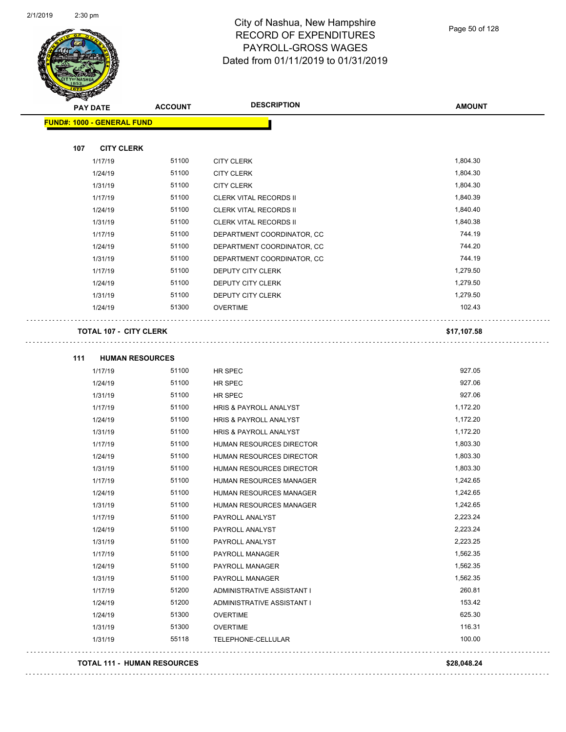# City of Nashua, New Hampshire
## RECORD OF EXPENDITURES
## PAYROLL-GROSS WAGES
## Dated from 01/11/2019 to 01/31/2019

| PAY DATE | ACCOUNT | DESCRIPTION | AMOUNT |
|---|---|---|---|
| **FUND#: 1000 - GENERAL FUND** | | | |
| **107 CITY CLERK** | | | |
| 1/17/19 | 51100 | CITY CLERK | 1,804.30 |
| 1/24/19 | 51100 | CITY CLERK | 1,804.30 |
| 1/31/19 | 51100 | CITY CLERK | 1,804.30 |
| 1/17/19 | 51100 | CLERK VITAL RECORDS II | 1,840.39 |
| 1/24/19 | 51100 | CLERK VITAL RECORDS II | 1,840.40 |
| 1/31/19 | 51100 | CLERK VITAL RECORDS II | 1,840.38 |
| 1/17/19 | 51100 | DEPARTMENT COORDINATOR, CC | 744.19 |
| 1/24/19 | 51100 | DEPARTMENT COORDINATOR, CC | 744.20 |
| 1/31/19 | 51100 | DEPARTMENT COORDINATOR, CC | 744.19 |
| 1/17/19 | 51100 | DEPUTY CITY CLERK | 1,279.50 |
| 1/24/19 | 51100 | DEPUTY CITY CLERK | 1,279.50 |
| 1/31/19 | 51100 | DEPUTY CITY CLERK | 1,279.50 |
| 1/24/19 | 51300 | OVERTIME | 102.43 |
| **TOTAL 107 - CITY CLERK** | | | **$17,107.58** |
| **111 HUMAN RESOURCES** | | | |
| 1/17/19 | 51100 | HR SPEC | 927.05 |
| 1/24/19 | 51100 | HR SPEC | 927.06 |
| 1/31/19 | 51100 | HR SPEC | 927.06 |
| 1/17/19 | 51100 | HRIS & PAYROLL ANALYST | 1,172.20 |
| 1/24/19 | 51100 | HRIS & PAYROLL ANALYST | 1,172.20 |
| 1/31/19 | 51100 | HRIS & PAYROLL ANALYST | 1,172.20 |
| 1/17/19 | 51100 | HUMAN RESOURCES DIRECTOR | 1,803.30 |
| 1/24/19 | 51100 | HUMAN RESOURCES DIRECTOR | 1,803.30 |
| 1/31/19 | 51100 | HUMAN RESOURCES DIRECTOR | 1,803.30 |
| 1/17/19 | 51100 | HUMAN RESOURCES MANAGER | 1,242.65 |
| 1/24/19 | 51100 | HUMAN RESOURCES MANAGER | 1,242.65 |
| 1/31/19 | 51100 | HUMAN RESOURCES MANAGER | 1,242.65 |
| 1/17/19 | 51100 | PAYROLL ANALYST | 2,223.24 |
| 1/24/19 | 51100 | PAYROLL ANALYST | 2,223.24 |
| 1/31/19 | 51100 | PAYROLL ANALYST | 2,223.25 |
| 1/17/19 | 51100 | PAYROLL MANAGER | 1,562.35 |
| 1/24/19 | 51100 | PAYROLL MANAGER | 1,562.35 |
| 1/31/19 | 51100 | PAYROLL MANAGER | 1,562.35 |
| 1/17/19 | 51200 | ADMINISTRATIVE ASSISTANT I | 260.81 |
| 1/24/19 | 51200 | ADMINISTRATIVE ASSISTANT I | 153.42 |
| 1/24/19 | 51300 | OVERTIME | 625.30 |
| 1/31/19 | 51300 | OVERTIME | 116.31 |
| 1/31/19 | 55118 | TELEPHONE-CELLULAR | 100.00 |
| **TOTAL 111 - HUMAN RESOURCES** | | | **$28,048.24** |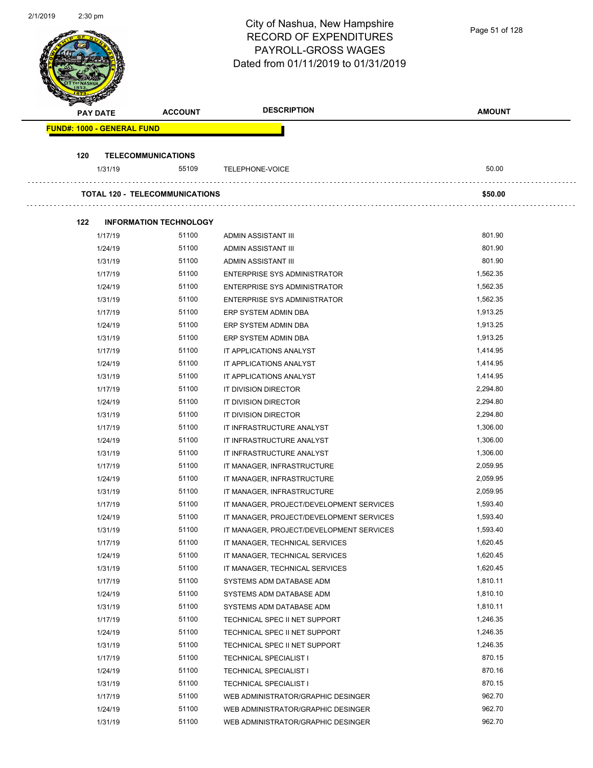# City of Nashua, New Hampshire
## RECORD OF EXPENDITURES
## PAYROLL-GROSS WAGES
## Dated from 01/11/2019 to 01/31/2019

| PAY DATE | ACCOUNT | DESCRIPTION | AMOUNT |
|---|---|---|---|
| **FUND#: 1000 - GENERAL FUND** | | | |
| **120 TELECOMMUNICATIONS** | | | |
| 1/31/19 | 55109 | TELEPHONE-VOICE | 50.00 |
| **TOTAL 120 - TELECOMMUNICATIONS** | | | **$50.00** |
| **122 INFORMATION TECHNOLOGY** | | | |
| 1/17/19 | 51100 | ADMIN ASSISTANT III | 801.90 |
| 1/24/19 | 51100 | ADMIN ASSISTANT III | 801.90 |
| 1/31/19 | 51100 | ADMIN ASSISTANT III | 801.90 |
| 1/17/19 | 51100 | ENTERPRISE SYS ADMINISTRATOR | 1,562.35 |
| 1/24/19 | 51100 | ENTERPRISE SYS ADMINISTRATOR | 1,562.35 |
| 1/31/19 | 51100 | ENTERPRISE SYS ADMINISTRATOR | 1,562.35 |
| 1/17/19 | 51100 | ERP SYSTEM ADMIN DBA | 1,913.25 |
| 1/24/19 | 51100 | ERP SYSTEM ADMIN DBA | 1,913.25 |
| 1/31/19 | 51100 | ERP SYSTEM ADMIN DBA | 1,913.25 |
| 1/17/19 | 51100 | IT APPLICATIONS ANALYST | 1,414.95 |
| 1/24/19 | 51100 | IT APPLICATIONS ANALYST | 1,414.95 |
| 1/31/19 | 51100 | IT APPLICATIONS ANALYST | 1,414.95 |
| 1/17/19 | 51100 | IT DIVISION DIRECTOR | 2,294.80 |
| 1/24/19 | 51100 | IT DIVISION DIRECTOR | 2,294.80 |
| 1/31/19 | 51100 | IT DIVISION DIRECTOR | 2,294.80 |
| 1/17/19 | 51100 | IT INFRASTRUCTURE ANALYST | 1,306.00 |
| 1/24/19 | 51100 | IT INFRASTRUCTURE ANALYST | 1,306.00 |
| 1/31/19 | 51100 | IT INFRASTRUCTURE ANALYST | 1,306.00 |
| 1/17/19 | 51100 | IT MANAGER, INFRASTRUCTURE | 2,059.95 |
| 1/24/19 | 51100 | IT MANAGER, INFRASTRUCTURE | 2,059.95 |
| 1/31/19 | 51100 | IT MANAGER, INFRASTRUCTURE | 2,059.95 |
| 1/17/19 | 51100 | IT MANAGER, PROJECT/DEVELOPMENT SERVICES | 1,593.40 |
| 1/24/19 | 51100 | IT MANAGER, PROJECT/DEVELOPMENT SERVICES | 1,593.40 |
| 1/31/19 | 51100 | IT MANAGER, PROJECT/DEVELOPMENT SERVICES | 1,593.40 |
| 1/17/19 | 51100 | IT MANAGER, TECHNICAL SERVICES | 1,620.45 |
| 1/24/19 | 51100 | IT MANAGER, TECHNICAL SERVICES | 1,620.45 |
| 1/31/19 | 51100 | IT MANAGER, TECHNICAL SERVICES | 1,620.45 |
| 1/17/19 | 51100 | SYSTEMS ADM DATABASE ADM | 1,810.11 |
| 1/24/19 | 51100 | SYSTEMS ADM DATABASE ADM | 1,810.10 |
| 1/31/19 | 51100 | SYSTEMS ADM DATABASE ADM | 1,810.11 |
| 1/17/19 | 51100 | TECHNICAL SPEC II NET SUPPORT | 1,246.35 |
| 1/24/19 | 51100 | TECHNICAL SPEC II NET SUPPORT | 1,246.35 |
| 1/31/19 | 51100 | TECHNICAL SPEC II NET SUPPORT | 1,246.35 |
| 1/17/19 | 51100 | TECHNICAL SPECIALIST I | 870.15 |
| 1/24/19 | 51100 | TECHNICAL SPECIALIST I | 870.16 |
| 1/31/19 | 51100 | TECHNICAL SPECIALIST I | 870.15 |
| 1/17/19 | 51100 | WEB ADMINISTRATOR/GRAPHIC DESINGER | 962.70 |
| 1/24/19 | 51100 | WEB ADMINISTRATOR/GRAPHIC DESINGER | 962.70 |
| 1/31/19 | 51100 | WEB ADMINISTRATOR/GRAPHIC DESINGER | 962.70 |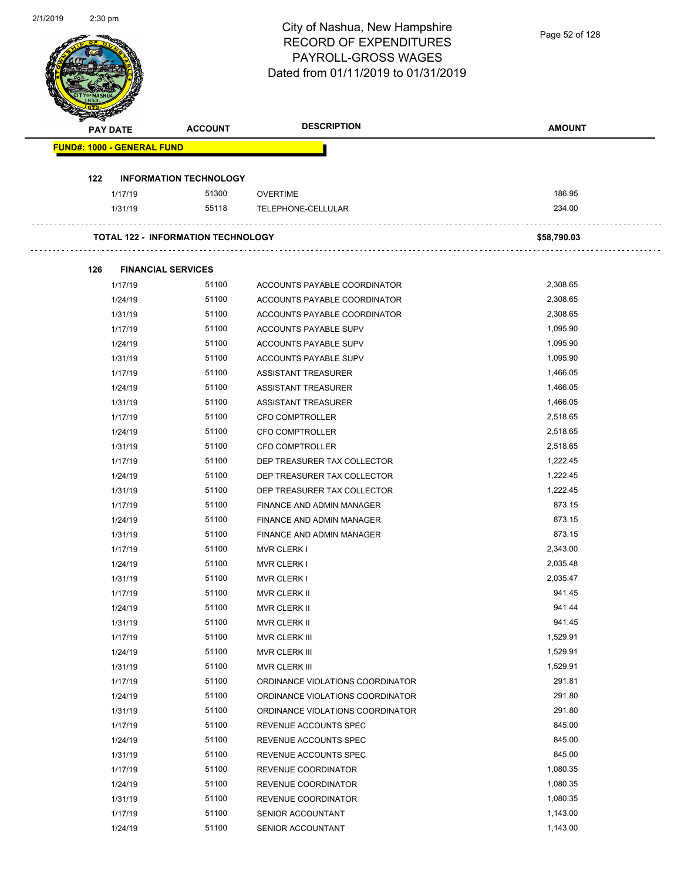# City of Nashua, New Hampshire
# RECORD OF EXPENDITURES
# PAYROLL-GROSS WAGES
# Dated from 01/11/2019 to 01/31/2019

| PAY DATE | ACCOUNT | DESCRIPTION | AMOUNT |
|---|---|---|---|
| **FUND#: 1000 - GENERAL FUND** | | | |
| **122 INFORMATION TECHNOLOGY** | | | |
| 1/17/19 | 51300 | OVERTIME | 186.95 |
| 1/31/19 | 55118 | TELEPHONE-CELLULAR | 234.00 |
| **TOTAL 122 - INFORMATION TECHNOLOGY** | | | **$58,790.03** |
| **126 FINANCIAL SERVICES** | | | |
| 1/17/19 | 51100 | ACCOUNTS PAYABLE COORDINATOR | 2,308.65 |
| 1/24/19 | 51100 | ACCOUNTS PAYABLE COORDINATOR | 2,308.65 |
| 1/31/19 | 51100 | ACCOUNTS PAYABLE COORDINATOR | 2,308.65 |
| 1/17/19 | 51100 | ACCOUNTS PAYABLE SUPV | 1,095.90 |
| 1/24/19 | 51100 | ACCOUNTS PAYABLE SUPV | 1,095.90 |
| 1/31/19 | 51100 | ACCOUNTS PAYABLE SUPV | 1,095.90 |
| 1/17/19 | 51100 | ASSISTANT TREASURER | 1,466.05 |
| 1/24/19 | 51100 | ASSISTANT TREASURER | 1,466.05 |
| 1/31/19 | 51100 | ASSISTANT TREASURER | 1,466.05 |
| 1/17/19 | 51100 | CFO COMPTROLLER | 2,518.65 |
| 1/24/19 | 51100 | CFO COMPTROLLER | 2,518.65 |
| 1/31/19 | 51100 | CFO COMPTROLLER | 2,518.65 |
| 1/17/19 | 51100 | DEP TREASURER TAX COLLECTOR | 1,222.45 |
| 1/24/19 | 51100 | DEP TREASURER TAX COLLECTOR | 1,222.45 |
| 1/31/19 | 51100 | DEP TREASURER TAX COLLECTOR | 1,222.45 |
| 1/17/19 | 51100 | FINANCE AND ADMIN MANAGER | 873.15 |
| 1/24/19 | 51100 | FINANCE AND ADMIN MANAGER | 873.15 |
| 1/31/19 | 51100 | FINANCE AND ADMIN MANAGER | 873.15 |
| 1/17/19 | 51100 | MVR CLERK I | 2,343.00 |
| 1/24/19 | 51100 | MVR CLERK I | 2,035.48 |
| 1/31/19 | 51100 | MVR CLERK I | 2,035.47 |
| 1/17/19 | 51100 | MVR CLERK II | 941.45 |
| 1/24/19 | 51100 | MVR CLERK II | 941.44 |
| 1/31/19 | 51100 | MVR CLERK II | 941.45 |
| 1/17/19 | 51100 | MVR CLERK III | 1,529.91 |
| 1/24/19 | 51100 | MVR CLERK III | 1,529.91 |
| 1/31/19 | 51100 | MVR CLERK III | 1,529.91 |
| 1/17/19 | 51100 | ORDINANCE VIOLATIONS COORDINATOR | 291.81 |
| 1/24/19 | 51100 | ORDINANCE VIOLATIONS COORDINATOR | 291.80 |
| 1/31/19 | 51100 | ORDINANCE VIOLATIONS COORDINATOR | 291.80 |
| 1/17/19 | 51100 | REVENUE ACCOUNTS SPEC | 845.00 |
| 1/24/19 | 51100 | REVENUE ACCOUNTS SPEC | 845.00 |
| 1/31/19 | 51100 | REVENUE ACCOUNTS SPEC | 845.00 |
| 1/17/19 | 51100 | REVENUE COORDINATOR | 1,080.35 |
| 1/24/19 | 51100 | REVENUE COORDINATOR | 1,080.35 |
| 1/31/19 | 51100 | REVENUE COORDINATOR | 1,080.35 |
| 1/17/19 | 51100 | SENIOR ACCOUNTANT | 1,143.00 |
| 1/24/19 | 51100 | SENIOR ACCOUNTANT | 1,143.00 |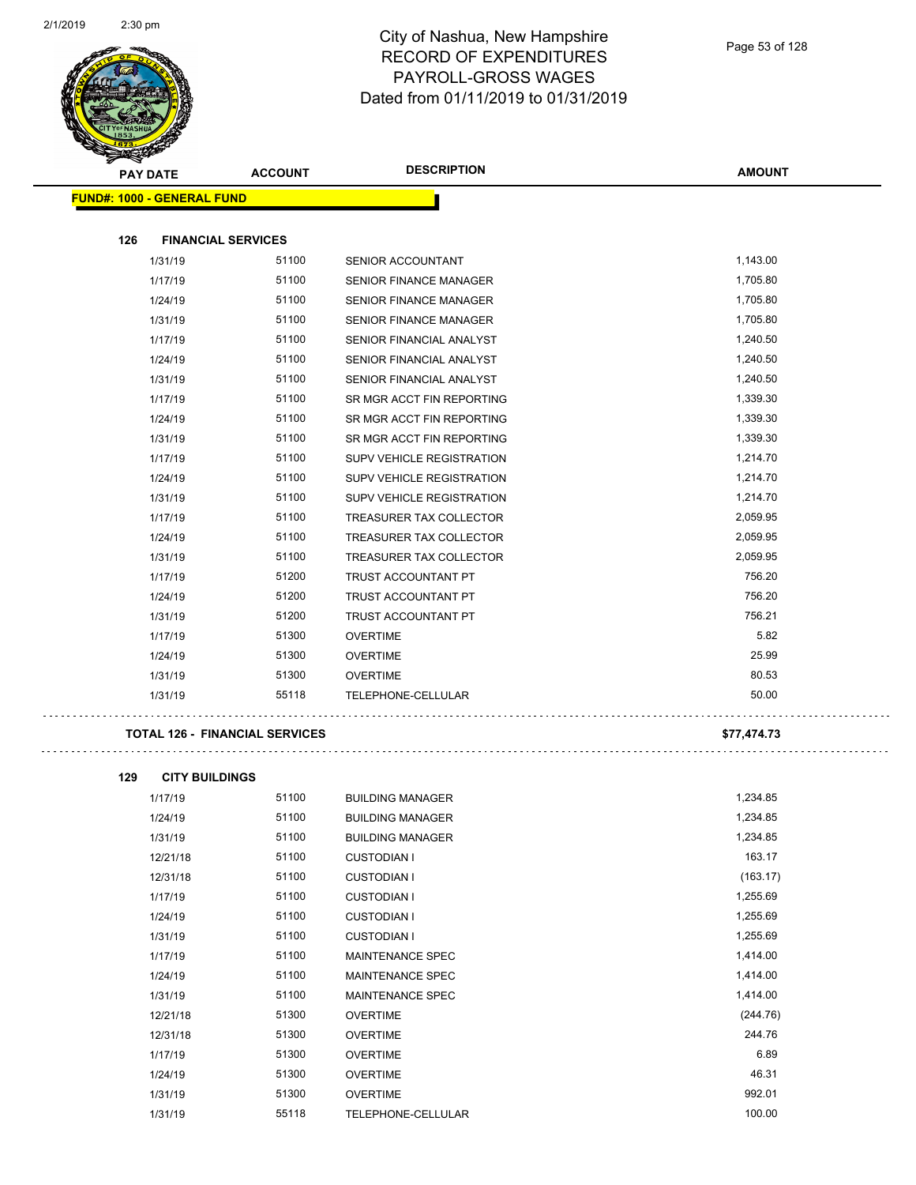# City of Nashua, New Hampshire
## RECORD OF EXPENDITURES
## PAYROLL-GROSS WAGES
## Dated from 01/11/2019 to 01/31/2019

| PAY DATE | ACCOUNT | DESCRIPTION | AMOUNT |
|---|---|---|---|

**FUND#: 1000 - GENERAL FUND**

**126 FINANCIAL SERVICES**

| PAY DATE | ACCOUNT | DESCRIPTION | AMOUNT |
|---|---|---|---|
| 1/31/19 | 51100 | SENIOR ACCOUNTANT | 1,143.00 |
| 1/17/19 | 51100 | SENIOR FINANCE MANAGER | 1,705.80 |
| 1/24/19 | 51100 | SENIOR FINANCE MANAGER | 1,705.80 |
| 1/31/19 | 51100 | SENIOR FINANCE MANAGER | 1,705.80 |
| 1/17/19 | 51100 | SENIOR FINANCIAL ANALYST | 1,240.50 |
| 1/24/19 | 51100 | SENIOR FINANCIAL ANALYST | 1,240.50 |
| 1/31/19 | 51100 | SENIOR FINANCIAL ANALYST | 1,240.50 |
| 1/17/19 | 51100 | SR MGR ACCT FIN REPORTING | 1,339.30 |
| 1/24/19 | 51100 | SR MGR ACCT FIN REPORTING | 1,339.30 |
| 1/31/19 | 51100 | SR MGR ACCT FIN REPORTING | 1,339.30 |
| 1/17/19 | 51100 | SUPV VEHICLE REGISTRATION | 1,214.70 |
| 1/24/19 | 51100 | SUPV VEHICLE REGISTRATION | 1,214.70 |
| 1/31/19 | 51100 | SUPV VEHICLE REGISTRATION | 1,214.70 |
| 1/17/19 | 51100 | TREASURER TAX COLLECTOR | 2,059.95 |
| 1/24/19 | 51100 | TREASURER TAX COLLECTOR | 2,059.95 |
| 1/31/19 | 51100 | TREASURER TAX COLLECTOR | 2,059.95 |
| 1/17/19 | 51200 | TRUST ACCOUNTANT PT | 756.20 |
| 1/24/19 | 51200 | TRUST ACCOUNTANT PT | 756.20 |
| 1/31/19 | 51200 | TRUST ACCOUNTANT PT | 756.21 |
| 1/17/19 | 51300 | OVERTIME | 5.82 |
| 1/24/19 | 51300 | OVERTIME | 25.99 |
| 1/31/19 | 51300 | OVERTIME | 80.53 |
| 1/31/19 | 55118 | TELEPHONE-CELLULAR | 50.00 |

**TOTAL 126 - FINANCIAL SERVICES** **$77,474.73**

**129 CITY BUILDINGS**

| PAY DATE | ACCOUNT | DESCRIPTION | AMOUNT |
|---|---|---|---|
| 1/17/19 | 51100 | BUILDING MANAGER | 1,234.85 |
| 1/24/19 | 51100 | BUILDING MANAGER | 1,234.85 |
| 1/31/19 | 51100 | BUILDING MANAGER | 1,234.85 |
| 12/21/18 | 51100 | CUSTODIAN I | 163.17 |
| 12/31/18 | 51100 | CUSTODIAN I | (163.17) |
| 1/17/19 | 51100 | CUSTODIAN I | 1,255.69 |
| 1/24/19 | 51100 | CUSTODIAN I | 1,255.69 |
| 1/31/19 | 51100 | CUSTODIAN I | 1,255.69 |
| 1/17/19 | 51100 | MAINTENANCE SPEC | 1,414.00 |
| 1/24/19 | 51100 | MAINTENANCE SPEC | 1,414.00 |
| 1/31/19 | 51100 | MAINTENANCE SPEC | 1,414.00 |
| 12/21/18 | 51300 | OVERTIME | (244.76) |
| 12/31/18 | 51300 | OVERTIME | 244.76 |
| 1/17/19 | 51300 | OVERTIME | 6.89 |
| 1/24/19 | 51300 | OVERTIME | 46.31 |
| 1/31/19 | 51300 | OVERTIME | 992.01 |
| 1/31/19 | 55118 | TELEPHONE-CELLULAR | 100.00 |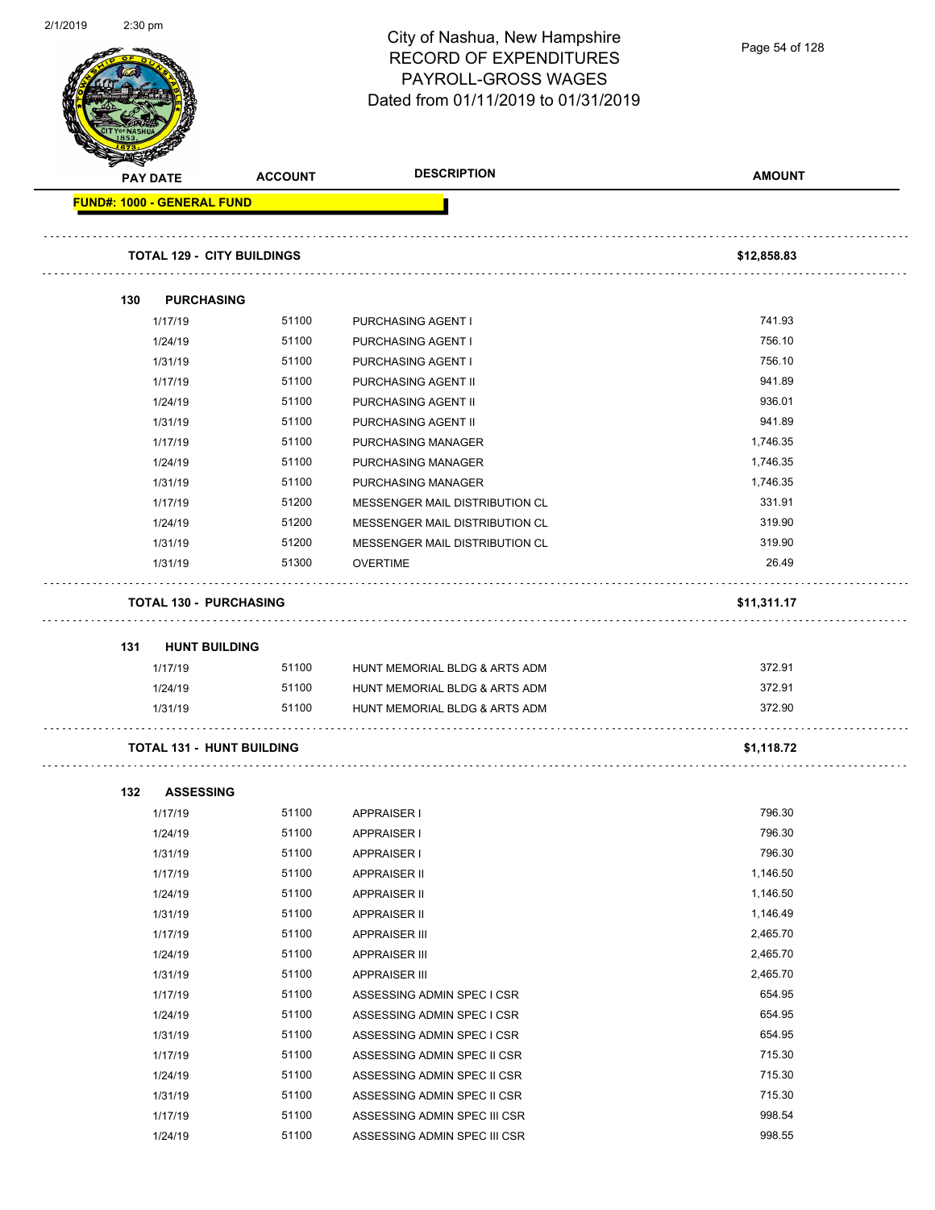# City of Nashua, New Hampshire
## RECORD OF EXPENDITURES
## PAYROLL-GROSS WAGES
## Dated from 01/11/2019 to 01/31/2019

| PAY DATE | ACCOUNT | DESCRIPTION | AMOUNT |
|---|---|---|---|
| **FUND#: 1000 - GENERAL FUND** | | | |
| **TOTAL 129 - CITY BUILDINGS** | | | **$12,858.83** |
| **130 PURCHASING** | | | |
| 1/17/19 | 51100 | PURCHASING AGENT I | 741.93 |
| 1/24/19 | 51100 | PURCHASING AGENT I | 756.10 |
| 1/31/19 | 51100 | PURCHASING AGENT I | 756.10 |
| 1/17/19 | 51100 | PURCHASING AGENT II | 941.89 |
| 1/24/19 | 51100 | PURCHASING AGENT II | 936.01 |
| 1/31/19 | 51100 | PURCHASING AGENT II | 941.89 |
| 1/17/19 | 51100 | PURCHASING MANAGER | 1,746.35 |
| 1/24/19 | 51100 | PURCHASING MANAGER | 1,746.35 |
| 1/31/19 | 51100 | PURCHASING MANAGER | 1,746.35 |
| 1/17/19 | 51200 | MESSENGER MAIL DISTRIBUTION CL | 331.91 |
| 1/24/19 | 51200 | MESSENGER MAIL DISTRIBUTION CL | 319.90 |
| 1/31/19 | 51200 | MESSENGER MAIL DISTRIBUTION CL | 319.90 |
| 1/31/19 | 51300 | OVERTIME | 26.49 |
| **TOTAL 130 - PURCHASING** | | | **$11,311.17** |
| **131 HUNT BUILDING** | | | |
| 1/17/19 | 51100 | HUNT MEMORIAL BLDG & ARTS ADM | 372.91 |
| 1/24/19 | 51100 | HUNT MEMORIAL BLDG & ARTS ADM | 372.91 |
| 1/31/19 | 51100 | HUNT MEMORIAL BLDG & ARTS ADM | 372.90 |
| **TOTAL 131 - HUNT BUILDING** | | | **$1,118.72** |
| **132 ASSESSING** | | | |
| 1/17/19 | 51100 | APPRAISER I | 796.30 |
| 1/24/19 | 51100 | APPRAISER I | 796.30 |
| 1/31/19 | 51100 | APPRAISER I | 796.30 |
| 1/17/19 | 51100 | APPRAISER II | 1,146.50 |
| 1/24/19 | 51100 | APPRAISER II | 1,146.50 |
| 1/31/19 | 51100 | APPRAISER II | 1,146.49 |
| 1/17/19 | 51100 | APPRAISER III | 2,465.70 |
| 1/24/19 | 51100 | APPRAISER III | 2,465.70 |
| 1/31/19 | 51100 | APPRAISER III | 2,465.70 |
| 1/17/19 | 51100 | ASSESSING ADMIN SPEC I CSR | 654.95 |
| 1/24/19 | 51100 | ASSESSING ADMIN SPEC I CSR | 654.95 |
| 1/31/19 | 51100 | ASSESSING ADMIN SPEC I CSR | 654.95 |
| 1/17/19 | 51100 | ASSESSING ADMIN SPEC II CSR | 715.30 |
| 1/24/19 | 51100 | ASSESSING ADMIN SPEC II CSR | 715.30 |
| 1/31/19 | 51100 | ASSESSING ADMIN SPEC II CSR | 715.30 |
| 1/17/19 | 51100 | ASSESSING ADMIN SPEC III CSR | 998.54 |
| 1/24/19 | 51100 | ASSESSING ADMIN SPEC III CSR | 998.55 |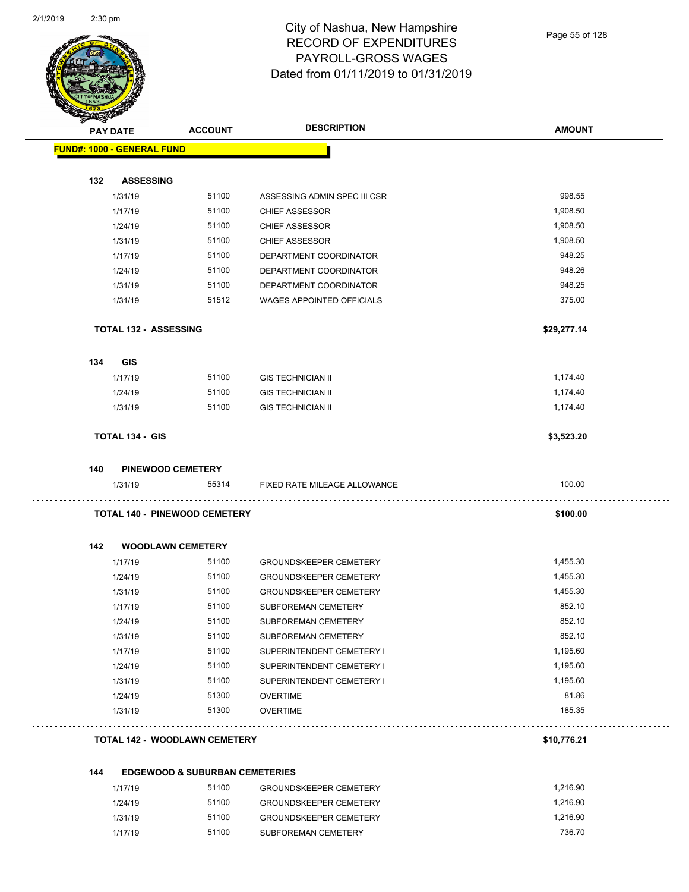# City of Nashua, New Hampshire
## RECORD OF EXPENDITURES
## PAYROLL-GROSS WAGES
## Dated from 01/11/2019 to 01/31/2019

| PAY DATE | ACCOUNT | DESCRIPTION | AMOUNT |
|---|---|---|---|
| **FUND#: 1000 - GENERAL FUND** | | | |
| **132 ASSESSING** | | | |
| 1/31/19 | 51100 | ASSESSING ADMIN SPEC III CSR | 998.55 |
| 1/17/19 | 51100 | CHIEF ASSESSOR | 1,908.50 |
| 1/24/19 | 51100 | CHIEF ASSESSOR | 1,908.50 |
| 1/31/19 | 51100 | CHIEF ASSESSOR | 1,908.50 |
| 1/17/19 | 51100 | DEPARTMENT COORDINATOR | 948.25 |
| 1/24/19 | 51100 | DEPARTMENT COORDINATOR | 948.26 |
| 1/31/19 | 51100 | DEPARTMENT COORDINATOR | 948.25 |
| 1/31/19 | 51512 | WAGES APPOINTED OFFICIALS | 375.00 |
| **TOTAL 132 - ASSESSING** | | | **$29,277.14** |
| **134 GIS** | | | |
| 1/17/19 | 51100 | GIS TECHNICIAN II | 1,174.40 |
| 1/24/19 | 51100 | GIS TECHNICIAN II | 1,174.40 |
| 1/31/19 | 51100 | GIS TECHNICIAN II | 1,174.40 |
| **TOTAL 134 - GIS** | | | **$3,523.20** |
| **140 PINEWOOD CEMETERY** | | | |
| 1/31/19 | 55314 | FIXED RATE MILEAGE ALLOWANCE | 100.00 |
| **TOTAL 140 - PINEWOOD CEMETERY** | | | **$100.00** |
| **142 WOODLAWN CEMETERY** | | | |
| 1/17/19 | 51100 | GROUNDSKEEPER CEMETERY | 1,455.30 |
| 1/24/19 | 51100 | GROUNDSKEEPER CEMETERY | 1,455.30 |
| 1/31/19 | 51100 | GROUNDSKEEPER CEMETERY | 1,455.30 |
| 1/17/19 | 51100 | SUBFOREMAN CEMETERY | 852.10 |
| 1/24/19 | 51100 | SUBFOREMAN CEMETERY | 852.10 |
| 1/31/19 | 51100 | SUBFOREMAN CEMETERY | 852.10 |
| 1/17/19 | 51100 | SUPERINTENDENT CEMETERY I | 1,195.60 |
| 1/24/19 | 51100 | SUPERINTENDENT CEMETERY I | 1,195.60 |
| 1/31/19 | 51100 | SUPERINTENDENT CEMETERY I | 1,195.60 |
| 1/24/19 | 51300 | OVERTIME | 81.86 |
| 1/31/19 | 51300 | OVERTIME | 185.35 |
| **TOTAL 142 - WOODLAWN CEMETERY** | | | **$10,776.21** |
| **144 EDGEWOOD & SUBURBAN CEMETERIES** | | | |
| 1/17/19 | 51100 | GROUNDSKEEPER CEMETERY | 1,216.90 |
| 1/24/19 | 51100 | GROUNDSKEEPER CEMETERY | 1,216.90 |
| 1/31/19 | 51100 | GROUNDSKEEPER CEMETERY | 1,216.90 |
| 1/17/19 | 51100 | SUBFOREMAN CEMETERY | 736.70 |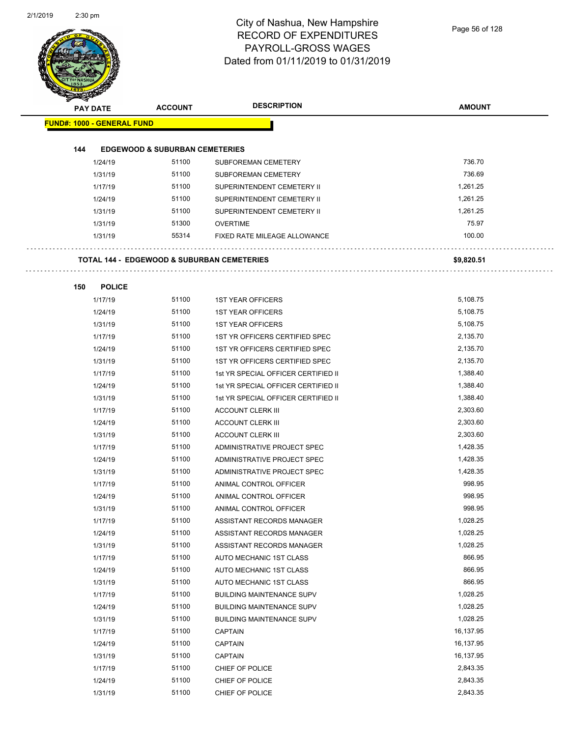# City of Nashua, New Hampshire
# RECORD OF EXPENDITURES
# PAYROLL-GROSS WAGES
# Dated from 01/11/2019 to 01/31/2019

| PAY DATE | ACCOUNT | DESCRIPTION | AMOUNT |
|---|---|---|---|
| **FUND#: 1000 - GENERAL FUND** | | | |
| **144 EDGEWOOD & SUBURBAN CEMETERIES** | | | |
| 1/24/19 | 51100 | SUBFOREMAN CEMETERY | 736.70 |
| 1/31/19 | 51100 | SUBFOREMAN CEMETERY | 736.69 |
| 1/17/19 | 51100 | SUPERINTENDENT CEMETERY II | 1,261.25 |
| 1/24/19 | 51100 | SUPERINTENDENT CEMETERY II | 1,261.25 |
| 1/31/19 | 51100 | SUPERINTENDENT CEMETERY II | 1,261.25 |
| 1/31/19 | 51300 | OVERTIME | 75.97 |
| 1/31/19 | 55314 | FIXED RATE MILEAGE ALLOWANCE | 100.00 |
| **TOTAL 144 - EDGEWOOD & SUBURBAN CEMETERIES** | | | **$9,820.51** |
| **150 POLICE** | | | |
| 1/17/19 | 51100 | 1ST YEAR OFFICERS | 5,108.75 |
| 1/24/19 | 51100 | 1ST YEAR OFFICERS | 5,108.75 |
| 1/31/19 | 51100 | 1ST YEAR OFFICERS | 5,108.75 |
| 1/17/19 | 51100 | 1ST YR OFFICERS CERTIFIED SPEC | 2,135.70 |
| 1/24/19 | 51100 | 1ST YR OFFICERS CERTIFIED SPEC | 2,135.70 |
| 1/31/19 | 51100 | 1ST YR OFFICERS CERTIFIED SPEC | 2,135.70 |
| 1/17/19 | 51100 | 1st YR SPECIAL OFFICER CERTIFIED II | 1,388.40 |
| 1/24/19 | 51100 | 1st YR SPECIAL OFFICER CERTIFIED II | 1,388.40 |
| 1/31/19 | 51100 | 1st YR SPECIAL OFFICER CERTIFIED II | 1,388.40 |
| 1/17/19 | 51100 | ACCOUNT CLERK III | 2,303.60 |
| 1/24/19 | 51100 | ACCOUNT CLERK III | 2,303.60 |
| 1/31/19 | 51100 | ACCOUNT CLERK III | 2,303.60 |
| 1/17/19 | 51100 | ADMINISTRATIVE PROJECT SPEC | 1,428.35 |
| 1/24/19 | 51100 | ADMINISTRATIVE PROJECT SPEC | 1,428.35 |
| 1/31/19 | 51100 | ADMINISTRATIVE PROJECT SPEC | 1,428.35 |
| 1/17/19 | 51100 | ANIMAL CONTROL OFFICER | 998.95 |
| 1/24/19 | 51100 | ANIMAL CONTROL OFFICER | 998.95 |
| 1/31/19 | 51100 | ANIMAL CONTROL OFFICER | 998.95 |
| 1/17/19 | 51100 | ASSISTANT RECORDS MANAGER | 1,028.25 |
| 1/24/19 | 51100 | ASSISTANT RECORDS MANAGER | 1,028.25 |
| 1/31/19 | 51100 | ASSISTANT RECORDS MANAGER | 1,028.25 |
| 1/17/19 | 51100 | AUTO MECHANIC 1ST CLASS | 866.95 |
| 1/24/19 | 51100 | AUTO MECHANIC 1ST CLASS | 866.95 |
| 1/31/19 | 51100 | AUTO MECHANIC 1ST CLASS | 866.95 |
| 1/17/19 | 51100 | BUILDING MAINTENANCE SUPV | 1,028.25 |
| 1/24/19 | 51100 | BUILDING MAINTENANCE SUPV | 1,028.25 |
| 1/31/19 | 51100 | BUILDING MAINTENANCE SUPV | 1,028.25 |
| 1/17/19 | 51100 | CAPTAIN | 16,137.95 |
| 1/24/19 | 51100 | CAPTAIN | 16,137.95 |
| 1/31/19 | 51100 | CAPTAIN | 16,137.95 |
| 1/17/19 | 51100 | CHIEF OF POLICE | 2,843.35 |
| 1/24/19 | 51100 | CHIEF OF POLICE | 2,843.35 |
| 1/31/19 | 51100 | CHIEF OF POLICE | 2,843.35 |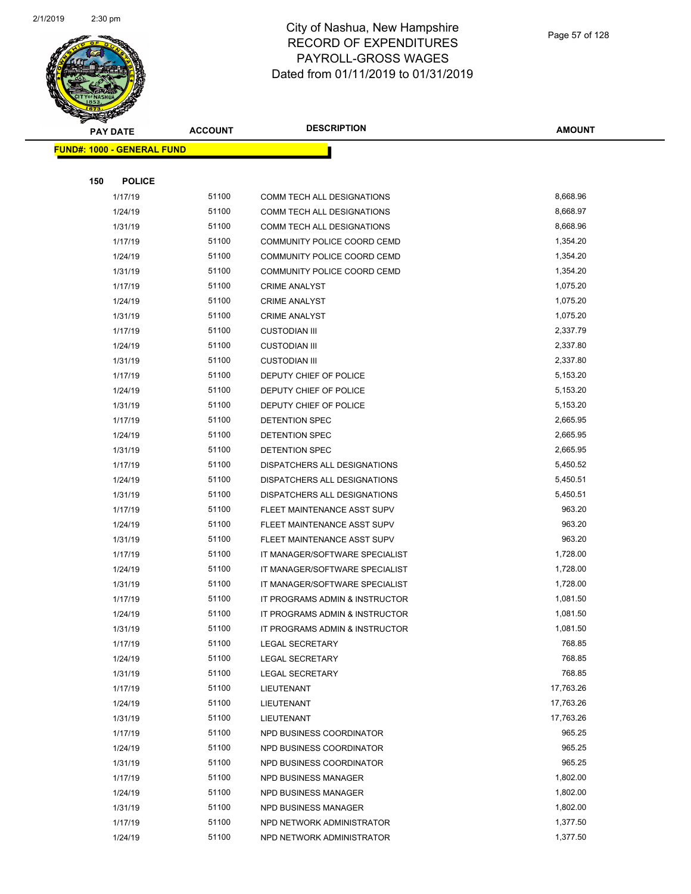# City of Nashua, New Hampshire
# RECORD OF EXPENDITURES
# PAYROLL-GROSS WAGES
# Dated from 01/11/2019 to 01/31/2019

| PAY DATE | ACCOUNT | DESCRIPTION | AMOUNT |
|---|---|---|---|
| **FUND#: 1000 - GENERAL FUND** | | | |
| **150 POLICE** | | | |
| 1/17/19 | 51100 | COMM TECH ALL DESIGNATIONS | 8,668.96 |
| 1/24/19 | 51100 | COMM TECH ALL DESIGNATIONS | 8,668.97 |
| 1/31/19 | 51100 | COMM TECH ALL DESIGNATIONS | 8,668.96 |
| 1/17/19 | 51100 | COMMUNITY POLICE COORD CEMD | 1,354.20 |
| 1/24/19 | 51100 | COMMUNITY POLICE COORD CEMD | 1,354.20 |
| 1/31/19 | 51100 | COMMUNITY POLICE COORD CEMD | 1,354.20 |
| 1/17/19 | 51100 | CRIME ANALYST | 1,075.20 |
| 1/24/19 | 51100 | CRIME ANALYST | 1,075.20 |
| 1/31/19 | 51100 | CRIME ANALYST | 1,075.20 |
| 1/17/19 | 51100 | CUSTODIAN III | 2,337.79 |
| 1/24/19 | 51100 | CUSTODIAN III | 2,337.80 |
| 1/31/19 | 51100 | CUSTODIAN III | 2,337.80 |
| 1/17/19 | 51100 | DEPUTY CHIEF OF POLICE | 5,153.20 |
| 1/24/19 | 51100 | DEPUTY CHIEF OF POLICE | 5,153.20 |
| 1/31/19 | 51100 | DEPUTY CHIEF OF POLICE | 5,153.20 |
| 1/17/19 | 51100 | DETENTION SPEC | 2,665.95 |
| 1/24/19 | 51100 | DETENTION SPEC | 2,665.95 |
| 1/31/19 | 51100 | DETENTION SPEC | 2,665.95 |
| 1/17/19 | 51100 | DISPATCHERS ALL DESIGNATIONS | 5,450.52 |
| 1/24/19 | 51100 | DISPATCHERS ALL DESIGNATIONS | 5,450.51 |
| 1/31/19 | 51100 | DISPATCHERS ALL DESIGNATIONS | 5,450.51 |
| 1/17/19 | 51100 | FLEET MAINTENANCE ASST SUPV | 963.20 |
| 1/24/19 | 51100 | FLEET MAINTENANCE ASST SUPV | 963.20 |
| 1/31/19 | 51100 | FLEET MAINTENANCE ASST SUPV | 963.20 |
| 1/17/19 | 51100 | IT MANAGER/SOFTWARE SPECIALIST | 1,728.00 |
| 1/24/19 | 51100 | IT MANAGER/SOFTWARE SPECIALIST | 1,728.00 |
| 1/31/19 | 51100 | IT MANAGER/SOFTWARE SPECIALIST | 1,728.00 |
| 1/17/19 | 51100 | IT PROGRAMS ADMIN & INSTRUCTOR | 1,081.50 |
| 1/24/19 | 51100 | IT PROGRAMS ADMIN & INSTRUCTOR | 1,081.50 |
| 1/31/19 | 51100 | IT PROGRAMS ADMIN & INSTRUCTOR | 1,081.50 |
| 1/17/19 | 51100 | LEGAL SECRETARY | 768.85 |
| 1/24/19 | 51100 | LEGAL SECRETARY | 768.85 |
| 1/31/19 | 51100 | LEGAL SECRETARY | 768.85 |
| 1/17/19 | 51100 | LIEUTENANT | 17,763.26 |
| 1/24/19 | 51100 | LIEUTENANT | 17,763.26 |
| 1/31/19 | 51100 | LIEUTENANT | 17,763.26 |
| 1/17/19 | 51100 | NPD BUSINESS COORDINATOR | 965.25 |
| 1/24/19 | 51100 | NPD BUSINESS COORDINATOR | 965.25 |
| 1/31/19 | 51100 | NPD BUSINESS COORDINATOR | 965.25 |
| 1/17/19 | 51100 | NPD BUSINESS MANAGER | 1,802.00 |
| 1/24/19 | 51100 | NPD BUSINESS MANAGER | 1,802.00 |
| 1/31/19 | 51100 | NPD BUSINESS MANAGER | 1,802.00 |
| 1/17/19 | 51100 | NPD NETWORK ADMINISTRATOR | 1,377.50 |
| 1/24/19 | 51100 | NPD NETWORK ADMINISTRATOR | 1,377.50 |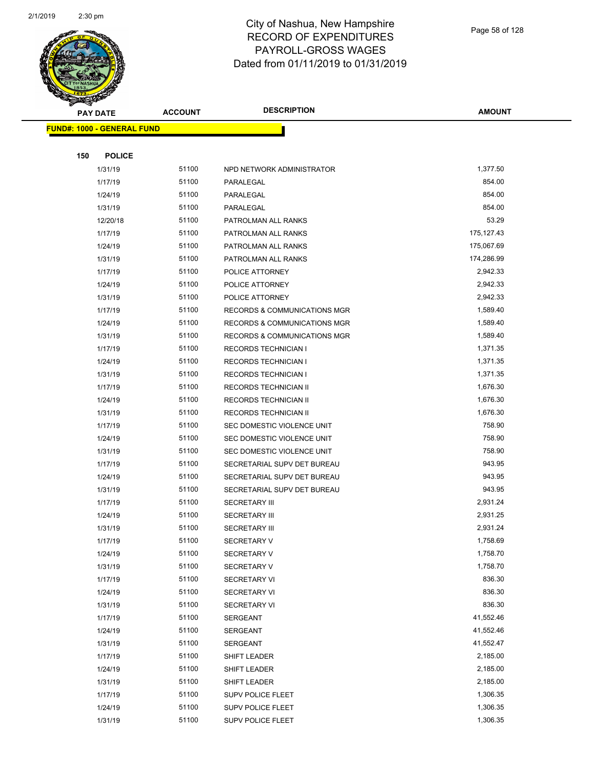# City of Nashua, New Hampshire
# RECORD OF EXPENDITURES
# PAYROLL-GROSS WAGES
# Dated from 01/11/2019 to 01/31/2019

| PAY DATE | ACCOUNT | DESCRIPTION | AMOUNT |
|---|---|---|---|
| **FUND#: 1000 - GENERAL FUND** | | | |
| **150 POLICE** | | | |
| 1/31/19 | 51100 | NPD NETWORK ADMINISTRATOR | 1,377.50 |
| 1/17/19 | 51100 | PARALEGAL | 854.00 |
| 1/24/19 | 51100 | PARALEGAL | 854.00 |
| 1/31/19 | 51100 | PARALEGAL | 854.00 |
| 12/20/18 | 51100 | PATROLMAN ALL RANKS | 53.29 |
| 1/17/19 | 51100 | PATROLMAN ALL RANKS | 175,127.43 |
| 1/24/19 | 51100 | PATROLMAN ALL RANKS | 175,067.69 |
| 1/31/19 | 51100 | PATROLMAN ALL RANKS | 174,286.99 |
| 1/17/19 | 51100 | POLICE ATTORNEY | 2,942.33 |
| 1/24/19 | 51100 | POLICE ATTORNEY | 2,942.33 |
| 1/31/19 | 51100 | POLICE ATTORNEY | 2,942.33 |
| 1/17/19 | 51100 | RECORDS & COMMUNICATIONS MGR | 1,589.40 |
| 1/24/19 | 51100 | RECORDS & COMMUNICATIONS MGR | 1,589.40 |
| 1/31/19 | 51100 | RECORDS & COMMUNICATIONS MGR | 1,589.40 |
| 1/17/19 | 51100 | RECORDS TECHNICIAN I | 1,371.35 |
| 1/24/19 | 51100 | RECORDS TECHNICIAN I | 1,371.35 |
| 1/31/19 | 51100 | RECORDS TECHNICIAN I | 1,371.35 |
| 1/17/19 | 51100 | RECORDS TECHNICIAN II | 1,676.30 |
| 1/24/19 | 51100 | RECORDS TECHNICIAN II | 1,676.30 |
| 1/31/19 | 51100 | RECORDS TECHNICIAN II | 1,676.30 |
| 1/17/19 | 51100 | SEC DOMESTIC VIOLENCE UNIT | 758.90 |
| 1/24/19 | 51100 | SEC DOMESTIC VIOLENCE UNIT | 758.90 |
| 1/31/19 | 51100 | SEC DOMESTIC VIOLENCE UNIT | 758.90 |
| 1/17/19 | 51100 | SECRETARIAL SUPV DET BUREAU | 943.95 |
| 1/24/19 | 51100 | SECRETARIAL SUPV DET BUREAU | 943.95 |
| 1/31/19 | 51100 | SECRETARIAL SUPV DET BUREAU | 943.95 |
| 1/17/19 | 51100 | SECRETARY III | 2,931.24 |
| 1/24/19 | 51100 | SECRETARY III | 2,931.25 |
| 1/31/19 | 51100 | SECRETARY III | 2,931.24 |
| 1/17/19 | 51100 | SECRETARY V | 1,758.69 |
| 1/24/19 | 51100 | SECRETARY V | 1,758.70 |
| 1/31/19 | 51100 | SECRETARY V | 1,758.70 |
| 1/17/19 | 51100 | SECRETARY VI | 836.30 |
| 1/24/19 | 51100 | SECRETARY VI | 836.30 |
| 1/31/19 | 51100 | SECRETARY VI | 836.30 |
| 1/17/19 | 51100 | SERGEANT | 41,552.46 |
| 1/24/19 | 51100 | SERGEANT | 41,552.46 |
| 1/31/19 | 51100 | SERGEANT | 41,552.47 |
| 1/17/19 | 51100 | SHIFT LEADER | 2,185.00 |
| 1/24/19 | 51100 | SHIFT LEADER | 2,185.00 |
| 1/31/19 | 51100 | SHIFT LEADER | 2,185.00 |
| 1/17/19 | 51100 | SUPV POLICE FLEET | 1,306.35 |
| 1/24/19 | 51100 | SUPV POLICE FLEET | 1,306.35 |
| 1/31/19 | 51100 | SUPV POLICE FLEET | 1,306.35 |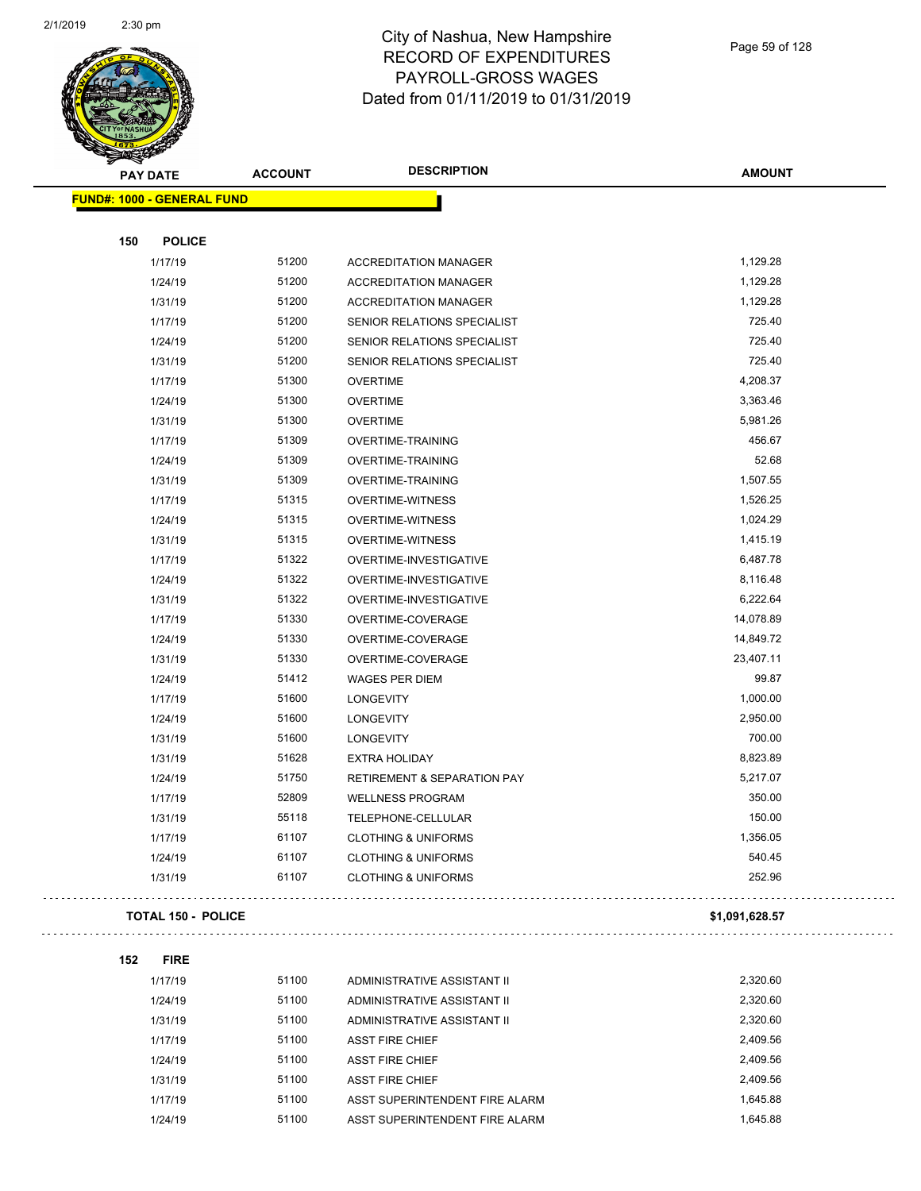# City of Nashua, New Hampshire
## RECORD OF EXPENDITURES
## PAYROLL-GROSS WAGES
## Dated from 01/11/2019 to 01/31/2019

| PAY DATE | ACCOUNT | DESCRIPTION | AMOUNT |
|---|---|---|---|
| **FUND#: 1000 - GENERAL FUND** | | | |
| **150 POLICE** | | | |
| 1/17/19 | 51200 | ACCREDITATION MANAGER | 1,129.28 |
| 1/24/19 | 51200 | ACCREDITATION MANAGER | 1,129.28 |
| 1/31/19 | 51200 | ACCREDITATION MANAGER | 1,129.28 |
| 1/17/19 | 51200 | SENIOR RELATIONS SPECIALIST | 725.40 |
| 1/24/19 | 51200 | SENIOR RELATIONS SPECIALIST | 725.40 |
| 1/31/19 | 51200 | SENIOR RELATIONS SPECIALIST | 725.40 |
| 1/17/19 | 51300 | OVERTIME | 4,208.37 |
| 1/24/19 | 51300 | OVERTIME | 3,363.46 |
| 1/31/19 | 51300 | OVERTIME | 5,981.26 |
| 1/17/19 | 51309 | OVERTIME-TRAINING | 456.67 |
| 1/24/19 | 51309 | OVERTIME-TRAINING | 52.68 |
| 1/31/19 | 51309 | OVERTIME-TRAINING | 1,507.55 |
| 1/17/19 | 51315 | OVERTIME-WITNESS | 1,526.25 |
| 1/24/19 | 51315 | OVERTIME-WITNESS | 1,024.29 |
| 1/31/19 | 51315 | OVERTIME-WITNESS | 1,415.19 |
| 1/17/19 | 51322 | OVERTIME-INVESTIGATIVE | 6,487.78 |
| 1/24/19 | 51322 | OVERTIME-INVESTIGATIVE | 8,116.48 |
| 1/31/19 | 51322 | OVERTIME-INVESTIGATIVE | 6,222.64 |
| 1/17/19 | 51330 | OVERTIME-COVERAGE | 14,078.89 |
| 1/24/19 | 51330 | OVERTIME-COVERAGE | 14,849.72 |
| 1/31/19 | 51330 | OVERTIME-COVERAGE | 23,407.11 |
| 1/24/19 | 51412 | WAGES PER DIEM | 99.87 |
| 1/17/19 | 51600 | LONGEVITY | 1,000.00 |
| 1/24/19 | 51600 | LONGEVITY | 2,950.00 |
| 1/31/19 | 51600 | LONGEVITY | 700.00 |
| 1/31/19 | 51628 | EXTRA HOLIDAY | 8,823.89 |
| 1/24/19 | 51750 | RETIREMENT & SEPARATION PAY | 5,217.07 |
| 1/17/19 | 52809 | WELLNESS PROGRAM | 350.00 |
| 1/31/19 | 55118 | TELEPHONE-CELLULAR | 150.00 |
| 1/17/19 | 61107 | CLOTHING & UNIFORMS | 1,356.05 |
| 1/24/19 | 61107 | CLOTHING & UNIFORMS | 540.45 |
| 1/31/19 | 61107 | CLOTHING & UNIFORMS | 252.96 |
| **TOTAL 150 - POLICE** | | | **$1,091,628.57** |
| **152 FIRE** | | | |
| 1/17/19 | 51100 | ADMINISTRATIVE ASSISTANT II | 2,320.60 |
| 1/24/19 | 51100 | ADMINISTRATIVE ASSISTANT II | 2,320.60 |
| 1/31/19 | 51100 | ADMINISTRATIVE ASSISTANT II | 2,320.60 |
| 1/17/19 | 51100 | ASST FIRE CHIEF | 2,409.56 |
| 1/24/19 | 51100 | ASST FIRE CHIEF | 2,409.56 |
| 1/31/19 | 51100 | ASST FIRE CHIEF | 2,409.56 |
| 1/17/19 | 51100 | ASST SUPERINTENDENT FIRE ALARM | 1,645.88 |
| 1/24/19 | 51100 | ASST SUPERINTENDENT FIRE ALARM | 1,645.88 |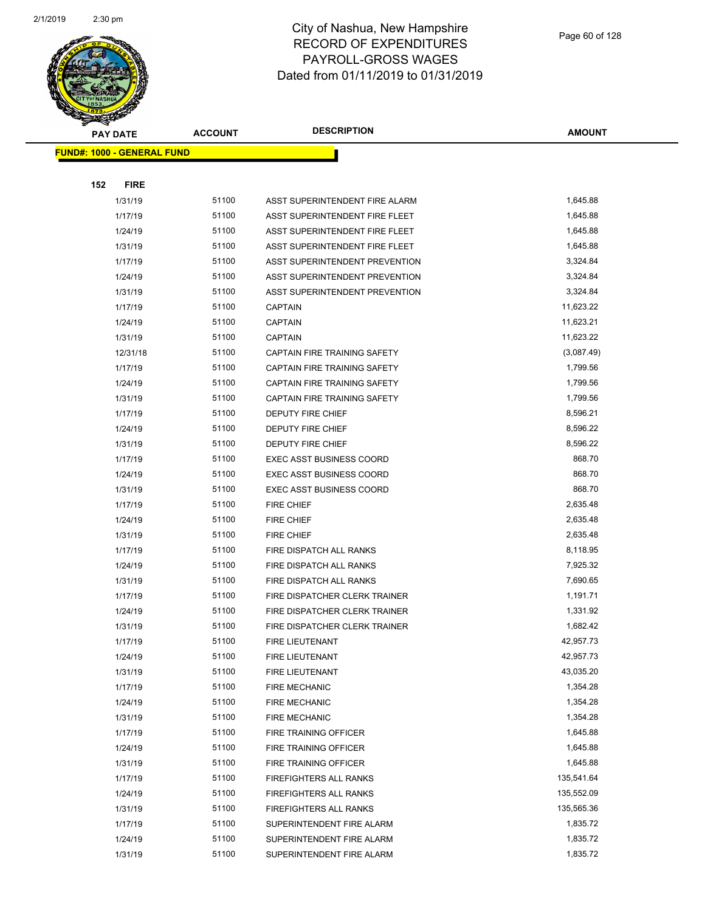# City of Nashua, New Hampshire
# RECORD OF EXPENDITURES
# PAYROLL-GROSS WAGES
# Dated from 01/11/2019 to 01/31/2019

| PAY DATE | ACCOUNT | DESCRIPTION | AMOUNT |
|---|---|---|---|
| **FUND#: 1000 - GENERAL FUND** | | | |
| **152 FIRE** | | | |
| 1/31/19 | 51100 | ASST SUPERINTENDENT FIRE ALARM | 1,645.88 |
| 1/17/19 | 51100 | ASST SUPERINTENDENT FIRE FLEET | 1,645.88 |
| 1/24/19 | 51100 | ASST SUPERINTENDENT FIRE FLEET | 1,645.88 |
| 1/31/19 | 51100 | ASST SUPERINTENDENT FIRE FLEET | 1,645.88 |
| 1/17/19 | 51100 | ASST SUPERINTENDENT PREVENTION | 3,324.84 |
| 1/24/19 | 51100 | ASST SUPERINTENDENT PREVENTION | 3,324.84 |
| 1/31/19 | 51100 | ASST SUPERINTENDENT PREVENTION | 3,324.84 |
| 1/17/19 | 51100 | CAPTAIN | 11,623.22 |
| 1/24/19 | 51100 | CAPTAIN | 11,623.21 |
| 1/31/19 | 51100 | CAPTAIN | 11,623.22 |
| 12/31/18 | 51100 | CAPTAIN FIRE TRAINING SAFETY | (3,087.49) |
| 1/17/19 | 51100 | CAPTAIN FIRE TRAINING SAFETY | 1,799.56 |
| 1/24/19 | 51100 | CAPTAIN FIRE TRAINING SAFETY | 1,799.56 |
| 1/31/19 | 51100 | CAPTAIN FIRE TRAINING SAFETY | 1,799.56 |
| 1/17/19 | 51100 | DEPUTY FIRE CHIEF | 8,596.21 |
| 1/24/19 | 51100 | DEPUTY FIRE CHIEF | 8,596.22 |
| 1/31/19 | 51100 | DEPUTY FIRE CHIEF | 8,596.22 |
| 1/17/19 | 51100 | EXEC ASST BUSINESS COORD | 868.70 |
| 1/24/19 | 51100 | EXEC ASST BUSINESS COORD | 868.70 |
| 1/31/19 | 51100 | EXEC ASST BUSINESS COORD | 868.70 |
| 1/17/19 | 51100 | FIRE CHIEF | 2,635.48 |
| 1/24/19 | 51100 | FIRE CHIEF | 2,635.48 |
| 1/31/19 | 51100 | FIRE CHIEF | 2,635.48 |
| 1/17/19 | 51100 | FIRE DISPATCH ALL RANKS | 8,118.95 |
| 1/24/19 | 51100 | FIRE DISPATCH ALL RANKS | 7,925.32 |
| 1/31/19 | 51100 | FIRE DISPATCH ALL RANKS | 7,690.65 |
| 1/17/19 | 51100 | FIRE DISPATCHER CLERK TRAINER | 1,191.71 |
| 1/24/19 | 51100 | FIRE DISPATCHER CLERK TRAINER | 1,331.92 |
| 1/31/19 | 51100 | FIRE DISPATCHER CLERK TRAINER | 1,682.42 |
| 1/17/19 | 51100 | FIRE LIEUTENANT | 42,957.73 |
| 1/24/19 | 51100 | FIRE LIEUTENANT | 42,957.73 |
| 1/31/19 | 51100 | FIRE LIEUTENANT | 43,035.20 |
| 1/17/19 | 51100 | FIRE MECHANIC | 1,354.28 |
| 1/24/19 | 51100 | FIRE MECHANIC | 1,354.28 |
| 1/31/19 | 51100 | FIRE MECHANIC | 1,354.28 |
| 1/17/19 | 51100 | FIRE TRAINING OFFICER | 1,645.88 |
| 1/24/19 | 51100 | FIRE TRAINING OFFICER | 1,645.88 |
| 1/31/19 | 51100 | FIRE TRAINING OFFICER | 1,645.88 |
| 1/17/19 | 51100 | FIREFIGHTERS ALL RANKS | 135,541.64 |
| 1/24/19 | 51100 | FIREFIGHTERS ALL RANKS | 135,552.09 |
| 1/31/19 | 51100 | FIREFIGHTERS ALL RANKS | 135,565.36 |
| 1/17/19 | 51100 | SUPERINTENDENT FIRE ALARM | 1,835.72 |
| 1/24/19 | 51100 | SUPERINTENDENT FIRE ALARM | 1,835.72 |
| 1/31/19 | 51100 | SUPERINTENDENT FIRE ALARM | 1,835.72 |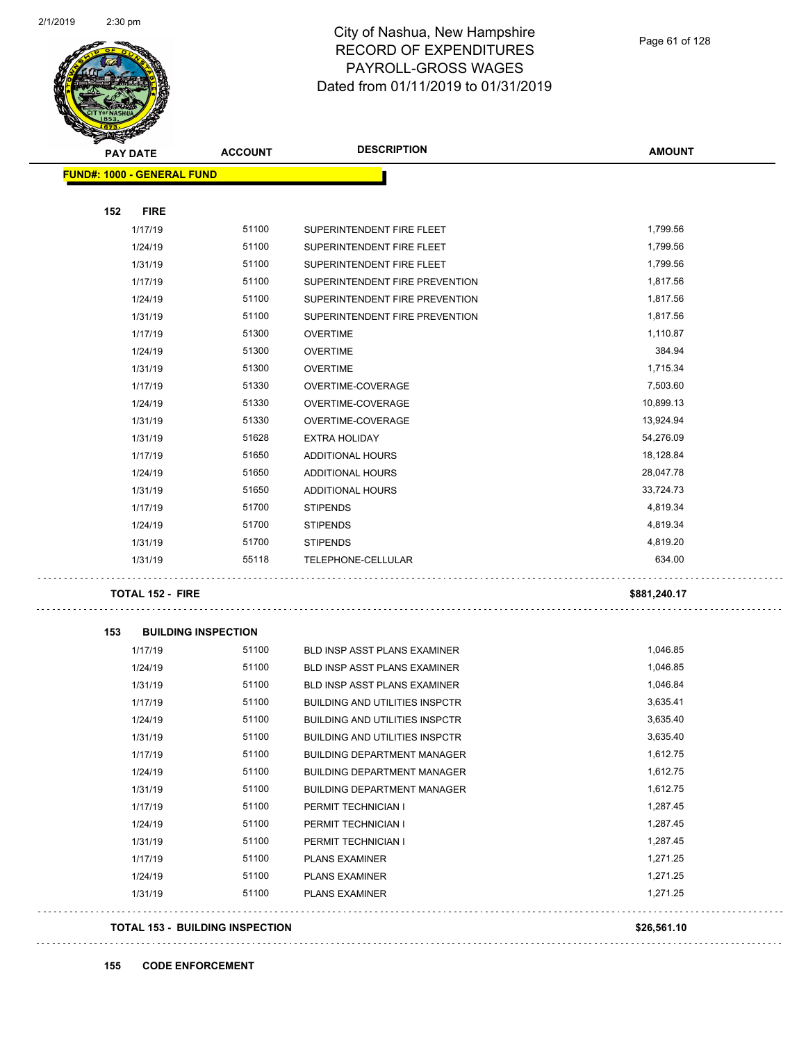# City of Nashua, New Hampshire
## RECORD OF EXPENDITURES
## PAYROLL-GROSS WAGES
## Dated from 01/11/2019 to 01/31/2019

| PAY DATE | ACCOUNT | DESCRIPTION | AMOUNT |
|---|---|---|---|
| **FUND#: 1000 - GENERAL FUND** | | | |
| **152 FIRE** | | | |
| 1/17/19 | 51100 | SUPERINTENDENT FIRE FLEET | 1,799.56 |
| 1/24/19 | 51100 | SUPERINTENDENT FIRE FLEET | 1,799.56 |
| 1/31/19 | 51100 | SUPERINTENDENT FIRE FLEET | 1,799.56 |
| 1/17/19 | 51100 | SUPERINTENDENT FIRE PREVENTION | 1,817.56 |
| 1/24/19 | 51100 | SUPERINTENDENT FIRE PREVENTION | 1,817.56 |
| 1/31/19 | 51100 | SUPERINTENDENT FIRE PREVENTION | 1,817.56 |
| 1/17/19 | 51300 | OVERTIME | 1,110.87 |
| 1/24/19 | 51300 | OVERTIME | 384.94 |
| 1/31/19 | 51300 | OVERTIME | 1,715.34 |
| 1/17/19 | 51330 | OVERTIME-COVERAGE | 7,503.60 |
| 1/24/19 | 51330 | OVERTIME-COVERAGE | 10,899.13 |
| 1/31/19 | 51330 | OVERTIME-COVERAGE | 13,924.94 |
| 1/31/19 | 51628 | EXTRA HOLIDAY | 54,276.09 |
| 1/17/19 | 51650 | ADDITIONAL HOURS | 18,128.84 |
| 1/24/19 | 51650 | ADDITIONAL HOURS | 28,047.78 |
| 1/31/19 | 51650 | ADDITIONAL HOURS | 33,724.73 |
| 1/17/19 | 51700 | STIPENDS | 4,819.34 |
| 1/24/19 | 51700 | STIPENDS | 4,819.34 |
| 1/31/19 | 51700 | STIPENDS | 4,819.20 |
| 1/31/19 | 55118 | TELEPHONE-CELLULAR | 634.00 |
| **TOTAL 152 - FIRE** | | | **$881,240.17** |
| **153 BUILDING INSPECTION** | | | |
| 1/17/19 | 51100 | BLD INSP ASST PLANS EXAMINER | 1,046.85 |
| 1/24/19 | 51100 | BLD INSP ASST PLANS EXAMINER | 1,046.85 |
| 1/31/19 | 51100 | BLD INSP ASST PLANS EXAMINER | 1,046.84 |
| 1/17/19 | 51100 | BUILDING AND UTILITIES INSPCTR | 3,635.41 |
| 1/24/19 | 51100 | BUILDING AND UTILITIES INSPCTR | 3,635.40 |
| 1/31/19 | 51100 | BUILDING AND UTILITIES INSPCTR | 3,635.40 |
| 1/17/19 | 51100 | BUILDING DEPARTMENT MANAGER | 1,612.75 |
| 1/24/19 | 51100 | BUILDING DEPARTMENT MANAGER | 1,612.75 |
| 1/31/19 | 51100 | BUILDING DEPARTMENT MANAGER | 1,612.75 |
| 1/17/19 | 51100 | PERMIT TECHNICIAN I | 1,287.45 |
| 1/24/19 | 51100 | PERMIT TECHNICIAN I | 1,287.45 |
| 1/31/19 | 51100 | PERMIT TECHNICIAN I | 1,287.45 |
| 1/17/19 | 51100 | PLANS EXAMINER | 1,271.25 |
| 1/24/19 | 51100 | PLANS EXAMINER | 1,271.25 |
| 1/31/19 | 51100 | PLANS EXAMINER | 1,271.25 |
| **TOTAL 153 - BUILDING INSPECTION** | | | **$26,561.10** |

**155 CODE ENFORCEMENT**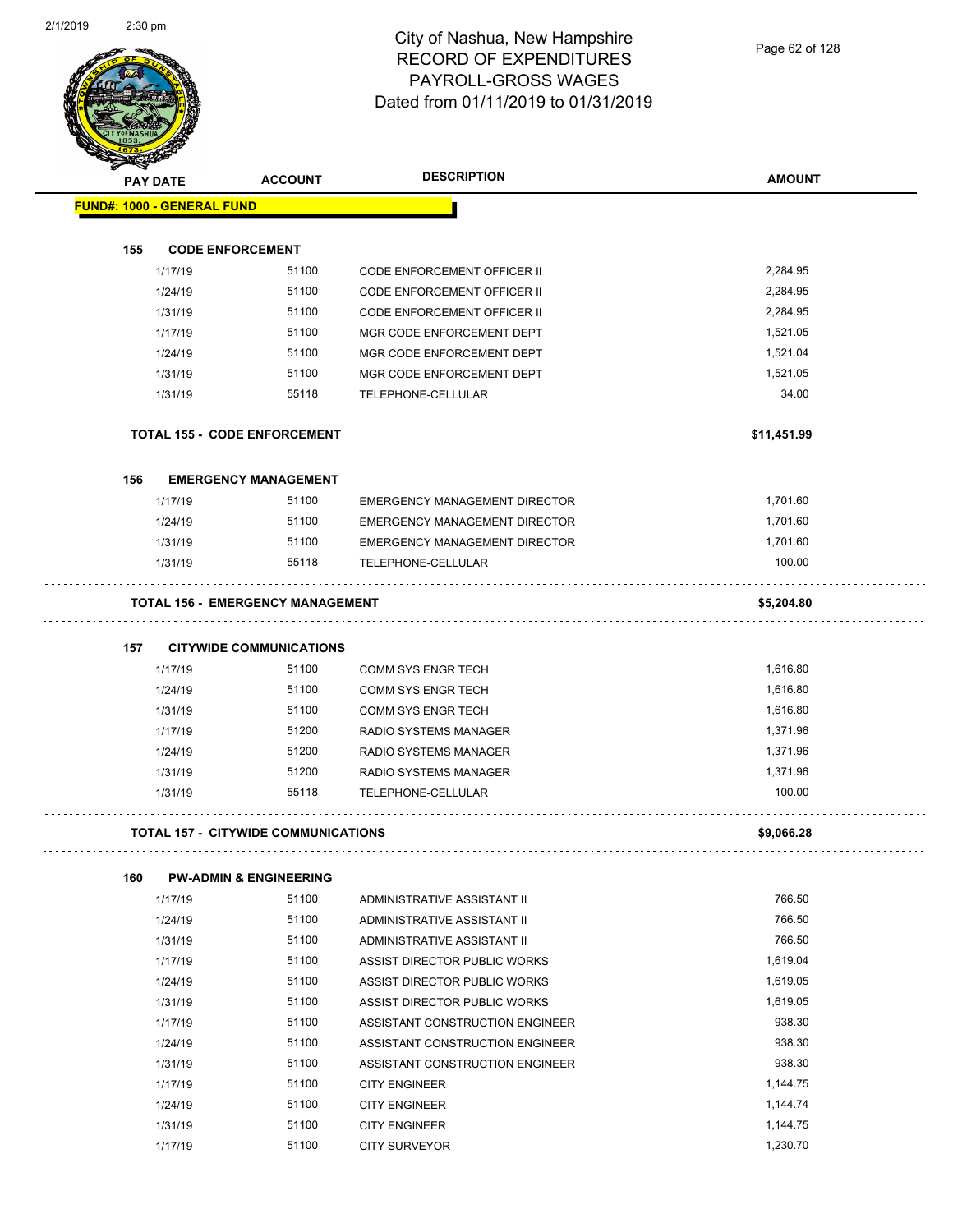# City of Nashua, New Hampshire
## RECORD OF EXPENDITURES
## PAYROLL-GROSS WAGES
## Dated from 01/11/2019 to 01/31/2019

| PAY DATE | ACCOUNT | DESCRIPTION | AMOUNT |
|---|---|---|---|
| **FUND#: 1000 - GENERAL FUND** | | | |
| **155 CODE ENFORCEMENT** | | | |
| 1/17/19 | 51100 | CODE ENFORCEMENT OFFICER II | 2,284.95 |
| 1/24/19 | 51100 | CODE ENFORCEMENT OFFICER II | 2,284.95 |
| 1/31/19 | 51100 | CODE ENFORCEMENT OFFICER II | 2,284.95 |
| 1/17/19 | 51100 | MGR CODE ENFORCEMENT DEPT | 1,521.05 |
| 1/24/19 | 51100 | MGR CODE ENFORCEMENT DEPT | 1,521.04 |
| 1/31/19 | 51100 | MGR CODE ENFORCEMENT DEPT | 1,521.05 |
| 1/31/19 | 55118 | TELEPHONE-CELLULAR | 34.00 |
| **TOTAL 155 - CODE ENFORCEMENT** | | | **$11,451.99** |
| **156 EMERGENCY MANAGEMENT** | | | |
| 1/17/19 | 51100 | EMERGENCY MANAGEMENT DIRECTOR | 1,701.60 |
| 1/24/19 | 51100 | EMERGENCY MANAGEMENT DIRECTOR | 1,701.60 |
| 1/31/19 | 51100 | EMERGENCY MANAGEMENT DIRECTOR | 1,701.60 |
| 1/31/19 | 55118 | TELEPHONE-CELLULAR | 100.00 |
| **TOTAL 156 - EMERGENCY MANAGEMENT** | | | **$5,204.80** |
| **157 CITYWIDE COMMUNICATIONS** | | | |
| 1/17/19 | 51100 | COMM SYS ENGR TECH | 1,616.80 |
| 1/24/19 | 51100 | COMM SYS ENGR TECH | 1,616.80 |
| 1/31/19 | 51100 | COMM SYS ENGR TECH | 1,616.80 |
| 1/17/19 | 51200 | RADIO SYSTEMS MANAGER | 1,371.96 |
| 1/24/19 | 51200 | RADIO SYSTEMS MANAGER | 1,371.96 |
| 1/31/19 | 51200 | RADIO SYSTEMS MANAGER | 1,371.96 |
| 1/31/19 | 55118 | TELEPHONE-CELLULAR | 100.00 |
| **TOTAL 157 - CITYWIDE COMMUNICATIONS** | | | **$9,066.28** |
| **160 PW-ADMIN & ENGINEERING** | | | |
| 1/17/19 | 51100 | ADMINISTRATIVE ASSISTANT II | 766.50 |
| 1/24/19 | 51100 | ADMINISTRATIVE ASSISTANT II | 766.50 |
| 1/31/19 | 51100 | ADMINISTRATIVE ASSISTANT II | 766.50 |
| 1/17/19 | 51100 | ASSIST DIRECTOR PUBLIC WORKS | 1,619.04 |
| 1/24/19 | 51100 | ASSIST DIRECTOR PUBLIC WORKS | 1,619.05 |
| 1/31/19 | 51100 | ASSIST DIRECTOR PUBLIC WORKS | 1,619.05 |
| 1/17/19 | 51100 | ASSISTANT CONSTRUCTION ENGINEER | 938.30 |
| 1/24/19 | 51100 | ASSISTANT CONSTRUCTION ENGINEER | 938.30 |
| 1/31/19 | 51100 | ASSISTANT CONSTRUCTION ENGINEER | 938.30 |
| 1/17/19 | 51100 | CITY ENGINEER | 1,144.75 |
| 1/24/19 | 51100 | CITY ENGINEER | 1,144.74 |
| 1/31/19 | 51100 | CITY ENGINEER | 1,144.75 |
| 1/17/19 | 51100 | CITY SURVEYOR | 1,230.70 |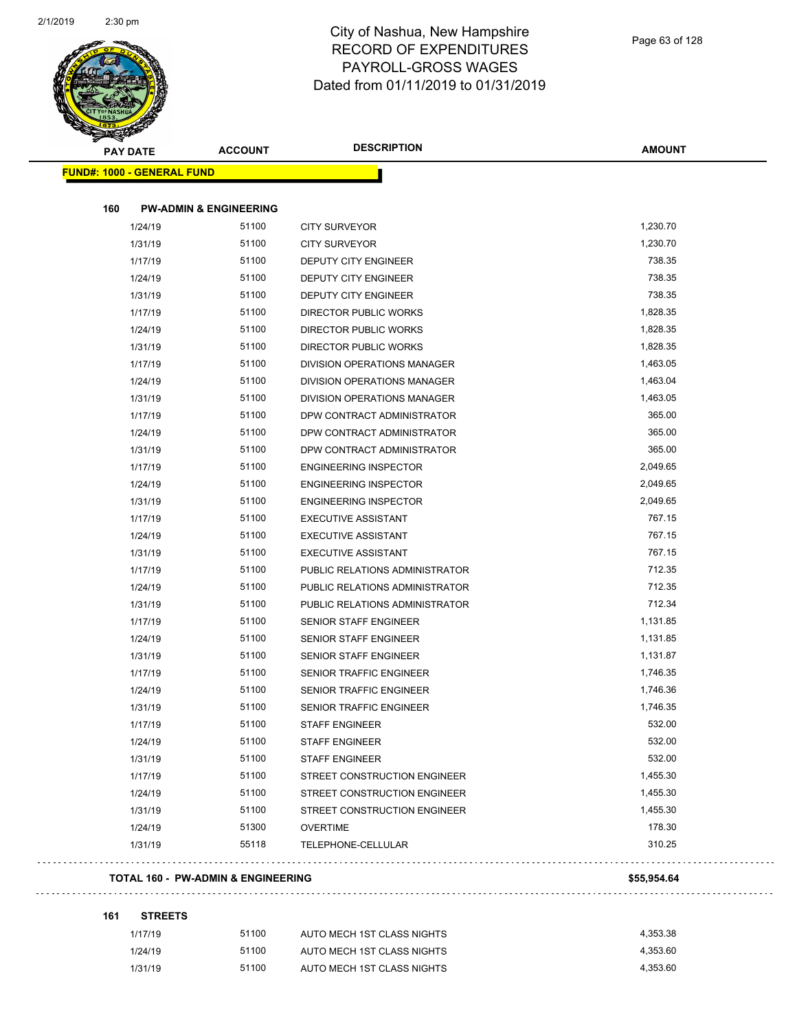# City of Nashua, New Hampshire
## RECORD OF EXPENDITURES
## PAYROLL-GROSS WAGES
## Dated from 01/11/2019 to 01/31/2019

**FUND#: 1000 - GENERAL FUND**

**160 PW-ADMIN & ENGINEERING**

| PAY DATE | ACCOUNT | DESCRIPTION | AMOUNT |
|---|---|---|---|
| 1/24/19 | 51100 | CITY SURVEYOR | 1,230.70 |
| 1/31/19 | 51100 | CITY SURVEYOR | 1,230.70 |
| 1/17/19 | 51100 | DEPUTY CITY ENGINEER | 738.35 |
| 1/24/19 | 51100 | DEPUTY CITY ENGINEER | 738.35 |
| 1/31/19 | 51100 | DEPUTY CITY ENGINEER | 738.35 |
| 1/17/19 | 51100 | DIRECTOR PUBLIC WORKS | 1,828.35 |
| 1/24/19 | 51100 | DIRECTOR PUBLIC WORKS | 1,828.35 |
| 1/31/19 | 51100 | DIRECTOR PUBLIC WORKS | 1,828.35 |
| 1/17/19 | 51100 | DIVISION OPERATIONS MANAGER | 1,463.05 |
| 1/24/19 | 51100 | DIVISION OPERATIONS MANAGER | 1,463.04 |
| 1/31/19 | 51100 | DIVISION OPERATIONS MANAGER | 1,463.05 |
| 1/17/19 | 51100 | DPW CONTRACT ADMINISTRATOR | 365.00 |
| 1/24/19 | 51100 | DPW CONTRACT ADMINISTRATOR | 365.00 |
| 1/31/19 | 51100 | DPW CONTRACT ADMINISTRATOR | 365.00 |
| 1/17/19 | 51100 | ENGINEERING INSPECTOR | 2,049.65 |
| 1/24/19 | 51100 | ENGINEERING INSPECTOR | 2,049.65 |
| 1/31/19 | 51100 | ENGINEERING INSPECTOR | 2,049.65 |
| 1/17/19 | 51100 | EXECUTIVE ASSISTANT | 767.15 |
| 1/24/19 | 51100 | EXECUTIVE ASSISTANT | 767.15 |
| 1/31/19 | 51100 | EXECUTIVE ASSISTANT | 767.15 |
| 1/17/19 | 51100 | PUBLIC RELATIONS ADMINISTRATOR | 712.35 |
| 1/24/19 | 51100 | PUBLIC RELATIONS ADMINISTRATOR | 712.35 |
| 1/31/19 | 51100 | PUBLIC RELATIONS ADMINISTRATOR | 712.34 |
| 1/17/19 | 51100 | SENIOR STAFF ENGINEER | 1,131.85 |
| 1/24/19 | 51100 | SENIOR STAFF ENGINEER | 1,131.85 |
| 1/31/19 | 51100 | SENIOR STAFF ENGINEER | 1,131.87 |
| 1/17/19 | 51100 | SENIOR TRAFFIC ENGINEER | 1,746.35 |
| 1/24/19 | 51100 | SENIOR TRAFFIC ENGINEER | 1,746.36 |
| 1/31/19 | 51100 | SENIOR TRAFFIC ENGINEER | 1,746.35 |
| 1/17/19 | 51100 | STAFF ENGINEER | 532.00 |
| 1/24/19 | 51100 | STAFF ENGINEER | 532.00 |
| 1/31/19 | 51100 | STAFF ENGINEER | 532.00 |
| 1/17/19 | 51100 | STREET CONSTRUCTION ENGINEER | 1,455.30 |
| 1/24/19 | 51100 | STREET CONSTRUCTION ENGINEER | 1,455.30 |
| 1/31/19 | 51100 | STREET CONSTRUCTION ENGINEER | 1,455.30 |
| 1/24/19 | 51300 | OVERTIME | 178.30 |
| 1/31/19 | 55118 | TELEPHONE-CELLULAR | 310.25 |

**TOTAL 160 - PW-ADMIN & ENGINEERING** **$55,954.64**

**161 STREETS**

| PAY DATE | ACCOUNT | DESCRIPTION | AMOUNT |
|---|---|---|---|
| 1/17/19 | 51100 | AUTO MECH 1ST CLASS NIGHTS | 4,353.38 |
| 1/24/19 | 51100 | AUTO MECH 1ST CLASS NIGHTS | 4,353.60 |
| 1/31/19 | 51100 | AUTO MECH 1ST CLASS NIGHTS | 4,353.60 |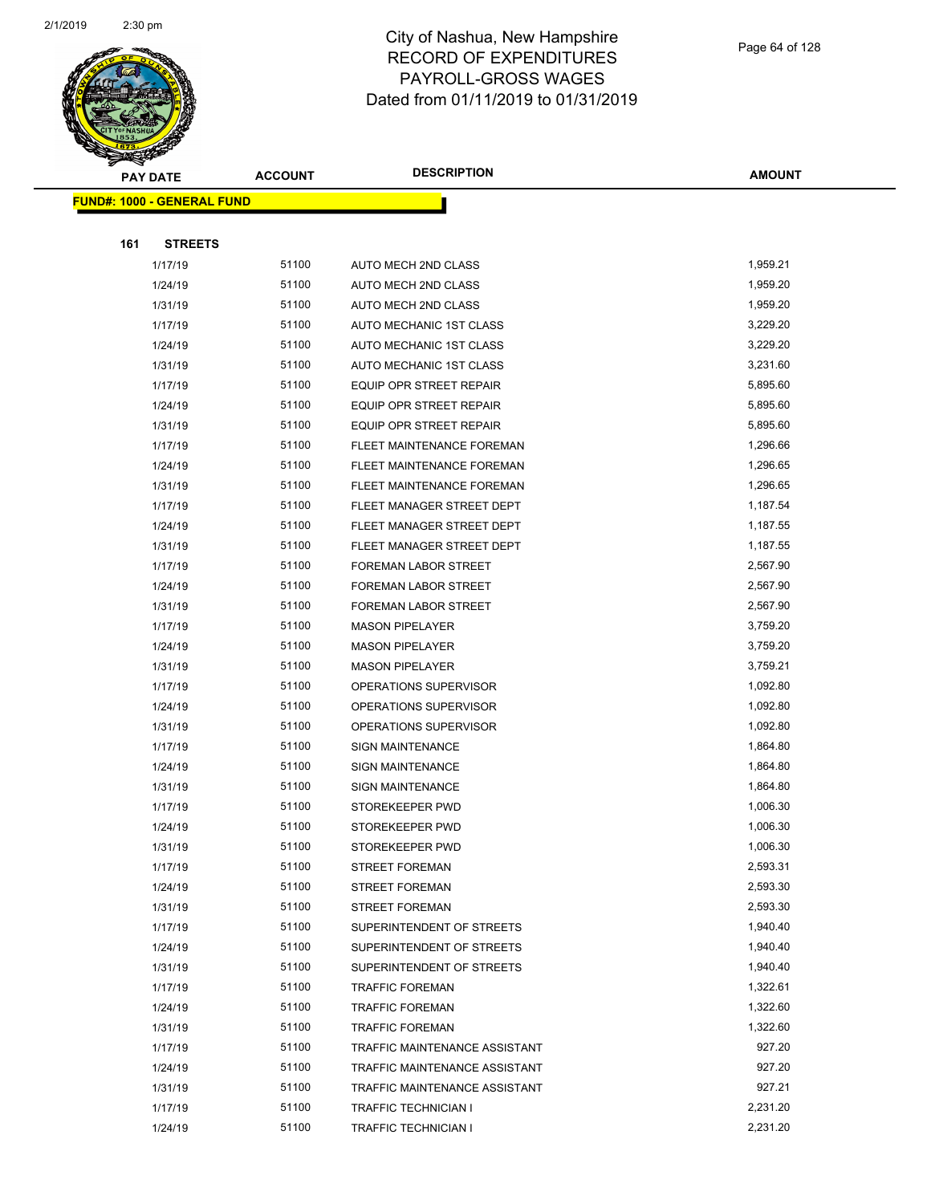# City of Nashua, New Hampshire
# RECORD OF EXPENDITURES
# PAYROLL-GROSS WAGES
# Dated from 01/11/2019 to 01/31/2019

| PAY DATE | ACCOUNT | DESCRIPTION | AMOUNT |
|---|---|---|---|
| **FUND#: 1000 - GENERAL FUND** | | | |
| **161 STREETS** | | | |
| 1/17/19 | 51100 | AUTO MECH 2ND CLASS | 1,959.21 |
| 1/24/19 | 51100 | AUTO MECH 2ND CLASS | 1,959.20 |
| 1/31/19 | 51100 | AUTO MECH 2ND CLASS | 1,959.20 |
| 1/17/19 | 51100 | AUTO MECHANIC 1ST CLASS | 3,229.20 |
| 1/24/19 | 51100 | AUTO MECHANIC 1ST CLASS | 3,229.20 |
| 1/31/19 | 51100 | AUTO MECHANIC 1ST CLASS | 3,231.60 |
| 1/17/19 | 51100 | EQUIP OPR STREET REPAIR | 5,895.60 |
| 1/24/19 | 51100 | EQUIP OPR STREET REPAIR | 5,895.60 |
| 1/31/19 | 51100 | EQUIP OPR STREET REPAIR | 5,895.60 |
| 1/17/19 | 51100 | FLEET MAINTENANCE FOREMAN | 1,296.66 |
| 1/24/19 | 51100 | FLEET MAINTENANCE FOREMAN | 1,296.65 |
| 1/31/19 | 51100 | FLEET MAINTENANCE FOREMAN | 1,296.65 |
| 1/17/19 | 51100 | FLEET MANAGER STREET DEPT | 1,187.54 |
| 1/24/19 | 51100 | FLEET MANAGER STREET DEPT | 1,187.55 |
| 1/31/19 | 51100 | FLEET MANAGER STREET DEPT | 1,187.55 |
| 1/17/19 | 51100 | FOREMAN LABOR STREET | 2,567.90 |
| 1/24/19 | 51100 | FOREMAN LABOR STREET | 2,567.90 |
| 1/31/19 | 51100 | FOREMAN LABOR STREET | 2,567.90 |
| 1/17/19 | 51100 | MASON PIPELAYER | 3,759.20 |
| 1/24/19 | 51100 | MASON PIPELAYER | 3,759.20 |
| 1/31/19 | 51100 | MASON PIPELAYER | 3,759.21 |
| 1/17/19 | 51100 | OPERATIONS SUPERVISOR | 1,092.80 |
| 1/24/19 | 51100 | OPERATIONS SUPERVISOR | 1,092.80 |
| 1/31/19 | 51100 | OPERATIONS SUPERVISOR | 1,092.80 |
| 1/17/19 | 51100 | SIGN MAINTENANCE | 1,864.80 |
| 1/24/19 | 51100 | SIGN MAINTENANCE | 1,864.80 |
| 1/31/19 | 51100 | SIGN MAINTENANCE | 1,864.80 |
| 1/17/19 | 51100 | STOREKEEPER PWD | 1,006.30 |
| 1/24/19 | 51100 | STOREKEEPER PWD | 1,006.30 |
| 1/31/19 | 51100 | STOREKEEPER PWD | 1,006.30 |
| 1/17/19 | 51100 | STREET FOREMAN | 2,593.31 |
| 1/24/19 | 51100 | STREET FOREMAN | 2,593.30 |
| 1/31/19 | 51100 | STREET FOREMAN | 2,593.30 |
| 1/17/19 | 51100 | SUPERINTENDENT OF STREETS | 1,940.40 |
| 1/24/19 | 51100 | SUPERINTENDENT OF STREETS | 1,940.40 |
| 1/31/19 | 51100 | SUPERINTENDENT OF STREETS | 1,940.40 |
| 1/17/19 | 51100 | TRAFFIC FOREMAN | 1,322.61 |
| 1/24/19 | 51100 | TRAFFIC FOREMAN | 1,322.60 |
| 1/31/19 | 51100 | TRAFFIC FOREMAN | 1,322.60 |
| 1/17/19 | 51100 | TRAFFIC MAINTENANCE ASSISTANT | 927.20 |
| 1/24/19 | 51100 | TRAFFIC MAINTENANCE ASSISTANT | 927.20 |
| 1/31/19 | 51100 | TRAFFIC MAINTENANCE ASSISTANT | 927.21 |
| 1/17/19 | 51100 | TRAFFIC TECHNICIAN I | 2,231.20 |
| 1/24/19 | 51100 | TRAFFIC TECHNICIAN I | 2,231.20 |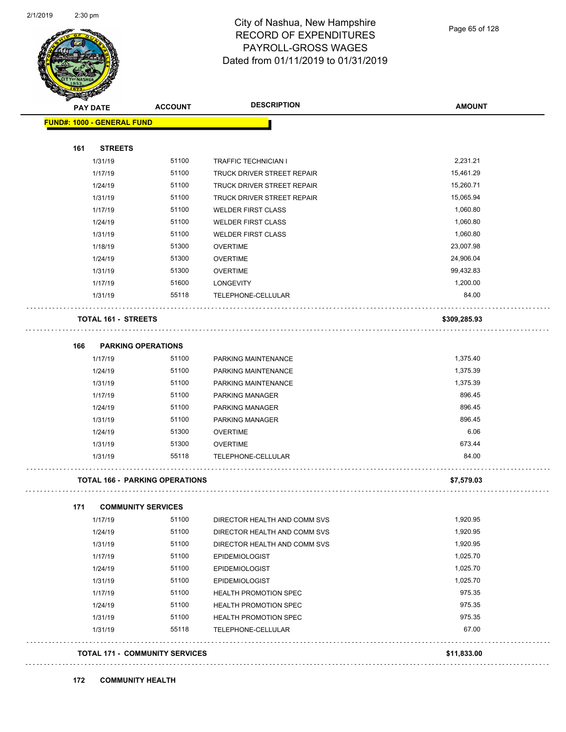# City of Nashua, New Hampshire
## RECORD OF EXPENDITURES
## PAYROLL-GROSS WAGES
## Dated from 01/11/2019 to 01/31/2019

| PAY DATE | ACCOUNT | DESCRIPTION | AMOUNT |
|---|---|---|---|
| **FUND#: 1000 - GENERAL FUND** | | | |
| **161 STREETS** | | | |
| 1/31/19 | 51100 | TRAFFIC TECHNICIAN I | 2,231.21 |
| 1/17/19 | 51100 | TRUCK DRIVER STREET REPAIR | 15,461.29 |
| 1/24/19 | 51100 | TRUCK DRIVER STREET REPAIR | 15,260.71 |
| 1/31/19 | 51100 | TRUCK DRIVER STREET REPAIR | 15,065.94 |
| 1/17/19 | 51100 | WELDER FIRST CLASS | 1,060.80 |
| 1/24/19 | 51100 | WELDER FIRST CLASS | 1,060.80 |
| 1/31/19 | 51100 | WELDER FIRST CLASS | 1,060.80 |
| 1/18/19 | 51300 | OVERTIME | 23,007.98 |
| 1/24/19 | 51300 | OVERTIME | 24,906.04 |
| 1/31/19 | 51300 | OVERTIME | 99,432.83 |
| 1/17/19 | 51600 | LONGEVITY | 1,200.00 |
| 1/31/19 | 55118 | TELEPHONE-CELLULAR | 84.00 |
| **TOTAL 161 - STREETS** | | | **$309,285.93** |
| **166 PARKING OPERATIONS** | | | |
| 1/17/19 | 51100 | PARKING MAINTENANCE | 1,375.40 |
| 1/24/19 | 51100 | PARKING MAINTENANCE | 1,375.39 |
| 1/31/19 | 51100 | PARKING MAINTENANCE | 1,375.39 |
| 1/17/19 | 51100 | PARKING MANAGER | 896.45 |
| 1/24/19 | 51100 | PARKING MANAGER | 896.45 |
| 1/31/19 | 51100 | PARKING MANAGER | 896.45 |
| 1/24/19 | 51300 | OVERTIME | 6.06 |
| 1/31/19 | 51300 | OVERTIME | 673.44 |
| 1/31/19 | 55118 | TELEPHONE-CELLULAR | 84.00 |
| **TOTAL 166 - PARKING OPERATIONS** | | | **$7,579.03** |
| **171 COMMUNITY SERVICES** | | | |
| 1/17/19 | 51100 | DIRECTOR HEALTH AND COMM SVS | 1,920.95 |
| 1/24/19 | 51100 | DIRECTOR HEALTH AND COMM SVS | 1,920.95 |
| 1/31/19 | 51100 | DIRECTOR HEALTH AND COMM SVS | 1,920.95 |
| 1/17/19 | 51100 | EPIDEMIOLOGIST | 1,025.70 |
| 1/24/19 | 51100 | EPIDEMIOLOGIST | 1,025.70 |
| 1/31/19 | 51100 | EPIDEMIOLOGIST | 1,025.70 |
| 1/17/19 | 51100 | HEALTH PROMOTION SPEC | 975.35 |
| 1/24/19 | 51100 | HEALTH PROMOTION SPEC | 975.35 |
| 1/31/19 | 51100 | HEALTH PROMOTION SPEC | 975.35 |
| 1/31/19 | 55118 | TELEPHONE-CELLULAR | 67.00 |
| **TOTAL 171 - COMMUNITY SERVICES** | | | **$11,833.00** |
| **172 COMMUNITY HEALTH** | | | |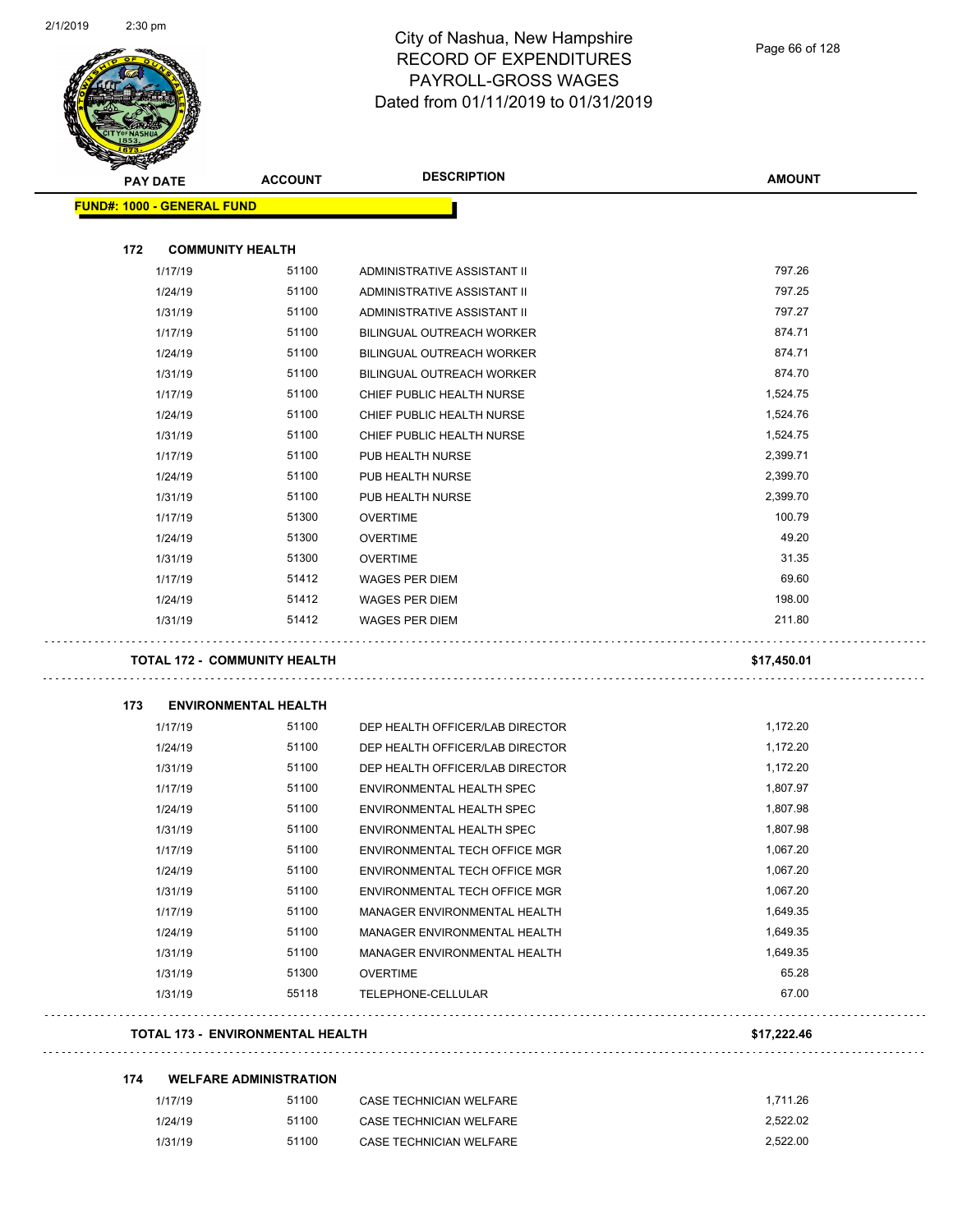# City of Nashua, New Hampshire
## RECORD OF EXPENDITURES
## PAYROLL-GROSS WAGES
## Dated from 01/11/2019 to 01/31/2019

| PAY DATE | ACCOUNT | DESCRIPTION | AMOUNT |
|---|---|---|---|
| **FUND#: 1000 - GENERAL FUND** | | | |
| **172 COMMUNITY HEALTH** | | | |
| 1/17/19 | 51100 | ADMINISTRATIVE ASSISTANT II | 797.26 |
| 1/24/19 | 51100 | ADMINISTRATIVE ASSISTANT II | 797.25 |
| 1/31/19 | 51100 | ADMINISTRATIVE ASSISTANT II | 797.27 |
| 1/17/19 | 51100 | BILINGUAL OUTREACH WORKER | 874.71 |
| 1/24/19 | 51100 | BILINGUAL OUTREACH WORKER | 874.71 |
| 1/31/19 | 51100 | BILINGUAL OUTREACH WORKER | 874.70 |
| 1/17/19 | 51100 | CHIEF PUBLIC HEALTH NURSE | 1,524.75 |
| 1/24/19 | 51100 | CHIEF PUBLIC HEALTH NURSE | 1,524.76 |
| 1/31/19 | 51100 | CHIEF PUBLIC HEALTH NURSE | 1,524.75 |
| 1/17/19 | 51100 | PUB HEALTH NURSE | 2,399.71 |
| 1/24/19 | 51100 | PUB HEALTH NURSE | 2,399.70 |
| 1/31/19 | 51100 | PUB HEALTH NURSE | 2,399.70 |
| 1/17/19 | 51300 | OVERTIME | 100.79 |
| 1/24/19 | 51300 | OVERTIME | 49.20 |
| 1/31/19 | 51300 | OVERTIME | 31.35 |
| 1/17/19 | 51412 | WAGES PER DIEM | 69.60 |
| 1/24/19 | 51412 | WAGES PER DIEM | 198.00 |
| 1/31/19 | 51412 | WAGES PER DIEM | 211.80 |
| **TOTAL 172 - COMMUNITY HEALTH** | | | **$17,450.01** |
| **173 ENVIRONMENTAL HEALTH** | | | |
| 1/17/19 | 51100 | DEP HEALTH OFFICER/LAB DIRECTOR | 1,172.20 |
| 1/24/19 | 51100 | DEP HEALTH OFFICER/LAB DIRECTOR | 1,172.20 |
| 1/31/19 | 51100 | DEP HEALTH OFFICER/LAB DIRECTOR | 1,172.20 |
| 1/17/19 | 51100 | ENVIRONMENTAL HEALTH SPEC | 1,807.97 |
| 1/24/19 | 51100 | ENVIRONMENTAL HEALTH SPEC | 1,807.98 |
| 1/31/19 | 51100 | ENVIRONMENTAL HEALTH SPEC | 1,807.98 |
| 1/17/19 | 51100 | ENVIRONMENTAL TECH OFFICE MGR | 1,067.20 |
| 1/24/19 | 51100 | ENVIRONMENTAL TECH OFFICE MGR | 1,067.20 |
| 1/31/19 | 51100 | ENVIRONMENTAL TECH OFFICE MGR | 1,067.20 |
| 1/17/19 | 51100 | MANAGER ENVIRONMENTAL HEALTH | 1,649.35 |
| 1/24/19 | 51100 | MANAGER ENVIRONMENTAL HEALTH | 1,649.35 |
| 1/31/19 | 51100 | MANAGER ENVIRONMENTAL HEALTH | 1,649.35 |
| 1/31/19 | 51300 | OVERTIME | 65.28 |
| 1/31/19 | 55118 | TELEPHONE-CELLULAR | 67.00 |
| **TOTAL 173 - ENVIRONMENTAL HEALTH** | | | **$17,222.46** |
| **174 WELFARE ADMINISTRATION** | | | |
| 1/17/19 | 51100 | CASE TECHNICIAN WELFARE | 1,711.26 |
| 1/24/19 | 51100 | CASE TECHNICIAN WELFARE | 2,522.02 |
| 1/31/19 | 51100 | CASE TECHNICIAN WELFARE | 2,522.00 |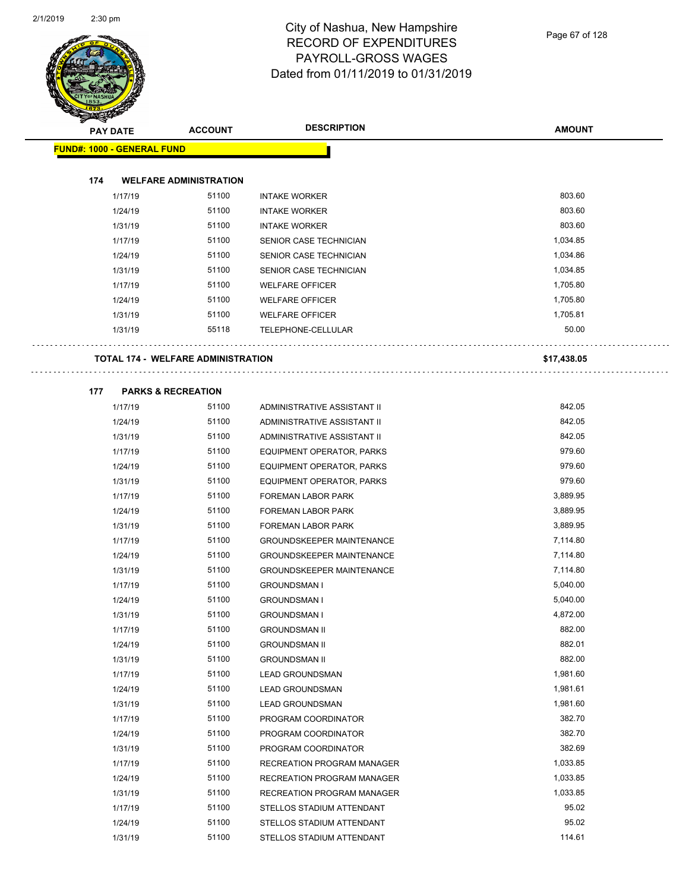# City of Nashua, New Hampshire
## RECORD OF EXPENDITURES
## PAYROLL-GROSS WAGES
## Dated from 01/11/2019 to 01/31/2019

| PAY DATE | ACCOUNT | DESCRIPTION | AMOUNT |
|---|---|---|---|
| **FUND#: 1000 - GENERAL FUND** | | | |
| **174 WELFARE ADMINISTRATION** | | | |
| 1/17/19 | 51100 | INTAKE WORKER | 803.60 |
| 1/24/19 | 51100 | INTAKE WORKER | 803.60 |
| 1/31/19 | 51100 | INTAKE WORKER | 803.60 |
| 1/17/19 | 51100 | SENIOR CASE TECHNICIAN | 1,034.85 |
| 1/24/19 | 51100 | SENIOR CASE TECHNICIAN | 1,034.86 |
| 1/31/19 | 51100 | SENIOR CASE TECHNICIAN | 1,034.85 |
| 1/17/19 | 51100 | WELFARE OFFICER | 1,705.80 |
| 1/24/19 | 51100 | WELFARE OFFICER | 1,705.80 |
| 1/31/19 | 51100 | WELFARE OFFICER | 1,705.81 |
| 1/31/19 | 55118 | TELEPHONE-CELLULAR | 50.00 |
| **TOTAL 174 - WELFARE ADMINISTRATION** | | | **$17,438.05** |
| **177 PARKS & RECREATION** | | | |
| 1/17/19 | 51100 | ADMINISTRATIVE ASSISTANT II | 842.05 |
| 1/24/19 | 51100 | ADMINISTRATIVE ASSISTANT II | 842.05 |
| 1/31/19 | 51100 | ADMINISTRATIVE ASSISTANT II | 842.05 |
| 1/17/19 | 51100 | EQUIPMENT OPERATOR, PARKS | 979.60 |
| 1/24/19 | 51100 | EQUIPMENT OPERATOR, PARKS | 979.60 |
| 1/31/19 | 51100 | EQUIPMENT OPERATOR, PARKS | 979.60 |
| 1/17/19 | 51100 | FOREMAN LABOR PARK | 3,889.95 |
| 1/24/19 | 51100 | FOREMAN LABOR PARK | 3,889.95 |
| 1/31/19 | 51100 | FOREMAN LABOR PARK | 3,889.95 |
| 1/17/19 | 51100 | GROUNDSKEEPER MAINTENANCE | 7,114.80 |
| 1/24/19 | 51100 | GROUNDSKEEPER MAINTENANCE | 7,114.80 |
| 1/31/19 | 51100 | GROUNDSKEEPER MAINTENANCE | 7,114.80 |
| 1/17/19 | 51100 | GROUNDSMAN I | 5,040.00 |
| 1/24/19 | 51100 | GROUNDSMAN I | 5,040.00 |
| 1/31/19 | 51100 | GROUNDSMAN I | 4,872.00 |
| 1/17/19 | 51100 | GROUNDSMAN II | 882.00 |
| 1/24/19 | 51100 | GROUNDSMAN II | 882.01 |
| 1/31/19 | 51100 | GROUNDSMAN II | 882.00 |
| 1/17/19 | 51100 | LEAD GROUNDSMAN | 1,981.60 |
| 1/24/19 | 51100 | LEAD GROUNDSMAN | 1,981.61 |
| 1/31/19 | 51100 | LEAD GROUNDSMAN | 1,981.60 |
| 1/17/19 | 51100 | PROGRAM COORDINATOR | 382.70 |
| 1/24/19 | 51100 | PROGRAM COORDINATOR | 382.70 |
| 1/31/19 | 51100 | PROGRAM COORDINATOR | 382.69 |
| 1/17/19 | 51100 | RECREATION PROGRAM MANAGER | 1,033.85 |
| 1/24/19 | 51100 | RECREATION PROGRAM MANAGER | 1,033.85 |
| 1/31/19 | 51100 | RECREATION PROGRAM MANAGER | 1,033.85 |
| 1/17/19 | 51100 | STELLOS STADIUM ATTENDANT | 95.02 |
| 1/24/19 | 51100 | STELLOS STADIUM ATTENDANT | 95.02 |
| 1/31/19 | 51100 | STELLOS STADIUM ATTENDANT | 114.61 |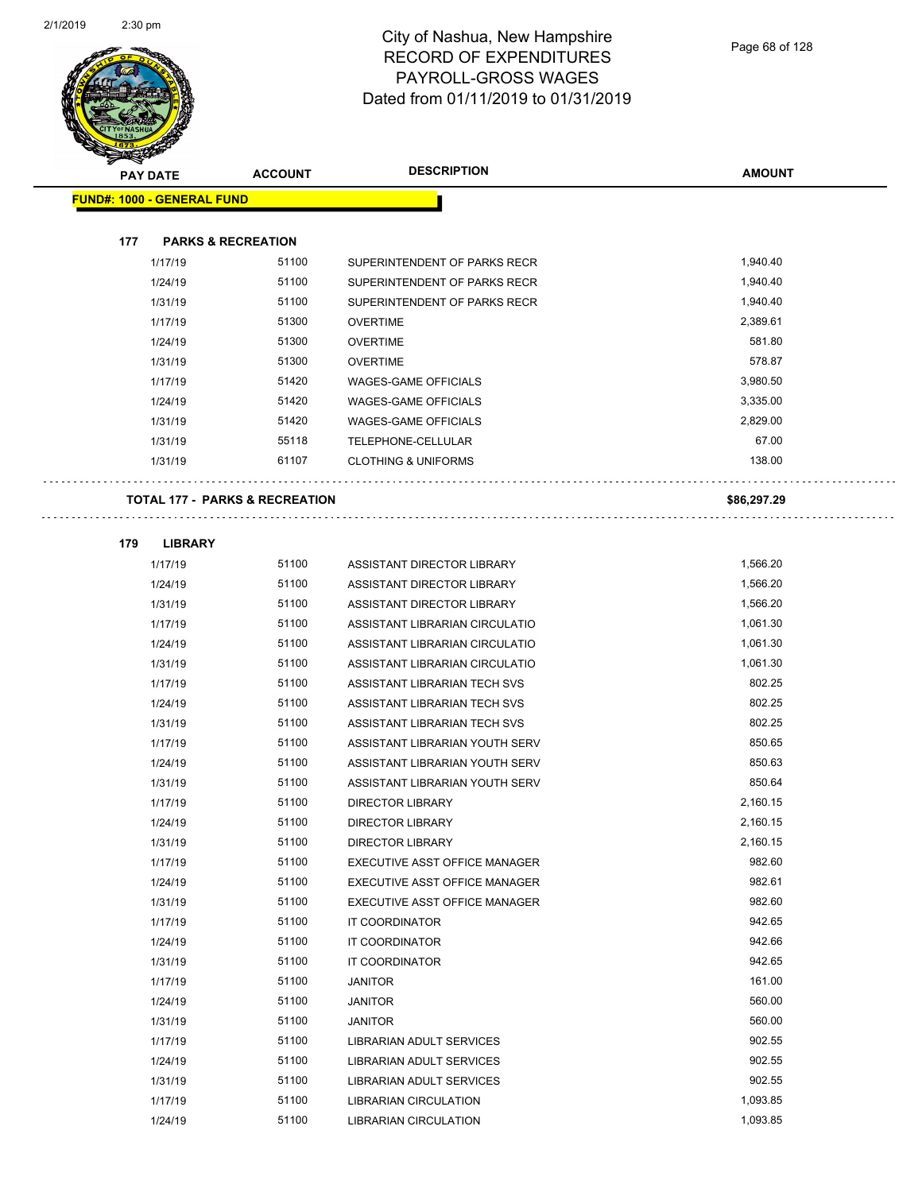# City of Nashua, New Hampshire
## RECORD OF EXPENDITURES
## PAYROLL-GROSS WAGES
## Dated from 01/11/2019 to 01/31/2019

| PAY DATE | ACCOUNT | DESCRIPTION | AMOUNT |
|---|---|---|---|
| **FUND#: 1000 - GENERAL FUND** | | | |
| **177 PARKS & RECREATION** | | | |
| 1/17/19 | 51100 | SUPERINTENDENT OF PARKS RECR | 1,940.40 |
| 1/24/19 | 51100 | SUPERINTENDENT OF PARKS RECR | 1,940.40 |
| 1/31/19 | 51100 | SUPERINTENDENT OF PARKS RECR | 1,940.40 |
| 1/17/19 | 51300 | OVERTIME | 2,389.61 |
| 1/24/19 | 51300 | OVERTIME | 581.80 |
| 1/31/19 | 51300 | OVERTIME | 578.87 |
| 1/17/19 | 51420 | WAGES-GAME OFFICIALS | 3,980.50 |
| 1/24/19 | 51420 | WAGES-GAME OFFICIALS | 3,335.00 |
| 1/31/19 | 51420 | WAGES-GAME OFFICIALS | 2,829.00 |
| 1/31/19 | 55118 | TELEPHONE-CELLULAR | 67.00 |
| 1/31/19 | 61107 | CLOTHING & UNIFORMS | 138.00 |
| **TOTAL 177 - PARKS & RECREATION** | | | **$86,297.29** |
| **179 LIBRARY** | | | |
| 1/17/19 | 51100 | ASSISTANT DIRECTOR LIBRARY | 1,566.20 |
| 1/24/19 | 51100 | ASSISTANT DIRECTOR LIBRARY | 1,566.20 |
| 1/31/19 | 51100 | ASSISTANT DIRECTOR LIBRARY | 1,566.20 |
| 1/17/19 | 51100 | ASSISTANT LIBRARIAN CIRCULATIO | 1,061.30 |
| 1/24/19 | 51100 | ASSISTANT LIBRARIAN CIRCULATIO | 1,061.30 |
| 1/31/19 | 51100 | ASSISTANT LIBRARIAN CIRCULATIO | 1,061.30 |
| 1/17/19 | 51100 | ASSISTANT LIBRARIAN TECH SVS | 802.25 |
| 1/24/19 | 51100 | ASSISTANT LIBRARIAN TECH SVS | 802.25 |
| 1/31/19 | 51100 | ASSISTANT LIBRARIAN TECH SVS | 802.25 |
| 1/17/19 | 51100 | ASSISTANT LIBRARIAN YOUTH SERV | 850.65 |
| 1/24/19 | 51100 | ASSISTANT LIBRARIAN YOUTH SERV | 850.63 |
| 1/31/19 | 51100 | ASSISTANT LIBRARIAN YOUTH SERV | 850.64 |
| 1/17/19 | 51100 | DIRECTOR LIBRARY | 2,160.15 |
| 1/24/19 | 51100 | DIRECTOR LIBRARY | 2,160.15 |
| 1/31/19 | 51100 | DIRECTOR LIBRARY | 2,160.15 |
| 1/17/19 | 51100 | EXECUTIVE ASST OFFICE MANAGER | 982.60 |
| 1/24/19 | 51100 | EXECUTIVE ASST OFFICE MANAGER | 982.61 |
| 1/31/19 | 51100 | EXECUTIVE ASST OFFICE MANAGER | 982.60 |
| 1/17/19 | 51100 | IT COORDINATOR | 942.65 |
| 1/24/19 | 51100 | IT COORDINATOR | 942.66 |
| 1/31/19 | 51100 | IT COORDINATOR | 942.65 |
| 1/17/19 | 51100 | JANITOR | 161.00 |
| 1/24/19 | 51100 | JANITOR | 560.00 |
| 1/31/19 | 51100 | JANITOR | 560.00 |
| 1/17/19 | 51100 | LIBRARIAN ADULT SERVICES | 902.55 |
| 1/24/19 | 51100 | LIBRARIAN ADULT SERVICES | 902.55 |
| 1/31/19 | 51100 | LIBRARIAN ADULT SERVICES | 902.55 |
| 1/17/19 | 51100 | LIBRARIAN CIRCULATION | 1,093.85 |
| 1/24/19 | 51100 | LIBRARIAN CIRCULATION | 1,093.85 |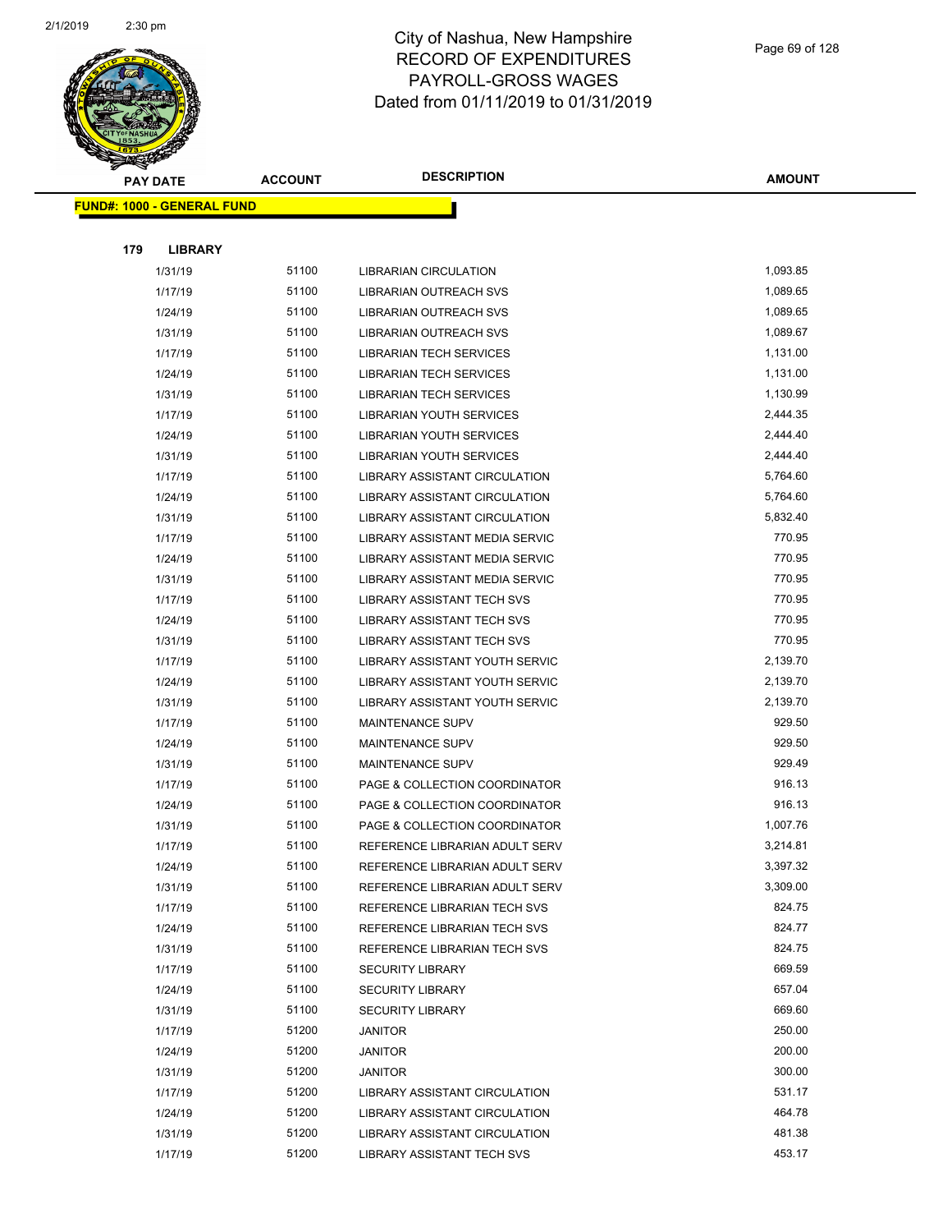# City of Nashua, New Hampshire
## RECORD OF EXPENDITURES
## PAYROLL-GROSS WAGES
## Dated from 01/11/2019 to 01/31/2019

| PAY DATE | ACCOUNT | DESCRIPTION | AMOUNT |
|---|---|---|---|
| **FUND#: 1000 - GENERAL FUND** | | | |
| **179 LIBRARY** | | | |
| 1/31/19 | 51100 | LIBRARIAN CIRCULATION | 1,093.85 |
| 1/17/19 | 51100 | LIBRARIAN OUTREACH SVS | 1,089.65 |
| 1/24/19 | 51100 | LIBRARIAN OUTREACH SVS | 1,089.65 |
| 1/31/19 | 51100 | LIBRARIAN OUTREACH SVS | 1,089.67 |
| 1/17/19 | 51100 | LIBRARIAN TECH SERVICES | 1,131.00 |
| 1/24/19 | 51100 | LIBRARIAN TECH SERVICES | 1,131.00 |
| 1/31/19 | 51100 | LIBRARIAN TECH SERVICES | 1,130.99 |
| 1/17/19 | 51100 | LIBRARIAN YOUTH SERVICES | 2,444.35 |
| 1/24/19 | 51100 | LIBRARIAN YOUTH SERVICES | 2,444.40 |
| 1/31/19 | 51100 | LIBRARIAN YOUTH SERVICES | 2,444.40 |
| 1/17/19 | 51100 | LIBRARY ASSISTANT CIRCULATION | 5,764.60 |
| 1/24/19 | 51100 | LIBRARY ASSISTANT CIRCULATION | 5,764.60 |
| 1/31/19 | 51100 | LIBRARY ASSISTANT CIRCULATION | 5,832.40 |
| 1/17/19 | 51100 | LIBRARY ASSISTANT MEDIA SERVIC | 770.95 |
| 1/24/19 | 51100 | LIBRARY ASSISTANT MEDIA SERVIC | 770.95 |
| 1/31/19 | 51100 | LIBRARY ASSISTANT MEDIA SERVIC | 770.95 |
| 1/17/19 | 51100 | LIBRARY ASSISTANT TECH SVS | 770.95 |
| 1/24/19 | 51100 | LIBRARY ASSISTANT TECH SVS | 770.95 |
| 1/31/19 | 51100 | LIBRARY ASSISTANT TECH SVS | 770.95 |
| 1/17/19 | 51100 | LIBRARY ASSISTANT YOUTH SERVIC | 2,139.70 |
| 1/24/19 | 51100 | LIBRARY ASSISTANT YOUTH SERVIC | 2,139.70 |
| 1/31/19 | 51100 | LIBRARY ASSISTANT YOUTH SERVIC | 2,139.70 |
| 1/17/19 | 51100 | MAINTENANCE SUPV | 929.50 |
| 1/24/19 | 51100 | MAINTENANCE SUPV | 929.50 |
| 1/31/19 | 51100 | MAINTENANCE SUPV | 929.49 |
| 1/17/19 | 51100 | PAGE & COLLECTION COORDINATOR | 916.13 |
| 1/24/19 | 51100 | PAGE & COLLECTION COORDINATOR | 916.13 |
| 1/31/19 | 51100 | PAGE & COLLECTION COORDINATOR | 1,007.76 |
| 1/17/19 | 51100 | REFERENCE LIBRARIAN ADULT SERV | 3,214.81 |
| 1/24/19 | 51100 | REFERENCE LIBRARIAN ADULT SERV | 3,397.32 |
| 1/31/19 | 51100 | REFERENCE LIBRARIAN ADULT SERV | 3,309.00 |
| 1/17/19 | 51100 | REFERENCE LIBRARIAN TECH SVS | 824.75 |
| 1/24/19 | 51100 | REFERENCE LIBRARIAN TECH SVS | 824.77 |
| 1/31/19 | 51100 | REFERENCE LIBRARIAN TECH SVS | 824.75 |
| 1/17/19 | 51100 | SECURITY LIBRARY | 669.59 |
| 1/24/19 | 51100 | SECURITY LIBRARY | 657.04 |
| 1/31/19 | 51100 | SECURITY LIBRARY | 669.60 |
| 1/17/19 | 51200 | JANITOR | 250.00 |
| 1/24/19 | 51200 | JANITOR | 200.00 |
| 1/31/19 | 51200 | JANITOR | 300.00 |
| 1/17/19 | 51200 | LIBRARY ASSISTANT CIRCULATION | 531.17 |
| 1/24/19 | 51200 | LIBRARY ASSISTANT CIRCULATION | 464.78 |
| 1/31/19 | 51200 | LIBRARY ASSISTANT CIRCULATION | 481.38 |
| 1/17/19 | 51200 | LIBRARY ASSISTANT TECH SVS | 453.17 |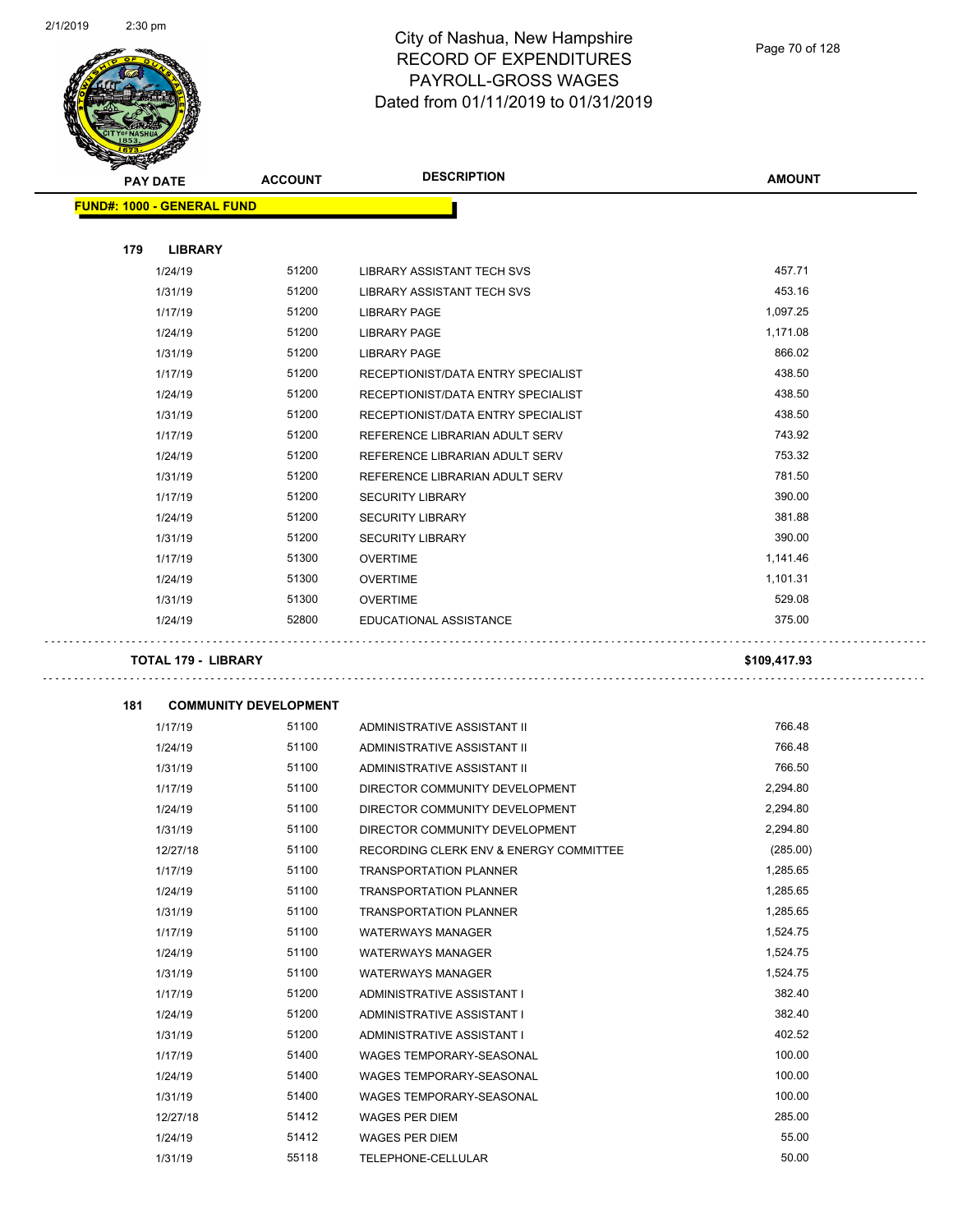# City of Nashua, New Hampshire
# RECORD OF EXPENDITURES
# PAYROLL-GROSS WAGES
# Dated from 01/11/2019 to 01/31/2019

| PAY DATE | ACCOUNT | DESCRIPTION | AMOUNT |
|---|---|---|---|
| **FUND#: 1000 - GENERAL FUND** | | | |
| **179 LIBRARY** | | | |
| 1/24/19 | 51200 | LIBRARY ASSISTANT TECH SVS | 457.71 |
| 1/31/19 | 51200 | LIBRARY ASSISTANT TECH SVS | 453.16 |
| 1/17/19 | 51200 | LIBRARY PAGE | 1,097.25 |
| 1/24/19 | 51200 | LIBRARY PAGE | 1,171.08 |
| 1/31/19 | 51200 | LIBRARY PAGE | 866.02 |
| 1/17/19 | 51200 | RECEPTIONIST/DATA ENTRY SPECIALIST | 438.50 |
| 1/24/19 | 51200 | RECEPTIONIST/DATA ENTRY SPECIALIST | 438.50 |
| 1/31/19 | 51200 | RECEPTIONIST/DATA ENTRY SPECIALIST | 438.50 |
| 1/17/19 | 51200 | REFERENCE LIBRARIAN ADULT SERV | 743.92 |
| 1/24/19 | 51200 | REFERENCE LIBRARIAN ADULT SERV | 753.32 |
| 1/31/19 | 51200 | REFERENCE LIBRARIAN ADULT SERV | 781.50 |
| 1/17/19 | 51200 | SECURITY LIBRARY | 390.00 |
| 1/24/19 | 51200 | SECURITY LIBRARY | 381.88 |
| 1/31/19 | 51200 | SECURITY LIBRARY | 390.00 |
| 1/17/19 | 51300 | OVERTIME | 1,141.46 |
| 1/24/19 | 51300 | OVERTIME | 1,101.31 |
| 1/31/19 | 51300 | OVERTIME | 529.08 |
| 1/24/19 | 52800 | EDUCATIONAL ASSISTANCE | 375.00 |
| **TOTAL 179 - LIBRARY** | | | **$109,417.93** |
| **181 COMMUNITY DEVELOPMENT** | | | |
| 1/17/19 | 51100 | ADMINISTRATIVE ASSISTANT II | 766.48 |
| 1/24/19 | 51100 | ADMINISTRATIVE ASSISTANT II | 766.48 |
| 1/31/19 | 51100 | ADMINISTRATIVE ASSISTANT II | 766.50 |
| 1/17/19 | 51100 | DIRECTOR COMMUNITY DEVELOPMENT | 2,294.80 |
| 1/24/19 | 51100 | DIRECTOR COMMUNITY DEVELOPMENT | 2,294.80 |
| 1/31/19 | 51100 | DIRECTOR COMMUNITY DEVELOPMENT | 2,294.80 |
| 12/27/18 | 51100 | RECORDING CLERK ENV & ENERGY COMMITTEE | (285.00) |
| 1/17/19 | 51100 | TRANSPORTATION PLANNER | 1,285.65 |
| 1/24/19 | 51100 | TRANSPORTATION PLANNER | 1,285.65 |
| 1/31/19 | 51100 | TRANSPORTATION PLANNER | 1,285.65 |
| 1/17/19 | 51100 | WATERWAYS MANAGER | 1,524.75 |
| 1/24/19 | 51100 | WATERWAYS MANAGER | 1,524.75 |
| 1/31/19 | 51100 | WATERWAYS MANAGER | 1,524.75 |
| 1/17/19 | 51200 | ADMINISTRATIVE ASSISTANT I | 382.40 |
| 1/24/19 | 51200 | ADMINISTRATIVE ASSISTANT I | 382.40 |
| 1/31/19 | 51200 | ADMINISTRATIVE ASSISTANT I | 402.52 |
| 1/17/19 | 51400 | WAGES TEMPORARY-SEASONAL | 100.00 |
| 1/24/19 | 51400 | WAGES TEMPORARY-SEASONAL | 100.00 |
| 1/31/19 | 51400 | WAGES TEMPORARY-SEASONAL | 100.00 |
| 12/27/18 | 51412 | WAGES PER DIEM | 285.00 |
| 1/24/19 | 51412 | WAGES PER DIEM | 55.00 |
| 1/31/19 | 55118 | TELEPHONE-CELLULAR | 50.00 |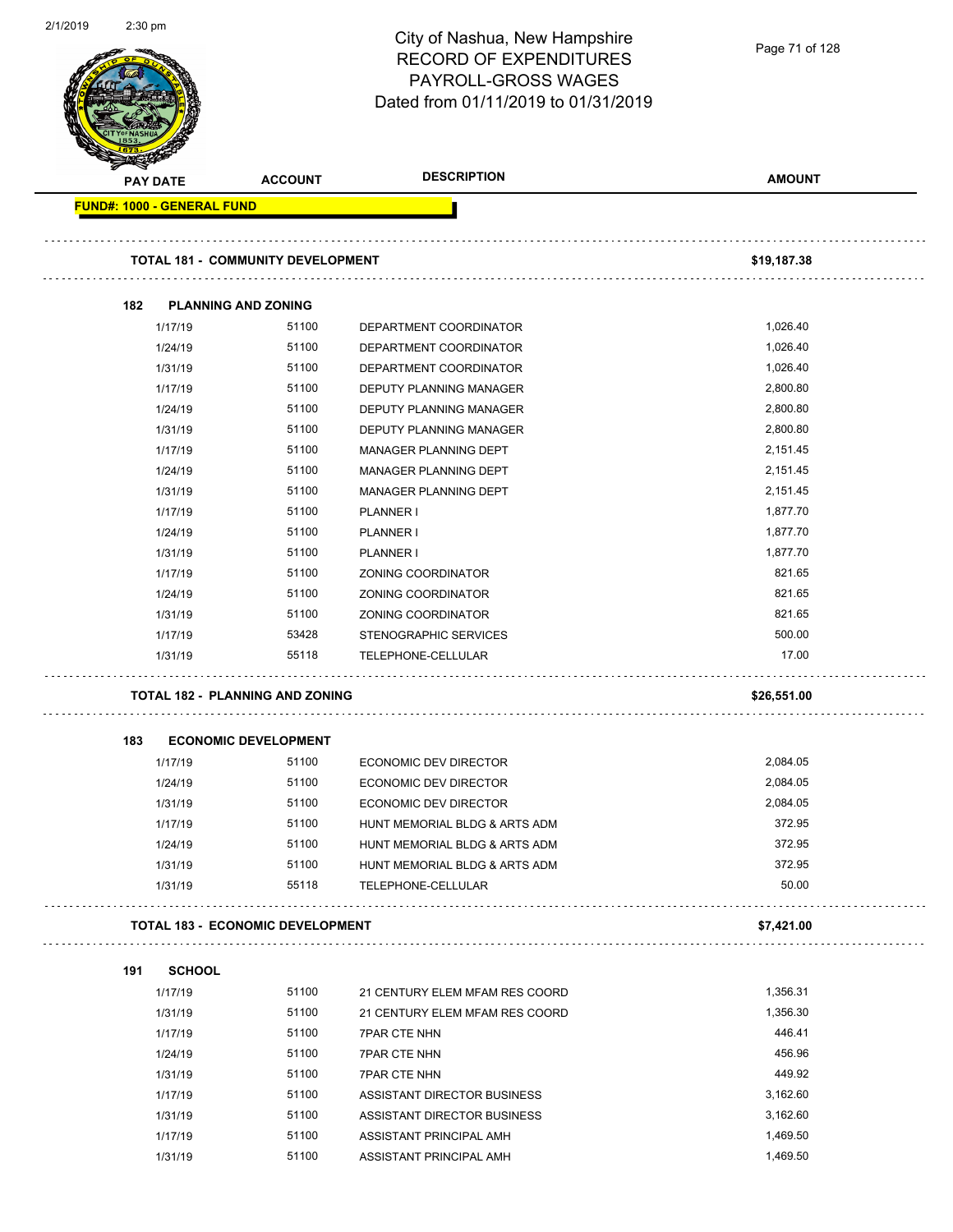City of Nashua, New Hampshire
RECORD OF EXPENDITURES
PAYROLL-GROSS WAGES
Dated from 01/11/2019 to 01/31/2019

| PAY DATE | ACCOUNT | DESCRIPTION | AMOUNT |
|---|---|---|---|
| **FUND#: 1000 - GENERAL FUND** | | | |
| **TOTAL 181 - COMMUNITY DEVELOPMENT** | | | **$19,187.38** |
| **182 PLANNING AND ZONING** | | | |
| 1/17/19 | 51100 | DEPARTMENT COORDINATOR | 1,026.40 |
| 1/24/19 | 51100 | DEPARTMENT COORDINATOR | 1,026.40 |
| 1/31/19 | 51100 | DEPARTMENT COORDINATOR | 1,026.40 |
| 1/17/19 | 51100 | DEPUTY PLANNING MANAGER | 2,800.80 |
| 1/24/19 | 51100 | DEPUTY PLANNING MANAGER | 2,800.80 |
| 1/31/19 | 51100 | DEPUTY PLANNING MANAGER | 2,800.80 |
| 1/17/19 | 51100 | MANAGER PLANNING DEPT | 2,151.45 |
| 1/24/19 | 51100 | MANAGER PLANNING DEPT | 2,151.45 |
| 1/31/19 | 51100 | MANAGER PLANNING DEPT | 2,151.45 |
| 1/17/19 | 51100 | PLANNER I | 1,877.70 |
| 1/24/19 | 51100 | PLANNER I | 1,877.70 |
| 1/31/19 | 51100 | PLANNER I | 1,877.70 |
| 1/17/19 | 51100 | ZONING COORDINATOR | 821.65 |
| 1/24/19 | 51100 | ZONING COORDINATOR | 821.65 |
| 1/31/19 | 51100 | ZONING COORDINATOR | 821.65 |
| 1/17/19 | 53428 | STENOGRAPHIC SERVICES | 500.00 |
| 1/31/19 | 55118 | TELEPHONE-CELLULAR | 17.00 |
| **TOTAL 182 - PLANNING AND ZONING** | | | **$26,551.00** |
| **183 ECONOMIC DEVELOPMENT** | | | |
| 1/17/19 | 51100 | ECONOMIC DEV DIRECTOR | 2,084.05 |
| 1/24/19 | 51100 | ECONOMIC DEV DIRECTOR | 2,084.05 |
| 1/31/19 | 51100 | ECONOMIC DEV DIRECTOR | 2,084.05 |
| 1/17/19 | 51100 | HUNT MEMORIAL BLDG & ARTS ADM | 372.95 |
| 1/24/19 | 51100 | HUNT MEMORIAL BLDG & ARTS ADM | 372.95 |
| 1/31/19 | 51100 | HUNT MEMORIAL BLDG & ARTS ADM | 372.95 |
| 1/31/19 | 55118 | TELEPHONE-CELLULAR | 50.00 |
| **TOTAL 183 - ECONOMIC DEVELOPMENT** | | | **$7,421.00** |
| **191 SCHOOL** | | | |
| 1/17/19 | 51100 | 21 CENTURY ELEM MFAM RES COORD | 1,356.31 |
| 1/31/19 | 51100 | 21 CENTURY ELEM MFAM RES COORD | 1,356.30 |
| 1/17/19 | 51100 | 7PAR CTE NHN | 446.41 |
| 1/24/19 | 51100 | 7PAR CTE NHN | 456.96 |
| 1/31/19 | 51100 | 7PAR CTE NHN | 449.92 |
| 1/17/19 | 51100 | ASSISTANT DIRECTOR BUSINESS | 3,162.60 |
| 1/31/19 | 51100 | ASSISTANT DIRECTOR BUSINESS | 3,162.60 |
| 1/17/19 | 51100 | ASSISTANT PRINCIPAL AMH | 1,469.50 |
| 1/31/19 | 51100 | ASSISTANT PRINCIPAL AMH | 1,469.50 |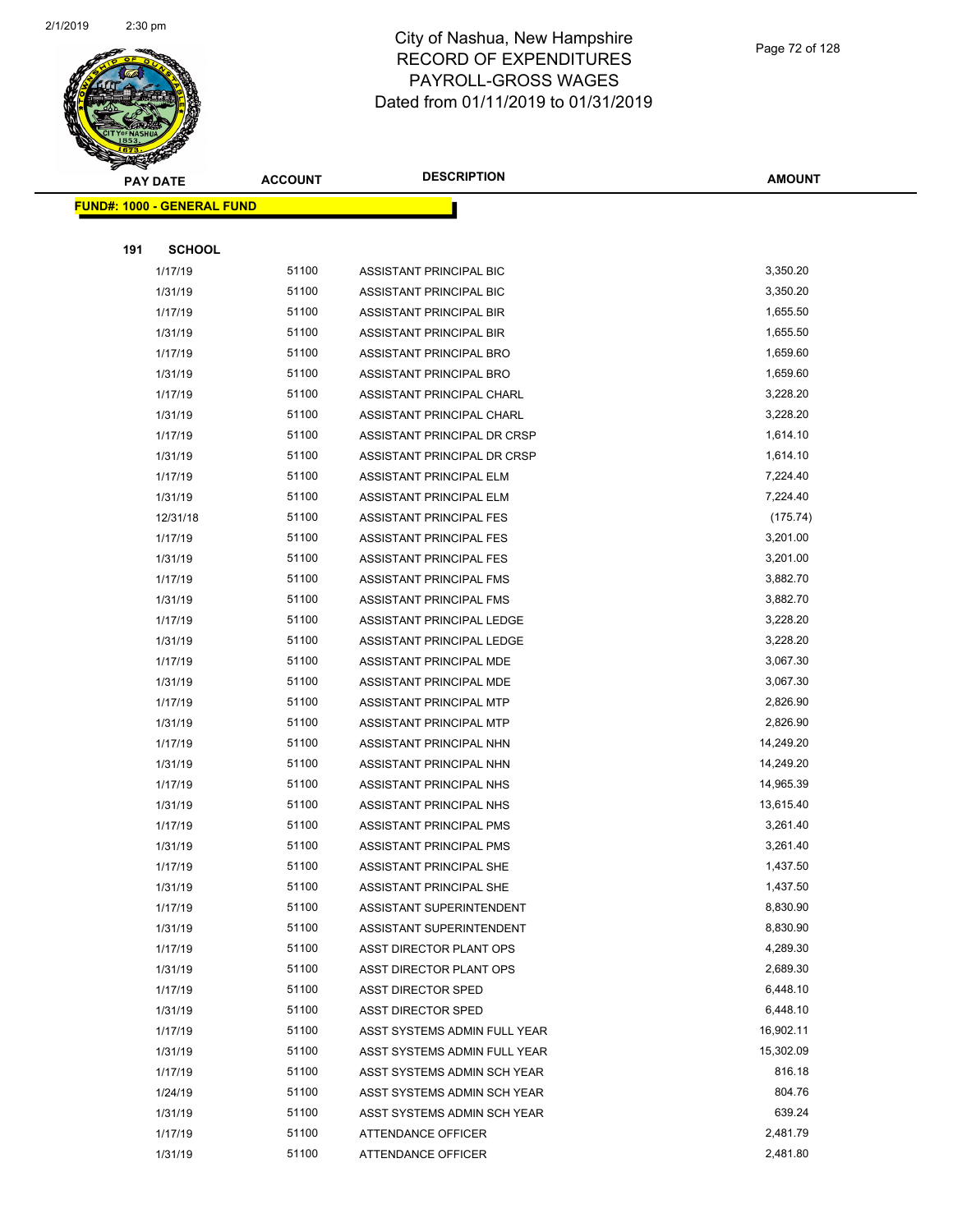# City of Nashua, New Hampshire
## RECORD OF EXPENDITURES
## PAYROLL-GROSS WAGES
## Dated from 01/11/2019 to 01/31/2019

| PAY DATE | ACCOUNT | DESCRIPTION | AMOUNT |
|---|---|---|---|
| **FUND#: 1000 - GENERAL FUND** | | | |
| **191 SCHOOL** | | | |
| 1/17/19 | 51100 | ASSISTANT PRINCIPAL BIC | 3,350.20 |
| 1/31/19 | 51100 | ASSISTANT PRINCIPAL BIC | 3,350.20 |
| 1/17/19 | 51100 | ASSISTANT PRINCIPAL BIR | 1,655.50 |
| 1/31/19 | 51100 | ASSISTANT PRINCIPAL BIR | 1,655.50 |
| 1/17/19 | 51100 | ASSISTANT PRINCIPAL BRO | 1,659.60 |
| 1/31/19 | 51100 | ASSISTANT PRINCIPAL BRO | 1,659.60 |
| 1/17/19 | 51100 | ASSISTANT PRINCIPAL CHARL | 3,228.20 |
| 1/31/19 | 51100 | ASSISTANT PRINCIPAL CHARL | 3,228.20 |
| 1/17/19 | 51100 | ASSISTANT PRINCIPAL DR CRSP | 1,614.10 |
| 1/31/19 | 51100 | ASSISTANT PRINCIPAL DR CRSP | 1,614.10 |
| 1/17/19 | 51100 | ASSISTANT PRINCIPAL ELM | 7,224.40 |
| 1/31/19 | 51100 | ASSISTANT PRINCIPAL ELM | 7,224.40 |
| 12/31/18 | 51100 | ASSISTANT PRINCIPAL FES | (175.74) |
| 1/17/19 | 51100 | ASSISTANT PRINCIPAL FES | 3,201.00 |
| 1/31/19 | 51100 | ASSISTANT PRINCIPAL FES | 3,201.00 |
| 1/17/19 | 51100 | ASSISTANT PRINCIPAL FMS | 3,882.70 |
| 1/31/19 | 51100 | ASSISTANT PRINCIPAL FMS | 3,882.70 |
| 1/17/19 | 51100 | ASSISTANT PRINCIPAL LEDGE | 3,228.20 |
| 1/31/19 | 51100 | ASSISTANT PRINCIPAL LEDGE | 3,228.20 |
| 1/17/19 | 51100 | ASSISTANT PRINCIPAL MDE | 3,067.30 |
| 1/31/19 | 51100 | ASSISTANT PRINCIPAL MDE | 3,067.30 |
| 1/17/19 | 51100 | ASSISTANT PRINCIPAL MTP | 2,826.90 |
| 1/31/19 | 51100 | ASSISTANT PRINCIPAL MTP | 2,826.90 |
| 1/17/19 | 51100 | ASSISTANT PRINCIPAL NHN | 14,249.20 |
| 1/31/19 | 51100 | ASSISTANT PRINCIPAL NHN | 14,249.20 |
| 1/17/19 | 51100 | ASSISTANT PRINCIPAL NHS | 14,965.39 |
| 1/31/19 | 51100 | ASSISTANT PRINCIPAL NHS | 13,615.40 |
| 1/17/19 | 51100 | ASSISTANT PRINCIPAL PMS | 3,261.40 |
| 1/31/19 | 51100 | ASSISTANT PRINCIPAL PMS | 3,261.40 |
| 1/17/19 | 51100 | ASSISTANT PRINCIPAL SHE | 1,437.50 |
| 1/31/19 | 51100 | ASSISTANT PRINCIPAL SHE | 1,437.50 |
| 1/17/19 | 51100 | ASSISTANT SUPERINTENDENT | 8,830.90 |
| 1/31/19 | 51100 | ASSISTANT SUPERINTENDENT | 8,830.90 |
| 1/17/19 | 51100 | ASST DIRECTOR PLANT OPS | 4,289.30 |
| 1/31/19 | 51100 | ASST DIRECTOR PLANT OPS | 2,689.30 |
| 1/17/19 | 51100 | ASST DIRECTOR SPED | 6,448.10 |
| 1/31/19 | 51100 | ASST DIRECTOR SPED | 6,448.10 |
| 1/17/19 | 51100 | ASST SYSTEMS ADMIN FULL YEAR | 16,902.11 |
| 1/31/19 | 51100 | ASST SYSTEMS ADMIN FULL YEAR | 15,302.09 |
| 1/17/19 | 51100 | ASST SYSTEMS ADMIN SCH YEAR | 816.18 |
| 1/24/19 | 51100 | ASST SYSTEMS ADMIN SCH YEAR | 804.76 |
| 1/31/19 | 51100 | ASST SYSTEMS ADMIN SCH YEAR | 639.24 |
| 1/17/19 | 51100 | ATTENDANCE OFFICER | 2,481.79 |
| 1/31/19 | 51100 | ATTENDANCE OFFICER | 2,481.80 |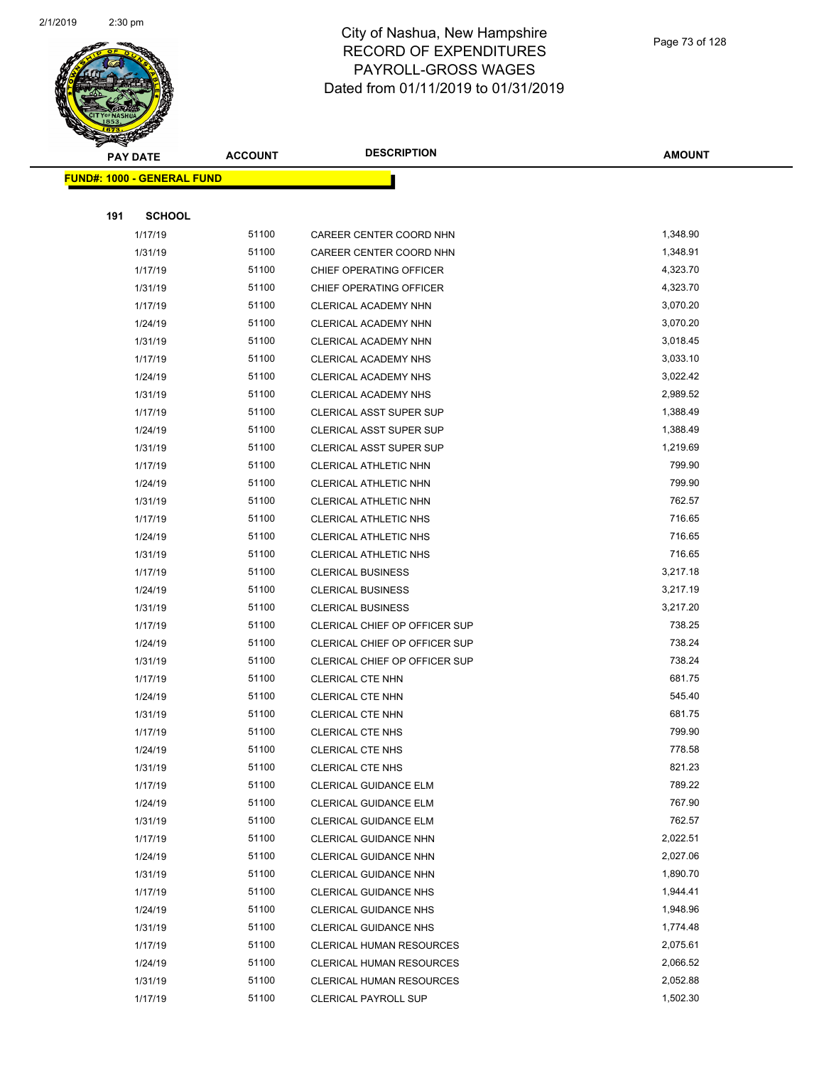# City of Nashua, New Hampshire
## RECORD OF EXPENDITURES
## PAYROLL-GROSS WAGES
## Dated from 01/11/2019 to 01/31/2019

| PAY DATE | ACCOUNT | DESCRIPTION | AMOUNT |
|---|---|---|---|
| **FUND#: 1000 - GENERAL FUND** | | | |
| **191 SCHOOL** | | | |
| 1/17/19 | 51100 | CAREER CENTER COORD NHN | 1,348.90 |
| 1/31/19 | 51100 | CAREER CENTER COORD NHN | 1,348.91 |
| 1/17/19 | 51100 | CHIEF OPERATING OFFICER | 4,323.70 |
| 1/31/19 | 51100 | CHIEF OPERATING OFFICER | 4,323.70 |
| 1/17/19 | 51100 | CLERICAL ACADEMY NHN | 3,070.20 |
| 1/24/19 | 51100 | CLERICAL ACADEMY NHN | 3,070.20 |
| 1/31/19 | 51100 | CLERICAL ACADEMY NHN | 3,018.45 |
| 1/17/19 | 51100 | CLERICAL ACADEMY NHS | 3,033.10 |
| 1/24/19 | 51100 | CLERICAL ACADEMY NHS | 3,022.42 |
| 1/31/19 | 51100 | CLERICAL ACADEMY NHS | 2,989.52 |
| 1/17/19 | 51100 | CLERICAL ASST SUPER SUP | 1,388.49 |
| 1/24/19 | 51100 | CLERICAL ASST SUPER SUP | 1,388.49 |
| 1/31/19 | 51100 | CLERICAL ASST SUPER SUP | 1,219.69 |
| 1/17/19 | 51100 | CLERICAL ATHLETIC NHN | 799.90 |
| 1/24/19 | 51100 | CLERICAL ATHLETIC NHN | 799.90 |
| 1/31/19 | 51100 | CLERICAL ATHLETIC NHN | 762.57 |
| 1/17/19 | 51100 | CLERICAL ATHLETIC NHS | 716.65 |
| 1/24/19 | 51100 | CLERICAL ATHLETIC NHS | 716.65 |
| 1/31/19 | 51100 | CLERICAL ATHLETIC NHS | 716.65 |
| 1/17/19 | 51100 | CLERICAL BUSINESS | 3,217.18 |
| 1/24/19 | 51100 | CLERICAL BUSINESS | 3,217.19 |
| 1/31/19 | 51100 | CLERICAL BUSINESS | 3,217.20 |
| 1/17/19 | 51100 | CLERICAL CHIEF OP OFFICER SUP | 738.25 |
| 1/24/19 | 51100 | CLERICAL CHIEF OP OFFICER SUP | 738.24 |
| 1/31/19 | 51100 | CLERICAL CHIEF OP OFFICER SUP | 738.24 |
| 1/17/19 | 51100 | CLERICAL CTE NHN | 681.75 |
| 1/24/19 | 51100 | CLERICAL CTE NHN | 545.40 |
| 1/31/19 | 51100 | CLERICAL CTE NHN | 681.75 |
| 1/17/19 | 51100 | CLERICAL CTE NHS | 799.90 |
| 1/24/19 | 51100 | CLERICAL CTE NHS | 778.58 |
| 1/31/19 | 51100 | CLERICAL CTE NHS | 821.23 |
| 1/17/19 | 51100 | CLERICAL GUIDANCE ELM | 789.22 |
| 1/24/19 | 51100 | CLERICAL GUIDANCE ELM | 767.90 |
| 1/31/19 | 51100 | CLERICAL GUIDANCE ELM | 762.57 |
| 1/17/19 | 51100 | CLERICAL GUIDANCE NHN | 2,022.51 |
| 1/24/19 | 51100 | CLERICAL GUIDANCE NHN | 2,027.06 |
| 1/31/19 | 51100 | CLERICAL GUIDANCE NHN | 1,890.70 |
| 1/17/19 | 51100 | CLERICAL GUIDANCE NHS | 1,944.41 |
| 1/24/19 | 51100 | CLERICAL GUIDANCE NHS | 1,948.96 |
| 1/31/19 | 51100 | CLERICAL GUIDANCE NHS | 1,774.48 |
| 1/17/19 | 51100 | CLERICAL HUMAN RESOURCES | 2,075.61 |
| 1/24/19 | 51100 | CLERICAL HUMAN RESOURCES | 2,066.52 |
| 1/31/19 | 51100 | CLERICAL HUMAN RESOURCES | 2,052.88 |
| 1/17/19 | 51100 | CLERICAL PAYROLL SUP | 1,502.30 |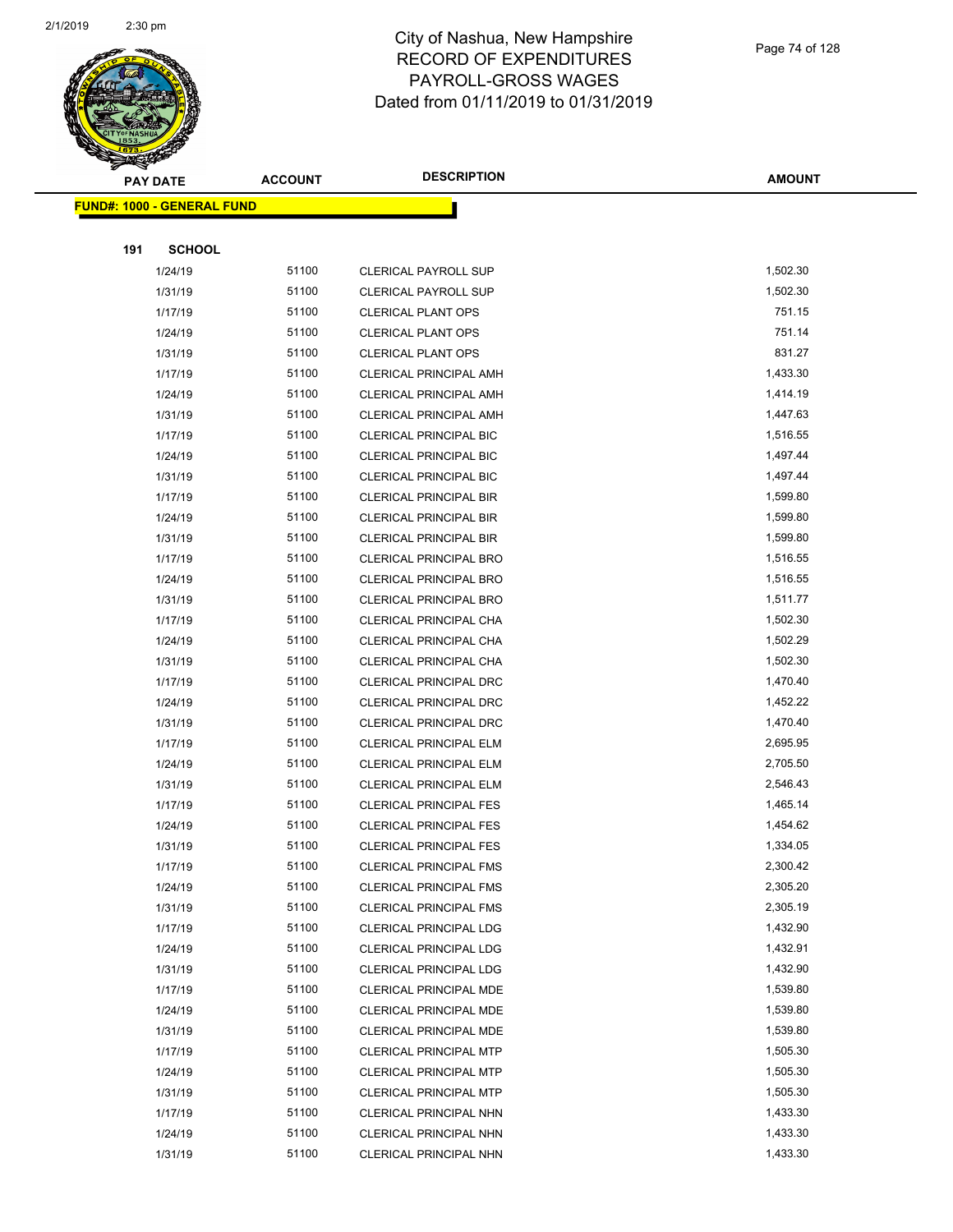# City of Nashua, New Hampshire
## RECORD OF EXPENDITURES
## PAYROLL-GROSS WAGES
## Dated from 01/11/2019 to 01/31/2019

**FUND#: 1000 - GENERAL FUND**

**191 SCHOOL**

| PAY DATE | ACCOUNT | DESCRIPTION | AMOUNT |
|---|---|---|---|
| 1/24/19 | 51100 | CLERICAL PAYROLL SUP | 1,502.30 |
| 1/31/19 | 51100 | CLERICAL PAYROLL SUP | 1,502.30 |
| 1/17/19 | 51100 | CLERICAL PLANT OPS | 751.15 |
| 1/24/19 | 51100 | CLERICAL PLANT OPS | 751.14 |
| 1/31/19 | 51100 | CLERICAL PLANT OPS | 831.27 |
| 1/17/19 | 51100 | CLERICAL PRINCIPAL AMH | 1,433.30 |
| 1/24/19 | 51100 | CLERICAL PRINCIPAL AMH | 1,414.19 |
| 1/31/19 | 51100 | CLERICAL PRINCIPAL AMH | 1,447.63 |
| 1/17/19 | 51100 | CLERICAL PRINCIPAL BIC | 1,516.55 |
| 1/24/19 | 51100 | CLERICAL PRINCIPAL BIC | 1,497.44 |
| 1/31/19 | 51100 | CLERICAL PRINCIPAL BIC | 1,497.44 |
| 1/17/19 | 51100 | CLERICAL PRINCIPAL BIR | 1,599.80 |
| 1/24/19 | 51100 | CLERICAL PRINCIPAL BIR | 1,599.80 |
| 1/31/19 | 51100 | CLERICAL PRINCIPAL BIR | 1,599.80 |
| 1/17/19 | 51100 | CLERICAL PRINCIPAL BRO | 1,516.55 |
| 1/24/19 | 51100 | CLERICAL PRINCIPAL BRO | 1,516.55 |
| 1/31/19 | 51100 | CLERICAL PRINCIPAL BRO | 1,511.77 |
| 1/17/19 | 51100 | CLERICAL PRINCIPAL CHA | 1,502.30 |
| 1/24/19 | 51100 | CLERICAL PRINCIPAL CHA | 1,502.29 |
| 1/31/19 | 51100 | CLERICAL PRINCIPAL CHA | 1,502.30 |
| 1/17/19 | 51100 | CLERICAL PRINCIPAL DRC | 1,470.40 |
| 1/24/19 | 51100 | CLERICAL PRINCIPAL DRC | 1,452.22 |
| 1/31/19 | 51100 | CLERICAL PRINCIPAL DRC | 1,470.40 |
| 1/17/19 | 51100 | CLERICAL PRINCIPAL ELM | 2,695.95 |
| 1/24/19 | 51100 | CLERICAL PRINCIPAL ELM | 2,705.50 |
| 1/31/19 | 51100 | CLERICAL PRINCIPAL ELM | 2,546.43 |
| 1/17/19 | 51100 | CLERICAL PRINCIPAL FES | 1,465.14 |
| 1/24/19 | 51100 | CLERICAL PRINCIPAL FES | 1,454.62 |
| 1/31/19 | 51100 | CLERICAL PRINCIPAL FES | 1,334.05 |
| 1/17/19 | 51100 | CLERICAL PRINCIPAL FMS | 2,300.42 |
| 1/24/19 | 51100 | CLERICAL PRINCIPAL FMS | 2,305.20 |
| 1/31/19 | 51100 | CLERICAL PRINCIPAL FMS | 2,305.19 |
| 1/17/19 | 51100 | CLERICAL PRINCIPAL LDG | 1,432.90 |
| 1/24/19 | 51100 | CLERICAL PRINCIPAL LDG | 1,432.91 |
| 1/31/19 | 51100 | CLERICAL PRINCIPAL LDG | 1,432.90 |
| 1/17/19 | 51100 | CLERICAL PRINCIPAL MDE | 1,539.80 |
| 1/24/19 | 51100 | CLERICAL PRINCIPAL MDE | 1,539.80 |
| 1/31/19 | 51100 | CLERICAL PRINCIPAL MDE | 1,539.80 |
| 1/17/19 | 51100 | CLERICAL PRINCIPAL MTP | 1,505.30 |
| 1/24/19 | 51100 | CLERICAL PRINCIPAL MTP | 1,505.30 |
| 1/31/19 | 51100 | CLERICAL PRINCIPAL MTP | 1,505.30 |
| 1/17/19 | 51100 | CLERICAL PRINCIPAL NHN | 1,433.30 |
| 1/24/19 | 51100 | CLERICAL PRINCIPAL NHN | 1,433.30 |
| 1/31/19 | 51100 | CLERICAL PRINCIPAL NHN | 1,433.30 |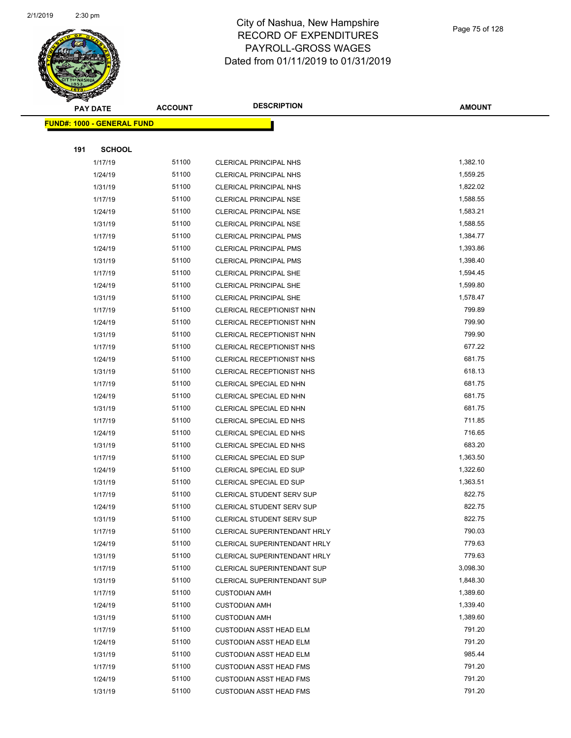# City of Nashua, New Hampshire
## RECORD OF EXPENDITURES
## PAYROLL-GROSS WAGES
## Dated from 01/11/2019 to 01/31/2019

| PAY DATE | ACCOUNT | DESCRIPTION | AMOUNT |
|---|---|---|---|
| **FUND#: 1000 - GENERAL FUND** | | | |
| **191 SCHOOL** | | | |
| 1/17/19 | 51100 | CLERICAL PRINCIPAL NHS | 1,382.10 |
| 1/24/19 | 51100 | CLERICAL PRINCIPAL NHS | 1,559.25 |
| 1/31/19 | 51100 | CLERICAL PRINCIPAL NHS | 1,822.02 |
| 1/17/19 | 51100 | CLERICAL PRINCIPAL NSE | 1,588.55 |
| 1/24/19 | 51100 | CLERICAL PRINCIPAL NSE | 1,583.21 |
| 1/31/19 | 51100 | CLERICAL PRINCIPAL NSE | 1,588.55 |
| 1/17/19 | 51100 | CLERICAL PRINCIPAL PMS | 1,384.77 |
| 1/24/19 | 51100 | CLERICAL PRINCIPAL PMS | 1,393.86 |
| 1/31/19 | 51100 | CLERICAL PRINCIPAL PMS | 1,398.40 |
| 1/17/19 | 51100 | CLERICAL PRINCIPAL SHE | 1,594.45 |
| 1/24/19 | 51100 | CLERICAL PRINCIPAL SHE | 1,599.80 |
| 1/31/19 | 51100 | CLERICAL PRINCIPAL SHE | 1,578.47 |
| 1/17/19 | 51100 | CLERICAL RECEPTIONIST NHN | 799.89 |
| 1/24/19 | 51100 | CLERICAL RECEPTIONIST NHN | 799.90 |
| 1/31/19 | 51100 | CLERICAL RECEPTIONIST NHN | 799.90 |
| 1/17/19 | 51100 | CLERICAL RECEPTIONIST NHS | 677.22 |
| 1/24/19 | 51100 | CLERICAL RECEPTIONIST NHS | 681.75 |
| 1/31/19 | 51100 | CLERICAL RECEPTIONIST NHS | 618.13 |
| 1/17/19 | 51100 | CLERICAL SPECIAL ED NHN | 681.75 |
| 1/24/19 | 51100 | CLERICAL SPECIAL ED NHN | 681.75 |
| 1/31/19 | 51100 | CLERICAL SPECIAL ED NHN | 681.75 |
| 1/17/19 | 51100 | CLERICAL SPECIAL ED NHS | 711.85 |
| 1/24/19 | 51100 | CLERICAL SPECIAL ED NHS | 716.65 |
| 1/31/19 | 51100 | CLERICAL SPECIAL ED NHS | 683.20 |
| 1/17/19 | 51100 | CLERICAL SPECIAL ED SUP | 1,363.50 |
| 1/24/19 | 51100 | CLERICAL SPECIAL ED SUP | 1,322.60 |
| 1/31/19 | 51100 | CLERICAL SPECIAL ED SUP | 1,363.51 |
| 1/17/19 | 51100 | CLERICAL STUDENT SERV SUP | 822.75 |
| 1/24/19 | 51100 | CLERICAL STUDENT SERV SUP | 822.75 |
| 1/31/19 | 51100 | CLERICAL STUDENT SERV SUP | 822.75 |
| 1/17/19 | 51100 | CLERICAL SUPERINTENDANT HRLY | 790.03 |
| 1/24/19 | 51100 | CLERICAL SUPERINTENDANT HRLY | 779.63 |
| 1/31/19 | 51100 | CLERICAL SUPERINTENDANT HRLY | 779.63 |
| 1/17/19 | 51100 | CLERICAL SUPERINTENDANT SUP | 3,098.30 |
| 1/31/19 | 51100 | CLERICAL SUPERINTENDANT SUP | 1,848.30 |
| 1/17/19 | 51100 | CUSTODIAN AMH | 1,389.60 |
| 1/24/19 | 51100 | CUSTODIAN AMH | 1,339.40 |
| 1/31/19 | 51100 | CUSTODIAN AMH | 1,389.60 |
| 1/17/19 | 51100 | CUSTODIAN ASST HEAD ELM | 791.20 |
| 1/24/19 | 51100 | CUSTODIAN ASST HEAD ELM | 791.20 |
| 1/31/19 | 51100 | CUSTODIAN ASST HEAD ELM | 985.44 |
| 1/17/19 | 51100 | CUSTODIAN ASST HEAD FMS | 791.20 |
| 1/24/19 | 51100 | CUSTODIAN ASST HEAD FMS | 791.20 |
| 1/31/19 | 51100 | CUSTODIAN ASST HEAD FMS | 791.20 |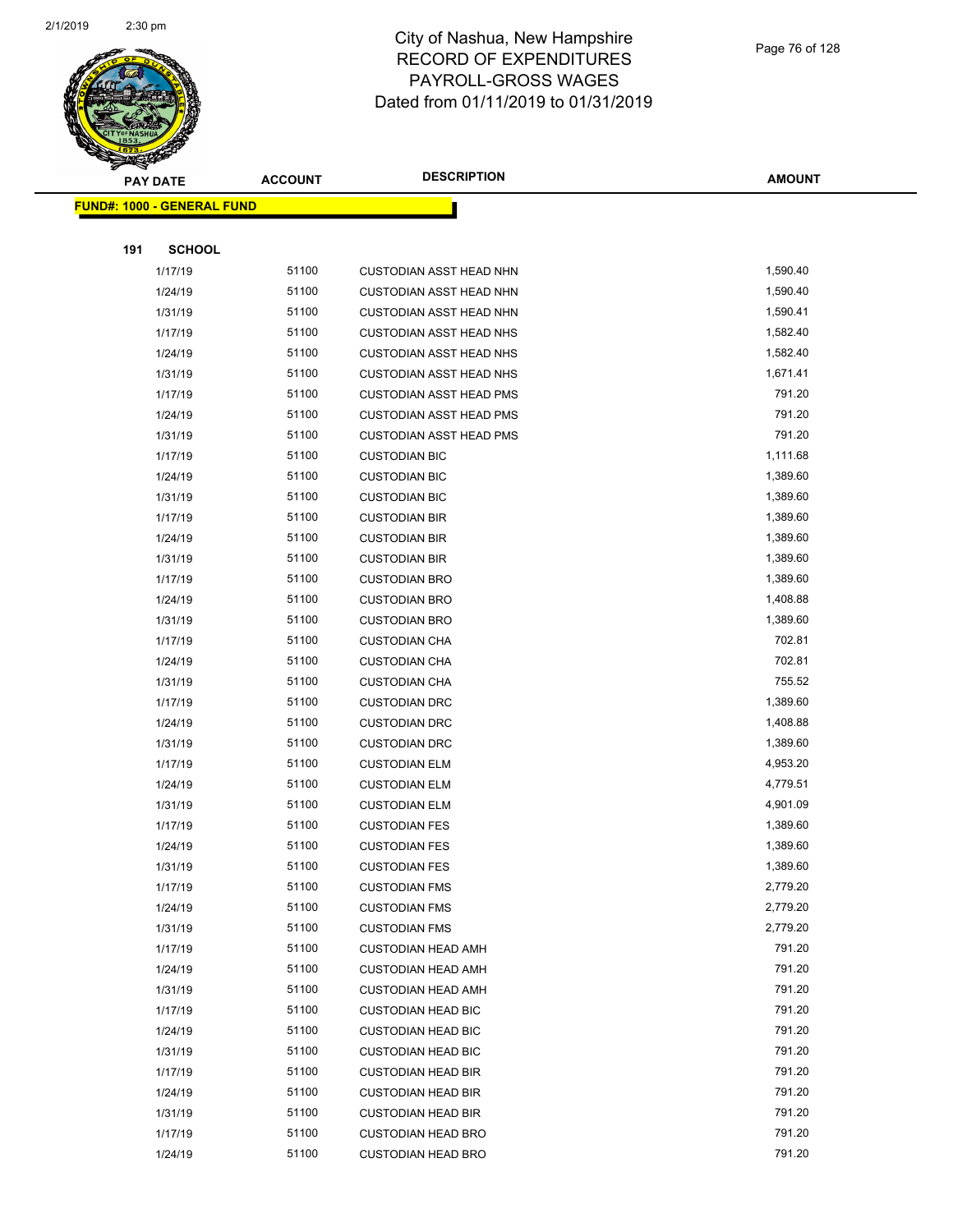# City of Nashua, New Hampshire
## RECORD OF EXPENDITURES
## PAYROLL-GROSS WAGES
## Dated from 01/11/2019 to 01/31/2019

| PAY DATE | ACCOUNT | DESCRIPTION | AMOUNT |
|---|---|---|---|

**FUND#: 1000 - GENERAL FUND**

**191 SCHOOL**

| PAY DATE | ACCOUNT | DESCRIPTION | AMOUNT |
|---|---|---|---|
| 1/17/19 | 51100 | CUSTODIAN ASST HEAD NHN | 1,590.40 |
| 1/24/19 | 51100 | CUSTODIAN ASST HEAD NHN | 1,590.40 |
| 1/31/19 | 51100 | CUSTODIAN ASST HEAD NHN | 1,590.41 |
| 1/17/19 | 51100 | CUSTODIAN ASST HEAD NHS | 1,582.40 |
| 1/24/19 | 51100 | CUSTODIAN ASST HEAD NHS | 1,582.40 |
| 1/31/19 | 51100 | CUSTODIAN ASST HEAD NHS | 1,671.41 |
| 1/17/19 | 51100 | CUSTODIAN ASST HEAD PMS | 791.20 |
| 1/24/19 | 51100 | CUSTODIAN ASST HEAD PMS | 791.20 |
| 1/31/19 | 51100 | CUSTODIAN ASST HEAD PMS | 791.20 |
| 1/17/19 | 51100 | CUSTODIAN BIC | 1,111.68 |
| 1/24/19 | 51100 | CUSTODIAN BIC | 1,389.60 |
| 1/31/19 | 51100 | CUSTODIAN BIC | 1,389.60 |
| 1/17/19 | 51100 | CUSTODIAN BIR | 1,389.60 |
| 1/24/19 | 51100 | CUSTODIAN BIR | 1,389.60 |
| 1/31/19 | 51100 | CUSTODIAN BIR | 1,389.60 |
| 1/17/19 | 51100 | CUSTODIAN BRO | 1,389.60 |
| 1/24/19 | 51100 | CUSTODIAN BRO | 1,408.88 |
| 1/31/19 | 51100 | CUSTODIAN BRO | 1,389.60 |
| 1/17/19 | 51100 | CUSTODIAN CHA | 702.81 |
| 1/24/19 | 51100 | CUSTODIAN CHA | 702.81 |
| 1/31/19 | 51100 | CUSTODIAN CHA | 755.52 |
| 1/17/19 | 51100 | CUSTODIAN DRC | 1,389.60 |
| 1/24/19 | 51100 | CUSTODIAN DRC | 1,408.88 |
| 1/31/19 | 51100 | CUSTODIAN DRC | 1,389.60 |
| 1/17/19 | 51100 | CUSTODIAN ELM | 4,953.20 |
| 1/24/19 | 51100 | CUSTODIAN ELM | 4,779.51 |
| 1/31/19 | 51100 | CUSTODIAN ELM | 4,901.09 |
| 1/17/19 | 51100 | CUSTODIAN FES | 1,389.60 |
| 1/24/19 | 51100 | CUSTODIAN FES | 1,389.60 |
| 1/31/19 | 51100 | CUSTODIAN FES | 1,389.60 |
| 1/17/19 | 51100 | CUSTODIAN FMS | 2,779.20 |
| 1/24/19 | 51100 | CUSTODIAN FMS | 2,779.20 |
| 1/31/19 | 51100 | CUSTODIAN FMS | 2,779.20 |
| 1/17/19 | 51100 | CUSTODIAN HEAD AMH | 791.20 |
| 1/24/19 | 51100 | CUSTODIAN HEAD AMH | 791.20 |
| 1/31/19 | 51100 | CUSTODIAN HEAD AMH | 791.20 |
| 1/17/19 | 51100 | CUSTODIAN HEAD BIC | 791.20 |
| 1/24/19 | 51100 | CUSTODIAN HEAD BIC | 791.20 |
| 1/31/19 | 51100 | CUSTODIAN HEAD BIC | 791.20 |
| 1/17/19 | 51100 | CUSTODIAN HEAD BIR | 791.20 |
| 1/24/19 | 51100 | CUSTODIAN HEAD BIR | 791.20 |
| 1/31/19 | 51100 | CUSTODIAN HEAD BIR | 791.20 |
| 1/17/19 | 51100 | CUSTODIAN HEAD BRO | 791.20 |
| 1/24/19 | 51100 | CUSTODIAN HEAD BRO | 791.20 |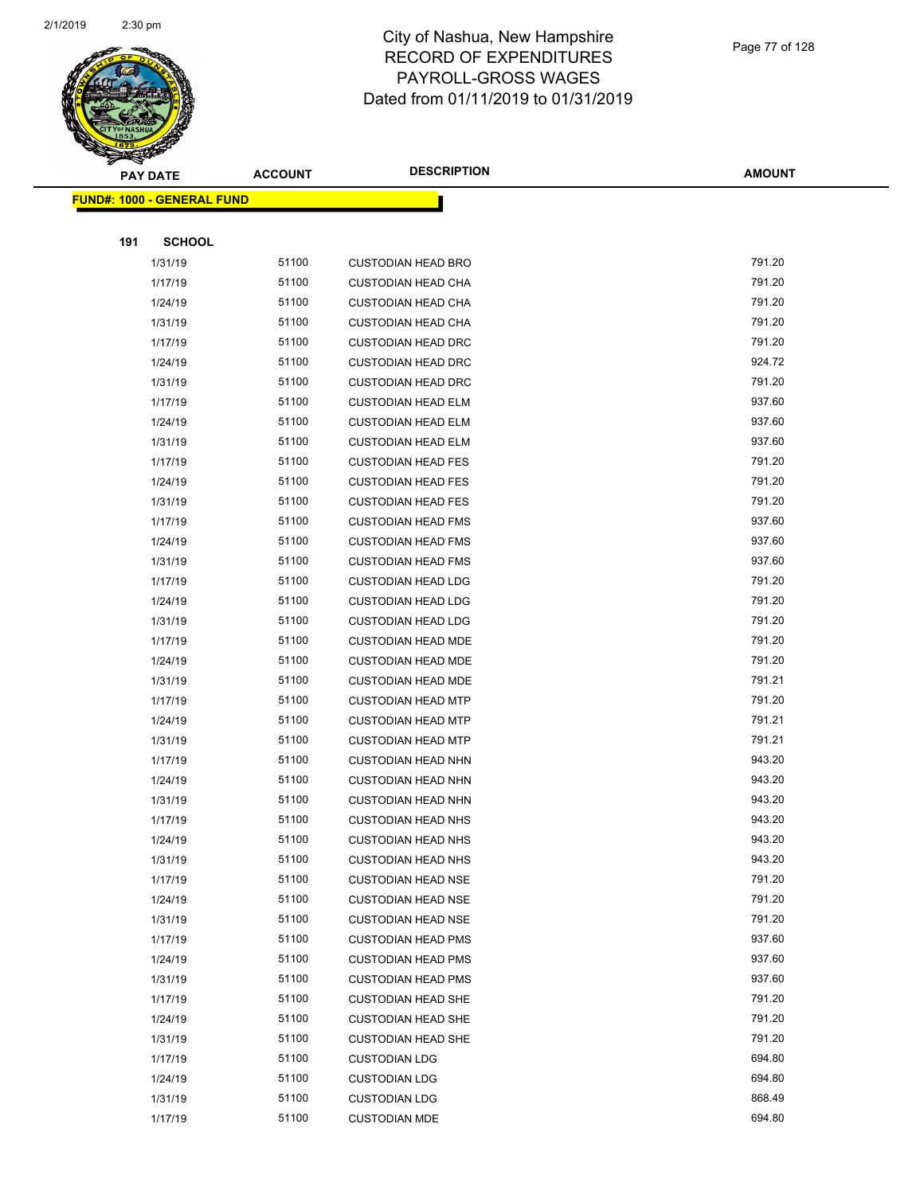# City of Nashua, New Hampshire
## RECORD OF EXPENDITURES
## PAYROLL-GROSS WAGES
## Dated from 01/11/2019 to 01/31/2019

| PAY DATE | ACCOUNT | DESCRIPTION | AMOUNT |
|---|---|---|---|

**FUND#: 1000 - GENERAL FUND**

**191 SCHOOL**

| PAY DATE | ACCOUNT | DESCRIPTION | AMOUNT |
|---|---|---|---|
| 1/31/19 | 51100 | CUSTODIAN HEAD BRO | 791.20 |
| 1/17/19 | 51100 | CUSTODIAN HEAD CHA | 791.20 |
| 1/24/19 | 51100 | CUSTODIAN HEAD CHA | 791.20 |
| 1/31/19 | 51100 | CUSTODIAN HEAD CHA | 791.20 |
| 1/17/19 | 51100 | CUSTODIAN HEAD DRC | 791.20 |
| 1/24/19 | 51100 | CUSTODIAN HEAD DRC | 924.72 |
| 1/31/19 | 51100 | CUSTODIAN HEAD DRC | 791.20 |
| 1/17/19 | 51100 | CUSTODIAN HEAD ELM | 937.60 |
| 1/24/19 | 51100 | CUSTODIAN HEAD ELM | 937.60 |
| 1/31/19 | 51100 | CUSTODIAN HEAD ELM | 937.60 |
| 1/17/19 | 51100 | CUSTODIAN HEAD FES | 791.20 |
| 1/24/19 | 51100 | CUSTODIAN HEAD FES | 791.20 |
| 1/31/19 | 51100 | CUSTODIAN HEAD FES | 791.20 |
| 1/17/19 | 51100 | CUSTODIAN HEAD FMS | 937.60 |
| 1/24/19 | 51100 | CUSTODIAN HEAD FMS | 937.60 |
| 1/31/19 | 51100 | CUSTODIAN HEAD FMS | 937.60 |
| 1/17/19 | 51100 | CUSTODIAN HEAD LDG | 791.20 |
| 1/24/19 | 51100 | CUSTODIAN HEAD LDG | 791.20 |
| 1/31/19 | 51100 | CUSTODIAN HEAD LDG | 791.20 |
| 1/17/19 | 51100 | CUSTODIAN HEAD MDE | 791.20 |
| 1/24/19 | 51100 | CUSTODIAN HEAD MDE | 791.20 |
| 1/31/19 | 51100 | CUSTODIAN HEAD MDE | 791.21 |
| 1/17/19 | 51100 | CUSTODIAN HEAD MTP | 791.20 |
| 1/24/19 | 51100 | CUSTODIAN HEAD MTP | 791.21 |
| 1/31/19 | 51100 | CUSTODIAN HEAD MTP | 791.21 |
| 1/17/19 | 51100 | CUSTODIAN HEAD NHN | 943.20 |
| 1/24/19 | 51100 | CUSTODIAN HEAD NHN | 943.20 |
| 1/31/19 | 51100 | CUSTODIAN HEAD NHN | 943.20 |
| 1/17/19 | 51100 | CUSTODIAN HEAD NHS | 943.20 |
| 1/24/19 | 51100 | CUSTODIAN HEAD NHS | 943.20 |
| 1/31/19 | 51100 | CUSTODIAN HEAD NHS | 943.20 |
| 1/17/19 | 51100 | CUSTODIAN HEAD NSE | 791.20 |
| 1/24/19 | 51100 | CUSTODIAN HEAD NSE | 791.20 |
| 1/31/19 | 51100 | CUSTODIAN HEAD NSE | 791.20 |
| 1/17/19 | 51100 | CUSTODIAN HEAD PMS | 937.60 |
| 1/24/19 | 51100 | CUSTODIAN HEAD PMS | 937.60 |
| 1/31/19 | 51100 | CUSTODIAN HEAD PMS | 937.60 |
| 1/17/19 | 51100 | CUSTODIAN HEAD SHE | 791.20 |
| 1/24/19 | 51100 | CUSTODIAN HEAD SHE | 791.20 |
| 1/31/19 | 51100 | CUSTODIAN HEAD SHE | 791.20 |
| 1/17/19 | 51100 | CUSTODIAN LDG | 694.80 |
| 1/24/19 | 51100 | CUSTODIAN LDG | 694.80 |
| 1/31/19 | 51100 | CUSTODIAN LDG | 868.49 |
| 1/17/19 | 51100 | CUSTODIAN MDE | 694.80 |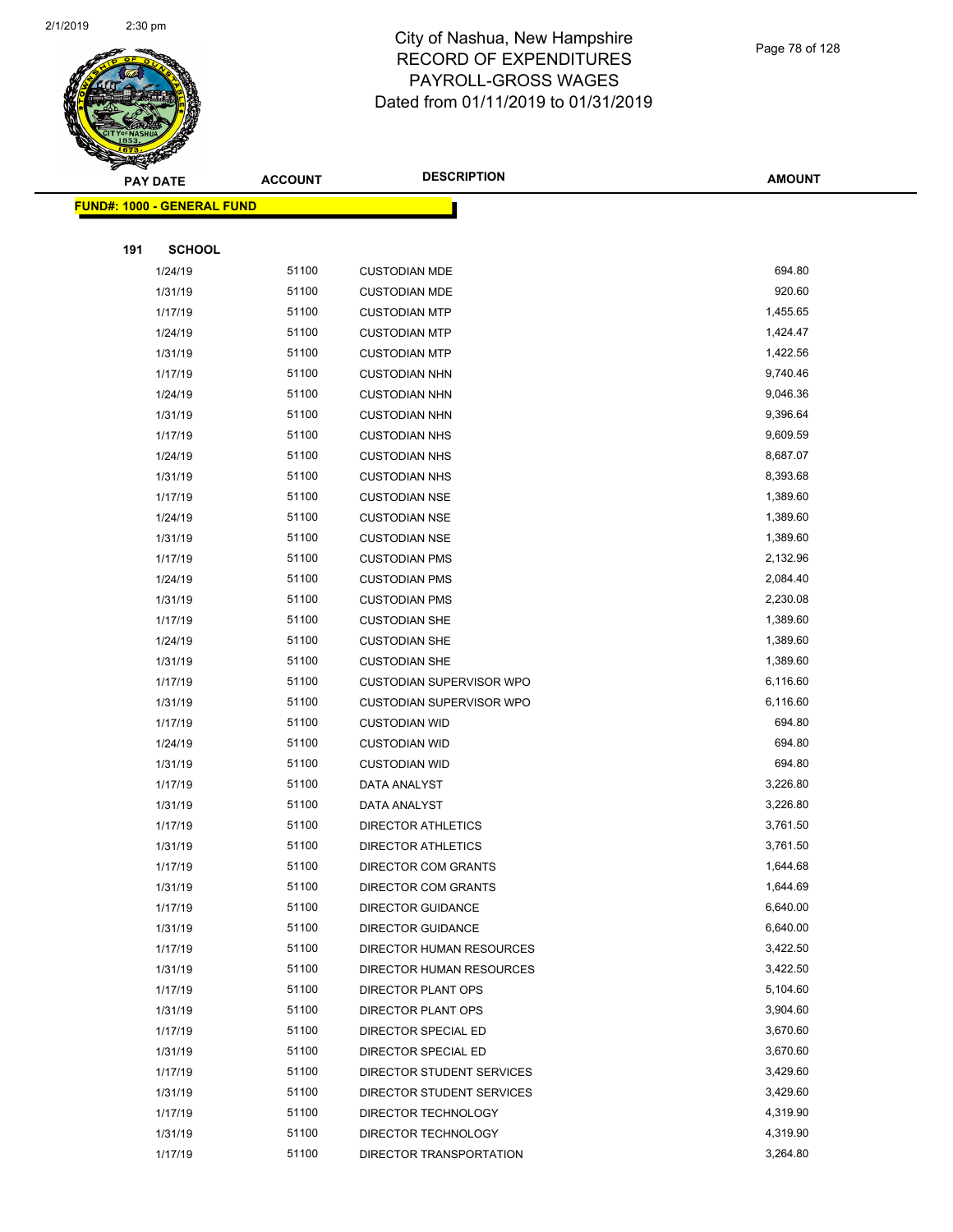# City of Nashua, New Hampshire
# RECORD OF EXPENDITURES
# PAYROLL-GROSS WAGES
# Dated from 01/11/2019 to 01/31/2019

| PAY DATE | ACCOUNT | DESCRIPTION | AMOUNT |
|---|---|---|---|
| **FUND#: 1000 - GENERAL FUND** | | | |
| **191 SCHOOL** | | | |
| 1/24/19 | 51100 | CUSTODIAN MDE | 694.80 |
| 1/31/19 | 51100 | CUSTODIAN MDE | 920.60 |
| 1/17/19 | 51100 | CUSTODIAN MTP | 1,455.65 |
| 1/24/19 | 51100 | CUSTODIAN MTP | 1,424.47 |
| 1/31/19 | 51100 | CUSTODIAN MTP | 1,422.56 |
| 1/17/19 | 51100 | CUSTODIAN NHN | 9,740.46 |
| 1/24/19 | 51100 | CUSTODIAN NHN | 9,046.36 |
| 1/31/19 | 51100 | CUSTODIAN NHN | 9,396.64 |
| 1/17/19 | 51100 | CUSTODIAN NHS | 9,609.59 |
| 1/24/19 | 51100 | CUSTODIAN NHS | 8,687.07 |
| 1/31/19 | 51100 | CUSTODIAN NHS | 8,393.68 |
| 1/17/19 | 51100 | CUSTODIAN NSE | 1,389.60 |
| 1/24/19 | 51100 | CUSTODIAN NSE | 1,389.60 |
| 1/31/19 | 51100 | CUSTODIAN NSE | 1,389.60 |
| 1/17/19 | 51100 | CUSTODIAN PMS | 2,132.96 |
| 1/24/19 | 51100 | CUSTODIAN PMS | 2,084.40 |
| 1/31/19 | 51100 | CUSTODIAN PMS | 2,230.08 |
| 1/17/19 | 51100 | CUSTODIAN SHE | 1,389.60 |
| 1/24/19 | 51100 | CUSTODIAN SHE | 1,389.60 |
| 1/31/19 | 51100 | CUSTODIAN SHE | 1,389.60 |
| 1/17/19 | 51100 | CUSTODIAN SUPERVISOR WPO | 6,116.60 |
| 1/31/19 | 51100 | CUSTODIAN SUPERVISOR WPO | 6,116.60 |
| 1/17/19 | 51100 | CUSTODIAN WID | 694.80 |
| 1/24/19 | 51100 | CUSTODIAN WID | 694.80 |
| 1/31/19 | 51100 | CUSTODIAN WID | 694.80 |
| 1/17/19 | 51100 | DATA ANALYST | 3,226.80 |
| 1/31/19 | 51100 | DATA ANALYST | 3,226.80 |
| 1/17/19 | 51100 | DIRECTOR ATHLETICS | 3,761.50 |
| 1/31/19 | 51100 | DIRECTOR ATHLETICS | 3,761.50 |
| 1/17/19 | 51100 | DIRECTOR COM GRANTS | 1,644.68 |
| 1/31/19 | 51100 | DIRECTOR COM GRANTS | 1,644.69 |
| 1/17/19 | 51100 | DIRECTOR GUIDANCE | 6,640.00 |
| 1/31/19 | 51100 | DIRECTOR GUIDANCE | 6,640.00 |
| 1/17/19 | 51100 | DIRECTOR HUMAN RESOURCES | 3,422.50 |
| 1/31/19 | 51100 | DIRECTOR HUMAN RESOURCES | 3,422.50 |
| 1/17/19 | 51100 | DIRECTOR PLANT OPS | 5,104.60 |
| 1/31/19 | 51100 | DIRECTOR PLANT OPS | 3,904.60 |
| 1/17/19 | 51100 | DIRECTOR SPECIAL ED | 3,670.60 |
| 1/31/19 | 51100 | DIRECTOR SPECIAL ED | 3,670.60 |
| 1/17/19 | 51100 | DIRECTOR STUDENT SERVICES | 3,429.60 |
| 1/31/19 | 51100 | DIRECTOR STUDENT SERVICES | 3,429.60 |
| 1/17/19 | 51100 | DIRECTOR TECHNOLOGY | 4,319.90 |
| 1/31/19 | 51100 | DIRECTOR TECHNOLOGY | 4,319.90 |
| 1/17/19 | 51100 | DIRECTOR TRANSPORTATION | 3,264.80 |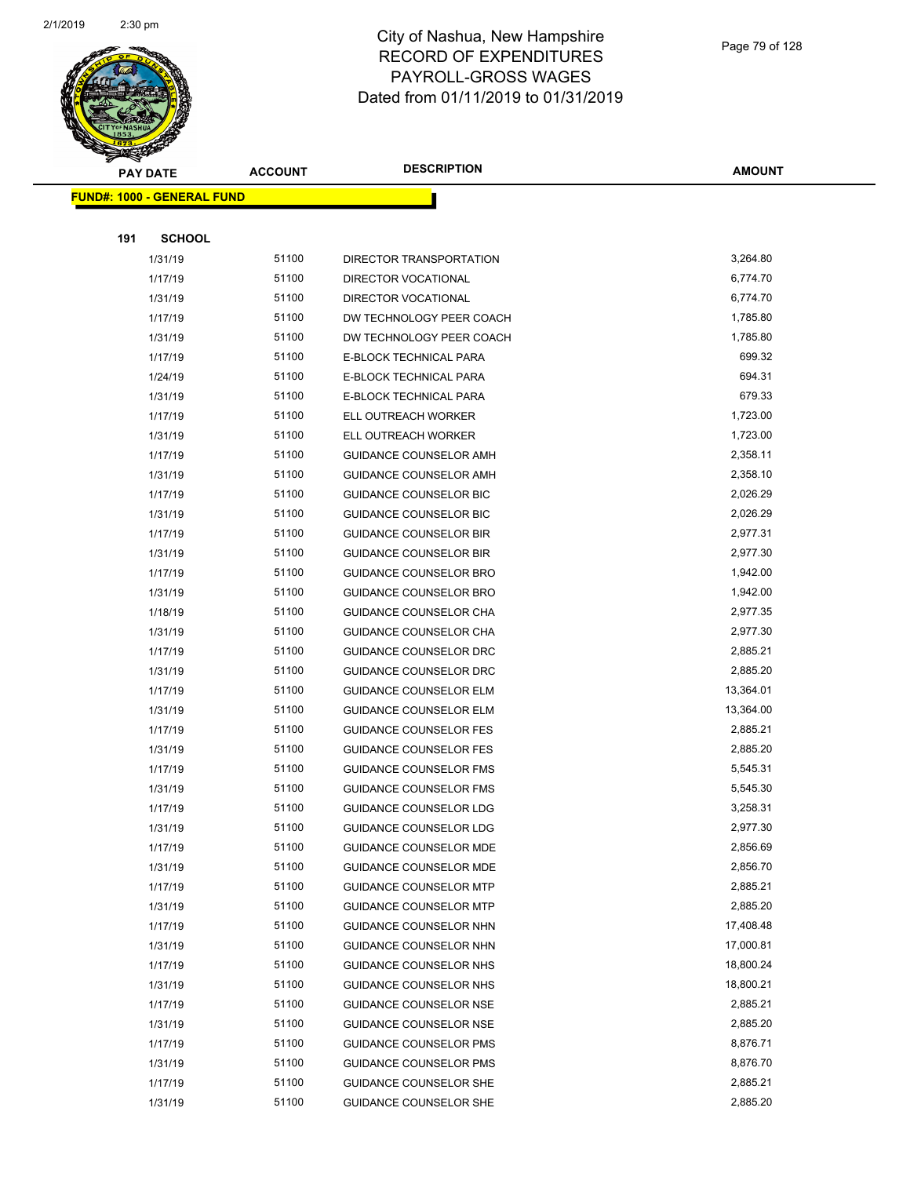# City of Nashua, New Hampshire
# RECORD OF EXPENDITURES
# PAYROLL-GROSS WAGES
# Dated from 01/11/2019 to 01/31/2019

**FUND#: 1000 - GENERAL FUND**

**191 SCHOOL**

| PAY DATE | ACCOUNT | DESCRIPTION | AMOUNT |
|---|---|---|---|
| 1/31/19 | 51100 | DIRECTOR TRANSPORTATION | 3,264.80 |
| 1/17/19 | 51100 | DIRECTOR VOCATIONAL | 6,774.70 |
| 1/31/19 | 51100 | DIRECTOR VOCATIONAL | 6,774.70 |
| 1/17/19 | 51100 | DW TECHNOLOGY PEER COACH | 1,785.80 |
| 1/31/19 | 51100 | DW TECHNOLOGY PEER COACH | 1,785.80 |
| 1/17/19 | 51100 | E-BLOCK TECHNICAL PARA | 699.32 |
| 1/24/19 | 51100 | E-BLOCK TECHNICAL PARA | 694.31 |
| 1/31/19 | 51100 | E-BLOCK TECHNICAL PARA | 679.33 |
| 1/17/19 | 51100 | ELL OUTREACH WORKER | 1,723.00 |
| 1/31/19 | 51100 | ELL OUTREACH WORKER | 1,723.00 |
| 1/17/19 | 51100 | GUIDANCE COUNSELOR AMH | 2,358.11 |
| 1/31/19 | 51100 | GUIDANCE COUNSELOR AMH | 2,358.10 |
| 1/17/19 | 51100 | GUIDANCE COUNSELOR BIC | 2,026.29 |
| 1/31/19 | 51100 | GUIDANCE COUNSELOR BIC | 2,026.29 |
| 1/17/19 | 51100 | GUIDANCE COUNSELOR BIR | 2,977.31 |
| 1/31/19 | 51100 | GUIDANCE COUNSELOR BIR | 2,977.30 |
| 1/17/19 | 51100 | GUIDANCE COUNSELOR BRO | 1,942.00 |
| 1/31/19 | 51100 | GUIDANCE COUNSELOR BRO | 1,942.00 |
| 1/18/19 | 51100 | GUIDANCE COUNSELOR CHA | 2,977.35 |
| 1/31/19 | 51100 | GUIDANCE COUNSELOR CHA | 2,977.30 |
| 1/17/19 | 51100 | GUIDANCE COUNSELOR DRC | 2,885.21 |
| 1/31/19 | 51100 | GUIDANCE COUNSELOR DRC | 2,885.20 |
| 1/17/19 | 51100 | GUIDANCE COUNSELOR ELM | 13,364.01 |
| 1/31/19 | 51100 | GUIDANCE COUNSELOR ELM | 13,364.00 |
| 1/17/19 | 51100 | GUIDANCE COUNSELOR FES | 2,885.21 |
| 1/31/19 | 51100 | GUIDANCE COUNSELOR FES | 2,885.20 |
| 1/17/19 | 51100 | GUIDANCE COUNSELOR FMS | 5,545.31 |
| 1/31/19 | 51100 | GUIDANCE COUNSELOR FMS | 5,545.30 |
| 1/17/19 | 51100 | GUIDANCE COUNSELOR LDG | 3,258.31 |
| 1/31/19 | 51100 | GUIDANCE COUNSELOR LDG | 2,977.30 |
| 1/17/19 | 51100 | GUIDANCE COUNSELOR MDE | 2,856.69 |
| 1/31/19 | 51100 | GUIDANCE COUNSELOR MDE | 2,856.70 |
| 1/17/19 | 51100 | GUIDANCE COUNSELOR MTP | 2,885.21 |
| 1/31/19 | 51100 | GUIDANCE COUNSELOR MTP | 2,885.20 |
| 1/17/19 | 51100 | GUIDANCE COUNSELOR NHN | 17,408.48 |
| 1/31/19 | 51100 | GUIDANCE COUNSELOR NHN | 17,000.81 |
| 1/17/19 | 51100 | GUIDANCE COUNSELOR NHS | 18,800.24 |
| 1/31/19 | 51100 | GUIDANCE COUNSELOR NHS | 18,800.21 |
| 1/17/19 | 51100 | GUIDANCE COUNSELOR NSE | 2,885.21 |
| 1/31/19 | 51100 | GUIDANCE COUNSELOR NSE | 2,885.20 |
| 1/17/19 | 51100 | GUIDANCE COUNSELOR PMS | 8,876.71 |
| 1/31/19 | 51100 | GUIDANCE COUNSELOR PMS | 8,876.70 |
| 1/17/19 | 51100 | GUIDANCE COUNSELOR SHE | 2,885.21 |
| 1/31/19 | 51100 | GUIDANCE COUNSELOR SHE | 2,885.20 |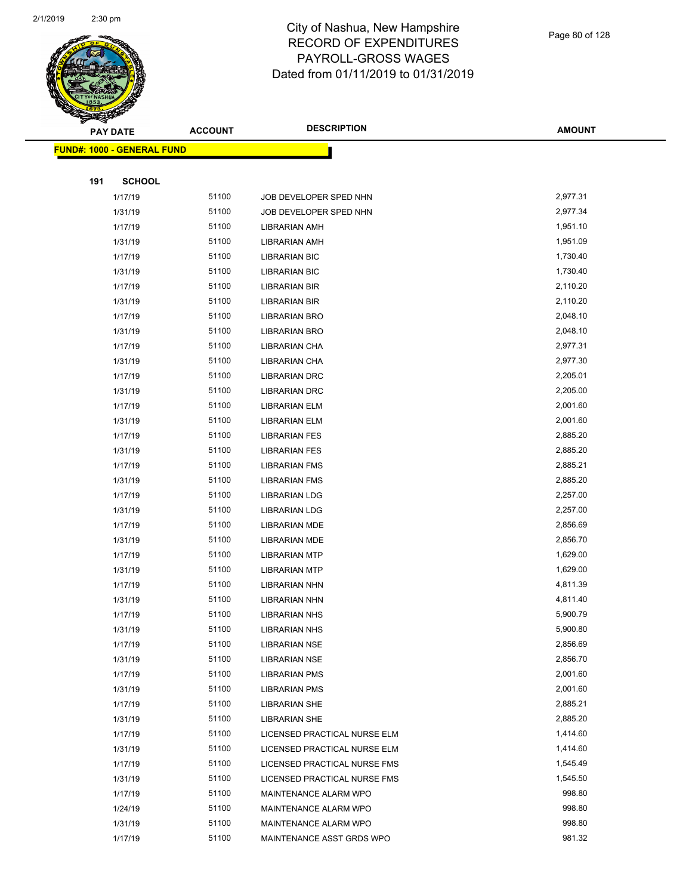# City of Nashua, New Hampshire
## RECORD OF EXPENDITURES
## PAYROLL-GROSS WAGES
## Dated from 01/11/2019 to 01/31/2019

| PAY DATE | ACCOUNT | DESCRIPTION | AMOUNT |
|---|---|---|---|
| **FUND#: 1000 - GENERAL FUND** | | | |
| **191 SCHOOL** | | | |
| 1/17/19 | 51100 | JOB DEVELOPER SPED NHN | 2,977.31 |
| 1/31/19 | 51100 | JOB DEVELOPER SPED NHN | 2,977.34 |
| 1/17/19 | 51100 | LIBRARIAN AMH | 1,951.10 |
| 1/31/19 | 51100 | LIBRARIAN AMH | 1,951.09 |
| 1/17/19 | 51100 | LIBRARIAN BIC | 1,730.40 |
| 1/31/19 | 51100 | LIBRARIAN BIC | 1,730.40 |
| 1/17/19 | 51100 | LIBRARIAN BIR | 2,110.20 |
| 1/31/19 | 51100 | LIBRARIAN BIR | 2,110.20 |
| 1/17/19 | 51100 | LIBRARIAN BRO | 2,048.10 |
| 1/31/19 | 51100 | LIBRARIAN BRO | 2,048.10 |
| 1/17/19 | 51100 | LIBRARIAN CHA | 2,977.31 |
| 1/31/19 | 51100 | LIBRARIAN CHA | 2,977.30 |
| 1/17/19 | 51100 | LIBRARIAN DRC | 2,205.01 |
| 1/31/19 | 51100 | LIBRARIAN DRC | 2,205.00 |
| 1/17/19 | 51100 | LIBRARIAN ELM | 2,001.60 |
| 1/31/19 | 51100 | LIBRARIAN ELM | 2,001.60 |
| 1/17/19 | 51100 | LIBRARIAN FES | 2,885.20 |
| 1/31/19 | 51100 | LIBRARIAN FES | 2,885.20 |
| 1/17/19 | 51100 | LIBRARIAN FMS | 2,885.21 |
| 1/31/19 | 51100 | LIBRARIAN FMS | 2,885.20 |
| 1/17/19 | 51100 | LIBRARIAN LDG | 2,257.00 |
| 1/31/19 | 51100 | LIBRARIAN LDG | 2,257.00 |
| 1/17/19 | 51100 | LIBRARIAN MDE | 2,856.69 |
| 1/31/19 | 51100 | LIBRARIAN MDE | 2,856.70 |
| 1/17/19 | 51100 | LIBRARIAN MTP | 1,629.00 |
| 1/31/19 | 51100 | LIBRARIAN MTP | 1,629.00 |
| 1/17/19 | 51100 | LIBRARIAN NHN | 4,811.39 |
| 1/31/19 | 51100 | LIBRARIAN NHN | 4,811.40 |
| 1/17/19 | 51100 | LIBRARIAN NHS | 5,900.79 |
| 1/31/19 | 51100 | LIBRARIAN NHS | 5,900.80 |
| 1/17/19 | 51100 | LIBRARIAN NSE | 2,856.69 |
| 1/31/19 | 51100 | LIBRARIAN NSE | 2,856.70 |
| 1/17/19 | 51100 | LIBRARIAN PMS | 2,001.60 |
| 1/31/19 | 51100 | LIBRARIAN PMS | 2,001.60 |
| 1/17/19 | 51100 | LIBRARIAN SHE | 2,885.21 |
| 1/31/19 | 51100 | LIBRARIAN SHE | 2,885.20 |
| 1/17/19 | 51100 | LICENSED PRACTICAL NURSE ELM | 1,414.60 |
| 1/31/19 | 51100 | LICENSED PRACTICAL NURSE ELM | 1,414.60 |
| 1/17/19 | 51100 | LICENSED PRACTICAL NURSE FMS | 1,545.49 |
| 1/31/19 | 51100 | LICENSED PRACTICAL NURSE FMS | 1,545.50 |
| 1/17/19 | 51100 | MAINTENANCE ALARM WPO | 998.80 |
| 1/24/19 | 51100 | MAINTENANCE ALARM WPO | 998.80 |
| 1/31/19 | 51100 | MAINTENANCE ALARM WPO | 998.80 |
| 1/17/19 | 51100 | MAINTENANCE ASST GRDS WPO | 981.32 |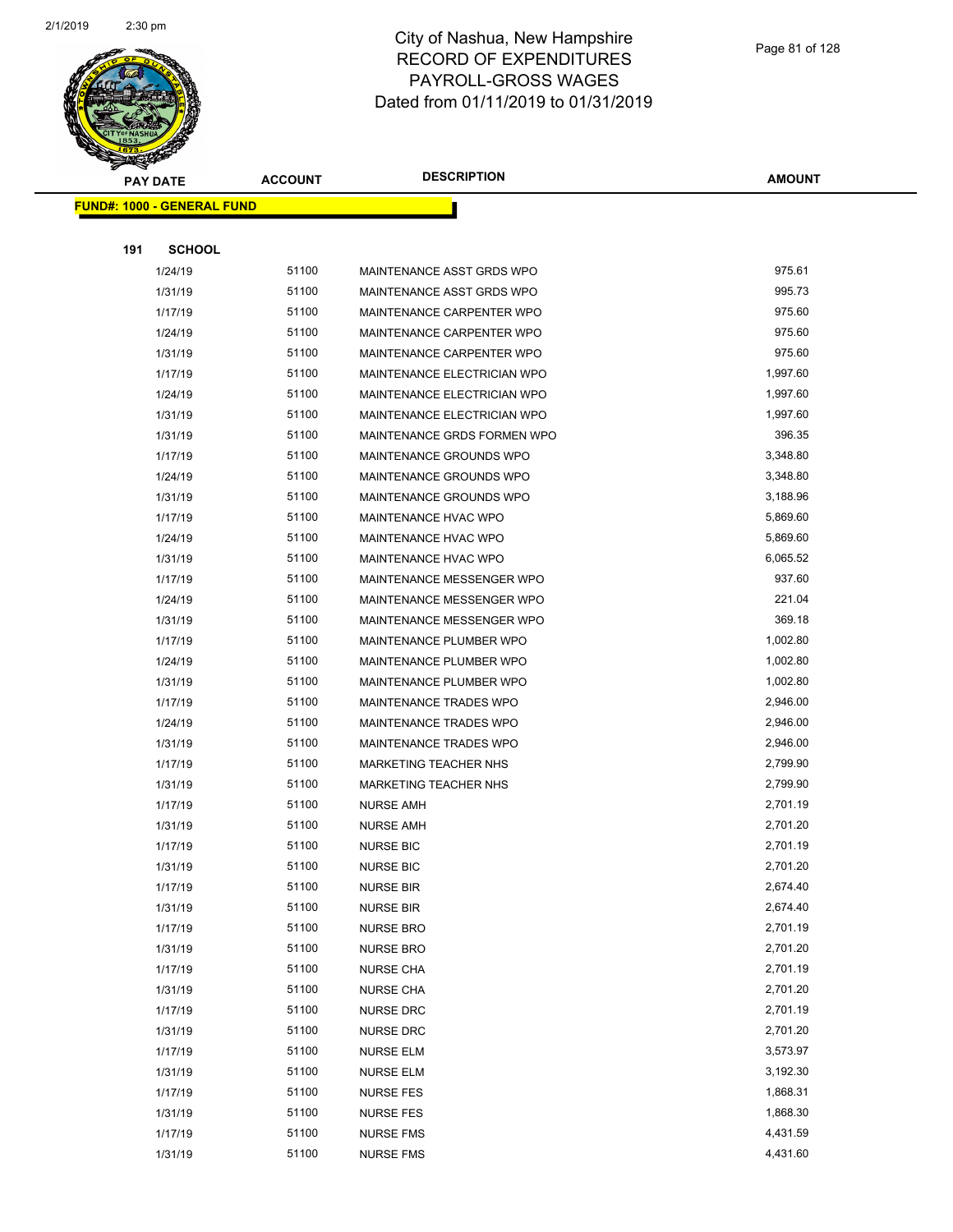# City of Nashua, New Hampshire
# RECORD OF EXPENDITURES
# PAYROLL-GROSS WAGES
# Dated from 01/11/2019 to 01/31/2019

| PAY DATE | ACCOUNT | DESCRIPTION | AMOUNT |
|---|---|---|---|
| **FUND#: 1000 - GENERAL FUND** | | | |
| **191 SCHOOL** | | | |
| 1/24/19 | 51100 | MAINTENANCE ASST GRDS WPO | 975.61 |
| 1/31/19 | 51100 | MAINTENANCE ASST GRDS WPO | 995.73 |
| 1/17/19 | 51100 | MAINTENANCE CARPENTER WPO | 975.60 |
| 1/24/19 | 51100 | MAINTENANCE CARPENTER WPO | 975.60 |
| 1/31/19 | 51100 | MAINTENANCE CARPENTER WPO | 975.60 |
| 1/17/19 | 51100 | MAINTENANCE ELECTRICIAN WPO | 1,997.60 |
| 1/24/19 | 51100 | MAINTENANCE ELECTRICIAN WPO | 1,997.60 |
| 1/31/19 | 51100 | MAINTENANCE ELECTRICIAN WPO | 1,997.60 |
| 1/31/19 | 51100 | MAINTENANCE GRDS FORMEN WPO | 396.35 |
| 1/17/19 | 51100 | MAINTENANCE GROUNDS WPO | 3,348.80 |
| 1/24/19 | 51100 | MAINTENANCE GROUNDS WPO | 3,348.80 |
| 1/31/19 | 51100 | MAINTENANCE GROUNDS WPO | 3,188.96 |
| 1/17/19 | 51100 | MAINTENANCE HVAC WPO | 5,869.60 |
| 1/24/19 | 51100 | MAINTENANCE HVAC WPO | 5,869.60 |
| 1/31/19 | 51100 | MAINTENANCE HVAC WPO | 6,065.52 |
| 1/17/19 | 51100 | MAINTENANCE MESSENGER WPO | 937.60 |
| 1/24/19 | 51100 | MAINTENANCE MESSENGER WPO | 221.04 |
| 1/31/19 | 51100 | MAINTENANCE MESSENGER WPO | 369.18 |
| 1/17/19 | 51100 | MAINTENANCE PLUMBER WPO | 1,002.80 |
| 1/24/19 | 51100 | MAINTENANCE PLUMBER WPO | 1,002.80 |
| 1/31/19 | 51100 | MAINTENANCE PLUMBER WPO | 1,002.80 |
| 1/17/19 | 51100 | MAINTENANCE TRADES WPO | 2,946.00 |
| 1/24/19 | 51100 | MAINTENANCE TRADES WPO | 2,946.00 |
| 1/31/19 | 51100 | MAINTENANCE TRADES WPO | 2,946.00 |
| 1/17/19 | 51100 | MARKETING TEACHER NHS | 2,799.90 |
| 1/31/19 | 51100 | MARKETING TEACHER NHS | 2,799.90 |
| 1/17/19 | 51100 | NURSE AMH | 2,701.19 |
| 1/31/19 | 51100 | NURSE AMH | 2,701.20 |
| 1/17/19 | 51100 | NURSE BIC | 2,701.19 |
| 1/31/19 | 51100 | NURSE BIC | 2,701.20 |
| 1/17/19 | 51100 | NURSE BIR | 2,674.40 |
| 1/31/19 | 51100 | NURSE BIR | 2,674.40 |
| 1/17/19 | 51100 | NURSE BRO | 2,701.19 |
| 1/31/19 | 51100 | NURSE BRO | 2,701.20 |
| 1/17/19 | 51100 | NURSE CHA | 2,701.19 |
| 1/31/19 | 51100 | NURSE CHA | 2,701.20 |
| 1/17/19 | 51100 | NURSE DRC | 2,701.19 |
| 1/31/19 | 51100 | NURSE DRC | 2,701.20 |
| 1/17/19 | 51100 | NURSE ELM | 3,573.97 |
| 1/31/19 | 51100 | NURSE ELM | 3,192.30 |
| 1/17/19 | 51100 | NURSE FES | 1,868.31 |
| 1/31/19 | 51100 | NURSE FES | 1,868.30 |
| 1/17/19 | 51100 | NURSE FMS | 4,431.59 |
| 1/31/19 | 51100 | NURSE FMS | 4,431.60 |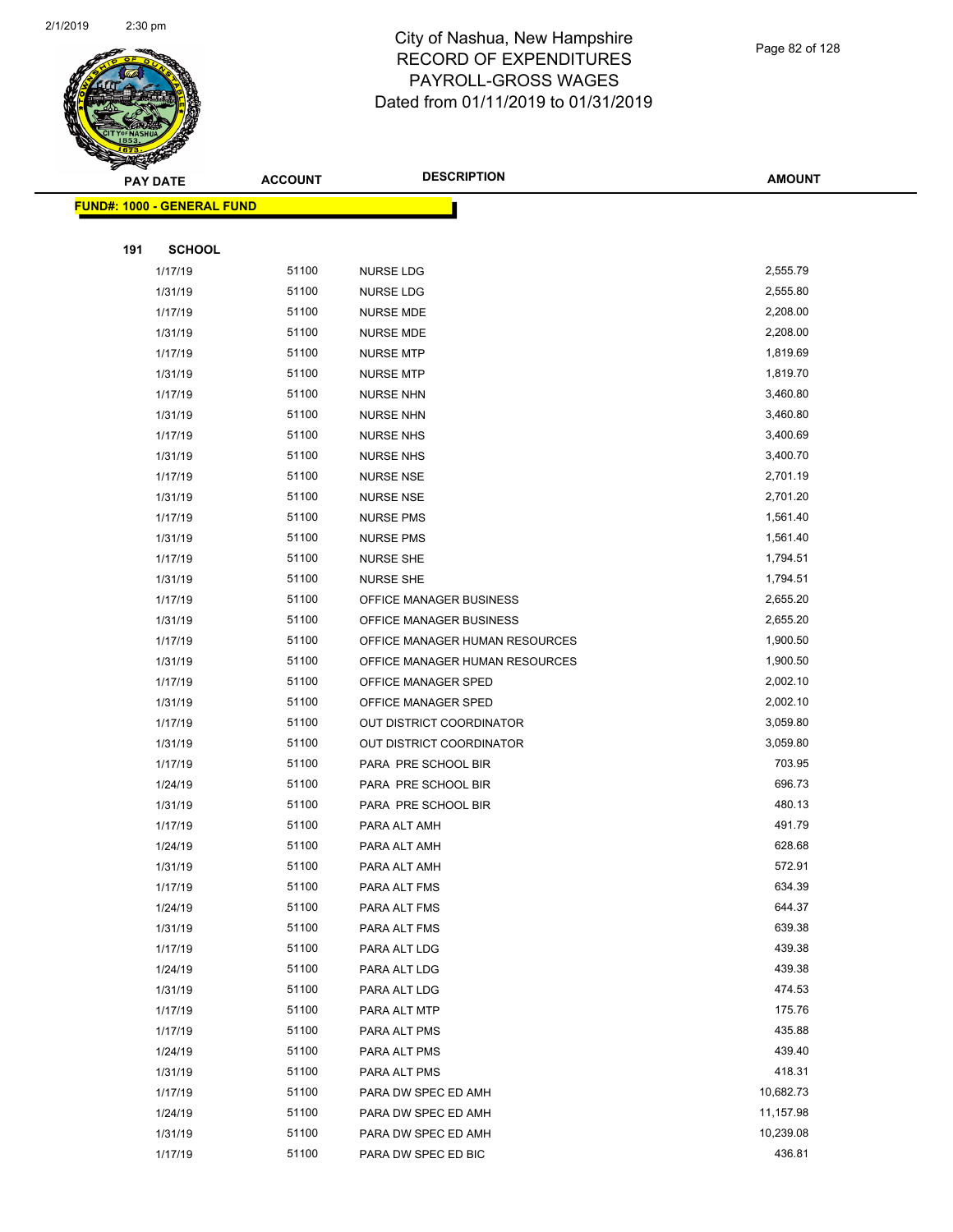# City of Nashua, New Hampshire
## RECORD OF EXPENDITURES
## PAYROLL-GROSS WAGES
## Dated from 01/11/2019 to 01/31/2019

**FUND#: 1000 - GENERAL FUND**

**191 SCHOOL**

| PAY DATE | ACCOUNT | DESCRIPTION | AMOUNT |
|---|---|---|---|
| 1/17/19 | 51100 | NURSE LDG | 2,555.79 |
| 1/31/19 | 51100 | NURSE LDG | 2,555.80 |
| 1/17/19 | 51100 | NURSE MDE | 2,208.00 |
| 1/31/19 | 51100 | NURSE MDE | 2,208.00 |
| 1/17/19 | 51100 | NURSE MTP | 1,819.69 |
| 1/31/19 | 51100 | NURSE MTP | 1,819.70 |
| 1/17/19 | 51100 | NURSE NHN | 3,460.80 |
| 1/31/19 | 51100 | NURSE NHN | 3,460.80 |
| 1/17/19 | 51100 | NURSE NHS | 3,400.69 |
| 1/31/19 | 51100 | NURSE NHS | 3,400.70 |
| 1/17/19 | 51100 | NURSE NSE | 2,701.19 |
| 1/31/19 | 51100 | NURSE NSE | 2,701.20 |
| 1/17/19 | 51100 | NURSE PMS | 1,561.40 |
| 1/31/19 | 51100 | NURSE PMS | 1,561.40 |
| 1/17/19 | 51100 | NURSE SHE | 1,794.51 |
| 1/31/19 | 51100 | NURSE SHE | 1,794.51 |
| 1/17/19 | 51100 | OFFICE MANAGER BUSINESS | 2,655.20 |
| 1/31/19 | 51100 | OFFICE MANAGER BUSINESS | 2,655.20 |
| 1/17/19 | 51100 | OFFICE MANAGER HUMAN RESOURCES | 1,900.50 |
| 1/31/19 | 51100 | OFFICE MANAGER HUMAN RESOURCES | 1,900.50 |
| 1/17/19 | 51100 | OFFICE MANAGER SPED | 2,002.10 |
| 1/31/19 | 51100 | OFFICE MANAGER SPED | 2,002.10 |
| 1/17/19 | 51100 | OUT DISTRICT COORDINATOR | 3,059.80 |
| 1/31/19 | 51100 | OUT DISTRICT COORDINATOR | 3,059.80 |
| 1/17/19 | 51100 | PARA PRE SCHOOL BIR | 703.95 |
| 1/24/19 | 51100 | PARA PRE SCHOOL BIR | 696.73 |
| 1/31/19 | 51100 | PARA PRE SCHOOL BIR | 480.13 |
| 1/17/19 | 51100 | PARA ALT AMH | 491.79 |
| 1/24/19 | 51100 | PARA ALT AMH | 628.68 |
| 1/31/19 | 51100 | PARA ALT AMH | 572.91 |
| 1/17/19 | 51100 | PARA ALT FMS | 634.39 |
| 1/24/19 | 51100 | PARA ALT FMS | 644.37 |
| 1/31/19 | 51100 | PARA ALT FMS | 639.38 |
| 1/17/19 | 51100 | PARA ALT LDG | 439.38 |
| 1/24/19 | 51100 | PARA ALT LDG | 439.38 |
| 1/31/19 | 51100 | PARA ALT LDG | 474.53 |
| 1/17/19 | 51100 | PARA ALT MTP | 175.76 |
| 1/17/19 | 51100 | PARA ALT PMS | 435.88 |
| 1/24/19 | 51100 | PARA ALT PMS | 439.40 |
| 1/31/19 | 51100 | PARA ALT PMS | 418.31 |
| 1/17/19 | 51100 | PARA DW SPEC ED AMH | 10,682.73 |
| 1/24/19 | 51100 | PARA DW SPEC ED AMH | 11,157.98 |
| 1/31/19 | 51100 | PARA DW SPEC ED AMH | 10,239.08 |
| 1/17/19 | 51100 | PARA DW SPEC ED BIC | 436.81 |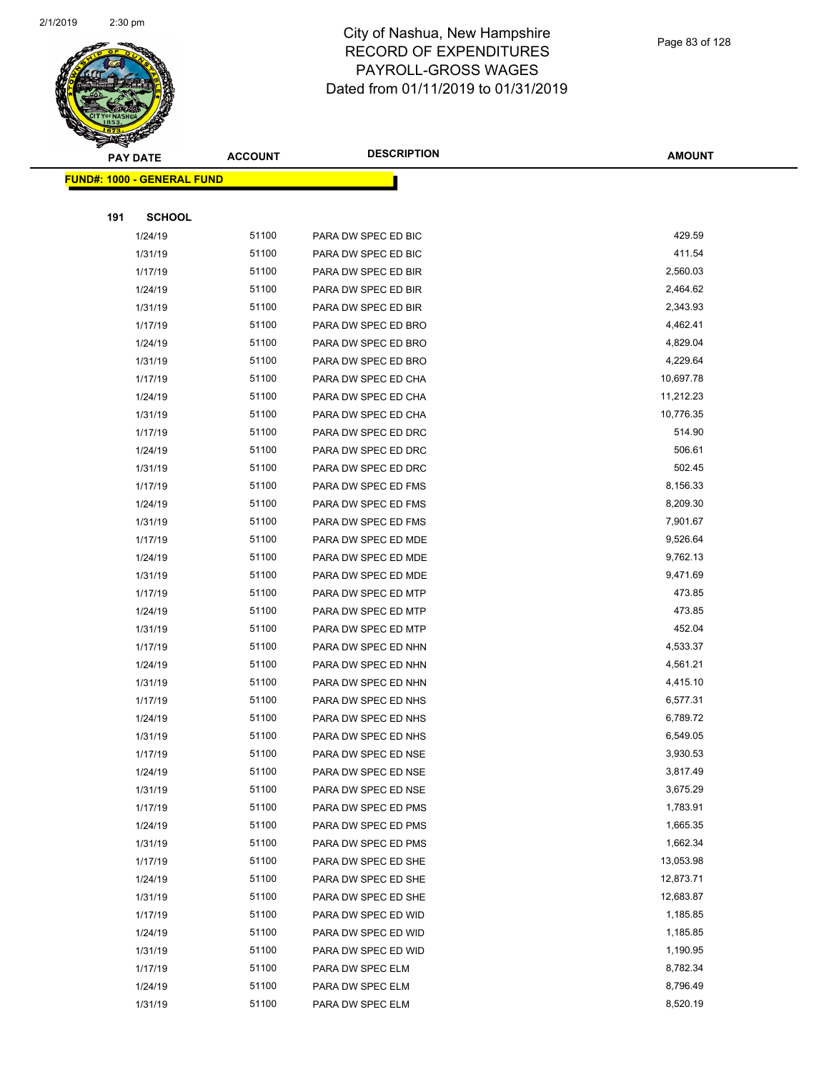# City of Nashua, New Hampshire
# RECORD OF EXPENDITURES
# PAYROLL-GROSS WAGES
# Dated from 01/11/2019 to 01/31/2019

**FUND#: 1000 - GENERAL FUND**

**191 SCHOOL**

| PAY DATE | ACCOUNT | DESCRIPTION | AMOUNT |
|---|---|---|---|
| 1/24/19 | 51100 | PARA DW SPEC ED BIC | 429.59 |
| 1/31/19 | 51100 | PARA DW SPEC ED BIC | 411.54 |
| 1/17/19 | 51100 | PARA DW SPEC ED BIR | 2,560.03 |
| 1/24/19 | 51100 | PARA DW SPEC ED BIR | 2,464.62 |
| 1/31/19 | 51100 | PARA DW SPEC ED BIR | 2,343.93 |
| 1/17/19 | 51100 | PARA DW SPEC ED BRO | 4,462.41 |
| 1/24/19 | 51100 | PARA DW SPEC ED BRO | 4,829.04 |
| 1/31/19 | 51100 | PARA DW SPEC ED BRO | 4,229.64 |
| 1/17/19 | 51100 | PARA DW SPEC ED CHA | 10,697.78 |
| 1/24/19 | 51100 | PARA DW SPEC ED CHA | 11,212.23 |
| 1/31/19 | 51100 | PARA DW SPEC ED CHA | 10,776.35 |
| 1/17/19 | 51100 | PARA DW SPEC ED DRC | 514.90 |
| 1/24/19 | 51100 | PARA DW SPEC ED DRC | 506.61 |
| 1/31/19 | 51100 | PARA DW SPEC ED DRC | 502.45 |
| 1/17/19 | 51100 | PARA DW SPEC ED FMS | 8,156.33 |
| 1/24/19 | 51100 | PARA DW SPEC ED FMS | 8,209.30 |
| 1/31/19 | 51100 | PARA DW SPEC ED FMS | 7,901.67 |
| 1/17/19 | 51100 | PARA DW SPEC ED MDE | 9,526.64 |
| 1/24/19 | 51100 | PARA DW SPEC ED MDE | 9,762.13 |
| 1/31/19 | 51100 | PARA DW SPEC ED MDE | 9,471.69 |
| 1/17/19 | 51100 | PARA DW SPEC ED MTP | 473.85 |
| 1/24/19 | 51100 | PARA DW SPEC ED MTP | 473.85 |
| 1/31/19 | 51100 | PARA DW SPEC ED MTP | 452.04 |
| 1/17/19 | 51100 | PARA DW SPEC ED NHN | 4,533.37 |
| 1/24/19 | 51100 | PARA DW SPEC ED NHN | 4,561.21 |
| 1/31/19 | 51100 | PARA DW SPEC ED NHN | 4,415.10 |
| 1/17/19 | 51100 | PARA DW SPEC ED NHS | 6,577.31 |
| 1/24/19 | 51100 | PARA DW SPEC ED NHS | 6,789.72 |
| 1/31/19 | 51100 | PARA DW SPEC ED NHS | 6,549.05 |
| 1/17/19 | 51100 | PARA DW SPEC ED NSE | 3,930.53 |
| 1/24/19 | 51100 | PARA DW SPEC ED NSE | 3,817.49 |
| 1/31/19 | 51100 | PARA DW SPEC ED NSE | 3,675.29 |
| 1/17/19 | 51100 | PARA DW SPEC ED PMS | 1,783.91 |
| 1/24/19 | 51100 | PARA DW SPEC ED PMS | 1,665.35 |
| 1/31/19 | 51100 | PARA DW SPEC ED PMS | 1,662.34 |
| 1/17/19 | 51100 | PARA DW SPEC ED SHE | 13,053.98 |
| 1/24/19 | 51100 | PARA DW SPEC ED SHE | 12,873.71 |
| 1/31/19 | 51100 | PARA DW SPEC ED SHE | 12,683.87 |
| 1/17/19 | 51100 | PARA DW SPEC ED WID | 1,185.85 |
| 1/24/19 | 51100 | PARA DW SPEC ED WID | 1,185.85 |
| 1/31/19 | 51100 | PARA DW SPEC ED WID | 1,190.95 |
| 1/17/19 | 51100 | PARA DW SPEC ELM | 8,782.34 |
| 1/24/19 | 51100 | PARA DW SPEC ELM | 8,796.49 |
| 1/31/19 | 51100 | PARA DW SPEC ELM | 8,520.19 |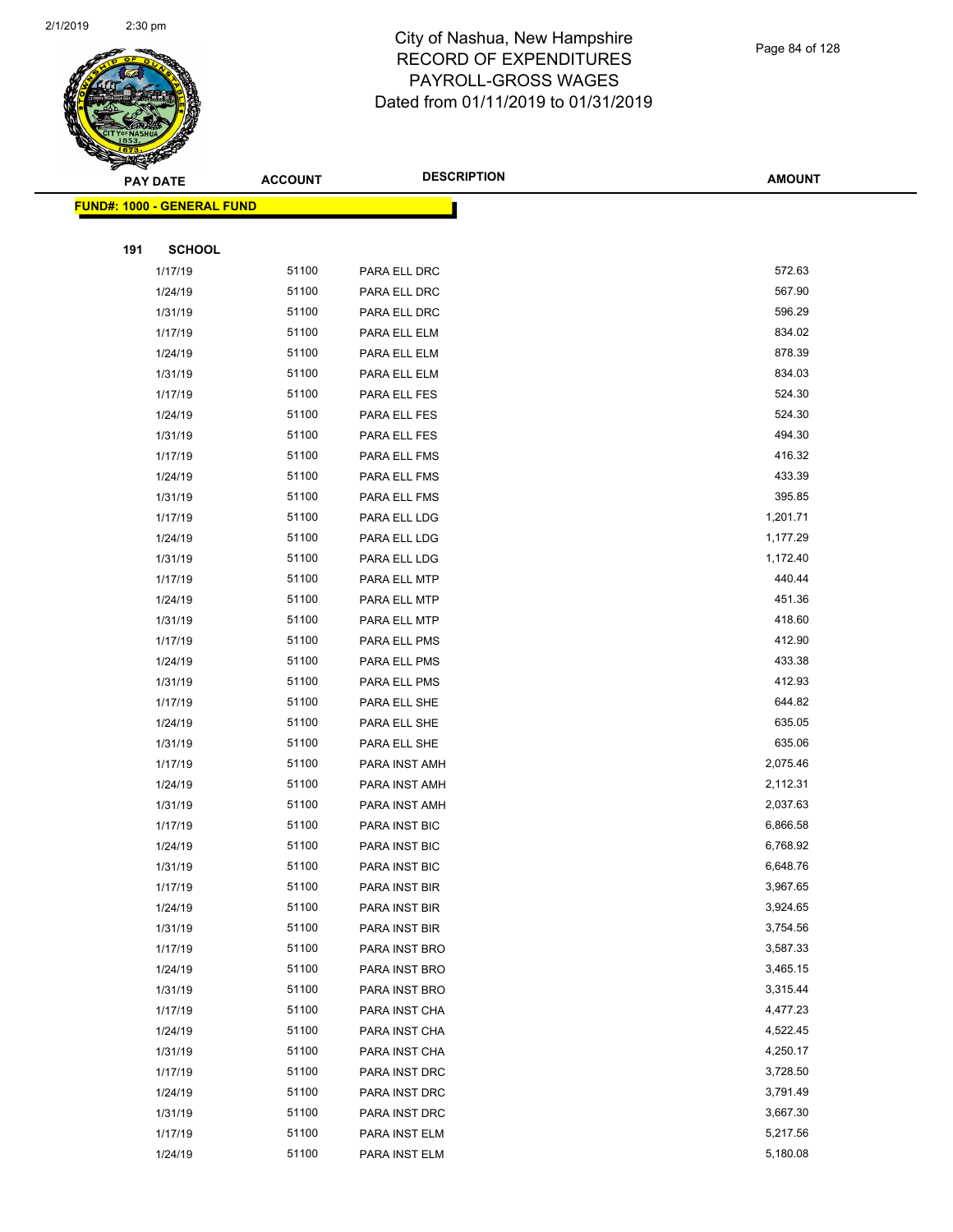# City of Nashua, New Hampshire
# RECORD OF EXPENDITURES
# PAYROLL-GROSS WAGES
# Dated from 01/11/2019 to 01/31/2019

| PAY DATE | ACCOUNT | DESCRIPTION | AMOUNT |
|---|---|---|---|

**FUND#: 1000 - GENERAL FUND**

**191 SCHOOL**

| PAY DATE | ACCOUNT | DESCRIPTION | AMOUNT |
|---|---|---|---|
| 1/17/19 | 51100 | PARA ELL DRC | 572.63 |
| 1/24/19 | 51100 | PARA ELL DRC | 567.90 |
| 1/31/19 | 51100 | PARA ELL DRC | 596.29 |
| 1/17/19 | 51100 | PARA ELL ELM | 834.02 |
| 1/24/19 | 51100 | PARA ELL ELM | 878.39 |
| 1/31/19 | 51100 | PARA ELL ELM | 834.03 |
| 1/17/19 | 51100 | PARA ELL FES | 524.30 |
| 1/24/19 | 51100 | PARA ELL FES | 524.30 |
| 1/31/19 | 51100 | PARA ELL FES | 494.30 |
| 1/17/19 | 51100 | PARA ELL FMS | 416.32 |
| 1/24/19 | 51100 | PARA ELL FMS | 433.39 |
| 1/31/19 | 51100 | PARA ELL FMS | 395.85 |
| 1/17/19 | 51100 | PARA ELL LDG | 1,201.71 |
| 1/24/19 | 51100 | PARA ELL LDG | 1,177.29 |
| 1/31/19 | 51100 | PARA ELL LDG | 1,172.40 |
| 1/17/19 | 51100 | PARA ELL MTP | 440.44 |
| 1/24/19 | 51100 | PARA ELL MTP | 451.36 |
| 1/31/19 | 51100 | PARA ELL MTP | 418.60 |
| 1/17/19 | 51100 | PARA ELL PMS | 412.90 |
| 1/24/19 | 51100 | PARA ELL PMS | 433.38 |
| 1/31/19 | 51100 | PARA ELL PMS | 412.93 |
| 1/17/19 | 51100 | PARA ELL SHE | 644.82 |
| 1/24/19 | 51100 | PARA ELL SHE | 635.05 |
| 1/31/19 | 51100 | PARA ELL SHE | 635.06 |
| 1/17/19 | 51100 | PARA INST AMH | 2,075.46 |
| 1/24/19 | 51100 | PARA INST AMH | 2,112.31 |
| 1/31/19 | 51100 | PARA INST AMH | 2,037.63 |
| 1/17/19 | 51100 | PARA INST BIC | 6,866.58 |
| 1/24/19 | 51100 | PARA INST BIC | 6,768.92 |
| 1/31/19 | 51100 | PARA INST BIC | 6,648.76 |
| 1/17/19 | 51100 | PARA INST BIR | 3,967.65 |
| 1/24/19 | 51100 | PARA INST BIR | 3,924.65 |
| 1/31/19 | 51100 | PARA INST BIR | 3,754.56 |
| 1/17/19 | 51100 | PARA INST BRO | 3,587.33 |
| 1/24/19 | 51100 | PARA INST BRO | 3,465.15 |
| 1/31/19 | 51100 | PARA INST BRO | 3,315.44 |
| 1/17/19 | 51100 | PARA INST CHA | 4,477.23 |
| 1/24/19 | 51100 | PARA INST CHA | 4,522.45 |
| 1/31/19 | 51100 | PARA INST CHA | 4,250.17 |
| 1/17/19 | 51100 | PARA INST DRC | 3,728.50 |
| 1/24/19 | 51100 | PARA INST DRC | 3,791.49 |
| 1/31/19 | 51100 | PARA INST DRC | 3,667.30 |
| 1/17/19 | 51100 | PARA INST ELM | 5,217.56 |
| 1/24/19 | 51100 | PARA INST ELM | 5,180.08 |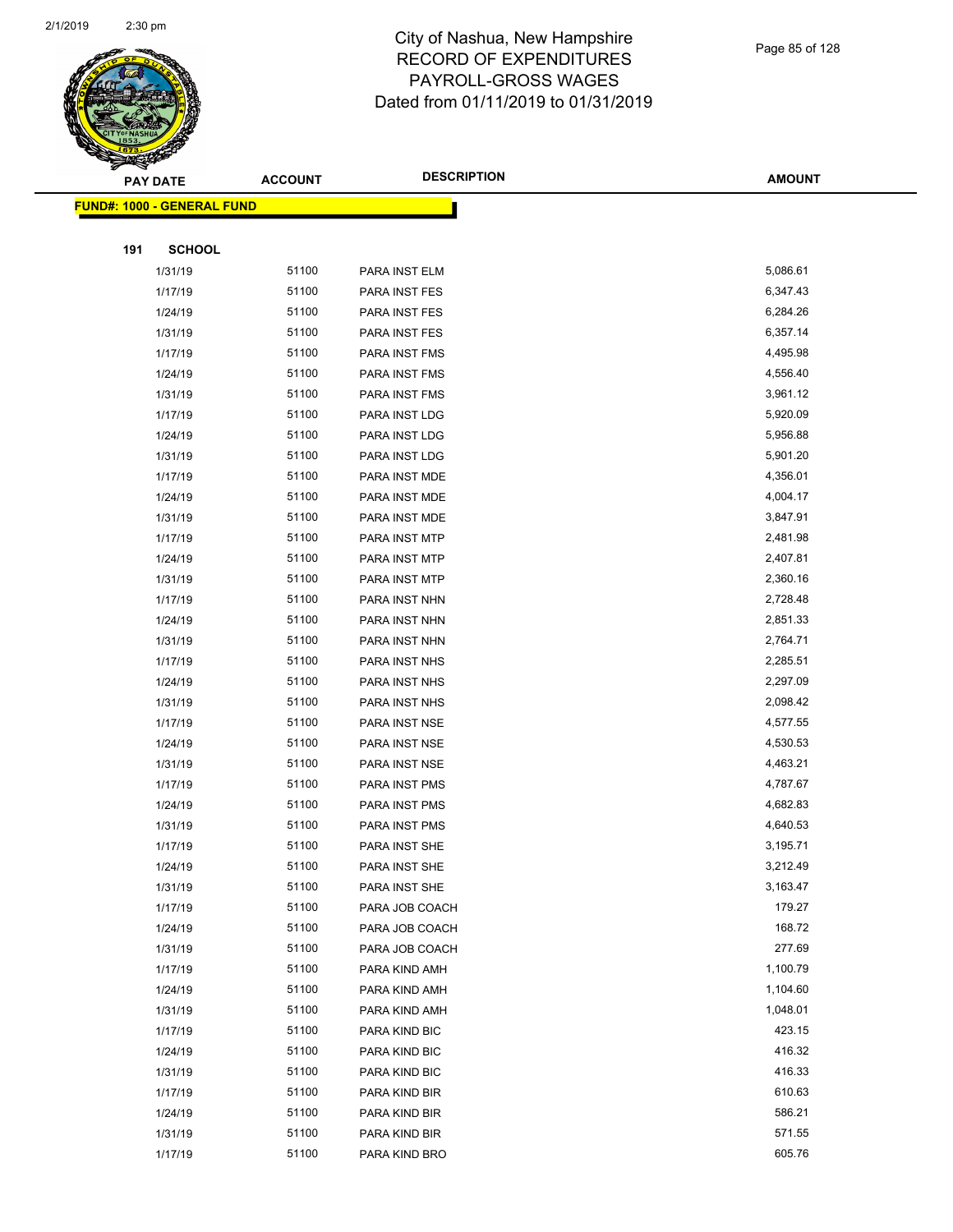# City of Nashua, New Hampshire
## RECORD OF EXPENDITURES
## PAYROLL-GROSS WAGES
## Dated from 01/11/2019 to 01/31/2019

| PAY DATE | ACCOUNT | DESCRIPTION | AMOUNT |
|---|---|---|---|
| **FUND#: 1000 - GENERAL FUND** | | | |
| **191 SCHOOL** | | | |
| 1/31/19 | 51100 | PARA INST ELM | 5,086.61 |
| 1/17/19 | 51100 | PARA INST FES | 6,347.43 |
| 1/24/19 | 51100 | PARA INST FES | 6,284.26 |
| 1/31/19 | 51100 | PARA INST FES | 6,357.14 |
| 1/17/19 | 51100 | PARA INST FMS | 4,495.98 |
| 1/24/19 | 51100 | PARA INST FMS | 4,556.40 |
| 1/31/19 | 51100 | PARA INST FMS | 3,961.12 |
| 1/17/19 | 51100 | PARA INST LDG | 5,920.09 |
| 1/24/19 | 51100 | PARA INST LDG | 5,956.88 |
| 1/31/19 | 51100 | PARA INST LDG | 5,901.20 |
| 1/17/19 | 51100 | PARA INST MDE | 4,356.01 |
| 1/24/19 | 51100 | PARA INST MDE | 4,004.17 |
| 1/31/19 | 51100 | PARA INST MDE | 3,847.91 |
| 1/17/19 | 51100 | PARA INST MTP | 2,481.98 |
| 1/24/19 | 51100 | PARA INST MTP | 2,407.81 |
| 1/31/19 | 51100 | PARA INST MTP | 2,360.16 |
| 1/17/19 | 51100 | PARA INST NHN | 2,728.48 |
| 1/24/19 | 51100 | PARA INST NHN | 2,851.33 |
| 1/31/19 | 51100 | PARA INST NHN | 2,764.71 |
| 1/17/19 | 51100 | PARA INST NHS | 2,285.51 |
| 1/24/19 | 51100 | PARA INST NHS | 2,297.09 |
| 1/31/19 | 51100 | PARA INST NHS | 2,098.42 |
| 1/17/19 | 51100 | PARA INST NSE | 4,577.55 |
| 1/24/19 | 51100 | PARA INST NSE | 4,530.53 |
| 1/31/19 | 51100 | PARA INST NSE | 4,463.21 |
| 1/17/19 | 51100 | PARA INST PMS | 4,787.67 |
| 1/24/19 | 51100 | PARA INST PMS | 4,682.83 |
| 1/31/19 | 51100 | PARA INST PMS | 4,640.53 |
| 1/17/19 | 51100 | PARA INST SHE | 3,195.71 |
| 1/24/19 | 51100 | PARA INST SHE | 3,212.49 |
| 1/31/19 | 51100 | PARA INST SHE | 3,163.47 |
| 1/17/19 | 51100 | PARA JOB COACH | 179.27 |
| 1/24/19 | 51100 | PARA JOB COACH | 168.72 |
| 1/31/19 | 51100 | PARA JOB COACH | 277.69 |
| 1/17/19 | 51100 | PARA KIND AMH | 1,100.79 |
| 1/24/19 | 51100 | PARA KIND AMH | 1,104.60 |
| 1/31/19 | 51100 | PARA KIND AMH | 1,048.01 |
| 1/17/19 | 51100 | PARA KIND BIC | 423.15 |
| 1/24/19 | 51100 | PARA KIND BIC | 416.32 |
| 1/31/19 | 51100 | PARA KIND BIC | 416.33 |
| 1/17/19 | 51100 | PARA KIND BIR | 610.63 |
| 1/24/19 | 51100 | PARA KIND BIR | 586.21 |
| 1/31/19 | 51100 | PARA KIND BIR | 571.55 |
| 1/17/19 | 51100 | PARA KIND BRO | 605.76 |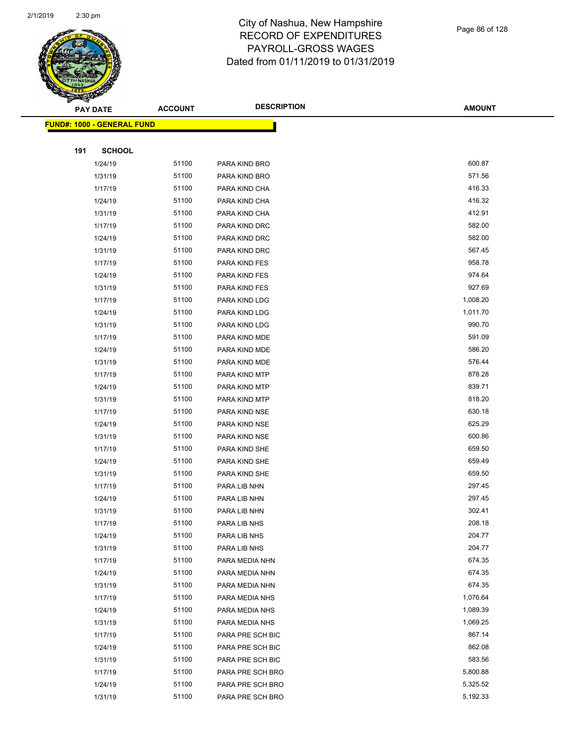# City of Nashua, New Hampshire
# RECORD OF EXPENDITURES
# PAYROLL-GROSS WAGES
# Dated from 01/11/2019 to 01/31/2019

| PAY DATE | ACCOUNT | DESCRIPTION | AMOUNT |
|---|---|---|---|
| **FUND#: 1000 - GENERAL FUND** | | | |
| **191 SCHOOL** | | | |
| 1/24/19 | 51100 | PARA KIND BRO | 600.87 |
| 1/31/19 | 51100 | PARA KIND BRO | 571.56 |
| 1/17/19 | 51100 | PARA KIND CHA | 416.33 |
| 1/24/19 | 51100 | PARA KIND CHA | 416.32 |
| 1/31/19 | 51100 | PARA KIND CHA | 412.91 |
| 1/17/19 | 51100 | PARA KIND DRC | 582.00 |
| 1/24/19 | 51100 | PARA KIND DRC | 582.00 |
| 1/31/19 | 51100 | PARA KIND DRC | 567.45 |
| 1/17/19 | 51100 | PARA KIND FES | 958.78 |
| 1/24/19 | 51100 | PARA KIND FES | 974.64 |
| 1/31/19 | 51100 | PARA KIND FES | 927.69 |
| 1/17/19 | 51100 | PARA KIND LDG | 1,008.20 |
| 1/24/19 | 51100 | PARA KIND LDG | 1,011.70 |
| 1/31/19 | 51100 | PARA KIND LDG | 990.70 |
| 1/17/19 | 51100 | PARA KIND MDE | 591.09 |
| 1/24/19 | 51100 | PARA KIND MDE | 586.20 |
| 1/31/19 | 51100 | PARA KIND MDE | 576.44 |
| 1/17/19 | 51100 | PARA KIND MTP | 878.28 |
| 1/24/19 | 51100 | PARA KIND MTP | 839.71 |
| 1/31/19 | 51100 | PARA KIND MTP | 818.20 |
| 1/17/19 | 51100 | PARA KIND NSE | 630.18 |
| 1/24/19 | 51100 | PARA KIND NSE | 625.29 |
| 1/31/19 | 51100 | PARA KIND NSE | 600.86 |
| 1/17/19 | 51100 | PARA KIND SHE | 659.50 |
| 1/24/19 | 51100 | PARA KIND SHE | 659.49 |
| 1/31/19 | 51100 | PARA KIND SHE | 659.50 |
| 1/17/19 | 51100 | PARA LIB NHN | 297.45 |
| 1/24/19 | 51100 | PARA LIB NHN | 297.45 |
| 1/31/19 | 51100 | PARA LIB NHN | 302.41 |
| 1/17/19 | 51100 | PARA LIB NHS | 208.18 |
| 1/24/19 | 51100 | PARA LIB NHS | 204.77 |
| 1/31/19 | 51100 | PARA LIB NHS | 204.77 |
| 1/17/19 | 51100 | PARA MEDIA NHN | 674.35 |
| 1/24/19 | 51100 | PARA MEDIA NHN | 674.35 |
| 1/31/19 | 51100 | PARA MEDIA NHN | 674.35 |
| 1/17/19 | 51100 | PARA MEDIA NHS | 1,076.64 |
| 1/24/19 | 51100 | PARA MEDIA NHS | 1,089.39 |
| 1/31/19 | 51100 | PARA MEDIA NHS | 1,069.25 |
| 1/17/19 | 51100 | PARA PRE SCH BIC | 867.14 |
| 1/24/19 | 51100 | PARA PRE SCH BIC | 862.08 |
| 1/31/19 | 51100 | PARA PRE SCH BIC | 583.56 |
| 1/17/19 | 51100 | PARA PRE SCH BRO | 5,800.88 |
| 1/24/19 | 51100 | PARA PRE SCH BRO | 5,325.52 |
| 1/31/19 | 51100 | PARA PRE SCH BRO | 5,192.33 |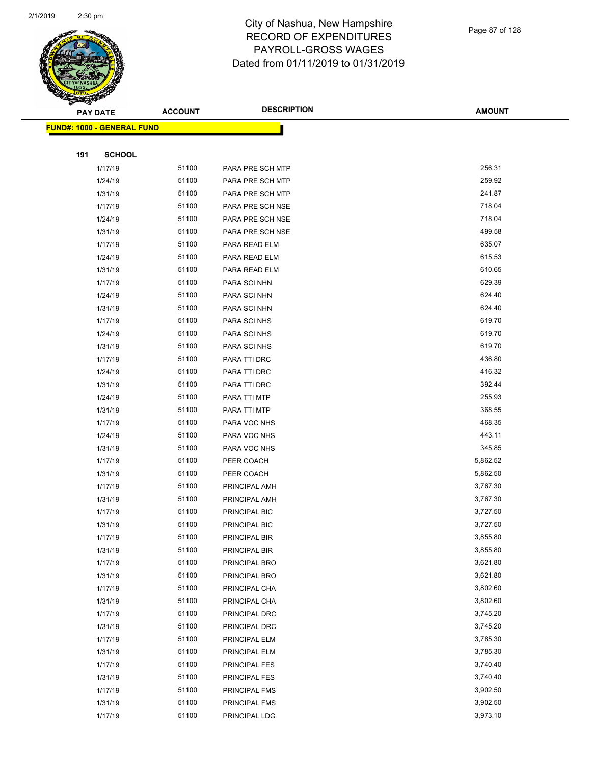# City of Nashua, New Hampshire
## RECORD OF EXPENDITURES
## PAYROLL-GROSS WAGES
## Dated from 01/11/2019 to 01/31/2019

| PAY DATE | ACCOUNT | DESCRIPTION | AMOUNT |
|---|---|---|---|
| **FUND#: 1000 - GENERAL FUND** | | | |
| **191 SCHOOL** | | | |
| 1/17/19 | 51100 | PARA PRE SCH MTP | 256.31 |
| 1/24/19 | 51100 | PARA PRE SCH MTP | 259.92 |
| 1/31/19 | 51100 | PARA PRE SCH MTP | 241.87 |
| 1/17/19 | 51100 | PARA PRE SCH NSE | 718.04 |
| 1/24/19 | 51100 | PARA PRE SCH NSE | 718.04 |
| 1/31/19 | 51100 | PARA PRE SCH NSE | 499.58 |
| 1/17/19 | 51100 | PARA READ ELM | 635.07 |
| 1/24/19 | 51100 | PARA READ ELM | 615.53 |
| 1/31/19 | 51100 | PARA READ ELM | 610.65 |
| 1/17/19 | 51100 | PARA SCI NHN | 629.39 |
| 1/24/19 | 51100 | PARA SCI NHN | 624.40 |
| 1/31/19 | 51100 | PARA SCI NHN | 624.40 |
| 1/17/19 | 51100 | PARA SCI NHS | 619.70 |
| 1/24/19 | 51100 | PARA SCI NHS | 619.70 |
| 1/31/19 | 51100 | PARA SCI NHS | 619.70 |
| 1/17/19 | 51100 | PARA TTI DRC | 436.80 |
| 1/24/19 | 51100 | PARA TTI DRC | 416.32 |
| 1/31/19 | 51100 | PARA TTI DRC | 392.44 |
| 1/24/19 | 51100 | PARA TTI MTP | 255.93 |
| 1/31/19 | 51100 | PARA TTI MTP | 368.55 |
| 1/17/19 | 51100 | PARA VOC NHS | 468.35 |
| 1/24/19 | 51100 | PARA VOC NHS | 443.11 |
| 1/31/19 | 51100 | PARA VOC NHS | 345.85 |
| 1/17/19 | 51100 | PEER COACH | 5,862.52 |
| 1/31/19 | 51100 | PEER COACH | 5,862.50 |
| 1/17/19 | 51100 | PRINCIPAL AMH | 3,767.30 |
| 1/31/19 | 51100 | PRINCIPAL AMH | 3,767.30 |
| 1/17/19 | 51100 | PRINCIPAL BIC | 3,727.50 |
| 1/31/19 | 51100 | PRINCIPAL BIC | 3,727.50 |
| 1/17/19 | 51100 | PRINCIPAL BIR | 3,855.80 |
| 1/31/19 | 51100 | PRINCIPAL BIR | 3,855.80 |
| 1/17/19 | 51100 | PRINCIPAL BRO | 3,621.80 |
| 1/31/19 | 51100 | PRINCIPAL BRO | 3,621.80 |
| 1/17/19 | 51100 | PRINCIPAL CHA | 3,802.60 |
| 1/31/19 | 51100 | PRINCIPAL CHA | 3,802.60 |
| 1/17/19 | 51100 | PRINCIPAL DRC | 3,745.20 |
| 1/31/19 | 51100 | PRINCIPAL DRC | 3,745.20 |
| 1/17/19 | 51100 | PRINCIPAL ELM | 3,785.30 |
| 1/31/19 | 51100 | PRINCIPAL ELM | 3,785.30 |
| 1/17/19 | 51100 | PRINCIPAL FES | 3,740.40 |
| 1/31/19 | 51100 | PRINCIPAL FES | 3,740.40 |
| 1/17/19 | 51100 | PRINCIPAL FMS | 3,902.50 |
| 1/31/19 | 51100 | PRINCIPAL FMS | 3,902.50 |
| 1/17/19 | 51100 | PRINCIPAL LDG | 3,973.10 |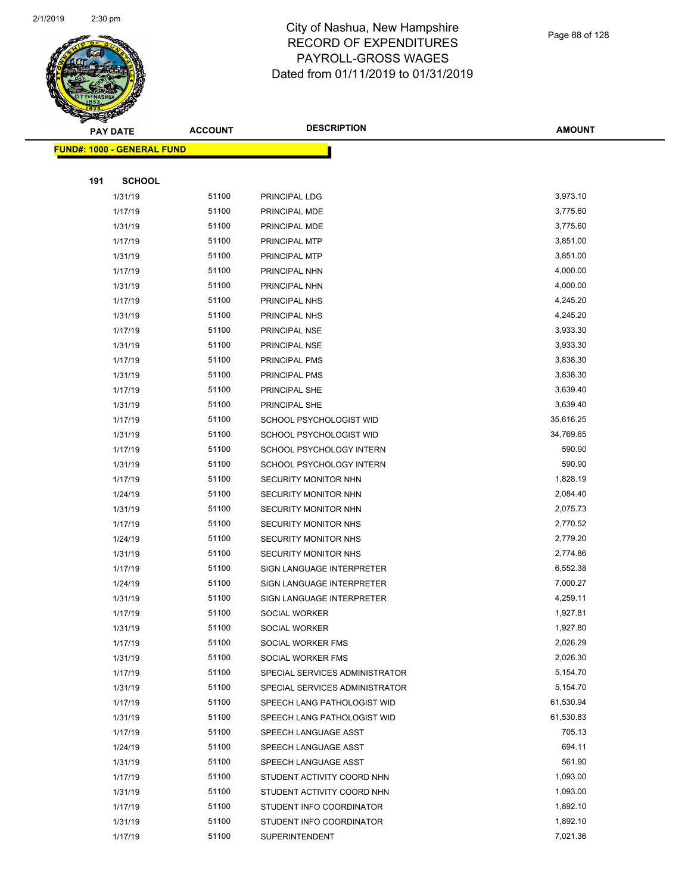City of Nashua, New Hampshire
RECORD OF EXPENDITURES
PAYROLL-GROSS WAGES
Dated from 01/11/2019 to 01/31/2019

| PAY DATE | ACCOUNT | DESCRIPTION | AMOUNT |
|---|---|---|---|

**FUND#: 1000 - GENERAL FUND**

**191 SCHOOL**

| PAY DATE | ACCOUNT | DESCRIPTION | AMOUNT |
|---|---|---|---|
| 1/31/19 | 51100 | PRINCIPAL LDG | 3,973.10 |
| 1/17/19 | 51100 | PRINCIPAL MDE | 3,775.60 |
| 1/31/19 | 51100 | PRINCIPAL MDE | 3,775.60 |
| 1/17/19 | 51100 | PRINCIPAL MTP | 3,851.00 |
| 1/31/19 | 51100 | PRINCIPAL MTP | 3,851.00 |
| 1/17/19 | 51100 | PRINCIPAL NHN | 4,000.00 |
| 1/31/19 | 51100 | PRINCIPAL NHN | 4,000.00 |
| 1/17/19 | 51100 | PRINCIPAL NHS | 4,245.20 |
| 1/31/19 | 51100 | PRINCIPAL NHS | 4,245.20 |
| 1/17/19 | 51100 | PRINCIPAL NSE | 3,933.30 |
| 1/31/19 | 51100 | PRINCIPAL NSE | 3,933.30 |
| 1/17/19 | 51100 | PRINCIPAL PMS | 3,838.30 |
| 1/31/19 | 51100 | PRINCIPAL PMS | 3,838.30 |
| 1/17/19 | 51100 | PRINCIPAL SHE | 3,639.40 |
| 1/31/19 | 51100 | PRINCIPAL SHE | 3,639.40 |
| 1/17/19 | 51100 | SCHOOL PSYCHOLOGIST WID | 35,616.25 |
| 1/31/19 | 51100 | SCHOOL PSYCHOLOGIST WID | 34,769.65 |
| 1/17/19 | 51100 | SCHOOL PSYCHOLOGY INTERN | 590.90 |
| 1/31/19 | 51100 | SCHOOL PSYCHOLOGY INTERN | 590.90 |
| 1/17/19 | 51100 | SECURITY MONITOR NHN | 1,828.19 |
| 1/24/19 | 51100 | SECURITY MONITOR NHN | 2,084.40 |
| 1/31/19 | 51100 | SECURITY MONITOR NHN | 2,075.73 |
| 1/17/19 | 51100 | SECURITY MONITOR NHS | 2,770.52 |
| 1/24/19 | 51100 | SECURITY MONITOR NHS | 2,779.20 |
| 1/31/19 | 51100 | SECURITY MONITOR NHS | 2,774.86 |
| 1/17/19 | 51100 | SIGN LANGUAGE INTERPRETER | 6,552.38 |
| 1/24/19 | 51100 | SIGN LANGUAGE INTERPRETER | 7,000.27 |
| 1/31/19 | 51100 | SIGN LANGUAGE INTERPRETER | 4,259.11 |
| 1/17/19 | 51100 | SOCIAL WORKER | 1,927.81 |
| 1/31/19 | 51100 | SOCIAL WORKER | 1,927.80 |
| 1/17/19 | 51100 | SOCIAL WORKER FMS | 2,026.29 |
| 1/31/19 | 51100 | SOCIAL WORKER FMS | 2,026.30 |
| 1/17/19 | 51100 | SPECIAL SERVICES ADMINISTRATOR | 5,154.70 |
| 1/31/19 | 51100 | SPECIAL SERVICES ADMINISTRATOR | 5,154.70 |
| 1/17/19 | 51100 | SPEECH LANG PATHOLOGIST WID | 61,530.94 |
| 1/31/19 | 51100 | SPEECH LANG PATHOLOGIST WID | 61,530.83 |
| 1/17/19 | 51100 | SPEECH LANGUAGE ASST | 705.13 |
| 1/24/19 | 51100 | SPEECH LANGUAGE ASST | 694.11 |
| 1/31/19 | 51100 | SPEECH LANGUAGE ASST | 561.90 |
| 1/17/19 | 51100 | STUDENT ACTIVITY COORD NHN | 1,093.00 |
| 1/31/19 | 51100 | STUDENT ACTIVITY COORD NHN | 1,093.00 |
| 1/17/19 | 51100 | STUDENT INFO COORDINATOR | 1,892.10 |
| 1/31/19 | 51100 | STUDENT INFO COORDINATOR | 1,892.10 |
| 1/17/19 | 51100 | SUPERINTENDENT | 7,021.36 |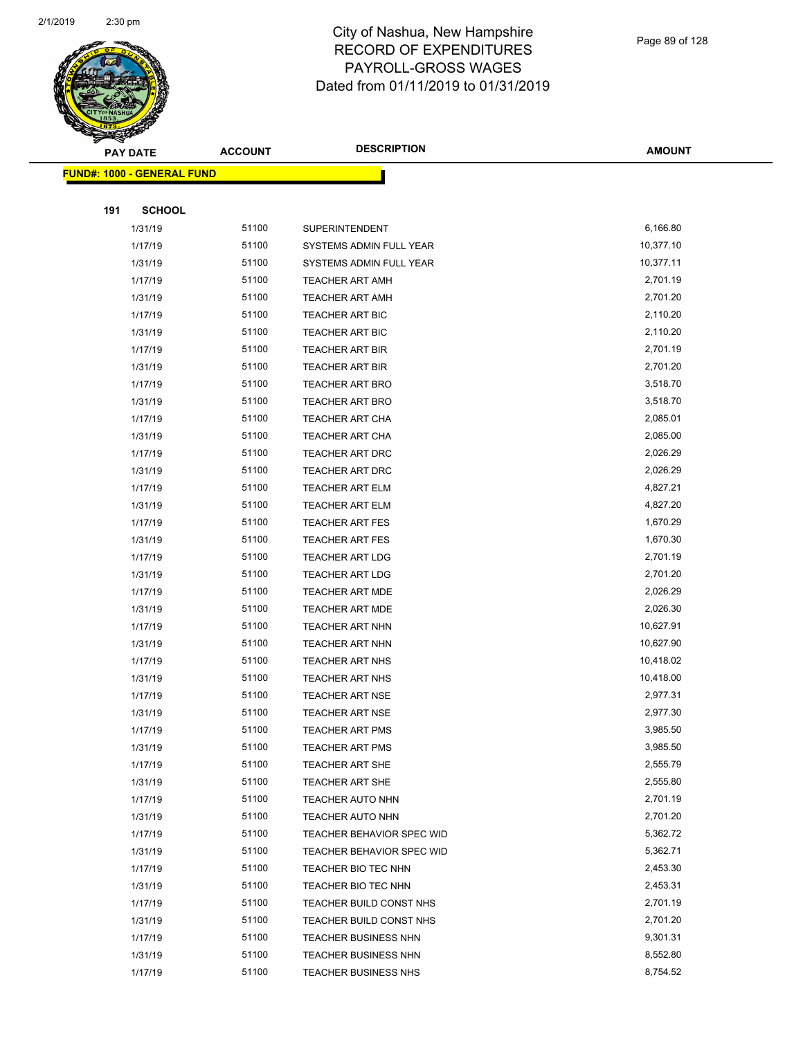# City of Nashua, New Hampshire
## RECORD OF EXPENDITURES
## PAYROLL-GROSS WAGES
## Dated from 01/11/2019 to 01/31/2019

| PAY DATE | ACCOUNT | DESCRIPTION | AMOUNT |
|---|---|---|---|
| **FUND#: 1000 - GENERAL FUND** | | | |
| **191 SCHOOL** | | | |
| 1/31/19 | 51100 | SUPERINTENDENT | 6,166.80 |
| 1/17/19 | 51100 | SYSTEMS ADMIN FULL YEAR | 10,377.10 |
| 1/31/19 | 51100 | SYSTEMS ADMIN FULL YEAR | 10,377.11 |
| 1/17/19 | 51100 | TEACHER ART AMH | 2,701.19 |
| 1/31/19 | 51100 | TEACHER ART AMH | 2,701.20 |
| 1/17/19 | 51100 | TEACHER ART BIC | 2,110.20 |
| 1/31/19 | 51100 | TEACHER ART BIC | 2,110.20 |
| 1/17/19 | 51100 | TEACHER ART BIR | 2,701.19 |
| 1/31/19 | 51100 | TEACHER ART BIR | 2,701.20 |
| 1/17/19 | 51100 | TEACHER ART BRO | 3,518.70 |
| 1/31/19 | 51100 | TEACHER ART BRO | 3,518.70 |
| 1/17/19 | 51100 | TEACHER ART CHA | 2,085.01 |
| 1/31/19 | 51100 | TEACHER ART CHA | 2,085.00 |
| 1/17/19 | 51100 | TEACHER ART DRC | 2,026.29 |
| 1/31/19 | 51100 | TEACHER ART DRC | 2,026.29 |
| 1/17/19 | 51100 | TEACHER ART ELM | 4,827.21 |
| 1/31/19 | 51100 | TEACHER ART ELM | 4,827.20 |
| 1/17/19 | 51100 | TEACHER ART FES | 1,670.29 |
| 1/31/19 | 51100 | TEACHER ART FES | 1,670.30 |
| 1/17/19 | 51100 | TEACHER ART LDG | 2,701.19 |
| 1/31/19 | 51100 | TEACHER ART LDG | 2,701.20 |
| 1/17/19 | 51100 | TEACHER ART MDE | 2,026.29 |
| 1/31/19 | 51100 | TEACHER ART MDE | 2,026.30 |
| 1/17/19 | 51100 | TEACHER ART NHN | 10,627.91 |
| 1/31/19 | 51100 | TEACHER ART NHN | 10,627.90 |
| 1/17/19 | 51100 | TEACHER ART NHS | 10,418.02 |
| 1/31/19 | 51100 | TEACHER ART NHS | 10,418.00 |
| 1/17/19 | 51100 | TEACHER ART NSE | 2,977.31 |
| 1/31/19 | 51100 | TEACHER ART NSE | 2,977.30 |
| 1/17/19 | 51100 | TEACHER ART PMS | 3,985.50 |
| 1/31/19 | 51100 | TEACHER ART PMS | 3,985.50 |
| 1/17/19 | 51100 | TEACHER ART SHE | 2,555.79 |
| 1/31/19 | 51100 | TEACHER ART SHE | 2,555.80 |
| 1/17/19 | 51100 | TEACHER AUTO NHN | 2,701.19 |
| 1/31/19 | 51100 | TEACHER AUTO NHN | 2,701.20 |
| 1/17/19 | 51100 | TEACHER BEHAVIOR SPEC WID | 5,362.72 |
| 1/31/19 | 51100 | TEACHER BEHAVIOR SPEC WID | 5,362.71 |
| 1/17/19 | 51100 | TEACHER BIO TEC NHN | 2,453.30 |
| 1/31/19 | 51100 | TEACHER BIO TEC NHN | 2,453.31 |
| 1/17/19 | 51100 | TEACHER BUILD CONST NHS | 2,701.19 |
| 1/31/19 | 51100 | TEACHER BUILD CONST NHS | 2,701.20 |
| 1/17/19 | 51100 | TEACHER BUSINESS NHN | 9,301.31 |
| 1/31/19 | 51100 | TEACHER BUSINESS NHN | 8,552.80 |
| 1/17/19 | 51100 | TEACHER BUSINESS NHS | 8,754.52 |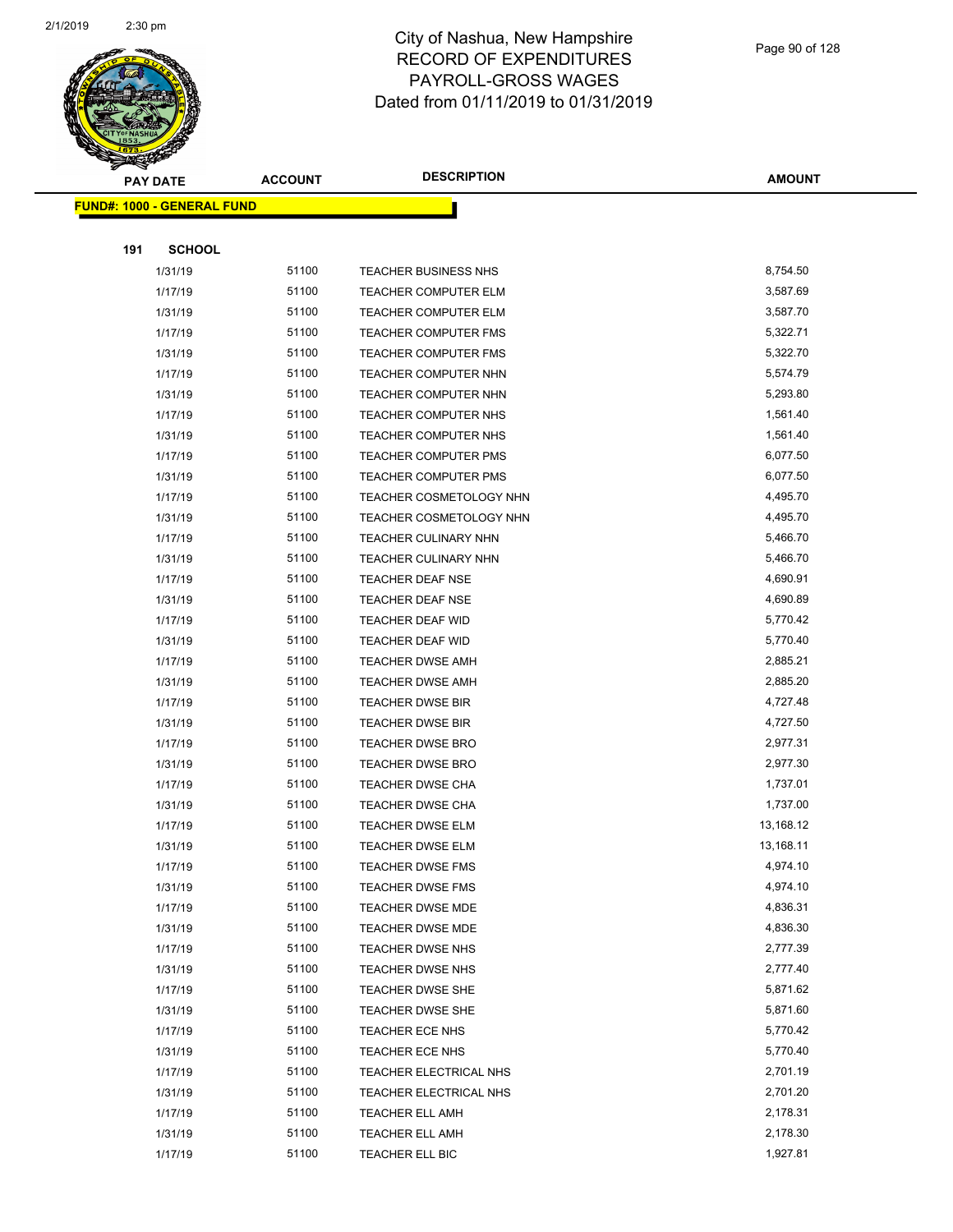# City of Nashua, New Hampshire
## RECORD OF EXPENDITURES
## PAYROLL-GROSS WAGES
## Dated from 01/11/2019 to 01/31/2019

| PAY DATE | ACCOUNT | DESCRIPTION | AMOUNT |
|---|---|---|---|
| **FUND#: 1000 - GENERAL FUND** | | | |
| **191 SCHOOL** | | | |
| 1/31/19 | 51100 | TEACHER BUSINESS NHS | 8,754.50 |
| 1/17/19 | 51100 | TEACHER COMPUTER ELM | 3,587.69 |
| 1/31/19 | 51100 | TEACHER COMPUTER ELM | 3,587.70 |
| 1/17/19 | 51100 | TEACHER COMPUTER FMS | 5,322.71 |
| 1/31/19 | 51100 | TEACHER COMPUTER FMS | 5,322.70 |
| 1/17/19 | 51100 | TEACHER COMPUTER NHN | 5,574.79 |
| 1/31/19 | 51100 | TEACHER COMPUTER NHN | 5,293.80 |
| 1/17/19 | 51100 | TEACHER COMPUTER NHS | 1,561.40 |
| 1/31/19 | 51100 | TEACHER COMPUTER NHS | 1,561.40 |
| 1/17/19 | 51100 | TEACHER COMPUTER PMS | 6,077.50 |
| 1/31/19 | 51100 | TEACHER COMPUTER PMS | 6,077.50 |
| 1/17/19 | 51100 | TEACHER COSMETOLOGY NHN | 4,495.70 |
| 1/31/19 | 51100 | TEACHER COSMETOLOGY NHN | 4,495.70 |
| 1/17/19 | 51100 | TEACHER CULINARY NHN | 5,466.70 |
| 1/31/19 | 51100 | TEACHER CULINARY NHN | 5,466.70 |
| 1/17/19 | 51100 | TEACHER DEAF NSE | 4,690.91 |
| 1/31/19 | 51100 | TEACHER DEAF NSE | 4,690.89 |
| 1/17/19 | 51100 | TEACHER DEAF WID | 5,770.42 |
| 1/31/19 | 51100 | TEACHER DEAF WID | 5,770.40 |
| 1/17/19 | 51100 | TEACHER DWSE AMH | 2,885.21 |
| 1/31/19 | 51100 | TEACHER DWSE AMH | 2,885.20 |
| 1/17/19 | 51100 | TEACHER DWSE BIR | 4,727.48 |
| 1/31/19 | 51100 | TEACHER DWSE BIR | 4,727.50 |
| 1/17/19 | 51100 | TEACHER DWSE BRO | 2,977.31 |
| 1/31/19 | 51100 | TEACHER DWSE BRO | 2,977.30 |
| 1/17/19 | 51100 | TEACHER DWSE CHA | 1,737.01 |
| 1/31/19 | 51100 | TEACHER DWSE CHA | 1,737.00 |
| 1/17/19 | 51100 | TEACHER DWSE ELM | 13,168.12 |
| 1/31/19 | 51100 | TEACHER DWSE ELM | 13,168.11 |
| 1/17/19 | 51100 | TEACHER DWSE FMS | 4,974.10 |
| 1/31/19 | 51100 | TEACHER DWSE FMS | 4,974.10 |
| 1/17/19 | 51100 | TEACHER DWSE MDE | 4,836.31 |
| 1/31/19 | 51100 | TEACHER DWSE MDE | 4,836.30 |
| 1/17/19 | 51100 | TEACHER DWSE NHS | 2,777.39 |
| 1/31/19 | 51100 | TEACHER DWSE NHS | 2,777.40 |
| 1/17/19 | 51100 | TEACHER DWSE SHE | 5,871.62 |
| 1/31/19 | 51100 | TEACHER DWSE SHE | 5,871.60 |
| 1/17/19 | 51100 | TEACHER ECE NHS | 5,770.42 |
| 1/31/19 | 51100 | TEACHER ECE NHS | 5,770.40 |
| 1/17/19 | 51100 | TEACHER ELECTRICAL NHS | 2,701.19 |
| 1/31/19 | 51100 | TEACHER ELECTRICAL NHS | 2,701.20 |
| 1/17/19 | 51100 | TEACHER ELL AMH | 2,178.31 |
| 1/31/19 | 51100 | TEACHER ELL AMH | 2,178.30 |
| 1/17/19 | 51100 | TEACHER ELL BIC | 1,927.81 |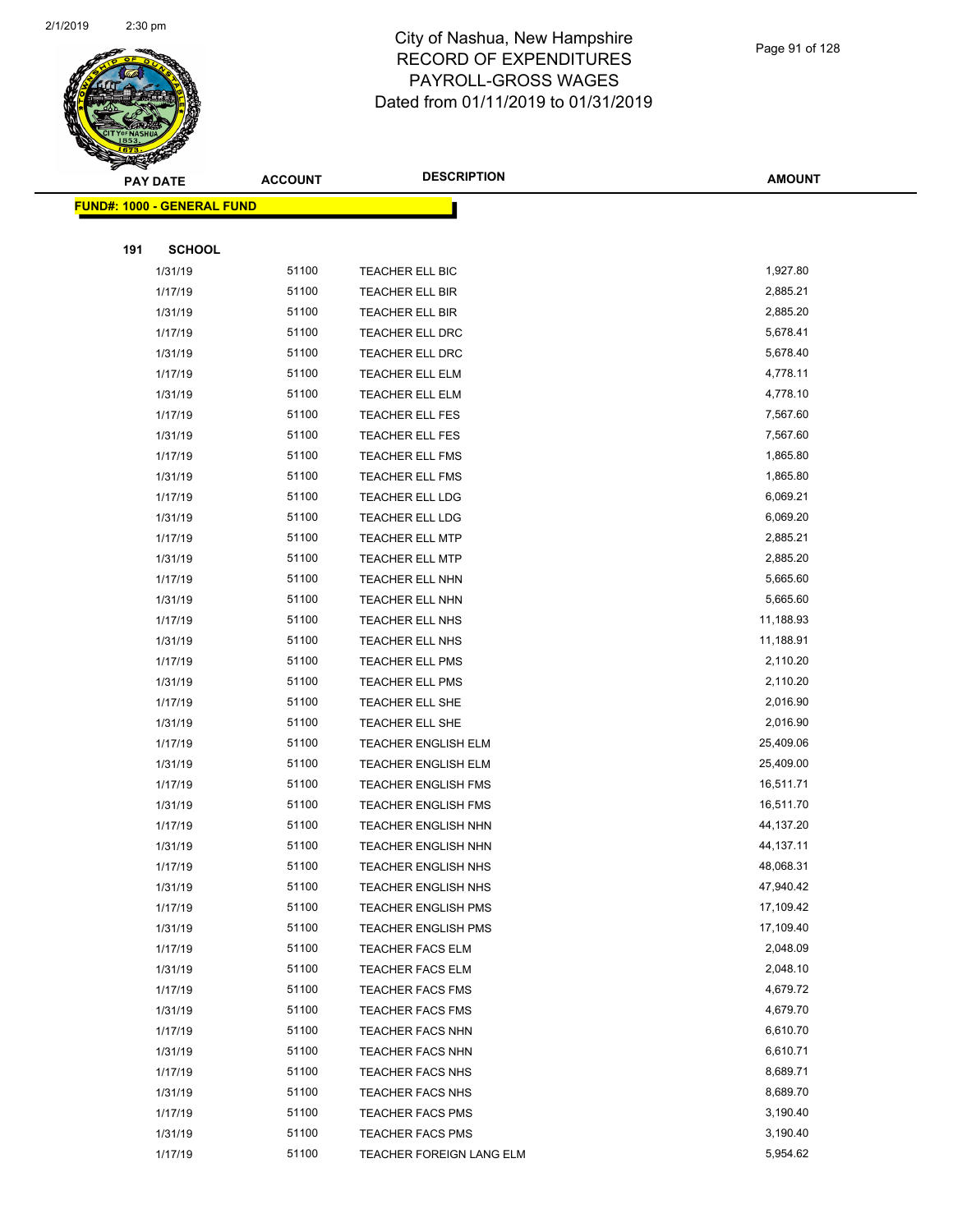# City of Nashua, New Hampshire
## RECORD OF EXPENDITURES
## PAYROLL-GROSS WAGES
## Dated from 01/11/2019 to 01/31/2019

| PAY DATE | ACCOUNT | DESCRIPTION | AMOUNT |
|---|---|---|---|
| **FUND#: 1000 - GENERAL FUND** | | | |
| **191 SCHOOL** | | | |
| 1/31/19 | 51100 | TEACHER ELL BIC | 1,927.80 |
| 1/17/19 | 51100 | TEACHER ELL BIR | 2,885.21 |
| 1/31/19 | 51100 | TEACHER ELL BIR | 2,885.20 |
| 1/17/19 | 51100 | TEACHER ELL DRC | 5,678.41 |
| 1/31/19 | 51100 | TEACHER ELL DRC | 5,678.40 |
| 1/17/19 | 51100 | TEACHER ELL ELM | 4,778.11 |
| 1/31/19 | 51100 | TEACHER ELL ELM | 4,778.10 |
| 1/17/19 | 51100 | TEACHER ELL FES | 7,567.60 |
| 1/31/19 | 51100 | TEACHER ELL FES | 7,567.60 |
| 1/17/19 | 51100 | TEACHER ELL FMS | 1,865.80 |
| 1/31/19 | 51100 | TEACHER ELL FMS | 1,865.80 |
| 1/17/19 | 51100 | TEACHER ELL LDG | 6,069.21 |
| 1/31/19 | 51100 | TEACHER ELL LDG | 6,069.20 |
| 1/17/19 | 51100 | TEACHER ELL MTP | 2,885.21 |
| 1/31/19 | 51100 | TEACHER ELL MTP | 2,885.20 |
| 1/17/19 | 51100 | TEACHER ELL NHN | 5,665.60 |
| 1/31/19 | 51100 | TEACHER ELL NHN | 5,665.60 |
| 1/17/19 | 51100 | TEACHER ELL NHS | 11,188.93 |
| 1/31/19 | 51100 | TEACHER ELL NHS | 11,188.91 |
| 1/17/19 | 51100 | TEACHER ELL PMS | 2,110.20 |
| 1/31/19 | 51100 | TEACHER ELL PMS | 2,110.20 |
| 1/17/19 | 51100 | TEACHER ELL SHE | 2,016.90 |
| 1/31/19 | 51100 | TEACHER ELL SHE | 2,016.90 |
| 1/17/19 | 51100 | TEACHER ENGLISH ELM | 25,409.06 |
| 1/31/19 | 51100 | TEACHER ENGLISH ELM | 25,409.00 |
| 1/17/19 | 51100 | TEACHER ENGLISH FMS | 16,511.71 |
| 1/31/19 | 51100 | TEACHER ENGLISH FMS | 16,511.70 |
| 1/17/19 | 51100 | TEACHER ENGLISH NHN | 44,137.20 |
| 1/31/19 | 51100 | TEACHER ENGLISH NHN | 44,137.11 |
| 1/17/19 | 51100 | TEACHER ENGLISH NHS | 48,068.31 |
| 1/31/19 | 51100 | TEACHER ENGLISH NHS | 47,940.42 |
| 1/17/19 | 51100 | TEACHER ENGLISH PMS | 17,109.42 |
| 1/31/19 | 51100 | TEACHER ENGLISH PMS | 17,109.40 |
| 1/17/19 | 51100 | TEACHER FACS ELM | 2,048.09 |
| 1/31/19 | 51100 | TEACHER FACS ELM | 2,048.10 |
| 1/17/19 | 51100 | TEACHER FACS FMS | 4,679.72 |
| 1/31/19 | 51100 | TEACHER FACS FMS | 4,679.70 |
| 1/17/19 | 51100 | TEACHER FACS NHN | 6,610.70 |
| 1/31/19 | 51100 | TEACHER FACS NHN | 6,610.71 |
| 1/17/19 | 51100 | TEACHER FACS NHS | 8,689.71 |
| 1/31/19 | 51100 | TEACHER FACS NHS | 8,689.70 |
| 1/17/19 | 51100 | TEACHER FACS PMS | 3,190.40 |
| 1/31/19 | 51100 | TEACHER FACS PMS | 3,190.40 |
| 1/17/19 | 51100 | TEACHER FOREIGN LANG ELM | 5,954.62 |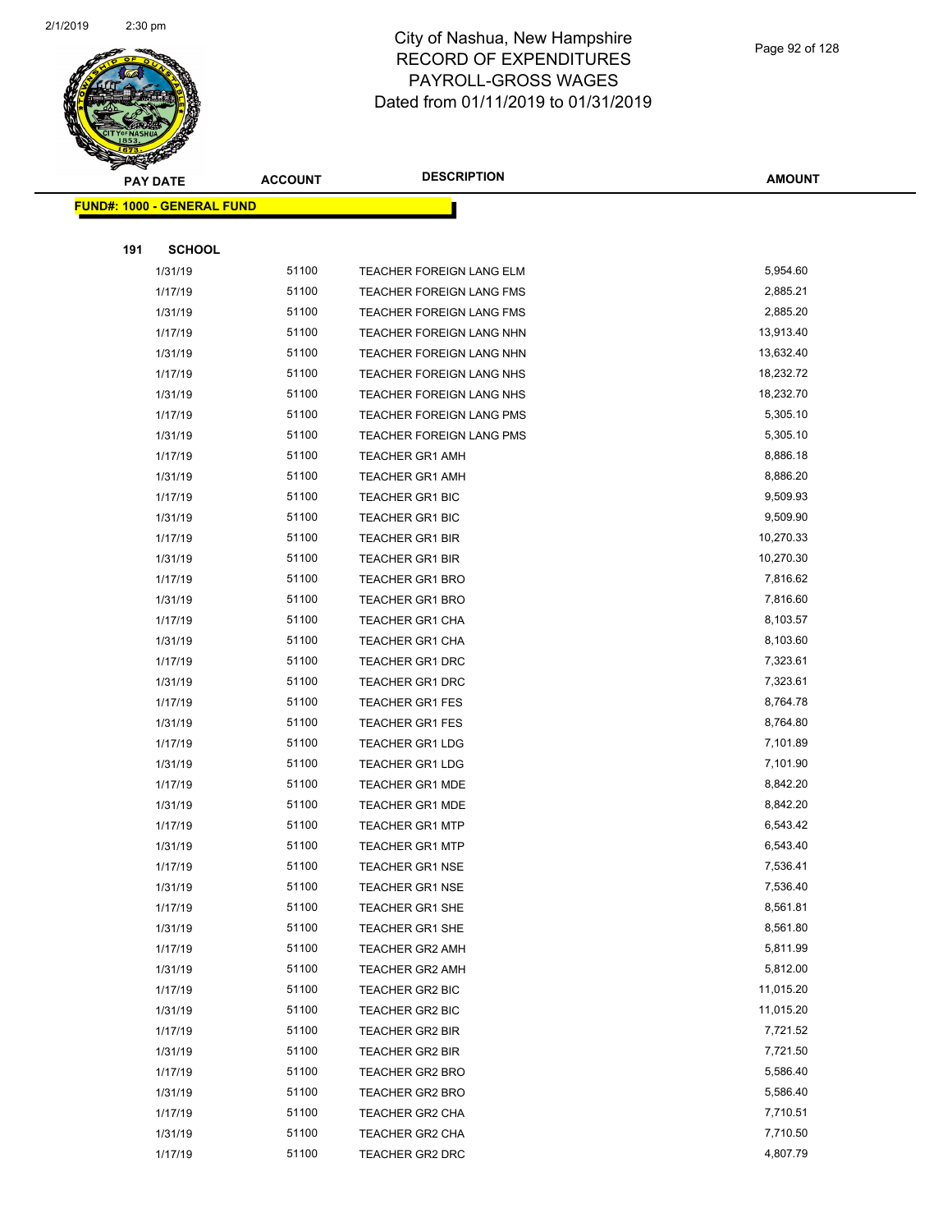# City of Nashua, New Hampshire
## RECORD OF EXPENDITURES
## PAYROLL-GROSS WAGES
## Dated from 01/11/2019 to 01/31/2019

| PAY DATE | ACCOUNT | DESCRIPTION | AMOUNT |
|---|---|---|---|
| **FUND#: 1000 - GENERAL FUND** | | | |
| **191 SCHOOL** | | | |
| 1/31/19 | 51100 | TEACHER FOREIGN LANG ELM | 5,954.60 |
| 1/17/19 | 51100 | TEACHER FOREIGN LANG FMS | 2,885.21 |
| 1/31/19 | 51100 | TEACHER FOREIGN LANG FMS | 2,885.20 |
| 1/17/19 | 51100 | TEACHER FOREIGN LANG NHN | 13,913.40 |
| 1/31/19 | 51100 | TEACHER FOREIGN LANG NHN | 13,632.40 |
| 1/17/19 | 51100 | TEACHER FOREIGN LANG NHS | 18,232.72 |
| 1/31/19 | 51100 | TEACHER FOREIGN LANG NHS | 18,232.70 |
| 1/17/19 | 51100 | TEACHER FOREIGN LANG PMS | 5,305.10 |
| 1/31/19 | 51100 | TEACHER FOREIGN LANG PMS | 5,305.10 |
| 1/17/19 | 51100 | TEACHER GR1 AMH | 8,886.18 |
| 1/31/19 | 51100 | TEACHER GR1 AMH | 8,886.20 |
| 1/17/19 | 51100 | TEACHER GR1 BIC | 9,509.93 |
| 1/31/19 | 51100 | TEACHER GR1 BIC | 9,509.90 |
| 1/17/19 | 51100 | TEACHER GR1 BIR | 10,270.33 |
| 1/31/19 | 51100 | TEACHER GR1 BIR | 10,270.30 |
| 1/17/19 | 51100 | TEACHER GR1 BRO | 7,816.62 |
| 1/31/19 | 51100 | TEACHER GR1 BRO | 7,816.60 |
| 1/17/19 | 51100 | TEACHER GR1 CHA | 8,103.57 |
| 1/31/19 | 51100 | TEACHER GR1 CHA | 8,103.60 |
| 1/17/19 | 51100 | TEACHER GR1 DRC | 7,323.61 |
| 1/31/19 | 51100 | TEACHER GR1 DRC | 7,323.61 |
| 1/17/19 | 51100 | TEACHER GR1 FES | 8,764.78 |
| 1/31/19 | 51100 | TEACHER GR1 FES | 8,764.80 |
| 1/17/19 | 51100 | TEACHER GR1 LDG | 7,101.89 |
| 1/31/19 | 51100 | TEACHER GR1 LDG | 7,101.90 |
| 1/17/19 | 51100 | TEACHER GR1 MDE | 8,842.20 |
| 1/31/19 | 51100 | TEACHER GR1 MDE | 8,842.20 |
| 1/17/19 | 51100 | TEACHER GR1 MTP | 6,543.42 |
| 1/31/19 | 51100 | TEACHER GR1 MTP | 6,543.40 |
| 1/17/19 | 51100 | TEACHER GR1 NSE | 7,536.41 |
| 1/31/19 | 51100 | TEACHER GR1 NSE | 7,536.40 |
| 1/17/19 | 51100 | TEACHER GR1 SHE | 8,561.81 |
| 1/31/19 | 51100 | TEACHER GR1 SHE | 8,561.80 |
| 1/17/19 | 51100 | TEACHER GR2 AMH | 5,811.99 |
| 1/31/19 | 51100 | TEACHER GR2 AMH | 5,812.00 |
| 1/17/19 | 51100 | TEACHER GR2 BIC | 11,015.20 |
| 1/31/19 | 51100 | TEACHER GR2 BIC | 11,015.20 |
| 1/17/19 | 51100 | TEACHER GR2 BIR | 7,721.52 |
| 1/31/19 | 51100 | TEACHER GR2 BIR | 7,721.50 |
| 1/17/19 | 51100 | TEACHER GR2 BRO | 5,586.40 |
| 1/31/19 | 51100 | TEACHER GR2 BRO | 5,586.40 |
| 1/17/19 | 51100 | TEACHER GR2 CHA | 7,710.51 |
| 1/31/19 | 51100 | TEACHER GR2 CHA | 7,710.50 |
| 1/17/19 | 51100 | TEACHER GR2 DRC | 4,807.79 |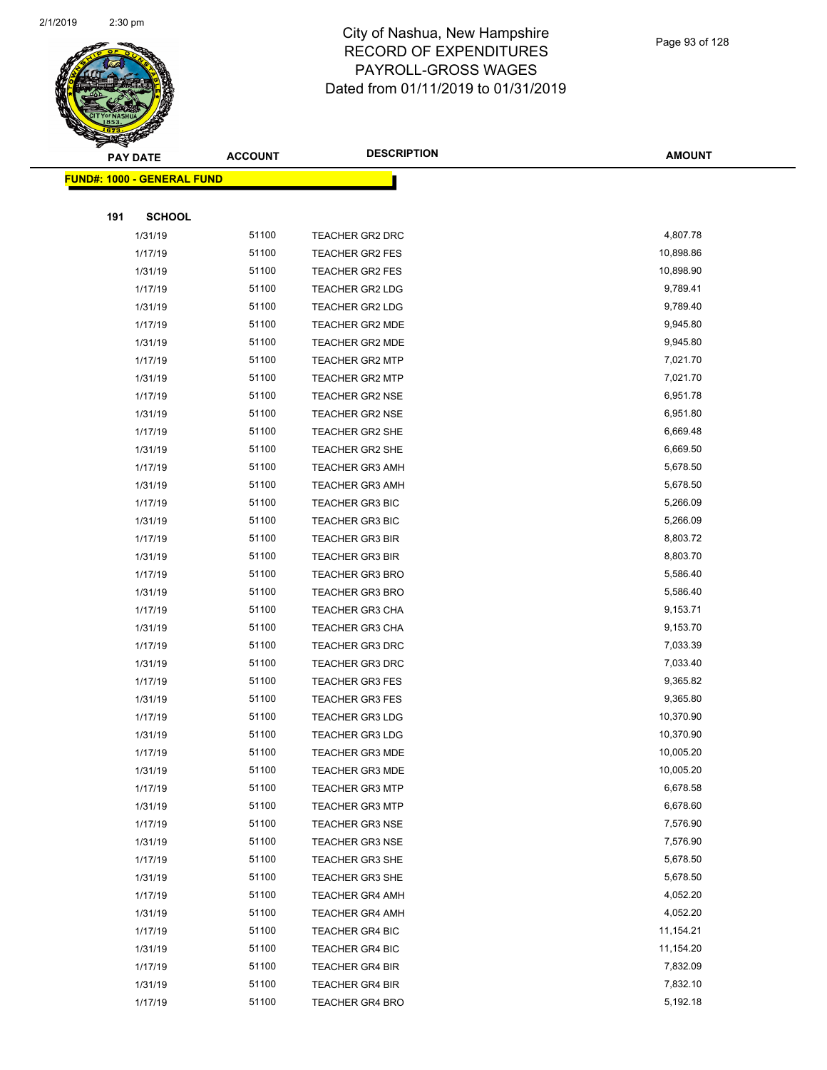# City of Nashua, New Hampshire
# RECORD OF EXPENDITURES
# PAYROLL-GROSS WAGES
# Dated from 01/11/2019 to 01/31/2019

**FUND#: 1000 - GENERAL FUND**

**191 SCHOOL**

| PAY DATE | ACCOUNT | DESCRIPTION | AMOUNT |
|---|---|---|---|
| 1/31/19 | 51100 | TEACHER GR2 DRC | 4,807.78 |
| 1/17/19 | 51100 | TEACHER GR2 FES | 10,898.86 |
| 1/31/19 | 51100 | TEACHER GR2 FES | 10,898.90 |
| 1/17/19 | 51100 | TEACHER GR2 LDG | 9,789.41 |
| 1/31/19 | 51100 | TEACHER GR2 LDG | 9,789.40 |
| 1/17/19 | 51100 | TEACHER GR2 MDE | 9,945.80 |
| 1/31/19 | 51100 | TEACHER GR2 MDE | 9,945.80 |
| 1/17/19 | 51100 | TEACHER GR2 MTP | 7,021.70 |
| 1/31/19 | 51100 | TEACHER GR2 MTP | 7,021.70 |
| 1/17/19 | 51100 | TEACHER GR2 NSE | 6,951.78 |
| 1/31/19 | 51100 | TEACHER GR2 NSE | 6,951.80 |
| 1/17/19 | 51100 | TEACHER GR2 SHE | 6,669.48 |
| 1/31/19 | 51100 | TEACHER GR2 SHE | 6,669.50 |
| 1/17/19 | 51100 | TEACHER GR3 AMH | 5,678.50 |
| 1/31/19 | 51100 | TEACHER GR3 AMH | 5,678.50 |
| 1/17/19 | 51100 | TEACHER GR3 BIC | 5,266.09 |
| 1/31/19 | 51100 | TEACHER GR3 BIC | 5,266.09 |
| 1/17/19 | 51100 | TEACHER GR3 BIR | 8,803.72 |
| 1/31/19 | 51100 | TEACHER GR3 BIR | 8,803.70 |
| 1/17/19 | 51100 | TEACHER GR3 BRO | 5,586.40 |
| 1/31/19 | 51100 | TEACHER GR3 BRO | 5,586.40 |
| 1/17/19 | 51100 | TEACHER GR3 CHA | 9,153.71 |
| 1/31/19 | 51100 | TEACHER GR3 CHA | 9,153.70 |
| 1/17/19 | 51100 | TEACHER GR3 DRC | 7,033.39 |
| 1/31/19 | 51100 | TEACHER GR3 DRC | 7,033.40 |
| 1/17/19 | 51100 | TEACHER GR3 FES | 9,365.82 |
| 1/31/19 | 51100 | TEACHER GR3 FES | 9,365.80 |
| 1/17/19 | 51100 | TEACHER GR3 LDG | 10,370.90 |
| 1/31/19 | 51100 | TEACHER GR3 LDG | 10,370.90 |
| 1/17/19 | 51100 | TEACHER GR3 MDE | 10,005.20 |
| 1/31/19 | 51100 | TEACHER GR3 MDE | 10,005.20 |
| 1/17/19 | 51100 | TEACHER GR3 MTP | 6,678.58 |
| 1/31/19 | 51100 | TEACHER GR3 MTP | 6,678.60 |
| 1/17/19 | 51100 | TEACHER GR3 NSE | 7,576.90 |
| 1/31/19 | 51100 | TEACHER GR3 NSE | 7,576.90 |
| 1/17/19 | 51100 | TEACHER GR3 SHE | 5,678.50 |
| 1/31/19 | 51100 | TEACHER GR3 SHE | 5,678.50 |
| 1/17/19 | 51100 | TEACHER GR4 AMH | 4,052.20 |
| 1/31/19 | 51100 | TEACHER GR4 AMH | 4,052.20 |
| 1/17/19 | 51100 | TEACHER GR4 BIC | 11,154.21 |
| 1/31/19 | 51100 | TEACHER GR4 BIC | 11,154.20 |
| 1/17/19 | 51100 | TEACHER GR4 BIR | 7,832.09 |
| 1/31/19 | 51100 | TEACHER GR4 BIR | 7,832.10 |
| 1/17/19 | 51100 | TEACHER GR4 BRO | 5,192.18 |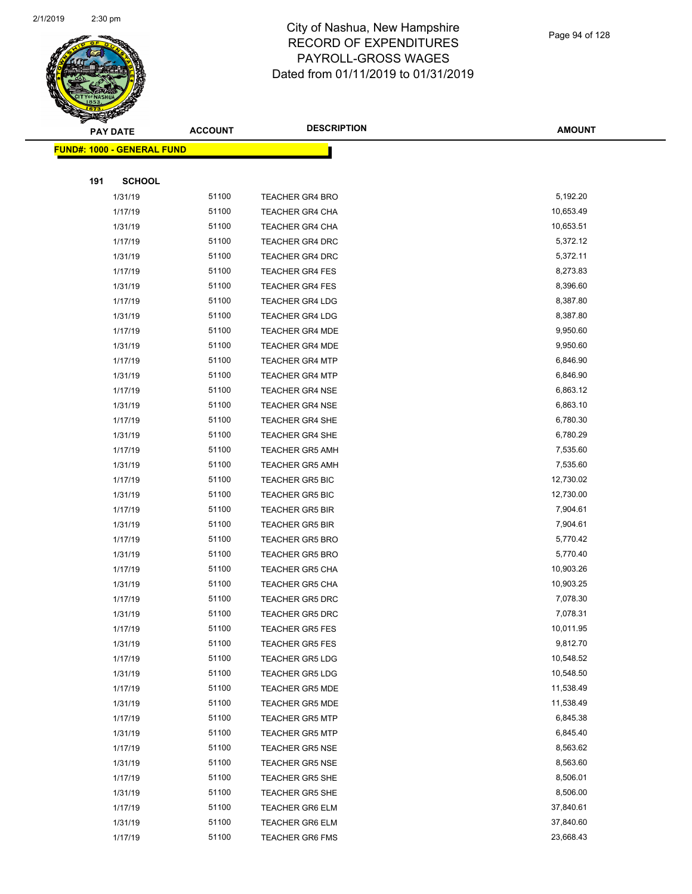City of Nashua, New Hampshire
RECORD OF EXPENDITURES
PAYROLL-GROSS WAGES
Dated from 01/11/2019 to 01/31/2019

| PAY DATE | ACCOUNT | DESCRIPTION | AMOUNT |
|---|---|---|---|
| **FUND#: 1000 - GENERAL FUND** | | | |
| **191 SCHOOL** | | | |
| 1/31/19 | 51100 | TEACHER GR4 BRO | 5,192.20 |
| 1/17/19 | 51100 | TEACHER GR4 CHA | 10,653.49 |
| 1/31/19 | 51100 | TEACHER GR4 CHA | 10,653.51 |
| 1/17/19 | 51100 | TEACHER GR4 DRC | 5,372.12 |
| 1/31/19 | 51100 | TEACHER GR4 DRC | 5,372.11 |
| 1/17/19 | 51100 | TEACHER GR4 FES | 8,273.83 |
| 1/31/19 | 51100 | TEACHER GR4 FES | 8,396.60 |
| 1/17/19 | 51100 | TEACHER GR4 LDG | 8,387.80 |
| 1/31/19 | 51100 | TEACHER GR4 LDG | 8,387.80 |
| 1/17/19 | 51100 | TEACHER GR4 MDE | 9,950.60 |
| 1/31/19 | 51100 | TEACHER GR4 MDE | 9,950.60 |
| 1/17/19 | 51100 | TEACHER GR4 MTP | 6,846.90 |
| 1/31/19 | 51100 | TEACHER GR4 MTP | 6,846.90 |
| 1/17/19 | 51100 | TEACHER GR4 NSE | 6,863.12 |
| 1/31/19 | 51100 | TEACHER GR4 NSE | 6,863.10 |
| 1/17/19 | 51100 | TEACHER GR4 SHE | 6,780.30 |
| 1/31/19 | 51100 | TEACHER GR4 SHE | 6,780.29 |
| 1/17/19 | 51100 | TEACHER GR5 AMH | 7,535.60 |
| 1/31/19 | 51100 | TEACHER GR5 AMH | 7,535.60 |
| 1/17/19 | 51100 | TEACHER GR5 BIC | 12,730.02 |
| 1/31/19 | 51100 | TEACHER GR5 BIC | 12,730.00 |
| 1/17/19 | 51100 | TEACHER GR5 BIR | 7,904.61 |
| 1/31/19 | 51100 | TEACHER GR5 BIR | 7,904.61 |
| 1/17/19 | 51100 | TEACHER GR5 BRO | 5,770.42 |
| 1/31/19 | 51100 | TEACHER GR5 BRO | 5,770.40 |
| 1/17/19 | 51100 | TEACHER GR5 CHA | 10,903.26 |
| 1/31/19 | 51100 | TEACHER GR5 CHA | 10,903.25 |
| 1/17/19 | 51100 | TEACHER GR5 DRC | 7,078.30 |
| 1/31/19 | 51100 | TEACHER GR5 DRC | 7,078.31 |
| 1/17/19 | 51100 | TEACHER GR5 FES | 10,011.95 |
| 1/31/19 | 51100 | TEACHER GR5 FES | 9,812.70 |
| 1/17/19 | 51100 | TEACHER GR5 LDG | 10,548.52 |
| 1/31/19 | 51100 | TEACHER GR5 LDG | 10,548.50 |
| 1/17/19 | 51100 | TEACHER GR5 MDE | 11,538.49 |
| 1/31/19 | 51100 | TEACHER GR5 MDE | 11,538.49 |
| 1/17/19 | 51100 | TEACHER GR5 MTP | 6,845.38 |
| 1/31/19 | 51100 | TEACHER GR5 MTP | 6,845.40 |
| 1/17/19 | 51100 | TEACHER GR5 NSE | 8,563.62 |
| 1/31/19 | 51100 | TEACHER GR5 NSE | 8,563.60 |
| 1/17/19 | 51100 | TEACHER GR5 SHE | 8,506.01 |
| 1/31/19 | 51100 | TEACHER GR5 SHE | 8,506.00 |
| 1/17/19 | 51100 | TEACHER GR6 ELM | 37,840.61 |
| 1/31/19 | 51100 | TEACHER GR6 ELM | 37,840.60 |
| 1/17/19 | 51100 | TEACHER GR6 FMS | 23,668.43 |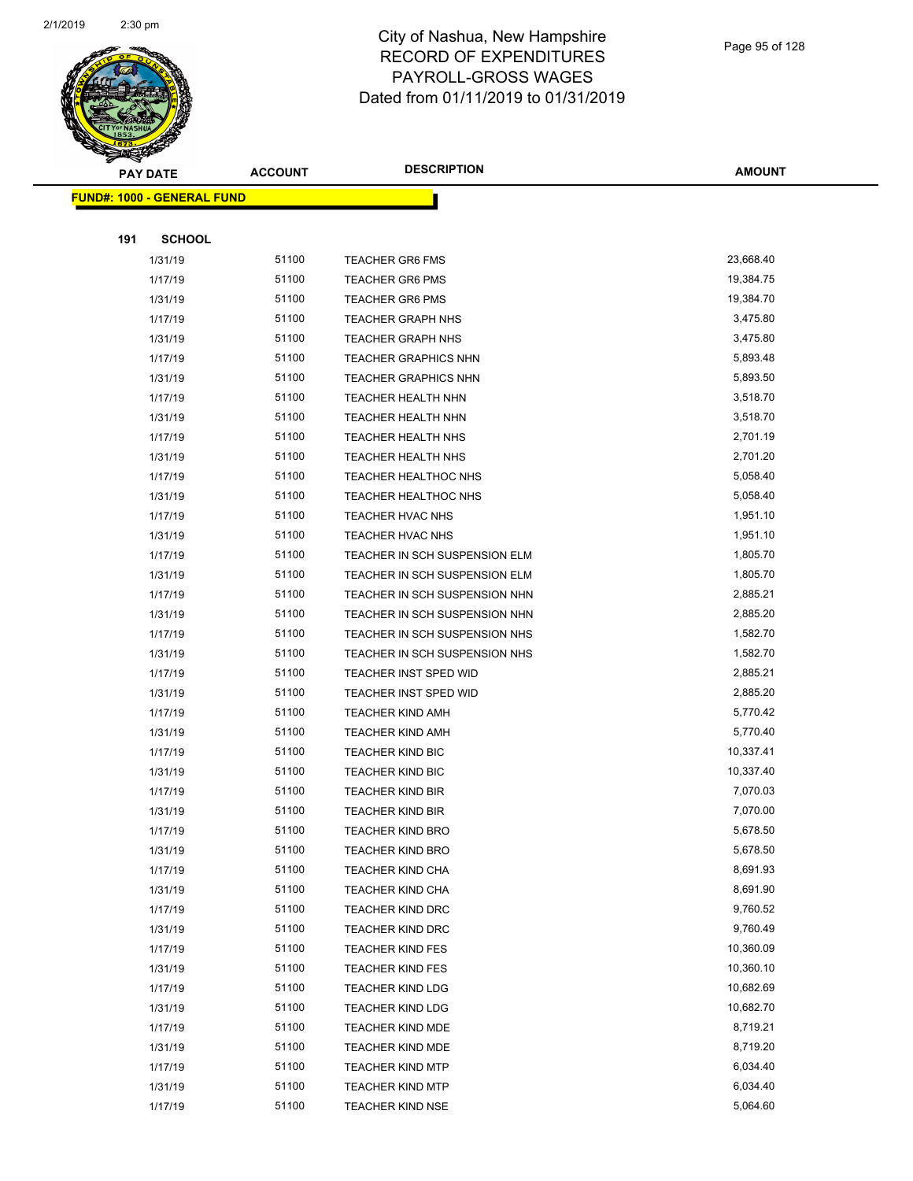# City of Nashua, New Hampshire
## RECORD OF EXPENDITURES
## PAYROLL-GROSS WAGES
## Dated from 01/11/2019 to 01/31/2019

| PAY DATE | ACCOUNT | DESCRIPTION | AMOUNT |
|---|---|---|---|
| **FUND#: 1000 - GENERAL FUND** | | | |
| **191 SCHOOL** | | | |
| 1/31/19 | 51100 | TEACHER GR6 FMS | 23,668.40 |
| 1/17/19 | 51100 | TEACHER GR6 PMS | 19,384.75 |
| 1/31/19 | 51100 | TEACHER GR6 PMS | 19,384.70 |
| 1/17/19 | 51100 | TEACHER GRAPH NHS | 3,475.80 |
| 1/31/19 | 51100 | TEACHER GRAPH NHS | 3,475.80 |
| 1/17/19 | 51100 | TEACHER GRAPHICS NHN | 5,893.48 |
| 1/31/19 | 51100 | TEACHER GRAPHICS NHN | 5,893.50 |
| 1/17/19 | 51100 | TEACHER HEALTH NHN | 3,518.70 |
| 1/31/19 | 51100 | TEACHER HEALTH NHN | 3,518.70 |
| 1/17/19 | 51100 | TEACHER HEALTH NHS | 2,701.19 |
| 1/31/19 | 51100 | TEACHER HEALTH NHS | 2,701.20 |
| 1/17/19 | 51100 | TEACHER HEALTHOC NHS | 5,058.40 |
| 1/31/19 | 51100 | TEACHER HEALTHOC NHS | 5,058.40 |
| 1/17/19 | 51100 | TEACHER HVAC NHS | 1,951.10 |
| 1/31/19 | 51100 | TEACHER HVAC NHS | 1,951.10 |
| 1/17/19 | 51100 | TEACHER IN SCH SUSPENSION ELM | 1,805.70 |
| 1/31/19 | 51100 | TEACHER IN SCH SUSPENSION ELM | 1,805.70 |
| 1/17/19 | 51100 | TEACHER IN SCH SUSPENSION NHN | 2,885.21 |
| 1/31/19 | 51100 | TEACHER IN SCH SUSPENSION NHN | 2,885.20 |
| 1/17/19 | 51100 | TEACHER IN SCH SUSPENSION NHS | 1,582.70 |
| 1/31/19 | 51100 | TEACHER IN SCH SUSPENSION NHS | 1,582.70 |
| 1/17/19 | 51100 | TEACHER INST SPED WID | 2,885.21 |
| 1/31/19 | 51100 | TEACHER INST SPED WID | 2,885.20 |
| 1/17/19 | 51100 | TEACHER KIND AMH | 5,770.42 |
| 1/31/19 | 51100 | TEACHER KIND AMH | 5,770.40 |
| 1/17/19 | 51100 | TEACHER KIND BIC | 10,337.41 |
| 1/31/19 | 51100 | TEACHER KIND BIC | 10,337.40 |
| 1/17/19 | 51100 | TEACHER KIND BIR | 7,070.03 |
| 1/31/19 | 51100 | TEACHER KIND BIR | 7,070.00 |
| 1/17/19 | 51100 | TEACHER KIND BRO | 5,678.50 |
| 1/31/19 | 51100 | TEACHER KIND BRO | 5,678.50 |
| 1/17/19 | 51100 | TEACHER KIND CHA | 8,691.93 |
| 1/31/19 | 51100 | TEACHER KIND CHA | 8,691.90 |
| 1/17/19 | 51100 | TEACHER KIND DRC | 9,760.52 |
| 1/31/19 | 51100 | TEACHER KIND DRC | 9,760.49 |
| 1/17/19 | 51100 | TEACHER KIND FES | 10,360.09 |
| 1/31/19 | 51100 | TEACHER KIND FES | 10,360.10 |
| 1/17/19 | 51100 | TEACHER KIND LDG | 10,682.69 |
| 1/31/19 | 51100 | TEACHER KIND LDG | 10,682.70 |
| 1/17/19 | 51100 | TEACHER KIND MDE | 8,719.21 |
| 1/31/19 | 51100 | TEACHER KIND MDE | 8,719.20 |
| 1/17/19 | 51100 | TEACHER KIND MTP | 6,034.40 |
| 1/31/19 | 51100 | TEACHER KIND MTP | 6,034.40 |
| 1/17/19 | 51100 | TEACHER KIND NSE | 5,064.60 |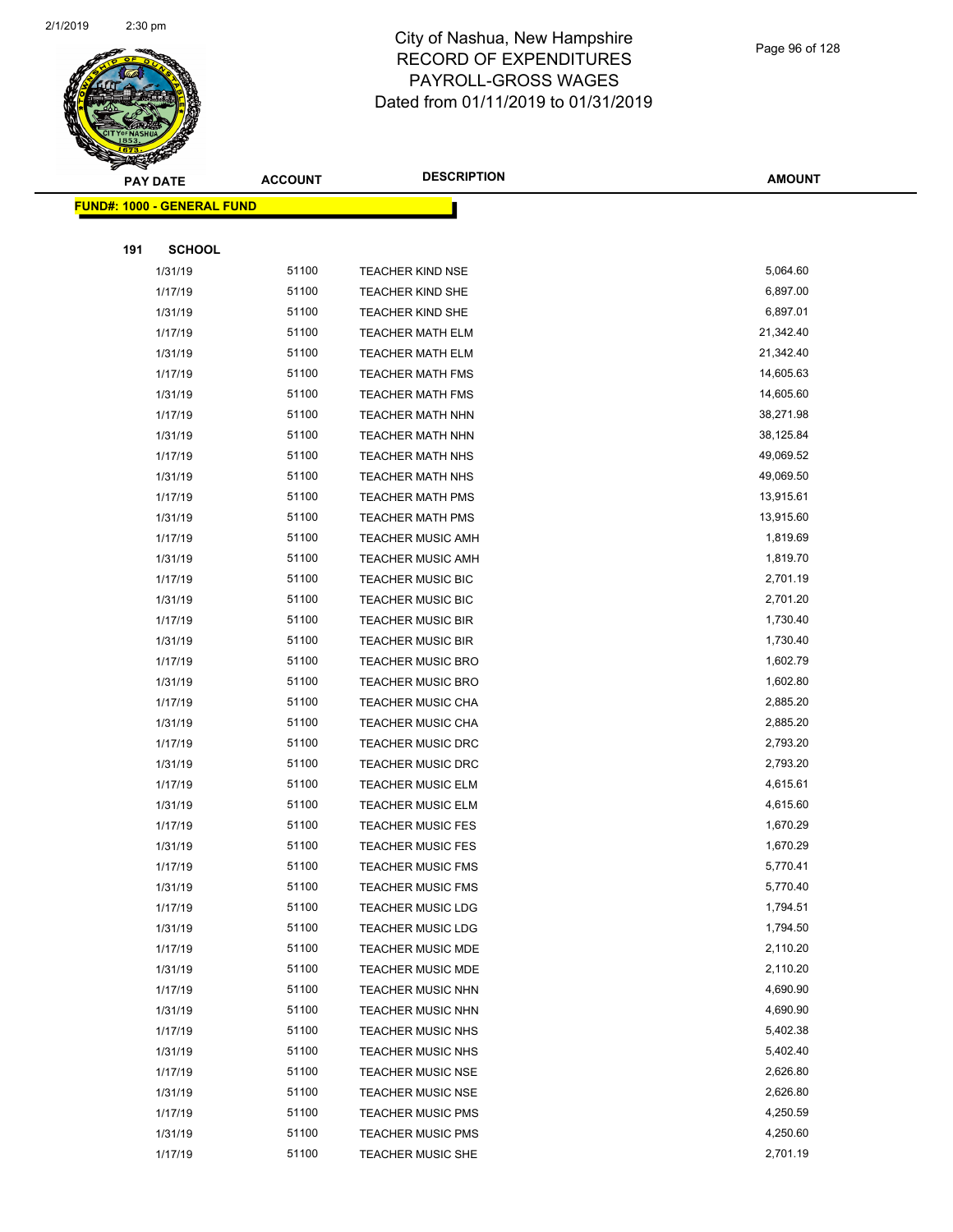# City of Nashua, New Hampshire
# RECORD OF EXPENDITURES
# PAYROLL-GROSS WAGES
# Dated from 01/11/2019 to 01/31/2019

| PAY DATE | ACCOUNT | DESCRIPTION | AMOUNT |
|---|---|---|---|
| **FUND#: 1000 - GENERAL FUND** | | | |
| **191 SCHOOL** | | | |
| 1/31/19 | 51100 | TEACHER KIND NSE | 5,064.60 |
| 1/17/19 | 51100 | TEACHER KIND SHE | 6,897.00 |
| 1/31/19 | 51100 | TEACHER KIND SHE | 6,897.01 |
| 1/17/19 | 51100 | TEACHER MATH ELM | 21,342.40 |
| 1/31/19 | 51100 | TEACHER MATH ELM | 21,342.40 |
| 1/17/19 | 51100 | TEACHER MATH FMS | 14,605.63 |
| 1/31/19 | 51100 | TEACHER MATH FMS | 14,605.60 |
| 1/17/19 | 51100 | TEACHER MATH NHN | 38,271.98 |
| 1/31/19 | 51100 | TEACHER MATH NHN | 38,125.84 |
| 1/17/19 | 51100 | TEACHER MATH NHS | 49,069.52 |
| 1/31/19 | 51100 | TEACHER MATH NHS | 49,069.50 |
| 1/17/19 | 51100 | TEACHER MATH PMS | 13,915.61 |
| 1/31/19 | 51100 | TEACHER MATH PMS | 13,915.60 |
| 1/17/19 | 51100 | TEACHER MUSIC AMH | 1,819.69 |
| 1/31/19 | 51100 | TEACHER MUSIC AMH | 1,819.70 |
| 1/17/19 | 51100 | TEACHER MUSIC BIC | 2,701.19 |
| 1/31/19 | 51100 | TEACHER MUSIC BIC | 2,701.20 |
| 1/17/19 | 51100 | TEACHER MUSIC BIR | 1,730.40 |
| 1/31/19 | 51100 | TEACHER MUSIC BIR | 1,730.40 |
| 1/17/19 | 51100 | TEACHER MUSIC BRO | 1,602.79 |
| 1/31/19 | 51100 | TEACHER MUSIC BRO | 1,602.80 |
| 1/17/19 | 51100 | TEACHER MUSIC CHA | 2,885.20 |
| 1/31/19 | 51100 | TEACHER MUSIC CHA | 2,885.20 |
| 1/17/19 | 51100 | TEACHER MUSIC DRC | 2,793.20 |
| 1/31/19 | 51100 | TEACHER MUSIC DRC | 2,793.20 |
| 1/17/19 | 51100 | TEACHER MUSIC ELM | 4,615.61 |
| 1/31/19 | 51100 | TEACHER MUSIC ELM | 4,615.60 |
| 1/17/19 | 51100 | TEACHER MUSIC FES | 1,670.29 |
| 1/31/19 | 51100 | TEACHER MUSIC FES | 1,670.29 |
| 1/17/19 | 51100 | TEACHER MUSIC FMS | 5,770.41 |
| 1/31/19 | 51100 | TEACHER MUSIC FMS | 5,770.40 |
| 1/17/19 | 51100 | TEACHER MUSIC LDG | 1,794.51 |
| 1/31/19 | 51100 | TEACHER MUSIC LDG | 1,794.50 |
| 1/17/19 | 51100 | TEACHER MUSIC MDE | 2,110.20 |
| 1/31/19 | 51100 | TEACHER MUSIC MDE | 2,110.20 |
| 1/17/19 | 51100 | TEACHER MUSIC NHN | 4,690.90 |
| 1/31/19 | 51100 | TEACHER MUSIC NHN | 4,690.90 |
| 1/17/19 | 51100 | TEACHER MUSIC NHS | 5,402.38 |
| 1/31/19 | 51100 | TEACHER MUSIC NHS | 5,402.40 |
| 1/17/19 | 51100 | TEACHER MUSIC NSE | 2,626.80 |
| 1/31/19 | 51100 | TEACHER MUSIC NSE | 2,626.80 |
| 1/17/19 | 51100 | TEACHER MUSIC PMS | 4,250.59 |
| 1/31/19 | 51100 | TEACHER MUSIC PMS | 4,250.60 |
| 1/17/19 | 51100 | TEACHER MUSIC SHE | 2,701.19 |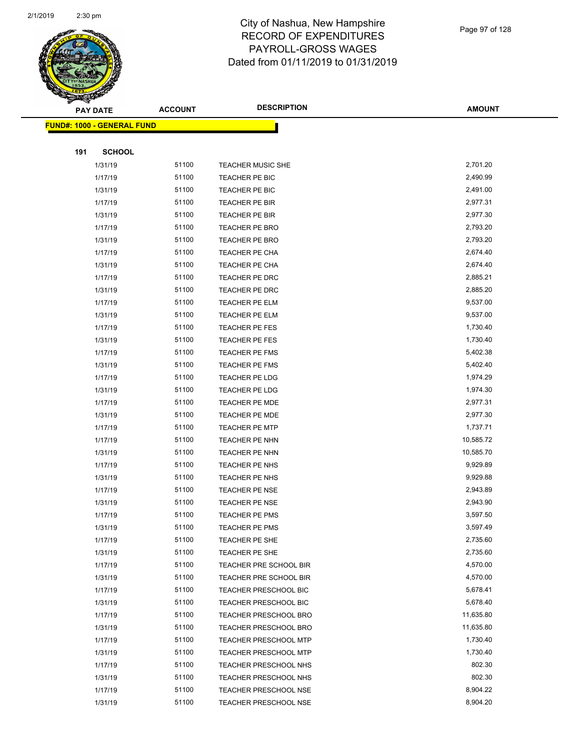# City of Nashua, New Hampshire
## RECORD OF EXPENDITURES
## PAYROLL-GROSS WAGES
## Dated from 01/11/2019 to 01/31/2019

| PAY DATE | ACCOUNT | DESCRIPTION | AMOUNT |
|---|---|---|---|
| **FUND#: 1000 - GENERAL FUND** | | | |
| **191 SCHOOL** | | | |
| 1/31/19 | 51100 | TEACHER MUSIC SHE | 2,701.20 |
| 1/17/19 | 51100 | TEACHER PE BIC | 2,490.99 |
| 1/31/19 | 51100 | TEACHER PE BIC | 2,491.00 |
| 1/17/19 | 51100 | TEACHER PE BIR | 2,977.31 |
| 1/31/19 | 51100 | TEACHER PE BIR | 2,977.30 |
| 1/17/19 | 51100 | TEACHER PE BRO | 2,793.20 |
| 1/31/19 | 51100 | TEACHER PE BRO | 2,793.20 |
| 1/17/19 | 51100 | TEACHER PE CHA | 2,674.40 |
| 1/31/19 | 51100 | TEACHER PE CHA | 2,674.40 |
| 1/17/19 | 51100 | TEACHER PE DRC | 2,885.21 |
| 1/31/19 | 51100 | TEACHER PE DRC | 2,885.20 |
| 1/17/19 | 51100 | TEACHER PE ELM | 9,537.00 |
| 1/31/19 | 51100 | TEACHER PE ELM | 9,537.00 |
| 1/17/19 | 51100 | TEACHER PE FES | 1,730.40 |
| 1/31/19 | 51100 | TEACHER PE FES | 1,730.40 |
| 1/17/19 | 51100 | TEACHER PE FMS | 5,402.38 |
| 1/31/19 | 51100 | TEACHER PE FMS | 5,402.40 |
| 1/17/19 | 51100 | TEACHER PE LDG | 1,974.29 |
| 1/31/19 | 51100 | TEACHER PE LDG | 1,974.30 |
| 1/17/19 | 51100 | TEACHER PE MDE | 2,977.31 |
| 1/31/19 | 51100 | TEACHER PE MDE | 2,977.30 |
| 1/17/19 | 51100 | TEACHER PE MTP | 1,737.71 |
| 1/17/19 | 51100 | TEACHER PE NHN | 10,585.72 |
| 1/31/19 | 51100 | TEACHER PE NHN | 10,585.70 |
| 1/17/19 | 51100 | TEACHER PE NHS | 9,929.89 |
| 1/31/19 | 51100 | TEACHER PE NHS | 9,929.88 |
| 1/17/19 | 51100 | TEACHER PE NSE | 2,943.89 |
| 1/31/19 | 51100 | TEACHER PE NSE | 2,943.90 |
| 1/17/19 | 51100 | TEACHER PE PMS | 3,597.50 |
| 1/31/19 | 51100 | TEACHER PE PMS | 3,597.49 |
| 1/17/19 | 51100 | TEACHER PE SHE | 2,735.60 |
| 1/31/19 | 51100 | TEACHER PE SHE | 2,735.60 |
| 1/17/19 | 51100 | TEACHER PRE SCHOOL BIR | 4,570.00 |
| 1/31/19 | 51100 | TEACHER PRE SCHOOL BIR | 4,570.00 |
| 1/17/19 | 51100 | TEACHER PRESCHOOL BIC | 5,678.41 |
| 1/31/19 | 51100 | TEACHER PRESCHOOL BIC | 5,678.40 |
| 1/17/19 | 51100 | TEACHER PRESCHOOL BRO | 11,635.80 |
| 1/31/19 | 51100 | TEACHER PRESCHOOL BRO | 11,635.80 |
| 1/17/19 | 51100 | TEACHER PRESCHOOL MTP | 1,730.40 |
| 1/31/19 | 51100 | TEACHER PRESCHOOL MTP | 1,730.40 |
| 1/17/19 | 51100 | TEACHER PRESCHOOL NHS | 802.30 |
| 1/31/19 | 51100 | TEACHER PRESCHOOL NHS | 802.30 |
| 1/17/19 | 51100 | TEACHER PRESCHOOL NSE | 8,904.22 |
| 1/31/19 | 51100 | TEACHER PRESCHOOL NSE | 8,904.20 |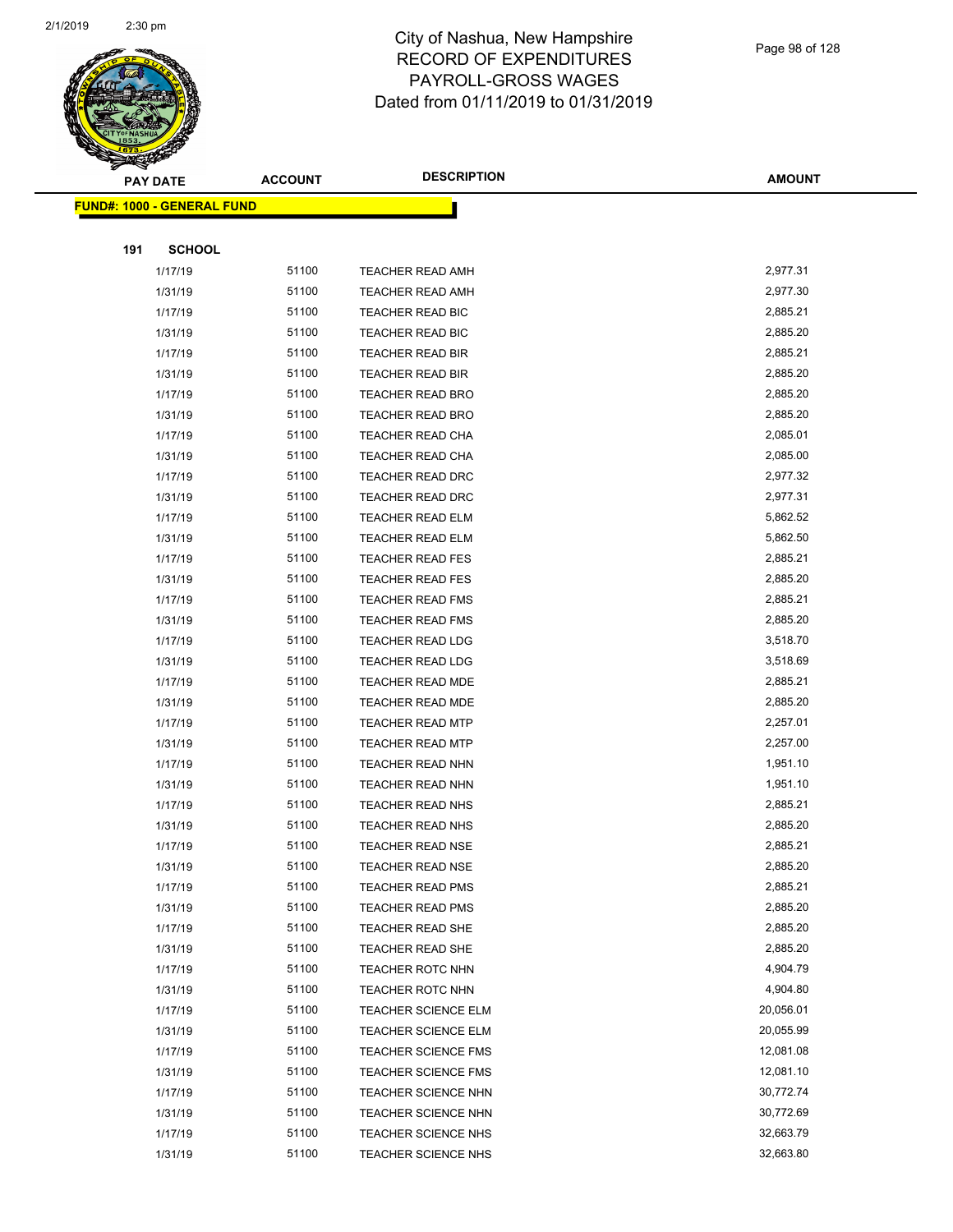# City of Nashua, New Hampshire
## RECORD OF EXPENDITURES
## PAYROLL-GROSS WAGES
## Dated from 01/11/2019 to 01/31/2019

| PAY DATE | ACCOUNT | DESCRIPTION | AMOUNT |
|---|---|---|---|
| **FUND#: 1000 - GENERAL FUND** | | | |
| **191 SCHOOL** | | | |
| 1/17/19 | 51100 | TEACHER READ AMH | 2,977.31 |
| 1/31/19 | 51100 | TEACHER READ AMH | 2,977.30 |
| 1/17/19 | 51100 | TEACHER READ BIC | 2,885.21 |
| 1/31/19 | 51100 | TEACHER READ BIC | 2,885.20 |
| 1/17/19 | 51100 | TEACHER READ BIR | 2,885.21 |
| 1/31/19 | 51100 | TEACHER READ BIR | 2,885.20 |
| 1/17/19 | 51100 | TEACHER READ BRO | 2,885.20 |
| 1/31/19 | 51100 | TEACHER READ BRO | 2,885.20 |
| 1/17/19 | 51100 | TEACHER READ CHA | 2,085.01 |
| 1/31/19 | 51100 | TEACHER READ CHA | 2,085.00 |
| 1/17/19 | 51100 | TEACHER READ DRC | 2,977.32 |
| 1/31/19 | 51100 | TEACHER READ DRC | 2,977.31 |
| 1/17/19 | 51100 | TEACHER READ ELM | 5,862.52 |
| 1/31/19 | 51100 | TEACHER READ ELM | 5,862.50 |
| 1/17/19 | 51100 | TEACHER READ FES | 2,885.21 |
| 1/31/19 | 51100 | TEACHER READ FES | 2,885.20 |
| 1/17/19 | 51100 | TEACHER READ FMS | 2,885.21 |
| 1/31/19 | 51100 | TEACHER READ FMS | 2,885.20 |
| 1/17/19 | 51100 | TEACHER READ LDG | 3,518.70 |
| 1/31/19 | 51100 | TEACHER READ LDG | 3,518.69 |
| 1/17/19 | 51100 | TEACHER READ MDE | 2,885.21 |
| 1/31/19 | 51100 | TEACHER READ MDE | 2,885.20 |
| 1/17/19 | 51100 | TEACHER READ MTP | 2,257.01 |
| 1/31/19 | 51100 | TEACHER READ MTP | 2,257.00 |
| 1/17/19 | 51100 | TEACHER READ NHN | 1,951.10 |
| 1/31/19 | 51100 | TEACHER READ NHN | 1,951.10 |
| 1/17/19 | 51100 | TEACHER READ NHS | 2,885.21 |
| 1/31/19 | 51100 | TEACHER READ NHS | 2,885.20 |
| 1/17/19 | 51100 | TEACHER READ NSE | 2,885.21 |
| 1/31/19 | 51100 | TEACHER READ NSE | 2,885.20 |
| 1/17/19 | 51100 | TEACHER READ PMS | 2,885.21 |
| 1/31/19 | 51100 | TEACHER READ PMS | 2,885.20 |
| 1/17/19 | 51100 | TEACHER READ SHE | 2,885.20 |
| 1/31/19 | 51100 | TEACHER READ SHE | 2,885.20 |
| 1/17/19 | 51100 | TEACHER ROTC NHN | 4,904.79 |
| 1/31/19 | 51100 | TEACHER ROTC NHN | 4,904.80 |
| 1/17/19 | 51100 | TEACHER SCIENCE ELM | 20,056.01 |
| 1/31/19 | 51100 | TEACHER SCIENCE ELM | 20,055.99 |
| 1/17/19 | 51100 | TEACHER SCIENCE FMS | 12,081.08 |
| 1/31/19 | 51100 | TEACHER SCIENCE FMS | 12,081.10 |
| 1/17/19 | 51100 | TEACHER SCIENCE NHN | 30,772.74 |
| 1/31/19 | 51100 | TEACHER SCIENCE NHN | 30,772.69 |
| 1/17/19 | 51100 | TEACHER SCIENCE NHS | 32,663.79 |
| 1/31/19 | 51100 | TEACHER SCIENCE NHS | 32,663.80 |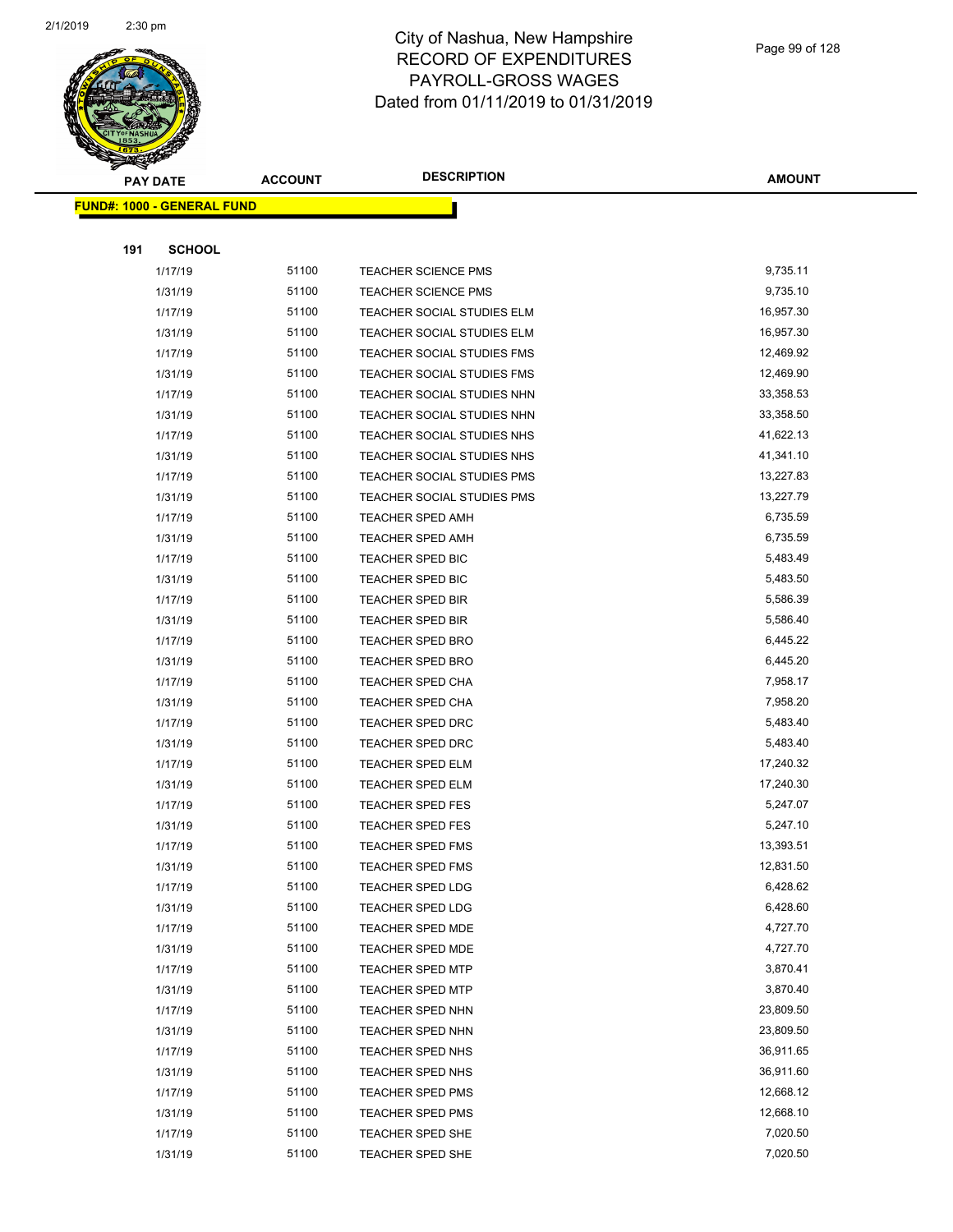# City of Nashua, New Hampshire
## RECORD OF EXPENDITURES
## PAYROLL-GROSS WAGES
## Dated from 01/11/2019 to 01/31/2019

| PAY DATE | ACCOUNT | DESCRIPTION | AMOUNT |
|---|---|---|---|
| **FUND#: 1000 - GENERAL FUND** | | | |
| **191 SCHOOL** | | | |
| 1/17/19 | 51100 | TEACHER SCIENCE PMS | 9,735.11 |
| 1/31/19 | 51100 | TEACHER SCIENCE PMS | 9,735.10 |
| 1/17/19 | 51100 | TEACHER SOCIAL STUDIES ELM | 16,957.30 |
| 1/31/19 | 51100 | TEACHER SOCIAL STUDIES ELM | 16,957.30 |
| 1/17/19 | 51100 | TEACHER SOCIAL STUDIES FMS | 12,469.92 |
| 1/31/19 | 51100 | TEACHER SOCIAL STUDIES FMS | 12,469.90 |
| 1/17/19 | 51100 | TEACHER SOCIAL STUDIES NHN | 33,358.53 |
| 1/31/19 | 51100 | TEACHER SOCIAL STUDIES NHN | 33,358.50 |
| 1/17/19 | 51100 | TEACHER SOCIAL STUDIES NHS | 41,622.13 |
| 1/31/19 | 51100 | TEACHER SOCIAL STUDIES NHS | 41,341.10 |
| 1/17/19 | 51100 | TEACHER SOCIAL STUDIES PMS | 13,227.83 |
| 1/31/19 | 51100 | TEACHER SOCIAL STUDIES PMS | 13,227.79 |
| 1/17/19 | 51100 | TEACHER SPED AMH | 6,735.59 |
| 1/31/19 | 51100 | TEACHER SPED AMH | 6,735.59 |
| 1/17/19 | 51100 | TEACHER SPED BIC | 5,483.49 |
| 1/31/19 | 51100 | TEACHER SPED BIC | 5,483.50 |
| 1/17/19 | 51100 | TEACHER SPED BIR | 5,586.39 |
| 1/31/19 | 51100 | TEACHER SPED BIR | 5,586.40 |
| 1/17/19 | 51100 | TEACHER SPED BRO | 6,445.22 |
| 1/31/19 | 51100 | TEACHER SPED BRO | 6,445.20 |
| 1/17/19 | 51100 | TEACHER SPED CHA | 7,958.17 |
| 1/31/19 | 51100 | TEACHER SPED CHA | 7,958.20 |
| 1/17/19 | 51100 | TEACHER SPED DRC | 5,483.40 |
| 1/31/19 | 51100 | TEACHER SPED DRC | 5,483.40 |
| 1/17/19 | 51100 | TEACHER SPED ELM | 17,240.32 |
| 1/31/19 | 51100 | TEACHER SPED ELM | 17,240.30 |
| 1/17/19 | 51100 | TEACHER SPED FES | 5,247.07 |
| 1/31/19 | 51100 | TEACHER SPED FES | 5,247.10 |
| 1/17/19 | 51100 | TEACHER SPED FMS | 13,393.51 |
| 1/31/19 | 51100 | TEACHER SPED FMS | 12,831.50 |
| 1/17/19 | 51100 | TEACHER SPED LDG | 6,428.62 |
| 1/31/19 | 51100 | TEACHER SPED LDG | 6,428.60 |
| 1/17/19 | 51100 | TEACHER SPED MDE | 4,727.70 |
| 1/31/19 | 51100 | TEACHER SPED MDE | 4,727.70 |
| 1/17/19 | 51100 | TEACHER SPED MTP | 3,870.41 |
| 1/31/19 | 51100 | TEACHER SPED MTP | 3,870.40 |
| 1/17/19 | 51100 | TEACHER SPED NHN | 23,809.50 |
| 1/31/19 | 51100 | TEACHER SPED NHN | 23,809.50 |
| 1/17/19 | 51100 | TEACHER SPED NHS | 36,911.65 |
| 1/31/19 | 51100 | TEACHER SPED NHS | 36,911.60 |
| 1/17/19 | 51100 | TEACHER SPED PMS | 12,668.12 |
| 1/31/19 | 51100 | TEACHER SPED PMS | 12,668.10 |
| 1/17/19 | 51100 | TEACHER SPED SHE | 7,020.50 |
| 1/31/19 | 51100 | TEACHER SPED SHE | 7,020.50 |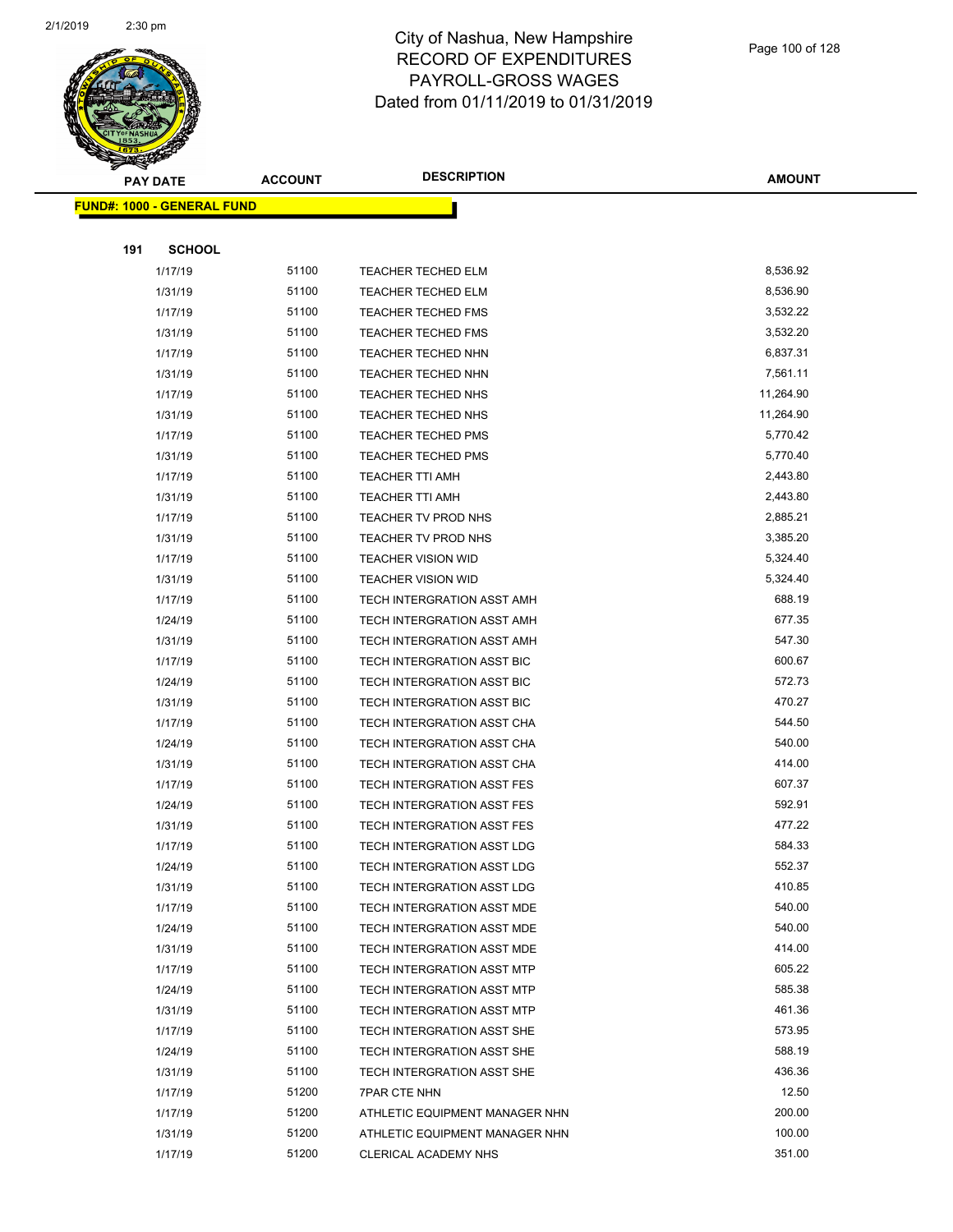# City of Nashua, New Hampshire
# RECORD OF EXPENDITURES
# PAYROLL-GROSS WAGES
# Dated from 01/11/2019 to 01/31/2019

**FUND#: 1000 - GENERAL FUND**

**191 SCHOOL**

| PAY DATE | ACCOUNT | DESCRIPTION | AMOUNT |
|---|---|---|---|
| 1/17/19 | 51100 | TEACHER TECHED ELM | 8,536.92 |
| 1/31/19 | 51100 | TEACHER TECHED ELM | 8,536.90 |
| 1/17/19 | 51100 | TEACHER TECHED FMS | 3,532.22 |
| 1/31/19 | 51100 | TEACHER TECHED FMS | 3,532.20 |
| 1/17/19 | 51100 | TEACHER TECHED NHN | 6,837.31 |
| 1/31/19 | 51100 | TEACHER TECHED NHN | 7,561.11 |
| 1/17/19 | 51100 | TEACHER TECHED NHS | 11,264.90 |
| 1/31/19 | 51100 | TEACHER TECHED NHS | 11,264.90 |
| 1/17/19 | 51100 | TEACHER TECHED PMS | 5,770.42 |
| 1/31/19 | 51100 | TEACHER TECHED PMS | 5,770.40 |
| 1/17/19 | 51100 | TEACHER TTI AMH | 2,443.80 |
| 1/31/19 | 51100 | TEACHER TTI AMH | 2,443.80 |
| 1/17/19 | 51100 | TEACHER TV PROD NHS | 2,885.21 |
| 1/31/19 | 51100 | TEACHER TV PROD NHS | 3,385.20 |
| 1/17/19 | 51100 | TEACHER VISION WID | 5,324.40 |
| 1/31/19 | 51100 | TEACHER VISION WID | 5,324.40 |
| 1/17/19 | 51100 | TECH INTERGRATION ASST AMH | 688.19 |
| 1/24/19 | 51100 | TECH INTERGRATION ASST AMH | 677.35 |
| 1/31/19 | 51100 | TECH INTERGRATION ASST AMH | 547.30 |
| 1/17/19 | 51100 | TECH INTERGRATION ASST BIC | 600.67 |
| 1/24/19 | 51100 | TECH INTERGRATION ASST BIC | 572.73 |
| 1/31/19 | 51100 | TECH INTERGRATION ASST BIC | 470.27 |
| 1/17/19 | 51100 | TECH INTERGRATION ASST CHA | 544.50 |
| 1/24/19 | 51100 | TECH INTERGRATION ASST CHA | 540.00 |
| 1/31/19 | 51100 | TECH INTERGRATION ASST CHA | 414.00 |
| 1/17/19 | 51100 | TECH INTERGRATION ASST FES | 607.37 |
| 1/24/19 | 51100 | TECH INTERGRATION ASST FES | 592.91 |
| 1/31/19 | 51100 | TECH INTERGRATION ASST FES | 477.22 |
| 1/17/19 | 51100 | TECH INTERGRATION ASST LDG | 584.33 |
| 1/24/19 | 51100 | TECH INTERGRATION ASST LDG | 552.37 |
| 1/31/19 | 51100 | TECH INTERGRATION ASST LDG | 410.85 |
| 1/17/19 | 51100 | TECH INTERGRATION ASST MDE | 540.00 |
| 1/24/19 | 51100 | TECH INTERGRATION ASST MDE | 540.00 |
| 1/31/19 | 51100 | TECH INTERGRATION ASST MDE | 414.00 |
| 1/17/19 | 51100 | TECH INTERGRATION ASST MTP | 605.22 |
| 1/24/19 | 51100 | TECH INTERGRATION ASST MTP | 585.38 |
| 1/31/19 | 51100 | TECH INTERGRATION ASST MTP | 461.36 |
| 1/17/19 | 51100 | TECH INTERGRATION ASST SHE | 573.95 |
| 1/24/19 | 51100 | TECH INTERGRATION ASST SHE | 588.19 |
| 1/31/19 | 51100 | TECH INTERGRATION ASST SHE | 436.36 |
| 1/17/19 | 51200 | 7PAR CTE NHN | 12.50 |
| 1/17/19 | 51200 | ATHLETIC EQUIPMENT MANAGER NHN | 200.00 |
| 1/31/19 | 51200 | ATHLETIC EQUIPMENT MANAGER NHN | 100.00 |
| 1/17/19 | 51200 | CLERICAL ACADEMY NHS | 351.00 |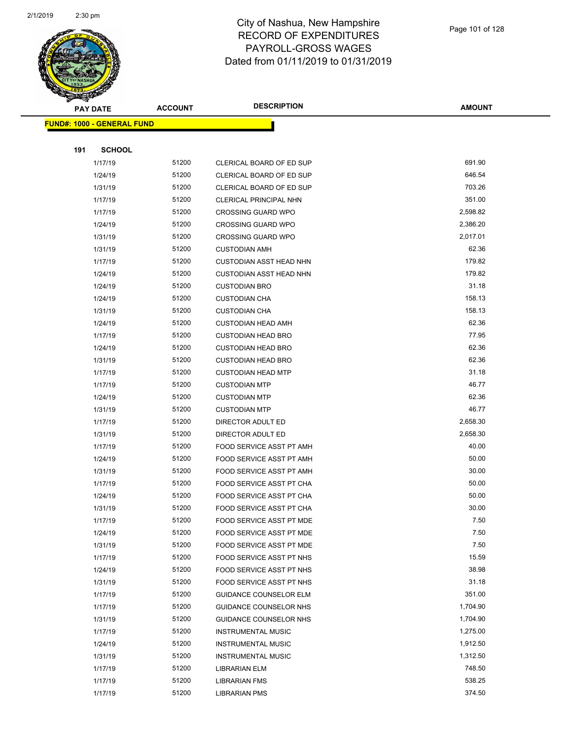# City of Nashua, New Hampshire
# RECORD OF EXPENDITURES
# PAYROLL-GROSS WAGES
# Dated from 01/11/2019 to 01/31/2019

| PAY DATE | ACCOUNT | DESCRIPTION | AMOUNT |
|---|---|---|---|

**FUND#: 1000 - GENERAL FUND**

**191 SCHOOL**

| PAY DATE | ACCOUNT | DESCRIPTION | AMOUNT |
|---|---|---|---|
| 1/17/19 | 51200 | CLERICAL BOARD OF ED SUP | 691.90 |
| 1/24/19 | 51200 | CLERICAL BOARD OF ED SUP | 646.54 |
| 1/31/19 | 51200 | CLERICAL BOARD OF ED SUP | 703.26 |
| 1/17/19 | 51200 | CLERICAL PRINCIPAL NHN | 351.00 |
| 1/17/19 | 51200 | CROSSING GUARD WPO | 2,598.82 |
| 1/24/19 | 51200 | CROSSING GUARD WPO | 2,386.20 |
| 1/31/19 | 51200 | CROSSING GUARD WPO | 2,017.01 |
| 1/31/19 | 51200 | CUSTODIAN AMH | 62.36 |
| 1/17/19 | 51200 | CUSTODIAN ASST HEAD NHN | 179.82 |
| 1/24/19 | 51200 | CUSTODIAN ASST HEAD NHN | 179.82 |
| 1/24/19 | 51200 | CUSTODIAN BRO | 31.18 |
| 1/24/19 | 51200 | CUSTODIAN CHA | 158.13 |
| 1/31/19 | 51200 | CUSTODIAN CHA | 158.13 |
| 1/24/19 | 51200 | CUSTODIAN HEAD AMH | 62.36 |
| 1/17/19 | 51200 | CUSTODIAN HEAD BRO | 77.95 |
| 1/24/19 | 51200 | CUSTODIAN HEAD BRO | 62.36 |
| 1/31/19 | 51200 | CUSTODIAN HEAD BRO | 62.36 |
| 1/17/19 | 51200 | CUSTODIAN HEAD MTP | 31.18 |
| 1/17/19 | 51200 | CUSTODIAN MTP | 46.77 |
| 1/24/19 | 51200 | CUSTODIAN MTP | 62.36 |
| 1/31/19 | 51200 | CUSTODIAN MTP | 46.77 |
| 1/17/19 | 51200 | DIRECTOR ADULT ED | 2,658.30 |
| 1/31/19 | 51200 | DIRECTOR ADULT ED | 2,658.30 |
| 1/17/19 | 51200 | FOOD SERVICE ASST PT AMH | 40.00 |
| 1/24/19 | 51200 | FOOD SERVICE ASST PT AMH | 50.00 |
| 1/31/19 | 51200 | FOOD SERVICE ASST PT AMH | 30.00 |
| 1/17/19 | 51200 | FOOD SERVICE ASST PT CHA | 50.00 |
| 1/24/19 | 51200 | FOOD SERVICE ASST PT CHA | 50.00 |
| 1/31/19 | 51200 | FOOD SERVICE ASST PT CHA | 30.00 |
| 1/17/19 | 51200 | FOOD SERVICE ASST PT MDE | 7.50 |
| 1/24/19 | 51200 | FOOD SERVICE ASST PT MDE | 7.50 |
| 1/31/19 | 51200 | FOOD SERVICE ASST PT MDE | 7.50 |
| 1/17/19 | 51200 | FOOD SERVICE ASST PT NHS | 15.59 |
| 1/24/19 | 51200 | FOOD SERVICE ASST PT NHS | 38.98 |
| 1/31/19 | 51200 | FOOD SERVICE ASST PT NHS | 31.18 |
| 1/17/19 | 51200 | GUIDANCE COUNSELOR ELM | 351.00 |
| 1/17/19 | 51200 | GUIDANCE COUNSELOR NHS | 1,704.90 |
| 1/31/19 | 51200 | GUIDANCE COUNSELOR NHS | 1,704.90 |
| 1/17/19 | 51200 | INSTRUMENTAL MUSIC | 1,275.00 |
| 1/24/19 | 51200 | INSTRUMENTAL MUSIC | 1,912.50 |
| 1/31/19 | 51200 | INSTRUMENTAL MUSIC | 1,312.50 |
| 1/17/19 | 51200 | LIBRARIAN ELM | 748.50 |
| 1/17/19 | 51200 | LIBRARIAN FMS | 538.25 |
| 1/17/19 | 51200 | LIBRARIAN PMS | 374.50 |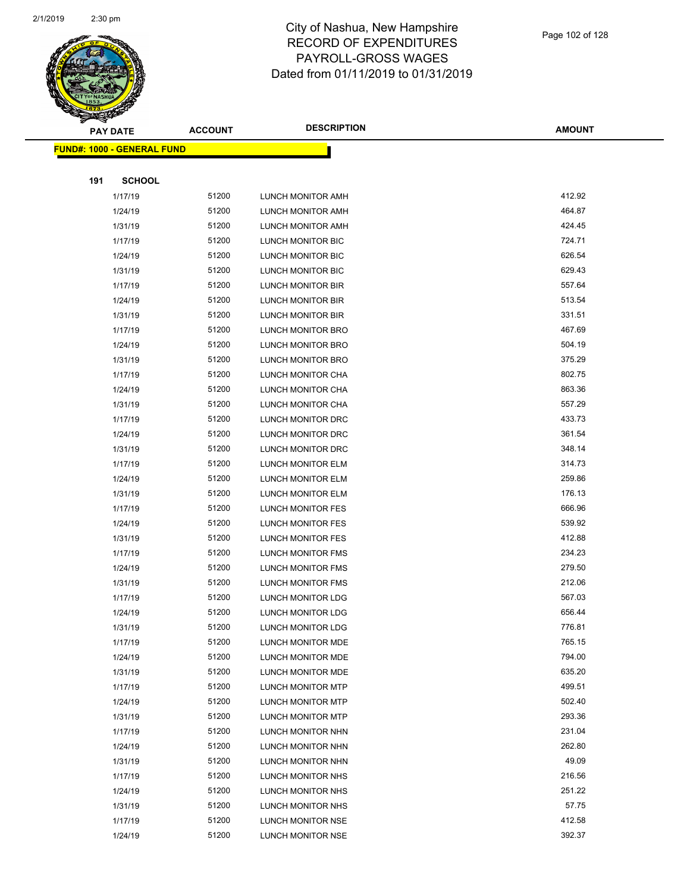# City of Nashua, New Hampshire
## RECORD OF EXPENDITURES
## PAYROLL-GROSS WAGES
## Dated from 01/11/2019 to 01/31/2019

| PAY DATE | ACCOUNT | DESCRIPTION | AMOUNT |
|---|---|---|---|

**FUND#: 1000 - GENERAL FUND**

**191 SCHOOL**

| PAY DATE | ACCOUNT | DESCRIPTION | AMOUNT |
|---|---|---|---|
| 1/17/19 | 51200 | LUNCH MONITOR AMH | 412.92 |
| 1/24/19 | 51200 | LUNCH MONITOR AMH | 464.87 |
| 1/31/19 | 51200 | LUNCH MONITOR AMH | 424.45 |
| 1/17/19 | 51200 | LUNCH MONITOR BIC | 724.71 |
| 1/24/19 | 51200 | LUNCH MONITOR BIC | 626.54 |
| 1/31/19 | 51200 | LUNCH MONITOR BIC | 629.43 |
| 1/17/19 | 51200 | LUNCH MONITOR BIR | 557.64 |
| 1/24/19 | 51200 | LUNCH MONITOR BIR | 513.54 |
| 1/31/19 | 51200 | LUNCH MONITOR BIR | 331.51 |
| 1/17/19 | 51200 | LUNCH MONITOR BRO | 467.69 |
| 1/24/19 | 51200 | LUNCH MONITOR BRO | 504.19 |
| 1/31/19 | 51200 | LUNCH MONITOR BRO | 375.29 |
| 1/17/19 | 51200 | LUNCH MONITOR CHA | 802.75 |
| 1/24/19 | 51200 | LUNCH MONITOR CHA | 863.36 |
| 1/31/19 | 51200 | LUNCH MONITOR CHA | 557.29 |
| 1/17/19 | 51200 | LUNCH MONITOR DRC | 433.73 |
| 1/24/19 | 51200 | LUNCH MONITOR DRC | 361.54 |
| 1/31/19 | 51200 | LUNCH MONITOR DRC | 348.14 |
| 1/17/19 | 51200 | LUNCH MONITOR ELM | 314.73 |
| 1/24/19 | 51200 | LUNCH MONITOR ELM | 259.86 |
| 1/31/19 | 51200 | LUNCH MONITOR ELM | 176.13 |
| 1/17/19 | 51200 | LUNCH MONITOR FES | 666.96 |
| 1/24/19 | 51200 | LUNCH MONITOR FES | 539.92 |
| 1/31/19 | 51200 | LUNCH MONITOR FES | 412.88 |
| 1/17/19 | 51200 | LUNCH MONITOR FMS | 234.23 |
| 1/24/19 | 51200 | LUNCH MONITOR FMS | 279.50 |
| 1/31/19 | 51200 | LUNCH MONITOR FMS | 212.06 |
| 1/17/19 | 51200 | LUNCH MONITOR LDG | 567.03 |
| 1/24/19 | 51200 | LUNCH MONITOR LDG | 656.44 |
| 1/31/19 | 51200 | LUNCH MONITOR LDG | 776.81 |
| 1/17/19 | 51200 | LUNCH MONITOR MDE | 765.15 |
| 1/24/19 | 51200 | LUNCH MONITOR MDE | 794.00 |
| 1/31/19 | 51200 | LUNCH MONITOR MDE | 635.20 |
| 1/17/19 | 51200 | LUNCH MONITOR MTP | 499.51 |
| 1/24/19 | 51200 | LUNCH MONITOR MTP | 502.40 |
| 1/31/19 | 51200 | LUNCH MONITOR MTP | 293.36 |
| 1/17/19 | 51200 | LUNCH MONITOR NHN | 231.04 |
| 1/24/19 | 51200 | LUNCH MONITOR NHN | 262.80 |
| 1/31/19 | 51200 | LUNCH MONITOR NHN | 49.09 |
| 1/17/19 | 51200 | LUNCH MONITOR NHS | 216.56 |
| 1/24/19 | 51200 | LUNCH MONITOR NHS | 251.22 |
| 1/31/19 | 51200 | LUNCH MONITOR NHS | 57.75 |
| 1/17/19 | 51200 | LUNCH MONITOR NSE | 412.58 |
| 1/24/19 | 51200 | LUNCH MONITOR NSE | 392.37 |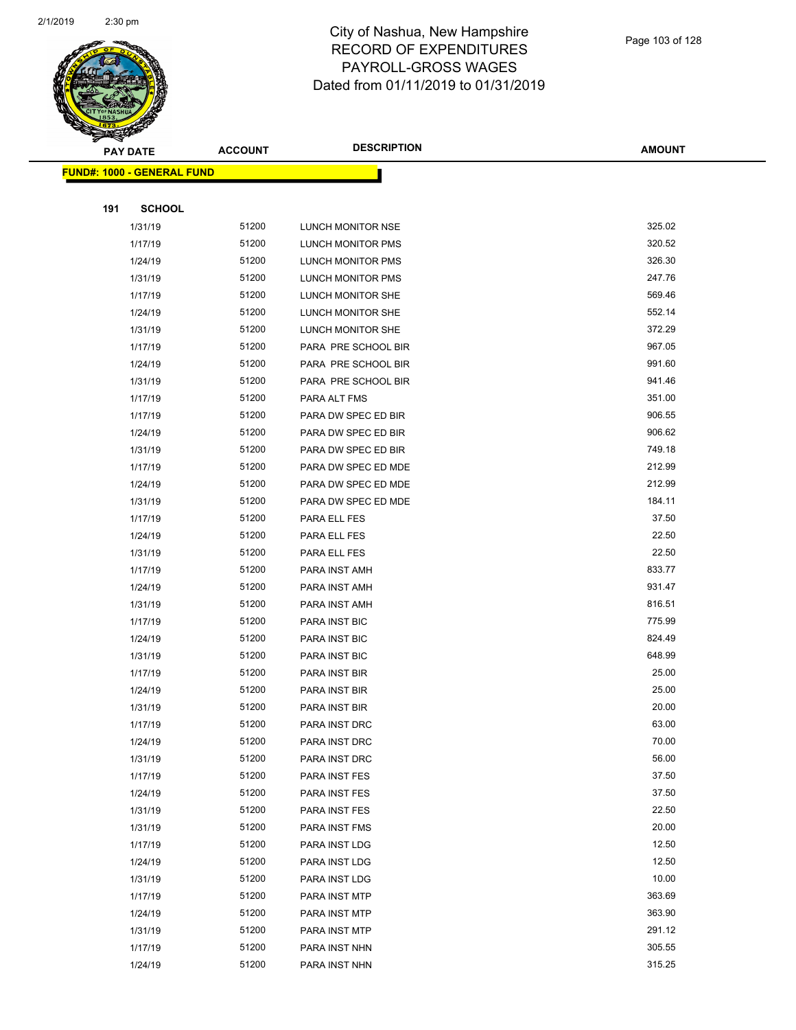# City of Nashua, New Hampshire
# RECORD OF EXPENDITURES
# PAYROLL-GROSS WAGES
# Dated from 01/11/2019 to 01/31/2019

| PAY DATE | ACCOUNT | DESCRIPTION | AMOUNT |
|---|---|---|---|
| **FUND#: 1000 - GENERAL FUND** | | | |
| **191 SCHOOL** | | | |
| 1/31/19 | 51200 | LUNCH MONITOR NSE | 325.02 |
| 1/17/19 | 51200 | LUNCH MONITOR PMS | 320.52 |
| 1/24/19 | 51200 | LUNCH MONITOR PMS | 326.30 |
| 1/31/19 | 51200 | LUNCH MONITOR PMS | 247.76 |
| 1/17/19 | 51200 | LUNCH MONITOR SHE | 569.46 |
| 1/24/19 | 51200 | LUNCH MONITOR SHE | 552.14 |
| 1/31/19 | 51200 | LUNCH MONITOR SHE | 372.29 |
| 1/17/19 | 51200 | PARA PRE SCHOOL BIR | 967.05 |
| 1/24/19 | 51200 | PARA PRE SCHOOL BIR | 991.60 |
| 1/31/19 | 51200 | PARA PRE SCHOOL BIR | 941.46 |
| 1/17/19 | 51200 | PARA ALT FMS | 351.00 |
| 1/17/19 | 51200 | PARA DW SPEC ED BIR | 906.55 |
| 1/24/19 | 51200 | PARA DW SPEC ED BIR | 906.62 |
| 1/31/19 | 51200 | PARA DW SPEC ED BIR | 749.18 |
| 1/17/19 | 51200 | PARA DW SPEC ED MDE | 212.99 |
| 1/24/19 | 51200 | PARA DW SPEC ED MDE | 212.99 |
| 1/31/19 | 51200 | PARA DW SPEC ED MDE | 184.11 |
| 1/17/19 | 51200 | PARA ELL FES | 37.50 |
| 1/24/19 | 51200 | PARA ELL FES | 22.50 |
| 1/31/19 | 51200 | PARA ELL FES | 22.50 |
| 1/17/19 | 51200 | PARA INST AMH | 833.77 |
| 1/24/19 | 51200 | PARA INST AMH | 931.47 |
| 1/31/19 | 51200 | PARA INST AMH | 816.51 |
| 1/17/19 | 51200 | PARA INST BIC | 775.99 |
| 1/24/19 | 51200 | PARA INST BIC | 824.49 |
| 1/31/19 | 51200 | PARA INST BIC | 648.99 |
| 1/17/19 | 51200 | PARA INST BIR | 25.00 |
| 1/24/19 | 51200 | PARA INST BIR | 25.00 |
| 1/31/19 | 51200 | PARA INST BIR | 20.00 |
| 1/17/19 | 51200 | PARA INST DRC | 63.00 |
| 1/24/19 | 51200 | PARA INST DRC | 70.00 |
| 1/31/19 | 51200 | PARA INST DRC | 56.00 |
| 1/17/19 | 51200 | PARA INST FES | 37.50 |
| 1/24/19 | 51200 | PARA INST FES | 37.50 |
| 1/31/19 | 51200 | PARA INST FES | 22.50 |
| 1/31/19 | 51200 | PARA INST FMS | 20.00 |
| 1/17/19 | 51200 | PARA INST LDG | 12.50 |
| 1/24/19 | 51200 | PARA INST LDG | 12.50 |
| 1/31/19 | 51200 | PARA INST LDG | 10.00 |
| 1/17/19 | 51200 | PARA INST MTP | 363.69 |
| 1/24/19 | 51200 | PARA INST MTP | 363.90 |
| 1/31/19 | 51200 | PARA INST MTP | 291.12 |
| 1/17/19 | 51200 | PARA INST NHN | 305.55 |
| 1/24/19 | 51200 | PARA INST NHN | 315.25 |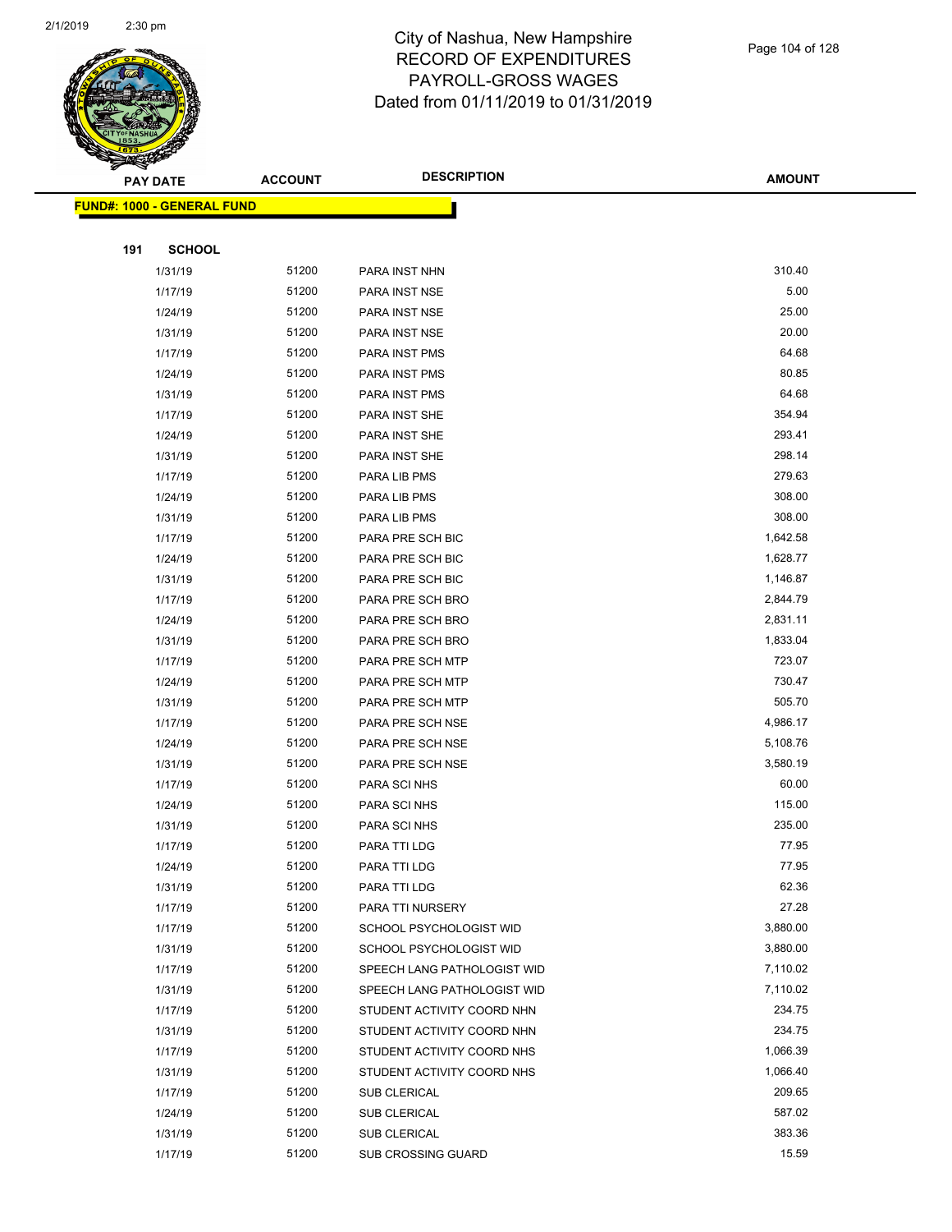# City of Nashua, New Hampshire
## RECORD OF EXPENDITURES
## PAYROLL-GROSS WAGES
## Dated from 01/11/2019 to 01/31/2019

| PAY DATE | ACCOUNT | DESCRIPTION | AMOUNT |
|---|---|---|---|
| **FUND#: 1000 - GENERAL FUND** | | | |
| **191 SCHOOL** | | | |
| 1/31/19 | 51200 | PARA INST NHN | 310.40 |
| 1/17/19 | 51200 | PARA INST NSE | 5.00 |
| 1/24/19 | 51200 | PARA INST NSE | 25.00 |
| 1/31/19 | 51200 | PARA INST NSE | 20.00 |
| 1/17/19 | 51200 | PARA INST PMS | 64.68 |
| 1/24/19 | 51200 | PARA INST PMS | 80.85 |
| 1/31/19 | 51200 | PARA INST PMS | 64.68 |
| 1/17/19 | 51200 | PARA INST SHE | 354.94 |
| 1/24/19 | 51200 | PARA INST SHE | 293.41 |
| 1/31/19 | 51200 | PARA INST SHE | 298.14 |
| 1/17/19 | 51200 | PARA LIB PMS | 279.63 |
| 1/24/19 | 51200 | PARA LIB PMS | 308.00 |
| 1/31/19 | 51200 | PARA LIB PMS | 308.00 |
| 1/17/19 | 51200 | PARA PRE SCH BIC | 1,642.58 |
| 1/24/19 | 51200 | PARA PRE SCH BIC | 1,628.77 |
| 1/31/19 | 51200 | PARA PRE SCH BIC | 1,146.87 |
| 1/17/19 | 51200 | PARA PRE SCH BRO | 2,844.79 |
| 1/24/19 | 51200 | PARA PRE SCH BRO | 2,831.11 |
| 1/31/19 | 51200 | PARA PRE SCH BRO | 1,833.04 |
| 1/17/19 | 51200 | PARA PRE SCH MTP | 723.07 |
| 1/24/19 | 51200 | PARA PRE SCH MTP | 730.47 |
| 1/31/19 | 51200 | PARA PRE SCH MTP | 505.70 |
| 1/17/19 | 51200 | PARA PRE SCH NSE | 4,986.17 |
| 1/24/19 | 51200 | PARA PRE SCH NSE | 5,108.76 |
| 1/31/19 | 51200 | PARA PRE SCH NSE | 3,580.19 |
| 1/17/19 | 51200 | PARA SCI NHS | 60.00 |
| 1/24/19 | 51200 | PARA SCI NHS | 115.00 |
| 1/31/19 | 51200 | PARA SCI NHS | 235.00 |
| 1/17/19 | 51200 | PARA TTI LDG | 77.95 |
| 1/24/19 | 51200 | PARA TTI LDG | 77.95 |
| 1/31/19 | 51200 | PARA TTI LDG | 62.36 |
| 1/17/19 | 51200 | PARA TTI NURSERY | 27.28 |
| 1/17/19 | 51200 | SCHOOL PSYCHOLOGIST WID | 3,880.00 |
| 1/31/19 | 51200 | SCHOOL PSYCHOLOGIST WID | 3,880.00 |
| 1/17/19 | 51200 | SPEECH LANG PATHOLOGIST WID | 7,110.02 |
| 1/31/19 | 51200 | SPEECH LANG PATHOLOGIST WID | 7,110.02 |
| 1/17/19 | 51200 | STUDENT ACTIVITY COORD NHN | 234.75 |
| 1/31/19 | 51200 | STUDENT ACTIVITY COORD NHN | 234.75 |
| 1/17/19 | 51200 | STUDENT ACTIVITY COORD NHS | 1,066.39 |
| 1/31/19 | 51200 | STUDENT ACTIVITY COORD NHS | 1,066.40 |
| 1/17/19 | 51200 | SUB CLERICAL | 209.65 |
| 1/24/19 | 51200 | SUB CLERICAL | 587.02 |
| 1/31/19 | 51200 | SUB CLERICAL | 383.36 |
| 1/17/19 | 51200 | SUB CROSSING GUARD | 15.59 |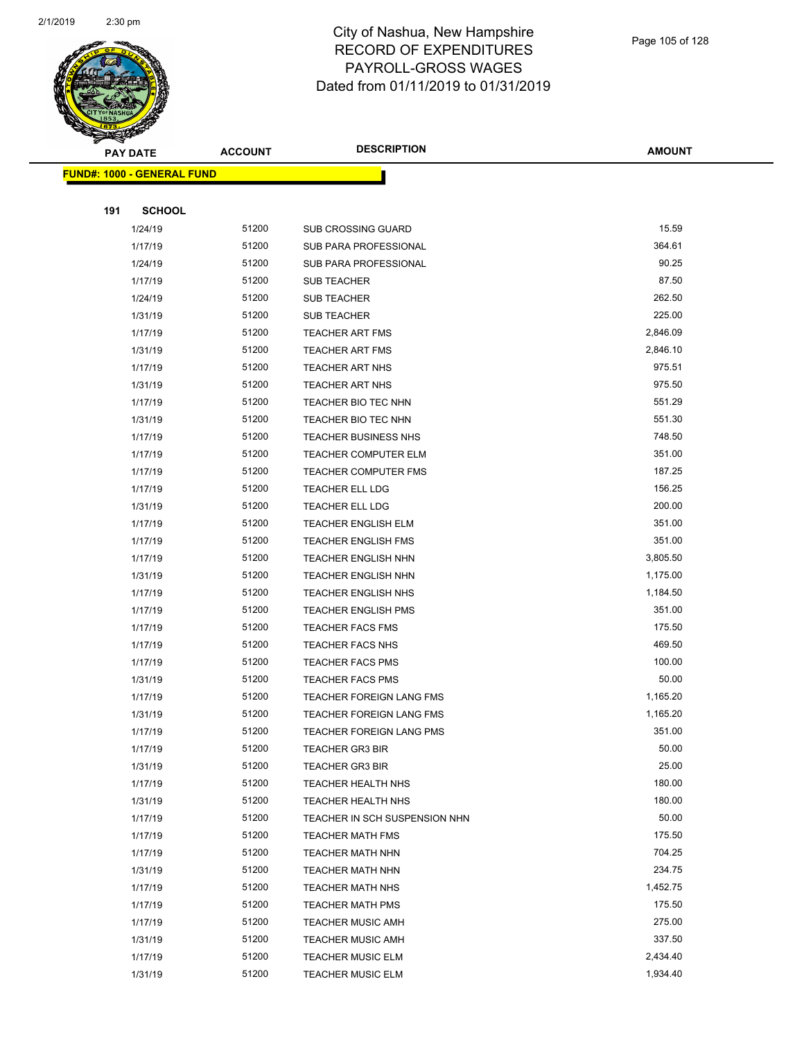# City of Nashua, New Hampshire
## RECORD OF EXPENDITURES
## PAYROLL-GROSS WAGES
## Dated from 01/11/2019 to 01/31/2019

**FUND#: 1000 - GENERAL FUND**

**191 SCHOOL**

| PAY DATE | ACCOUNT | DESCRIPTION | AMOUNT |
|---|---|---|---|
| 1/24/19 | 51200 | SUB CROSSING GUARD | 15.59 |
| 1/17/19 | 51200 | SUB PARA PROFESSIONAL | 364.61 |
| 1/24/19 | 51200 | SUB PARA PROFESSIONAL | 90.25 |
| 1/17/19 | 51200 | SUB TEACHER | 87.50 |
| 1/24/19 | 51200 | SUB TEACHER | 262.50 |
| 1/31/19 | 51200 | SUB TEACHER | 225.00 |
| 1/17/19 | 51200 | TEACHER ART FMS | 2,846.09 |
| 1/31/19 | 51200 | TEACHER ART FMS | 2,846.10 |
| 1/17/19 | 51200 | TEACHER ART NHS | 975.51 |
| 1/31/19 | 51200 | TEACHER ART NHS | 975.50 |
| 1/17/19 | 51200 | TEACHER BIO TEC NHN | 551.29 |
| 1/31/19 | 51200 | TEACHER BIO TEC NHN | 551.30 |
| 1/17/19 | 51200 | TEACHER BUSINESS NHS | 748.50 |
| 1/17/19 | 51200 | TEACHER COMPUTER ELM | 351.00 |
| 1/17/19 | 51200 | TEACHER COMPUTER FMS | 187.25 |
| 1/17/19 | 51200 | TEACHER ELL LDG | 156.25 |
| 1/31/19 | 51200 | TEACHER ELL LDG | 200.00 |
| 1/17/19 | 51200 | TEACHER ENGLISH ELM | 351.00 |
| 1/17/19 | 51200 | TEACHER ENGLISH FMS | 351.00 |
| 1/17/19 | 51200 | TEACHER ENGLISH NHN | 3,805.50 |
| 1/31/19 | 51200 | TEACHER ENGLISH NHN | 1,175.00 |
| 1/17/19 | 51200 | TEACHER ENGLISH NHS | 1,184.50 |
| 1/17/19 | 51200 | TEACHER ENGLISH PMS | 351.00 |
| 1/17/19 | 51200 | TEACHER FACS FMS | 175.50 |
| 1/17/19 | 51200 | TEACHER FACS NHS | 469.50 |
| 1/17/19 | 51200 | TEACHER FACS PMS | 100.00 |
| 1/31/19 | 51200 | TEACHER FACS PMS | 50.00 |
| 1/17/19 | 51200 | TEACHER FOREIGN LANG FMS | 1,165.20 |
| 1/31/19 | 51200 | TEACHER FOREIGN LANG FMS | 1,165.20 |
| 1/17/19 | 51200 | TEACHER FOREIGN LANG PMS | 351.00 |
| 1/17/19 | 51200 | TEACHER GR3 BIR | 50.00 |
| 1/31/19 | 51200 | TEACHER GR3 BIR | 25.00 |
| 1/17/19 | 51200 | TEACHER HEALTH NHS | 180.00 |
| 1/31/19 | 51200 | TEACHER HEALTH NHS | 180.00 |
| 1/17/19 | 51200 | TEACHER IN SCH SUSPENSION NHN | 50.00 |
| 1/17/19 | 51200 | TEACHER MATH FMS | 175.50 |
| 1/17/19 | 51200 | TEACHER MATH NHN | 704.25 |
| 1/31/19 | 51200 | TEACHER MATH NHN | 234.75 |
| 1/17/19 | 51200 | TEACHER MATH NHS | 1,452.75 |
| 1/17/19 | 51200 | TEACHER MATH PMS | 175.50 |
| 1/17/19 | 51200 | TEACHER MUSIC AMH | 275.00 |
| 1/31/19 | 51200 | TEACHER MUSIC AMH | 337.50 |
| 1/17/19 | 51200 | TEACHER MUSIC ELM | 2,434.40 |
| 1/31/19 | 51200 | TEACHER MUSIC ELM | 1,934.40 |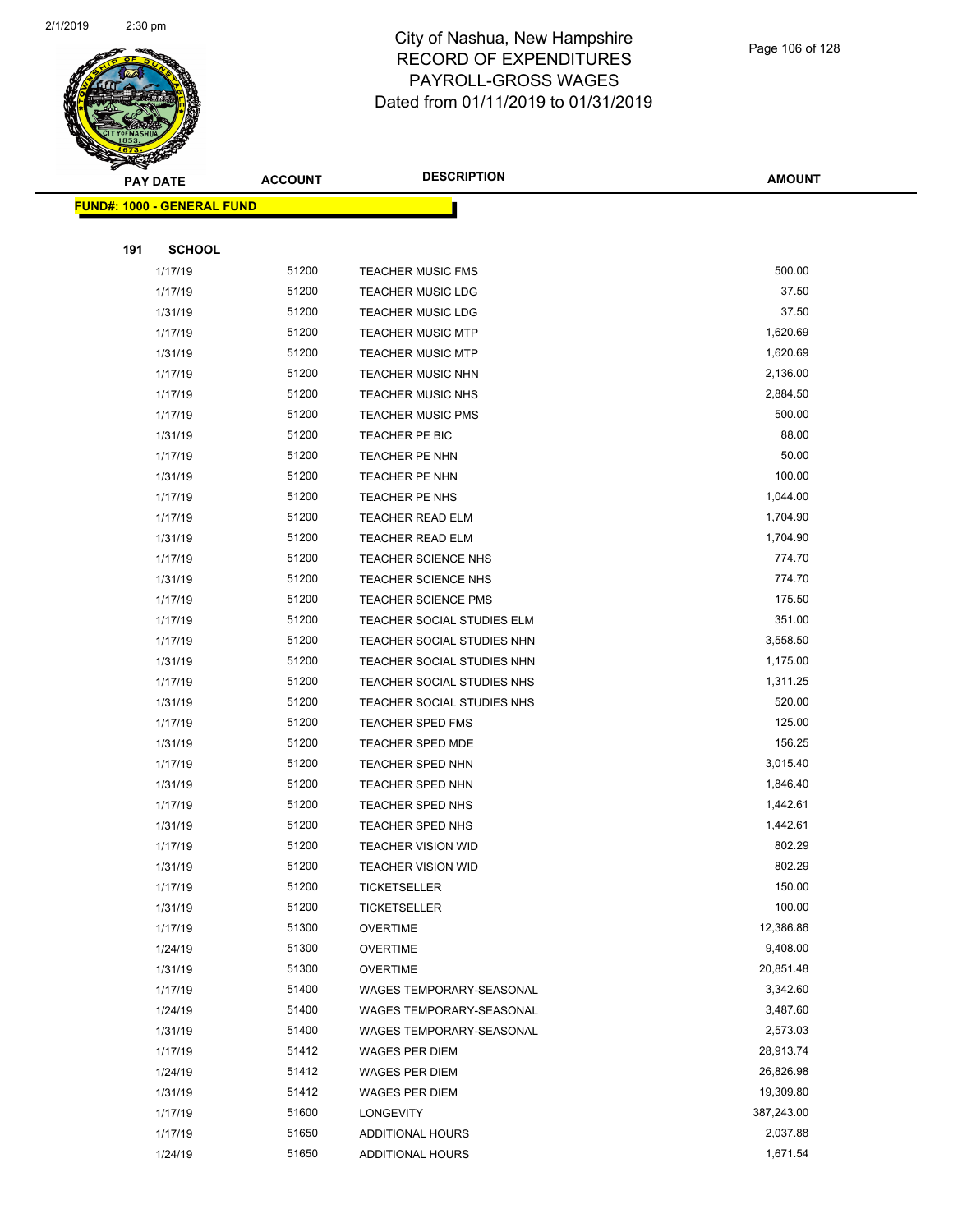# City of Nashua, New Hampshire
## RECORD OF EXPENDITURES
## PAYROLL-GROSS WAGES
## Dated from 01/11/2019 to 01/31/2019

**FUND#: 1000 - GENERAL FUND**

**191 SCHOOL**

| PAY DATE | ACCOUNT | DESCRIPTION | AMOUNT |
|---|---|---|---|
| 1/17/19 | 51200 | TEACHER MUSIC FMS | 500.00 |
| 1/17/19 | 51200 | TEACHER MUSIC LDG | 37.50 |
| 1/31/19 | 51200 | TEACHER MUSIC LDG | 37.50 |
| 1/17/19 | 51200 | TEACHER MUSIC MTP | 1,620.69 |
| 1/31/19 | 51200 | TEACHER MUSIC MTP | 1,620.69 |
| 1/17/19 | 51200 | TEACHER MUSIC NHN | 2,136.00 |
| 1/17/19 | 51200 | TEACHER MUSIC NHS | 2,884.50 |
| 1/17/19 | 51200 | TEACHER MUSIC PMS | 500.00 |
| 1/31/19 | 51200 | TEACHER PE BIC | 88.00 |
| 1/17/19 | 51200 | TEACHER PE NHN | 50.00 |
| 1/31/19 | 51200 | TEACHER PE NHN | 100.00 |
| 1/17/19 | 51200 | TEACHER PE NHS | 1,044.00 |
| 1/17/19 | 51200 | TEACHER READ ELM | 1,704.90 |
| 1/31/19 | 51200 | TEACHER READ ELM | 1,704.90 |
| 1/17/19 | 51200 | TEACHER SCIENCE NHS | 774.70 |
| 1/31/19 | 51200 | TEACHER SCIENCE NHS | 774.70 |
| 1/17/19 | 51200 | TEACHER SCIENCE PMS | 175.50 |
| 1/17/19 | 51200 | TEACHER SOCIAL STUDIES ELM | 351.00 |
| 1/17/19 | 51200 | TEACHER SOCIAL STUDIES NHN | 3,558.50 |
| 1/31/19 | 51200 | TEACHER SOCIAL STUDIES NHN | 1,175.00 |
| 1/17/19 | 51200 | TEACHER SOCIAL STUDIES NHS | 1,311.25 |
| 1/31/19 | 51200 | TEACHER SOCIAL STUDIES NHS | 520.00 |
| 1/17/19 | 51200 | TEACHER SPED FMS | 125.00 |
| 1/31/19 | 51200 | TEACHER SPED MDE | 156.25 |
| 1/17/19 | 51200 | TEACHER SPED NHN | 3,015.40 |
| 1/31/19 | 51200 | TEACHER SPED NHN | 1,846.40 |
| 1/17/19 | 51200 | TEACHER SPED NHS | 1,442.61 |
| 1/31/19 | 51200 | TEACHER SPED NHS | 1,442.61 |
| 1/17/19 | 51200 | TEACHER VISION WID | 802.29 |
| 1/31/19 | 51200 | TEACHER VISION WID | 802.29 |
| 1/17/19 | 51200 | TICKETSELLER | 150.00 |
| 1/31/19 | 51200 | TICKETSELLER | 100.00 |
| 1/17/19 | 51300 | OVERTIME | 12,386.86 |
| 1/24/19 | 51300 | OVERTIME | 9,408.00 |
| 1/31/19 | 51300 | OVERTIME | 20,851.48 |
| 1/17/19 | 51400 | WAGES TEMPORARY-SEASONAL | 3,342.60 |
| 1/24/19 | 51400 | WAGES TEMPORARY-SEASONAL | 3,487.60 |
| 1/31/19 | 51400 | WAGES TEMPORARY-SEASONAL | 2,573.03 |
| 1/17/19 | 51412 | WAGES PER DIEM | 28,913.74 |
| 1/24/19 | 51412 | WAGES PER DIEM | 26,826.98 |
| 1/31/19 | 51412 | WAGES PER DIEM | 19,309.80 |
| 1/17/19 | 51600 | LONGEVITY | 387,243.00 |
| 1/17/19 | 51650 | ADDITIONAL HOURS | 2,037.88 |
| 1/24/19 | 51650 | ADDITIONAL HOURS | 1,671.54 |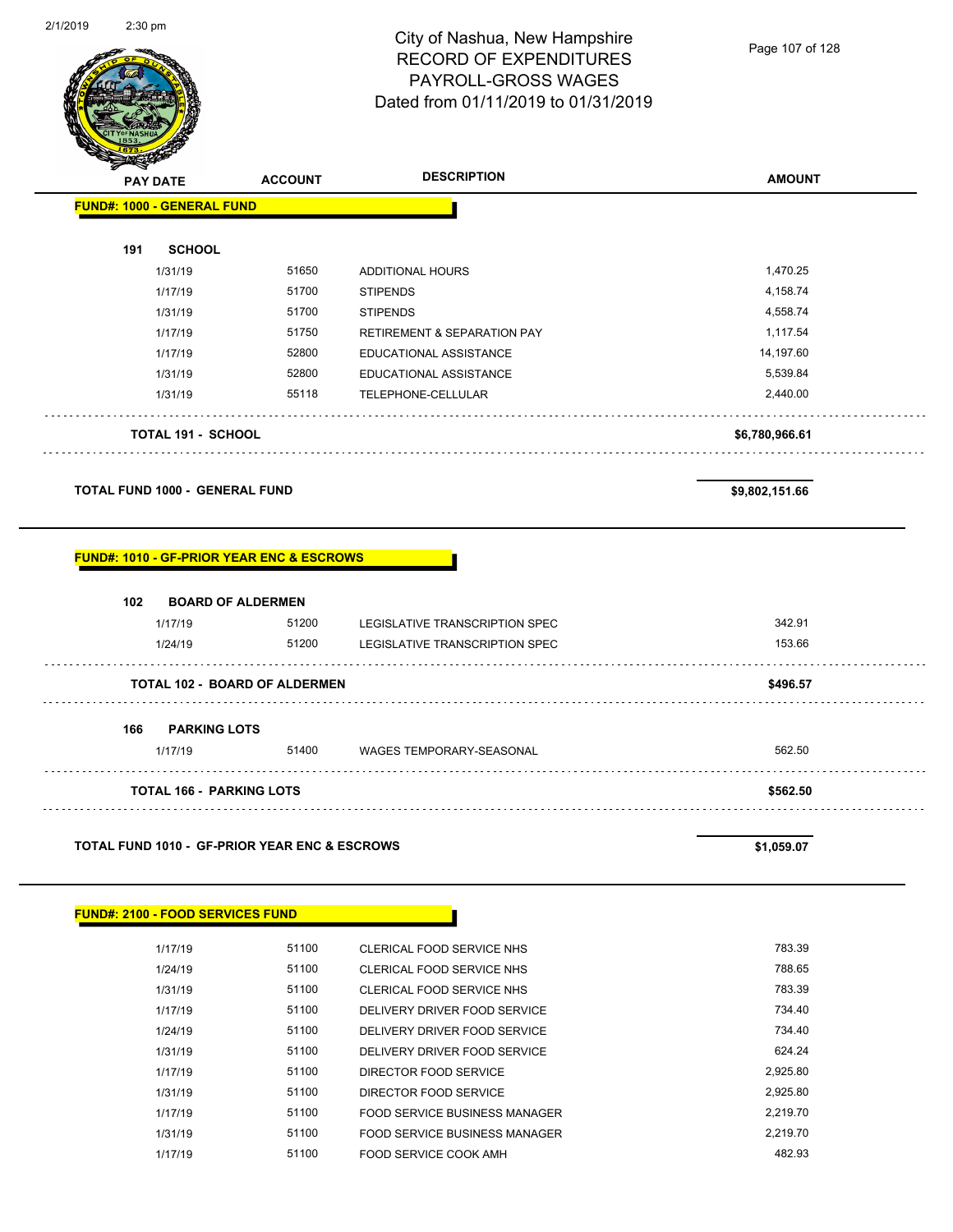City of Nashua, New Hampshire
RECORD OF EXPENDITURES
PAYROLL-GROSS WAGES
Dated from 01/11/2019 to 01/31/2019

| PAY DATE | ACCOUNT | DESCRIPTION | AMOUNT |
|---|---|---|---|
| **FUND#: 1000 - GENERAL FUND** | | | |
| **191 SCHOOL** | | | |
| 1/31/19 | 51650 | ADDITIONAL HOURS | 1,470.25 |
| 1/17/19 | 51700 | STIPENDS | 4,158.74 |
| 1/31/19 | 51700 | STIPENDS | 4,558.74 |
| 1/17/19 | 51750 | RETIREMENT & SEPARATION PAY | 1,117.54 |
| 1/17/19 | 52800 | EDUCATIONAL ASSISTANCE | 14,197.60 |
| 1/31/19 | 52800 | EDUCATIONAL ASSISTANCE | 5,539.84 |
| 1/31/19 | 55118 | TELEPHONE-CELLULAR | 2,440.00 |
| **TOTAL 191 - SCHOOL** | | | **$6,780,966.61** |
| **TOTAL FUND 1000 - GENERAL FUND** | | | **$9,802,151.66** |
| **FUND#: 1010 - GF-PRIOR YEAR ENC & ESCROWS** | | | |
| **102 BOARD OF ALDERMEN** | | | |
| 1/17/19 | 51200 | LEGISLATIVE TRANSCRIPTION SPEC | 342.91 |
| 1/24/19 | 51200 | LEGISLATIVE TRANSCRIPTION SPEC | 153.66 |
| **TOTAL 102 - BOARD OF ALDERMEN** | | | **$496.57** |
| **166 PARKING LOTS** | | | |
| 1/17/19 | 51400 | WAGES TEMPORARY-SEASONAL | 562.50 |
| **TOTAL 166 - PARKING LOTS** | | | **$562.50** |
| **TOTAL FUND 1010 - GF-PRIOR YEAR ENC & ESCROWS** | | | **$1,059.07** |
| **FUND#: 2100 - FOOD SERVICES FUND** | | | |
| 1/17/19 | 51100 | CLERICAL FOOD SERVICE NHS | 783.39 |
| 1/24/19 | 51100 | CLERICAL FOOD SERVICE NHS | 788.65 |
| 1/31/19 | 51100 | CLERICAL FOOD SERVICE NHS | 783.39 |
| 1/17/19 | 51100 | DELIVERY DRIVER FOOD SERVICE | 734.40 |
| 1/24/19 | 51100 | DELIVERY DRIVER FOOD SERVICE | 734.40 |
| 1/31/19 | 51100 | DELIVERY DRIVER FOOD SERVICE | 624.24 |
| 1/17/19 | 51100 | DIRECTOR FOOD SERVICE | 2,925.80 |
| 1/31/19 | 51100 | DIRECTOR FOOD SERVICE | 2,925.80 |
| 1/17/19 | 51100 | FOOD SERVICE BUSINESS MANAGER | 2,219.70 |
| 1/31/19 | 51100 | FOOD SERVICE BUSINESS MANAGER | 2,219.70 |
| 1/17/19 | 51100 | FOOD SERVICE COOK AMH | 482.93 |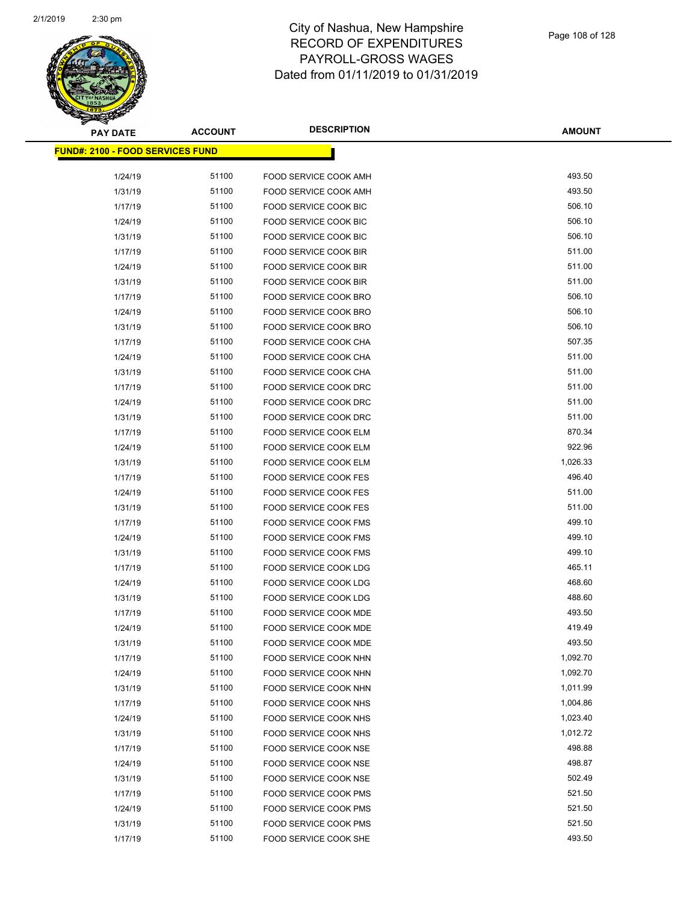# City of Nashua, New Hampshire
# RECORD OF EXPENDITURES
# PAYROLL-GROSS WAGES
# Dated from 01/11/2019 to 01/31/2019

**FUND#: 2100 - FOOD SERVICES FUND**

| PAY DATE | ACCOUNT | DESCRIPTION | AMOUNT |
|---|---|---|---|
| 1/24/19 | 51100 | FOOD SERVICE COOK AMH | 493.50 |
| 1/31/19 | 51100 | FOOD SERVICE COOK AMH | 493.50 |
| 1/17/19 | 51100 | FOOD SERVICE COOK BIC | 506.10 |
| 1/24/19 | 51100 | FOOD SERVICE COOK BIC | 506.10 |
| 1/31/19 | 51100 | FOOD SERVICE COOK BIC | 506.10 |
| 1/17/19 | 51100 | FOOD SERVICE COOK BIR | 511.00 |
| 1/24/19 | 51100 | FOOD SERVICE COOK BIR | 511.00 |
| 1/31/19 | 51100 | FOOD SERVICE COOK BIR | 511.00 |
| 1/17/19 | 51100 | FOOD SERVICE COOK BRO | 506.10 |
| 1/24/19 | 51100 | FOOD SERVICE COOK BRO | 506.10 |
| 1/31/19 | 51100 | FOOD SERVICE COOK BRO | 506.10 |
| 1/17/19 | 51100 | FOOD SERVICE COOK CHA | 507.35 |
| 1/24/19 | 51100 | FOOD SERVICE COOK CHA | 511.00 |
| 1/31/19 | 51100 | FOOD SERVICE COOK CHA | 511.00 |
| 1/17/19 | 51100 | FOOD SERVICE COOK DRC | 511.00 |
| 1/24/19 | 51100 | FOOD SERVICE COOK DRC | 511.00 |
| 1/31/19 | 51100 | FOOD SERVICE COOK DRC | 511.00 |
| 1/17/19 | 51100 | FOOD SERVICE COOK ELM | 870.34 |
| 1/24/19 | 51100 | FOOD SERVICE COOK ELM | 922.96 |
| 1/31/19 | 51100 | FOOD SERVICE COOK ELM | 1,026.33 |
| 1/17/19 | 51100 | FOOD SERVICE COOK FES | 496.40 |
| 1/24/19 | 51100 | FOOD SERVICE COOK FES | 511.00 |
| 1/31/19 | 51100 | FOOD SERVICE COOK FES | 511.00 |
| 1/17/19 | 51100 | FOOD SERVICE COOK FMS | 499.10 |
| 1/24/19 | 51100 | FOOD SERVICE COOK FMS | 499.10 |
| 1/31/19 | 51100 | FOOD SERVICE COOK FMS | 499.10 |
| 1/17/19 | 51100 | FOOD SERVICE COOK LDG | 465.11 |
| 1/24/19 | 51100 | FOOD SERVICE COOK LDG | 468.60 |
| 1/31/19 | 51100 | FOOD SERVICE COOK LDG | 488.60 |
| 1/17/19 | 51100 | FOOD SERVICE COOK MDE | 493.50 |
| 1/24/19 | 51100 | FOOD SERVICE COOK MDE | 419.49 |
| 1/31/19 | 51100 | FOOD SERVICE COOK MDE | 493.50 |
| 1/17/19 | 51100 | FOOD SERVICE COOK NHN | 1,092.70 |
| 1/24/19 | 51100 | FOOD SERVICE COOK NHN | 1,092.70 |
| 1/31/19 | 51100 | FOOD SERVICE COOK NHN | 1,011.99 |
| 1/17/19 | 51100 | FOOD SERVICE COOK NHS | 1,004.86 |
| 1/24/19 | 51100 | FOOD SERVICE COOK NHS | 1,023.40 |
| 1/31/19 | 51100 | FOOD SERVICE COOK NHS | 1,012.72 |
| 1/17/19 | 51100 | FOOD SERVICE COOK NSE | 498.88 |
| 1/24/19 | 51100 | FOOD SERVICE COOK NSE | 498.87 |
| 1/31/19 | 51100 | FOOD SERVICE COOK NSE | 502.49 |
| 1/17/19 | 51100 | FOOD SERVICE COOK PMS | 521.50 |
| 1/24/19 | 51100 | FOOD SERVICE COOK PMS | 521.50 |
| 1/31/19 | 51100 | FOOD SERVICE COOK PMS | 521.50 |
| 1/17/19 | 51100 | FOOD SERVICE COOK SHE | 493.50 |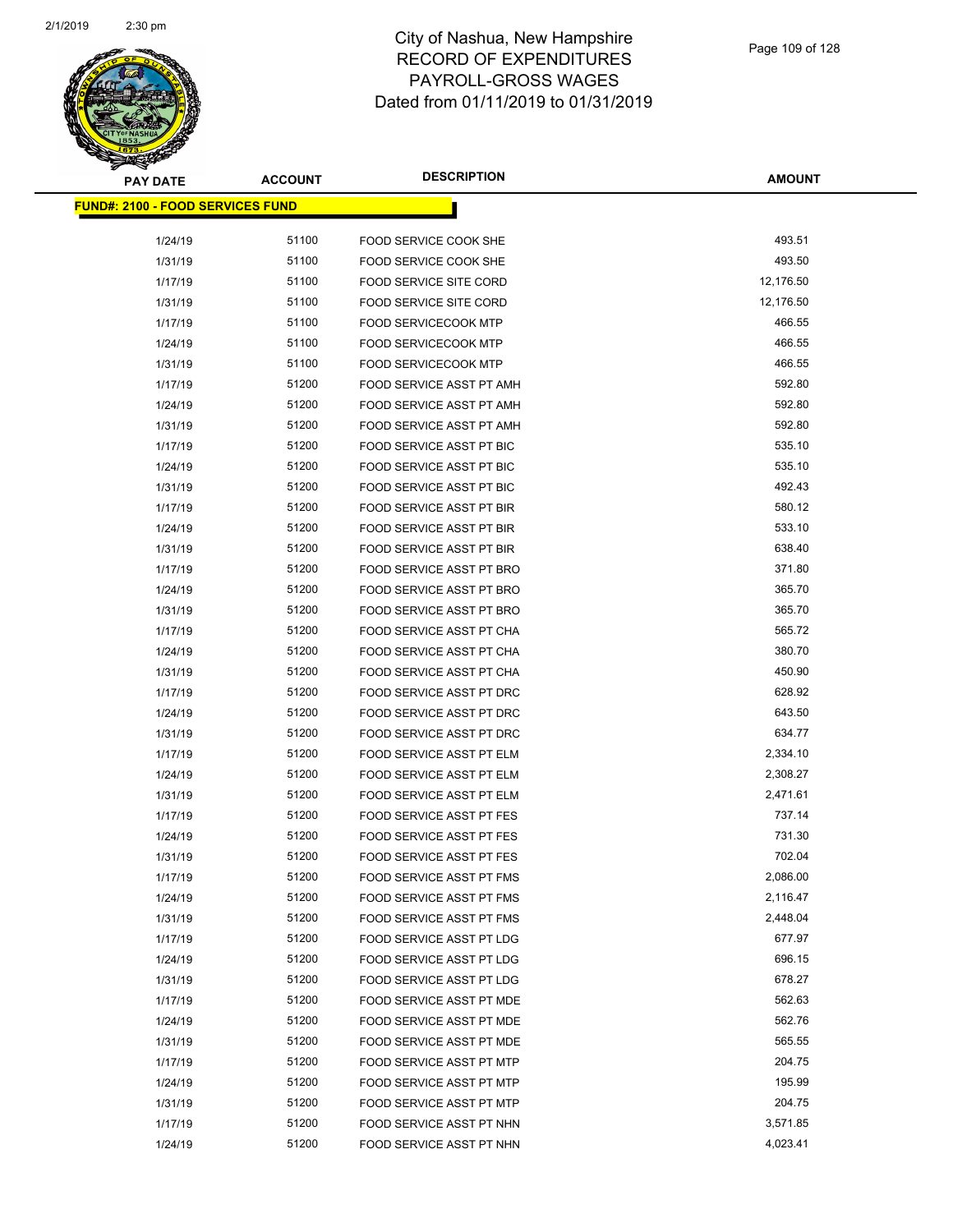# City of Nashua, New Hampshire
## RECORD OF EXPENDITURES
## PAYROLL-GROSS WAGES
## Dated from 01/11/2019 to 01/31/2019

**FUND#: 2100 - FOOD SERVICES FUND**

| PAY DATE | ACCOUNT | DESCRIPTION | AMOUNT |
|---|---|---|---|
| 1/24/19 | 51100 | FOOD SERVICE COOK SHE | 493.51 |
| 1/31/19 | 51100 | FOOD SERVICE COOK SHE | 493.50 |
| 1/17/19 | 51100 | FOOD SERVICE SITE CORD | 12,176.50 |
| 1/31/19 | 51100 | FOOD SERVICE SITE CORD | 12,176.50 |
| 1/17/19 | 51100 | FOOD SERVICECOOK MTP | 466.55 |
| 1/24/19 | 51100 | FOOD SERVICECOOK MTP | 466.55 |
| 1/31/19 | 51100 | FOOD SERVICECOOK MTP | 466.55 |
| 1/17/19 | 51200 | FOOD SERVICE ASST PT AMH | 592.80 |
| 1/24/19 | 51200 | FOOD SERVICE ASST PT AMH | 592.80 |
| 1/31/19 | 51200 | FOOD SERVICE ASST PT AMH | 592.80 |
| 1/17/19 | 51200 | FOOD SERVICE ASST PT BIC | 535.10 |
| 1/24/19 | 51200 | FOOD SERVICE ASST PT BIC | 535.10 |
| 1/31/19 | 51200 | FOOD SERVICE ASST PT BIC | 492.43 |
| 1/17/19 | 51200 | FOOD SERVICE ASST PT BIR | 580.12 |
| 1/24/19 | 51200 | FOOD SERVICE ASST PT BIR | 533.10 |
| 1/31/19 | 51200 | FOOD SERVICE ASST PT BIR | 638.40 |
| 1/17/19 | 51200 | FOOD SERVICE ASST PT BRO | 371.80 |
| 1/24/19 | 51200 | FOOD SERVICE ASST PT BRO | 365.70 |
| 1/31/19 | 51200 | FOOD SERVICE ASST PT BRO | 365.70 |
| 1/17/19 | 51200 | FOOD SERVICE ASST PT CHA | 565.72 |
| 1/24/19 | 51200 | FOOD SERVICE ASST PT CHA | 380.70 |
| 1/31/19 | 51200 | FOOD SERVICE ASST PT CHA | 450.90 |
| 1/17/19 | 51200 | FOOD SERVICE ASST PT DRC | 628.92 |
| 1/24/19 | 51200 | FOOD SERVICE ASST PT DRC | 643.50 |
| 1/31/19 | 51200 | FOOD SERVICE ASST PT DRC | 634.77 |
| 1/17/19 | 51200 | FOOD SERVICE ASST PT ELM | 2,334.10 |
| 1/24/19 | 51200 | FOOD SERVICE ASST PT ELM | 2,308.27 |
| 1/31/19 | 51200 | FOOD SERVICE ASST PT ELM | 2,471.61 |
| 1/17/19 | 51200 | FOOD SERVICE ASST PT FES | 737.14 |
| 1/24/19 | 51200 | FOOD SERVICE ASST PT FES | 731.30 |
| 1/31/19 | 51200 | FOOD SERVICE ASST PT FES | 702.04 |
| 1/17/19 | 51200 | FOOD SERVICE ASST PT FMS | 2,086.00 |
| 1/24/19 | 51200 | FOOD SERVICE ASST PT FMS | 2,116.47 |
| 1/31/19 | 51200 | FOOD SERVICE ASST PT FMS | 2,448.04 |
| 1/17/19 | 51200 | FOOD SERVICE ASST PT LDG | 677.97 |
| 1/24/19 | 51200 | FOOD SERVICE ASST PT LDG | 696.15 |
| 1/31/19 | 51200 | FOOD SERVICE ASST PT LDG | 678.27 |
| 1/17/19 | 51200 | FOOD SERVICE ASST PT MDE | 562.63 |
| 1/24/19 | 51200 | FOOD SERVICE ASST PT MDE | 562.76 |
| 1/31/19 | 51200 | FOOD SERVICE ASST PT MDE | 565.55 |
| 1/17/19 | 51200 | FOOD SERVICE ASST PT MTP | 204.75 |
| 1/24/19 | 51200 | FOOD SERVICE ASST PT MTP | 195.99 |
| 1/31/19 | 51200 | FOOD SERVICE ASST PT MTP | 204.75 |
| 1/17/19 | 51200 | FOOD SERVICE ASST PT NHN | 3,571.85 |
| 1/24/19 | 51200 | FOOD SERVICE ASST PT NHN | 4,023.41 |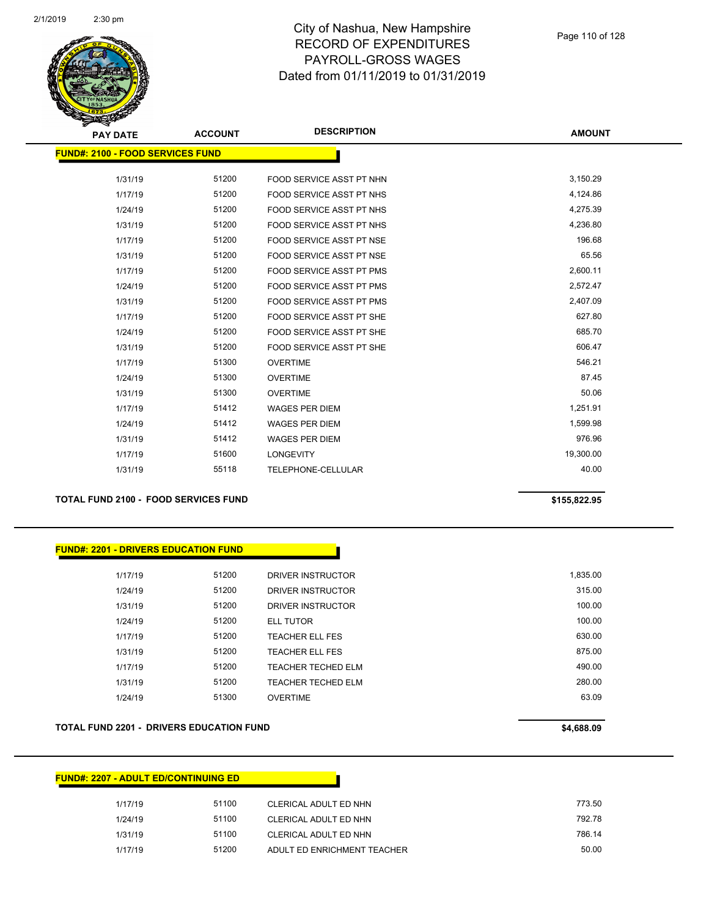# City of Nashua, New Hampshire
## RECORD OF EXPENDITURES
## PAYROLL-GROSS WAGES
## Dated from 01/11/2019 to 01/31/2019

| PAY DATE | ACCOUNT | DESCRIPTION | AMOUNT |
|---|---|---|---|
| **FUND#: 2100 - FOOD SERVICES FUND** | | | |
| 1/31/19 | 51200 | FOOD SERVICE ASST PT NHN | 3,150.29 |
| 1/17/19 | 51200 | FOOD SERVICE ASST PT NHS | 4,124.86 |
| 1/24/19 | 51200 | FOOD SERVICE ASST PT NHS | 4,275.39 |
| 1/31/19 | 51200 | FOOD SERVICE ASST PT NHS | 4,236.80 |
| 1/17/19 | 51200 | FOOD SERVICE ASST PT NSE | 196.68 |
| 1/31/19 | 51200 | FOOD SERVICE ASST PT NSE | 65.56 |
| 1/17/19 | 51200 | FOOD SERVICE ASST PT PMS | 2,600.11 |
| 1/24/19 | 51200 | FOOD SERVICE ASST PT PMS | 2,572.47 |
| 1/31/19 | 51200 | FOOD SERVICE ASST PT PMS | 2,407.09 |
| 1/17/19 | 51200 | FOOD SERVICE ASST PT SHE | 627.80 |
| 1/24/19 | 51200 | FOOD SERVICE ASST PT SHE | 685.70 |
| 1/31/19 | 51200 | FOOD SERVICE ASST PT SHE | 606.47 |
| 1/17/19 | 51300 | OVERTIME | 546.21 |
| 1/24/19 | 51300 | OVERTIME | 87.45 |
| 1/31/19 | 51300 | OVERTIME | 50.06 |
| 1/17/19 | 51412 | WAGES PER DIEM | 1,251.91 |
| 1/24/19 | 51412 | WAGES PER DIEM | 1,599.98 |
| 1/31/19 | 51412 | WAGES PER DIEM | 976.96 |
| 1/17/19 | 51600 | LONGEVITY | 19,300.00 |
| 1/31/19 | 55118 | TELEPHONE-CELLULAR | 40.00 |
| **TOTAL FUND 2100 - FOOD SERVICES FUND** | | | **$155,822.95** |

| PAY DATE | ACCOUNT | DESCRIPTION | AMOUNT |
|---|---|---|---|
| **FUND#: 2201 - DRIVERS EDUCATION FUND** | | | |
| 1/17/19 | 51200 | DRIVER INSTRUCTOR | 1,835.00 |
| 1/24/19 | 51200 | DRIVER INSTRUCTOR | 315.00 |
| 1/31/19 | 51200 | DRIVER INSTRUCTOR | 100.00 |
| 1/24/19 | 51200 | ELL TUTOR | 100.00 |
| 1/17/19 | 51200 | TEACHER ELL FES | 630.00 |
| 1/31/19 | 51200 | TEACHER ELL FES | 875.00 |
| 1/17/19 | 51200 | TEACHER TECHED ELM | 490.00 |
| 1/31/19 | 51200 | TEACHER TECHED ELM | 280.00 |
| 1/24/19 | 51300 | OVERTIME | 63.09 |
| **TOTAL FUND 2201 - DRIVERS EDUCATION FUND** | | | **$4,688.09** |

| PAY DATE | ACCOUNT | DESCRIPTION | AMOUNT |
|---|---|---|---|
| **FUND#: 2207 - ADULT ED/CONTINUING ED** | | | |
| 1/17/19 | 51100 | CLERICAL ADULT ED NHN | 773.50 |
| 1/24/19 | 51100 | CLERICAL ADULT ED NHN | 792.78 |
| 1/31/19 | 51100 | CLERICAL ADULT ED NHN | 786.14 |
| 1/17/19 | 51200 | ADULT ED ENRICHMENT TEACHER | 50.00 |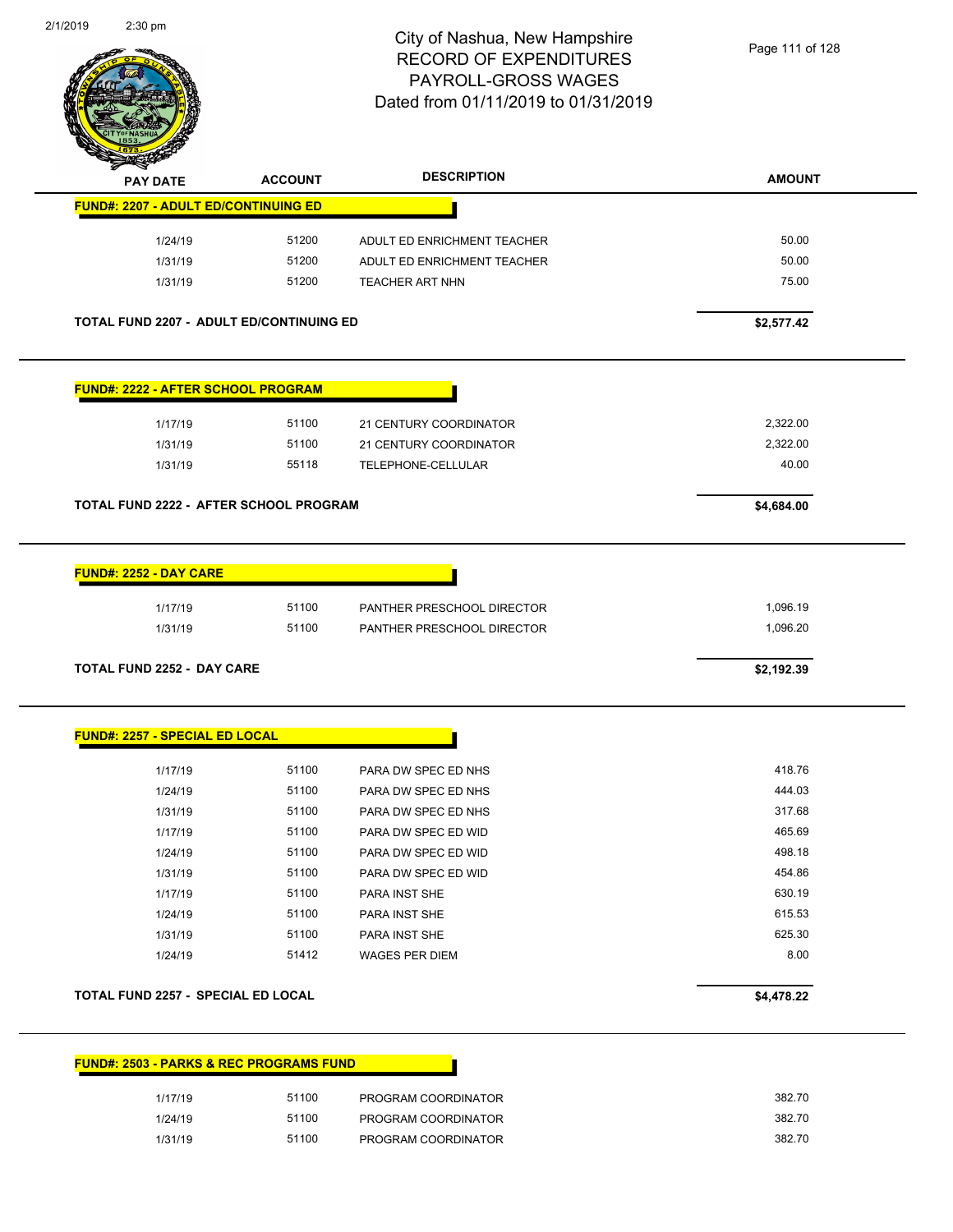City of Nashua, New Hampshire
RECORD OF EXPENDITURES
PAYROLL-GROSS WAGES
Dated from 01/11/2019 to 01/31/2019

| PAY DATE | ACCOUNT | DESCRIPTION | AMOUNT |
|---|---|---|---|
| **FUND#: 2207 - ADULT ED/CONTINUING ED** | | | |
| 1/24/19 | 51200 | ADULT ED ENRICHMENT TEACHER | 50.00 |
| 1/31/19 | 51200 | ADULT ED ENRICHMENT TEACHER | 50.00 |
| 1/31/19 | 51200 | TEACHER ART NHN | 75.00 |
| **TOTAL FUND 2207 - ADULT ED/CONTINUING ED** | | | **$2,577.42** |
| **FUND#: 2222 - AFTER SCHOOL PROGRAM** | | | |
| 1/17/19 | 51100 | 21 CENTURY COORDINATOR | 2,322.00 |
| 1/31/19 | 51100 | 21 CENTURY COORDINATOR | 2,322.00 |
| 1/31/19 | 55118 | TELEPHONE-CELLULAR | 40.00 |
| **TOTAL FUND 2222 - AFTER SCHOOL PROGRAM** | | | **$4,684.00** |
| **FUND#: 2252 - DAY CARE** | | | |
| 1/17/19 | 51100 | PANTHER PRESCHOOL DIRECTOR | 1,096.19 |
| 1/31/19 | 51100 | PANTHER PRESCHOOL DIRECTOR | 1,096.20 |
| **TOTAL FUND 2252 - DAY CARE** | | | **$2,192.39** |
| **FUND#: 2257 - SPECIAL ED LOCAL** | | | |
| 1/17/19 | 51100 | PARA DW SPEC ED NHS | 418.76 |
| 1/24/19 | 51100 | PARA DW SPEC ED NHS | 444.03 |
| 1/31/19 | 51100 | PARA DW SPEC ED NHS | 317.68 |
| 1/17/19 | 51100 | PARA DW SPEC ED WID | 465.69 |
| 1/24/19 | 51100 | PARA DW SPEC ED WID | 498.18 |
| 1/31/19 | 51100 | PARA DW SPEC ED WID | 454.86 |
| 1/17/19 | 51100 | PARA INST SHE | 630.19 |
| 1/24/19 | 51100 | PARA INST SHE | 615.53 |
| 1/31/19 | 51100 | PARA INST SHE | 625.30 |
| 1/24/19 | 51412 | WAGES PER DIEM | 8.00 |
| **TOTAL FUND 2257 - SPECIAL ED LOCAL** | | | **$4,478.22** |
| **FUND#: 2503 - PARKS & REC PROGRAMS FUND** | | | |
| 1/17/19 | 51100 | PROGRAM COORDINATOR | 382.70 |
| 1/24/19 | 51100 | PROGRAM COORDINATOR | 382.70 |
| 1/31/19 | 51100 | PROGRAM COORDINATOR | 382.70 |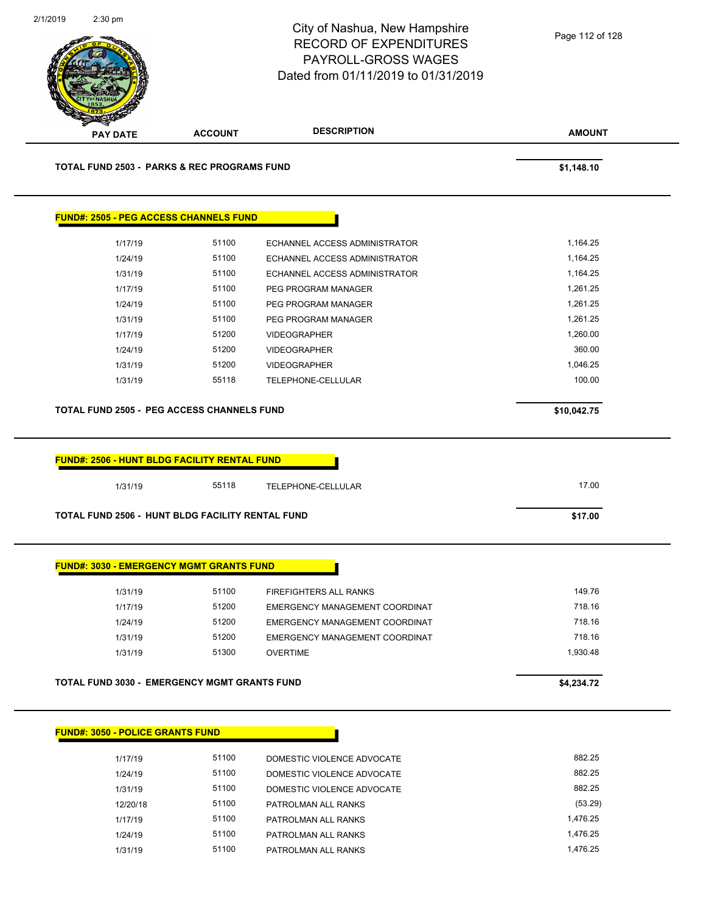City of Nashua, New Hampshire
RECORD OF EXPENDITURES
PAYROLL-GROSS WAGES
Dated from 01/11/2019 to 01/31/2019

| PAY DATE | ACCOUNT | DESCRIPTION | AMOUNT |
|---|---|---|---|
| **TOTAL FUND 2503 - PARKS & REC PROGRAMS FUND** | | | **$1,148.10** |

**FUND#: 2505 - PEG ACCESS CHANNELS FUND**

| PAY DATE | ACCOUNT | DESCRIPTION | AMOUNT |
|---|---|---|---|
| 1/17/19 | 51100 | ECHANNEL ACCESS ADMINISTRATOR | 1,164.25 |
| 1/24/19 | 51100 | ECHANNEL ACCESS ADMINISTRATOR | 1,164.25 |
| 1/31/19 | 51100 | ECHANNEL ACCESS ADMINISTRATOR | 1,164.25 |
| 1/17/19 | 51100 | PEG PROGRAM MANAGER | 1,261.25 |
| 1/24/19 | 51100 | PEG PROGRAM MANAGER | 1,261.25 |
| 1/31/19 | 51100 | PEG PROGRAM MANAGER | 1,261.25 |
| 1/17/19 | 51200 | VIDEOGRAPHER | 1,260.00 |
| 1/24/19 | 51200 | VIDEOGRAPHER | 360.00 |
| 1/31/19 | 51200 | VIDEOGRAPHER | 1,046.25 |
| 1/31/19 | 55118 | TELEPHONE-CELLULAR | 100.00 |
| **TOTAL FUND 2505 - PEG ACCESS CHANNELS FUND** | | | **$10,042.75** |

**FUND#: 2506 - HUNT BLDG FACILITY RENTAL FUND**

| PAY DATE | ACCOUNT | DESCRIPTION | AMOUNT |
|---|---|---|---|
| 1/31/19 | 55118 | TELEPHONE-CELLULAR | 17.00 |
| **TOTAL FUND 2506 - HUNT BLDG FACILITY RENTAL FUND** | | | **$17.00** |

**FUND#: 3030 - EMERGENCY MGMT GRANTS FUND**

| PAY DATE | ACCOUNT | DESCRIPTION | AMOUNT |
|---|---|---|---|
| 1/31/19 | 51100 | FIREFIGHTERS ALL RANKS | 149.76 |
| 1/17/19 | 51200 | EMERGENCY MANAGEMENT COORDINAT | 718.16 |
| 1/24/19 | 51200 | EMERGENCY MANAGEMENT COORDINAT | 718.16 |
| 1/31/19 | 51200 | EMERGENCY MANAGEMENT COORDINAT | 718.16 |
| 1/31/19 | 51300 | OVERTIME | 1,930.48 |
| **TOTAL FUND 3030 - EMERGENCY MGMT GRANTS FUND** | | | **$4,234.72** |

**FUND#: 3050 - POLICE GRANTS FUND**

| PAY DATE | ACCOUNT | DESCRIPTION | AMOUNT |
|---|---|---|---|
| 1/17/19 | 51100 | DOMESTIC VIOLENCE ADVOCATE | 882.25 |
| 1/24/19 | 51100 | DOMESTIC VIOLENCE ADVOCATE | 882.25 |
| 1/31/19 | 51100 | DOMESTIC VIOLENCE ADVOCATE | 882.25 |
| 12/20/18 | 51100 | PATROLMAN ALL RANKS | (53.29) |
| 1/17/19 | 51100 | PATROLMAN ALL RANKS | 1,476.25 |
| 1/24/19 | 51100 | PATROLMAN ALL RANKS | 1,476.25 |
| 1/31/19 | 51100 | PATROLMAN ALL RANKS | 1,476.25 |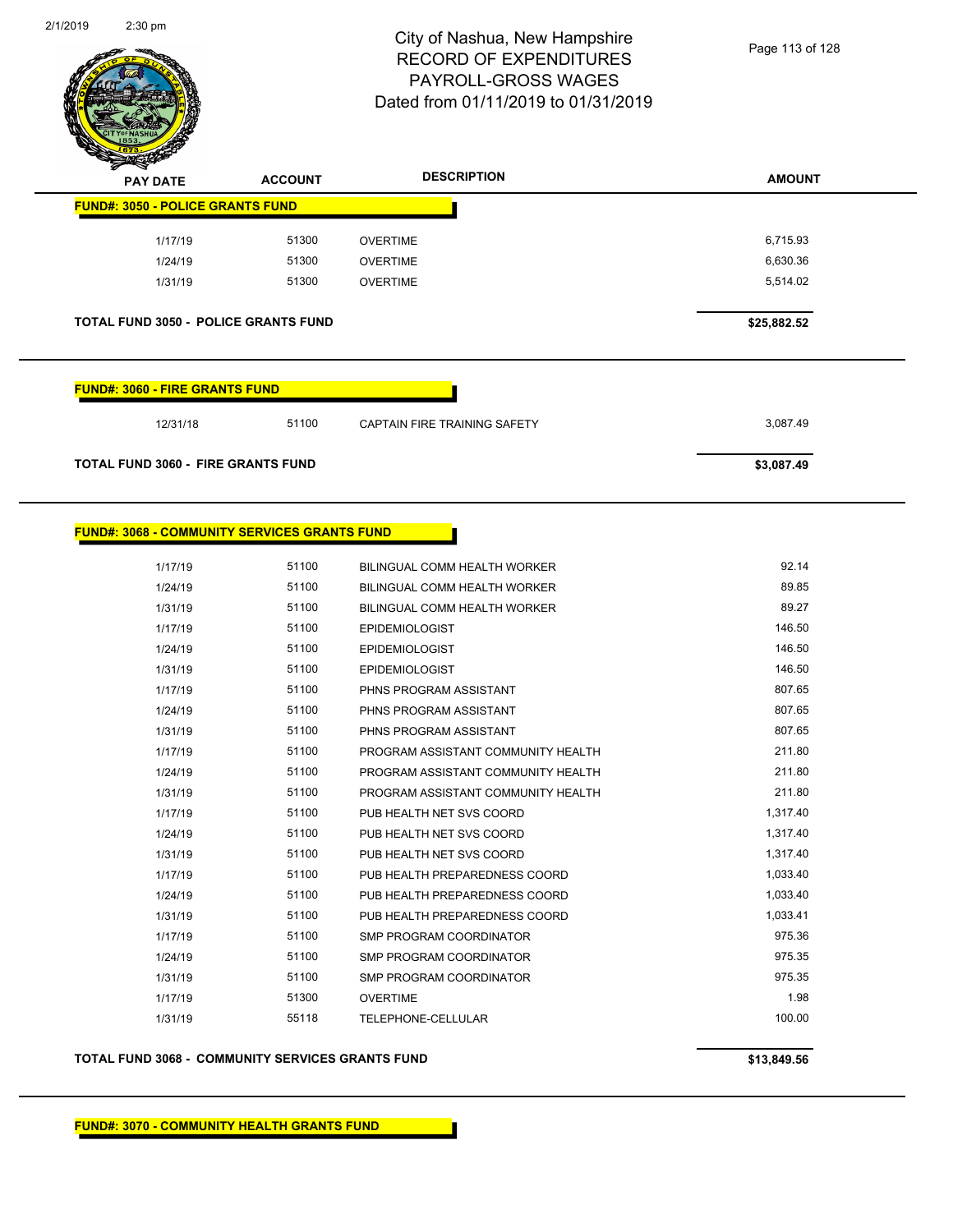# City of Nashua, New Hampshire
# RECORD OF EXPENDITURES
# PAYROLL-GROSS WAGES
# Dated from 01/11/2019 to 01/31/2019

| PAY DATE | ACCOUNT | DESCRIPTION | AMOUNT |
|---|---|---|---|
| **FUND#: 3050 - POLICE GRANTS FUND** | | | |
| 1/17/19 | 51300 | OVERTIME | 6,715.93 |
| 1/24/19 | 51300 | OVERTIME | 6,630.36 |
| 1/31/19 | 51300 | OVERTIME | 5,514.02 |
| **TOTAL FUND 3050 - POLICE GRANTS FUND** | | | **$25,882.52** |
| **FUND#: 3060 - FIRE GRANTS FUND** | | | |
| 12/31/18 | 51100 | CAPTAIN FIRE TRAINING SAFETY | 3,087.49 |
| **TOTAL FUND 3060 - FIRE GRANTS FUND** | | | **$3,087.49** |
| **FUND#: 3068 - COMMUNITY SERVICES GRANTS FUND** | | | |
| 1/17/19 | 51100 | BILINGUAL COMM HEALTH WORKER | 92.14 |
| 1/24/19 | 51100 | BILINGUAL COMM HEALTH WORKER | 89.85 |
| 1/31/19 | 51100 | BILINGUAL COMM HEALTH WORKER | 89.27 |
| 1/17/19 | 51100 | EPIDEMIOLOGIST | 146.50 |
| 1/24/19 | 51100 | EPIDEMIOLOGIST | 146.50 |
| 1/31/19 | 51100 | EPIDEMIOLOGIST | 146.50 |
| 1/17/19 | 51100 | PHNS PROGRAM ASSISTANT | 807.65 |
| 1/24/19 | 51100 | PHNS PROGRAM ASSISTANT | 807.65 |
| 1/31/19 | 51100 | PHNS PROGRAM ASSISTANT | 807.65 |
| 1/17/19 | 51100 | PROGRAM ASSISTANT COMMUNITY HEALTH | 211.80 |
| 1/24/19 | 51100 | PROGRAM ASSISTANT COMMUNITY HEALTH | 211.80 |
| 1/31/19 | 51100 | PROGRAM ASSISTANT COMMUNITY HEALTH | 211.80 |
| 1/17/19 | 51100 | PUB HEALTH NET SVS COORD | 1,317.40 |
| 1/24/19 | 51100 | PUB HEALTH NET SVS COORD | 1,317.40 |
| 1/31/19 | 51100 | PUB HEALTH NET SVS COORD | 1,317.40 |
| 1/17/19 | 51100 | PUB HEALTH PREPAREDNESS COORD | 1,033.40 |
| 1/24/19 | 51100 | PUB HEALTH PREPAREDNESS COORD | 1,033.40 |
| 1/31/19 | 51100 | PUB HEALTH PREPAREDNESS COORD | 1,033.41 |
| 1/17/19 | 51100 | SMP PROGRAM COORDINATOR | 975.36 |
| 1/24/19 | 51100 | SMP PROGRAM COORDINATOR | 975.35 |
| 1/31/19 | 51100 | SMP PROGRAM COORDINATOR | 975.35 |
| 1/17/19 | 51300 | OVERTIME | 1.98 |
| 1/31/19 | 55118 | TELEPHONE-CELLULAR | 100.00 |
| **TOTAL FUND 3068 - COMMUNITY SERVICES GRANTS FUND** | | | **$13,849.56** |
| **FUND#: 3070 - COMMUNITY HEALTH GRANTS FUND** | | | |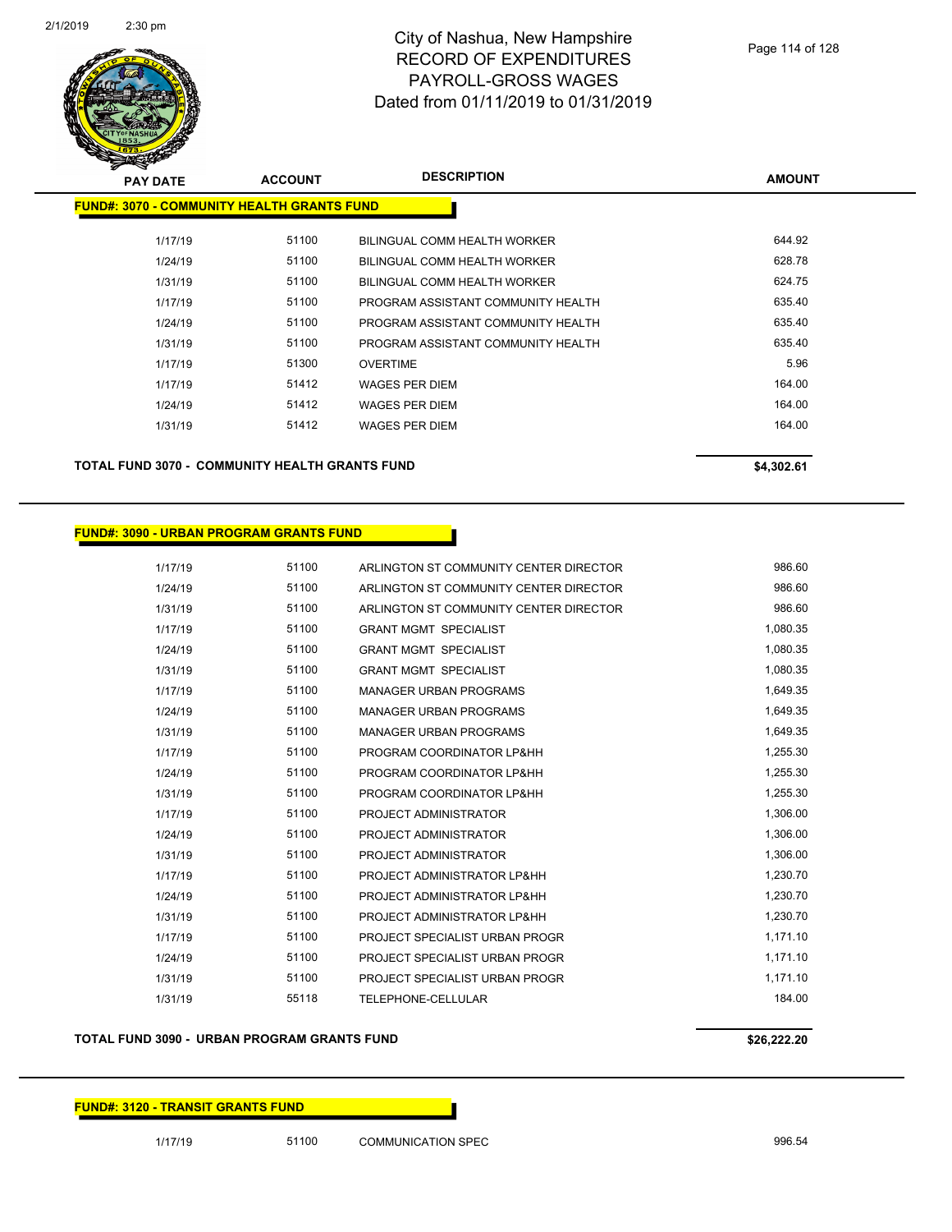# City of Nashua, New Hampshire
# RECORD OF EXPENDITURES
# PAYROLL-GROSS WAGES
# Dated from 01/11/2019 to 01/31/2019

| PAY DATE | ACCOUNT | DESCRIPTION | AMOUNT |
|---|---|---|---|
| **FUND#: 3070 - COMMUNITY HEALTH GRANTS FUND** | | | |
| 1/17/19 | 51100 | BILINGUAL COMM HEALTH WORKER | 644.92 |
| 1/24/19 | 51100 | BILINGUAL COMM HEALTH WORKER | 628.78 |
| 1/31/19 | 51100 | BILINGUAL COMM HEALTH WORKER | 624.75 |
| 1/17/19 | 51100 | PROGRAM ASSISTANT COMMUNITY HEALTH | 635.40 |
| 1/24/19 | 51100 | PROGRAM ASSISTANT COMMUNITY HEALTH | 635.40 |
| 1/31/19 | 51100 | PROGRAM ASSISTANT COMMUNITY HEALTH | 635.40 |
| 1/17/19 | 51300 | OVERTIME | 5.96 |
| 1/17/19 | 51412 | WAGES PER DIEM | 164.00 |
| 1/24/19 | 51412 | WAGES PER DIEM | 164.00 |
| 1/31/19 | 51412 | WAGES PER DIEM | 164.00 |
| **TOTAL FUND 3070 - COMMUNITY HEALTH GRANTS FUND** | | | **$4,302.61** |

| PAY DATE | ACCOUNT | DESCRIPTION | AMOUNT |
|---|---|---|---|
| **FUND#: 3090 - URBAN PROGRAM GRANTS FUND** | | | |
| 1/17/19 | 51100 | ARLINGTON ST COMMUNITY CENTER DIRECTOR | 986.60 |
| 1/24/19 | 51100 | ARLINGTON ST COMMUNITY CENTER DIRECTOR | 986.60 |
| 1/31/19 | 51100 | ARLINGTON ST COMMUNITY CENTER DIRECTOR | 986.60 |
| 1/17/19 | 51100 | GRANT MGMT SPECIALIST | 1,080.35 |
| 1/24/19 | 51100 | GRANT MGMT SPECIALIST | 1,080.35 |
| 1/31/19 | 51100 | GRANT MGMT SPECIALIST | 1,080.35 |
| 1/17/19 | 51100 | MANAGER URBAN PROGRAMS | 1,649.35 |
| 1/24/19 | 51100 | MANAGER URBAN PROGRAMS | 1,649.35 |
| 1/31/19 | 51100 | MANAGER URBAN PROGRAMS | 1,649.35 |
| 1/17/19 | 51100 | PROGRAM COORDINATOR LP&HH | 1,255.30 |
| 1/24/19 | 51100 | PROGRAM COORDINATOR LP&HH | 1,255.30 |
| 1/31/19 | 51100 | PROGRAM COORDINATOR LP&HH | 1,255.30 |
| 1/17/19 | 51100 | PROJECT ADMINISTRATOR | 1,306.00 |
| 1/24/19 | 51100 | PROJECT ADMINISTRATOR | 1,306.00 |
| 1/31/19 | 51100 | PROJECT ADMINISTRATOR | 1,306.00 |
| 1/17/19 | 51100 | PROJECT ADMINISTRATOR LP&HH | 1,230.70 |
| 1/24/19 | 51100 | PROJECT ADMINISTRATOR LP&HH | 1,230.70 |
| 1/31/19 | 51100 | PROJECT ADMINISTRATOR LP&HH | 1,230.70 |
| 1/17/19 | 51100 | PROJECT SPECIALIST URBAN PROGR | 1,171.10 |
| 1/24/19 | 51100 | PROJECT SPECIALIST URBAN PROGR | 1,171.10 |
| 1/31/19 | 51100 | PROJECT SPECIALIST URBAN PROGR | 1,171.10 |
| 1/31/19 | 55118 | TELEPHONE-CELLULAR | 184.00 |
| **TOTAL FUND 3090 - URBAN PROGRAM GRANTS FUND** | | | **$26,222.20** |

| PAY DATE | ACCOUNT | DESCRIPTION | AMOUNT |
|---|---|---|---|
| **FUND#: 3120 - TRANSIT GRANTS FUND** | | | |
| 1/17/19 | 51100 | COMMUNICATION SPEC | 996.54 |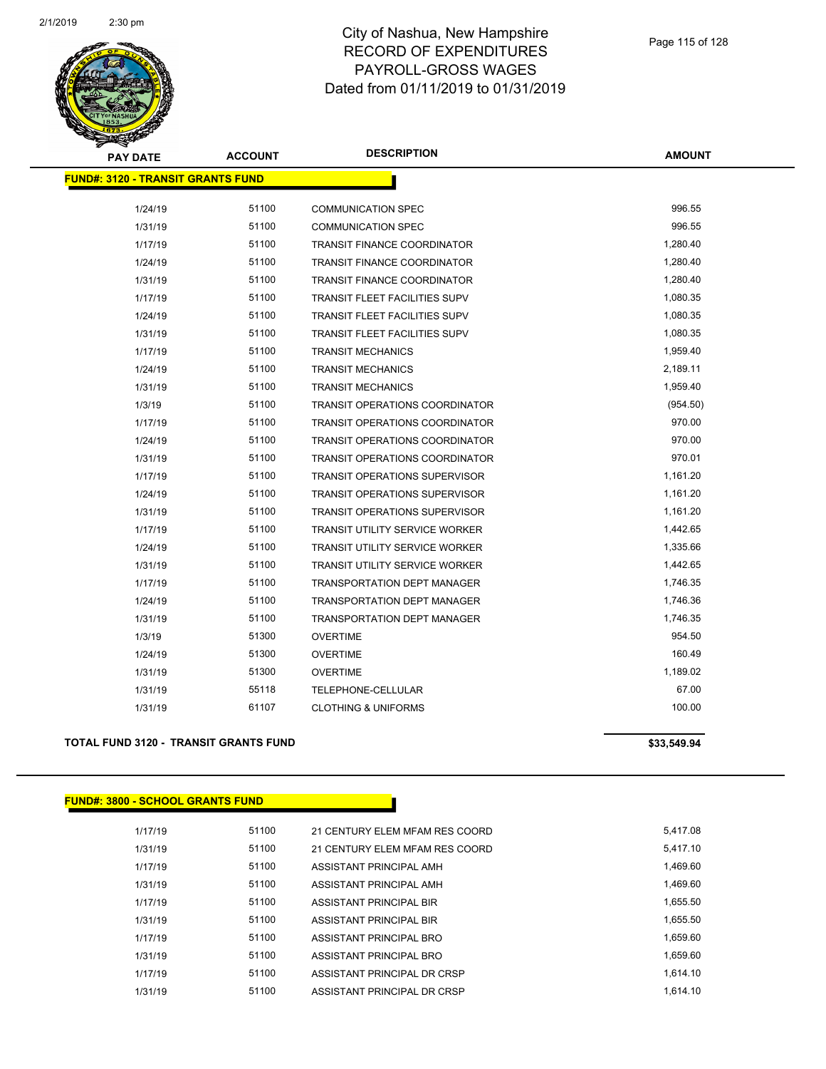# City of Nashua, New Hampshire
# RECORD OF EXPENDITURES
# PAYROLL-GROSS WAGES
# Dated from 01/11/2019 to 01/31/2019

## FUND#: 3120 - TRANSIT GRANTS FUND

| PAY DATE | ACCOUNT | DESCRIPTION | AMOUNT |
|---|---|---|---|
| 1/24/19 | 51100 | COMMUNICATION SPEC | 996.55 |
| 1/31/19 | 51100 | COMMUNICATION SPEC | 996.55 |
| 1/17/19 | 51100 | TRANSIT FINANCE COORDINATOR | 1,280.40 |
| 1/24/19 | 51100 | TRANSIT FINANCE COORDINATOR | 1,280.40 |
| 1/31/19 | 51100 | TRANSIT FINANCE COORDINATOR | 1,280.40 |
| 1/17/19 | 51100 | TRANSIT FLEET FACILITIES SUPV | 1,080.35 |
| 1/24/19 | 51100 | TRANSIT FLEET FACILITIES SUPV | 1,080.35 |
| 1/31/19 | 51100 | TRANSIT FLEET FACILITIES SUPV | 1,080.35 |
| 1/17/19 | 51100 | TRANSIT MECHANICS | 1,959.40 |
| 1/24/19 | 51100 | TRANSIT MECHANICS | 2,189.11 |
| 1/31/19 | 51100 | TRANSIT MECHANICS | 1,959.40 |
| 1/3/19 | 51100 | TRANSIT OPERATIONS COORDINATOR | (954.50) |
| 1/17/19 | 51100 | TRANSIT OPERATIONS COORDINATOR | 970.00 |
| 1/24/19 | 51100 | TRANSIT OPERATIONS COORDINATOR | 970.00 |
| 1/31/19 | 51100 | TRANSIT OPERATIONS COORDINATOR | 970.01 |
| 1/17/19 | 51100 | TRANSIT OPERATIONS SUPERVISOR | 1,161.20 |
| 1/24/19 | 51100 | TRANSIT OPERATIONS SUPERVISOR | 1,161.20 |
| 1/31/19 | 51100 | TRANSIT OPERATIONS SUPERVISOR | 1,161.20 |
| 1/17/19 | 51100 | TRANSIT UTILITY SERVICE WORKER | 1,442.65 |
| 1/24/19 | 51100 | TRANSIT UTILITY SERVICE WORKER | 1,335.66 |
| 1/31/19 | 51100 | TRANSIT UTILITY SERVICE WORKER | 1,442.65 |
| 1/17/19 | 51100 | TRANSPORTATION DEPT MANAGER | 1,746.35 |
| 1/24/19 | 51100 | TRANSPORTATION DEPT MANAGER | 1,746.36 |
| 1/31/19 | 51100 | TRANSPORTATION DEPT MANAGER | 1,746.35 |
| 1/3/19 | 51300 | OVERTIME | 954.50 |
| 1/24/19 | 51300 | OVERTIME | 160.49 |
| 1/31/19 | 51300 | OVERTIME | 1,189.02 |
| 1/31/19 | 55118 | TELEPHONE-CELLULAR | 67.00 |
| 1/31/19 | 61107 | CLOTHING & UNIFORMS | 100.00 |

**TOTAL FUND 3120 - TRANSIT GRANTS FUND** **$33,549.94**

## FUND#: 3800 - SCHOOL GRANTS FUND

| PAY DATE | ACCOUNT | DESCRIPTION | AMOUNT |
|---|---|---|---|
| 1/17/19 | 51100 | 21 CENTURY ELEM MFAM RES COORD | 5,417.08 |
| 1/31/19 | 51100 | 21 CENTURY ELEM MFAM RES COORD | 5,417.10 |
| 1/17/19 | 51100 | ASSISTANT PRINCIPAL AMH | 1,469.60 |
| 1/31/19 | 51100 | ASSISTANT PRINCIPAL AMH | 1,469.60 |
| 1/17/19 | 51100 | ASSISTANT PRINCIPAL BIR | 1,655.50 |
| 1/31/19 | 51100 | ASSISTANT PRINCIPAL BIR | 1,655.50 |
| 1/17/19 | 51100 | ASSISTANT PRINCIPAL BRO | 1,659.60 |
| 1/31/19 | 51100 | ASSISTANT PRINCIPAL BRO | 1,659.60 |
| 1/17/19 | 51100 | ASSISTANT PRINCIPAL DR CRSP | 1,614.10 |
| 1/31/19 | 51100 | ASSISTANT PRINCIPAL DR CRSP | 1,614.10 |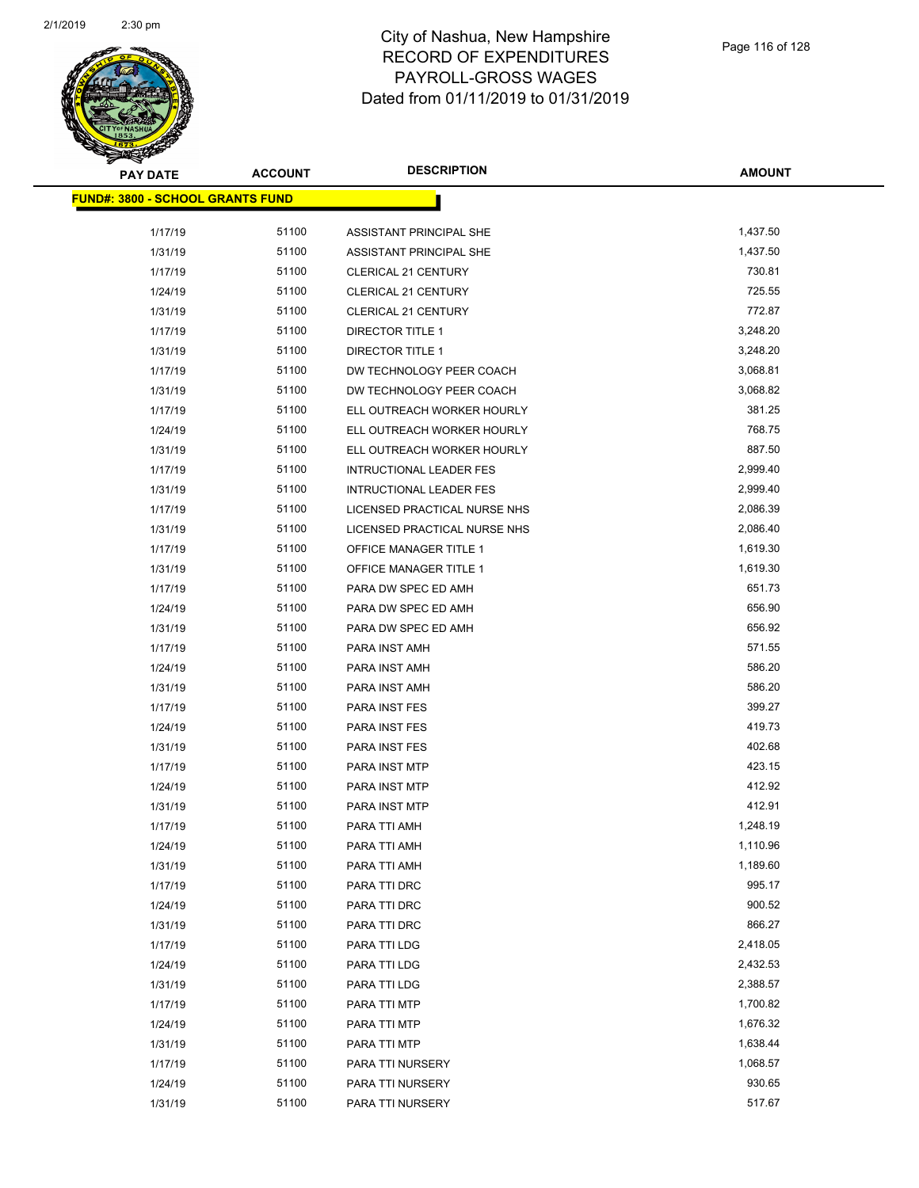# City of Nashua, New Hampshire
## RECORD OF EXPENDITURES
## PAYROLL-GROSS WAGES
## Dated from 01/11/2019 to 01/31/2019

| PAY DATE | ACCOUNT | DESCRIPTION | AMOUNT |
|---|---|---|---|
| **FUND#: 3800 - SCHOOL GRANTS FUND** | | | |
| 1/17/19 | 51100 | ASSISTANT PRINCIPAL SHE | 1,437.50 |
| 1/31/19 | 51100 | ASSISTANT PRINCIPAL SHE | 1,437.50 |
| 1/17/19 | 51100 | CLERICAL 21 CENTURY | 730.81 |
| 1/24/19 | 51100 | CLERICAL 21 CENTURY | 725.55 |
| 1/31/19 | 51100 | CLERICAL 21 CENTURY | 772.87 |
| 1/17/19 | 51100 | DIRECTOR TITLE 1 | 3,248.20 |
| 1/31/19 | 51100 | DIRECTOR TITLE 1 | 3,248.20 |
| 1/17/19 | 51100 | DW TECHNOLOGY PEER COACH | 3,068.81 |
| 1/31/19 | 51100 | DW TECHNOLOGY PEER COACH | 3,068.82 |
| 1/17/19 | 51100 | ELL OUTREACH WORKER HOURLY | 381.25 |
| 1/24/19 | 51100 | ELL OUTREACH WORKER HOURLY | 768.75 |
| 1/31/19 | 51100 | ELL OUTREACH WORKER HOURLY | 887.50 |
| 1/17/19 | 51100 | INTRUCTIONAL LEADER FES | 2,999.40 |
| 1/31/19 | 51100 | INTRUCTIONAL LEADER FES | 2,999.40 |
| 1/17/19 | 51100 | LICENSED PRACTICAL NURSE NHS | 2,086.39 |
| 1/31/19 | 51100 | LICENSED PRACTICAL NURSE NHS | 2,086.40 |
| 1/17/19 | 51100 | OFFICE MANAGER TITLE 1 | 1,619.30 |
| 1/31/19 | 51100 | OFFICE MANAGER TITLE 1 | 1,619.30 |
| 1/17/19 | 51100 | PARA DW SPEC ED AMH | 651.73 |
| 1/24/19 | 51100 | PARA DW SPEC ED AMH | 656.90 |
| 1/31/19 | 51100 | PARA DW SPEC ED AMH | 656.92 |
| 1/17/19 | 51100 | PARA INST AMH | 571.55 |
| 1/24/19 | 51100 | PARA INST AMH | 586.20 |
| 1/31/19 | 51100 | PARA INST AMH | 586.20 |
| 1/17/19 | 51100 | PARA INST FES | 399.27 |
| 1/24/19 | 51100 | PARA INST FES | 419.73 |
| 1/31/19 | 51100 | PARA INST FES | 402.68 |
| 1/17/19 | 51100 | PARA INST MTP | 423.15 |
| 1/24/19 | 51100 | PARA INST MTP | 412.92 |
| 1/31/19 | 51100 | PARA INST MTP | 412.91 |
| 1/17/19 | 51100 | PARA TTI AMH | 1,248.19 |
| 1/24/19 | 51100 | PARA TTI AMH | 1,110.96 |
| 1/31/19 | 51100 | PARA TTI AMH | 1,189.60 |
| 1/17/19 | 51100 | PARA TTI DRC | 995.17 |
| 1/24/19 | 51100 | PARA TTI DRC | 900.52 |
| 1/31/19 | 51100 | PARA TTI DRC | 866.27 |
| 1/17/19 | 51100 | PARA TTI LDG | 2,418.05 |
| 1/24/19 | 51100 | PARA TTI LDG | 2,432.53 |
| 1/31/19 | 51100 | PARA TTI LDG | 2,388.57 |
| 1/17/19 | 51100 | PARA TTI MTP | 1,700.82 |
| 1/24/19 | 51100 | PARA TTI MTP | 1,676.32 |
| 1/31/19 | 51100 | PARA TTI MTP | 1,638.44 |
| 1/17/19 | 51100 | PARA TTI NURSERY | 1,068.57 |
| 1/24/19 | 51100 | PARA TTI NURSERY | 930.65 |
| 1/31/19 | 51100 | PARA TTI NURSERY | 517.67 |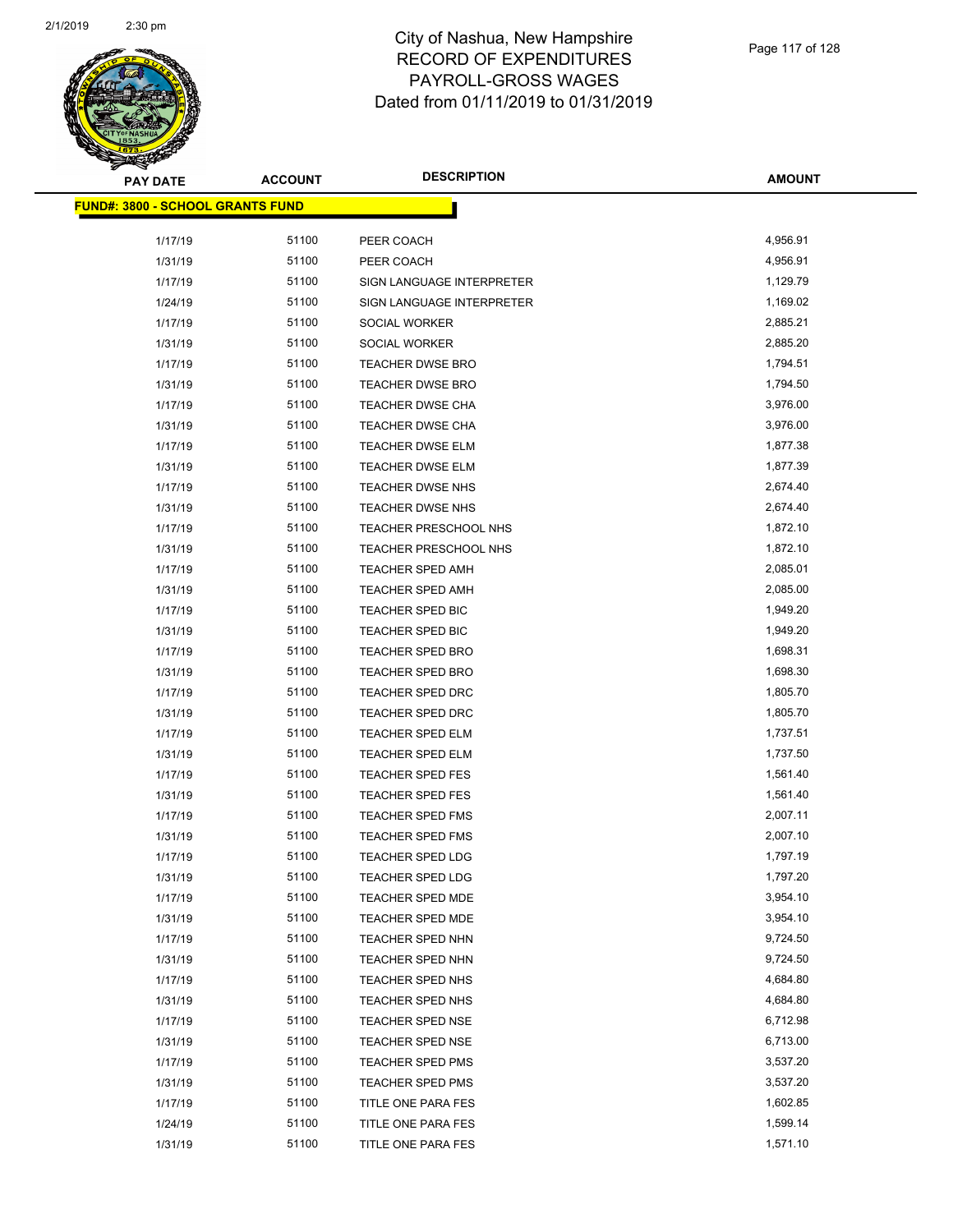# City of Nashua, New Hampshire
# RECORD OF EXPENDITURES
# PAYROLL-GROSS WAGES
# Dated from 01/11/2019 to 01/31/2019

**FUND#: 3800 - SCHOOL GRANTS FUND**

| PAY DATE | ACCOUNT | DESCRIPTION | AMOUNT |
|---|---|---|---|
| 1/17/19 | 51100 | PEER COACH | 4,956.91 |
| 1/31/19 | 51100 | PEER COACH | 4,956.91 |
| 1/17/19 | 51100 | SIGN LANGUAGE INTERPRETER | 1,129.79 |
| 1/24/19 | 51100 | SIGN LANGUAGE INTERPRETER | 1,169.02 |
| 1/17/19 | 51100 | SOCIAL WORKER | 2,885.21 |
| 1/31/19 | 51100 | SOCIAL WORKER | 2,885.20 |
| 1/17/19 | 51100 | TEACHER DWSE BRO | 1,794.51 |
| 1/31/19 | 51100 | TEACHER DWSE BRO | 1,794.50 |
| 1/17/19 | 51100 | TEACHER DWSE CHA | 3,976.00 |
| 1/31/19 | 51100 | TEACHER DWSE CHA | 3,976.00 |
| 1/17/19 | 51100 | TEACHER DWSE ELM | 1,877.38 |
| 1/31/19 | 51100 | TEACHER DWSE ELM | 1,877.39 |
| 1/17/19 | 51100 | TEACHER DWSE NHS | 2,674.40 |
| 1/31/19 | 51100 | TEACHER DWSE NHS | 2,674.40 |
| 1/17/19 | 51100 | TEACHER PRESCHOOL NHS | 1,872.10 |
| 1/31/19 | 51100 | TEACHER PRESCHOOL NHS | 1,872.10 |
| 1/17/19 | 51100 | TEACHER SPED AMH | 2,085.01 |
| 1/31/19 | 51100 | TEACHER SPED AMH | 2,085.00 |
| 1/17/19 | 51100 | TEACHER SPED BIC | 1,949.20 |
| 1/31/19 | 51100 | TEACHER SPED BIC | 1,949.20 |
| 1/17/19 | 51100 | TEACHER SPED BRO | 1,698.31 |
| 1/31/19 | 51100 | TEACHER SPED BRO | 1,698.30 |
| 1/17/19 | 51100 | TEACHER SPED DRC | 1,805.70 |
| 1/31/19 | 51100 | TEACHER SPED DRC | 1,805.70 |
| 1/17/19 | 51100 | TEACHER SPED ELM | 1,737.51 |
| 1/31/19 | 51100 | TEACHER SPED ELM | 1,737.50 |
| 1/17/19 | 51100 | TEACHER SPED FES | 1,561.40 |
| 1/31/19 | 51100 | TEACHER SPED FES | 1,561.40 |
| 1/17/19 | 51100 | TEACHER SPED FMS | 2,007.11 |
| 1/31/19 | 51100 | TEACHER SPED FMS | 2,007.10 |
| 1/17/19 | 51100 | TEACHER SPED LDG | 1,797.19 |
| 1/31/19 | 51100 | TEACHER SPED LDG | 1,797.20 |
| 1/17/19 | 51100 | TEACHER SPED MDE | 3,954.10 |
| 1/31/19 | 51100 | TEACHER SPED MDE | 3,954.10 |
| 1/17/19 | 51100 | TEACHER SPED NHN | 9,724.50 |
| 1/31/19 | 51100 | TEACHER SPED NHN | 9,724.50 |
| 1/17/19 | 51100 | TEACHER SPED NHS | 4,684.80 |
| 1/31/19 | 51100 | TEACHER SPED NHS | 4,684.80 |
| 1/17/19 | 51100 | TEACHER SPED NSE | 6,712.98 |
| 1/31/19 | 51100 | TEACHER SPED NSE | 6,713.00 |
| 1/17/19 | 51100 | TEACHER SPED PMS | 3,537.20 |
| 1/31/19 | 51100 | TEACHER SPED PMS | 3,537.20 |
| 1/17/19 | 51100 | TITLE ONE PARA FES | 1,602.85 |
| 1/24/19 | 51100 | TITLE ONE PARA FES | 1,599.14 |
| 1/31/19 | 51100 | TITLE ONE PARA FES | 1,571.10 |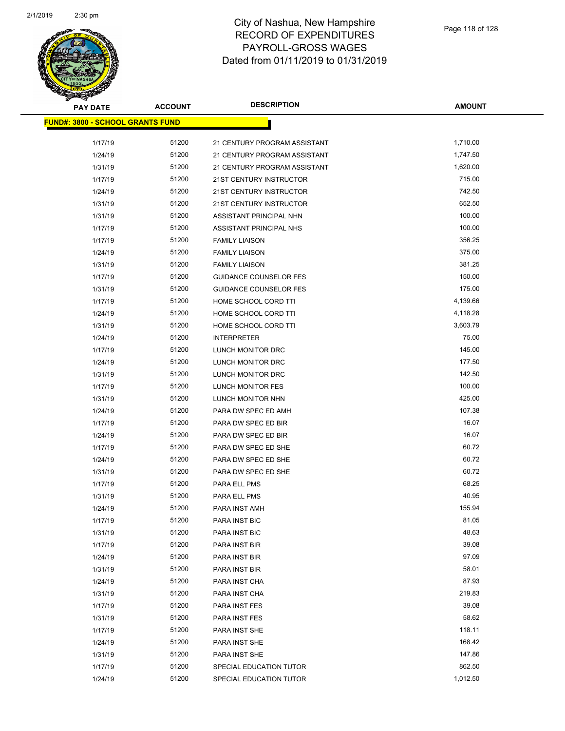# City of Nashua, New Hampshire
# RECORD OF EXPENDITURES
# PAYROLL-GROSS WAGES
# Dated from 01/11/2019 to 01/31/2019

| PAY DATE | ACCOUNT | DESCRIPTION | AMOUNT |
|---|---|---|---|
| **FUND#: 3800 - SCHOOL GRANTS FUND** | | | |
| 1/17/19 | 51200 | 21 CENTURY PROGRAM ASSISTANT | 1,710.00 |
| 1/24/19 | 51200 | 21 CENTURY PROGRAM ASSISTANT | 1,747.50 |
| 1/31/19 | 51200 | 21 CENTURY PROGRAM ASSISTANT | 1,620.00 |
| 1/17/19 | 51200 | 21ST CENTURY INSTRUCTOR | 715.00 |
| 1/24/19 | 51200 | 21ST CENTURY INSTRUCTOR | 742.50 |
| 1/31/19 | 51200 | 21ST CENTURY INSTRUCTOR | 652.50 |
| 1/31/19 | 51200 | ASSISTANT PRINCIPAL NHN | 100.00 |
| 1/17/19 | 51200 | ASSISTANT PRINCIPAL NHS | 100.00 |
| 1/17/19 | 51200 | FAMILY LIAISON | 356.25 |
| 1/24/19 | 51200 | FAMILY LIAISON | 375.00 |
| 1/31/19 | 51200 | FAMILY LIAISON | 381.25 |
| 1/17/19 | 51200 | GUIDANCE COUNSELOR FES | 150.00 |
| 1/31/19 | 51200 | GUIDANCE COUNSELOR FES | 175.00 |
| 1/17/19 | 51200 | HOME SCHOOL CORD TTI | 4,139.66 |
| 1/24/19 | 51200 | HOME SCHOOL CORD TTI | 4,118.28 |
| 1/31/19 | 51200 | HOME SCHOOL CORD TTI | 3,603.79 |
| 1/24/19 | 51200 | INTERPRETER | 75.00 |
| 1/17/19 | 51200 | LUNCH MONITOR DRC | 145.00 |
| 1/24/19 | 51200 | LUNCH MONITOR DRC | 177.50 |
| 1/31/19 | 51200 | LUNCH MONITOR DRC | 142.50 |
| 1/17/19 | 51200 | LUNCH MONITOR FES | 100.00 |
| 1/31/19 | 51200 | LUNCH MONITOR NHN | 425.00 |
| 1/24/19 | 51200 | PARA DW SPEC ED AMH | 107.38 |
| 1/17/19 | 51200 | PARA DW SPEC ED BIR | 16.07 |
| 1/24/19 | 51200 | PARA DW SPEC ED BIR | 16.07 |
| 1/17/19 | 51200 | PARA DW SPEC ED SHE | 60.72 |
| 1/24/19 | 51200 | PARA DW SPEC ED SHE | 60.72 |
| 1/31/19 | 51200 | PARA DW SPEC ED SHE | 60.72 |
| 1/17/19 | 51200 | PARA ELL PMS | 68.25 |
| 1/31/19 | 51200 | PARA ELL PMS | 40.95 |
| 1/24/19 | 51200 | PARA INST AMH | 155.94 |
| 1/17/19 | 51200 | PARA INST BIC | 81.05 |
| 1/31/19 | 51200 | PARA INST BIC | 48.63 |
| 1/17/19 | 51200 | PARA INST BIR | 39.08 |
| 1/24/19 | 51200 | PARA INST BIR | 97.09 |
| 1/31/19 | 51200 | PARA INST BIR | 58.01 |
| 1/24/19 | 51200 | PARA INST CHA | 87.93 |
| 1/31/19 | 51200 | PARA INST CHA | 219.83 |
| 1/17/19 | 51200 | PARA INST FES | 39.08 |
| 1/31/19 | 51200 | PARA INST FES | 58.62 |
| 1/17/19 | 51200 | PARA INST SHE | 118.11 |
| 1/24/19 | 51200 | PARA INST SHE | 168.42 |
| 1/31/19 | 51200 | PARA INST SHE | 147.86 |
| 1/17/19 | 51200 | SPECIAL EDUCATION TUTOR | 862.50 |
| 1/24/19 | 51200 | SPECIAL EDUCATION TUTOR | 1,012.50 |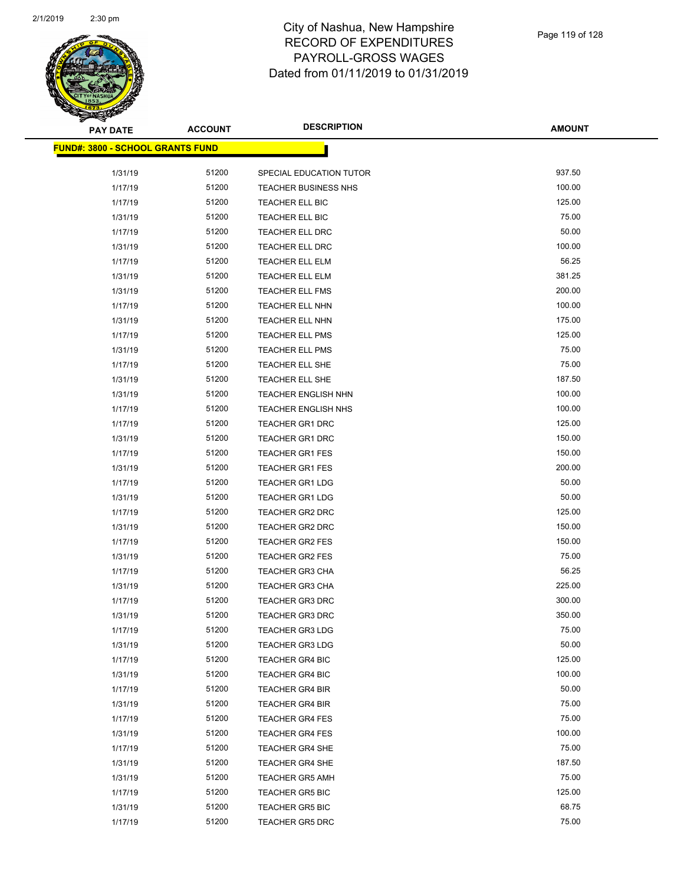# City of Nashua, New Hampshire
# RECORD OF EXPENDITURES
# PAYROLL-GROSS WAGES
# Dated from 01/11/2019 to 01/31/2019

| PAY DATE | ACCOUNT | DESCRIPTION | AMOUNT |
|---|---|---|---|
| **FUND#: 3800 - SCHOOL GRANTS FUND** | | | |
| 1/31/19 | 51200 | SPECIAL EDUCATION TUTOR | 937.50 |
| 1/17/19 | 51200 | TEACHER BUSINESS NHS | 100.00 |
| 1/17/19 | 51200 | TEACHER ELL BIC | 125.00 |
| 1/31/19 | 51200 | TEACHER ELL BIC | 75.00 |
| 1/17/19 | 51200 | TEACHER ELL DRC | 50.00 |
| 1/31/19 | 51200 | TEACHER ELL DRC | 100.00 |
| 1/17/19 | 51200 | TEACHER ELL ELM | 56.25 |
| 1/31/19 | 51200 | TEACHER ELL ELM | 381.25 |
| 1/31/19 | 51200 | TEACHER ELL FMS | 200.00 |
| 1/17/19 | 51200 | TEACHER ELL NHN | 100.00 |
| 1/31/19 | 51200 | TEACHER ELL NHN | 175.00 |
| 1/17/19 | 51200 | TEACHER ELL PMS | 125.00 |
| 1/31/19 | 51200 | TEACHER ELL PMS | 75.00 |
| 1/17/19 | 51200 | TEACHER ELL SHE | 75.00 |
| 1/31/19 | 51200 | TEACHER ELL SHE | 187.50 |
| 1/31/19 | 51200 | TEACHER ENGLISH NHN | 100.00 |
| 1/17/19 | 51200 | TEACHER ENGLISH NHS | 100.00 |
| 1/17/19 | 51200 | TEACHER GR1 DRC | 125.00 |
| 1/31/19 | 51200 | TEACHER GR1 DRC | 150.00 |
| 1/17/19 | 51200 | TEACHER GR1 FES | 150.00 |
| 1/31/19 | 51200 | TEACHER GR1 FES | 200.00 |
| 1/17/19 | 51200 | TEACHER GR1 LDG | 50.00 |
| 1/31/19 | 51200 | TEACHER GR1 LDG | 50.00 |
| 1/17/19 | 51200 | TEACHER GR2 DRC | 125.00 |
| 1/31/19 | 51200 | TEACHER GR2 DRC | 150.00 |
| 1/17/19 | 51200 | TEACHER GR2 FES | 150.00 |
| 1/31/19 | 51200 | TEACHER GR2 FES | 75.00 |
| 1/17/19 | 51200 | TEACHER GR3 CHA | 56.25 |
| 1/31/19 | 51200 | TEACHER GR3 CHA | 225.00 |
| 1/17/19 | 51200 | TEACHER GR3 DRC | 300.00 |
| 1/31/19 | 51200 | TEACHER GR3 DRC | 350.00 |
| 1/17/19 | 51200 | TEACHER GR3 LDG | 75.00 |
| 1/31/19 | 51200 | TEACHER GR3 LDG | 50.00 |
| 1/17/19 | 51200 | TEACHER GR4 BIC | 125.00 |
| 1/31/19 | 51200 | TEACHER GR4 BIC | 100.00 |
| 1/17/19 | 51200 | TEACHER GR4 BIR | 50.00 |
| 1/31/19 | 51200 | TEACHER GR4 BIR | 75.00 |
| 1/17/19 | 51200 | TEACHER GR4 FES | 75.00 |
| 1/31/19 | 51200 | TEACHER GR4 FES | 100.00 |
| 1/17/19 | 51200 | TEACHER GR4 SHE | 75.00 |
| 1/31/19 | 51200 | TEACHER GR4 SHE | 187.50 |
| 1/31/19 | 51200 | TEACHER GR5 AMH | 75.00 |
| 1/17/19 | 51200 | TEACHER GR5 BIC | 125.00 |
| 1/31/19 | 51200 | TEACHER GR5 BIC | 68.75 |
| 1/17/19 | 51200 | TEACHER GR5 DRC | 75.00 |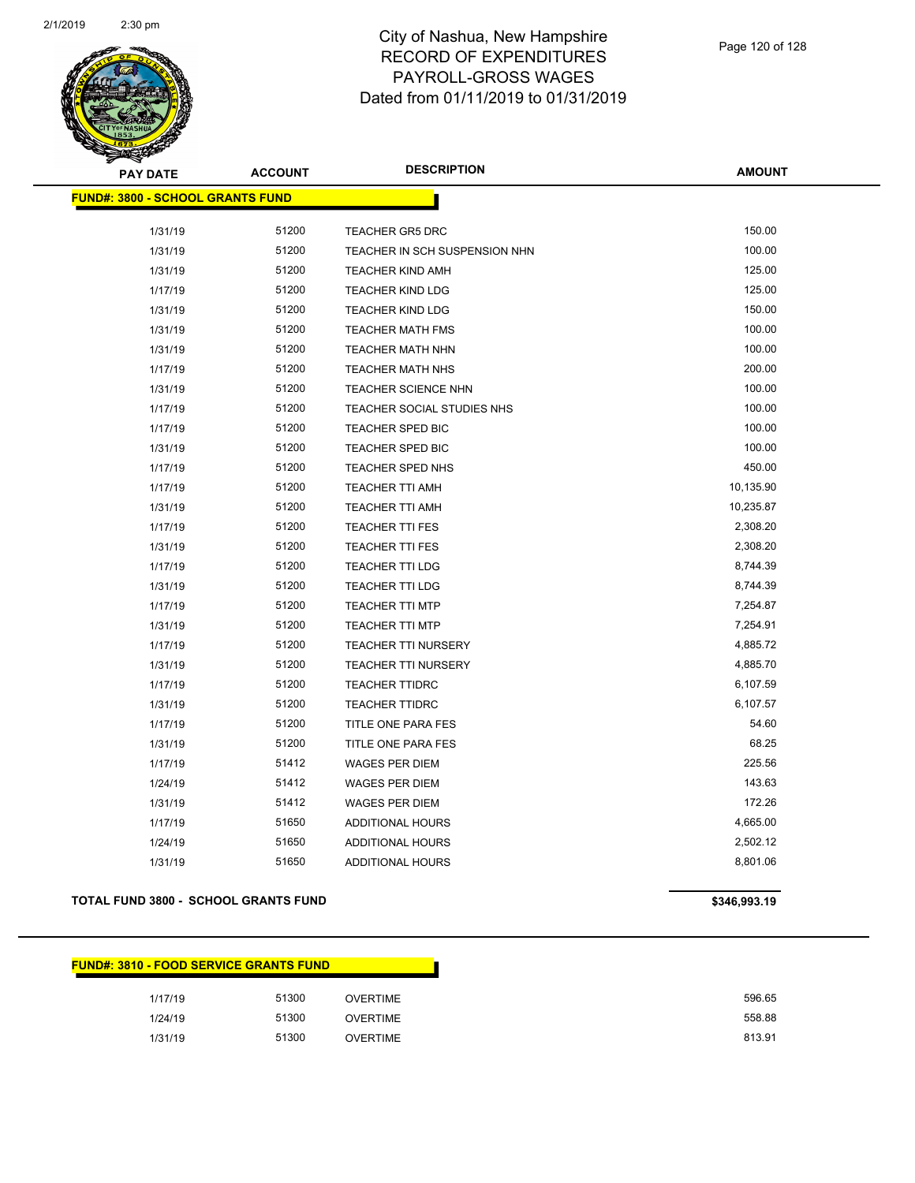# City of Nashua, New Hampshire
## RECORD OF EXPENDITURES
## PAYROLL-GROSS WAGES
## Dated from 01/11/2019 to 01/31/2019

| PAY DATE | ACCOUNT | DESCRIPTION | AMOUNT |
|---|---|---|---|
| **FUND#: 3800 - SCHOOL GRANTS FUND** | | | |
| 1/31/19 | 51200 | TEACHER GR5 DRC | 150.00 |
| 1/31/19 | 51200 | TEACHER IN SCH SUSPENSION NHN | 100.00 |
| 1/31/19 | 51200 | TEACHER KIND AMH | 125.00 |
| 1/17/19 | 51200 | TEACHER KIND LDG | 125.00 |
| 1/31/19 | 51200 | TEACHER KIND LDG | 150.00 |
| 1/31/19 | 51200 | TEACHER MATH FMS | 100.00 |
| 1/31/19 | 51200 | TEACHER MATH NHN | 100.00 |
| 1/17/19 | 51200 | TEACHER MATH NHS | 200.00 |
| 1/31/19 | 51200 | TEACHER SCIENCE NHN | 100.00 |
| 1/17/19 | 51200 | TEACHER SOCIAL STUDIES NHS | 100.00 |
| 1/17/19 | 51200 | TEACHER SPED BIC | 100.00 |
| 1/31/19 | 51200 | TEACHER SPED BIC | 100.00 |
| 1/17/19 | 51200 | TEACHER SPED NHS | 450.00 |
| 1/17/19 | 51200 | TEACHER TTI AMH | 10,135.90 |
| 1/31/19 | 51200 | TEACHER TTI AMH | 10,235.87 |
| 1/17/19 | 51200 | TEACHER TTI FES | 2,308.20 |
| 1/31/19 | 51200 | TEACHER TTI FES | 2,308.20 |
| 1/17/19 | 51200 | TEACHER TTI LDG | 8,744.39 |
| 1/31/19 | 51200 | TEACHER TTI LDG | 8,744.39 |
| 1/17/19 | 51200 | TEACHER TTI MTP | 7,254.87 |
| 1/31/19 | 51200 | TEACHER TTI MTP | 7,254.91 |
| 1/17/19 | 51200 | TEACHER TTI NURSERY | 4,885.72 |
| 1/31/19 | 51200 | TEACHER TTI NURSERY | 4,885.70 |
| 1/17/19 | 51200 | TEACHER TTIDRC | 6,107.59 |
| 1/31/19 | 51200 | TEACHER TTIDRC | 6,107.57 |
| 1/17/19 | 51200 | TITLE ONE PARA FES | 54.60 |
| 1/31/19 | 51200 | TITLE ONE PARA FES | 68.25 |
| 1/17/19 | 51412 | WAGES PER DIEM | 225.56 |
| 1/24/19 | 51412 | WAGES PER DIEM | 143.63 |
| 1/31/19 | 51412 | WAGES PER DIEM | 172.26 |
| 1/17/19 | 51650 | ADDITIONAL HOURS | 4,665.00 |
| 1/24/19 | 51650 | ADDITIONAL HOURS | 2,502.12 |
| 1/31/19 | 51650 | ADDITIONAL HOURS | 8,801.06 |
| **TOTAL FUND 3800 - SCHOOL GRANTS FUND** | | | **$346,993.19** |

| PAY DATE | ACCOUNT | DESCRIPTION | AMOUNT |
|---|---|---|---|
| **FUND#: 3810 - FOOD SERVICE GRANTS FUND** | | | |
| 1/17/19 | 51300 | OVERTIME | 596.65 |
| 1/24/19 | 51300 | OVERTIME | 558.88 |
| 1/31/19 | 51300 | OVERTIME | 813.91 |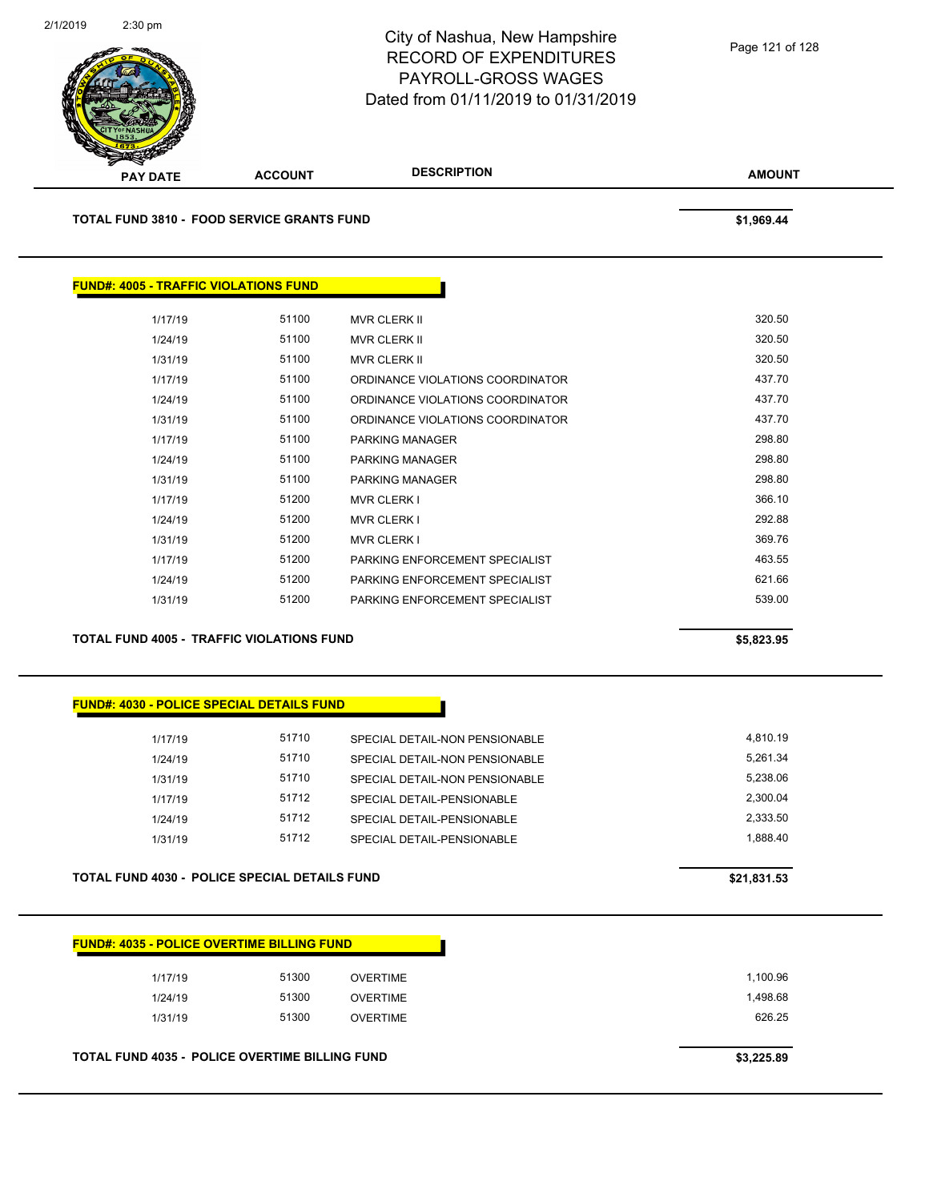| PAY DATE | ACCOUNT | DESCRIPTION | AMOUNT |
|---|---|---|---|

**TOTAL FUND 3810 - FOOD SERVICE GRANTS FUND** **$1,969.44**

## FUND#: 4005 - TRAFFIC VIOLATIONS FUND

| PAY DATE | ACCOUNT | DESCRIPTION | AMOUNT |
|---|---|---|---|
| 1/17/19 | 51100 | MVR CLERK II | 320.50 |
| 1/24/19 | 51100 | MVR CLERK II | 320.50 |
| 1/31/19 | 51100 | MVR CLERK II | 320.50 |
| 1/17/19 | 51100 | ORDINANCE VIOLATIONS COORDINATOR | 437.70 |
| 1/24/19 | 51100 | ORDINANCE VIOLATIONS COORDINATOR | 437.70 |
| 1/31/19 | 51100 | ORDINANCE VIOLATIONS COORDINATOR | 437.70 |
| 1/17/19 | 51100 | PARKING MANAGER | 298.80 |
| 1/24/19 | 51100 | PARKING MANAGER | 298.80 |
| 1/31/19 | 51100 | PARKING MANAGER | 298.80 |
| 1/17/19 | 51200 | MVR CLERK I | 366.10 |
| 1/24/19 | 51200 | MVR CLERK I | 292.88 |
| 1/31/19 | 51200 | MVR CLERK I | 369.76 |
| 1/17/19 | 51200 | PARKING ENFORCEMENT SPECIALIST | 463.55 |
| 1/24/19 | 51200 | PARKING ENFORCEMENT SPECIALIST | 621.66 |
| 1/31/19 | 51200 | PARKING ENFORCEMENT SPECIALIST | 539.00 |

**TOTAL FUND 4005 - TRAFFIC VIOLATIONS FUND** **$5,823.95**

## FUND#: 4030 - POLICE SPECIAL DETAILS FUND

| PAY DATE | ACCOUNT | DESCRIPTION | AMOUNT |
|---|---|---|---|
| 1/17/19 | 51710 | SPECIAL DETAIL-NON PENSIONABLE | 4,810.19 |
| 1/24/19 | 51710 | SPECIAL DETAIL-NON PENSIONABLE | 5,261.34 |
| 1/31/19 | 51710 | SPECIAL DETAIL-NON PENSIONABLE | 5,238.06 |
| 1/17/19 | 51712 | SPECIAL DETAIL-PENSIONABLE | 2,300.04 |
| 1/24/19 | 51712 | SPECIAL DETAIL-PENSIONABLE | 2,333.50 |
| 1/31/19 | 51712 | SPECIAL DETAIL-PENSIONABLE | 1,888.40 |

**TOTAL FUND 4030 - POLICE SPECIAL DETAILS FUND** **$21,831.53**

## FUND#: 4035 - POLICE OVERTIME BILLING FUND

| PAY DATE | ACCOUNT | DESCRIPTION | AMOUNT |
|---|---|---|---|
| 1/17/19 | 51300 | OVERTIME | 1,100.96 |
| 1/24/19 | 51300 | OVERTIME | 1,498.68 |
| 1/31/19 | 51300 | OVERTIME | 626.25 |

**TOTAL FUND 4035 - POLICE OVERTIME BILLING FUND** **$3,225.89**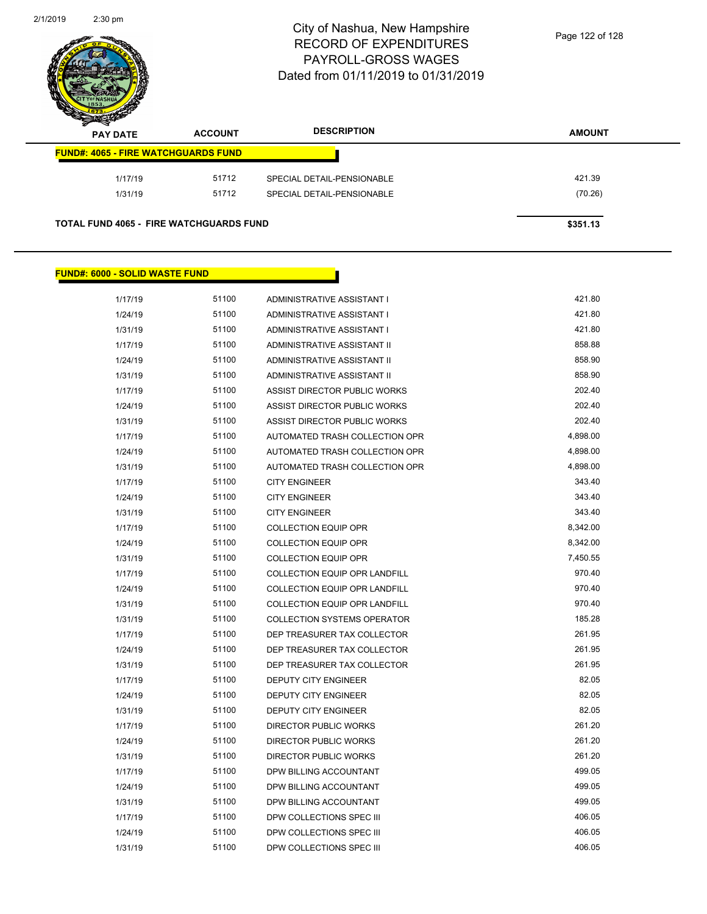City of Nashua, New Hampshire
RECORD OF EXPENDITURES
PAYROLL-GROSS WAGES
Dated from 01/11/2019 to 01/31/2019

| PAY DATE | ACCOUNT | DESCRIPTION | AMOUNT |
|---|---|---|---|
| **FUND#: 4065 - FIRE WATCHGUARDS FUND** | | | |
| 1/17/19 | 51712 | SPECIAL DETAIL-PENSIONABLE | 421.39 |
| 1/31/19 | 51712 | SPECIAL DETAIL-PENSIONABLE | (70.26) |
| **TOTAL FUND 4065 - FIRE WATCHGUARDS FUND** | | | **$351.13** |

| PAY DATE | ACCOUNT | DESCRIPTION | AMOUNT |
|---|---|---|---|
| **FUND#: 6000 - SOLID WASTE FUND** | | | |
| 1/17/19 | 51100 | ADMINISTRATIVE ASSISTANT I | 421.80 |
| 1/24/19 | 51100 | ADMINISTRATIVE ASSISTANT I | 421.80 |
| 1/31/19 | 51100 | ADMINISTRATIVE ASSISTANT I | 421.80 |
| 1/17/19 | 51100 | ADMINISTRATIVE ASSISTANT II | 858.88 |
| 1/24/19 | 51100 | ADMINISTRATIVE ASSISTANT II | 858.90 |
| 1/31/19 | 51100 | ADMINISTRATIVE ASSISTANT II | 858.90 |
| 1/17/19 | 51100 | ASSIST DIRECTOR PUBLIC WORKS | 202.40 |
| 1/24/19 | 51100 | ASSIST DIRECTOR PUBLIC WORKS | 202.40 |
| 1/31/19 | 51100 | ASSIST DIRECTOR PUBLIC WORKS | 202.40 |
| 1/17/19 | 51100 | AUTOMATED TRASH COLLECTION OPR | 4,898.00 |
| 1/24/19 | 51100 | AUTOMATED TRASH COLLECTION OPR | 4,898.00 |
| 1/31/19 | 51100 | AUTOMATED TRASH COLLECTION OPR | 4,898.00 |
| 1/17/19 | 51100 | CITY ENGINEER | 343.40 |
| 1/24/19 | 51100 | CITY ENGINEER | 343.40 |
| 1/31/19 | 51100 | CITY ENGINEER | 343.40 |
| 1/17/19 | 51100 | COLLECTION EQUIP OPR | 8,342.00 |
| 1/24/19 | 51100 | COLLECTION EQUIP OPR | 8,342.00 |
| 1/31/19 | 51100 | COLLECTION EQUIP OPR | 7,450.55 |
| 1/17/19 | 51100 | COLLECTION EQUIP OPR LANDFILL | 970.40 |
| 1/24/19 | 51100 | COLLECTION EQUIP OPR LANDFILL | 970.40 |
| 1/31/19 | 51100 | COLLECTION EQUIP OPR LANDFILL | 970.40 |
| 1/31/19 | 51100 | COLLECTION SYSTEMS OPERATOR | 185.28 |
| 1/17/19 | 51100 | DEP TREASURER TAX COLLECTOR | 261.95 |
| 1/24/19 | 51100 | DEP TREASURER TAX COLLECTOR | 261.95 |
| 1/31/19 | 51100 | DEP TREASURER TAX COLLECTOR | 261.95 |
| 1/17/19 | 51100 | DEPUTY CITY ENGINEER | 82.05 |
| 1/24/19 | 51100 | DEPUTY CITY ENGINEER | 82.05 |
| 1/31/19 | 51100 | DEPUTY CITY ENGINEER | 82.05 |
| 1/17/19 | 51100 | DIRECTOR PUBLIC WORKS | 261.20 |
| 1/24/19 | 51100 | DIRECTOR PUBLIC WORKS | 261.20 |
| 1/31/19 | 51100 | DIRECTOR PUBLIC WORKS | 261.20 |
| 1/17/19 | 51100 | DPW BILLING ACCOUNTANT | 499.05 |
| 1/24/19 | 51100 | DPW BILLING ACCOUNTANT | 499.05 |
| 1/31/19 | 51100 | DPW BILLING ACCOUNTANT | 499.05 |
| 1/17/19 | 51100 | DPW COLLECTIONS SPEC III | 406.05 |
| 1/24/19 | 51100 | DPW COLLECTIONS SPEC III | 406.05 |
| 1/31/19 | 51100 | DPW COLLECTIONS SPEC III | 406.05 |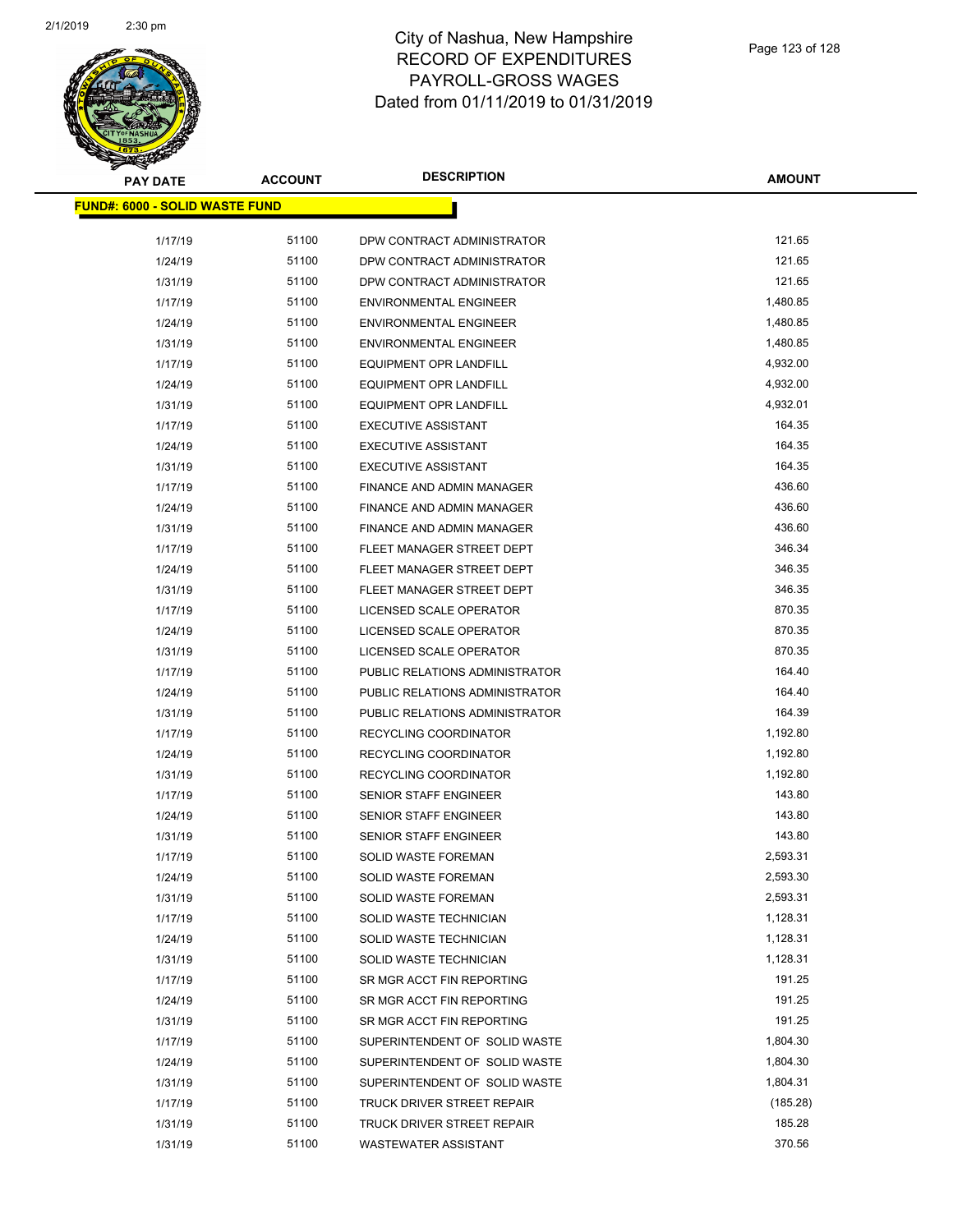# City of Nashua, New Hampshire
## RECORD OF EXPENDITURES
## PAYROLL-GROSS WAGES
## Dated from 01/11/2019 to 01/31/2019

| PAY DATE | ACCOUNT | DESCRIPTION | AMOUNT |
|---|---|---|---|
| **FUND#: 6000 - SOLID WASTE FUND** | | | |
| 1/17/19 | 51100 | DPW CONTRACT ADMINISTRATOR | 121.65 |
| 1/24/19 | 51100 | DPW CONTRACT ADMINISTRATOR | 121.65 |
| 1/31/19 | 51100 | DPW CONTRACT ADMINISTRATOR | 121.65 |
| 1/17/19 | 51100 | ENVIRONMENTAL ENGINEER | 1,480.85 |
| 1/24/19 | 51100 | ENVIRONMENTAL ENGINEER | 1,480.85 |
| 1/31/19 | 51100 | ENVIRONMENTAL ENGINEER | 1,480.85 |
| 1/17/19 | 51100 | EQUIPMENT OPR LANDFILL | 4,932.00 |
| 1/24/19 | 51100 | EQUIPMENT OPR LANDFILL | 4,932.00 |
| 1/31/19 | 51100 | EQUIPMENT OPR LANDFILL | 4,932.01 |
| 1/17/19 | 51100 | EXECUTIVE ASSISTANT | 164.35 |
| 1/24/19 | 51100 | EXECUTIVE ASSISTANT | 164.35 |
| 1/31/19 | 51100 | EXECUTIVE ASSISTANT | 164.35 |
| 1/17/19 | 51100 | FINANCE AND ADMIN MANAGER | 436.60 |
| 1/24/19 | 51100 | FINANCE AND ADMIN MANAGER | 436.60 |
| 1/31/19 | 51100 | FINANCE AND ADMIN MANAGER | 436.60 |
| 1/17/19 | 51100 | FLEET MANAGER STREET DEPT | 346.34 |
| 1/24/19 | 51100 | FLEET MANAGER STREET DEPT | 346.35 |
| 1/31/19 | 51100 | FLEET MANAGER STREET DEPT | 346.35 |
| 1/17/19 | 51100 | LICENSED SCALE OPERATOR | 870.35 |
| 1/24/19 | 51100 | LICENSED SCALE OPERATOR | 870.35 |
| 1/31/19 | 51100 | LICENSED SCALE OPERATOR | 870.35 |
| 1/17/19 | 51100 | PUBLIC RELATIONS ADMINISTRATOR | 164.40 |
| 1/24/19 | 51100 | PUBLIC RELATIONS ADMINISTRATOR | 164.40 |
| 1/31/19 | 51100 | PUBLIC RELATIONS ADMINISTRATOR | 164.39 |
| 1/17/19 | 51100 | RECYCLING COORDINATOR | 1,192.80 |
| 1/24/19 | 51100 | RECYCLING COORDINATOR | 1,192.80 |
| 1/31/19 | 51100 | RECYCLING COORDINATOR | 1,192.80 |
| 1/17/19 | 51100 | SENIOR STAFF ENGINEER | 143.80 |
| 1/24/19 | 51100 | SENIOR STAFF ENGINEER | 143.80 |
| 1/31/19 | 51100 | SENIOR STAFF ENGINEER | 143.80 |
| 1/17/19 | 51100 | SOLID WASTE FOREMAN | 2,593.31 |
| 1/24/19 | 51100 | SOLID WASTE FOREMAN | 2,593.30 |
| 1/31/19 | 51100 | SOLID WASTE FOREMAN | 2,593.31 |
| 1/17/19 | 51100 | SOLID WASTE TECHNICIAN | 1,128.31 |
| 1/24/19 | 51100 | SOLID WASTE TECHNICIAN | 1,128.31 |
| 1/31/19 | 51100 | SOLID WASTE TECHNICIAN | 1,128.31 |
| 1/17/19 | 51100 | SR MGR ACCT FIN REPORTING | 191.25 |
| 1/24/19 | 51100 | SR MGR ACCT FIN REPORTING | 191.25 |
| 1/31/19 | 51100 | SR MGR ACCT FIN REPORTING | 191.25 |
| 1/17/19 | 51100 | SUPERINTENDENT OF SOLID WASTE | 1,804.30 |
| 1/24/19 | 51100 | SUPERINTENDENT OF SOLID WASTE | 1,804.30 |
| 1/31/19 | 51100 | SUPERINTENDENT OF SOLID WASTE | 1,804.31 |
| 1/17/19 | 51100 | TRUCK DRIVER STREET REPAIR | (185.28) |
| 1/31/19 | 51100 | TRUCK DRIVER STREET REPAIR | 185.28 |
| 1/31/19 | 51100 | WASTEWATER ASSISTANT | 370.56 |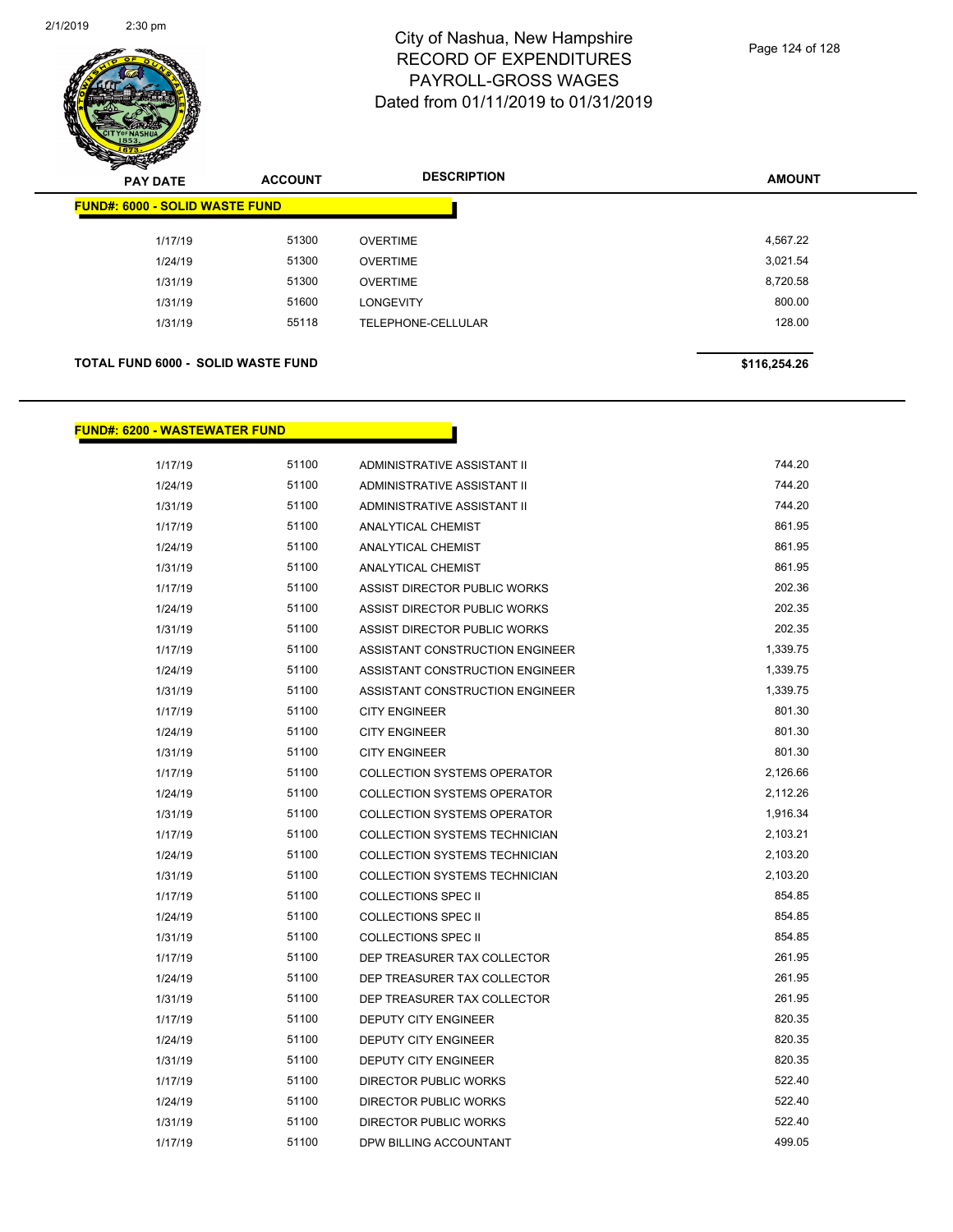| PAY DATE | ACCOUNT | DESCRIPTION | AMOUNT |
|---|---|---|---|
| **FUND#: 6000 - SOLID WASTE FUND** | | | |
| 1/17/19 | 51300 | OVERTIME | 4,567.22 |
| 1/24/19 | 51300 | OVERTIME | 3,021.54 |
| 1/31/19 | 51300 | OVERTIME | 8,720.58 |
| 1/31/19 | 51600 | LONGEVITY | 800.00 |
| 1/31/19 | 55118 | TELEPHONE-CELLULAR | 128.00 |
| **TOTAL FUND 6000 - SOLID WASTE FUND** | | | **$116,254.26** |

| PAY DATE | ACCOUNT | DESCRIPTION | AMOUNT |
|---|---|---|---|
| **FUND#: 6200 - WASTEWATER FUND** | | | |
| 1/17/19 | 51100 | ADMINISTRATIVE ASSISTANT II | 744.20 |
| 1/24/19 | 51100 | ADMINISTRATIVE ASSISTANT II | 744.20 |
| 1/31/19 | 51100 | ADMINISTRATIVE ASSISTANT II | 744.20 |
| 1/17/19 | 51100 | ANALYTICAL CHEMIST | 861.95 |
| 1/24/19 | 51100 | ANALYTICAL CHEMIST | 861.95 |
| 1/31/19 | 51100 | ANALYTICAL CHEMIST | 861.95 |
| 1/17/19 | 51100 | ASSIST DIRECTOR PUBLIC WORKS | 202.36 |
| 1/24/19 | 51100 | ASSIST DIRECTOR PUBLIC WORKS | 202.35 |
| 1/31/19 | 51100 | ASSIST DIRECTOR PUBLIC WORKS | 202.35 |
| 1/17/19 | 51100 | ASSISTANT CONSTRUCTION ENGINEER | 1,339.75 |
| 1/24/19 | 51100 | ASSISTANT CONSTRUCTION ENGINEER | 1,339.75 |
| 1/31/19 | 51100 | ASSISTANT CONSTRUCTION ENGINEER | 1,339.75 |
| 1/17/19 | 51100 | CITY ENGINEER | 801.30 |
| 1/24/19 | 51100 | CITY ENGINEER | 801.30 |
| 1/31/19 | 51100 | CITY ENGINEER | 801.30 |
| 1/17/19 | 51100 | COLLECTION SYSTEMS OPERATOR | 2,126.66 |
| 1/24/19 | 51100 | COLLECTION SYSTEMS OPERATOR | 2,112.26 |
| 1/31/19 | 51100 | COLLECTION SYSTEMS OPERATOR | 1,916.34 |
| 1/17/19 | 51100 | COLLECTION SYSTEMS TECHNICIAN | 2,103.21 |
| 1/24/19 | 51100 | COLLECTION SYSTEMS TECHNICIAN | 2,103.20 |
| 1/31/19 | 51100 | COLLECTION SYSTEMS TECHNICIAN | 2,103.20 |
| 1/17/19 | 51100 | COLLECTIONS SPEC II | 854.85 |
| 1/24/19 | 51100 | COLLECTIONS SPEC II | 854.85 |
| 1/31/19 | 51100 | COLLECTIONS SPEC II | 854.85 |
| 1/17/19 | 51100 | DEP TREASURER TAX COLLECTOR | 261.95 |
| 1/24/19 | 51100 | DEP TREASURER TAX COLLECTOR | 261.95 |
| 1/31/19 | 51100 | DEP TREASURER TAX COLLECTOR | 261.95 |
| 1/17/19 | 51100 | DEPUTY CITY ENGINEER | 820.35 |
| 1/24/19 | 51100 | DEPUTY CITY ENGINEER | 820.35 |
| 1/31/19 | 51100 | DEPUTY CITY ENGINEER | 820.35 |
| 1/17/19 | 51100 | DIRECTOR PUBLIC WORKS | 522.40 |
| 1/24/19 | 51100 | DIRECTOR PUBLIC WORKS | 522.40 |
| 1/31/19 | 51100 | DIRECTOR PUBLIC WORKS | 522.40 |
| 1/17/19 | 51100 | DPW BILLING ACCOUNTANT | 499.05 |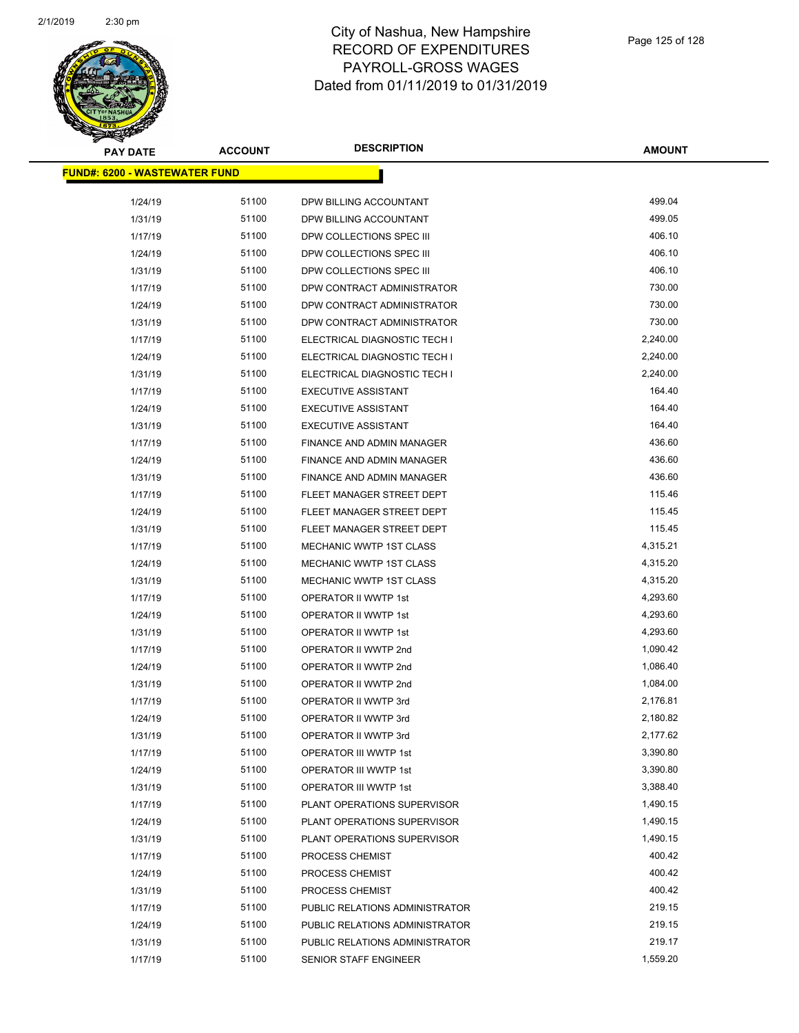# City of Nashua, New Hampshire
## RECORD OF EXPENDITURES
## PAYROLL-GROSS WAGES
## Dated from 01/11/2019 to 01/31/2019

| PAY DATE | ACCOUNT | DESCRIPTION | AMOUNT |
|---|---|---|---|
| **FUND#: 6200 - WASTEWATER FUND** | | | |
| 1/24/19 | 51100 | DPW BILLING ACCOUNTANT | 499.04 |
| 1/31/19 | 51100 | DPW BILLING ACCOUNTANT | 499.05 |
| 1/17/19 | 51100 | DPW COLLECTIONS SPEC III | 406.10 |
| 1/24/19 | 51100 | DPW COLLECTIONS SPEC III | 406.10 |
| 1/31/19 | 51100 | DPW COLLECTIONS SPEC III | 406.10 |
| 1/17/19 | 51100 | DPW CONTRACT ADMINISTRATOR | 730.00 |
| 1/24/19 | 51100 | DPW CONTRACT ADMINISTRATOR | 730.00 |
| 1/31/19 | 51100 | DPW CONTRACT ADMINISTRATOR | 730.00 |
| 1/17/19 | 51100 | ELECTRICAL DIAGNOSTIC TECH I | 2,240.00 |
| 1/24/19 | 51100 | ELECTRICAL DIAGNOSTIC TECH I | 2,240.00 |
| 1/31/19 | 51100 | ELECTRICAL DIAGNOSTIC TECH I | 2,240.00 |
| 1/17/19 | 51100 | EXECUTIVE ASSISTANT | 164.40 |
| 1/24/19 | 51100 | EXECUTIVE ASSISTANT | 164.40 |
| 1/31/19 | 51100 | EXECUTIVE ASSISTANT | 164.40 |
| 1/17/19 | 51100 | FINANCE AND ADMIN MANAGER | 436.60 |
| 1/24/19 | 51100 | FINANCE AND ADMIN MANAGER | 436.60 |
| 1/31/19 | 51100 | FINANCE AND ADMIN MANAGER | 436.60 |
| 1/17/19 | 51100 | FLEET MANAGER STREET DEPT | 115.46 |
| 1/24/19 | 51100 | FLEET MANAGER STREET DEPT | 115.45 |
| 1/31/19 | 51100 | FLEET MANAGER STREET DEPT | 115.45 |
| 1/17/19 | 51100 | MECHANIC WWTP 1ST CLASS | 4,315.21 |
| 1/24/19 | 51100 | MECHANIC WWTP 1ST CLASS | 4,315.20 |
| 1/31/19 | 51100 | MECHANIC WWTP 1ST CLASS | 4,315.20 |
| 1/17/19 | 51100 | OPERATOR II WWTP 1st | 4,293.60 |
| 1/24/19 | 51100 | OPERATOR II WWTP 1st | 4,293.60 |
| 1/31/19 | 51100 | OPERATOR II WWTP 1st | 4,293.60 |
| 1/17/19 | 51100 | OPERATOR II WWTP 2nd | 1,090.42 |
| 1/24/19 | 51100 | OPERATOR II WWTP 2nd | 1,086.40 |
| 1/31/19 | 51100 | OPERATOR II WWTP 2nd | 1,084.00 |
| 1/17/19 | 51100 | OPERATOR II WWTP 3rd | 2,176.81 |
| 1/24/19 | 51100 | OPERATOR II WWTP 3rd | 2,180.82 |
| 1/31/19 | 51100 | OPERATOR II WWTP 3rd | 2,177.62 |
| 1/17/19 | 51100 | OPERATOR III WWTP 1st | 3,390.80 |
| 1/24/19 | 51100 | OPERATOR III WWTP 1st | 3,390.80 |
| 1/31/19 | 51100 | OPERATOR III WWTP 1st | 3,388.40 |
| 1/17/19 | 51100 | PLANT OPERATIONS SUPERVISOR | 1,490.15 |
| 1/24/19 | 51100 | PLANT OPERATIONS SUPERVISOR | 1,490.15 |
| 1/31/19 | 51100 | PLANT OPERATIONS SUPERVISOR | 1,490.15 |
| 1/17/19 | 51100 | PROCESS CHEMIST | 400.42 |
| 1/24/19 | 51100 | PROCESS CHEMIST | 400.42 |
| 1/31/19 | 51100 | PROCESS CHEMIST | 400.42 |
| 1/17/19 | 51100 | PUBLIC RELATIONS ADMINISTRATOR | 219.15 |
| 1/24/19 | 51100 | PUBLIC RELATIONS ADMINISTRATOR | 219.15 |
| 1/31/19 | 51100 | PUBLIC RELATIONS ADMINISTRATOR | 219.17 |
| 1/17/19 | 51100 | SENIOR STAFF ENGINEER | 1,559.20 |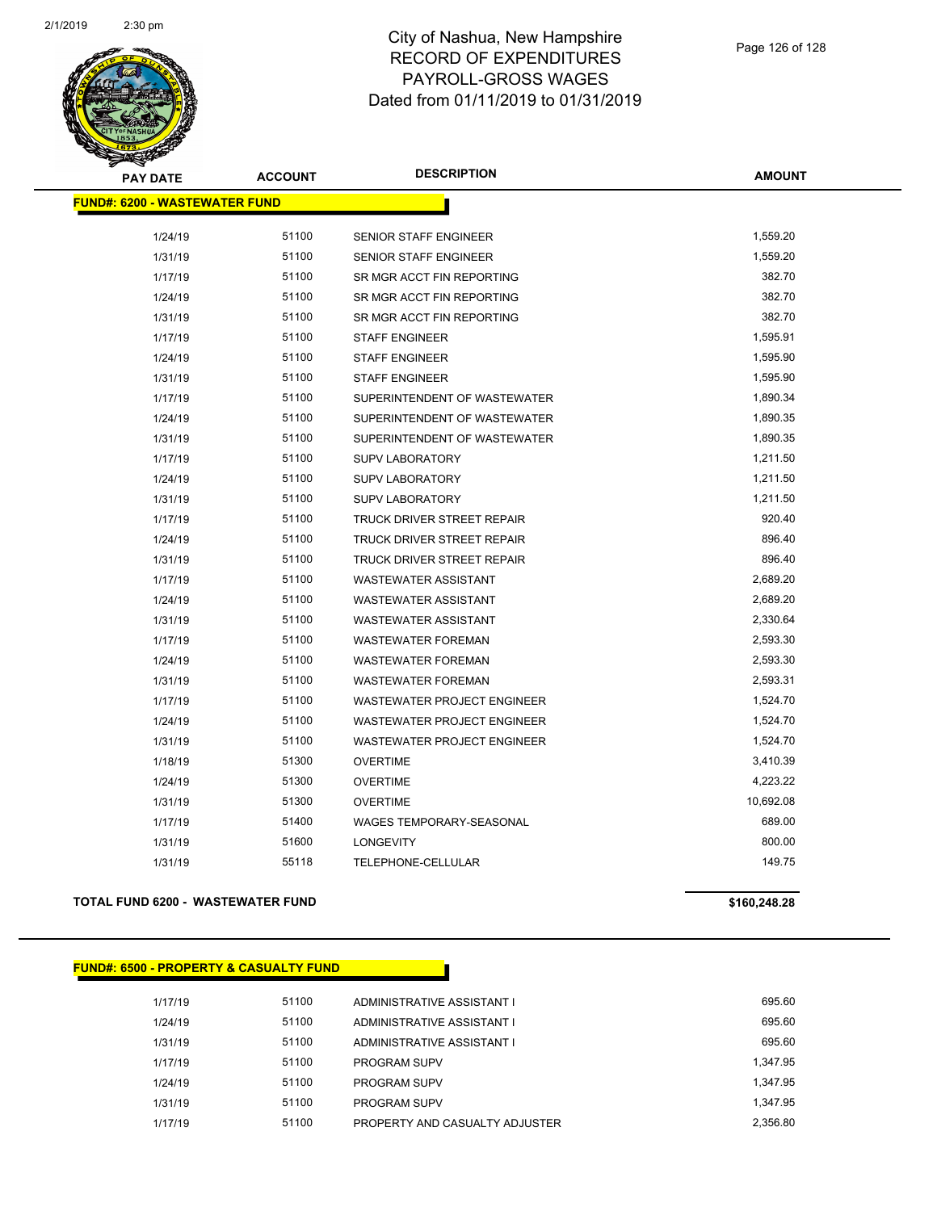City of Nashua, New Hampshire
RECORD OF EXPENDITURES
PAYROLL-GROSS WAGES
Dated from 01/11/2019 to 01/31/2019

| PAY DATE | ACCOUNT | DESCRIPTION | AMOUNT |
|---|---|---|---|
| **FUND#: 6200 - WASTEWATER FUND** | | | |
| 1/24/19 | 51100 | SENIOR STAFF ENGINEER | 1,559.20 |
| 1/31/19 | 51100 | SENIOR STAFF ENGINEER | 1,559.20 |
| 1/17/19 | 51100 | SR MGR ACCT FIN REPORTING | 382.70 |
| 1/24/19 | 51100 | SR MGR ACCT FIN REPORTING | 382.70 |
| 1/31/19 | 51100 | SR MGR ACCT FIN REPORTING | 382.70 |
| 1/17/19 | 51100 | STAFF ENGINEER | 1,595.91 |
| 1/24/19 | 51100 | STAFF ENGINEER | 1,595.90 |
| 1/31/19 | 51100 | STAFF ENGINEER | 1,595.90 |
| 1/17/19 | 51100 | SUPERINTENDENT OF WASTEWATER | 1,890.34 |
| 1/24/19 | 51100 | SUPERINTENDENT OF WASTEWATER | 1,890.35 |
| 1/31/19 | 51100 | SUPERINTENDENT OF WASTEWATER | 1,890.35 |
| 1/17/19 | 51100 | SUPV LABORATORY | 1,211.50 |
| 1/24/19 | 51100 | SUPV LABORATORY | 1,211.50 |
| 1/31/19 | 51100 | SUPV LABORATORY | 1,211.50 |
| 1/17/19 | 51100 | TRUCK DRIVER STREET REPAIR | 920.40 |
| 1/24/19 | 51100 | TRUCK DRIVER STREET REPAIR | 896.40 |
| 1/31/19 | 51100 | TRUCK DRIVER STREET REPAIR | 896.40 |
| 1/17/19 | 51100 | WASTEWATER ASSISTANT | 2,689.20 |
| 1/24/19 | 51100 | WASTEWATER ASSISTANT | 2,689.20 |
| 1/31/19 | 51100 | WASTEWATER ASSISTANT | 2,330.64 |
| 1/17/19 | 51100 | WASTEWATER FOREMAN | 2,593.30 |
| 1/24/19 | 51100 | WASTEWATER FOREMAN | 2,593.30 |
| 1/31/19 | 51100 | WASTEWATER FOREMAN | 2,593.31 |
| 1/17/19 | 51100 | WASTEWATER PROJECT ENGINEER | 1,524.70 |
| 1/24/19 | 51100 | WASTEWATER PROJECT ENGINEER | 1,524.70 |
| 1/31/19 | 51100 | WASTEWATER PROJECT ENGINEER | 1,524.70 |
| 1/18/19 | 51300 | OVERTIME | 3,410.39 |
| 1/24/19 | 51300 | OVERTIME | 4,223.22 |
| 1/31/19 | 51300 | OVERTIME | 10,692.08 |
| 1/17/19 | 51400 | WAGES TEMPORARY-SEASONAL | 689.00 |
| 1/31/19 | 51600 | LONGEVITY | 800.00 |
| 1/31/19 | 55118 | TELEPHONE-CELLULAR | 149.75 |
| **TOTAL FUND 6200 - WASTEWATER FUND** | | | **$160,248.28** |

| PAY DATE | ACCOUNT | DESCRIPTION | AMOUNT |
|---|---|---|---|
| **FUND#: 6500 - PROPERTY & CASUALTY FUND** | | | |
| 1/17/19 | 51100 | ADMINISTRATIVE ASSISTANT I | 695.60 |
| 1/24/19 | 51100 | ADMINISTRATIVE ASSISTANT I | 695.60 |
| 1/31/19 | 51100 | ADMINISTRATIVE ASSISTANT I | 695.60 |
| 1/17/19 | 51100 | PROGRAM SUPV | 1,347.95 |
| 1/24/19 | 51100 | PROGRAM SUPV | 1,347.95 |
| 1/31/19 | 51100 | PROGRAM SUPV | 1,347.95 |
| 1/17/19 | 51100 | PROPERTY AND CASUALTY ADJUSTER | 2,356.80 |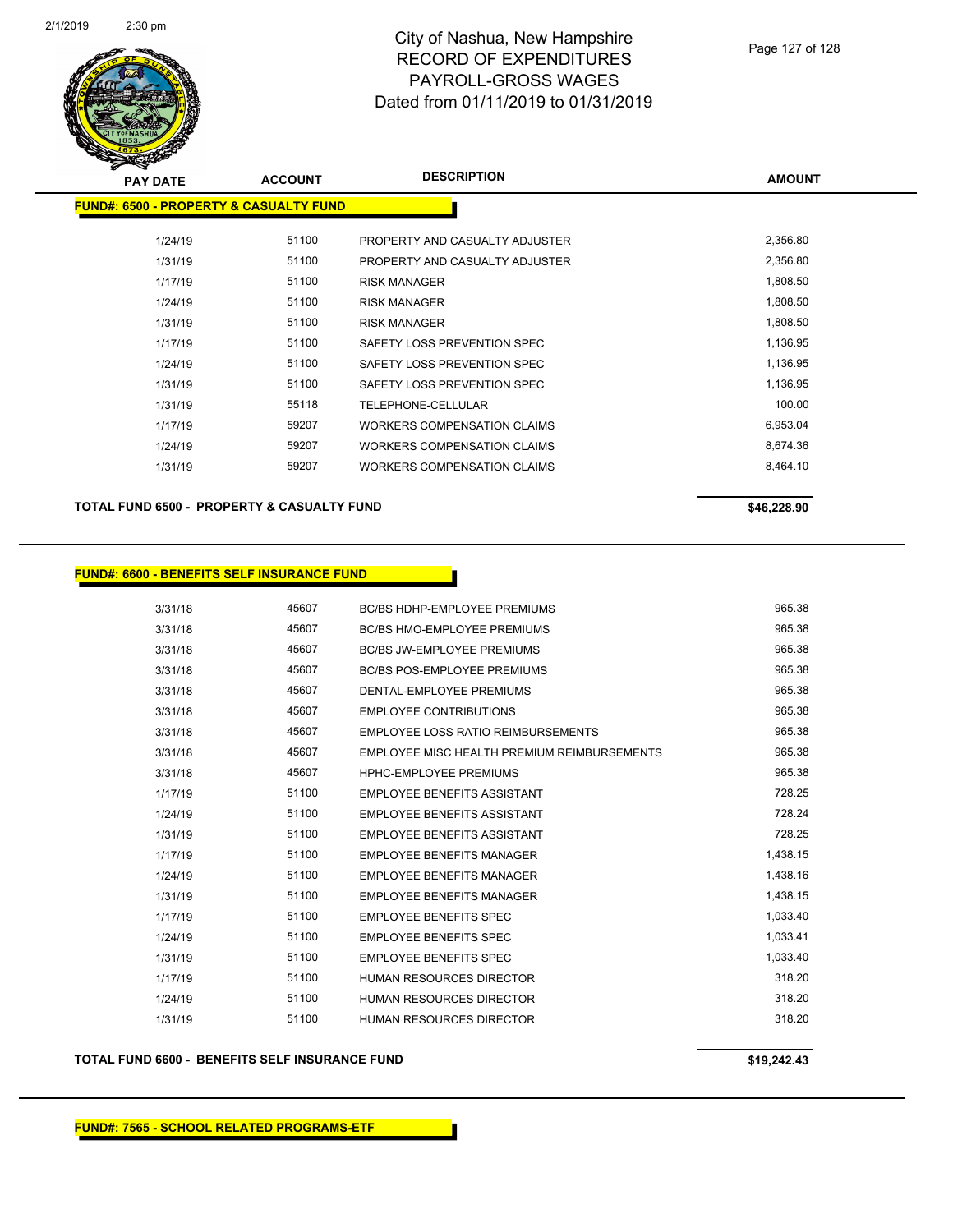# City of Nashua, New Hampshire
# RECORD OF EXPENDITURES
# PAYROLL-GROSS WAGES
# Dated from 01/11/2019 to 01/31/2019

| PAY DATE | ACCOUNT | DESCRIPTION | AMOUNT |
|---|---|---|---|
| **FUND#: 6500 - PROPERTY & CASUALTY FUND** | | | |
| 1/24/19 | 51100 | PROPERTY AND CASUALTY ADJUSTER | 2,356.80 |
| 1/31/19 | 51100 | PROPERTY AND CASUALTY ADJUSTER | 2,356.80 |
| 1/17/19 | 51100 | RISK MANAGER | 1,808.50 |
| 1/24/19 | 51100 | RISK MANAGER | 1,808.50 |
| 1/31/19 | 51100 | RISK MANAGER | 1,808.50 |
| 1/17/19 | 51100 | SAFETY LOSS PREVENTION SPEC | 1,136.95 |
| 1/24/19 | 51100 | SAFETY LOSS PREVENTION SPEC | 1,136.95 |
| 1/31/19 | 51100 | SAFETY LOSS PREVENTION SPEC | 1,136.95 |
| 1/31/19 | 55118 | TELEPHONE-CELLULAR | 100.00 |
| 1/17/19 | 59207 | WORKERS COMPENSATION CLAIMS | 6,953.04 |
| 1/24/19 | 59207 | WORKERS COMPENSATION CLAIMS | 8,674.36 |
| 1/31/19 | 59207 | WORKERS COMPENSATION CLAIMS | 8,464.10 |
| **TOTAL FUND 6500 - PROPERTY & CASUALTY FUND** | | | **$46,228.90** |

| PAY DATE | ACCOUNT | DESCRIPTION | AMOUNT |
|---|---|---|---|
| **FUND#: 6600 - BENEFITS SELF INSURANCE FUND** | | | |
| 3/31/18 | 45607 | BC/BS HDHP-EMPLOYEE PREMIUMS | 965.38 |
| 3/31/18 | 45607 | BC/BS HMO-EMPLOYEE PREMIUMS | 965.38 |
| 3/31/18 | 45607 | BC/BS JW-EMPLOYEE PREMIUMS | 965.38 |
| 3/31/18 | 45607 | BC/BS POS-EMPLOYEE PREMIUMS | 965.38 |
| 3/31/18 | 45607 | DENTAL-EMPLOYEE PREMIUMS | 965.38 |
| 3/31/18 | 45607 | EMPLOYEE CONTRIBUTIONS | 965.38 |
| 3/31/18 | 45607 | EMPLOYEE LOSS RATIO REIMBURSEMENTS | 965.38 |
| 3/31/18 | 45607 | EMPLOYEE MISC HEALTH PREMIUM REIMBURSEMENTS | 965.38 |
| 3/31/18 | 45607 | HPHC-EMPLOYEE PREMIUMS | 965.38 |
| 1/17/19 | 51100 | EMPLOYEE BENEFITS ASSISTANT | 728.25 |
| 1/24/19 | 51100 | EMPLOYEE BENEFITS ASSISTANT | 728.24 |
| 1/31/19 | 51100 | EMPLOYEE BENEFITS ASSISTANT | 728.25 |
| 1/17/19 | 51100 | EMPLOYEE BENEFITS MANAGER | 1,438.15 |
| 1/24/19 | 51100 | EMPLOYEE BENEFITS MANAGER | 1,438.16 |
| 1/31/19 | 51100 | EMPLOYEE BENEFITS MANAGER | 1,438.15 |
| 1/17/19 | 51100 | EMPLOYEE BENEFITS SPEC | 1,033.40 |
| 1/24/19 | 51100 | EMPLOYEE BENEFITS SPEC | 1,033.41 |
| 1/31/19 | 51100 | EMPLOYEE BENEFITS SPEC | 1,033.40 |
| 1/17/19 | 51100 | HUMAN RESOURCES DIRECTOR | 318.20 |
| 1/24/19 | 51100 | HUMAN RESOURCES DIRECTOR | 318.20 |
| 1/31/19 | 51100 | HUMAN RESOURCES DIRECTOR | 318.20 |
| **TOTAL FUND 6600 - BENEFITS SELF INSURANCE FUND** | | | **$19,242.43** |

**FUND#: 7565 - SCHOOL RELATED PROGRAMS-ETF**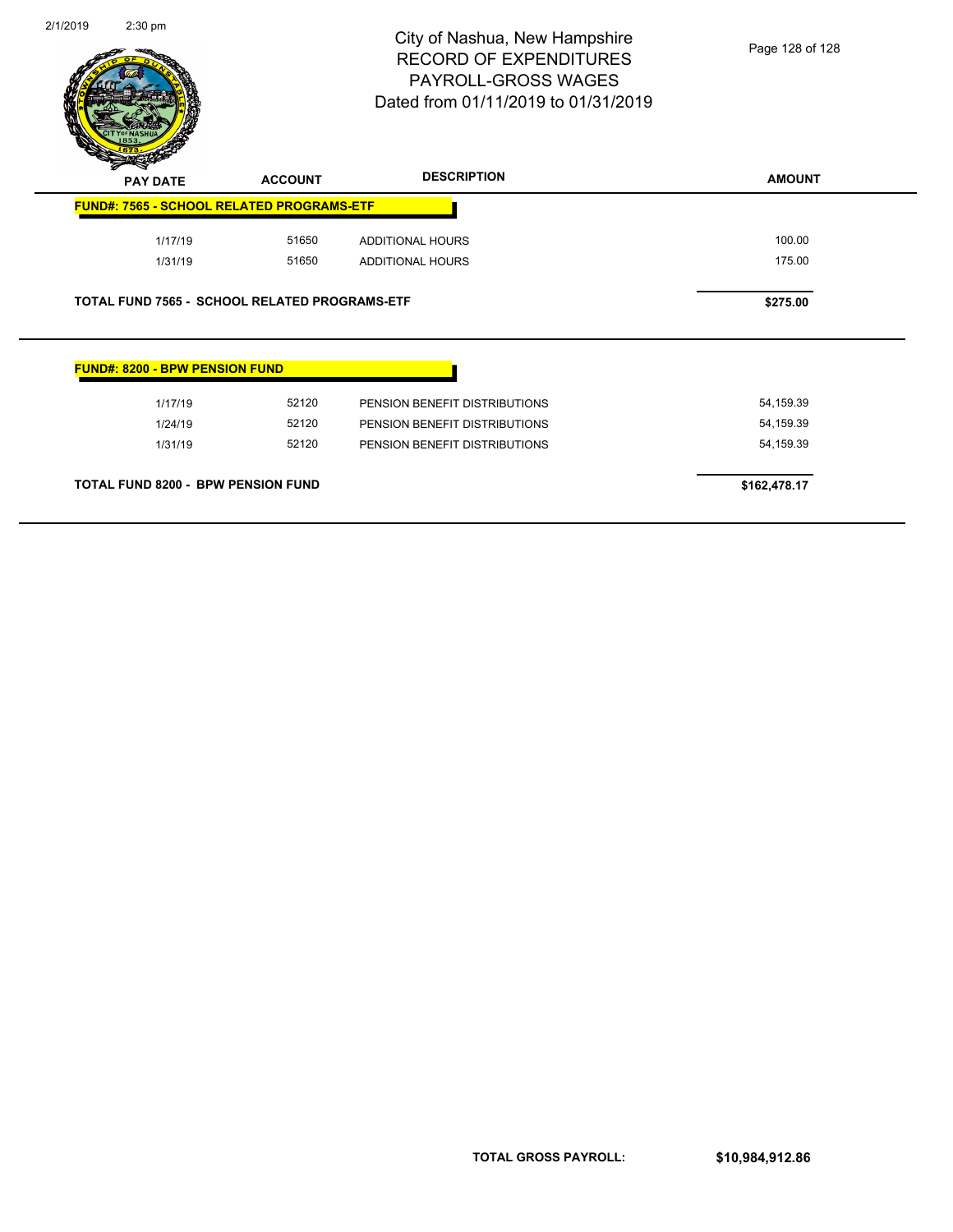# City of Nashua, New Hampshire
## RECORD OF EXPENDITURES
## PAYROLL-GROSS WAGES
Dated from 01/11/2019 to 01/31/2019

| PAY DATE | ACCOUNT | DESCRIPTION | AMOUNT |
|---|---|---|---|
| **FUND#: 7565 - SCHOOL RELATED PROGRAMS-ETF** | | | |
| 1/17/19 | 51650 | ADDITIONAL HOURS | 100.00 |
| 1/31/19 | 51650 | ADDITIONAL HOURS | 175.00 |
| **TOTAL FUND 7565 - SCHOOL RELATED PROGRAMS-ETF** | | | **$275.00** |
| **FUND#: 8200 - BPW PENSION FUND** | | | |
| 1/17/19 | 52120 | PENSION BENEFIT DISTRIBUTIONS | 54,159.39 |
| 1/24/19 | 52120 | PENSION BENEFIT DISTRIBUTIONS | 54,159.39 |
| 1/31/19 | 52120 | PENSION BENEFIT DISTRIBUTIONS | 54,159.39 |
| **TOTAL FUND 8200 - BPW PENSION FUND** | | | **$162,478.17** |

**TOTAL GROSS PAYROLL: $10,984,912.86**